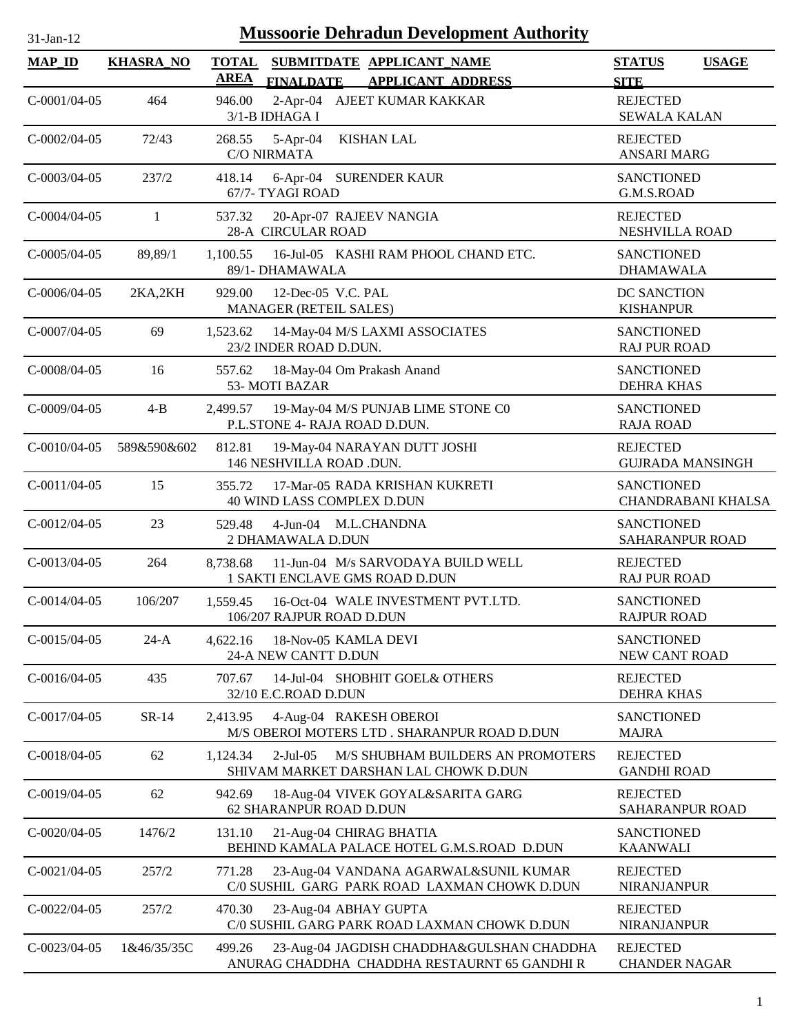31-Jan-12

# Mussoorie Dehradun Development Authority

| MAP_ID | KHASRA_NO | TOTAL AREA | SUBMITDATE FINALDATE | APPLICANT_NAME APPLICANT_ADDRESS | STATUS SITE | USAGE |
|---|---|---|---|---|---|---|
| C-0001/04-05 | 464 | 946.00 | 2-Apr-04 | AJEET KUMAR KAKKAR 3/1-B IDHAGA I | REJECTED SEWALA KALAN | |
| C-0002/04-05 | 72/43 | 268.55 | 5-Apr-04 | KISHAN LAL C/O NIRMATA | REJECTED ANSARI MARG | |
| C-0003/04-05 | 237/2 | 418.14 | 6-Apr-04 | SURENDER KAUR 67/7- TYAGI ROAD | SANCTIONED G.M.S.ROAD | |
| C-0004/04-05 | 1 | 537.32 | 20-Apr-07 | RAJEEV NANGIA 28-A CIRCULAR ROAD | REJECTED NESHVILLA ROAD | |
| C-0005/04-05 | 89,89/1 | 1,100.55 | 16-Jul-05 | KASHI RAM PHOOL CHAND ETC. 89/1- DHAMAWALA | SANCTIONED DHAMAWALA | |
| C-0006/04-05 | 2KA,2KH | 929.00 | 12-Dec-05 | V.C. PAL MANAGER (RETEIL SALES) | DC SANCTION KISHANPUR | |
| C-0007/04-05 | 69 | 1,523.62 | 14-May-04 | M/S LAXMI ASSOCIATES 23/2 INDER ROAD D.DUN. | SANCTIONED RAJ PUR ROAD | |
| C-0008/04-05 | 16 | 557.62 | 18-May-04 | Om Prakash Anand 53- MOTI BAZAR | SANCTIONED DEHRA KHAS | |
| C-0009/04-05 | 4-B | 2,499.57 | 19-May-04 | M/S PUNJAB LIME STONE C0 P.L.STONE 4- RAJA ROAD D.DUN. | SANCTIONED RAJA ROAD | |
| C-0010/04-05 | 589&590&602 | 812.81 | 19-May-04 | NARAYAN DUTT JOSHI 146 NESHVILLA ROAD .DUN. | REJECTED GUJRADA MANSINGH | |
| C-0011/04-05 | 15 | 355.72 | 17-Mar-05 | RADA KRISHAN KUKRETI 40 WIND LASS COMPLEX D.DUN | SANCTIONED CHANDRABANI KHALSA | |
| C-0012/04-05 | 23 | 529.48 | 4-Jun-04 | M.L.CHANDNA 2 DHAMAWALA D.DUN | SANCTIONED SAHARANPUR ROAD | |
| C-0013/04-05 | 264 | 8,738.68 | 11-Jun-04 | M/s SARVODAYA BUILD WELL 1 SAKTI ENCLAVE GMS ROAD D.DUN | REJECTED RAJ PUR ROAD | |
| C-0014/04-05 | 106/207 | 1,559.45 | 16-Oct-04 | WALE INVESTMENT PVT.LTD. 106/207 RAJPUR ROAD D.DUN | SANCTIONED RAJPUR ROAD | |
| C-0015/04-05 | 24-A | 4,622.16 | 18-Nov-05 | KAMLA DEVI 24-A NEW CANTT D.DUN | SANCTIONED NEW CANT ROAD | |
| C-0016/04-05 | 435 | 707.67 | 14-Jul-04 | SHOBHIT GOEL& OTHERS 32/10 E.C.ROAD D.DUN | REJECTED DEHRA KHAS | |
| C-0017/04-05 | SR-14 | 2,413.95 | 4-Aug-04 | RAKESH OBEROI M/S OBEROI MOTERS LTD . SHARANPUR ROAD D.DUN | SANCTIONED MAJRA | |
| C-0018/04-05 | 62 | 1,124.34 | 2-Jul-05 | M/S SHUBHAM BUILDERS AN PROMOTERS SHIVAM MARKET DARSHAN LAL CHOWK D.DUN | REJECTED GANDHI ROAD | |
| C-0019/04-05 | 62 | 942.69 | 18-Aug-04 | VIVEK GOYAL&SARITA GARG 62 SHARANPUR ROAD D.DUN | REJECTED SAHARANPUR ROAD | |
| C-0020/04-05 | 1476/2 | 131.10 | 21-Aug-04 | CHIRAG BHATIA BEHIND KAMALA PALACE HOTEL G.M.S.ROAD D.DUN | SANCTIONED KAANWALI | |
| C-0021/04-05 | 257/2 | 771.28 | 23-Aug-04 | VANDANA AGARWAL&SUNIL KUMAR C/0 SUSHIL GARG PARK ROAD LAXMAN CHOWK D.DUN | REJECTED NIRANJANPUR | |
| C-0022/04-05 | 257/2 | 470.30 | 23-Aug-04 | ABHAY GUPTA C/0 SUSHIL GARG PARK ROAD LAXMAN CHOWK D.DUN | REJECTED NIRANJANPUR | |
| C-0023/04-05 | 1&46/35/35C | 499.26 | 23-Aug-04 | JAGDISH CHADDHA&GULSHAN CHADDHA ANURAG CHADDHA CHADDHA RESTAURNT 65 GANDHI R | REJECTED CHANDER NAGAR | |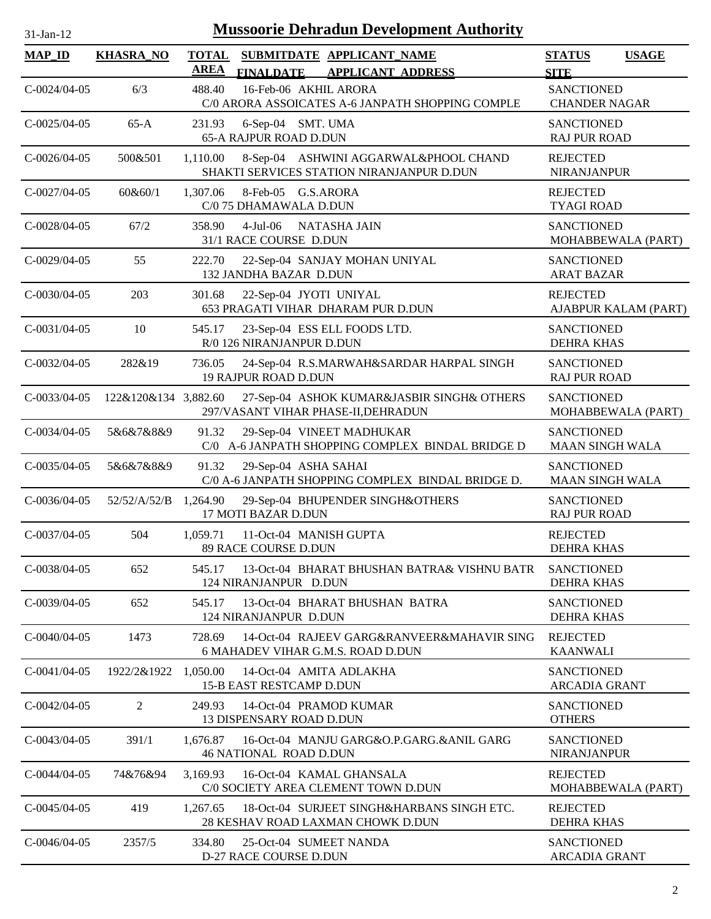# Mussoorie Dehradun Development Authority

31-Jan-12

| MAP_ID | KHASRA_NO | TOTAL AREA | SUBMITDATE FINALDATE | APPLICANT_NAME APPLICANT ADDRESS | STATUS SITE | USAGE |
|---|---|---|---|---|---|---|
| C-0024/04-05 | 6/3 | 488.40 | 16-Feb-06 | AKHIL ARORA<br>C/0 ARORA ASSOICATES A-6 JANPATH SHOPPING COMPLE | SANCTIONED<br>CHANDER NAGAR | |
| C-0025/04-05 | 65-A | 231.93 | 6-Sep-04 | SMT. UMA<br>65-A RAJPUR ROAD D.DUN | SANCTIONED<br>RAJ PUR ROAD | |
| C-0026/04-05 | 500&501 | 1,110.00 | 8-Sep-04 | ASHWINI AGGARWAL&PHOOL CHAND<br>SHAKTI SERVICES STATION NIRANJANPUR D.DUN | REJECTED<br>NIRANJANPUR | |
| C-0027/04-05 | 60&60/1 | 1,307.06 | 8-Feb-05 | G.S.ARORA<br>C/0 75 DHAMAWALA D.DUN | REJECTED<br>TYAGI ROAD | |
| C-0028/04-05 | 67/2 | 358.90 | 4-Jul-06 | NATASHA JAIN<br>31/1 RACE COURSE D.DUN | SANCTIONED<br>MOHABBEWALA (PART) | |
| C-0029/04-05 | 55 | 222.70 | 22-Sep-04 | SANJAY MOHAN UNIYAL<br>132 JANDHA BAZAR D.DUN | SANCTIONED<br>ARAT BAZAR | |
| C-0030/04-05 | 203 | 301.68 | 22-Sep-04 | JYOTI UNIYAL<br>653 PRAGATI VIHAR DHARAM PUR D.DUN | REJECTED<br>AJABPUR KALAM (PART) | |
| C-0031/04-05 | 10 | 545.17 | 23-Sep-04 | ESS ELL FOODS LTD.<br>R/0 126 NIRANJANPUR D.DUN | SANCTIONED<br>DEHRA KHAS | |
| C-0032/04-05 | 282&19 | 736.05 | 24-Sep-04 | R.S.MARWAH&SARDAR HARPAL SINGH<br>19 RAJPUR ROAD D.DUN | SANCTIONED<br>RAJ PUR ROAD | |
| C-0033/04-05 | 122&120&134 | 3,882.60 | 27-Sep-04 | ASHOK KUMAR&JASBIR SINGH& OTHERS<br>297/VASANT VIHAR PHASE-II,DEHRADUN | SANCTIONED<br>MOHABBEWALA (PART) | |
| C-0034/04-05 | 5&6&7&8&9 | 91.32 | 29-Sep-04 | VINEET MADHUKAR<br>C/0 A-6 JANPATH SHOPPING COMPLEX BINDAL BRIDGE D | SANCTIONED<br>MAAN SINGH WALA | |
| C-0035/04-05 | 5&6&7&8&9 | 91.32 | 29-Sep-04 | ASHA SAHAI<br>C/0 A-6 JANPATH SHOPPING COMPLEX BINDAL BRIDGE D. | SANCTIONED<br>MAAN SINGH WALA | |
| C-0036/04-05 | 52/52/A/52/B | 1,264.90 | 29-Sep-04 | BHUPENDER SINGH&OTHERS<br>17 MOTI BAZAR D.DUN | SANCTIONED<br>RAJ PUR ROAD | |
| C-0037/04-05 | 504 | 1,059.71 | 11-Oct-04 | MANISH GUPTA<br>89 RACE COURSE D.DUN | REJECTED<br>DEHRA KHAS | |
| C-0038/04-05 | 652 | 545.17 | 13-Oct-04 | BHARAT BHUSHAN BATRA& VISHNU BATR<br>124 NIRANJANPUR D.DUN | SANCTIONED<br>DEHRA KHAS | |
| C-0039/04-05 | 652 | 545.17 | 13-Oct-04 | BHARAT BHUSHAN BATRA<br>124 NIRANJANPUR D.DUN | SANCTIONED<br>DEHRA KHAS | |
| C-0040/04-05 | 1473 | 728.69 | 14-Oct-04 | RAJEEV GARG&RANVEER&MAHAVIR SING<br>6 MAHADEV VIHAR G.M.S. ROAD D.DUN | REJECTED<br>KAANWALI | |
| C-0041/04-05 | 1922/2&1922 | 1,050.00 | 14-Oct-04 | AMITA ADLAKHA<br>15-B EAST RESTCAMP D.DUN | SANCTIONED<br>ARCADIA GRANT | |
| C-0042/04-05 | 2 | 249.93 | 14-Oct-04 | PRAMOD KUMAR<br>13 DISPENSARY ROAD D.DUN | SANCTIONED<br>OTHERS | |
| C-0043/04-05 | 391/1 | 1,676.87 | 16-Oct-04 | MANJU GARG&O.P.GARG.&ANIL GARG<br>46 NATIONAL ROAD D.DUN | SANCTIONED<br>NIRANJANPUR | |
| C-0044/04-05 | 74&76&94 | 3,169.93 | 16-Oct-04 | KAMAL GHANSALA<br>C/0 SOCIETY AREA CLEMENT TOWN D.DUN | REJECTED<br>MOHABBEWALA (PART) | |
| C-0045/04-05 | 419 | 1,267.65 | 18-Oct-04 | SURJEET SINGH&HARBANS SINGH ETC.<br>28 KESHAV ROAD LAXMAN CHOWK D.DUN | REJECTED<br>DEHRA KHAS | |
| C-0046/04-05 | 2357/5 | 334.80 | 25-Oct-04 | SUMEET NANDA<br>D-27 RACE COURSE D.DUN | SANCTIONED<br>ARCADIA GRANT | |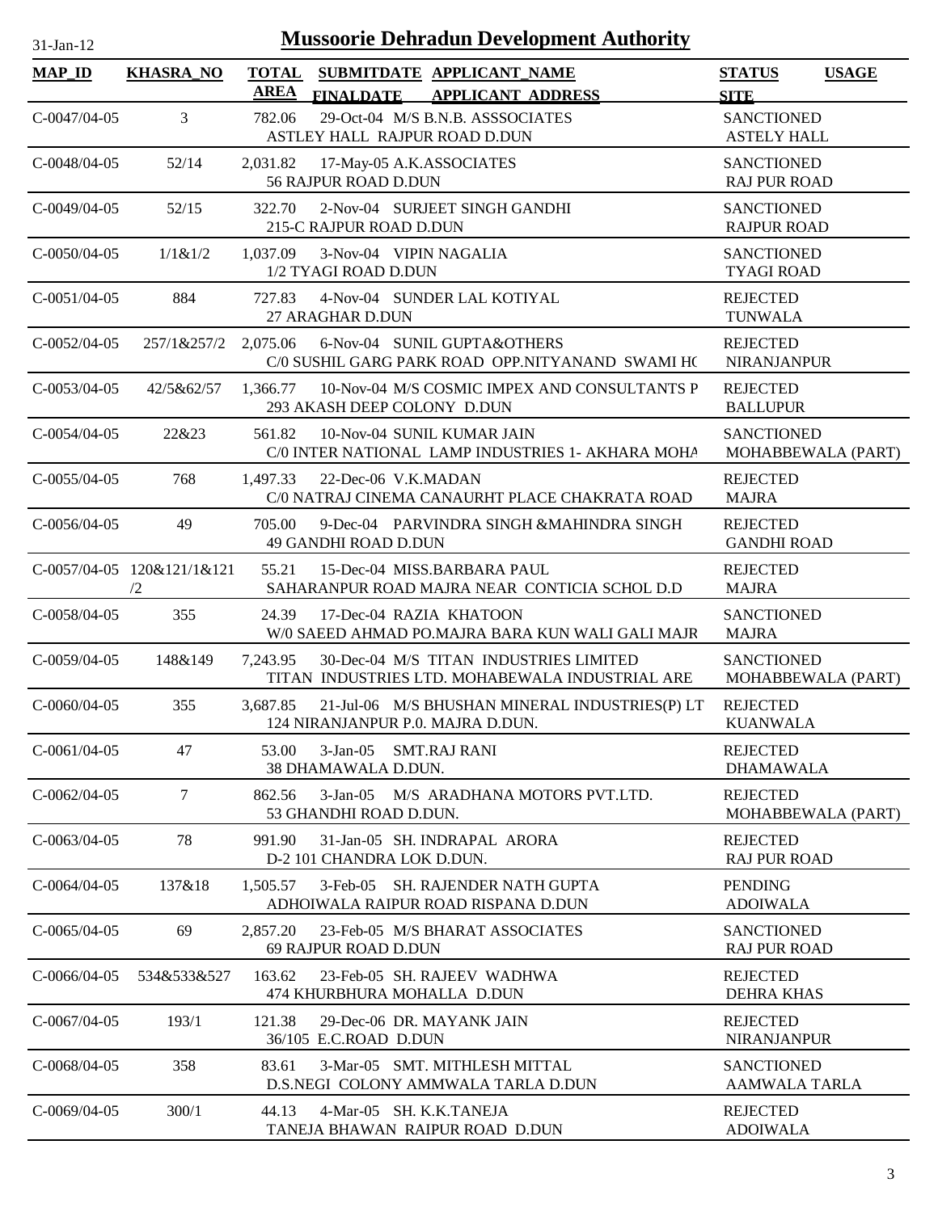# Mussoorie Dehradun Development Authority

31-Jan-12

| MAP_ID | KHASRA_NO | TOTAL AREA | SUBMITDATE / FINALDATE | APPLICANT_NAME / APPLICANT_ADDRESS | STATUS / SITE | USAGE |
|---|---|---|---|---|---|---|
| C-0047/04-05 | 3 | 782.06 | 29-Oct-04 | M/S B.N.B. ASSSOCIATES<br>ASTLEY HALL RAJPUR ROAD D.DUN | SANCTIONED<br>ASTELY HALL | |
| C-0048/04-05 | 52/14 | 2,031.82 | 17-May-05 | A.K.ASSOCIATES<br>56 RAJPUR ROAD D.DUN | SANCTIONED<br>RAJ PUR ROAD | |
| C-0049/04-05 | 52/15 | 322.70 | 2-Nov-04 | SURJEET SINGH GANDHI<br>215-C RAJPUR ROAD D.DUN | SANCTIONED<br>RAJPUR ROAD | |
| C-0050/04-05 | 1/1&1/2 | 1,037.09 | 3-Nov-04 | VIPIN NAGALIA<br>1/2 TYAGI ROAD D.DUN | SANCTIONED<br>TYAGI ROAD | |
| C-0051/04-05 | 884 | 727.83 | 4-Nov-04 | SUNDER LAL KOTIYAL<br>27 ARAGHAR D.DUN | REJECTED<br>TUNWALA | |
| C-0052/04-05 | 257/1&257/2 | 2,075.06 | 6-Nov-04 | SUNIL GUPTA&OTHERS<br>C/0 SUSHIL GARG PARK ROAD OPP.NITYANAND SWAMI HC | REJECTED<br>NIRANJANPUR | |
| C-0053/04-05 | 42/5&62/57 | 1,366.77 | 10-Nov-04 | M/S COSMIC IMPEX AND CONSULTANTS P<br>293 AKASH DEEP COLONY D.DUN | REJECTED<br>BALLUPUR | |
| C-0054/04-05 | 22&23 | 561.82 | 10-Nov-04 | SUNIL KUMAR JAIN<br>C/0 INTER NATIONAL LAMP INDUSTRIES 1- AKHARA MOHA | SANCTIONED<br>MOHABBEWALA (PART) | |
| C-0055/04-05 | 768 | 1,497.33 | 22-Dec-06 | V.K.MADAN<br>C/0 NATRAJ CINEMA CANAURHT PLACE CHAKRATA ROAD | REJECTED<br>MAJRA | |
| C-0056/04-05 | 49 | 705.00 | 9-Dec-04 | PARVINDRA SINGH &MAHINDRA SINGH<br>49 GANDHI ROAD D.DUN | REJECTED<br>GANDHI ROAD | |
| C-0057/04-05 | 120&121/1&121/2 | 55.21 | 15-Dec-04 | MISS.BARBARA PAUL<br>SAHARANPUR ROAD MAJRA NEAR CONTICIA SCHOL D.D | REJECTED<br>MAJRA | |
| C-0058/04-05 | 355 | 24.39 | 17-Dec-04 | RAZIA KHATOON<br>W/0 SAEED AHMAD PO.MAJRA BARA KUN WALI GALI MAJR | SANCTIONED<br>MAJRA | |
| C-0059/04-05 | 148&149 | 7,243.95 | 30-Dec-04 | M/S TITAN INDUSTRIES LIMITED<br>TITAN INDUSTRIES LTD. MOHABEWALA INDUSTRIAL ARE | SANCTIONED<br>MOHABBEWALA (PART) | |
| C-0060/04-05 | 355 | 3,687.85 | 21-Jul-06 | M/S BHUSHAN MINERAL INDUSTRIES(P) LT<br>124 NIRANJANPUR P.0. MAJRA D.DUN. | REJECTED<br>KUANWALA | |
| C-0061/04-05 | 47 | 53.00 | 3-Jan-05 | SMT.RAJ RANI<br>38 DHAMAWALA D.DUN. | REJECTED<br>DHAMAWALA | |
| C-0062/04-05 | 7 | 862.56 | 3-Jan-05 | M/S ARADHANA MOTORS PVT.LTD.<br>53 GHANDHI ROAD D.DUN. | REJECTED<br>MOHABBEWALA (PART) | |
| C-0063/04-05 | 78 | 991.90 | 31-Jan-05 | SH. INDRAPAL ARORA<br>D-2 101 CHANDRA LOK D.DUN. | REJECTED<br>RAJ PUR ROAD | |
| C-0064/04-05 | 137&18 | 1,505.57 | 3-Feb-05 | SH. RAJENDER NATH GUPTA<br>ADHOIWALA RAIPUR ROAD RISPANA D.DUN | PENDING<br>ADOIWALA | |
| C-0065/04-05 | 69 | 2,857.20 | 23-Feb-05 | M/S BHARAT ASSOCIATES<br>69 RAJPUR ROAD D.DUN | SANCTIONED<br>RAJ PUR ROAD | |
| C-0066/04-05 | 534&533&527 | 163.62 | 23-Feb-05 | SH. RAJEEV WADHWA<br>474 KHURBHURA MOHALLA D.DUN | REJECTED<br>DEHRA KHAS | |
| C-0067/04-05 | 193/1 | 121.38 | 29-Dec-06 | DR. MAYANK JAIN<br>36/105 E.C.ROAD D.DUN | REJECTED<br>NIRANJANPUR | |
| C-0068/04-05 | 358 | 83.61 | 3-Mar-05 | SMT. MITHLESH MITTAL<br>D.S.NEGI COLONY AMMWALA TARLA D.DUN | SANCTIONED<br>AAMWALA TARLA | |
| C-0069/04-05 | 300/1 | 44.13 | 4-Mar-05 | SH. K.K.TANEJA<br>TANEJA BHAWAN RAIPUR ROAD D.DUN | REJECTED<br>ADOIWALA | |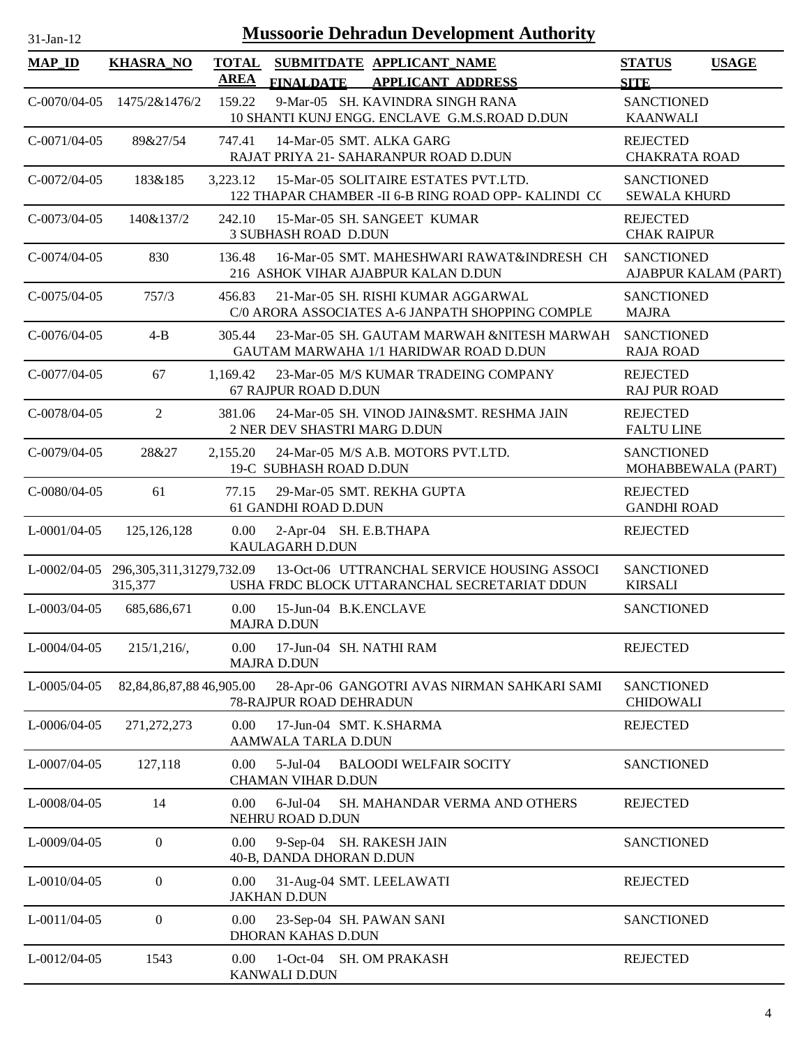# Mussoorie Dehradun Development Authority

31-Jan-12

| MAP_ID | KHASRA_NO | TOTAL AREA | SUBMITDATE FINALDATE | APPLICANT_NAME APPLICANT_ADDRESS | STATUS SITE | USAGE |
|---|---|---|---|---|---|---|
| C-0070/04-05 | 1475/2&1476/2 | 159.22 | 9-Mar-05 | SH. KAVINDRA SINGH RANA<br>10 SHANTI KUNJ ENGG. ENCLAVE G.M.S.ROAD D.DUN | SANCTIONED<br>KAANWALI | |
| C-0071/04-05 | 89&27/54 | 747.41 | 14-Mar-05 | SMT. ALKA GARG<br>RAJAT PRIYA 21- SAHARANPUR ROAD D.DUN | REJECTED<br>CHAKRATA ROAD | |
| C-0072/04-05 | 183&185 | 3,223.12 | 15-Mar-05 | SOLITAIRE ESTATES PVT.LTD.<br>122 THAPAR CHAMBER -II 6-B RING ROAD OPP- KALINDI CC | SANCTIONED<br>SEWALA KHURD | |
| C-0073/04-05 | 140&137/2 | 242.10 | 15-Mar-05 | SH. SANGEET KUMAR<br>3 SUBHASH ROAD D.DUN | REJECTED<br>CHAK RAIPUR | |
| C-0074/04-05 | 830 | 136.48 | 16-Mar-05 | SMT. MAHESHWARI RAWAT&INDRESH CH<br>216 ASHOK VIHAR AJABPUR KALAN D.DUN | SANCTIONED<br>AJABPUR KALAM (PART) | |
| C-0075/04-05 | 757/3 | 456.83 | 21-Mar-05 | SH. RISHI KUMAR AGGARWAL<br>C/0 ARORA ASSOCIATES A-6 JANPATH SHOPPING COMPLE | SANCTIONED<br>MAJRA | |
| C-0076/04-05 | 4-B | 305.44 | 23-Mar-05 | SH. GAUTAM MARWAH &NITESH MARWAH<br>GAUTAM MARWAHA 1/1 HARIDWAR ROAD D.DUN | SANCTIONED<br>RAJA ROAD | |
| C-0077/04-05 | 67 | 1,169.42 | 23-Mar-05 | M/S KUMAR TRADEING COMPANY<br>67 RAJPUR ROAD D.DUN | REJECTED<br>RAJ PUR ROAD | |
| C-0078/04-05 | 2 | 381.06 | 24-Mar-05 | SH. VINOD JAIN&SMT. RESHMA JAIN<br>2 NER DEV SHASTRI MARG D.DUN | REJECTED<br>FALTU LINE | |
| C-0079/04-05 | 28&27 | 2,155.20 | 24-Mar-05 | M/S A.B. MOTORS PVT.LTD.<br>19-C SUBHASH ROAD D.DUN | SANCTIONED<br>MOHABBEWALA (PART) | |
| C-0080/04-05 | 61 | 77.15 | 29-Mar-05 | SMT. REKHA GUPTA<br>61 GANDHI ROAD D.DUN | REJECTED<br>GANDHI ROAD | |
| L-0001/04-05 | 125,126,128 | 0.00 | 2-Apr-04 | SH. E.B.THAPA<br>KAULAGARH D.DUN | REJECTED | |
| L-0002/04-05 | 296,305,311,312,315,377 | 79,732.09 | 13-Oct-06 | UTTRANCHAL SERVICE HOUSING ASSOCI<br>USHA FRDC BLOCK UTTARANCHAL SECRETARIAT DDUN | SANCTIONED<br>KIRSALI | |
| L-0003/04-05 | 685,686,671 | 0.00 | 15-Jun-04 | B.K.ENCLAVE<br>MAJRA D.DUN | SANCTIONED | |
| L-0004/04-05 | 215/1,216/, | 0.00 | 17-Jun-04 | SH. NATHI RAM<br>MAJRA D.DUN | REJECTED | |
| L-0005/04-05 | 82,84,86,87,88 | 46,905.00 | 28-Apr-06 | GANGOTRI AVAS NIRMAN SAHKARI SAMI<br>78-RAJPUR ROAD DEHRADUN | SANCTIONED<br>CHIDOWALI | |
| L-0006/04-05 | 271,272,273 | 0.00 | 17-Jun-04 | SMT. K.SHARMA<br>AAMWALA TARLA D.DUN | REJECTED | |
| L-0007/04-05 | 127,118 | 0.00 | 5-Jul-04 | BALOODI WELFAIR SOCITY<br>CHAMAN VIHAR D.DUN | SANCTIONED | |
| L-0008/04-05 | 14 | 0.00 | 6-Jul-04 | SH. MAHANDAR VERMA AND OTHERS<br>NEHRU ROAD D.DUN | REJECTED | |
| L-0009/04-05 | 0 | 0.00 | 9-Sep-04 | SH. RAKESH JAIN<br>40-B, DANDA DHORAN D.DUN | SANCTIONED | |
| L-0010/04-05 | 0 | 0.00 | 31-Aug-04 | SMT. LEELAWATI<br>JAKHAN D.DUN | REJECTED | |
| L-0011/04-05 | 0 | 0.00 | 23-Sep-04 | SH. PAWAN SANI<br>DHORAN KAHAS D.DUN | SANCTIONED | |
| L-0012/04-05 | 1543 | 0.00 | 1-Oct-04 | SH. OM PRAKASH<br>KANWALI D.DUN | REJECTED | |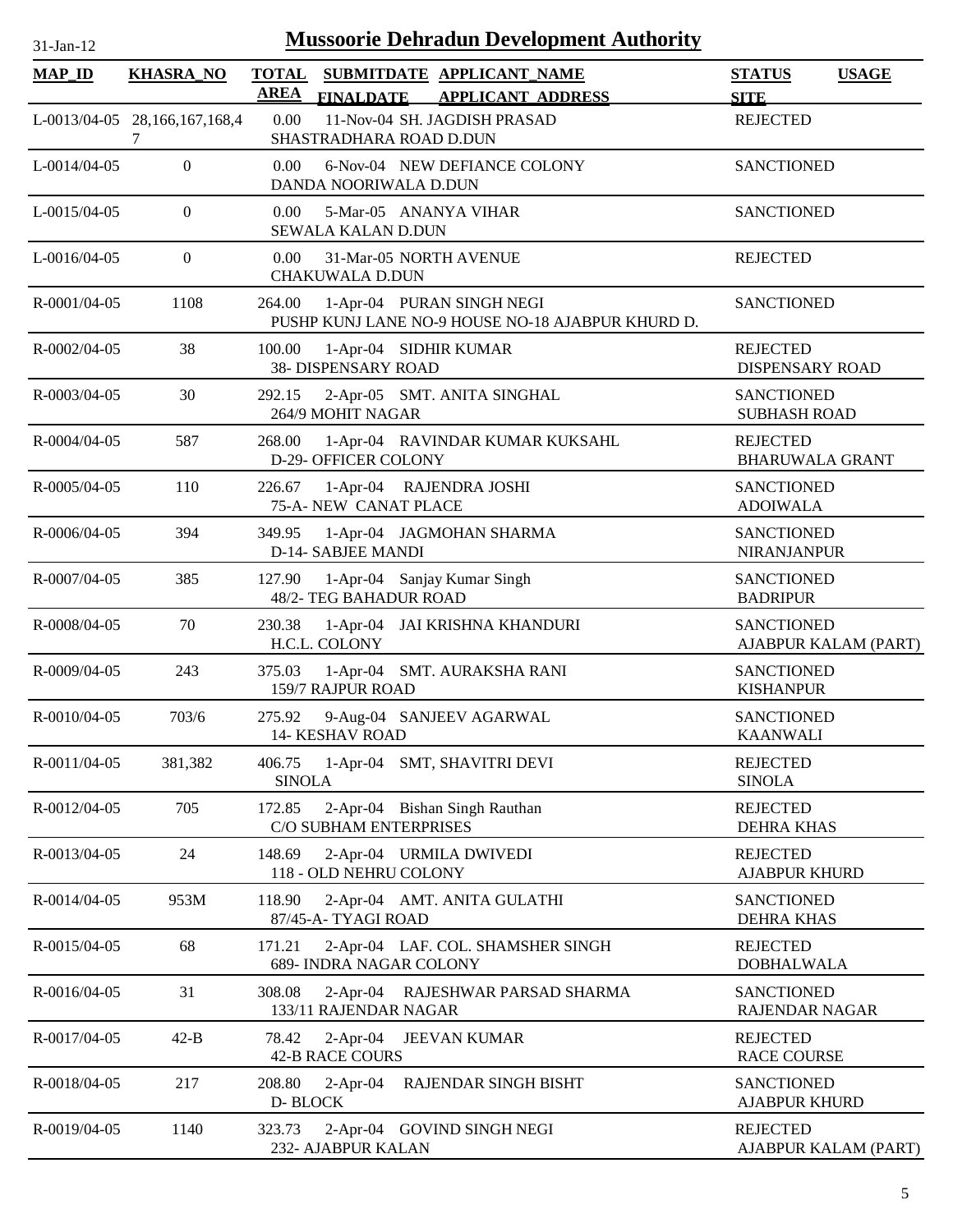# Mussoorie Dehradun Development Authority

31-Jan-12

| MAP_ID | KHASRA_NO | TOTAL AREA | SUBMITDATE FINALDATE | APPLICANT_NAME APPLICANT_ADDRESS | STATUS SITE | USAGE |
|---|---|---|---|---|---|---|
| L-0013/04-05 | 28,166,167,168,47 | 0.00 | 11-Nov-04 | SH. JAGDISH PRASAD<br>SHASTRADHARA ROAD D.DUN | REJECTED | |
| L-0014/04-05 | 0 | 0.00 | 6-Nov-04 | NEW DEFIANCE COLONY<br>DANDA NOORIWALA D.DUN | SANCTIONED | |
| L-0015/04-05 | 0 | 0.00 | 5-Mar-05 | ANANYA VIHAR<br>SEWALA KALAN D.DUN | SANCTIONED | |
| L-0016/04-05 | 0 | 0.00 | 31-Mar-05 | NORTH AVENUE<br>CHAKUWALA D.DUN | REJECTED | |
| R-0001/04-05 | 1108 | 264.00 | 1-Apr-04 | PURAN SINGH NEGI<br>PUSHP KUNJ LANE NO-9 HOUSE NO-18 AJABPUR KHURD D. | SANCTIONED | |
| R-0002/04-05 | 38 | 100.00 | 1-Apr-04 | SIDHIR KUMAR<br>38- DISPENSARY ROAD | REJECTED<br>DISPENSARY ROAD | |
| R-0003/04-05 | 30 | 292.15 | 2-Apr-05 | SMT. ANITA SINGHAL<br>264/9 MOHIT NAGAR | SANCTIONED<br>SUBHASH ROAD | |
| R-0004/04-05 | 587 | 268.00 | 1-Apr-04 | RAVINDAR KUMAR KUKSAHL<br>D-29- OFFICER COLONY | REJECTED<br>BHARUWALA GRANT | |
| R-0005/04-05 | 110 | 226.67 | 1-Apr-04 | RAJENDRA JOSHI<br>75-A- NEW CANAT PLACE | SANCTIONED<br>ADOIWALA | |
| R-0006/04-05 | 394 | 349.95 | 1-Apr-04 | JAGMOHAN SHARMA<br>D-14- SABJEE MANDI | SANCTIONED<br>NIRANJANPUR | |
| R-0007/04-05 | 385 | 127.90 | 1-Apr-04 | Sanjay Kumar Singh<br>48/2- TEG BAHADUR ROAD | SANCTIONED<br>BADRIPUR | |
| R-0008/04-05 | 70 | 230.38 | 1-Apr-04 | JAI KRISHNA KHANDURI<br>H.C.L. COLONY | SANCTIONED<br>AJABPUR KALAM (PART) | |
| R-0009/04-05 | 243 | 375.03 | 1-Apr-04 | SMT. AURAKSHA RANI<br>159/7 RAJPUR ROAD | SANCTIONED<br>KISHANPUR | |
| R-0010/04-05 | 703/6 | 275.92 | 9-Aug-04 | SANJEEV AGARWAL<br>14- KESHAV ROAD | SANCTIONED<br>KAANWALI | |
| R-0011/04-05 | 381,382 | 406.75 | 1-Apr-04 | SMT, SHAVITRI DEVI<br>SINOLA | REJECTED<br>SINOLA | |
| R-0012/04-05 | 705 | 172.85 | 2-Apr-04 | Bishan Singh Rauthan<br>C/O SUBHAM ENTERPRISES | REJECTED<br>DEHRA KHAS | |
| R-0013/04-05 | 24 | 148.69 | 2-Apr-04 | URMILA DWIVEDI<br>118 - OLD NEHRU COLONY | REJECTED<br>AJABPUR KHURD | |
| R-0014/04-05 | 953M | 118.90 | 2-Apr-04 | AMT. ANITA GULATHI<br>87/45-A- TYAGI ROAD | SANCTIONED<br>DEHRA KHAS | |
| R-0015/04-05 | 68 | 171.21 | 2-Apr-04 | LAF. COL. SHAMSHER SINGH<br>689- INDRA NAGAR COLONY | REJECTED<br>DOBHALWALA | |
| R-0016/04-05 | 31 | 308.08 | 2-Apr-04 | RAJESHWAR PARSAD SHARMA<br>133/11 RAJENDAR NAGAR | SANCTIONED<br>RAJENDAR NAGAR | |
| R-0017/04-05 | 42-B | 78.42 | 2-Apr-04 | JEEVAN KUMAR<br>42-B RACE COURS | REJECTED<br>RACE COURSE | |
| R-0018/04-05 | 217 | 208.80 | 2-Apr-04 | RAJENDAR SINGH BISHT<br>D- BLOCK | SANCTIONED<br>AJABPUR KHURD | |
| R-0019/04-05 | 1140 | 323.73 | 2-Apr-04 | GOVIND SINGH NEGI<br>232- AJABPUR KALAN | REJECTED<br>AJABPUR KALAM (PART) | |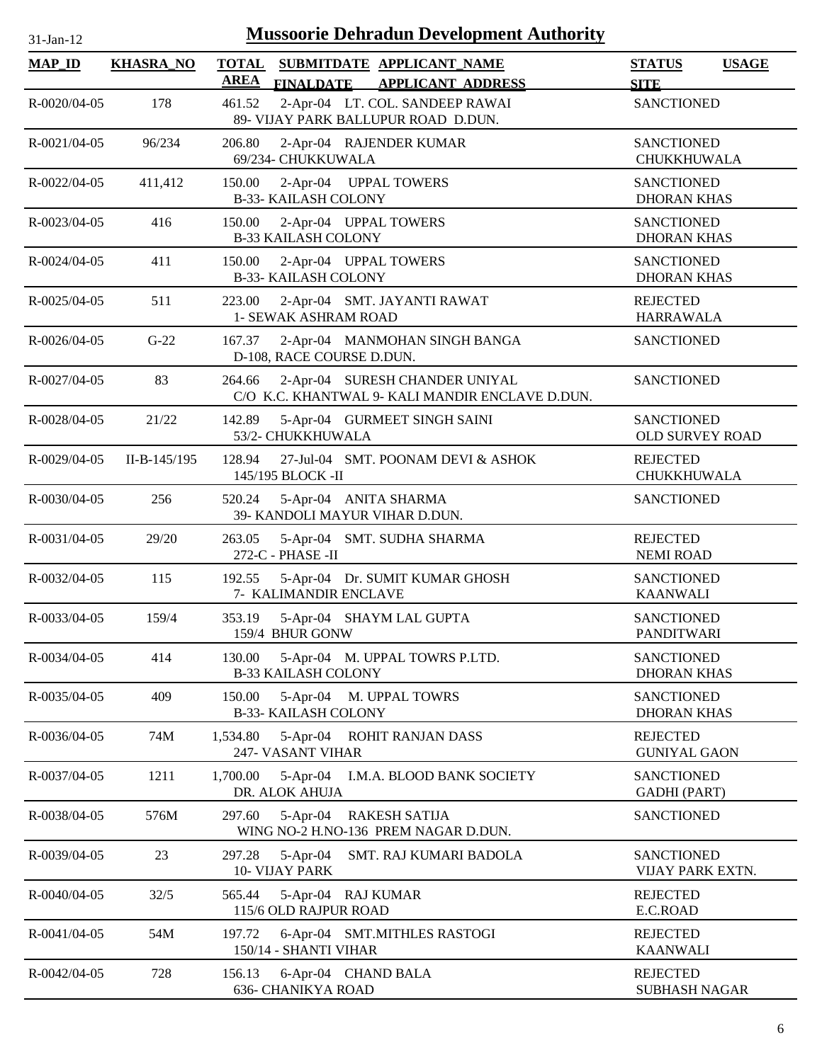# Mussoorie Dehradun Development Authority

31-Jan-12

| MAP_ID | KHASRA_NO | TOTAL AREA | SUBMITDATE FINALDATE | APPLICANT_NAME APPLICANT_ADDRESS | STATUS SITE | USAGE |
|---|---|---|---|---|---|---|
| R-0020/04-05 | 178 | 461.52 | 2-Apr-04 | LT. COL. SANDEEP RAWAI<br>89- VIJAY PARK BALLUPUR ROAD D.DUN. | SANCTIONED | |
| R-0021/04-05 | 96/234 | 206.80 | 2-Apr-04 | RAJENDER KUMAR<br>69/234- CHUKKUWALA | SANCTIONED<br>CHUKKHUWALA | |
| R-0022/04-05 | 411,412 | 150.00 | 2-Apr-04 | UPPAL TOWERS<br>B-33- KAILASH COLONY | SANCTIONED<br>DHORAN KHAS | |
| R-0023/04-05 | 416 | 150.00 | 2-Apr-04 | UPPAL TOWERS<br>B-33 KAILASH COLONY | SANCTIONED<br>DHORAN KHAS | |
| R-0024/04-05 | 411 | 150.00 | 2-Apr-04 | UPPAL TOWERS<br>B-33- KAILASH COLONY | SANCTIONED<br>DHORAN KHAS | |
| R-0025/04-05 | 511 | 223.00 | 2-Apr-04 | SMT. JAYANTI RAWAT<br>1- SEWAK ASHRAM ROAD | REJECTED<br>HARRAWALA | |
| R-0026/04-05 | G-22 | 167.37 | 2-Apr-04 | MANMOHAN SINGH BANGA<br>D-108, RACE COURSE D.DUN. | SANCTIONED | |
| R-0027/04-05 | 83 | 264.66 | 2-Apr-04 | SURESH CHANDER UNIYAL<br>C/O K.C. KHANTWAL 9- KALI MANDIR ENCLAVE D.DUN. | SANCTIONED | |
| R-0028/04-05 | 21/22 | 142.89 | 5-Apr-04 | GURMEET SINGH SAINI<br>53/2- CHUKKHUWALA | SANCTIONED<br>OLD SURVEY ROAD | |
| R-0029/04-05 | II-B-145/195 | 128.94 | 27-Jul-04 | SMT. POONAM DEVI & ASHOK<br>145/195 BLOCK -II | REJECTED<br>CHUKKHUWALA | |
| R-0030/04-05 | 256 | 520.24 | 5-Apr-04 | ANITA SHARMA<br>39- KANDOLI MAYUR VIHAR D.DUN. | SANCTIONED | |
| R-0031/04-05 | 29/20 | 263.05 | 5-Apr-04 | SMT. SUDHA SHARMA<br>272-C - PHASE -II | REJECTED<br>NEMI ROAD | |
| R-0032/04-05 | 115 | 192.55 | 5-Apr-04 | Dr. SUMIT KUMAR GHOSH<br>7- KALIMANDIR ENCLAVE | SANCTIONED<br>KAANWALI | |
| R-0033/04-05 | 159/4 | 353.19 | 5-Apr-04 | SHAYM LAL GUPTA<br>159/4 BHUR GONW | SANCTIONED<br>PANDITWARI | |
| R-0034/04-05 | 414 | 130.00 | 5-Apr-04 | M. UPPAL TOWRS P.LTD.<br>B-33 KAILASH COLONY | SANCTIONED<br>DHORAN KHAS | |
| R-0035/04-05 | 409 | 150.00 | 5-Apr-04 | M. UPPAL TOWRS<br>B-33- KAILASH COLONY | SANCTIONED<br>DHORAN KHAS | |
| R-0036/04-05 | 74M | 1,534.80 | 5-Apr-04 | ROHIT RANJAN DASS<br>247- VASANT VIHAR | REJECTED<br>GUNIYAL GAON | |
| R-0037/04-05 | 1211 | 1,700.00 | 5-Apr-04 | I.M.A. BLOOD BANK SOCIETY<br>DR. ALOK AHUJA | SANCTIONED<br>GADHI (PART) | |
| R-0038/04-05 | 576M | 297.60 | 5-Apr-04 | RAKESH SATIJA<br>WING NO-2 H.NO-136 PREM NAGAR D.DUN. | SANCTIONED | |
| R-0039/04-05 | 23 | 297.28 | 5-Apr-04 | SMT. RAJ KUMARI BADOLA<br>10- VIJAY PARK | SANCTIONED<br>VIJAY PARK EXTN. | |
| R-0040/04-05 | 32/5 | 565.44 | 5-Apr-04 | RAJ KUMAR<br>115/6 OLD RAJPUR ROAD | REJECTED<br>E.C.ROAD | |
| R-0041/04-05 | 54M | 197.72 | 6-Apr-04 | SMT.MITHLES RASTOGI<br>150/14 - SHANTI VIHAR | REJECTED<br>KAANWALI | |
| R-0042/04-05 | 728 | 156.13 | 6-Apr-04 | CHAND BALA<br>636- CHANIKYA ROAD | REJECTED<br>SUBHASH NAGAR | |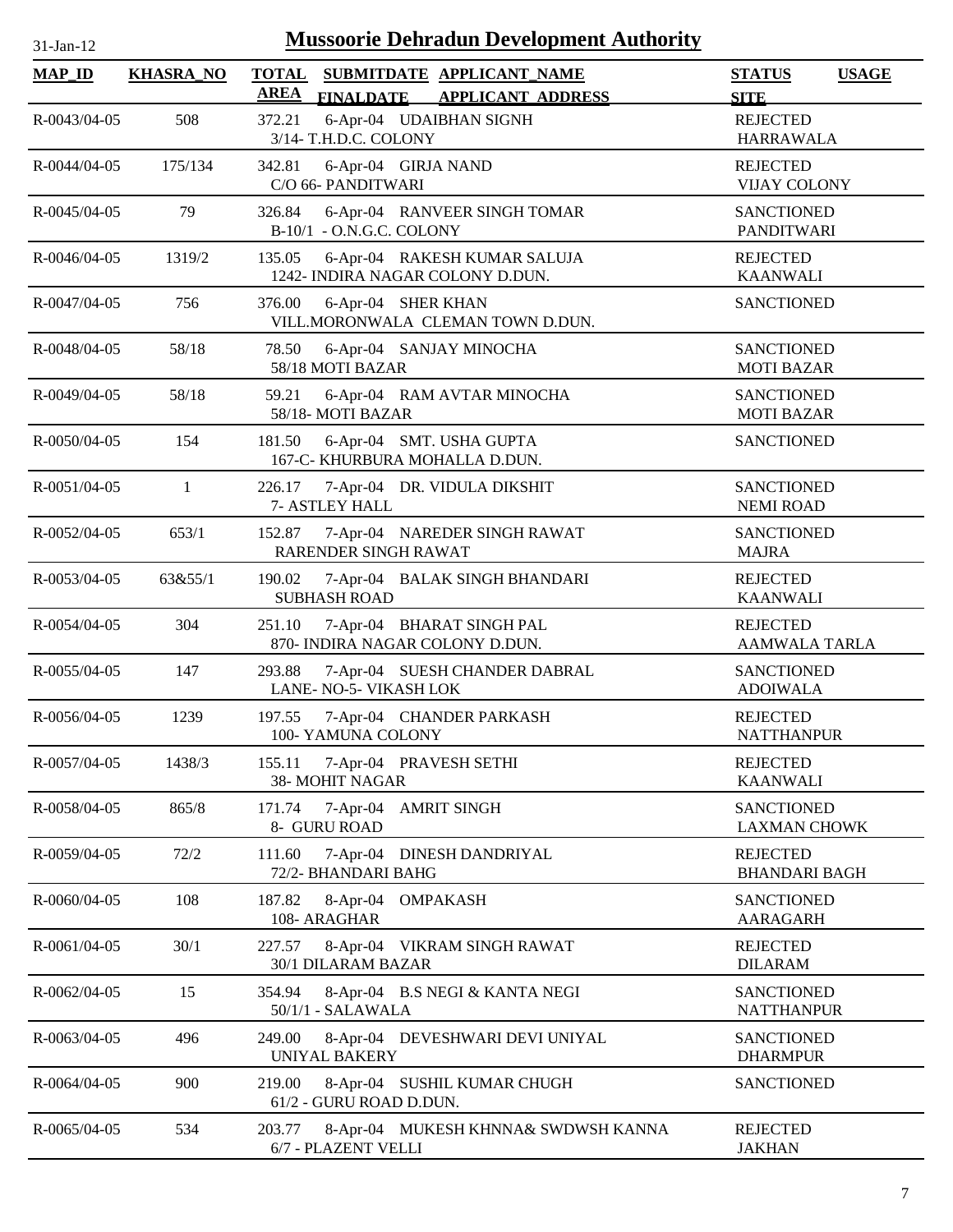# Mussoorie Dehradun Development Authority

31-Jan-12

| MAP_ID | KHASRA_NO | TOTAL AREA | SUBMITDATE / FINALDATE | APPLICANT_NAME / APPLICANT_ADDRESS | STATUS / SITE | USAGE |
|---|---|---|---|---|---|---|
| R-0043/04-05 | 508 | 372.21 | 6-Apr-04 | UDAIBHAN SIGNH<br>3/14- T.H.D.C. COLONY | REJECTED<br>HARRAWALA | |
| R-0044/04-05 | 175/134 | 342.81 | 6-Apr-04 | GIRJA NAND<br>C/O 66- PANDITWARI | REJECTED<br>VIJAY COLONY | |
| R-0045/04-05 | 79 | 326.84 | 6-Apr-04 | RANVEER SINGH TOMAR<br>B-10/1 - O.N.G.C. COLONY | SANCTIONED<br>PANDITWARI | |
| R-0046/04-05 | 1319/2 | 135.05 | 6-Apr-04 | RAKESH KUMAR SALUJA<br>1242- INDIRA NAGAR COLONY D.DUN. | REJECTED<br>KAANWALI | |
| R-0047/04-05 | 756 | 376.00 | 6-Apr-04 | SHER KHAN<br>VILL.MORONWALA CLEMAN TOWN D.DUN. | SANCTIONED | |
| R-0048/04-05 | 58/18 | 78.50 | 6-Apr-04 | SANJAY MINOCHA<br>58/18 MOTI BAZAR | SANCTIONED<br>MOTI BAZAR | |
| R-0049/04-05 | 58/18 | 59.21 | 6-Apr-04 | RAM AVTAR MINOCHA<br>58/18- MOTI BAZAR | SANCTIONED<br>MOTI BAZAR | |
| R-0050/04-05 | 154 | 181.50 | 6-Apr-04 | SMT. USHA GUPTA<br>167-C- KHURBURA MOHALLA D.DUN. | SANCTIONED | |
| R-0051/04-05 | 1 | 226.17 | 7-Apr-04 | DR. VIDULA DIKSHIT<br>7- ASTLEY HALL | SANCTIONED<br>NEMI ROAD | |
| R-0052/04-05 | 653/1 | 152.87 | 7-Apr-04 | NAREDER SINGH RAWAT<br>RARENDER SINGH RAWAT | SANCTIONED<br>MAJRA | |
| R-0053/04-05 | 63&55/1 | 190.02 | 7-Apr-04 | BALAK SINGH BHANDARI<br>SUBHASH ROAD | REJECTED<br>KAANWALI | |
| R-0054/04-05 | 304 | 251.10 | 7-Apr-04 | BHARAT SINGH PAL<br>870- INDIRA NAGAR COLONY D.DUN. | REJECTED<br>AAMWALA TARLA | |
| R-0055/04-05 | 147 | 293.88 | 7-Apr-04 | SUESH CHANDER DABRAL<br>LANE- NO-5- VIKASH LOK | SANCTIONED<br>ADOIWALA | |
| R-0056/04-05 | 1239 | 197.55 | 7-Apr-04 | CHANDER PARKASH<br>100- YAMUNA COLONY | REJECTED<br>NATTHANPUR | |
| R-0057/04-05 | 1438/3 | 155.11 | 7-Apr-04 | PRAVESH SETHI<br>38- MOHIT NAGAR | REJECTED<br>KAANWALI | |
| R-0058/04-05 | 865/8 | 171.74 | 7-Apr-04 | AMRIT SINGH<br>8- GURU ROAD | SANCTIONED<br>LAXMAN CHOWK | |
| R-0059/04-05 | 72/2 | 111.60 | 7-Apr-04 | DINESH DANDRIYAL<br>72/2- BHANDARI BAHG | REJECTED<br>BHANDARI BAGH | |
| R-0060/04-05 | 108 | 187.82 | 8-Apr-04 | OMPAKASH<br>108- ARAGHAR | SANCTIONED<br>AARAGARH | |
| R-0061/04-05 | 30/1 | 227.57 | 8-Apr-04 | VIKRAM SINGH RAWAT<br>30/1 DILARAM BAZAR | REJECTED<br>DILARAM | |
| R-0062/04-05 | 15 | 354.94 | 8-Apr-04 | B.S NEGI & KANTA NEGI<br>50/1/1 - SALAWALA | SANCTIONED<br>NATTHANPUR | |
| R-0063/04-05 | 496 | 249.00 | 8-Apr-04 | DEVESHWARI DEVI UNIYAL<br>UNIYAL BAKERY | SANCTIONED<br>DHARMPUR | |
| R-0064/04-05 | 900 | 219.00 | 8-Apr-04 | SUSHIL KUMAR CHUGH<br>61/2 - GURU ROAD D.DUN. | SANCTIONED | |
| R-0065/04-05 | 534 | 203.77 | 8-Apr-04 | MUKESH KHNNA& SWDWSH KANNA<br>6/7 - PLAZENT VELLI | REJECTED<br>JAKHAN | |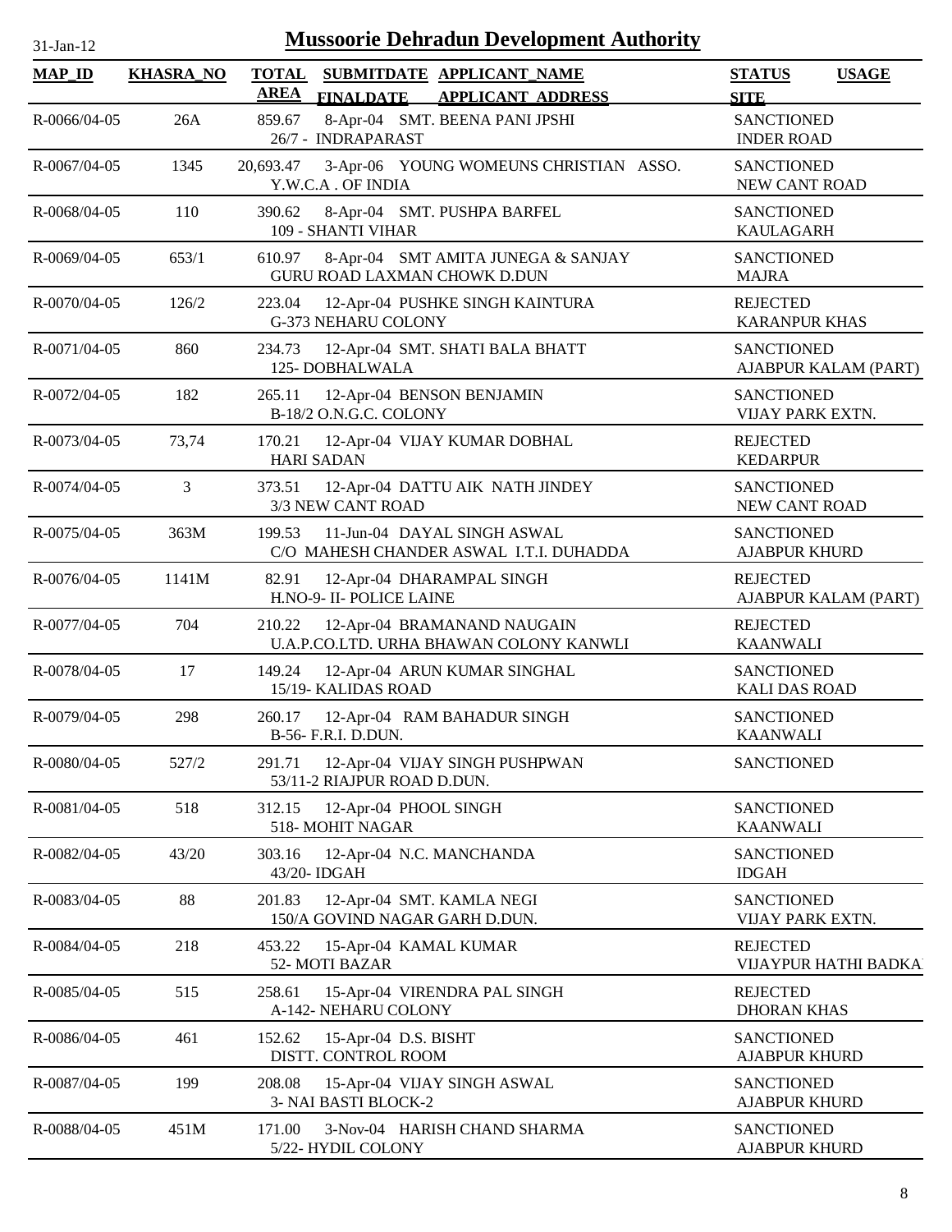# Mussoorie Dehradun Development Authority

31-Jan-12

| MAP_ID | KHASRA_NO | TOTAL AREA | SUBMITDATE FINALDATE | APPLICANT_NAME APPLICANT ADDRESS | STATUS SITE | USAGE |
|---|---|---|---|---|---|---|
| R-0066/04-05 | 26A | 859.67 | 8-Apr-04 | SMT. BEENA PANI JPSHI<br>26/7 - INDRAPARAST | SANCTIONED<br>INDER ROAD | |
| R-0067/04-05 | 1345 | 20,693.47 | 3-Apr-06 | YOUNG WOMEUNS CHRISTIAN ASSO.<br>Y.W.C.A . OF INDIA | SANCTIONED<br>NEW CANT ROAD | |
| R-0068/04-05 | 110 | 390.62 | 8-Apr-04 | SMT. PUSHPA BARFEL<br>109 - SHANTI VIHAR | SANCTIONED<br>KAULAGARH | |
| R-0069/04-05 | 653/1 | 610.97 | 8-Apr-04 | SMT AMITA JUNEGA & SANJAY<br>GURU ROAD LAXMAN CHOWK D.DUN | SANCTIONED<br>MAJRA | |
| R-0070/04-05 | 126/2 | 223.04 | 12-Apr-04 | PUSHKE SINGH KAINTURA<br>G-373 NEHARU COLONY | REJECTED<br>KARANPUR KHAS | |
| R-0071/04-05 | 860 | 234.73 | 12-Apr-04 | SMT. SHATI BALA BHATT<br>125- DOBHALWALA | SANCTIONED<br>AJABPUR KALAM (PART) | |
| R-0072/04-05 | 182 | 265.11 | 12-Apr-04 | BENSON BENJAMIN<br>B-18/2 O.N.G.C. COLONY | SANCTIONED<br>VIJAY PARK EXTN. | |
| R-0073/04-05 | 73,74 | 170.21 | 12-Apr-04 | VIJAY KUMAR DOBHAL<br>HARI SADAN | REJECTED<br>KEDARPUR | |
| R-0074/04-05 | 3 | 373.51 | 12-Apr-04 | DATTU AIK NATH JINDEY<br>3/3 NEW CANT ROAD | SANCTIONED<br>NEW CANT ROAD | |
| R-0075/04-05 | 363M | 199.53 | 11-Jun-04 | DAYAL SINGH ASWAL<br>C/O MAHESH CHANDER ASWAL I.T.I. DUHADDA | SANCTIONED<br>AJABPUR KHURD | |
| R-0076/04-05 | 1141M | 82.91 | 12-Apr-04 | DHARAMPAL SINGH<br>H.NO-9- II- POLICE LAINE | REJECTED<br>AJABPUR KALAM (PART) | |
| R-0077/04-05 | 704 | 210.22 | 12-Apr-04 | BRAMANAND NAUGAIN<br>U.A.P.CO.LTD. URHA BHAWAN COLONY KANWLI | REJECTED<br>KAANWALI | |
| R-0078/04-05 | 17 | 149.24 | 12-Apr-04 | ARUN KUMAR SINGHAL<br>15/19- KALIDAS ROAD | SANCTIONED<br>KALI DAS ROAD | |
| R-0079/04-05 | 298 | 260.17 | 12-Apr-04 | RAM BAHADUR SINGH<br>B-56- F.R.I. D.DUN. | SANCTIONED<br>KAANWALI | |
| R-0080/04-05 | 527/2 | 291.71 | 12-Apr-04 | VIJAY SINGH PUSHPWAN<br>53/11-2 RIAJPUR ROAD D.DUN. | SANCTIONED | |
| R-0081/04-05 | 518 | 312.15 | 12-Apr-04 | PHOOL SINGH<br>518- MOHIT NAGAR | SANCTIONED<br>KAANWALI | |
| R-0082/04-05 | 43/20 | 303.16 | 12-Apr-04 | N.C. MANCHANDA<br>43/20- IDGAH | SANCTIONED<br>IDGAH | |
| R-0083/04-05 | 88 | 201.83 | 12-Apr-04 | SMT. KAMLA NEGI<br>150/A GOVIND NAGAR GARH D.DUN. | SANCTIONED<br>VIJAY PARK EXTN. | |
| R-0084/04-05 | 218 | 453.22 | 15-Apr-04 | KAMAL KUMAR<br>52- MOTI BAZAR | REJECTED<br>VIJAYPUR HATHI BADKA | |
| R-0085/04-05 | 515 | 258.61 | 15-Apr-04 | VIRENDRA PAL SINGH<br>A-142- NEHARU COLONY | REJECTED<br>DHORAN KHAS | |
| R-0086/04-05 | 461 | 152.62 | 15-Apr-04 | D.S. BISHT<br>DISTT. CONTROL ROOM | SANCTIONED<br>AJABPUR KHURD | |
| R-0087/04-05 | 199 | 208.08 | 15-Apr-04 | VIJAY SINGH ASWAL<br>3- NAI BASTI BLOCK-2 | SANCTIONED<br>AJABPUR KHURD | |
| R-0088/04-05 | 451M | 171.00 | 3-Nov-04 | HARISH CHAND SHARMA<br>5/22- HYDIL COLONY | SANCTIONED<br>AJABPUR KHURD | |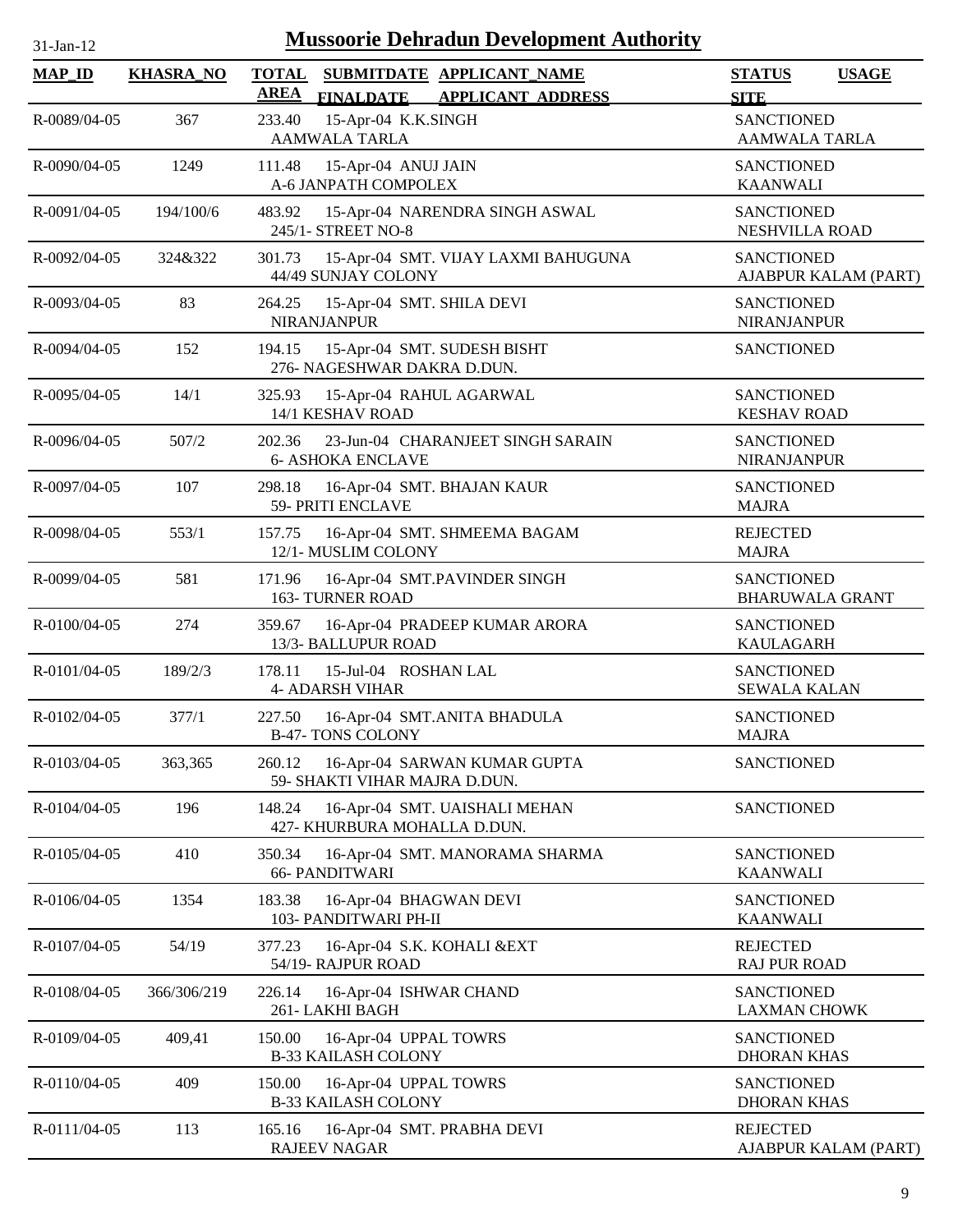# Mussoorie Dehradun Development Authority

31-Jan-12

| MAP_ID | KHASRA_NO | TOTAL AREA | SUBMITDATE FINALDATE | APPLICANT_NAME APPLICANT_ADDRESS | STATUS SITE | USAGE |
|---|---|---|---|---|---|---|
| R-0089/04-05 | 367 | 233.40 | 15-Apr-04 | K.K.SINGH AAMWALA TARLA | SANCTIONED AAMWALA TARLA | |
| R-0090/04-05 | 1249 | 111.48 | 15-Apr-04 | ANUJ JAIN A-6 JANPATH COMPOLEX | SANCTIONED KAANWALI | |
| R-0091/04-05 | 194/100/6 | 483.92 | 15-Apr-04 | NARENDRA SINGH ASWAL 245/1- STREET NO-8 | SANCTIONED NESHVILLA ROAD | |
| R-0092/04-05 | 324&322 | 301.73 | 15-Apr-04 | SMT. VIJAY LAXMI BAHUGUNA 44/49 SUNJAY COLONY | SANCTIONED AJABPUR KALAM (PART) | |
| R-0093/04-05 | 83 | 264.25 | 15-Apr-04 | SMT. SHILA DEVI NIRANJANPUR | SANCTIONED NIRANJANPUR | |
| R-0094/04-05 | 152 | 194.15 | 15-Apr-04 | SMT. SUDESH BISHT 276- NAGESHWAR DAKRA D.DUN. | SANCTIONED | |
| R-0095/04-05 | 14/1 | 325.93 | 15-Apr-04 | RAHUL AGARWAL 14/1 KESHAV ROAD | SANCTIONED KESHAV ROAD | |
| R-0096/04-05 | 507/2 | 202.36 | 23-Jun-04 | CHARANJEET SINGH SARAIN 6- ASHOKA ENCLAVE | SANCTIONED NIRANJANPUR | |
| R-0097/04-05 | 107 | 298.18 | 16-Apr-04 | SMT. BHAJAN KAUR 59- PRITI ENCLAVE | SANCTIONED MAJRA | |
| R-0098/04-05 | 553/1 | 157.75 | 16-Apr-04 | SMT. SHMEEMA BAGAM 12/1- MUSLIM COLONY | REJECTED MAJRA | |
| R-0099/04-05 | 581 | 171.96 | 16-Apr-04 | SMT.PAVINDER SINGH 163- TURNER ROAD | SANCTIONED BHARUWALA GRANT | |
| R-0100/04-05 | 274 | 359.67 | 16-Apr-04 | PRADEEP KUMAR ARORA 13/3- BALLUPUR ROAD | SANCTIONED KAULAGARH | |
| R-0101/04-05 | 189/2/3 | 178.11 | 15-Jul-04 | ROSHAN LAL 4- ADARSH VIHAR | SANCTIONED SEWALA KALAN | |
| R-0102/04-05 | 377/1 | 227.50 | 16-Apr-04 | SMT.ANITA BHADULA B-47- TONS COLONY | SANCTIONED MAJRA | |
| R-0103/04-05 | 363,365 | 260.12 | 16-Apr-04 | SARWAN KUMAR GUPTA 59- SHAKTI VIHAR MAJRA D.DUN. | SANCTIONED | |
| R-0104/04-05 | 196 | 148.24 | 16-Apr-04 | SMT. UAISHALI MEHAN 427- KHURBURA MOHALLA D.DUN. | SANCTIONED | |
| R-0105/04-05 | 410 | 350.34 | 16-Apr-04 | SMT. MANORAMA SHARMA 66- PANDITWARI | SANCTIONED KAANWALI | |
| R-0106/04-05 | 1354 | 183.38 | 16-Apr-04 | BHAGWAN DEVI 103- PANDITWARI PH-II | SANCTIONED KAANWALI | |
| R-0107/04-05 | 54/19 | 377.23 | 16-Apr-04 | S.K. KOHALI &EXT 54/19- RAJPUR ROAD | REJECTED RAJ PUR ROAD | |
| R-0108/04-05 | 366/306/219 | 226.14 | 16-Apr-04 | ISHWAR CHAND 261- LAKHI BAGH | SANCTIONED LAXMAN CHOWK | |
| R-0109/04-05 | 409,41 | 150.00 | 16-Apr-04 | UPPAL TOWRS B-33 KAILASH COLONY | SANCTIONED DHORAN KHAS | |
| R-0110/04-05 | 409 | 150.00 | 16-Apr-04 | UPPAL TOWRS B-33 KAILASH COLONY | SANCTIONED DHORAN KHAS | |
| R-0111/04-05 | 113 | 165.16 | 16-Apr-04 | SMT. PRABHA DEVI RAJEEV NAGAR | REJECTED AJABPUR KALAM (PART) | |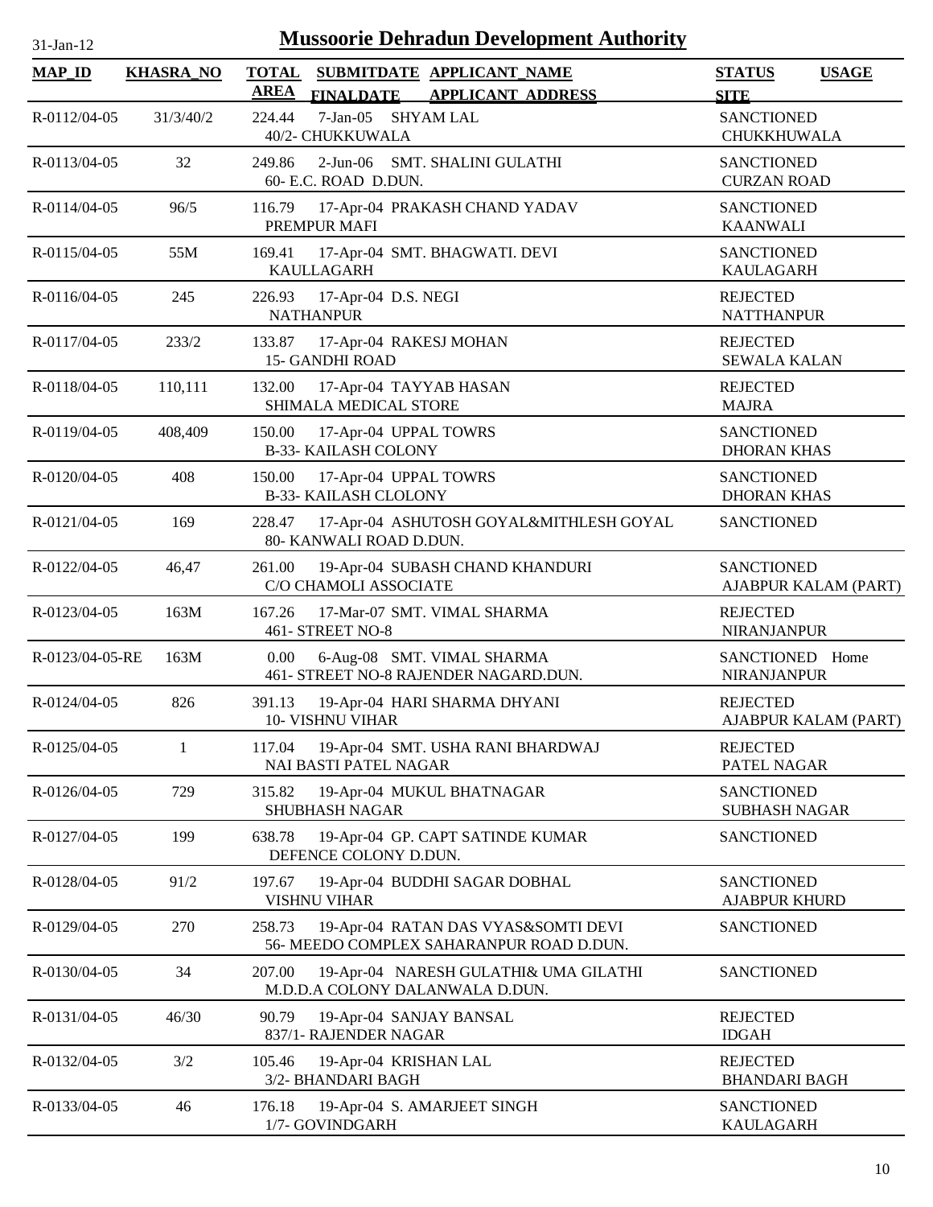# Mussoorie Dehradun Development Authority

31-Jan-12

| MAP_ID | KHASRA_NO | TOTAL AREA | SUBMITDATE / FINALDATE | APPLICANT_NAME / APPLICANT_ADDRESS | STATUS / SITE | USAGE |
|---|---|---|---|---|---|---|
| R-0112/04-05 | 31/3/40/2 | 224.44 | 7-Jan-05 | SHYAM LAL<br>40/2- CHUKKUWALA | SANCTIONED<br>CHUKKHUWALA | |
| R-0113/04-05 | 32 | 249.86 | 2-Jun-06 | SMT. SHALINI GULATHI<br>60- E.C. ROAD D.DUN. | SANCTIONED<br>CURZAN ROAD | |
| R-0114/04-05 | 96/5 | 116.79 | 17-Apr-04 | PRAKASH CHAND YADAV<br>PREMPUR MAFI | SANCTIONED<br>KAANWALI | |
| R-0115/04-05 | 55M | 169.41 | 17-Apr-04 | SMT. BHAGWATI. DEVI<br>KAULLAGARH | SANCTIONED<br>KAULAGARH | |
| R-0116/04-05 | 245 | 226.93 | 17-Apr-04 | D.S. NEGI<br>NATHANPUR | REJECTED<br>NATTHANPUR | |
| R-0117/04-05 | 233/2 | 133.87 | 17-Apr-04 | RAKESJ MOHAN<br>15- GANDHI ROAD | REJECTED<br>SEWALA KALAN | |
| R-0118/04-05 | 110,111 | 132.00 | 17-Apr-04 | TAYYAB HASAN<br>SHIMALA MEDICAL STORE | REJECTED<br>MAJRA | |
| R-0119/04-05 | 408,409 | 150.00 | 17-Apr-04 | UPPAL TOWRS<br>B-33- KAILASH COLONY | SANCTIONED<br>DHORAN KHAS | |
| R-0120/04-05 | 408 | 150.00 | 17-Apr-04 | UPPAL TOWRS<br>B-33- KAILASH CLOLONY | SANCTIONED<br>DHORAN KHAS | |
| R-0121/04-05 | 169 | 228.47 | 17-Apr-04 | ASHUTOSH GOYAL&MITHLESH GOYAL<br>80- KANWALI ROAD D.DUN. | SANCTIONED | |
| R-0122/04-05 | 46,47 | 261.00 | 19-Apr-04 | SUBASH CHAND KHANDURI<br>C/O CHAMOLI ASSOCIATE | SANCTIONED<br>AJABPUR KALAM (PART) | |
| R-0123/04-05 | 163M | 167.26 | 17-Mar-07 | SMT. VIMAL SHARMA<br>461- STREET NO-8 | REJECTED<br>NIRANJANPUR | |
| R-0123/04-05-RE | 163M | 0.00 | 6-Aug-08 | SMT. VIMAL SHARMA<br>461- STREET NO-8 RAJENDER NAGARD.DUN. | SANCTIONED<br>NIRANJANPUR | Home |
| R-0124/04-05 | 826 | 391.13 | 19-Apr-04 | HARI SHARMA DHYANI<br>10- VISHNU VIHAR | REJECTED<br>AJABPUR KALAM (PART) | |
| R-0125/04-05 | 1 | 117.04 | 19-Apr-04 | SMT. USHA RANI BHARDWAJ<br>NAI BASTI PATEL NAGAR | REJECTED<br>PATEL NAGAR | |
| R-0126/04-05 | 729 | 315.82 | 19-Apr-04 | MUKUL BHATNAGAR<br>SHUBHASH NAGAR | SANCTIONED<br>SUBHASH NAGAR | |
| R-0127/04-05 | 199 | 638.78 | 19-Apr-04 | GP. CAPT SATINDE KUMAR<br>DEFENCE COLONY D.DUN. | SANCTIONED | |
| R-0128/04-05 | 91/2 | 197.67 | 19-Apr-04 | BUDDHI SAGAR DOBHAL<br>VISHNU VIHAR | SANCTIONED<br>AJABPUR KHURD | |
| R-0129/04-05 | 270 | 258.73 | 19-Apr-04 | RATAN DAS VYAS&SOMTI DEVI<br>56- MEEDO COMPLEX SAHARANPUR ROAD D.DUN. | SANCTIONED | |
| R-0130/04-05 | 34 | 207.00 | 19-Apr-04 | NARESH GULATHI& UMA GILATHI<br>M.D.D.A COLONY DALANWALA D.DUN. | SANCTIONED | |
| R-0131/04-05 | 46/30 | 90.79 | 19-Apr-04 | SANJAY BANSAL<br>837/1- RAJENDER NAGAR | REJECTED<br>IDGAH | |
| R-0132/04-05 | 3/2 | 105.46 | 19-Apr-04 | KRISHAN LAL<br>3/2- BHANDARI BAGH | REJECTED<br>BHANDARI BAGH | |
| R-0133/04-05 | 46 | 176.18 | 19-Apr-04 | S. AMARJEET SINGH<br>1/7- GOVINDGARH | SANCTIONED<br>KAULAGARH | |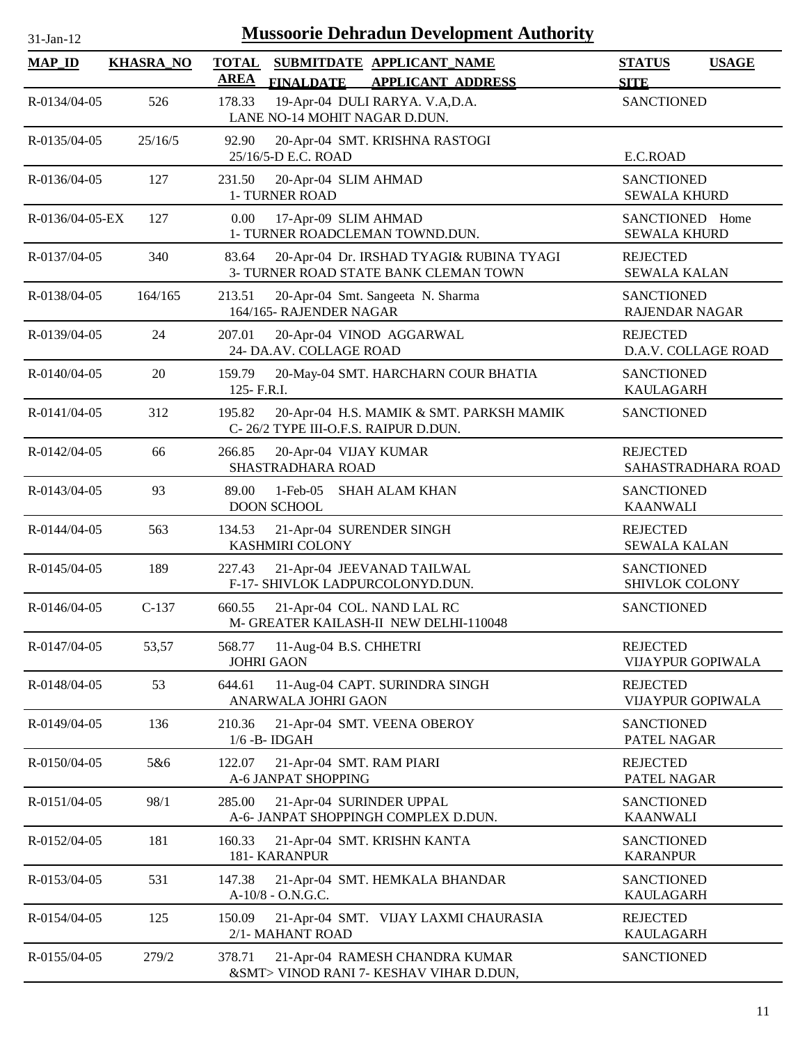# Mussoorie Dehradun Development Authority

31-Jan-12

| MAP_ID | KHASRA_NO | TOTAL AREA | SUBMITDATE / FINALDATE | APPLICANT_NAME / APPLICANT_ADDRESS | STATUS / SITE | USAGE |
|---|---|---|---|---|---|---|
| R-0134/04-05 | 526 | 178.33 | 19-Apr-04 | DULI RARYA. V.A,D.A. LANE NO-14 MOHIT NAGAR D.DUN. | SANCTIONED | |
| R-0135/04-05 | 25/16/5 | 92.90 | 20-Apr-04 | SMT. KRISHNA RASTOGI 25/16/5-D E.C. ROAD | E.C.ROAD | |
| R-0136/04-05 | 127 | 231.50 | 20-Apr-04 | SLIM AHMAD 1- TURNER ROAD | SANCTIONED SEWALA KHURD | |
| R-0136/04-05-EX | 127 | 0.00 | 17-Apr-09 | SLIM AHMAD 1- TURNER ROADCLEMAN TOWND.DUN. | SANCTIONED SEWALA KHURD | Home |
| R-0137/04-05 | 340 | 83.64 | 20-Apr-04 | Dr. IRSHAD TYAGI& RUBINA TYAGI 3- TURNER ROAD STATE BANK CLEMAN TOWN | REJECTED SEWALA KALAN | |
| R-0138/04-05 | 164/165 | 213.51 | 20-Apr-04 | Smt. Sangeeta N. Sharma 164/165- RAJENDER NAGAR | SANCTIONED RAJENDAR NAGAR | |
| R-0139/04-05 | 24 | 207.01 | 20-Apr-04 | VINOD AGGARWAL 24- DA.AV. COLLAGE ROAD | REJECTED D.A.V. COLLAGE ROAD | |
| R-0140/04-05 | 20 | 159.79 | 20-May-04 | SMT. HARCHARN COUR BHATIA 125- F.R.I. | SANCTIONED KAULAGARH | |
| R-0141/04-05 | 312 | 195.82 | 20-Apr-04 | H.S. MAMIK & SMT. PARKSH MAMIK C- 26/2 TYPE III-O.F.S. RAIPUR D.DUN. | SANCTIONED | |
| R-0142/04-05 | 66 | 266.85 | 20-Apr-04 | VIJAY KUMAR SHASTRADHARA ROAD | REJECTED SAHASTRADHARA ROAD | |
| R-0143/04-05 | 93 | 89.00 | 1-Feb-05 | SHAH ALAM KHAN DOON SCHOOL | SANCTIONED KAANWALI | |
| R-0144/04-05 | 563 | 134.53 | 21-Apr-04 | SURENDER SINGH KASHMIRI COLONY | REJECTED SEWALA KALAN | |
| R-0145/04-05 | 189 | 227.43 | 21-Apr-04 | JEEVANAD TAILWAL F-17- SHIVLOK LADPURCOLONYD.DUN. | SANCTIONED SHIVLOK COLONY | |
| R-0146/04-05 | C-137 | 660.55 | 21-Apr-04 | COL. NAND LAL RC M- GREATER KAILASH-II NEW DELHI-110048 | SANCTIONED | |
| R-0147/04-05 | 53,57 | 568.77 | 11-Aug-04 | B.S. CHHETRI JOHRI GAON | REJECTED VIJAYPUR GOPIWALA | |
| R-0148/04-05 | 53 | 644.61 | 11-Aug-04 | CAPT. SURINDRA SINGH ANARWALA JOHRI GAON | REJECTED VIJAYPUR GOPIWALA | |
| R-0149/04-05 | 136 | 210.36 | 21-Apr-04 | SMT. VEENA OBEROY 1/6 -B- IDGAH | SANCTIONED PATEL NAGAR | |
| R-0150/04-05 | 5&6 | 122.07 | 21-Apr-04 | SMT. RAM PIARI A-6 JANPAT SHOPPING | REJECTED PATEL NAGAR | |
| R-0151/04-05 | 98/1 | 285.00 | 21-Apr-04 | SURINDER UPPAL A-6- JANPAT SHOPPINGH COMPLEX D.DUN. | SANCTIONED KAANWALI | |
| R-0152/04-05 | 181 | 160.33 | 21-Apr-04 | SMT. KRISHN KANTA 181- KARANPUR | SANCTIONED KARANPUR | |
| R-0153/04-05 | 531 | 147.38 | 21-Apr-04 | SMT. HEMKALA BHANDAR A-10/8 - O.N.G.C. | SANCTIONED KAULAGARH | |
| R-0154/04-05 | 125 | 150.09 | 21-Apr-04 | SMT. VIJAY LAXMI CHAURASIA 2/1- MAHANT ROAD | REJECTED KAULAGARH | |
| R-0155/04-05 | 279/2 | 378.71 | 21-Apr-04 | RAMESH CHANDRA KUMAR &SMT> VINOD RANI 7- KESHAV VIHAR D.DUN, | SANCTIONED | |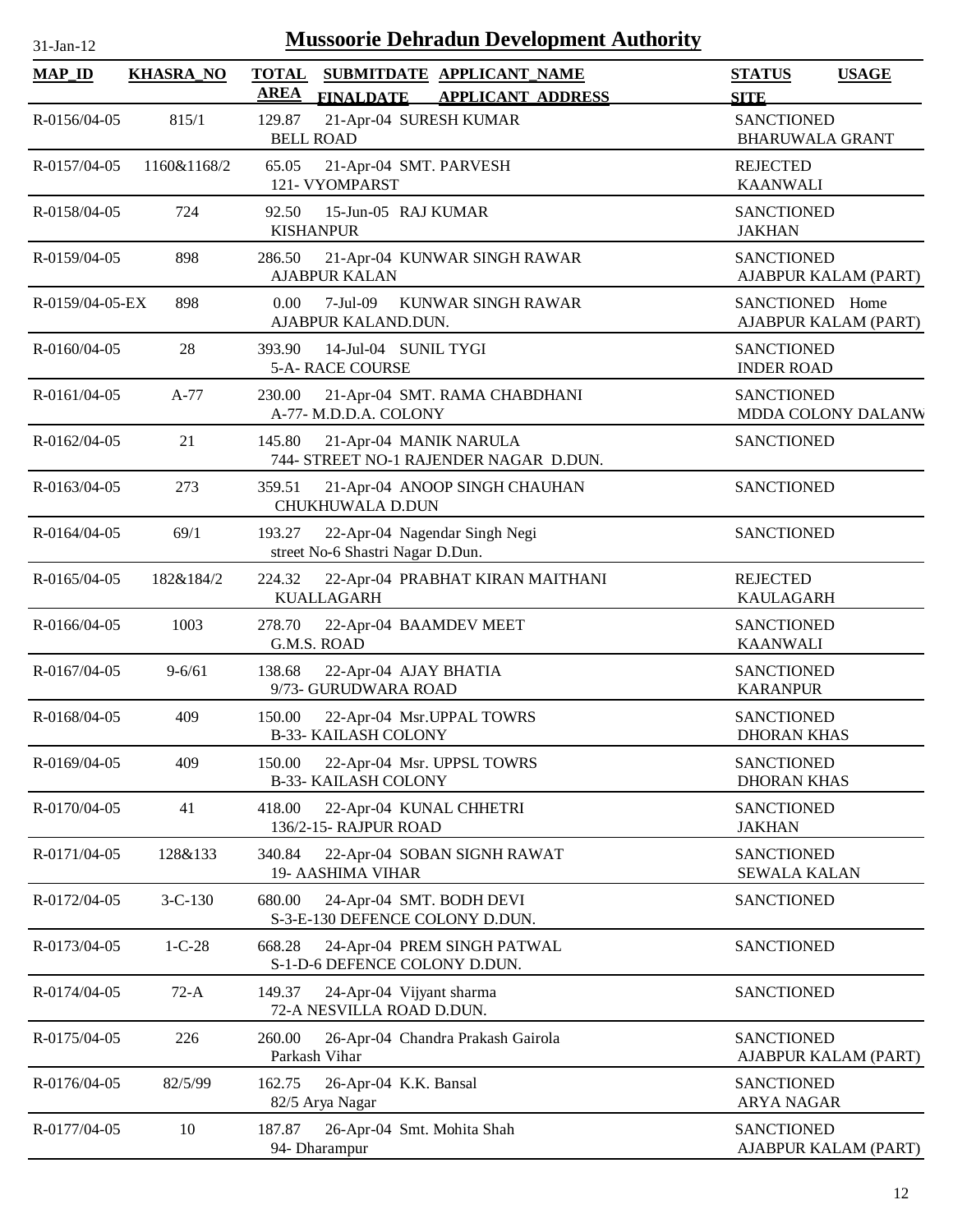# Mussoorie Dehradun Development Authority

31-Jan-12

| MAP_ID | KHASRA_NO | TOTAL AREA | SUBMITDATE / FINALDATE | APPLICANT_NAME / APPLICANT_ADDRESS | STATUS / SITE | USAGE |
|---|---|---|---|---|---|---|
| R-0156/04-05 | 815/1 | 129.87 | 21-Apr-04 | SURESH KUMAR<br>BELL ROAD | SANCTIONED<br>BHARUWALA GRANT | |
| R-0157/04-05 | 1160&1168/2 | 65.05 | 21-Apr-04 | SMT. PARVESH<br>121- VYOMPARST | REJECTED<br>KAANWALI | |
| R-0158/04-05 | 724 | 92.50 | 15-Jun-05 | RAJ KUMAR<br>KISHANPUR | SANCTIONED<br>JAKHAN | |
| R-0159/04-05 | 898 | 286.50 | 21-Apr-04 | KUNWAR SINGH RAWAR<br>AJABPUR KALAN | SANCTIONED<br>AJABPUR KALAM (PART) | |
| R-0159/04-05-EX | 898 | 0.00 | 7-Jul-09 | KUNWAR SINGH RAWAR<br>AJABPUR KALAND.DUN. | SANCTIONED<br>AJABPUR KALAM (PART) | Home |
| R-0160/04-05 | 28 | 393.90 | 14-Jul-04 | SUNIL TYGI<br>5-A- RACE COURSE | SANCTIONED<br>INDER ROAD | |
| R-0161/04-05 | A-77 | 230.00 | 21-Apr-04 | SMT. RAMA CHABDHANI<br>A-77- M.D.D.A. COLONY | SANCTIONED<br>MDDA COLONY DALANW | |
| R-0162/04-05 | 21 | 145.80 | 21-Apr-04 | MANIK NARULA<br>744- STREET NO-1 RAJENDER NAGAR D.DUN. | SANCTIONED | |
| R-0163/04-05 | 273 | 359.51 | 21-Apr-04 | ANOOP SINGH CHAUHAN<br>CHUKHUWALA D.DUN | SANCTIONED | |
| R-0164/04-05 | 69/1 | 193.27 | 22-Apr-04 | Nagendar Singh Negi<br>street No-6 Shastri Nagar D.Dun. | SANCTIONED | |
| R-0165/04-05 | 182&184/2 | 224.32 | 22-Apr-04 | PRABHAT KIRAN MAITHANI<br>KUALLAGARH | REJECTED<br>KAULAGARH | |
| R-0166/04-05 | 1003 | 278.70 | 22-Apr-04 | BAAMDEV MEET<br>G.M.S. ROAD | SANCTIONED<br>KAANWALI | |
| R-0167/04-05 | 9-6/61 | 138.68 | 22-Apr-04 | AJAY BHATIA<br>9/73- GURUDWARA ROAD | SANCTIONED<br>KARANPUR | |
| R-0168/04-05 | 409 | 150.00 | 22-Apr-04 | Msr.UPPAL TOWRS<br>B-33- KAILASH COLONY | SANCTIONED<br>DHORAN KHAS | |
| R-0169/04-05 | 409 | 150.00 | 22-Apr-04 | Msr. UPPSL TOWRS<br>B-33- KAILASH COLONY | SANCTIONED<br>DHORAN KHAS | |
| R-0170/04-05 | 41 | 418.00 | 22-Apr-04 | KUNAL CHHETRI<br>136/2-15- RAJPUR ROAD | SANCTIONED<br>JAKHAN | |
| R-0171/04-05 | 128&133 | 340.84 | 22-Apr-04 | SOBAN SIGNH RAWAT<br>19- AASHIMA VIHAR | SANCTIONED<br>SEWALA KALAN | |
| R-0172/04-05 | 3-C-130 | 680.00 | 24-Apr-04 | SMT. BODH DEVI<br>S-3-E-130 DEFENCE COLONY D.DUN. | SANCTIONED | |
| R-0173/04-05 | 1-C-28 | 668.28 | 24-Apr-04 | PREM SINGH PATWAL<br>S-1-D-6 DEFENCE COLONY D.DUN. | SANCTIONED | |
| R-0174/04-05 | 72-A | 149.37 | 24-Apr-04 | Vijyant sharma<br>72-A NESVILLA ROAD D.DUN. | SANCTIONED | |
| R-0175/04-05 | 226 | 260.00 | 26-Apr-04 | Chandra Prakash Gairola<br>Parkash Vihar | SANCTIONED<br>AJABPUR KALAM (PART) | |
| R-0176/04-05 | 82/5/99 | 162.75 | 26-Apr-04 | K.K. Bansal<br>82/5 Arya Nagar | SANCTIONED<br>ARYA NAGAR | |
| R-0177/04-05 | 10 | 187.87 | 26-Apr-04 | Smt. Mohita Shah<br>94- Dharampur | SANCTIONED<br>AJABPUR KALAM (PART) | |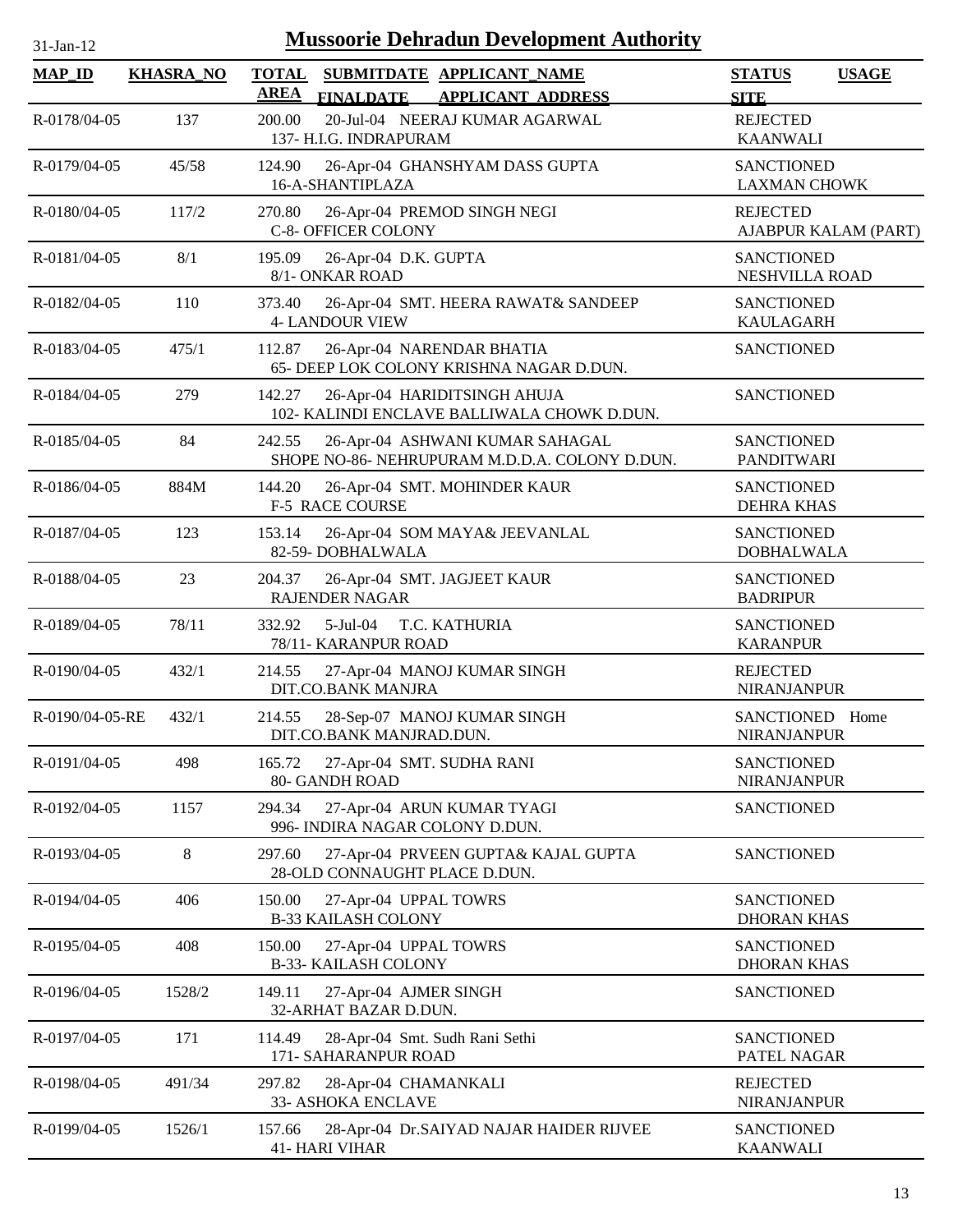# Mussoorie Dehradun Development Authority

31-Jan-12

| MAP_ID | KHASRA_NO | TOTAL AREA | SUBMITDATE FINALDATE | APPLICANT_NAME APPLICANT_ADDRESS | STATUS SITE | USAGE |
|---|---|---|---|---|---|---|
| R-0178/04-05 | 137 | 200.00 | 20-Jul-04 | NEERAJ KUMAR AGARWAL<br>137- H.I.G. INDRAPURAM | REJECTED<br>KAANWALI | |
| R-0179/04-05 | 45/58 | 124.90 | 26-Apr-04 | GHANSHYAM DASS GUPTA<br>16-A-SHANTIPLAZA | SANCTIONED<br>LAXMAN CHOWK | |
| R-0180/04-05 | 117/2 | 270.80 | 26-Apr-04 | PREMOD SINGH NEGI<br>C-8- OFFICER COLONY | REJECTED<br>AJABPUR KALAM (PART) | |
| R-0181/04-05 | 8/1 | 195.09 | 26-Apr-04 | D.K. GUPTA<br>8/1- ONKAR ROAD | SANCTIONED<br>NESHVILLA ROAD | |
| R-0182/04-05 | 110 | 373.40 | 26-Apr-04 | SMT. HEERA RAWAT& SANDEEP<br>4- LANDOUR VIEW | SANCTIONED<br>KAULAGARH | |
| R-0183/04-05 | 475/1 | 112.87 | 26-Apr-04 | NARENDAR BHATIA<br>65- DEEP LOK COLONY KRISHNA NAGAR D.DUN. | SANCTIONED | |
| R-0184/04-05 | 279 | 142.27 | 26-Apr-04 | HARIDITSINGH AHUJA<br>102- KALINDI ENCLAVE BALLIWALA CHOWK D.DUN. | SANCTIONED | |
| R-0185/04-05 | 84 | 242.55 | 26-Apr-04 | ASHWANI KUMAR SAHAGAL<br>SHOPE NO-86- NEHRUPURAM M.D.D.A. COLONY D.DUN. | SANCTIONED<br>PANDITWARI | |
| R-0186/04-05 | 884M | 144.20 | 26-Apr-04 | SMT. MOHINDER KAUR<br>F-5 RACE COURSE | SANCTIONED<br>DEHRA KHAS | |
| R-0187/04-05 | 123 | 153.14 | 26-Apr-04 | SOM MAYA& JEEVANLAL<br>82-59- DOBHALWALA | SANCTIONED<br>DOBHALWALA | |
| R-0188/04-05 | 23 | 204.37 | 26-Apr-04 | SMT. JAGJEET KAUR<br>RAJENDER NAGAR | SANCTIONED<br>BADRIPUR | |
| R-0189/04-05 | 78/11 | 332.92 | 5-Jul-04 | T.C. KATHURIA<br>78/11- KARANPUR ROAD | SANCTIONED<br>KARANPUR | |
| R-0190/04-05 | 432/1 | 214.55 | 27-Apr-04 | MANOJ KUMAR SINGH<br>DIT.CO.BANK MANJRA | REJECTED<br>NIRANJANPUR | |
| R-0190/04-05-RE | 432/1 | 214.55 | 28-Sep-07 | MANOJ KUMAR SINGH<br>DIT.CO.BANK MANJRAD.DUN. | SANCTIONED<br>NIRANJANPUR | Home |
| R-0191/04-05 | 498 | 165.72 | 27-Apr-04 | SMT. SUDHA RANI<br>80- GANDH ROAD | SANCTIONED<br>NIRANJANPUR | |
| R-0192/04-05 | 1157 | 294.34 | 27-Apr-04 | ARUN KUMAR TYAGI<br>996- INDIRA NAGAR COLONY D.DUN. | SANCTIONED | |
| R-0193/04-05 | 8 | 297.60 | 27-Apr-04 | PRVEEN GUPTA& KAJAL GUPTA<br>28-OLD CONNAUGHT PLACE D.DUN. | SANCTIONED | |
| R-0194/04-05 | 406 | 150.00 | 27-Apr-04 | UPPAL TOWRS<br>B-33 KAILASH COLONY | SANCTIONED<br>DHORAN KHAS | |
| R-0195/04-05 | 408 | 150.00 | 27-Apr-04 | UPPAL TOWRS<br>B-33- KAILASH COLONY | SANCTIONED<br>DHORAN KHAS | |
| R-0196/04-05 | 1528/2 | 149.11 | 27-Apr-04 | AJMER SINGH<br>32-ARHAT BAZAR D.DUN. | SANCTIONED | |
| R-0197/04-05 | 171 | 114.49 | 28-Apr-04 | Smt. Sudh Rani Sethi<br>171- SAHARANPUR ROAD | SANCTIONED<br>PATEL NAGAR | |
| R-0198/04-05 | 491/34 | 297.82 | 28-Apr-04 | CHAMANKALI<br>33- ASHOKA ENCLAVE | REJECTED<br>NIRANJANPUR | |
| R-0199/04-05 | 1526/1 | 157.66 | 28-Apr-04 | Dr.SAIYAD NAJAR HAIDER RIJVEE<br>41- HARI VIHAR | SANCTIONED<br>KAANWALI | |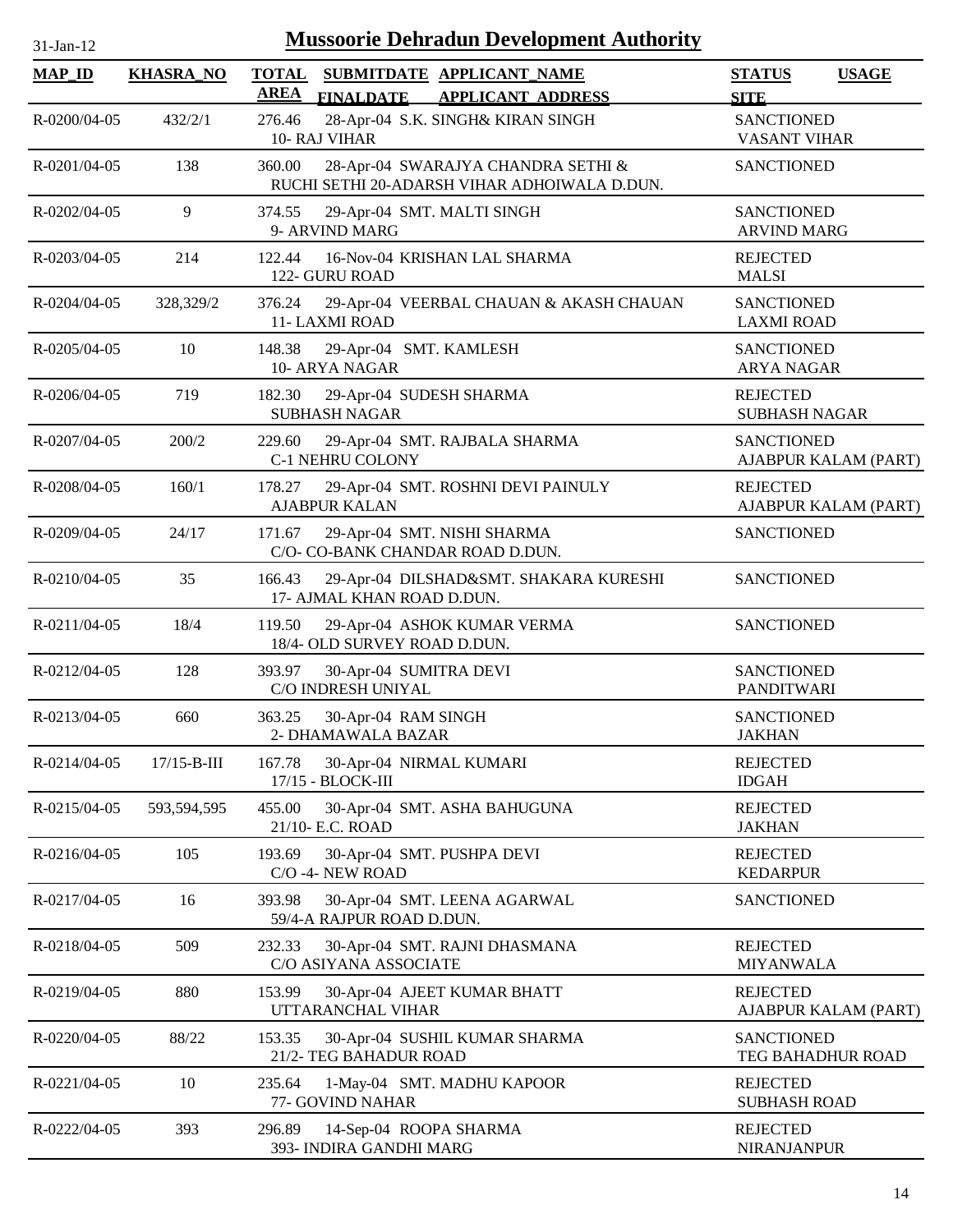# Mussoorie Dehradun Development Authority

31-Jan-12

| MAP_ID | KHASRA_NO | TOTAL AREA | SUBMITDATE / FINALDATE | APPLICANT_NAME / APPLICANT_ADDRESS | STATUS / SITE | USAGE |
|---|---|---|---|---|---|---|
| R-0200/04-05 | 432/2/1 | 276.46 | 28-Apr-04 | S.K. SINGH& KIRAN SINGH 10- RAJ VIHAR | SANCTIONED VASANT VIHAR | |
| R-0201/04-05 | 138 | 360.00 | 28-Apr-04 | SWARAJYA CHANDRA SETHI & RUCHI SETHI 20-ADARSH VIHAR ADHOIWALA D.DUN. | SANCTIONED | |
| R-0202/04-05 | 9 | 374.55 | 29-Apr-04 | SMT. MALTI SINGH 9- ARVIND MARG | SANCTIONED ARVIND MARG | |
| R-0203/04-05 | 214 | 122.44 | 16-Nov-04 | KRISHAN LAL SHARMA 122- GURU ROAD | REJECTED MALSI | |
| R-0204/04-05 | 328,329/2 | 376.24 | 29-Apr-04 | VEERBAL CHAUAN & AKASH CHAUAN 11- LAXMI ROAD | SANCTIONED LAXMI ROAD | |
| R-0205/04-05 | 10 | 148.38 | 29-Apr-04 | SMT. KAMLESH 10- ARYA NAGAR | SANCTIONED ARYA NAGAR | |
| R-0206/04-05 | 719 | 182.30 | 29-Apr-04 | SUDESH SHARMA SUBHASH NAGAR | REJECTED SUBHASH NAGAR | |
| R-0207/04-05 | 200/2 | 229.60 | 29-Apr-04 | SMT. RAJBALA SHARMA C-1 NEHRU COLONY | SANCTIONED AJABPUR KALAM (PART) | |
| R-0208/04-05 | 160/1 | 178.27 | 29-Apr-04 | SMT. ROSHNI DEVI PAINULY AJABPUR KALAN | REJECTED AJABPUR KALAM (PART) | |
| R-0209/04-05 | 24/17 | 171.67 | 29-Apr-04 | SMT. NISHI SHARMA C/O- CO-BANK CHANDAR ROAD D.DUN. | SANCTIONED | |
| R-0210/04-05 | 35 | 166.43 | 29-Apr-04 | DILSHAD&SMT. SHAKARA KURESHI 17- AJMAL KHAN ROAD D.DUN. | SANCTIONED | |
| R-0211/04-05 | 18/4 | 119.50 | 29-Apr-04 | ASHOK KUMAR VERMA 18/4- OLD SURVEY ROAD D.DUN. | SANCTIONED | |
| R-0212/04-05 | 128 | 393.97 | 30-Apr-04 | SUMITRA DEVI C/O INDRESH UNIYAL | SANCTIONED PANDITWARI | |
| R-0213/04-05 | 660 | 363.25 | 30-Apr-04 | RAM SINGH 2- DHAMAWALA BAZAR | SANCTIONED JAKHAN | |
| R-0214/04-05 | 17/15-B-III | 167.78 | 30-Apr-04 | NIRMAL KUMARI 17/15 - BLOCK-III | REJECTED IDGAH | |
| R-0215/04-05 | 593,594,595 | 455.00 | 30-Apr-04 | SMT. ASHA BAHUGUNA 21/10- E.C. ROAD | REJECTED JAKHAN | |
| R-0216/04-05 | 105 | 193.69 | 30-Apr-04 | SMT. PUSHPA DEVI C/O -4- NEW ROAD | REJECTED KEDARPUR | |
| R-0217/04-05 | 16 | 393.98 | 30-Apr-04 | SMT. LEENA AGARWAL 59/4-A RAJPUR ROAD D.DUN. | SANCTIONED | |
| R-0218/04-05 | 509 | 232.33 | 30-Apr-04 | SMT. RAJNI DHASMANA C/O ASIYANA ASSOCIATE | REJECTED MIYANWALA | |
| R-0219/04-05 | 880 | 153.99 | 30-Apr-04 | AJEET KUMAR BHATT UTTARANCHAL VIHAR | REJECTED AJABPUR KALAM (PART) | |
| R-0220/04-05 | 88/22 | 153.35 | 30-Apr-04 | SUSHIL KUMAR SHARMA 21/2- TEG BAHADUR ROAD | SANCTIONED TEG BAHADHUR ROAD | |
| R-0221/04-05 | 10 | 235.64 | 1-May-04 | SMT. MADHU KAPOOR 77- GOVIND NAHAR | REJECTED SUBHASH ROAD | |
| R-0222/04-05 | 393 | 296.89 | 14-Sep-04 | ROOPA SHARMA 393- INDIRA GANDHI MARG | REJECTED NIRANJANPUR | |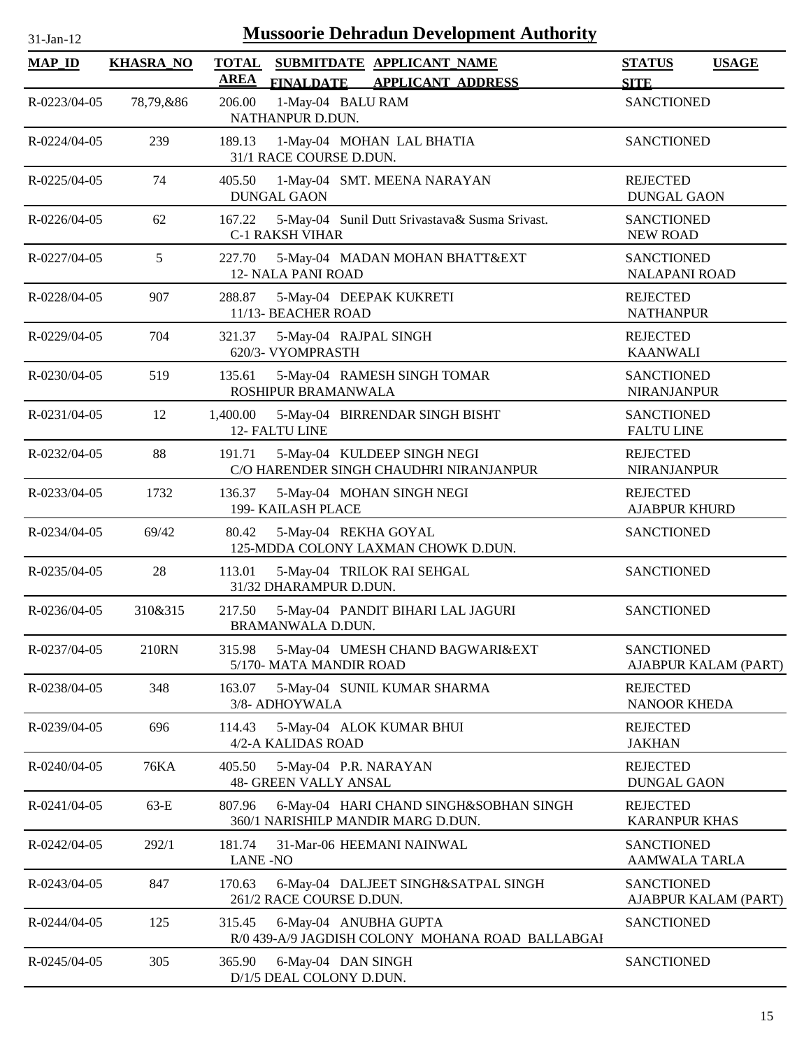# Mussoorie Dehradun Development Authority

31-Jan-12

| MAP_ID | KHASRA_NO | TOTAL AREA | SUBMITDATE FINALDATE | APPLICANT_NAME APPLICANT_ADDRESS | STATUS SITE | USAGE |
|---|---|---|---|---|---|---|
| R-0223/04-05 | 78,79,&86 | 206.00 | 1-May-04 | BALU RAM NATHANPUR D.DUN. | SANCTIONED | |
| R-0224/04-05 | 239 | 189.13 | 1-May-04 | MOHAN LAL BHATIA 31/1 RACE COURSE D.DUN. | SANCTIONED | |
| R-0225/04-05 | 74 | 405.50 | 1-May-04 | SMT. MEENA NARAYAN DUNGAL GAON | REJECTED DUNGAL GAON | |
| R-0226/04-05 | 62 | 167.22 | 5-May-04 | Sunil Dutt Srivastava& Susma Srivast. C-1 RAKSH VIHAR | SANCTIONED NEW ROAD | |
| R-0227/04-05 | 5 | 227.70 | 5-May-04 | MADAN MOHAN BHATT&EXT 12- NALA PANI ROAD | SANCTIONED NALAPANI ROAD | |
| R-0228/04-05 | 907 | 288.87 | 5-May-04 | DEEPAK KUKRETI 11/13- BEACHER ROAD | REJECTED NATHANPUR | |
| R-0229/04-05 | 704 | 321.37 | 5-May-04 | RAJPAL SINGH 620/3- VYOMPRASTH | REJECTED KAANWALI | |
| R-0230/04-05 | 519 | 135.61 | 5-May-04 | RAMESH SINGH TOMAR ROSHIPUR BRAMANWALA | SANCTIONED NIRANJANPUR | |
| R-0231/04-05 | 12 | 1,400.00 | 5-May-04 | BIRRENDAR SINGH BISHT 12- FALTU LINE | SANCTIONED FALTU LINE | |
| R-0232/04-05 | 88 | 191.71 | 5-May-04 | KULDEEP SINGH NEGI C/O HARENDER SINGH CHAUDHRI NIRANJANPUR | REJECTED NIRANJANPUR | |
| R-0233/04-05 | 1732 | 136.37 | 5-May-04 | MOHAN SINGH NEGI 199- KAILASH PLACE | REJECTED AJABPUR KHURD | |
| R-0234/04-05 | 69/42 | 80.42 | 5-May-04 | REKHA GOYAL 125-MDDA COLONY LAXMAN CHOWK D.DUN. | SANCTIONED | |
| R-0235/04-05 | 28 | 113.01 | 5-May-04 | TRILOK RAI SEHGAL 31/32 DHARAMPUR D.DUN. | SANCTIONED | |
| R-0236/04-05 | 310&315 | 217.50 | 5-May-04 | PANDIT BIHARI LAL JAGURI BRAMANWALA D.DUN. | SANCTIONED | |
| R-0237/04-05 | 210RN | 315.98 | 5-May-04 | UMESH CHAND BAGWARI&EXT 5/170- MATA MANDIR ROAD | SANCTIONED AJABPUR KALAM (PART) | |
| R-0238/04-05 | 348 | 163.07 | 5-May-04 | SUNIL KUMAR SHARMA 3/8- ADHOYWALA | REJECTED NANOOR KHEDA | |
| R-0239/04-05 | 696 | 114.43 | 5-May-04 | ALOK KUMAR BHUI 4/2-A KALIDAS ROAD | REJECTED JAKHAN | |
| R-0240/04-05 | 76KA | 405.50 | 5-May-04 | P.R. NARAYAN 48- GREEN VALLY ANSAL | REJECTED DUNGAL GAON | |
| R-0241/04-05 | 63-E | 807.96 | 6-May-04 | HARI CHAND SINGH&SOBHAN SINGH 360/1 NARISHILP MANDIR MARG D.DUN. | REJECTED KARANPUR KHAS | |
| R-0242/04-05 | 292/1 | 181.74 | 31-Mar-06 | HEEMANI NAINWAL LANE -NO | SANCTIONED AAMWALA TARLA | |
| R-0243/04-05 | 847 | 170.63 | 6-May-04 | DALJEET SINGH&SATPAL SINGH 261/2 RACE COURSE D.DUN. | SANCTIONED AJABPUR KALAM (PART) | |
| R-0244/04-05 | 125 | 315.45 | 6-May-04 | ANUBHA GUPTA R/0 439-A/9 JAGDISH COLONY MOHANA ROAD BALLABGAI | SANCTIONED | |
| R-0245/04-05 | 305 | 365.90 | 6-May-04 | DAN SINGH D/1/5 DEAL COLONY D.DUN. | SANCTIONED | |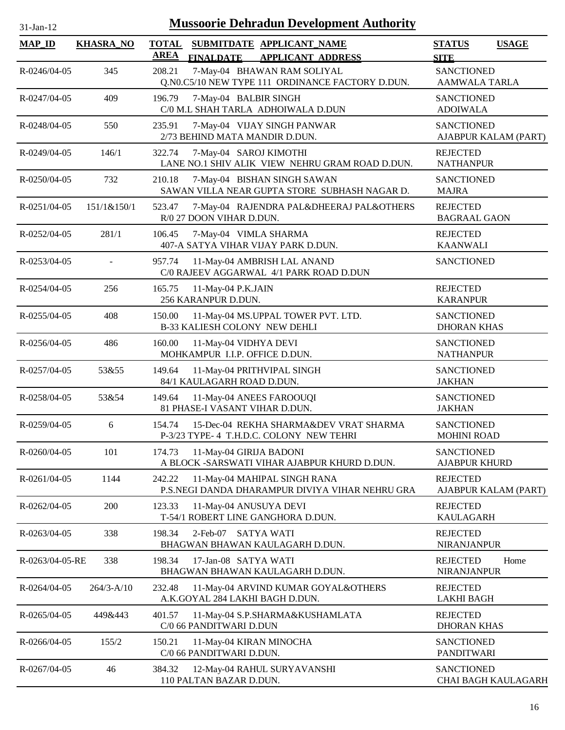# Mussoorie Dehradun Development Authority

31-Jan-12

| MAP_ID | KHASRA_NO | TOTAL AREA | SUBMITDATE FINALDATE | APPLICANT_NAME APPLICANT_ADDRESS | STATUS SITE | USAGE |
|---|---|---|---|---|---|---|
| R-0246/04-05 | 345 | 208.21 | 7-May-04 | BHAWAN RAM SOLIYAL Q.N0.C5/10 NEW TYPE 111 ORDINANCE FACTORY D.DUN. | SANCTIONED AAMWALA TARLA | |
| R-0247/04-05 | 409 | 196.79 | 7-May-04 | BALBIR SINGH C/0 M.L SHAH TARLA ADHOIWALA D.DUN | SANCTIONED ADOIWALA | |
| R-0248/04-05 | 550 | 235.91 | 7-May-04 | VIJAY SINGH PANWAR 2/73 BEHIND MATA MANDIR D.DUN. | SANCTIONED AJABPUR KALAM (PART) | |
| R-0249/04-05 | 146/1 | 322.74 | 7-May-04 | SAROJ KIMOTHI LANE NO.1 SHIV ALIK VIEW NEHRU GRAM ROAD D.DUN. | REJECTED NATHANPUR | |
| R-0250/04-05 | 732 | 210.18 | 7-May-04 | BISHAN SINGH SAWAN SAWAN VILLA NEAR GUPTA STORE SUBHASH NAGAR D. | SANCTIONED MAJRA | |
| R-0251/04-05 | 151/1&150/1 | 523.47 | 7-May-04 | RAJENDRA PAL&DHEERAJ PAL&OTHERS R/0 27 DOON VIHAR D.DUN. | REJECTED BAGRAAL GAON | |
| R-0252/04-05 | 281/1 | 106.45 | 7-May-04 | VIMLA SHARMA 407-A SATYA VIHAR VIJAY PARK D.DUN. | REJECTED KAANWALI | |
| R-0253/04-05 | - | 957.74 | 11-May-04 | AMBRISH LAL ANAND C/0 RAJEEV AGGARWAL 4/1 PARK ROAD D.DUN | SANCTIONED | |
| R-0254/04-05 | 256 | 165.75 | 11-May-04 | P.K.JAIN 256 KARANPUR D.DUN. | REJECTED KARANPUR | |
| R-0255/04-05 | 408 | 150.00 | 11-May-04 | MS.UPPAL TOWER PVT. LTD. B-33 KALIESH COLONY NEW DEHLI | SANCTIONED DHORAN KHAS | |
| R-0256/04-05 | 486 | 160.00 | 11-May-04 | VIDHYA DEVI MOHKAMPUR I.I.P. OFFICE D.DUN. | SANCTIONED NATHANPUR | |
| R-0257/04-05 | 53&55 | 149.64 | 11-May-04 | PRITHVIPAL SINGH 84/1 KAULAGARH ROAD D.DUN. | SANCTIONED JAKHAN | |
| R-0258/04-05 | 53&54 | 149.64 | 11-May-04 | ANEES FAROOUQI 81 PHASE-I VASANT VIHAR D.DUN. | SANCTIONED JAKHAN | |
| R-0259/04-05 | 6 | 154.74 | 15-Dec-04 | REKHA SHARMA&DEV VRAT SHARMA P-3/23 TYPE- 4 T.H.D.C. COLONY NEW TEHRI | SANCTIONED MOHINI ROAD | |
| R-0260/04-05 | 101 | 174.73 | 11-May-04 | GIRIJA BADONI A BLOCK -SARSWATI VIHAR AJABPUR KHURD D.DUN. | SANCTIONED AJABPUR KHURD | |
| R-0261/04-05 | 1144 | 242.22 | 11-May-04 | MAHIPAL SINGH RANA P.S.NEGI DANDA DHARAMPUR DIVIYA VIHAR NEHRU GRA | REJECTED AJABPUR KALAM (PART) | |
| R-0262/04-05 | 200 | 123.33 | 11-May-04 | ANUSUYA DEVI T-54/1 ROBERT LINE GANGHORA D.DUN. | REJECTED KAULAGARH | |
| R-0263/04-05 | 338 | 198.34 | 2-Feb-07 | SATYA WATI BHAGWAN BHAWAN KAULAGARH D.DUN. | REJECTED NIRANJANPUR | |
| R-0263/04-05-RE | 338 | 198.34 | 17-Jan-08 | SATYA WATI BHAGWAN BHAWAN KAULAGARH D.DUN. | REJECTED NIRANJANPUR | Home |
| R-0264/04-05 | 264/3-A/10 | 232.48 | 11-May-04 | ARVIND KUMAR GOYAL&OTHERS A.K.GOYAL 284 LAKHI BAGH D.DUN. | REJECTED LAKHI BAGH | |
| R-0265/04-05 | 449&443 | 401.57 | 11-May-04 | S.P.SHARMA&KUSHAMLATA C/0 66 PANDITWARI D.DUN | REJECTED DHORAN KHAS | |
| R-0266/04-05 | 155/2 | 150.21 | 11-May-04 | KIRAN MINOCHA C/0 66 PANDITWARI D.DUN. | SANCTIONED PANDITWARI | |
| R-0267/04-05 | 46 | 384.32 | 12-May-04 | RAHUL SURYAVANSHI 110 PALTAN BAZAR D.DUN. | SANCTIONED CHAI BAGH KAULAGARH | |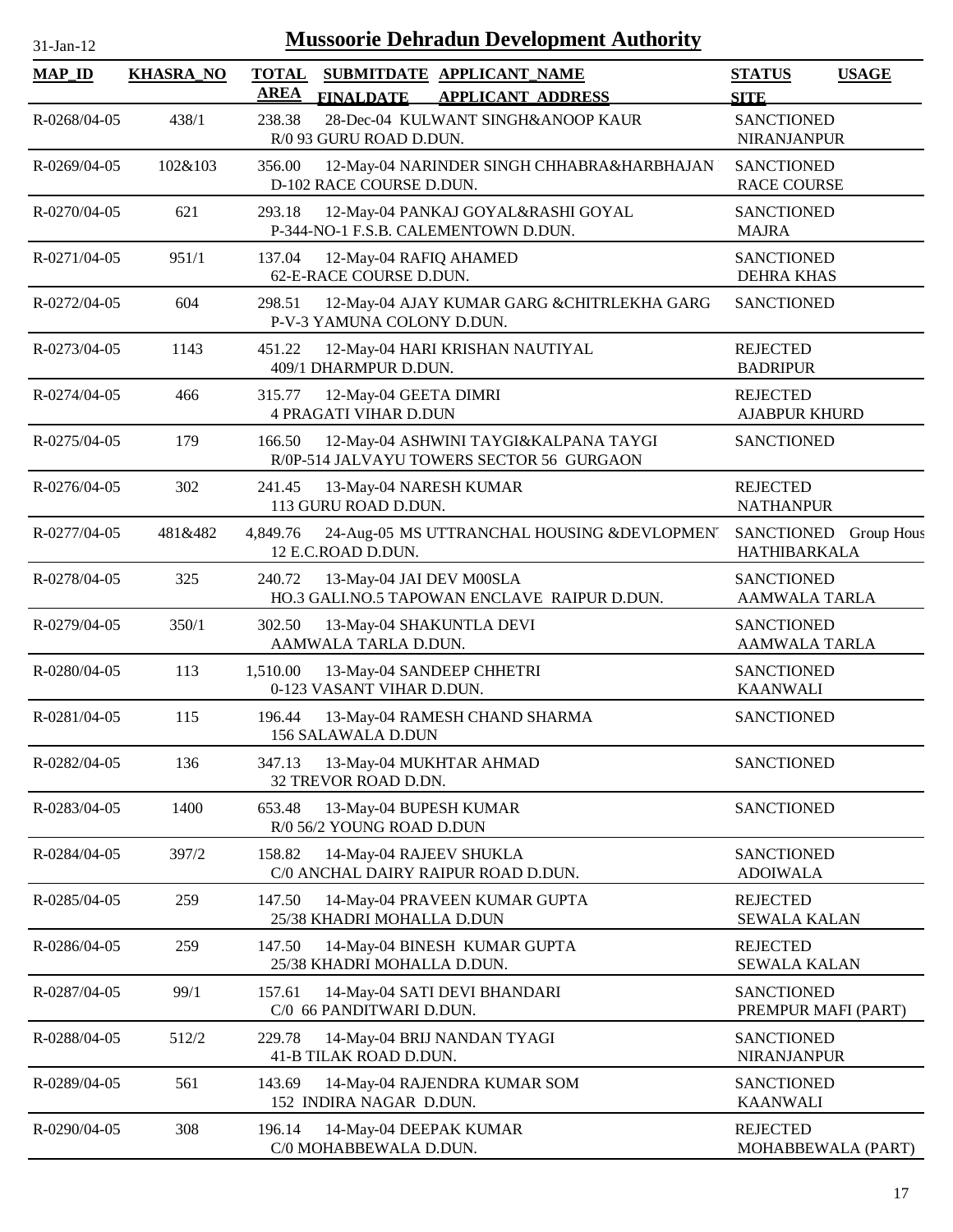# Mussoorie Dehradun Development Authority

31-Jan-12

| MAP_ID | KHASRA_NO | TOTAL AREA | SUBMITDATE FINALDATE | APPLICANT_NAME APPLICANT_ADDRESS | STATUS SITE | USAGE |
|---|---|---|---|---|---|---|
| R-0268/04-05 | 438/1 | 238.38 | 28-Dec-04 | KULWANT SINGH&ANOOP KAUR<br>R/0 93 GURU ROAD D.DUN. | SANCTIONED<br>NIRANJANPUR | |
| R-0269/04-05 | 102&103 | 356.00 | 12-May-04 | NARINDER SINGH CHHABRA&HARBHAJAN<br>D-102 RACE COURSE D.DUN. | SANCTIONED<br>RACE COURSE | |
| R-0270/04-05 | 621 | 293.18 | 12-May-04 | PANKAJ GOYAL&RASHI GOYAL<br>P-344-NO-1 F.S.B. CALEMENTOWN D.DUN. | SANCTIONED<br>MAJRA | |
| R-0271/04-05 | 951/1 | 137.04 | 12-May-04 | RAFIQ AHAMED<br>62-E-RACE COURSE D.DUN. | SANCTIONED<br>DEHRA KHAS | |
| R-0272/04-05 | 604 | 298.51 | 12-May-04 | AJAY KUMAR GARG &CHITRLEKHA GARG<br>P-V-3 YAMUNA COLONY D.DUN. | SANCTIONED | |
| R-0273/04-05 | 1143 | 451.22 | 12-May-04 | HARI KRISHAN NAUTIYAL<br>409/1 DHARMPUR D.DUN. | REJECTED<br>BADRIPUR | |
| R-0274/04-05 | 466 | 315.77 | 12-May-04 | GEETA DIMRI<br>4 PRAGATI VIHAR D.DUN | REJECTED<br>AJABPUR KHURD | |
| R-0275/04-05 | 179 | 166.50 | 12-May-04 | ASHWINI TAYGI&KALPANA TAYGI<br>R/0P-514 JALVAYU TOWERS SECTOR 56 GURGAON | SANCTIONED | |
| R-0276/04-05 | 302 | 241.45 | 13-May-04 | NARESH KUMAR<br>113 GURU ROAD D.DUN. | REJECTED<br>NATHANPUR | |
| R-0277/04-05 | 481&482 | 4,849.76 | 24-Aug-05 | MS UTTRANCHAL HOUSING &DEVLOPMENT<br>12 E.C.ROAD D.DUN. | SANCTIONED<br>HATHIBARKALA | Group Hous |
| R-0278/04-05 | 325 | 240.72 | 13-May-04 | JAI DEV M00SLA<br>HO.3 GALI.NO.5 TAPOWAN ENCLAVE RAIPUR D.DUN. | SANCTIONED<br>AAMWALA TARLA | |
| R-0279/04-05 | 350/1 | 302.50 | 13-May-04 | SHAKUNTLA DEVI<br>AAMWALA TARLA D.DUN. | SANCTIONED<br>AAMWALA TARLA | |
| R-0280/04-05 | 113 | 1,510.00 | 13-May-04 | SANDEEP CHHETRI<br>0-123 VASANT VIHAR D.DUN. | SANCTIONED<br>KAANWALI | |
| R-0281/04-05 | 115 | 196.44 | 13-May-04 | RAMESH CHAND SHARMA<br>156 SALAWALA D.DUN | SANCTIONED | |
| R-0282/04-05 | 136 | 347.13 | 13-May-04 | MUKHTAR AHMAD<br>32 TREVOR ROAD D.DN. | SANCTIONED | |
| R-0283/04-05 | 1400 | 653.48 | 13-May-04 | BUPESH KUMAR<br>R/0 56/2 YOUNG ROAD D.DUN | SANCTIONED | |
| R-0284/04-05 | 397/2 | 158.82 | 14-May-04 | RAJEEV SHUKLA<br>C/0 ANCHAL DAIRY RAIPUR ROAD D.DUN. | SANCTIONED<br>ADOIWALA | |
| R-0285/04-05 | 259 | 147.50 | 14-May-04 | PRAVEEN KUMAR GUPTA<br>25/38 KHADRI MOHALLA D.DUN | REJECTED<br>SEWALA KALAN | |
| R-0286/04-05 | 259 | 147.50 | 14-May-04 | BINESH KUMAR GUPTA<br>25/38 KHADRI MOHALLA D.DUN. | REJECTED<br>SEWALA KALAN | |
| R-0287/04-05 | 99/1 | 157.61 | 14-May-04 | SATI DEVI BHANDARI<br>C/0 66 PANDITWARI D.DUN. | SANCTIONED<br>PREMPUR MAFI (PART) | |
| R-0288/04-05 | 512/2 | 229.78 | 14-May-04 | BRIJ NANDAN TYAGI<br>41-B TILAK ROAD D.DUN. | SANCTIONED<br>NIRANJANPUR | |
| R-0289/04-05 | 561 | 143.69 | 14-May-04 | RAJENDRA KUMAR SOM<br>152 INDIRA NAGAR D.DUN. | SANCTIONED<br>KAANWALI | |
| R-0290/04-05 | 308 | 196.14 | 14-May-04 | DEEPAK KUMAR<br>C/0 MOHABBEWALA D.DUN. | REJECTED<br>MOHABBEWALA (PART) | |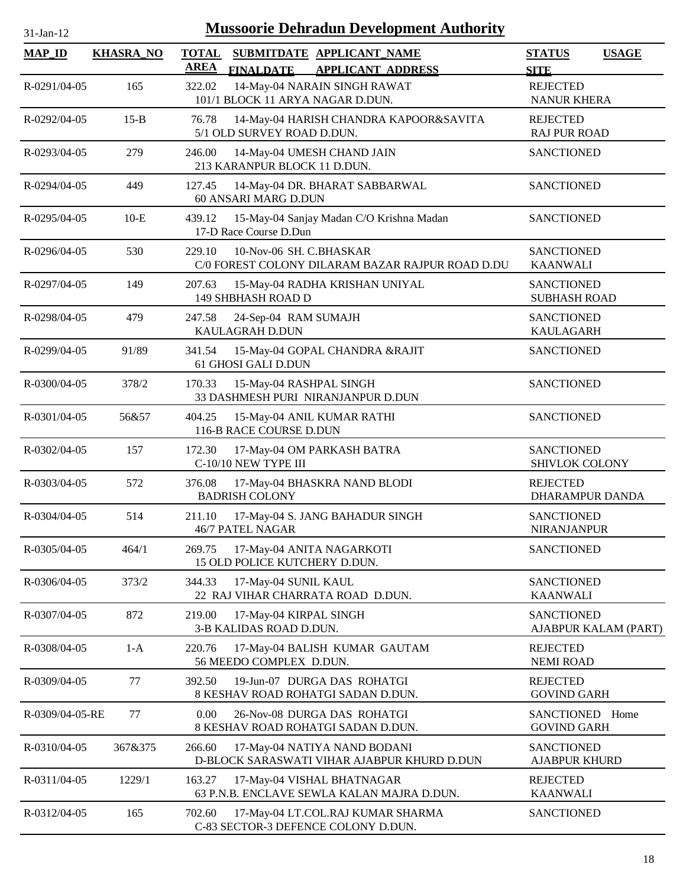# Mussoorie Dehradun Development Authority

31-Jan-12

| MAP_ID | KHASRA_NO | TOTAL AREA | SUBMITDATE FINALDATE | APPLICANT_NAME APPLICANT_ADDRESS | STATUS SITE | USAGE |
|---|---|---|---|---|---|---|
| R-0291/04-05 | 165 | 322.02 | 14-May-04 | NARAIN SINGH RAWAT<br>101/1 BLOCK 11 ARYA NAGAR D.DUN. | REJECTED<br>NANUR KHERA | |
| R-0292/04-05 | 15-B | 76.78 | 14-May-04 | HARISH CHANDRA KAPOOR&SAVITA<br>5/1 OLD SURVEY ROAD D.DUN. | REJECTED<br>RAJ PUR ROAD | |
| R-0293/04-05 | 279 | 246.00 | 14-May-04 | UMESH CHAND JAIN<br>213 KARANPUR BLOCK 11 D.DUN. | SANCTIONED | |
| R-0294/04-05 | 449 | 127.45 | 14-May-04 | DR. BHARAT SABBARWAL<br>60 ANSARI MARG D.DUN | SANCTIONED | |
| R-0295/04-05 | 10-E | 439.12 | 15-May-04 | Sanjay Madan C/O Krishna Madan<br>17-D Race Course D.Dun | SANCTIONED | |
| R-0296/04-05 | 530 | 229.10 | 10-Nov-06 | SH. C.BHASKAR<br>C/0 FOREST COLONY DILARAM BAZAR RAJPUR ROAD D.DU | SANCTIONED<br>KAANWALI | |
| R-0297/04-05 | 149 | 207.63 | 15-May-04 | RADHA KRISHAN UNIYAL<br>149 SHBHASH ROAD D | SANCTIONED<br>SUBHASH ROAD | |
| R-0298/04-05 | 479 | 247.58 | 24-Sep-04 | RAM SUMAJH<br>KAULAGRAH D.DUN | SANCTIONED<br>KAULAGARH | |
| R-0299/04-05 | 91/89 | 341.54 | 15-May-04 | GOPAL CHANDRA &RAJIT<br>61 GHOSI GALI D.DUN | SANCTIONED | |
| R-0300/04-05 | 378/2 | 170.33 | 15-May-04 | RASHPAL SINGH<br>33 DASHMESH PURI NIRANJANPUR D.DUN | SANCTIONED | |
| R-0301/04-05 | 56&57 | 404.25 | 15-May-04 | ANIL KUMAR RATHI<br>116-B RACE COURSE D.DUN | SANCTIONED | |
| R-0302/04-05 | 157 | 172.30 | 17-May-04 | OM PARKASH BATRA<br>C-10/10 NEW TYPE III | SANCTIONED<br>SHIVLOK COLONY | |
| R-0303/04-05 | 572 | 376.08 | 17-May-04 | BHASKRA NAND BLODI<br>BADRISH COLONY | REJECTED<br>DHARAMPUR DANDA | |
| R-0304/04-05 | 514 | 211.10 | 17-May-04 | S. JANG BAHADUR SINGH<br>46/7 PATEL NAGAR | SANCTIONED<br>NIRANJANPUR | |
| R-0305/04-05 | 464/1 | 269.75 | 17-May-04 | ANITA NAGARKOTI<br>15 OLD POLICE KUTCHERY D.DUN. | SANCTIONED | |
| R-0306/04-05 | 373/2 | 344.33 | 17-May-04 | SUNIL KAUL<br>22 RAJ VIHAR CHARRATA ROAD D.DUN. | SANCTIONED<br>KAANWALI | |
| R-0307/04-05 | 872 | 219.00 | 17-May-04 | KIRPAL SINGH<br>3-B KALIDAS ROAD D.DUN. | SANCTIONED<br>AJABPUR KALAM (PART) | |
| R-0308/04-05 | 1-A | 220.76 | 17-May-04 | BALISH KUMAR GAUTAM<br>56 MEEDO COMPLEX D.DUN. | REJECTED<br>NEMI ROAD | |
| R-0309/04-05 | 77 | 392.50 | 19-Jun-07 | DURGA DAS ROHATGI<br>8 KESHAV ROAD ROHATGI SADAN D.DUN. | REJECTED<br>GOVIND GARH | |
| R-0309/04-05-RE | 77 | 0.00 | 26-Nov-08 | DURGA DAS ROHATGI<br>8 KESHAV ROAD ROHATGI SADAN D.DUN. | SANCTIONED<br>GOVIND GARH | Home |
| R-0310/04-05 | 367&375 | 266.60 | 17-May-04 | NATIYA NAND BODANI<br>D-BLOCK SARASWATI VIHAR AJABPUR KHURD D.DUN | SANCTIONED<br>AJABPUR KHURD | |
| R-0311/04-05 | 1229/1 | 163.27 | 17-May-04 | VISHAL BHATNAGAR<br>63 P.N.B. ENCLAVE SEWLA KALAN MAJRA D.DUN. | REJECTED<br>KAANWALI | |
| R-0312/04-05 | 165 | 702.60 | 17-May-04 | LT.COL.RAJ KUMAR SHARMA<br>C-83 SECTOR-3 DEFENCE COLONY D.DUN. | SANCTIONED | |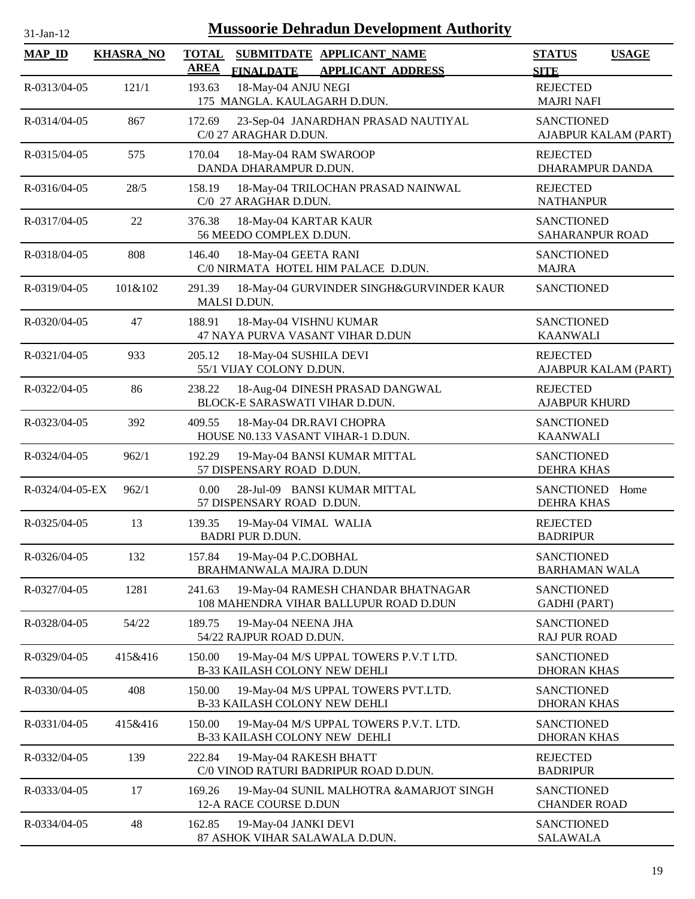# Mussoorie Dehradun Development Authority

31-Jan-12

| MAP_ID | KHASRA_NO | TOTAL AREA | SUBMITDATE / FINALDATE | APPLICANT_NAME / APPLICANT_ADDRESS | STATUS / SITE | USAGE |
|---|---|---|---|---|---|---|
| R-0313/04-05 | 121/1 | 193.63 | 18-May-04 | ANJU NEGI<br>175 MANGLA. KAULAGARH D.DUN. | REJECTED<br>MAJRI NAFI | |
| R-0314/04-05 | 867 | 172.69 | 23-Sep-04 | JANARDHAN PRASAD NAUTIYAL<br>C/0 27 ARAGHAR D.DUN. | SANCTIONED<br>AJABPUR KALAM (PART) | |
| R-0315/04-05 | 575 | 170.04 | 18-May-04 | RAM SWAROOP<br>DANDA DHARAMPUR D.DUN. | REJECTED<br>DHARAMPUR DANDA | |
| R-0316/04-05 | 28/5 | 158.19 | 18-May-04 | TRILOCHAN PRASAD NAINWAL<br>C/0 27 ARAGHAR D.DUN. | REJECTED<br>NATHANPUR | |
| R-0317/04-05 | 22 | 376.38 | 18-May-04 | KARTAR KAUR<br>56 MEEDO COMPLEX D.DUN. | SANCTIONED<br>SAHARANPUR ROAD | |
| R-0318/04-05 | 808 | 146.40 | 18-May-04 | GEETA RANI<br>C/0 NIRMATA HOTEL HIM PALACE D.DUN. | SANCTIONED<br>MAJRA | |
| R-0319/04-05 | 101&102 | 291.39 | 18-May-04 | GURVINDER SINGH&GURVINDER KAUR<br>MALSI D.DUN. | SANCTIONED | |
| R-0320/04-05 | 47 | 188.91 | 18-May-04 | VISHNU KUMAR<br>47 NAYA PURVA VASANT VIHAR D.DUN | SANCTIONED<br>KAANWALI | |
| R-0321/04-05 | 933 | 205.12 | 18-May-04 | SUSHILA DEVI<br>55/1 VIJAY COLONY D.DUN. | REJECTED<br>AJABPUR KALAM (PART) | |
| R-0322/04-05 | 86 | 238.22 | 18-Aug-04 | DINESH PRASAD DANGWAL<br>BLOCK-E SARASWATI VIHAR D.DUN. | REJECTED<br>AJABPUR KHURD | |
| R-0323/04-05 | 392 | 409.55 | 18-May-04 | DR.RAVI CHOPRA<br>HOUSE N0.133 VASANT VIHAR-1 D.DUN. | SANCTIONED<br>KAANWALI | |
| R-0324/04-05 | 962/1 | 192.29 | 19-May-04 | BANSI KUMAR MITTAL<br>57 DISPENSARY ROAD D.DUN. | SANCTIONED<br>DEHRA KHAS | |
| R-0324/04-05-EX | 962/1 | 0.00 | 28-Jul-09 | BANSI KUMAR MITTAL<br>57 DISPENSARY ROAD D.DUN. | SANCTIONED<br>DEHRA KHAS | Home |
| R-0325/04-05 | 13 | 139.35 | 19-May-04 | VIMAL WALIA<br>BADRI PUR D.DUN. | REJECTED<br>BADRIPUR | |
| R-0326/04-05 | 132 | 157.84 | 19-May-04 | P.C.DOBHAL<br>BRAHMANWALA MAJRA D.DUN | SANCTIONED<br>BARHAMAN WALA | |
| R-0327/04-05 | 1281 | 241.63 | 19-May-04 | RAMESH CHANDAR BHATNAGAR<br>108 MAHENDRA VIHAR BALLUPUR ROAD D.DUN | SANCTIONED<br>GADHI (PART) | |
| R-0328/04-05 | 54/22 | 189.75 | 19-May-04 | NEENA JHA<br>54/22 RAJPUR ROAD D.DUN. | SANCTIONED<br>RAJ PUR ROAD | |
| R-0329/04-05 | 415&416 | 150.00 | 19-May-04 | M/S UPPAL TOWERS P.V.T LTD.<br>B-33 KAILASH COLONY NEW DEHLI | SANCTIONED<br>DHORAN KHAS | |
| R-0330/04-05 | 408 | 150.00 | 19-May-04 | M/S UPPAL TOWERS PVT.LTD.<br>B-33 KAILASH COLONY NEW DEHLI | SANCTIONED<br>DHORAN KHAS | |
| R-0331/04-05 | 415&416 | 150.00 | 19-May-04 | M/S UPPAL TOWERS P.V.T. LTD.<br>B-33 KAILASH COLONY NEW DEHLI | SANCTIONED<br>DHORAN KHAS | |
| R-0332/04-05 | 139 | 222.84 | 19-May-04 | RAKESH BHATT<br>C/0 VINOD RATURI BADRIPUR ROAD D.DUN. | REJECTED<br>BADRIPUR | |
| R-0333/04-05 | 17 | 169.26 | 19-May-04 | SUNIL MALHOTRA &AMARJOT SINGH<br>12-A RACE COURSE D.DUN | SANCTIONED<br>CHANDER ROAD | |
| R-0334/04-05 | 48 | 162.85 | 19-May-04 | JANKI DEVI<br>87 ASHOK VIHAR SALAWALA D.DUN. | SANCTIONED<br>SALAWALA | |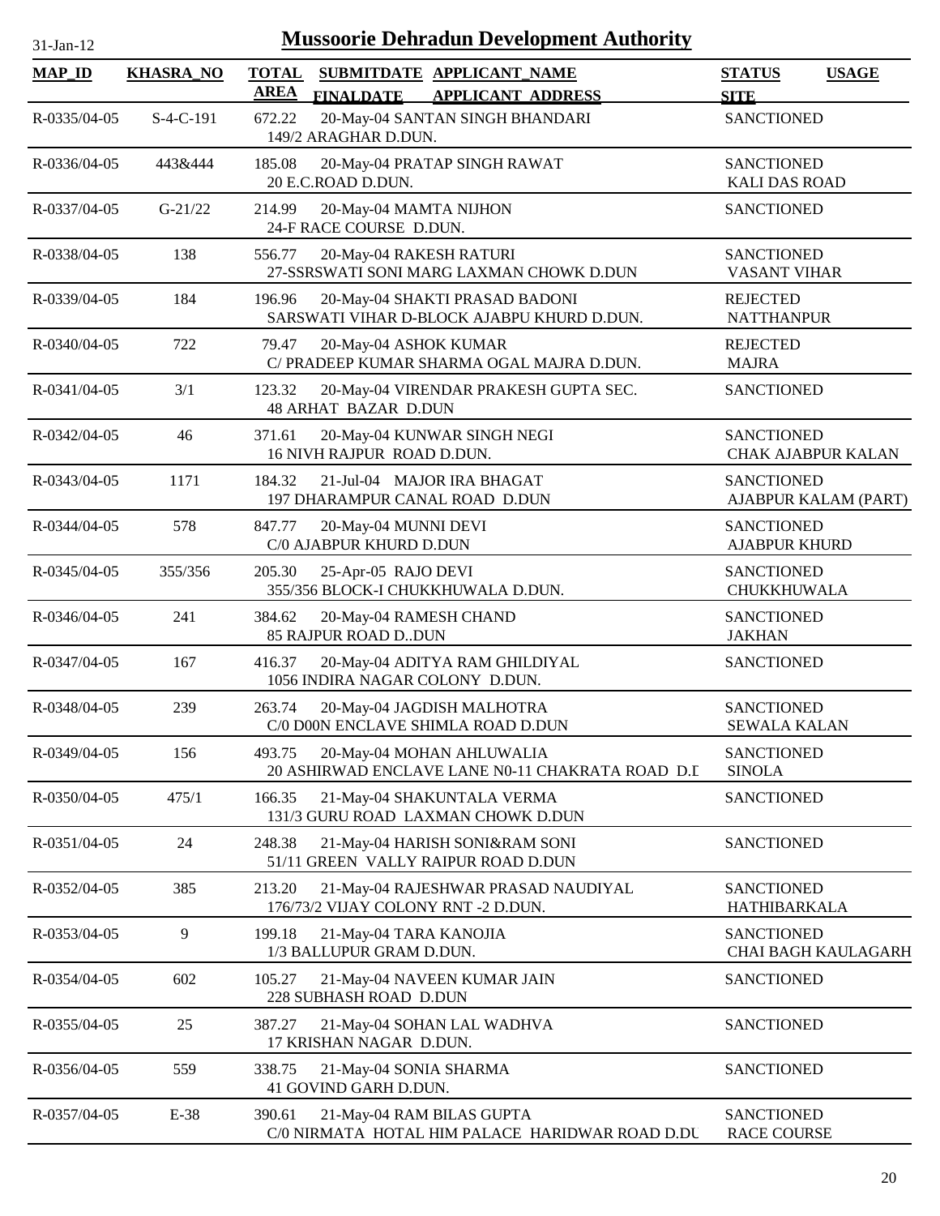# Mussoorie Dehradun Development Authority

31-Jan-12

| MAP_ID | KHASRA_NO | TOTAL AREA | SUBMITDATE FINALDATE | APPLICANT_NAME APPLICANT ADDRESS | STATUS SITE | USAGE |
|---|---|---|---|---|---|---|
| R-0335/04-05 | S-4-C-191 | 672.22 | 20-May-04 | SANTAN SINGH BHANDARI 149/2 ARAGHAR D.DUN. | SANCTIONED | |
| R-0336/04-05 | 443&444 | 185.08 | 20-May-04 | PRATAP SINGH RAWAT 20 E.C.ROAD D.DUN. | SANCTIONED KALI DAS ROAD | |
| R-0337/04-05 | G-21/22 | 214.99 | 20-May-04 | MAMTA NIJHON 24-F RACE COURSE D.DUN. | SANCTIONED | |
| R-0338/04-05 | 138 | 556.77 | 20-May-04 | RAKESH RATURI 27-SSRSWATI SONI MARG LAXMAN CHOWK D.DUN | SANCTIONED VASANT VIHAR | |
| R-0339/04-05 | 184 | 196.96 | 20-May-04 | SHAKTI PRASAD BADONI SARSWATI VIHAR D-BLOCK AJABPU KHURD D.DUN. | REJECTED NATTHANPUR | |
| R-0340/04-05 | 722 | 79.47 | 20-May-04 | ASHOK KUMAR C/ PRADEEP KUMAR SHARMA OGAL MAJRA D.DUN. | REJECTED MAJRA | |
| R-0341/04-05 | 3/1 | 123.32 | 20-May-04 | VIRENDAR PRAKESH GUPTA SEC. 48 ARHAT BAZAR D.DUN | SANCTIONED | |
| R-0342/04-05 | 46 | 371.61 | 20-May-04 | KUNWAR SINGH NEGI 16 NIVH RAJPUR ROAD D.DUN. | SANCTIONED CHAK AJABPUR KALAN | |
| R-0343/04-05 | 1171 | 184.32 | 21-Jul-04 | MAJOR IRA BHAGAT 197 DHARAMPUR CANAL ROAD D.DUN | SANCTIONED AJABPUR KALAM (PART) | |
| R-0344/04-05 | 578 | 847.77 | 20-May-04 | MUNNI DEVI C/0 AJABPUR KHURD D.DUN | SANCTIONED AJABPUR KHURD | |
| R-0345/04-05 | 355/356 | 205.30 | 25-Apr-05 | RAJO DEVI 355/356 BLOCK-I CHUKKHUWALA D.DUN. | SANCTIONED CHUKKHUWALA | |
| R-0346/04-05 | 241 | 384.62 | 20-May-04 | RAMESH CHAND 85 RAJPUR ROAD D..DUN | SANCTIONED JAKHAN | |
| R-0347/04-05 | 167 | 416.37 | 20-May-04 | ADITYA RAM GHILDIYAL 1056 INDIRA NAGAR COLONY D.DUN. | SANCTIONED | |
| R-0348/04-05 | 239 | 263.74 | 20-May-04 | JAGDISH MALHOTRA C/0 D00N ENCLAVE SHIMLA ROAD D.DUN | SANCTIONED SEWALA KALAN | |
| R-0349/04-05 | 156 | 493.75 | 20-May-04 | MOHAN AHLUWALIA 20 ASHIRWAD ENCLAVE LANE N0-11 CHAKRATA ROAD D.D | SANCTIONED SINOLA | |
| R-0350/04-05 | 475/1 | 166.35 | 21-May-04 | SHAKUNTALA VERMA 131/3 GURU ROAD LAXMAN CHOWK D.DUN | SANCTIONED | |
| R-0351/04-05 | 24 | 248.38 | 21-May-04 | HARISH SONI&RAM SONI 51/11 GREEN VALLY RAIPUR ROAD D.DUN | SANCTIONED | |
| R-0352/04-05 | 385 | 213.20 | 21-May-04 | RAJESHWAR PRASAD NAUDIYAL 176/73/2 VIJAY COLONY RNT -2 D.DUN. | SANCTIONED HATHIBARKALA | |
| R-0353/04-05 | 9 | 199.18 | 21-May-04 | TARA KANOJIA 1/3 BALLUPUR GRAM D.DUN. | SANCTIONED CHAI BAGH KAULAGARH | |
| R-0354/04-05 | 602 | 105.27 | 21-May-04 | NAVEEN KUMAR JAIN 228 SUBHASH ROAD D.DUN | SANCTIONED | |
| R-0355/04-05 | 25 | 387.27 | 21-May-04 | SOHAN LAL WADHVA 17 KRISHAN NAGAR D.DUN. | SANCTIONED | |
| R-0356/04-05 | 559 | 338.75 | 21-May-04 | SONIA SHARMA 41 GOVIND GARH D.DUN. | SANCTIONED | |
| R-0357/04-05 | E-38 | 390.61 | 21-May-04 | RAM BILAS GUPTA C/0 NIRMATA HOTAL HIM PALACE HARIDWAR ROAD D.DU | SANCTIONED RACE COURSE | |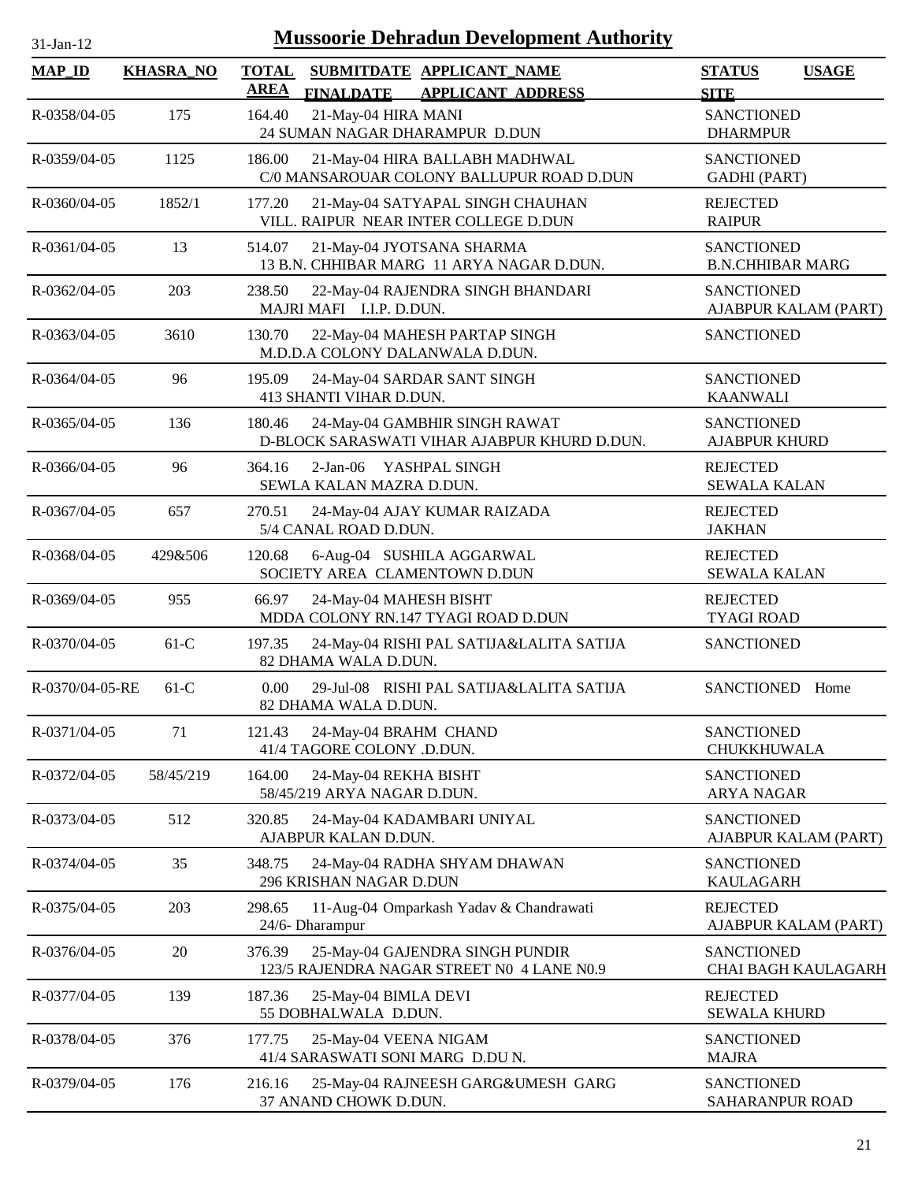# Mussoorie Dehradun Development Authority

31-Jan-12

| MAP_ID | KHASRA_NO | TOTAL AREA | SUBMITDATE FINALDATE | APPLICANT_NAME APPLICANT_ADDRESS | STATUS SITE | USAGE |
|---|---|---|---|---|---|---|
| R-0358/04-05 | 175 | 164.40 | 21-May-04 | HIRA MANI<br>24 SUMAN NAGAR DHARAMPUR D.DUN | SANCTIONED<br>DHARMPUR | |
| R-0359/04-05 | 1125 | 186.00 | 21-May-04 | HIRA BALLABH MADHWAL<br>C/0 MANSAROUAR COLONY BALLUPUR ROAD D.DUN | SANCTIONED<br>GADHI (PART) | |
| R-0360/04-05 | 1852/1 | 177.20 | 21-May-04 | SATYAPAL SINGH CHAUHAN<br>VILL. RAIPUR NEAR INTER COLLEGE D.DUN | REJECTED<br>RAIPUR | |
| R-0361/04-05 | 13 | 514.07 | 21-May-04 | JYOTSANA SHARMA<br>13 B.N. CHHIBAR MARG 11 ARYA NAGAR D.DUN. | SANCTIONED<br>B.N.CHHIBAR MARG | |
| R-0362/04-05 | 203 | 238.50 | 22-May-04 | RAJENDRA SINGH BHANDARI<br>MAJRI MAFI I.I.P. D.DUN. | SANCTIONED<br>AJABPUR KALAM (PART) | |
| R-0363/04-05 | 3610 | 130.70 | 22-May-04 | MAHESH PARTAP SINGH<br>M.D.D.A COLONY DALANWALA D.DUN. | SANCTIONED | |
| R-0364/04-05 | 96 | 195.09 | 24-May-04 | SARDAR SANT SINGH<br>413 SHANTI VIHAR D.DUN. | SANCTIONED<br>KAANWALI | |
| R-0365/04-05 | 136 | 180.46 | 24-May-04 | GAMBHIR SINGH RAWAT<br>D-BLOCK SARASWATI VIHAR AJABPUR KHURD D.DUN. | SANCTIONED<br>AJABPUR KHURD | |
| R-0366/04-05 | 96 | 364.16 | 2-Jan-06 | YASHPAL SINGH<br>SEWLA KALAN MAZRA D.DUN. | REJECTED<br>SEWALA KALAN | |
| R-0367/04-05 | 657 | 270.51 | 24-May-04 | AJAY KUMAR RAIZADA<br>5/4 CANAL ROAD D.DUN. | REJECTED<br>JAKHAN | |
| R-0368/04-05 | 429&506 | 120.68 | 6-Aug-04 | SUSHILA AGGARWAL<br>SOCIETY AREA CLAMENTOWN D.DUN | REJECTED<br>SEWALA KALAN | |
| R-0369/04-05 | 955 | 66.97 | 24-May-04 | MAHESH BISHT<br>MDDA COLONY RN.147 TYAGI ROAD D.DUN | REJECTED<br>TYAGI ROAD | |
| R-0370/04-05 | 61-C | 197.35 | 24-May-04 | RISHI PAL SATIJA&LALITA SATIJA<br>82 DHAMA WALA D.DUN. | SANCTIONED | |
| R-0370/04-05-RE | 61-C | 0.00 | 29-Jul-08 | RISHI PAL SATIJA&LALITA SATIJA<br>82 DHAMA WALA D.DUN. | SANCTIONED | Home |
| R-0371/04-05 | 71 | 121.43 | 24-May-04 | BRAHM CHAND<br>41/4 TAGORE COLONY .D.DUN. | SANCTIONED<br>CHUKKHUWALA | |
| R-0372/04-05 | 58/45/219 | 164.00 | 24-May-04 | REKHA BISHT<br>58/45/219 ARYA NAGAR D.DUN. | SANCTIONED<br>ARYA NAGAR | |
| R-0373/04-05 | 512 | 320.85 | 24-May-04 | KADAMBARI UNIYAL<br>AJABPUR KALAN D.DUN. | SANCTIONED<br>AJABPUR KALAM (PART) | |
| R-0374/04-05 | 35 | 348.75 | 24-May-04 | RADHA SHYAM DHAWAN<br>296 KRISHAN NAGAR D.DUN | SANCTIONED<br>KAULAGARH | |
| R-0375/04-05 | 203 | 298.65 | 11-Aug-04 | Omparkash Yadav & Chandrawati<br>24/6- Dharampur | REJECTED<br>AJABPUR KALAM (PART) | |
| R-0376/04-05 | 20 | 376.39 | 25-May-04 | GAJENDRA SINGH PUNDIR<br>123/5 RAJENDRA NAGAR STREET N0 4 LANE N0.9 | SANCTIONED<br>CHAI BAGH KAULAGARH | |
| R-0377/04-05 | 139 | 187.36 | 25-May-04 | BIMLA DEVI<br>55 DOBHALWALA D.DUN. | REJECTED<br>SEWALA KHURD | |
| R-0378/04-05 | 376 | 177.75 | 25-May-04 | VEENA NIGAM<br>41/4 SARASWATI SONI MARG D.DU N. | SANCTIONED<br>MAJRA | |
| R-0379/04-05 | 176 | 216.16 | 25-May-04 | RAJNEESH GARG&UMESH GARG<br>37 ANAND CHOWK D.DUN. | SANCTIONED<br>SAHARANPUR ROAD | |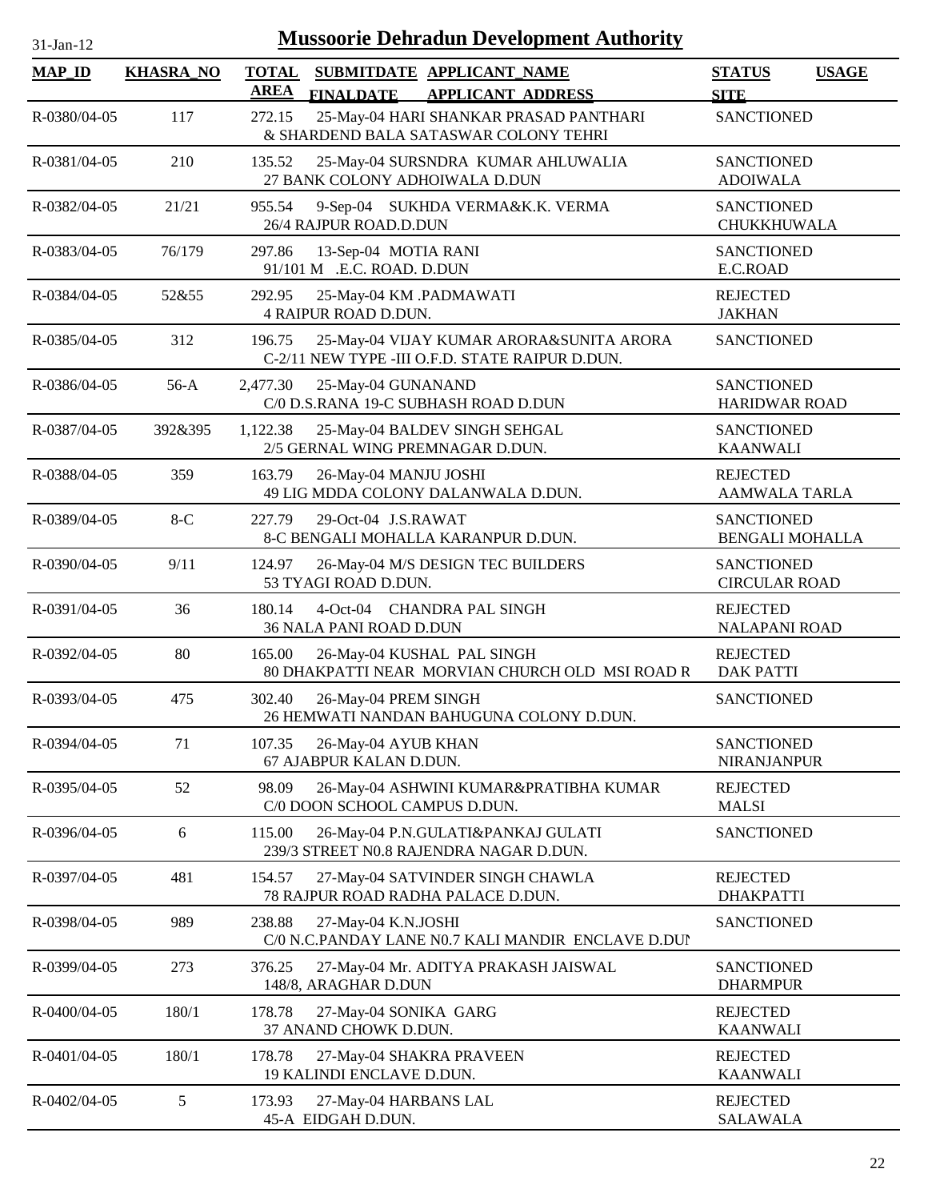# Mussoorie Dehradun Development Authority

31-Jan-12

| MAP_ID | KHASRA_NO | TOTAL AREA | SUBMITDATE FINALDATE | APPLICANT_NAME APPLICANT_ADDRESS | STATUS SITE | USAGE |
|---|---|---|---|---|---|---|
| R-0380/04-05 | 117 | 272.15 | 25-May-04 | HARI SHANKAR PRASAD PANTHARI & SHARDEND BALA SATASWAR COLONY TEHRI | SANCTIONED | |
| R-0381/04-05 | 210 | 135.52 | 25-May-04 | SURSNDRA KUMAR AHLUWALIA 27 BANK COLONY ADHOIWALA D.DUN | SANCTIONED ADOIWALA | |
| R-0382/04-05 | 21/21 | 955.54 | 9-Sep-04 | SUKHDA VERMA&K.K. VERMA 26/4 RAJPUR ROAD.D.DUN | SANCTIONED CHUKKHUWALA | |
| R-0383/04-05 | 76/179 | 297.86 | 13-Sep-04 | MOTIA RANI 91/101 M .E.C. ROAD. D.DUN | SANCTIONED E.C.ROAD | |
| R-0384/04-05 | 52&55 | 292.95 | 25-May-04 | KM .PADMAWATI 4 RAIPUR ROAD D.DUN. | REJECTED JAKHAN | |
| R-0385/04-05 | 312 | 196.75 | 25-May-04 | VIJAY KUMAR ARORA&SUNITA ARORA C-2/11 NEW TYPE -III O.F.D. STATE RAIPUR D.DUN. | SANCTIONED | |
| R-0386/04-05 | 56-A | 2,477.30 | 25-May-04 | GUNANAND C/0 D.S.RANA 19-C SUBHASH ROAD D.DUN | SANCTIONED HARIDWAR ROAD | |
| R-0387/04-05 | 392&395 | 1,122.38 | 25-May-04 | BALDEV SINGH SEHGAL 2/5 GERNAL WING PREMNAGAR D.DUN. | SANCTIONED KAANWALI | |
| R-0388/04-05 | 359 | 163.79 | 26-May-04 | MANJU JOSHI 49 LIG MDDA COLONY DALANWALA D.DUN. | REJECTED AAMWALA TARLA | |
| R-0389/04-05 | 8-C | 227.79 | 29-Oct-04 | J.S.RAWAT 8-C BENGALI MOHALLA KARANPUR D.DUN. | SANCTIONED BENGALI MOHALLA | |
| R-0390/04-05 | 9/11 | 124.97 | 26-May-04 | M/S DESIGN TEC BUILDERS 53 TYAGI ROAD D.DUN. | SANCTIONED CIRCULAR ROAD | |
| R-0391/04-05 | 36 | 180.14 | 4-Oct-04 | CHANDRA PAL SINGH 36 NALA PANI ROAD D.DUN | REJECTED NALAPANI ROAD | |
| R-0392/04-05 | 80 | 165.00 | 26-May-04 | KUSHAL PAL SINGH 80 DHAKPATTI NEAR MORVIAN CHURCH OLD MSI ROAD R | REJECTED DAK PATTI | |
| R-0393/04-05 | 475 | 302.40 | 26-May-04 | PREM SINGH 26 HEMWATI NANDAN BAHUGUNA COLONY D.DUN. | SANCTIONED | |
| R-0394/04-05 | 71 | 107.35 | 26-May-04 | AYUB KHAN 67 AJABPUR KALAN D.DUN. | SANCTIONED NIRANJANPUR | |
| R-0395/04-05 | 52 | 98.09 | 26-May-04 | ASHWINI KUMAR&PRATIBHA KUMAR C/0 DOON SCHOOL CAMPUS D.DUN. | REJECTED MALSI | |
| R-0396/04-05 | 6 | 115.00 | 26-May-04 | P.N.GULATI&PANKAJ GULATI 239/3 STREET N0.8 RAJENDRA NAGAR D.DUN. | SANCTIONED | |
| R-0397/04-05 | 481 | 154.57 | 27-May-04 | SATVINDER SINGH CHAWLA 78 RAJPUR ROAD RADHA PALACE D.DUN. | REJECTED DHAKPATTI | |
| R-0398/04-05 | 989 | 238.88 | 27-May-04 | K.N.JOSHI C/0 N.C.PANDAY LANE N0.7 KALI MANDIR ENCLAVE D.DUN | SANCTIONED | |
| R-0399/04-05 | 273 | 376.25 | 27-May-04 | Mr. ADITYA PRAKASH JAISWAL 148/8, ARAGHAR D.DUN | SANCTIONED DHARMPUR | |
| R-0400/04-05 | 180/1 | 178.78 | 27-May-04 | SONIKA GARG 37 ANAND CHOWK D.DUN. | REJECTED KAANWALI | |
| R-0401/04-05 | 180/1 | 178.78 | 27-May-04 | SHAKRA PRAVEEN 19 KALINDI ENCLAVE D.DUN. | REJECTED KAANWALI | |
| R-0402/04-05 | 5 | 173.93 | 27-May-04 | HARBANS LAL 45-A EIDGAH D.DUN. | REJECTED SALAWALA | |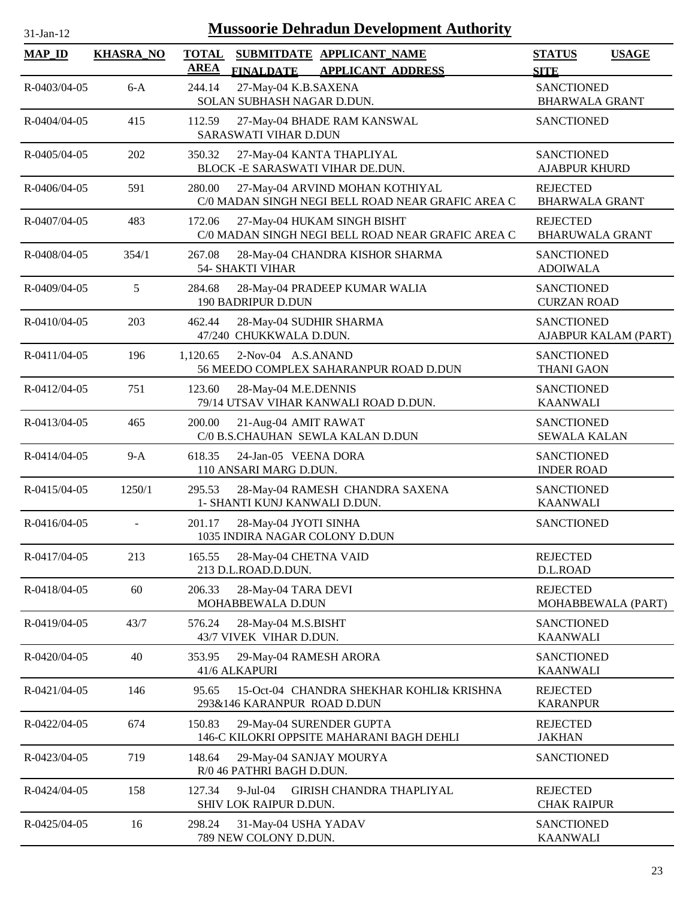# Mussoorie Dehradun Development Authority

31-Jan-12

| MAP_ID | KHASRA_NO | TOTAL AREA | SUBMITDATE FINALDATE | APPLICANT_NAME APPLICANT_ADDRESS | STATUS SITE | USAGE |
|---|---|---|---|---|---|---|
| R-0403/04-05 | 6-A | 244.14 | 27-May-04 | K.B.SAXENA SOLAN SUBHASH NAGAR D.DUN. | SANCTIONED BHARWALA GRANT | |
| R-0404/04-05 | 415 | 112.59 | 27-May-04 | BHADE RAM KANSWAL SARASWATI VIHAR D.DUN | SANCTIONED | |
| R-0405/04-05 | 202 | 350.32 | 27-May-04 | KANTA THAPLIYAL BLOCK -E SARASWATI VIHAR DE.DUN. | SANCTIONED AJABPUR KHURD | |
| R-0406/04-05 | 591 | 280.00 | 27-May-04 | ARVIND MOHAN KOTHIYAL C/0 MADAN SINGH NEGI BELL ROAD NEAR GRAFIC AREA C | REJECTED BHARWALA GRANT | |
| R-0407/04-05 | 483 | 172.06 | 27-May-04 | HUKAM SINGH BISHT C/0 MADAN SINGH NEGI BELL ROAD NEAR GRAFIC AREA C | REJECTED BHARUWALA GRANT | |
| R-0408/04-05 | 354/1 | 267.08 | 28-May-04 | CHANDRA KISHOR SHARMA 54- SHAKTI VIHAR | SANCTIONED ADOIWALA | |
| R-0409/04-05 | 5 | 284.68 | 28-May-04 | PRADEEP KUMAR WALIA 190 BADRIPUR D.DUN | SANCTIONED CURZAN ROAD | |
| R-0410/04-05 | 203 | 462.44 | 28-May-04 | SUDHIR SHARMA 47/240 CHUKKWALA D.DUN. | SANCTIONED AJABPUR KALAM (PART) | |
| R-0411/04-05 | 196 | 1,120.65 | 2-Nov-04 | A.S.ANAND 56 MEEDO COMPLEX SAHARANPUR ROAD D.DUN | SANCTIONED THANI GAON | |
| R-0412/04-05 | 751 | 123.60 | 28-May-04 | M.E.DENNIS 79/14 UTSAV VIHAR KANWALI ROAD D.DUN. | SANCTIONED KAANWALI | |
| R-0413/04-05 | 465 | 200.00 | 21-Aug-04 | AMIT RAWAT C/0 B.S.CHAUHAN SEWLA KALAN D.DUN | SANCTIONED SEWALA KALAN | |
| R-0414/04-05 | 9-A | 618.35 | 24-Jan-05 | VEENA DORA 110 ANSARI MARG D.DUN. | SANCTIONED INDER ROAD | |
| R-0415/04-05 | 1250/1 | 295.53 | 28-May-04 | RAMESH CHANDRA SAXENA 1- SHANTI KUNJ KANWALI D.DUN. | SANCTIONED KAANWALI | |
| R-0416/04-05 | - | 201.17 | 28-May-04 | JYOTI SINHA 1035 INDIRA NAGAR COLONY D.DUN | SANCTIONED | |
| R-0417/04-05 | 213 | 165.55 | 28-May-04 | CHETNA VAID 213 D.L.ROAD.D.DUN. | REJECTED D.L.ROAD | |
| R-0418/04-05 | 60 | 206.33 | 28-May-04 | TARA DEVI MOHABBEWALA D.DUN | REJECTED MOHABBEWALA (PART) | |
| R-0419/04-05 | 43/7 | 576.24 | 28-May-04 | M.S.BISHT 43/7 VIVEK VIHAR D.DUN. | SANCTIONED KAANWALI | |
| R-0420/04-05 | 40 | 353.95 | 29-May-04 | RAMESH ARORA 41/6 ALKAPURI | SANCTIONED KAANWALI | |
| R-0421/04-05 | 146 | 95.65 | 15-Oct-04 | CHANDRA SHEKHAR KOHLI& KRISHNA 293&146 KARANPUR ROAD D.DUN | REJECTED KARANPUR | |
| R-0422/04-05 | 674 | 150.83 | 29-May-04 | SURENDER GUPTA 146-C KILOKRI OPPSITE MAHARANI BAGH DEHLI | REJECTED JAKHAN | |
| R-0423/04-05 | 719 | 148.64 | 29-May-04 | SANJAY MOURYA R/0 46 PATHRI BAGH D.DUN. | SANCTIONED | |
| R-0424/04-05 | 158 | 127.34 | 9-Jul-04 | GIRISH CHANDRA THAPLIYAL SHIV LOK RAIPUR D.DUN. | REJECTED CHAK RAIPUR | |
| R-0425/04-05 | 16 | 298.24 | 31-May-04 | USHA YADAV 789 NEW COLONY D.DUN. | SANCTIONED KAANWALI | |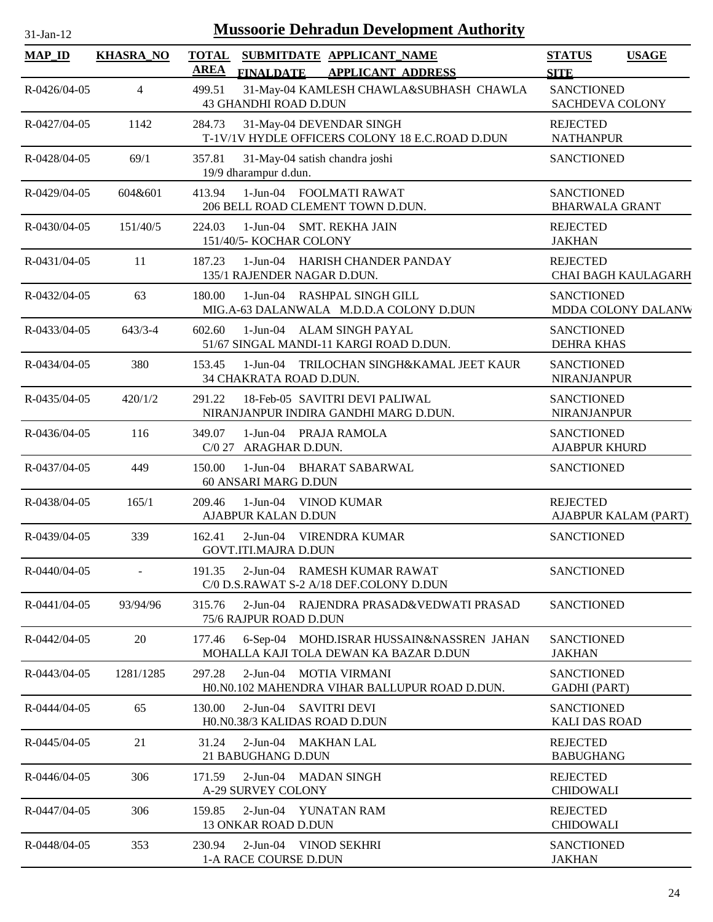# Mussoorie Dehradun Development Authority

31-Jan-12

| MAP_ID | KHASRA_NO | TOTAL AREA | SUBMITDATE FINALDATE | APPLICANT_NAME APPLICANT_ADDRESS | STATUS SITE | USAGE |
|---|---|---|---|---|---|---|
| R-0426/04-05 | 4 | 499.51 | 31-May-04 | KAMLESH CHAWLA&SUBHASH CHAWLA 43 GHANDHI ROAD D.DUN | SANCTIONED SACHDEVA COLONY | |
| R-0427/04-05 | 1142 | 284.73 | 31-May-04 | DEVENDAR SINGH T-1V/1V HYDLE OFFICERS COLONY 18 E.C.ROAD D.DUN | REJECTED NATHANPUR | |
| R-0428/04-05 | 69/1 | 357.81 | 31-May-04 | satish chandra joshi 19/9 dharampur d.dun. | SANCTIONED | |
| R-0429/04-05 | 604&601 | 413.94 | 1-Jun-04 | FOOLMATI RAWAT 206 BELL ROAD CLEMENT TOWN D.DUN. | SANCTIONED BHARWALA GRANT | |
| R-0430/04-05 | 151/40/5 | 224.03 | 1-Jun-04 | SMT. REKHA JAIN 151/40/5- KOCHAR COLONY | REJECTED JAKHAN | |
| R-0431/04-05 | 11 | 187.23 | 1-Jun-04 | HARISH CHANDER PANDAY 135/1 RAJENDER NAGAR D.DUN. | REJECTED CHAI BAGH KAULAGARH | |
| R-0432/04-05 | 63 | 180.00 | 1-Jun-04 | RASHPAL SINGH GILL MIG.A-63 DALANWALA M.D.D.A COLONY D.DUN | SANCTIONED MDDA COLONY DALANW | |
| R-0433/04-05 | 643/3-4 | 602.60 | 1-Jun-04 | ALAM SINGH PAYAL 51/67 SINGAL MANDI-11 KARGI ROAD D.DUN. | SANCTIONED DEHRA KHAS | |
| R-0434/04-05 | 380 | 153.45 | 1-Jun-04 | TRILOCHAN SINGH&KAMAL JEET KAUR 34 CHAKRATA ROAD D.DUN. | SANCTIONED NIRANJANPUR | |
| R-0435/04-05 | 420/1/2 | 291.22 | 18-Feb-05 | SAVITRI DEVI PALIWAL NIRANJANPUR INDIRA GANDHI MARG D.DUN. | SANCTIONED NIRANJANPUR | |
| R-0436/04-05 | 116 | 349.07 | 1-Jun-04 | PRAJA RAMOLA C/0 27 ARAGHAR D.DUN. | SANCTIONED AJABPUR KHURD | |
| R-0437/04-05 | 449 | 150.00 | 1-Jun-04 | BHARAT SABARWAL 60 ANSARI MARG D.DUN | SANCTIONED | |
| R-0438/04-05 | 165/1 | 209.46 | 1-Jun-04 | VINOD KUMAR AJABPUR KALAN D.DUN | REJECTED AJABPUR KALAM (PART) | |
| R-0439/04-05 | 339 | 162.41 | 2-Jun-04 | VIRENDRA KUMAR GOVT.ITI.MAJRA D.DUN | SANCTIONED | |
| R-0440/04-05 | - | 191.35 | 2-Jun-04 | RAMESH KUMAR RAWAT C/0 D.S.RAWAT S-2 A/18 DEF.COLONY D.DUN | SANCTIONED | |
| R-0441/04-05 | 93/94/96 | 315.76 | 2-Jun-04 | RAJENDRA PRASAD&VEDWATI PRASAD 75/6 RAJPUR ROAD D.DUN | SANCTIONED | |
| R-0442/04-05 | 20 | 177.46 | 6-Sep-04 | MOHD.ISRAR HUSSAIN&NASSREN JAHAN MOHALLA KAJI TOLA DEWAN KA BAZAR D.DUN | SANCTIONED JAKHAN | |
| R-0443/04-05 | 1281/1285 | 297.28 | 2-Jun-04 | MOTIA VIRMANI H0.N0.102 MAHENDRA VIHAR BALLUPUR ROAD D.DUN. | SANCTIONED GADHI (PART) | |
| R-0444/04-05 | 65 | 130.00 | 2-Jun-04 | SAVITRI DEVI H0.N0.38/3 KALIDAS ROAD D.DUN | SANCTIONED KALI DAS ROAD | |
| R-0445/04-05 | 21 | 31.24 | 2-Jun-04 | MAKHAN LAL 21 BABUGHANG D.DUN | REJECTED BABUGHANG | |
| R-0446/04-05 | 306 | 171.59 | 2-Jun-04 | MADAN SINGH A-29 SURVEY COLONY | REJECTED CHIDOWALI | |
| R-0447/04-05 | 306 | 159.85 | 2-Jun-04 | YUNATAN RAM 13 ONKAR ROAD D.DUN | REJECTED CHIDOWALI | |
| R-0448/04-05 | 353 | 230.94 | 2-Jun-04 | VINOD SEKHRI 1-A RACE COURSE D.DUN | SANCTIONED JAKHAN | |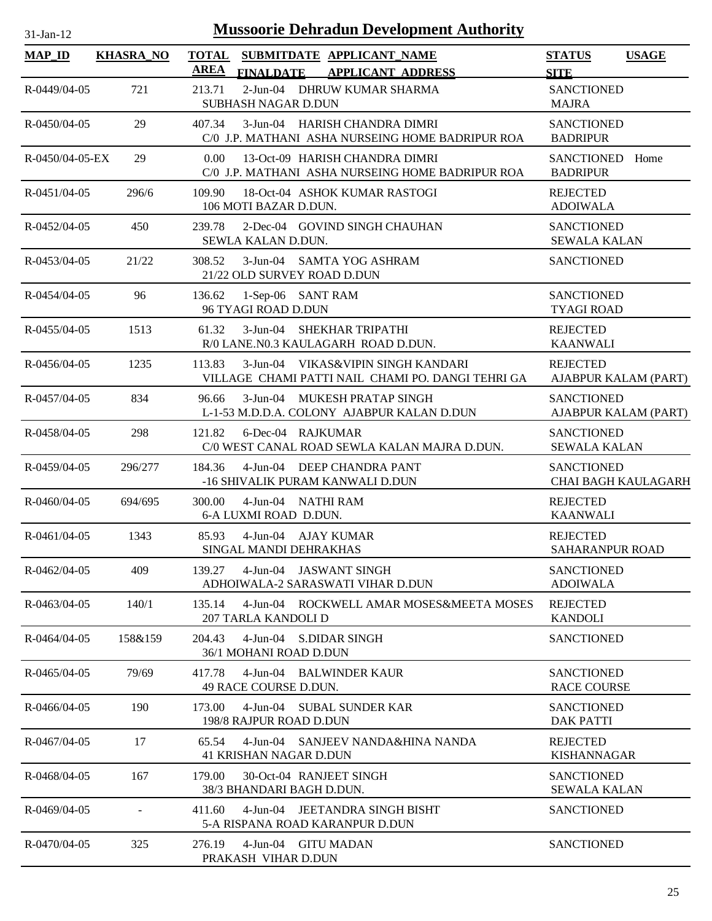# Mussoorie Dehradun Development Authority

| MAP_ID | KHASRA_NO | TOTAL AREA | SUBMITDATE FINALDATE | APPLICANT_NAME APPLICANT_ADDRESS | STATUS SITE | USAGE |
|---|---|---|---|---|---|---|
| R-0449/04-05 | 721 | 213.71 | 2-Jun-04 | DHRUW KUMAR SHARMA SUBHASH NAGAR D.DUN | SANCTIONED MAJRA | |
| R-0450/04-05 | 29 | 407.34 | 3-Jun-04 | HARISH CHANDRA DIMRI C/0 J.P. MATHANI ASHA NURSEING HOME BADRIPUR ROA | SANCTIONED BADRIPUR | |
| R-0450/04-05-EX | 29 | 0.00 | 13-Oct-09 | HARISH CHANDRA DIMRI C/0 J.P. MATHANI ASHA NURSEING HOME BADRIPUR ROA | SANCTIONED BADRIPUR | Home |
| R-0451/04-05 | 296/6 | 109.90 | 18-Oct-04 | ASHOK KUMAR RASTOGI 106 MOTI BAZAR D.DUN. | REJECTED ADOIWALA | |
| R-0452/04-05 | 450 | 239.78 | 2-Dec-04 | GOVIND SINGH CHAUHAN SEWLA KALAN D.DUN. | SANCTIONED SEWALA KALAN | |
| R-0453/04-05 | 21/22 | 308.52 | 3-Jun-04 | SAMTA YOG ASHRAM 21/22 OLD SURVEY ROAD D.DUN | SANCTIONED | |
| R-0454/04-05 | 96 | 136.62 | 1-Sep-06 | SANT RAM 96 TYAGI ROAD D.DUN | SANCTIONED TYAGI ROAD | |
| R-0455/04-05 | 1513 | 61.32 | 3-Jun-04 | SHEKHAR TRIPATHI R/0 LANE.N0.3 KAULAGARH ROAD D.DUN. | REJECTED KAANWALI | |
| R-0456/04-05 | 1235 | 113.83 | 3-Jun-04 | VIKAS&VIPIN SINGH KANDARI VILLAGE CHAMI PATTI NAIL CHAMI PO. DANGI TEHRI GA | REJECTED AJABPUR KALAM (PART) | |
| R-0457/04-05 | 834 | 96.66 | 3-Jun-04 | MUKESH PRATAP SINGH L-1-53 M.D.D.A. COLONY AJABPUR KALAN D.DUN | SANCTIONED AJABPUR KALAM (PART) | |
| R-0458/04-05 | 298 | 121.82 | 6-Dec-04 | RAJKUMAR C/0 WEST CANAL ROAD SEWLA KALAN MAJRA D.DUN. | SANCTIONED SEWALA KALAN | |
| R-0459/04-05 | 296/277 | 184.36 | 4-Jun-04 | DEEP CHANDRA PANT -16 SHIVALIK PURAM KANWALI D.DUN | SANCTIONED CHAI BAGH KAULAGARH | |
| R-0460/04-05 | 694/695 | 300.00 | 4-Jun-04 | NATHI RAM 6-A LUXMI ROAD D.DUN. | REJECTED KAANWALI | |
| R-0461/04-05 | 1343 | 85.93 | 4-Jun-04 | AJAY KUMAR SINGAL MANDI DEHRAKHAS | REJECTED SAHARANPUR ROAD | |
| R-0462/04-05 | 409 | 139.27 | 4-Jun-04 | JASWANT SINGH ADHOIWALA-2 SARASWATI VIHAR D.DUN | SANCTIONED ADOIWALA | |
| R-0463/04-05 | 140/1 | 135.14 | 4-Jun-04 | ROCKWELL AMAR MOSES&MEETA MOSES 207 TARLA KANDOLI D | REJECTED KANDOLI | |
| R-0464/04-05 | 158&159 | 204.43 | 4-Jun-04 | S.DIDAR SINGH 36/1 MOHANI ROAD D.DUN | SANCTIONED | |
| R-0465/04-05 | 79/69 | 417.78 | 4-Jun-04 | BALWINDER KAUR 49 RACE COURSE D.DUN. | SANCTIONED RACE COURSE | |
| R-0466/04-05 | 190 | 173.00 | 4-Jun-04 | SUBAL SUNDER KAR 198/8 RAJPUR ROAD D.DUN | SANCTIONED DAK PATTI | |
| R-0467/04-05 | 17 | 65.54 | 4-Jun-04 | SANJEEV NANDA&HINA NANDA 41 KRISHAN NAGAR D.DUN | REJECTED KISHANNAGAR | |
| R-0468/04-05 | 167 | 179.00 | 30-Oct-04 | RANJEET SINGH 38/3 BHANDARI BAGH D.DUN. | SANCTIONED SEWALA KALAN | |
| R-0469/04-05 | - | 411.60 | 4-Jun-04 | JEETANDRA SINGH BISHT 5-A RISPANA ROAD KARANPUR D.DUN | SANCTIONED | |
| R-0470/04-05 | 325 | 276.19 | 4-Jun-04 | GITU MADAN PRAKASH VIHAR D.DUN | SANCTIONED | |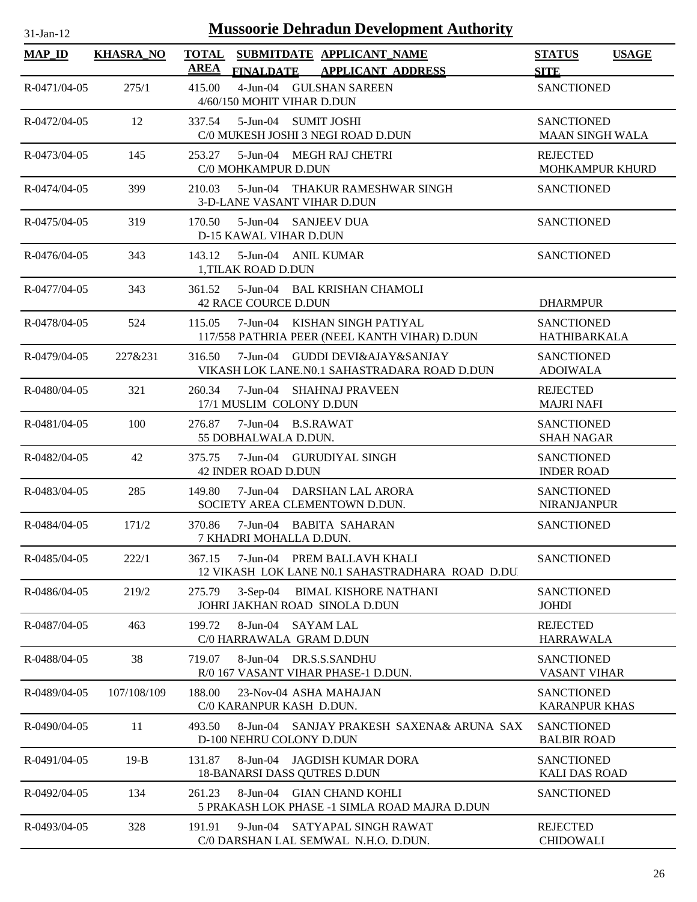# Mussoorie Dehradun Development Authority

| MAP_ID | KHASRA_NO | TOTAL AREA | SUBMITDATE FINALDATE | APPLICANT_NAME APPLICANT ADDRESS | STATUS SITE | USAGE |
|---|---|---|---|---|---|---|
| R-0471/04-05 | 275/1 | 415.00 | 4-Jun-04 | GULSHAN SAREEN 4/60/150 MOHIT VIHAR D.DUN | SANCTIONED | |
| R-0472/04-05 | 12 | 337.54 | 5-Jun-04 | SUMIT JOSHI C/0 MUKESH JOSHI 3 NEGI ROAD D.DUN | SANCTIONED MAAN SINGH WALA | |
| R-0473/04-05 | 145 | 253.27 | 5-Jun-04 | MEGH RAJ CHETRI C/0 MOHKAMPUR D.DUN | REJECTED MOHKAMPUR KHURD | |
| R-0474/04-05 | 399 | 210.03 | 5-Jun-04 | THAKUR RAMESHWAR SINGH 3-D-LANE VASANT VIHAR D.DUN | SANCTIONED | |
| R-0475/04-05 | 319 | 170.50 | 5-Jun-04 | SANJEEV DUA D-15 KAWAL VIHAR D.DUN | SANCTIONED | |
| R-0476/04-05 | 343 | 143.12 | 5-Jun-04 | ANIL KUMAR 1,TILAK ROAD D.DUN | SANCTIONED | |
| R-0477/04-05 | 343 | 361.52 | 5-Jun-04 | BAL KRISHAN CHAMOLI 42 RACE COURCE D.DUN | DHARMPUR | |
| R-0478/04-05 | 524 | 115.05 | 7-Jun-04 | KISHAN SINGH PATIYAL 117/558 PATHRIA PEER (NEEL KANTH VIHAR) D.DUN | SANCTIONED HATHIBARKALA | |
| R-0479/04-05 | 227&231 | 316.50 | 7-Jun-04 | GUDDI DEVI&AJAY&SANJAY VIKASH LOK LANE.N0.1 SAHASTRADARA ROAD D.DUN | SANCTIONED ADOIWALA | |
| R-0480/04-05 | 321 | 260.34 | 7-Jun-04 | SHAHNAJ PRAVEEN 17/1 MUSLIM COLONY D.DUN | REJECTED MAJRI NAFI | |
| R-0481/04-05 | 100 | 276.87 | 7-Jun-04 | B.S.RAWAT 55 DOBHALWALA D.DUN. | SANCTIONED SHAH NAGAR | |
| R-0482/04-05 | 42 | 375.75 | 7-Jun-04 | GURUDIYAL SINGH 42 INDER ROAD D.DUN | SANCTIONED INDER ROAD | |
| R-0483/04-05 | 285 | 149.80 | 7-Jun-04 | DARSHAN LAL ARORA SOCIETY AREA CLEMENTOWN D.DUN. | SANCTIONED NIRANJANPUR | |
| R-0484/04-05 | 171/2 | 370.86 | 7-Jun-04 | BABITA SAHARAN 7 KHADRI MOHALLA D.DUN. | SANCTIONED | |
| R-0485/04-05 | 222/1 | 367.15 | 7-Jun-04 | PREM BALLAVH KHALI 12 VIKASH LOK LANE N0.1 SAHASTRADHARA ROAD D.DU | SANCTIONED | |
| R-0486/04-05 | 219/2 | 275.79 | 3-Sep-04 | BIMAL KISHORE NATHANI JOHRI JAKHAN ROAD SINOLA D.DUN | SANCTIONED JOHDI | |
| R-0487/04-05 | 463 | 199.72 | 8-Jun-04 | SAYAM LAL C/0 HARRAWALA GRAM D.DUN | REJECTED HARRAWALA | |
| R-0488/04-05 | 38 | 719.07 | 8-Jun-04 | DR.S.S.SANDHU R/0 167 VASANT VIHAR PHASE-1 D.DUN. | SANCTIONED VASANT VIHAR | |
| R-0489/04-05 | 107/108/109 | 188.00 | 23-Nov-04 | ASHA MAHAJAN C/0 KARANPUR KASH D.DUN. | SANCTIONED KARANPUR KHAS | |
| R-0490/04-05 | 11 | 493.50 | 8-Jun-04 | SANJAY PRAKESH SAXENA& ARUNA SAX D-100 NEHRU COLONY D.DUN | SANCTIONED BALBIR ROAD | |
| R-0491/04-05 | 19-B | 131.87 | 8-Jun-04 | JAGDISH KUMAR DORA 18-BANARSI DASS QUTRES D.DUN | SANCTIONED KALI DAS ROAD | |
| R-0492/04-05 | 134 | 261.23 | 8-Jun-04 | GIAN CHAND KOHLI 5 PRAKASH LOK PHASE -1 SIMLA ROAD MAJRA D.DUN | SANCTIONED | |
| R-0493/04-05 | 328 | 191.91 | 9-Jun-04 | SATYAPAL SINGH RAWAT C/0 DARSHAN LAL SEMWAL N.H.O. D.DUN. | REJECTED CHIDOWALI | |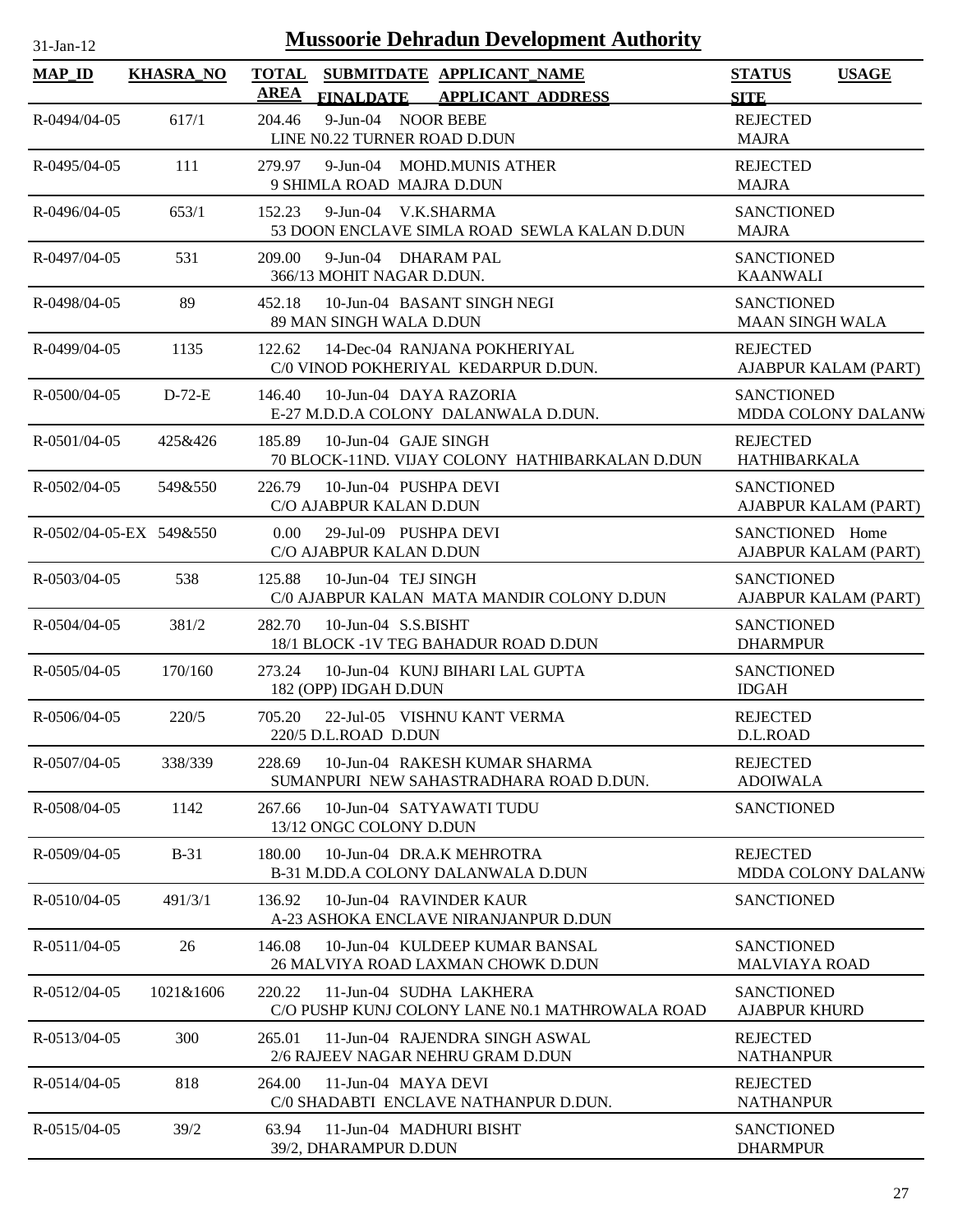# Mussoorie Dehradun Development Authority

31-Jan-12

| MAP_ID | KHASRA_NO | TOTAL AREA | SUBMITDATE FINALDATE | APPLICANT_NAME APPLICANT_ADDRESS | STATUS SITE | USAGE |
|---|---|---|---|---|---|---|
| R-0494/04-05 | 617/1 | 204.46 | 9-Jun-04 | NOOR BEBE<br>LINE N0.22 TURNER ROAD D.DUN | REJECTED<br>MAJRA | |
| R-0495/04-05 | 111 | 279.97 | 9-Jun-04 | MOHD.MUNIS ATHER<br>9 SHIMLA ROAD MAJRA D.DUN | REJECTED<br>MAJRA | |
| R-0496/04-05 | 653/1 | 152.23 | 9-Jun-04 | V.K.SHARMA<br>53 DOON ENCLAVE SIMLA ROAD SEWLA KALAN D.DUN | SANCTIONED<br>MAJRA | |
| R-0497/04-05 | 531 | 209.00 | 9-Jun-04 | DHARAM PAL<br>366/13 MOHIT NAGAR D.DUN. | SANCTIONED<br>KAANWALI | |
| R-0498/04-05 | 89 | 452.18 | 10-Jun-04 | BASANT SINGH NEGI<br>89 MAN SINGH WALA D.DUN | SANCTIONED<br>MAAN SINGH WALA | |
| R-0499/04-05 | 1135 | 122.62 | 14-Dec-04 | RANJANA POKHERIYAL<br>C/0 VINOD POKHERIYAL KEDARPUR D.DUN. | REJECTED<br>AJABPUR KALAM (PART) | |
| R-0500/04-05 | D-72-E | 146.40 | 10-Jun-04 | DAYA RAZORIA<br>E-27 M.D.D.A COLONY DALANWALA D.DUN. | SANCTIONED<br>MDDA COLONY DALANW | |
| R-0501/04-05 | 425&426 | 185.89 | 10-Jun-04 | GAJE SINGH<br>70 BLOCK-11ND. VIJAY COLONY HATHIBARKALAN D.DUN | REJECTED<br>HATHIBARKALA | |
| R-0502/04-05 | 549&550 | 226.79 | 10-Jun-04 | PUSHPA DEVI<br>C/O AJABPUR KALAN D.DUN | SANCTIONED<br>AJABPUR KALAM (PART) | |
| R-0502/04-05-EX | 549&550 | 0.00 | 29-Jul-09 | PUSHPA DEVI<br>C/O AJABPUR KALAN D.DUN | SANCTIONED<br>AJABPUR KALAM (PART) | Home |
| R-0503/04-05 | 538 | 125.88 | 10-Jun-04 | TEJ SINGH<br>C/0 AJABPUR KALAN MATA MANDIR COLONY D.DUN | SANCTIONED<br>AJABPUR KALAM (PART) | |
| R-0504/04-05 | 381/2 | 282.70 | 10-Jun-04 | S.S.BISHT<br>18/1 BLOCK -1V TEG BAHADUR ROAD D.DUN | SANCTIONED<br>DHARMPUR | |
| R-0505/04-05 | 170/160 | 273.24 | 10-Jun-04 | KUNJ BIHARI LAL GUPTA<br>182 (OPP) IDGAH D.DUN | SANCTIONED<br>IDGAH | |
| R-0506/04-05 | 220/5 | 705.20 | 22-Jul-05 | VISHNU KANT VERMA<br>220/5 D.L.ROAD D.DUN | REJECTED<br>D.L.ROAD | |
| R-0507/04-05 | 338/339 | 228.69 | 10-Jun-04 | RAKESH KUMAR SHARMA<br>SUMANPURI NEW SAHASTRADHARA ROAD D.DUN. | REJECTED<br>ADOIWALA | |
| R-0508/04-05 | 1142 | 267.66 | 10-Jun-04 | SATYAWATI TUDU<br>13/12 ONGC COLONY D.DUN | SANCTIONED | |
| R-0509/04-05 | B-31 | 180.00 | 10-Jun-04 | DR.A.K MEHROTRA<br>B-31 M.DD.A COLONY DALANWALA D.DUN | REJECTED<br>MDDA COLONY DALANW | |
| R-0510/04-05 | 491/3/1 | 136.92 | 10-Jun-04 | RAVINDER KAUR<br>A-23 ASHOKA ENCLAVE NIRANJANPUR D.DUN | SANCTIONED | |
| R-0511/04-05 | 26 | 146.08 | 10-Jun-04 | KULDEEP KUMAR BANSAL<br>26 MALVIYA ROAD LAXMAN CHOWK D.DUN | SANCTIONED<br>MALVIAYA ROAD | |
| R-0512/04-05 | 1021&1606 | 220.22 | 11-Jun-04 | SUDHA LAKHERA<br>C/O PUSHP KUNJ COLONY LANE N0.1 MATHROWALA ROAD | SANCTIONED<br>AJABPUR KHURD | |
| R-0513/04-05 | 300 | 265.01 | 11-Jun-04 | RAJENDRA SINGH ASWAL<br>2/6 RAJEEV NAGAR NEHRU GRAM D.DUN | REJECTED<br>NATHANPUR | |
| R-0514/04-05 | 818 | 264.00 | 11-Jun-04 | MAYA DEVI<br>C/0 SHADABTI ENCLAVE NATHANPUR D.DUN. | REJECTED<br>NATHANPUR | |
| R-0515/04-05 | 39/2 | 63.94 | 11-Jun-04 | MADHURI BISHT<br>39/2, DHARAMPUR D.DUN | SANCTIONED<br>DHARMPUR | |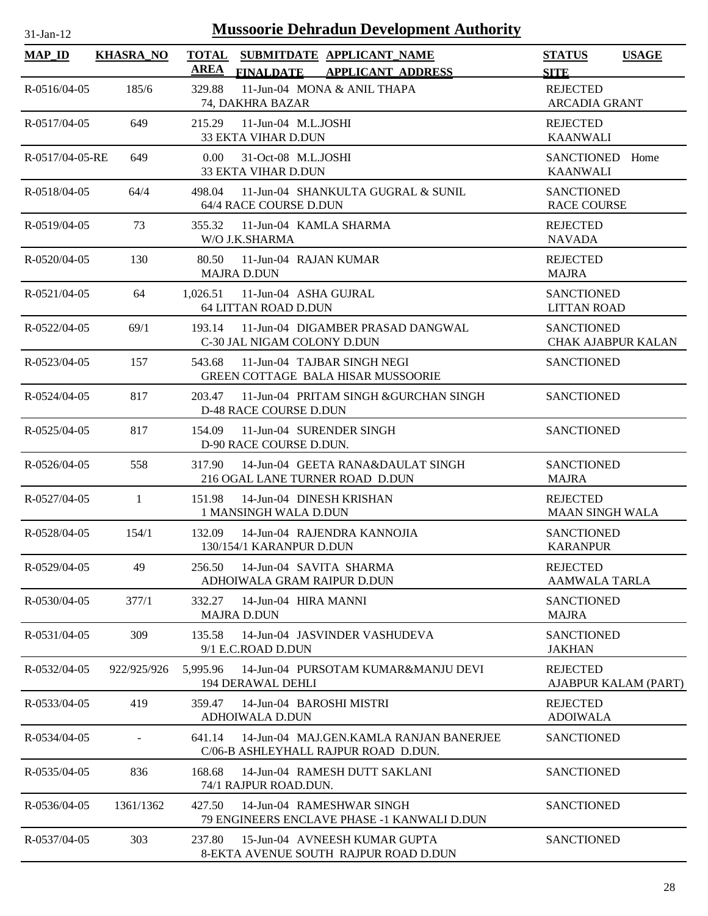# Mussoorie Dehradun Development Authority

31-Jan-12

| MAP_ID | KHASRA_NO | TOTAL AREA | SUBMITDATE FINALDATE | APPLICANT_NAME APPLICANT_ADDRESS | STATUS SITE | USAGE |
|---|---|---|---|---|---|---|
| R-0516/04-05 | 185/6 | 329.88 | 11-Jun-04 | MONA & ANIL THAPA<br>74, DAKHRA BAZAR | REJECTED<br>ARCADIA GRANT | |
| R-0517/04-05 | 649 | 215.29 | 11-Jun-04 | M.L.JOSHI<br>33 EKTA VIHAR D.DUN | REJECTED<br>KAANWALI | |
| R-0517/04-05-RE | 649 | 0.00 | 31-Oct-08 | M.L.JOSHI<br>33 EKTA VIHAR D.DUN | SANCTIONED<br>KAANWALI | Home |
| R-0518/04-05 | 64/4 | 498.04 | 11-Jun-04 | SHANKULTA GUGRAL & SUNIL<br>64/4 RACE COURSE D.DUN | SANCTIONED<br>RACE COURSE | |
| R-0519/04-05 | 73 | 355.32 | 11-Jun-04 | KAMLA SHARMA<br>W/O J.K.SHARMA | REJECTED<br>NAVADA | |
| R-0520/04-05 | 130 | 80.50 | 11-Jun-04 | RAJAN KUMAR<br>MAJRA D.DUN | REJECTED<br>MAJRA | |
| R-0521/04-05 | 64 | 1,026.51 | 11-Jun-04 | ASHA GUJRAL<br>64 LITTAN ROAD D.DUN | SANCTIONED<br>LITTAN ROAD | |
| R-0522/04-05 | 69/1 | 193.14 | 11-Jun-04 | DIGAMBER PRASAD DANGWAL<br>C-30 JAL NIGAM COLONY D.DUN | SANCTIONED<br>CHAK AJABPUR KALAN | |
| R-0523/04-05 | 157 | 543.68 | 11-Jun-04 | TAJBAR SINGH NEGI<br>GREEN COTTAGE BALA HISAR MUSSOORIE | SANCTIONED | |
| R-0524/04-05 | 817 | 203.47 | 11-Jun-04 | PRITAM SINGH &GURCHAN SINGH<br>D-48 RACE COURSE D.DUN | SANCTIONED | |
| R-0525/04-05 | 817 | 154.09 | 11-Jun-04 | SURENDER SINGH<br>D-90 RACE COURSE D.DUN. | SANCTIONED | |
| R-0526/04-05 | 558 | 317.90 | 14-Jun-04 | GEETA RANA&DAULAT SINGH<br>216 OGAL LANE TURNER ROAD D.DUN | SANCTIONED<br>MAJRA | |
| R-0527/04-05 | 1 | 151.98 | 14-Jun-04 | DINESH KRISHAN<br>1 MANSINGH WALA D.DUN | REJECTED<br>MAAN SINGH WALA | |
| R-0528/04-05 | 154/1 | 132.09 | 14-Jun-04 | RAJENDRA KANNOJIA<br>130/154/1 KARANPUR D.DUN | SANCTIONED<br>KARANPUR | |
| R-0529/04-05 | 49 | 256.50 | 14-Jun-04 | SAVITA SHARMA<br>ADHOIWALA GRAM RAIPUR D.DUN | REJECTED<br>AAMWALA TARLA | |
| R-0530/04-05 | 377/1 | 332.27 | 14-Jun-04 | HIRA MANNI<br>MAJRA D.DUN | SANCTIONED<br>MAJRA | |
| R-0531/04-05 | 309 | 135.58 | 14-Jun-04 | JASVINDER VASHUDEVA<br>9/1 E.C.ROAD D.DUN | SANCTIONED<br>JAKHAN | |
| R-0532/04-05 | 922/925/926 | 5,995.96 | 14-Jun-04 | PURSOTAM KUMAR&MANJU DEVI<br>194 DERAWAL DEHLI | REJECTED<br>AJABPUR KALAM (PART) | |
| R-0533/04-05 | 419 | 359.47 | 14-Jun-04 | BAROSHI MISTRI<br>ADHOIWALA D.DUN | REJECTED<br>ADOIWALA | |
| R-0534/04-05 | - | 641.14 | 14-Jun-04 | MAJ.GEN.KAMLA RANJAN BANERJEE<br>C/06-B ASHLEYHALL RAJPUR ROAD D.DUN. | SANCTIONED | |
| R-0535/04-05 | 836 | 168.68 | 14-Jun-04 | RAMESH DUTT SAKLANI<br>74/1 RAJPUR ROAD.DUN. | SANCTIONED | |
| R-0536/04-05 | 1361/1362 | 427.50 | 14-Jun-04 | RAMESHWAR SINGH<br>79 ENGINEERS ENCLAVE PHASE -1 KANWALI D.DUN | SANCTIONED | |
| R-0537/04-05 | 303 | 237.80 | 15-Jun-04 | AVNEESH KUMAR GUPTA<br>8-EKTA AVENUE SOUTH RAJPUR ROAD D.DUN | SANCTIONED | |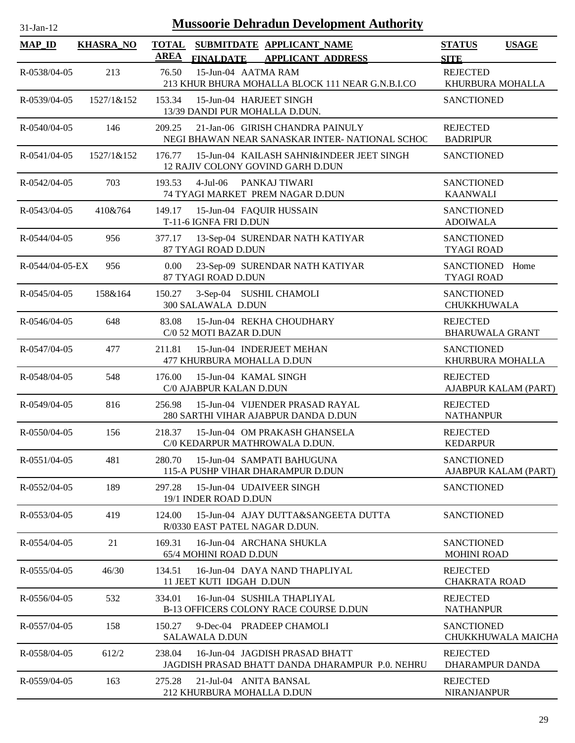# Mussoorie Dehradun Development Authority

31-Jan-12

| MAP_ID | KHASRA_NO | TOTAL AREA | SUBMITDATE FINALDATE | APPLICANT_NAME APPLICANT_ADDRESS | STATUS SITE | USAGE |
|---|---|---|---|---|---|---|
| R-0538/04-05 | 213 | 76.50 | 15-Jun-04 | AATMA RAM<br>213 KHUR BHURA MOHALLA BLOCK 111 NEAR G.N.B.I.CO | REJECTED<br>KHURBURA MOHALLA | |
| R-0539/04-05 | 1527/1&152 | 153.34 | 15-Jun-04 | HARJEET SINGH<br>13/39 DANDI PUR MOHALLA D.DUN. | SANCTIONED | |
| R-0540/04-05 | 146 | 209.25 | 21-Jan-06 | GIRISH CHANDRA PAINULY<br>NEGI BHAWAN NEAR SANASKAR INTER- NATIONAL SCHOC | REJECTED<br>BADRIPUR | |
| R-0541/04-05 | 1527/1&152 | 176.77 | 15-Jun-04 | KAILASH SAHNI&INDEER JEET SINGH<br>12 RAJIV COLONY GOVIND GARH D.DUN | SANCTIONED | |
| R-0542/04-05 | 703 | 193.53 | 4-Jul-06 | PANKAJ TIWARI<br>74 TYAGI MARKET PREM NAGAR D.DUN | SANCTIONED<br>KAANWALI | |
| R-0543/04-05 | 410&764 | 149.17 | 15-Jun-04 | FAQUIR HUSSAIN<br>T-11-6 IGNFA FRI D.DUN | SANCTIONED<br>ADOIWALA | |
| R-0544/04-05 | 956 | 377.17 | 13-Sep-04 | SURENDAR NATH KATIYAR<br>87 TYAGI ROAD D.DUN | SANCTIONED<br>TYAGI ROAD | |
| R-0544/04-05-EX | 956 | 0.00 | 23-Sep-09 | SURENDAR NATH KATIYAR<br>87 TYAGI ROAD D.DUN | SANCTIONED<br>TYAGI ROAD | Home |
| R-0545/04-05 | 158&164 | 150.27 | 3-Sep-04 | SUSHIL CHAMOLI<br>300 SALAWALA D.DUN | SANCTIONED<br>CHUKKHUWALA | |
| R-0546/04-05 | 648 | 83.08 | 15-Jun-04 | REKHA CHOUDHARY<br>C/0 52 MOTI BAZAR D.DUN | REJECTED<br>BHARUWALA GRANT | |
| R-0547/04-05 | 477 | 211.81 | 15-Jun-04 | INDERJEET MEHAN<br>477 KHURBURA MOHALLA D.DUN | SANCTIONED<br>KHURBURA MOHALLA | |
| R-0548/04-05 | 548 | 176.00 | 15-Jun-04 | KAMAL SINGH<br>C/0 AJABPUR KALAN D.DUN | REJECTED<br>AJABPUR KALAM (PART) | |
| R-0549/04-05 | 816 | 256.98 | 15-Jun-04 | VIJENDER PRASAD RAYAL<br>280 SARTHI VIHAR AJABPUR DANDA D.DUN | REJECTED<br>NATHANPUR | |
| R-0550/04-05 | 156 | 218.37 | 15-Jun-04 | OM PRAKASH GHANSELA<br>C/0 KEDARPUR MATHROWALA D.DUN. | REJECTED<br>KEDARPUR | |
| R-0551/04-05 | 481 | 280.70 | 15-Jun-04 | SAMPATI BAHUGUNA<br>115-A PUSHP VIHAR DHARAMPUR D.DUN | SANCTIONED<br>AJABPUR KALAM (PART) | |
| R-0552/04-05 | 189 | 297.28 | 15-Jun-04 | UDAIVEER SINGH<br>19/1 INDER ROAD D.DUN | SANCTIONED | |
| R-0553/04-05 | 419 | 124.00 | 15-Jun-04 | AJAY DUTTA&SANGEETA DUTTA<br>R/0330 EAST PATEL NAGAR D.DUN. | SANCTIONED | |
| R-0554/04-05 | 21 | 169.31 | 16-Jun-04 | ARCHANA SHUKLA<br>65/4 MOHINI ROAD D.DUN | SANCTIONED<br>MOHINI ROAD | |
| R-0555/04-05 | 46/30 | 134.51 | 16-Jun-04 | DAYA NAND THAPLIYAL<br>11 JEET KUTI IDGAH D.DUN | REJECTED<br>CHAKRATA ROAD | |
| R-0556/04-05 | 532 | 334.01 | 16-Jun-04 | SUSHILA THAPLIYAL<br>B-13 OFFICERS COLONY RACE COURSE D.DUN | REJECTED<br>NATHANPUR | |
| R-0557/04-05 | 158 | 150.27 | 9-Dec-04 | PRADEEP CHAMOLI<br>SALAWALA D.DUN | SANCTIONED<br>CHUKKHUWALA MAICHA | |
| R-0558/04-05 | 612/2 | 238.04 | 16-Jun-04 | JAGDISH PRASAD BHATT<br>JAGDISH PRASAD BHATT DANDA DHARAMPUR P.0. NEHRU | REJECTED<br>DHARAMPUR DANDA | |
| R-0559/04-05 | 163 | 275.28 | 21-Jul-04 | ANITA BANSAL<br>212 KHURBURA MOHALLA D.DUN | REJECTED<br>NIRANJANPUR | |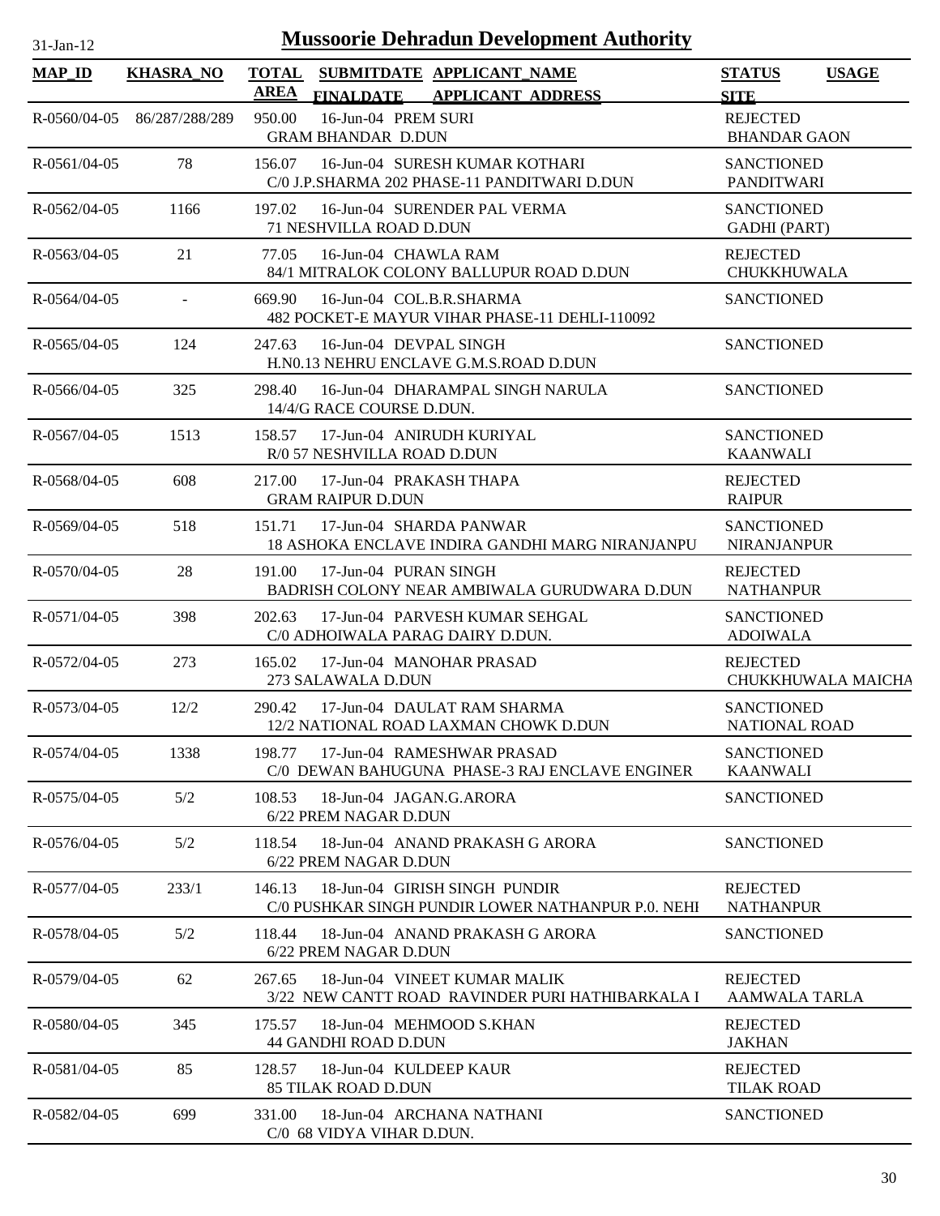# Mussoorie Dehradun Development Authority

31-Jan-12

| MAP_ID | KHASRA_NO | TOTAL AREA | SUBMITDATE FINALDATE | APPLICANT_NAME APPLICANT_ADDRESS | STATUS SITE | USAGE |
|---|---|---|---|---|---|---|
| R-0560/04-05 | 86/287/288/289 | 950.00 | 16-Jun-04 | PREM SURI<br>GRAM BHANDAR D.DUN | REJECTED<br>BHANDAR GAON | |
| R-0561/04-05 | 78 | 156.07 | 16-Jun-04 | SURESH KUMAR KOTHARI<br>C/0 J.P.SHARMA 202 PHASE-11 PANDITWARI D.DUN | SANCTIONED<br>PANDITWARI | |
| R-0562/04-05 | 1166 | 197.02 | 16-Jun-04 | SURENDER PAL VERMA<br>71 NESHVILLA ROAD D.DUN | SANCTIONED<br>GADHI (PART) | |
| R-0563/04-05 | 21 | 77.05 | 16-Jun-04 | CHAWLA RAM<br>84/1 MITRALOK COLONY BALLUPUR ROAD D.DUN | REJECTED<br>CHUKKHUWALA | |
| R-0564/04-05 | - | 669.90 | 16-Jun-04 | COL.B.R.SHARMA<br>482 POCKET-E MAYUR VIHAR PHASE-11 DEHLI-110092 | SANCTIONED | |
| R-0565/04-05 | 124 | 247.63 | 16-Jun-04 | DEVPAL SINGH<br>H.N0.13 NEHRU ENCLAVE G.M.S.ROAD D.DUN | SANCTIONED | |
| R-0566/04-05 | 325 | 298.40 | 16-Jun-04 | DHARAMPAL SINGH NARULA<br>14/4/G RACE COURSE D.DUN. | SANCTIONED | |
| R-0567/04-05 | 1513 | 158.57 | 17-Jun-04 | ANIRUDH KURIYAL<br>R/0 57 NESHVILLA ROAD D.DUN | SANCTIONED<br>KAANWALI | |
| R-0568/04-05 | 608 | 217.00 | 17-Jun-04 | PRAKASH THAPA<br>GRAM RAIPUR D.DUN | REJECTED<br>RAIPUR | |
| R-0569/04-05 | 518 | 151.71 | 17-Jun-04 | SHARDA PANWAR<br>18 ASHOKA ENCLAVE INDIRA GANDHI MARG NIRANJANPU | SANCTIONED<br>NIRANJANPUR | |
| R-0570/04-05 | 28 | 191.00 | 17-Jun-04 | PURAN SINGH<br>BADRISH COLONY NEAR AMBIWALA GURUDWARA D.DUN | REJECTED<br>NATHANPUR | |
| R-0571/04-05 | 398 | 202.63 | 17-Jun-04 | PARVESH KUMAR SEHGAL<br>C/0 ADHOIWALA PARAG DAIRY D.DUN. | SANCTIONED<br>ADOIWALA | |
| R-0572/04-05 | 273 | 165.02 | 17-Jun-04 | MANOHAR PRASAD<br>273 SALAWALA D.DUN | REJECTED<br>CHUKKHUWALA MAICHA | |
| R-0573/04-05 | 12/2 | 290.42 | 17-Jun-04 | DAULAT RAM SHARMA<br>12/2 NATIONAL ROAD LAXMAN CHOWK D.DUN | SANCTIONED<br>NATIONAL ROAD | |
| R-0574/04-05 | 1338 | 198.77 | 17-Jun-04 | RAMESHWAR PRASAD<br>C/0 DEWAN BAHUGUNA PHASE-3 RAJ ENCLAVE ENGINER | SANCTIONED<br>KAANWALI | |
| R-0575/04-05 | 5/2 | 108.53 | 18-Jun-04 | JAGAN.G.ARORA<br>6/22 PREM NAGAR D.DUN | SANCTIONED | |
| R-0576/04-05 | 5/2 | 118.54 | 18-Jun-04 | ANAND PRAKASH G ARORA<br>6/22 PREM NAGAR D.DUN | SANCTIONED | |
| R-0577/04-05 | 233/1 | 146.13 | 18-Jun-04 | GIRISH SINGH PUNDIR<br>C/0 PUSHKAR SINGH PUNDIR LOWER NATHANPUR P.0. NEHI | REJECTED<br>NATHANPUR | |
| R-0578/04-05 | 5/2 | 118.44 | 18-Jun-04 | ANAND PRAKASH G ARORA<br>6/22 PREM NAGAR D.DUN | SANCTIONED | |
| R-0579/04-05 | 62 | 267.65 | 18-Jun-04 | VINEET KUMAR MALIK<br>3/22 NEW CANTT ROAD RAVINDER PURI HATHIBARKALA I | REJECTED<br>AAMWALA TARLA | |
| R-0580/04-05 | 345 | 175.57 | 18-Jun-04 | MEHMOOD S.KHAN<br>44 GANDHI ROAD D.DUN | REJECTED<br>JAKHAN | |
| R-0581/04-05 | 85 | 128.57 | 18-Jun-04 | KULDEEP KAUR<br>85 TILAK ROAD D.DUN | REJECTED<br>TILAK ROAD | |
| R-0582/04-05 | 699 | 331.00 | 18-Jun-04 | ARCHANA NATHANI<br>C/0 68 VIDYA VIHAR D.DUN. | SANCTIONED | |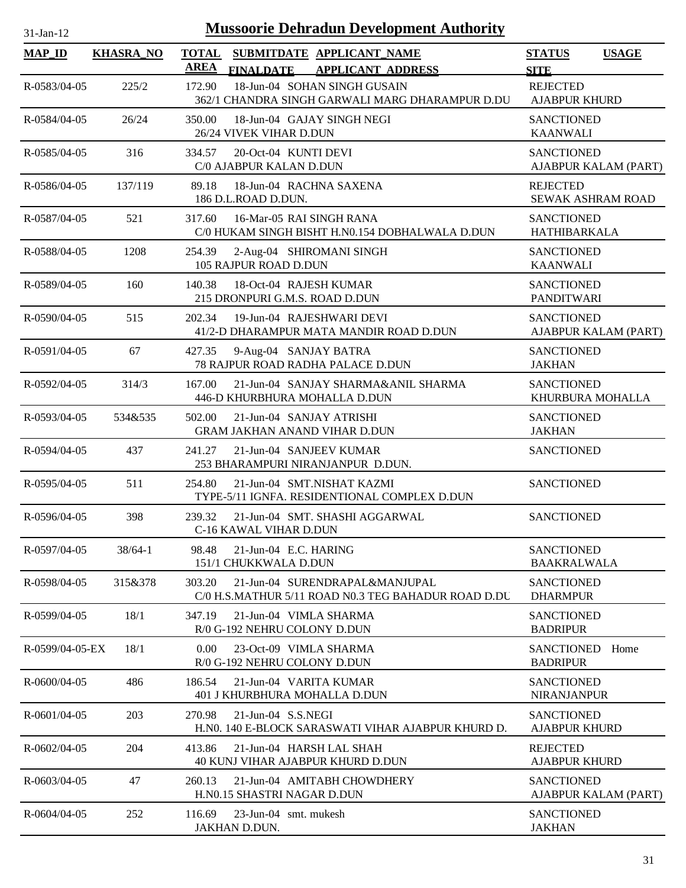# Mussoorie Dehradun Development Authority

31-Jan-12

| MAP_ID | KHASRA_NO | TOTAL AREA | SUBMITDATE FINALDATE | APPLICANT_NAME APPLICANT_ADDRESS | STATUS SITE | USAGE |
|---|---|---|---|---|---|---|
| R-0583/04-05 | 225/2 | 172.90 | 18-Jun-04 | SOHAN SINGH GUSAIN 362/1 CHANDRA SINGH GARWALI MARG DHARAMPUR D.DU | REJECTED AJABPUR KHURD | |
| R-0584/04-05 | 26/24 | 350.00 | 18-Jun-04 | GAJAY SINGH NEGI 26/24 VIVEK VIHAR D.DUN | SANCTIONED KAANWALI | |
| R-0585/04-05 | 316 | 334.57 | 20-Oct-04 | KUNTI DEVI C/0 AJABPUR KALAN D.DUN | SANCTIONED AJABPUR KALAM (PART) | |
| R-0586/04-05 | 137/119 | 89.18 | 18-Jun-04 | RACHNA SAXENA 186 D.L.ROAD D.DUN. | REJECTED SEWAK ASHRAM ROAD | |
| R-0587/04-05 | 521 | 317.60 | 16-Mar-05 | RAI SINGH RANA C/0 HUKAM SINGH BISHT H.N0.154 DOBHALWALA D.DUN | SANCTIONED HATHIBARKALA | |
| R-0588/04-05 | 1208 | 254.39 | 2-Aug-04 | SHIROMANI SINGH 105 RAJPUR ROAD D.DUN | SANCTIONED KAANWALI | |
| R-0589/04-05 | 160 | 140.38 | 18-Oct-04 | RAJESH KUMAR 215 DRONPURI G.M.S. ROAD D.DUN | SANCTIONED PANDITWARI | |
| R-0590/04-05 | 515 | 202.34 | 19-Jun-04 | RAJESHWARI DEVI 41/2-D DHARAMPUR MATA MANDIR ROAD D.DUN | SANCTIONED AJABPUR KALAM (PART) | |
| R-0591/04-05 | 67 | 427.35 | 9-Aug-04 | SANJAY BATRA 78 RAJPUR ROAD RADHA PALACE D.DUN | SANCTIONED JAKHAN | |
| R-0592/04-05 | 314/3 | 167.00 | 21-Jun-04 | SANJAY SHARMA&ANIL SHARMA 446-D KHURBHURA MOHALLA D.DUN | SANCTIONED KHURBURA MOHALLA | |
| R-0593/04-05 | 534&535 | 502.00 | 21-Jun-04 | SANJAY ATRISHI GRAM JAKHAN ANAND VIHAR D.DUN | SANCTIONED JAKHAN | |
| R-0594/04-05 | 437 | 241.27 | 21-Jun-04 | SANJEEV KUMAR 253 BHARAMPURI NIRANJANPUR D.DUN. | SANCTIONED | |
| R-0595/04-05 | 511 | 254.80 | 21-Jun-04 | SMT.NISHAT KAZMI TYPE-5/11 IGNFA. RESIDENTIONAL COMPLEX D.DUN | SANCTIONED | |
| R-0596/04-05 | 398 | 239.32 | 21-Jun-04 | SMT. SHASHI AGGARWAL C-16 KAWAL VIHAR D.DUN | SANCTIONED | |
| R-0597/04-05 | 38/64-1 | 98.48 | 21-Jun-04 | E.C. HARING 151/1 CHUKKWALA D.DUN | SANCTIONED BAAKRALWALA | |
| R-0598/04-05 | 315&378 | 303.20 | 21-Jun-04 | SURENDRAPAL&MANJUPAL C/0 H.S.MATHUR 5/11 ROAD N0.3 TEG BAHADUR ROAD D.DU | SANCTIONED DHARMPUR | |
| R-0599/04-05 | 18/1 | 347.19 | 21-Jun-04 | VIMLA SHARMA R/0 G-192 NEHRU COLONY D.DUN | SANCTIONED BADRIPUR | |
| R-0599/04-05-EX | 18/1 | 0.00 | 23-Oct-09 | VIMLA SHARMA R/0 G-192 NEHRU COLONY D.DUN | SANCTIONED BADRIPUR | Home |
| R-0600/04-05 | 486 | 186.54 | 21-Jun-04 | VARITA KUMAR 401 J KHURBHURA MOHALLA D.DUN | SANCTIONED NIRANJANPUR | |
| R-0601/04-05 | 203 | 270.98 | 21-Jun-04 | S.S.NEGI H.N0. 140 E-BLOCK SARASWATI VIHAR AJABPUR KHURD D. | SANCTIONED AJABPUR KHURD | |
| R-0602/04-05 | 204 | 413.86 | 21-Jun-04 | HARSH LAL SHAH 40 KUNJ VIHAR AJABPUR KHURD D.DUN | REJECTED AJABPUR KHURD | |
| R-0603/04-05 | 47 | 260.13 | 21-Jun-04 | AMITABH CHOWDHERY H.N0.15 SHASTRI NAGAR D.DUN | SANCTIONED AJABPUR KALAM (PART) | |
| R-0604/04-05 | 252 | 116.69 | 23-Jun-04 | smt. mukesh JAKHAN D.DUN. | SANCTIONED JAKHAN | |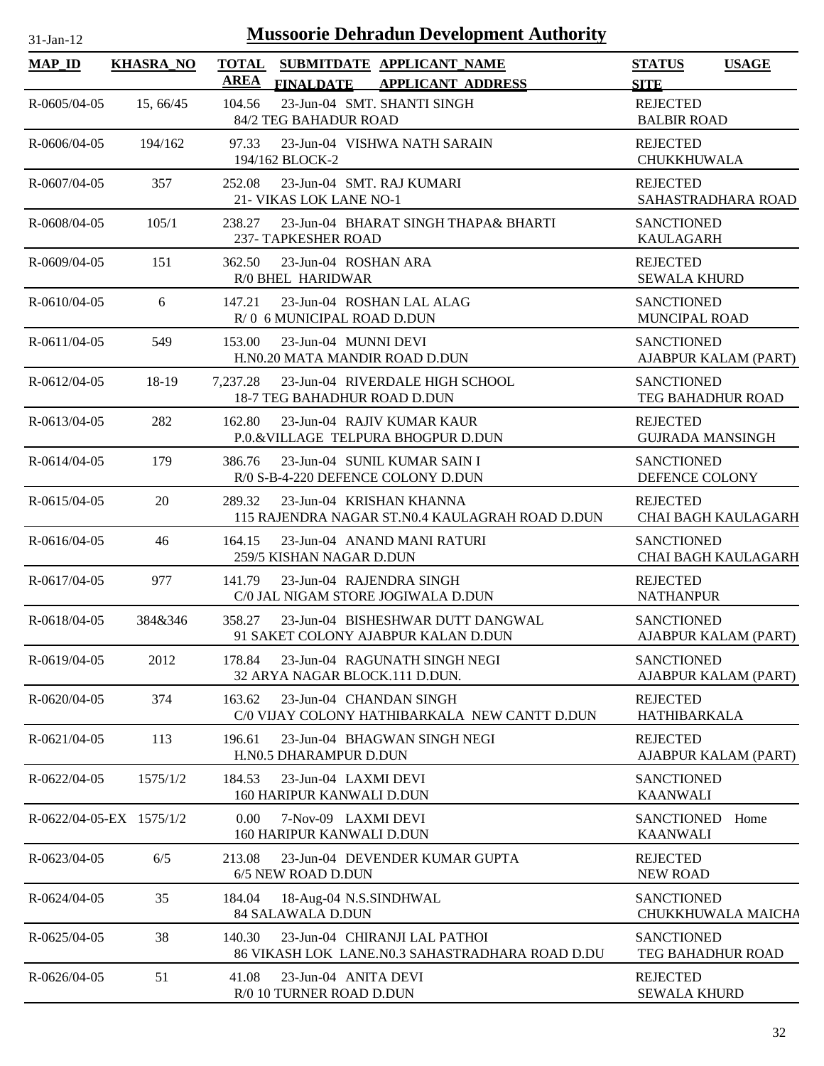# Mussoorie Dehradun Development Authority

31-Jan-12

| MAP_ID | KHASRA_NO | TOTAL AREA | SUBMITDATE FINALDATE | APPLICANT_NAME APPLICANT_ADDRESS | STATUS SITE | USAGE |
|---|---|---|---|---|---|---|
| R-0605/04-05 | 15, 66/45 | 104.56 | 23-Jun-04 | SMT. SHANTI SINGH<br>84/2 TEG BAHADUR ROAD | REJECTED<br>BALBIR ROAD | |
| R-0606/04-05 | 194/162 | 97.33 | 23-Jun-04 | VISHWA NATH SARAIN<br>194/162 BLOCK-2 | REJECTED<br>CHUKKHUWALA | |
| R-0607/04-05 | 357 | 252.08 | 23-Jun-04 | SMT. RAJ KUMARI<br>21- VIKAS LOK LANE NO-1 | REJECTED<br>SAHASTRADHARA ROAD | |
| R-0608/04-05 | 105/1 | 238.27 | 23-Jun-04 | BHARAT SINGH THAPA& BHARTI<br>237- TAPKESHER ROAD | SANCTIONED<br>KAULAGARH | |
| R-0609/04-05 | 151 | 362.50 | 23-Jun-04 | ROSHAN ARA<br>R/0 BHEL HARIDWAR | REJECTED<br>SEWALA KHURD | |
| R-0610/04-05 | 6 | 147.21 | 23-Jun-04 | ROSHAN LAL ALAG<br>R/ 0 6 MUNICIPAL ROAD D.DUN | SANCTIONED<br>MUNCIPAL ROAD | |
| R-0611/04-05 | 549 | 153.00 | 23-Jun-04 | MUNNI DEVI<br>H.N0.20 MATA MANDIR ROAD D.DUN | SANCTIONED<br>AJABPUR KALAM (PART) | |
| R-0612/04-05 | 18-19 | 7,237.28 | 23-Jun-04 | RIVERDALE HIGH SCHOOL<br>18-7 TEG BAHADHUR ROAD D.DUN | SANCTIONED<br>TEG BAHADHUR ROAD | |
| R-0613/04-05 | 282 | 162.80 | 23-Jun-04 | RAJIV KUMAR KAUR<br>P.0.&VILLAGE TELPURA BHOGPUR D.DUN | REJECTED<br>GUJRADA MANSINGH | |
| R-0614/04-05 | 179 | 386.76 | 23-Jun-04 | SUNIL KUMAR SAIN I<br>R/0 S-B-4-220 DEFENCE COLONY D.DUN | SANCTIONED<br>DEFENCE COLONY | |
| R-0615/04-05 | 20 | 289.32 | 23-Jun-04 | KRISHAN KHANNA<br>115 RAJENDRA NAGAR ST.N0.4 KAULAGRAH ROAD D.DUN | REJECTED<br>CHAI BAGH KAULAGARH | |
| R-0616/04-05 | 46 | 164.15 | 23-Jun-04 | ANAND MANI RATURI<br>259/5 KISHAN NAGAR D.DUN | SANCTIONED<br>CHAI BAGH KAULAGARH | |
| R-0617/04-05 | 977 | 141.79 | 23-Jun-04 | RAJENDRA SINGH<br>C/0 JAL NIGAM STORE JOGIWALA D.DUN | REJECTED<br>NATHANPUR | |
| R-0618/04-05 | 384&346 | 358.27 | 23-Jun-04 | BISHESHWAR DUTT DANGWAL<br>91 SAKET COLONY AJABPUR KALAN D.DUN | SANCTIONED<br>AJABPUR KALAM (PART) | |
| R-0619/04-05 | 2012 | 178.84 | 23-Jun-04 | RAGUNATH SINGH NEGI<br>32 ARYA NAGAR BLOCK.111 D.DUN. | SANCTIONED<br>AJABPUR KALAM (PART) | |
| R-0620/04-05 | 374 | 163.62 | 23-Jun-04 | CHANDAN SINGH<br>C/0 VIJAY COLONY HATHIBARKALA NEW CANTT D.DUN | REJECTED<br>HATHIBARKALA | |
| R-0621/04-05 | 113 | 196.61 | 23-Jun-04 | BHAGWAN SINGH NEGI<br>H.N0.5 DHARAMPUR D.DUN | REJECTED<br>AJABPUR KALAM (PART) | |
| R-0622/04-05 | 1575/1/2 | 184.53 | 23-Jun-04 | LAXMI DEVI<br>160 HARIPUR KANWALI D.DUN | SANCTIONED<br>KAANWALI | |
| R-0622/04-05-EX | 1575/1/2 | 0.00 | 7-Nov-09 | LAXMI DEVI<br>160 HARIPUR KANWALI D.DUN | SANCTIONED<br>KAANWALI | Home |
| R-0623/04-05 | 6/5 | 213.08 | 23-Jun-04 | DEVENDER KUMAR GUPTA<br>6/5 NEW ROAD D.DUN | REJECTED<br>NEW ROAD | |
| R-0624/04-05 | 35 | 184.04 | 18-Aug-04 | N.S.SINDHWAL<br>84 SALAWALA D.DUN | SANCTIONED<br>CHUKKHUWALA MAICHA | |
| R-0625/04-05 | 38 | 140.30 | 23-Jun-04 | CHIRANJI LAL PATHOI<br>86 VIKASH LOK LANE.N0.3 SAHASTRADHARA ROAD D.DU | SANCTIONED<br>TEG BAHADHUR ROAD | |
| R-0626/04-05 | 51 | 41.08 | 23-Jun-04 | ANITA DEVI<br>R/0 10 TURNER ROAD D.DUN | REJECTED<br>SEWALA KHURD | |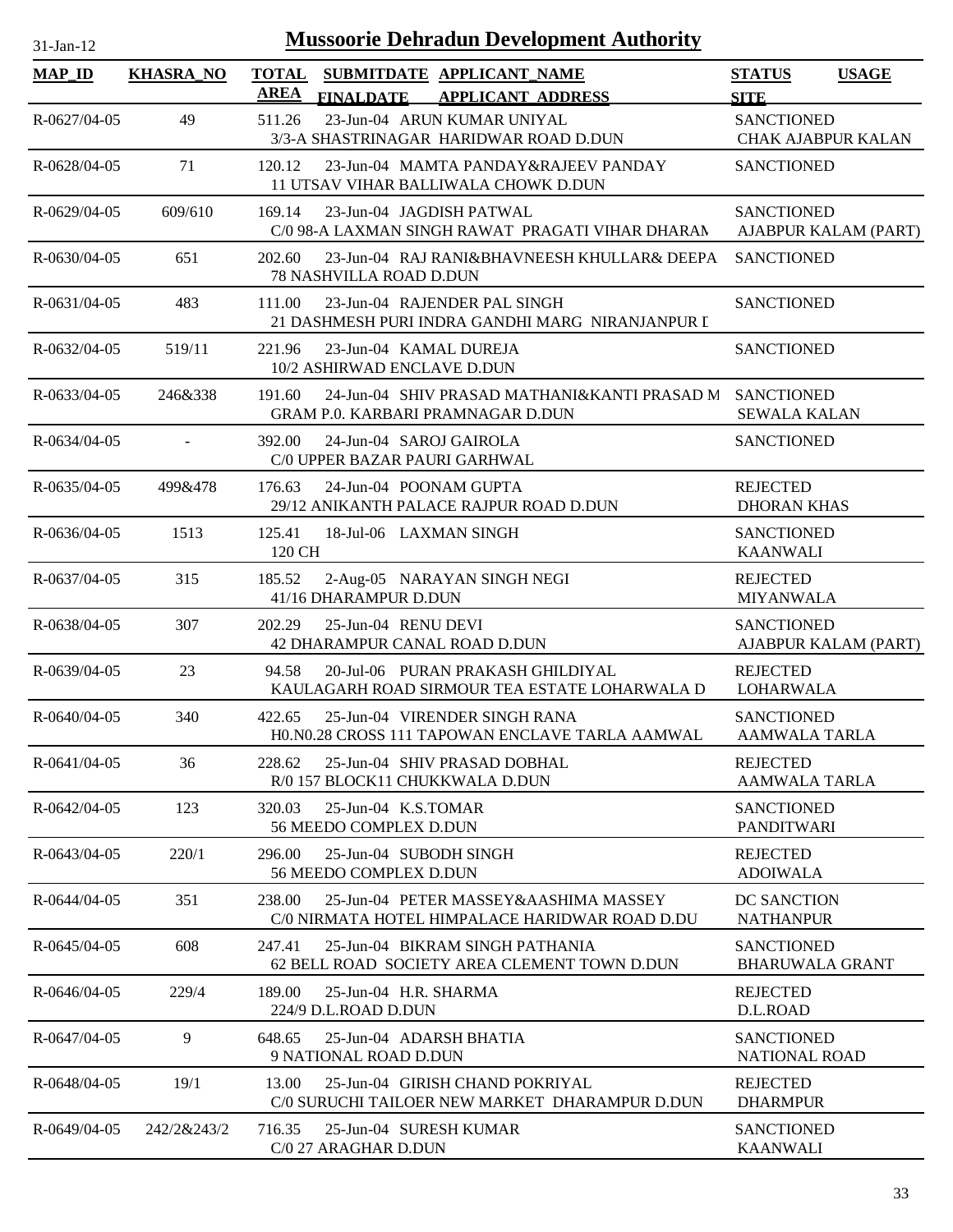# Mussoorie Dehradun Development Authority

31-Jan-12

| MAP_ID | KHASRA_NO | TOTAL AREA | SUBMITDATE FINALDATE | APPLICANT_NAME APPLICANT_ADDRESS | STATUS SITE | USAGE |
|---|---|---|---|---|---|---|
| R-0627/04-05 | 49 | 511.26 | 23-Jun-04 | ARUN KUMAR UNIYAL 3/3-A SHASTRINAGAR HARIDWAR ROAD D.DUN | SANCTIONED CHAK AJABPUR KALAN | |
| R-0628/04-05 | 71 | 120.12 | 23-Jun-04 | MAMTA PANDAY&RAJEEV PANDAY 11 UTSAV VIHAR BALLIWALA CHOWK D.DUN | SANCTIONED | |
| R-0629/04-05 | 609/610 | 169.14 | 23-Jun-04 | JAGDISH PATWAL C/0 98-A LAXMAN SINGH RAWAT PRAGATI VIHAR DHARAM | SANCTIONED AJABPUR KALAM (PART) | |
| R-0630/04-05 | 651 | 202.60 | 23-Jun-04 | RAJ RANI&BHAVNEESH KHULLAR& DEEPA 78 NASHVILLA ROAD D.DUN | SANCTIONED | |
| R-0631/04-05 | 483 | 111.00 | 23-Jun-04 | RAJENDER PAL SINGH 21 DASHMESH PURI INDRA GANDHI MARG NIRANJANPUR I | SANCTIONED | |
| R-0632/04-05 | 519/11 | 221.96 | 23-Jun-04 | KAMAL DUREJA 10/2 ASHIRWAD ENCLAVE D.DUN | SANCTIONED | |
| R-0633/04-05 | 246&338 | 191.60 | 24-Jun-04 | SHIV PRASAD MATHANI&KANTI PRASAD M GRAM P.0. KARBARI PRAMNAGAR D.DUN | SANCTIONED SEWALA KALAN | |
| R-0634/04-05 | - | 392.00 | 24-Jun-04 | SAROJ GAIROLA C/0 UPPER BAZAR PAURI GARHWAL | SANCTIONED | |
| R-0635/04-05 | 499&478 | 176.63 | 24-Jun-04 | POONAM GUPTA 29/12 ANIKANTH PALACE RAJPUR ROAD D.DUN | REJECTED DHORAN KHAS | |
| R-0636/04-05 | 1513 | 125.41 | 18-Jul-06 | LAXMAN SINGH 120 CH | SANCTIONED KAANWALI | |
| R-0637/04-05 | 315 | 185.52 | 2-Aug-05 | NARAYAN SINGH NEGI 41/16 DHARAMPUR D.DUN | REJECTED MIYANWALA | |
| R-0638/04-05 | 307 | 202.29 | 25-Jun-04 | RENU DEVI 42 DHARAMPUR CANAL ROAD D.DUN | SANCTIONED AJABPUR KALAM (PART) | |
| R-0639/04-05 | 23 | 94.58 | 20-Jul-06 | PURAN PRAKASH GHILDIYAL KAULAGARH ROAD SIRMOUR TEA ESTATE LOHARWALA D | REJECTED LOHARWALA | |
| R-0640/04-05 | 340 | 422.65 | 25-Jun-04 | VIRENDER SINGH RANA H0.N0.28 CROSS 111 TAPOWAN ENCLAVE TARLA AAMWAL | SANCTIONED AAMWALA TARLA | |
| R-0641/04-05 | 36 | 228.62 | 25-Jun-04 | SHIV PRASAD DOBHAL R/0 157 BLOCK11 CHUKKWALA D.DUN | REJECTED AAMWALA TARLA | |
| R-0642/04-05 | 123 | 320.03 | 25-Jun-04 | K.S.TOMAR 56 MEEDO COMPLEX D.DUN | SANCTIONED PANDITWARI | |
| R-0643/04-05 | 220/1 | 296.00 | 25-Jun-04 | SUBODH SINGH 56 MEEDO COMPLEX D.DUN | REJECTED ADOIWALA | |
| R-0644/04-05 | 351 | 238.00 | 25-Jun-04 | PETER MASSEY&AASHIMA MASSEY C/0 NIRMATA HOTEL HIMPALACE HARIDWAR ROAD D.DU | DC SANCTION NATHANPUR | |
| R-0645/04-05 | 608 | 247.41 | 25-Jun-04 | BIKRAM SINGH PATHANIA 62 BELL ROAD SOCIETY AREA CLEMENT TOWN D.DUN | SANCTIONED BHARUWALA GRANT | |
| R-0646/04-05 | 229/4 | 189.00 | 25-Jun-04 | H.R. SHARMA 224/9 D.L.ROAD D.DUN | REJECTED D.L.ROAD | |
| R-0647/04-05 | 9 | 648.65 | 25-Jun-04 | ADARSH BHATIA 9 NATIONAL ROAD D.DUN | SANCTIONED NATIONAL ROAD | |
| R-0648/04-05 | 19/1 | 13.00 | 25-Jun-04 | GIRISH CHAND POKRIYAL C/0 SURUCHI TAILOER NEW MARKET DHARAMPUR D.DUN | REJECTED DHARMPUR | |
| R-0649/04-05 | 242/2&243/2 | 716.35 | 25-Jun-04 | SURESH KUMAR C/0 27 ARAGHAR D.DUN | SANCTIONED KAANWALI | |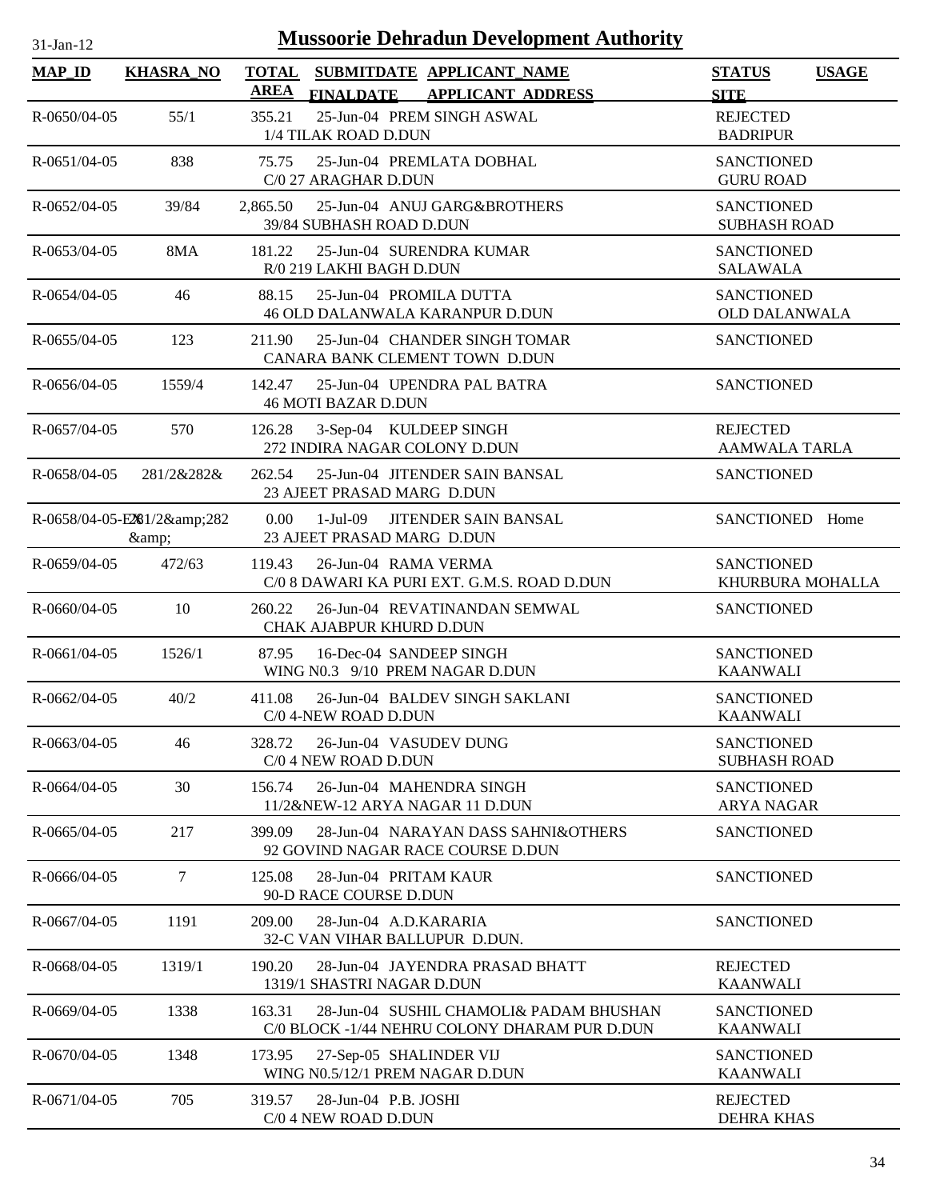# Mussoorie Dehradun Development Authority

31-Jan-12

| MAP_ID | KHASRA_NO | TOTAL AREA | SUBMITDATE FINALDATE | APPLICANT_NAME APPLICANT_ADDRESS | STATUS SITE | USAGE |
|---|---|---|---|---|---|---|
| R-0650/04-05 | 55/1 | 355.21 | 25-Jun-04 | PREM SINGH ASWAL<br>1/4 TILAK ROAD D.DUN | REJECTED<br>BADRIPUR | |
| R-0651/04-05 | 838 | 75.75 | 25-Jun-04 | PREMLATA DOBHAL<br>C/0 27 ARAGHAR D.DUN | SANCTIONED<br>GURU ROAD | |
| R-0652/04-05 | 39/84 | 2,865.50 | 25-Jun-04 | ANUJ GARG&BROTHERS<br>39/84 SUBHASH ROAD D.DUN | SANCTIONED<br>SUBHASH ROAD | |
| R-0653/04-05 | 8MA | 181.22 | 25-Jun-04 | SURENDRA KUMAR<br>R/0 219 LAKHI BAGH D.DUN | SANCTIONED<br>SALAWALA | |
| R-0654/04-05 | 46 | 88.15 | 25-Jun-04 | PROMILA DUTTA<br>46 OLD DALANWALA KARANPUR D.DUN | SANCTIONED<br>OLD DALANWALA | |
| R-0655/04-05 | 123 | 211.90 | 25-Jun-04 | CHANDER SINGH TOMAR<br>CANARA BANK CLEMENT TOWN D.DUN | SANCTIONED | |
| R-0656/04-05 | 1559/4 | 142.47 | 25-Jun-04 | UPENDRA PAL BATRA<br>46 MOTI BAZAR D.DUN | SANCTIONED | |
| R-0657/04-05 | 570 | 126.28 | 3-Sep-04 | KULDEEP SINGH<br>272 INDIRA NAGAR COLONY D.DUN | REJECTED<br>AAMWALA TARLA | |
| R-0658/04-05 | 281/2&282& | 262.54 | 25-Jun-04 | JITENDER SAIN BANSAL<br>23 AJEET PRASAD MARG D.DUN | SANCTIONED | |
| R-0658/04-05-E | 281/2&amp;282 &amp; | 0.00 | 1-Jul-09 | JITENDER SAIN BANSAL<br>23 AJEET PRASAD MARG D.DUN | SANCTIONED | Home |
| R-0659/04-05 | 472/63 | 119.43 | 26-Jun-04 | RAMA VERMA<br>C/0 8 DAWARI KA PURI EXT. G.M.S. ROAD D.DUN | SANCTIONED<br>KHURBURA MOHALLA | |
| R-0660/04-05 | 10 | 260.22 | 26-Jun-04 | REVATINANDAN SEMWAL<br>CHAK AJABPUR KHURD D.DUN | SANCTIONED | |
| R-0661/04-05 | 1526/1 | 87.95 | 16-Dec-04 | SANDEEP SINGH<br>WING N0.3 9/10 PREM NAGAR D.DUN | SANCTIONED<br>KAANWALI | |
| R-0662/04-05 | 40/2 | 411.08 | 26-Jun-04 | BALDEV SINGH SAKLANI<br>C/0 4-NEW ROAD D.DUN | SANCTIONED<br>KAANWALI | |
| R-0663/04-05 | 46 | 328.72 | 26-Jun-04 | VASUDEV DUNG<br>C/0 4 NEW ROAD D.DUN | SANCTIONED<br>SUBHASH ROAD | |
| R-0664/04-05 | 30 | 156.74 | 26-Jun-04 | MAHENDRA SINGH<br>11/2&NEW-12 ARYA NAGAR 11 D.DUN | SANCTIONED<br>ARYA NAGAR | |
| R-0665/04-05 | 217 | 399.09 | 28-Jun-04 | NARAYAN DASS SAHNI&OTHERS<br>92 GOVIND NAGAR RACE COURSE D.DUN | SANCTIONED | |
| R-0666/04-05 | 7 | 125.08 | 28-Jun-04 | PRITAM KAUR<br>90-D RACE COURSE D.DUN | SANCTIONED | |
| R-0667/04-05 | 1191 | 209.00 | 28-Jun-04 | A.D.KARARIA<br>32-C VAN VIHAR BALLUPUR D.DUN. | SANCTIONED | |
| R-0668/04-05 | 1319/1 | 190.20 | 28-Jun-04 | JAYENDRA PRASAD BHATT<br>1319/1 SHASTRI NAGAR D.DUN | REJECTED<br>KAANWALI | |
| R-0669/04-05 | 1338 | 163.31 | 28-Jun-04 | SUSHIL CHAMOLI& PADAM BHUSHAN<br>C/0 BLOCK -1/44 NEHRU COLONY DHARAM PUR D.DUN | SANCTIONED<br>KAANWALI | |
| R-0670/04-05 | 1348 | 173.95 | 27-Sep-05 | SHALINDER VIJ<br>WING N0.5/12/1 PREM NAGAR D.DUN | SANCTIONED<br>KAANWALI | |
| R-0671/04-05 | 705 | 319.57 | 28-Jun-04 | P.B. JOSHI<br>C/0 4 NEW ROAD D.DUN | REJECTED<br>DEHRA KHAS | |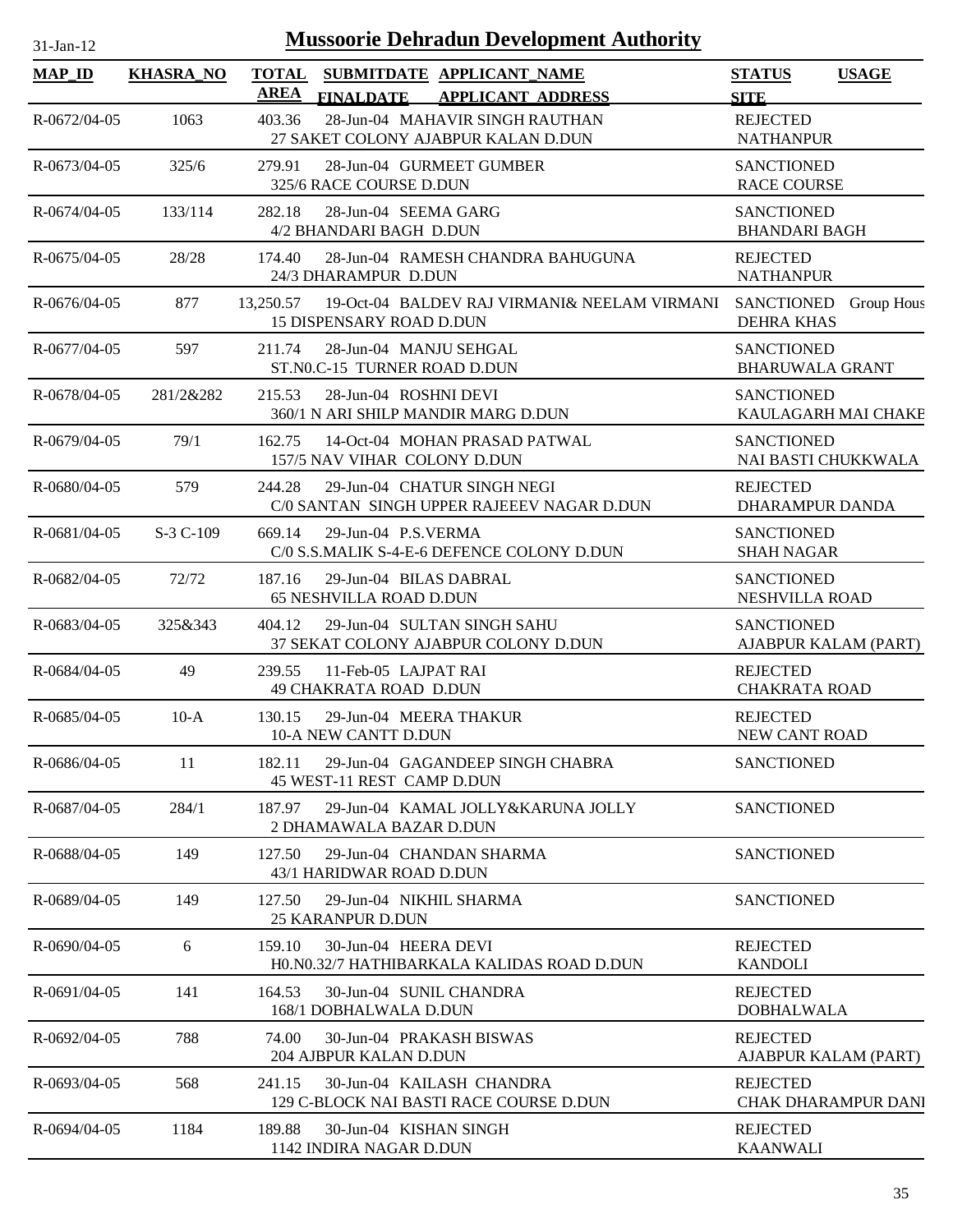# Mussoorie Dehradun Development Authority

31-Jan-12

| MAP_ID | KHASRA_NO | TOTAL AREA | SUBMITDATE FINALDATE | APPLICANT_NAME APPLICANT_ADDRESS | STATUS SITE | USAGE |
|---|---|---|---|---|---|---|
| R-0672/04-05 | 1063 | 403.36 | 28-Jun-04 | MAHAVIR SINGH RAUTHAN 27 SAKET COLONY AJABPUR KALAN D.DUN | REJECTED NATHANPUR | |
| R-0673/04-05 | 325/6 | 279.91 | 28-Jun-04 | GURMEET GUMBER 325/6 RACE COURSE D.DUN | SANCTIONED RACE COURSE | |
| R-0674/04-05 | 133/114 | 282.18 | 28-Jun-04 | SEEMA GARG 4/2 BHANDARI BAGH D.DUN | SANCTIONED BHANDARI BAGH | |
| R-0675/04-05 | 28/28 | 174.40 | 28-Jun-04 | RAMESH CHANDRA BAHUGUNA 24/3 DHARAMPUR D.DUN | REJECTED NATHANPUR | |
| R-0676/04-05 | 877 | 13,250.57 | 19-Oct-04 | BALDEV RAJ VIRMANI& NEELAM VIRMANI 15 DISPENSARY ROAD D.DUN | SANCTIONED DEHRA KHAS | Group Hous |
| R-0677/04-05 | 597 | 211.74 | 28-Jun-04 | MANJU SEHGAL ST.N0.C-15 TURNER ROAD D.DUN | SANCTIONED BHARUWALA GRANT | |
| R-0678/04-05 | 281/2&282 | 215.53 | 28-Jun-04 | ROSHNI DEVI 360/1 N ARI SHILP MANDIR MARG D.DUN | SANCTIONED KAULAGARH MAI CHAKE | |
| R-0679/04-05 | 79/1 | 162.75 | 14-Oct-04 | MOHAN PRASAD PATWAL 157/5 NAV VIHAR COLONY D.DUN | SANCTIONED NAI BASTI CHUKKWALA | |
| R-0680/04-05 | 579 | 244.28 | 29-Jun-04 | CHATUR SINGH NEGI C/0 SANTAN SINGH UPPER RAJEEEV NAGAR D.DUN | REJECTED DHARAMPUR DANDA | |
| R-0681/04-05 | S-3 C-109 | 669.14 | 29-Jun-04 | P.S.VERMA C/0 S.S.MALIK S-4-E-6 DEFENCE COLONY D.DUN | SANCTIONED SHAH NAGAR | |
| R-0682/04-05 | 72/72 | 187.16 | 29-Jun-04 | BILAS DABRAL 65 NESHVILLA ROAD D.DUN | SANCTIONED NESHVILLA ROAD | |
| R-0683/04-05 | 325&343 | 404.12 | 29-Jun-04 | SULTAN SINGH SAHU 37 SEKAT COLONY AJABPUR COLONY D.DUN | SANCTIONED AJABPUR KALAM (PART) | |
| R-0684/04-05 | 49 | 239.55 | 11-Feb-05 | LAJPAT RAI 49 CHAKRATA ROAD D.DUN | REJECTED CHAKRATA ROAD | |
| R-0685/04-05 | 10-A | 130.15 | 29-Jun-04 | MEERA THAKUR 10-A NEW CANTT D.DUN | REJECTED NEW CANT ROAD | |
| R-0686/04-05 | 11 | 182.11 | 29-Jun-04 | GAGANDEEP SINGH CHABRA 45 WEST-11 REST CAMP D.DUN | SANCTIONED | |
| R-0687/04-05 | 284/1 | 187.97 | 29-Jun-04 | KAMAL JOLLY&KARUNA JOLLY 2 DHAMAWALA BAZAR D.DUN | SANCTIONED | |
| R-0688/04-05 | 149 | 127.50 | 29-Jun-04 | CHANDAN SHARMA 43/1 HARIDWAR ROAD D.DUN | SANCTIONED | |
| R-0689/04-05 | 149 | 127.50 | 29-Jun-04 | NIKHIL SHARMA 25 KARANPUR D.DUN | SANCTIONED | |
| R-0690/04-05 | 6 | 159.10 | 30-Jun-04 | HEERA DEVI H0.N0.32/7 HATHIBARKALA KALIDAS ROAD D.DUN | REJECTED KANDOLI | |
| R-0691/04-05 | 141 | 164.53 | 30-Jun-04 | SUNIL CHANDRA 168/1 DOBHALWALA D.DUN | REJECTED DOBHALWALA | |
| R-0692/04-05 | 788 | 74.00 | 30-Jun-04 | PRAKASH BISWAS 204 AJBPUR KALAN D.DUN | REJECTED AJABPUR KALAM (PART) | |
| R-0693/04-05 | 568 | 241.15 | 30-Jun-04 | KAILASH CHANDRA 129 C-BLOCK NAI BASTI RACE COURSE D.DUN | REJECTED CHAK DHARAMPUR DANI | |
| R-0694/04-05 | 1184 | 189.88 | 30-Jun-04 | KISHAN SINGH 1142 INDIRA NAGAR D.DUN | REJECTED KAANWALI | |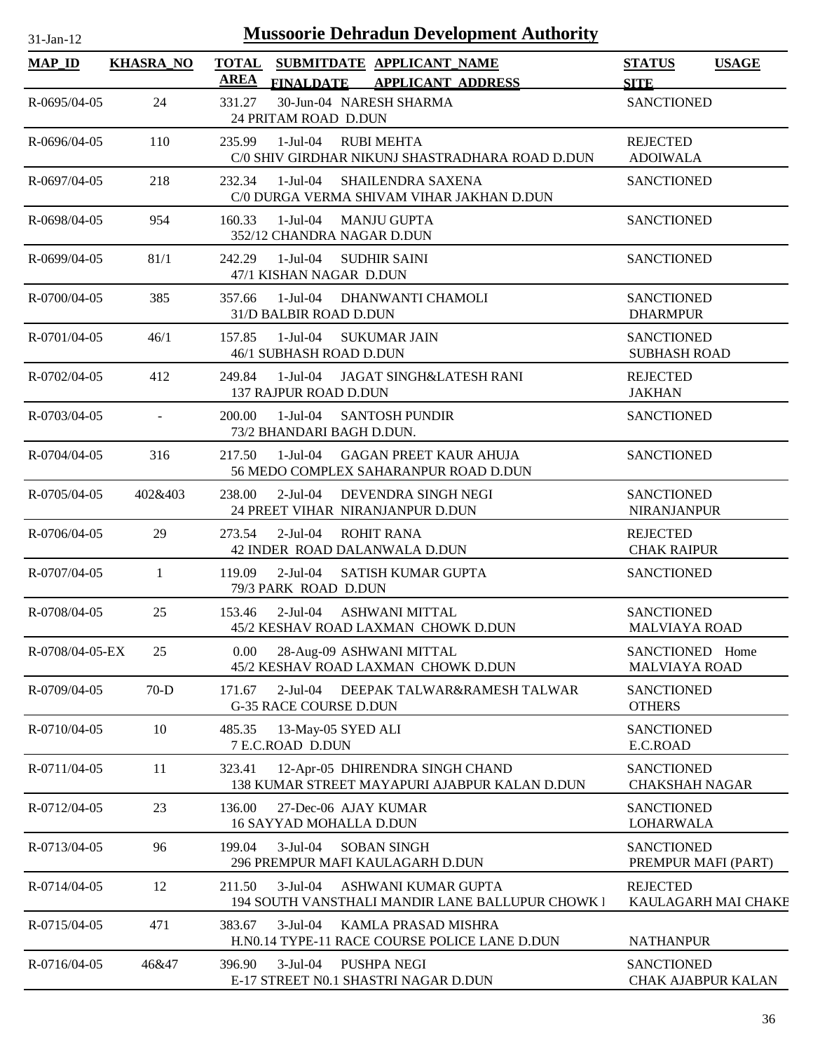# Mussoorie Dehradun Development Authority

31-Jan-12

| MAP_ID | KHASRA_NO | TOTAL AREA | SUBMITDATE / FINALDATE | APPLICANT_NAME / APPLICANT_ADDRESS | STATUS / SITE | USAGE |
|---|---|---|---|---|---|---|
| R-0695/04-05 | 24 | 331.27 | 30-Jun-04 | NARESH SHARMA<br>24 PRITAM ROAD D.DUN | SANCTIONED | |
| R-0696/04-05 | 110 | 235.99 | 1-Jul-04 | RUBI MEHTA<br>C/0 SHIV GIRDHAR NIKUNJ SHASTRADHARA ROAD D.DUN | REJECTED<br>ADOIWALA | |
| R-0697/04-05 | 218 | 232.34 | 1-Jul-04 | SHAILENDRA SAXENA<br>C/0 DURGA VERMA SHIVAM VIHAR JAKHAN D.DUN | SANCTIONED | |
| R-0698/04-05 | 954 | 160.33 | 1-Jul-04 | MANJU GUPTA<br>352/12 CHANDRA NAGAR D.DUN | SANCTIONED | |
| R-0699/04-05 | 81/1 | 242.29 | 1-Jul-04 | SUDHIR SAINI<br>47/1 KISHAN NAGAR D.DUN | SANCTIONED | |
| R-0700/04-05 | 385 | 357.66 | 1-Jul-04 | DHANWANTI CHAMOLI<br>31/D BALBIR ROAD D.DUN | SANCTIONED<br>DHARMPUR | |
| R-0701/04-05 | 46/1 | 157.85 | 1-Jul-04 | SUKUMAR JAIN<br>46/1 SUBHASH ROAD D.DUN | SANCTIONED<br>SUBHASH ROAD | |
| R-0702/04-05 | 412 | 249.84 | 1-Jul-04 | JAGAT SINGH&LATESH RANI<br>137 RAJPUR ROAD D.DUN | REJECTED<br>JAKHAN | |
| R-0703/04-05 | - | 200.00 | 1-Jul-04 | SANTOSH PUNDIR<br>73/2 BHANDARI BAGH D.DUN. | SANCTIONED | |
| R-0704/04-05 | 316 | 217.50 | 1-Jul-04 | GAGAN PREET KAUR AHUJA<br>56 MEDO COMPLEX SAHARANPUR ROAD D.DUN | SANCTIONED | |
| R-0705/04-05 | 402&403 | 238.00 | 2-Jul-04 | DEVENDRA SINGH NEGI<br>24 PREET VIHAR NIRANJANPUR D.DUN | SANCTIONED<br>NIRANJANPUR | |
| R-0706/04-05 | 29 | 273.54 | 2-Jul-04 | ROHIT RANA<br>42 INDER ROAD DALANWALA D.DUN | REJECTED<br>CHAK RAIPUR | |
| R-0707/04-05 | 1 | 119.09 | 2-Jul-04 | SATISH KUMAR GUPTA<br>79/3 PARK ROAD D.DUN | SANCTIONED | |
| R-0708/04-05 | 25 | 153.46 | 2-Jul-04 | ASHWANI MITTAL<br>45/2 KESHAV ROAD LAXMAN CHOWK D.DUN | SANCTIONED<br>MALVIAYA ROAD | |
| R-0708/04-05-EX | 25 | 0.00 | 28-Aug-09 | ASHWANI MITTAL<br>45/2 KESHAV ROAD LAXMAN CHOWK D.DUN | SANCTIONED<br>MALVIAYA ROAD | Home |
| R-0709/04-05 | 70-D | 171.67 | 2-Jul-04 | DEEPAK TALWAR&RAMESH TALWAR<br>G-35 RACE COURSE D.DUN | SANCTIONED<br>OTHERS | |
| R-0710/04-05 | 10 | 485.35 | 13-May-05 | SYED ALI<br>7 E.C.ROAD D.DUN | SANCTIONED<br>E.C.ROAD | |
| R-0711/04-05 | 11 | 323.41 | 12-Apr-05 | DHIRENDRA SINGH CHAND<br>138 KUMAR STREET MAYAPURI AJABPUR KALAN D.DUN | SANCTIONED<br>CHAKSHAH NAGAR | |
| R-0712/04-05 | 23 | 136.00 | 27-Dec-06 | AJAY KUMAR<br>16 SAYYAD MOHALLA D.DUN | SANCTIONED<br>LOHARWALA | |
| R-0713/04-05 | 96 | 199.04 | 3-Jul-04 | SOBAN SINGH<br>296 PREMPUR MAFI KAULAGARH D.DUN | SANCTIONED<br>PREMPUR MAFI (PART) | |
| R-0714/04-05 | 12 | 211.50 | 3-Jul-04 | ASHWANI KUMAR GUPTA<br>194 SOUTH VANSTHALI MANDIR LANE BALLUPUR CHOWK I | REJECTED<br>KAULAGARH MAI CHAKE | |
| R-0715/04-05 | 471 | 383.67 | 3-Jul-04 | KAMLA PRASAD MISHRA<br>H.N0.14 TYPE-11 RACE COURSE POLICE LANE D.DUN | NATHANPUR | |
| R-0716/04-05 | 46&47 | 396.90 | 3-Jul-04 | PUSHPA NEGI<br>E-17 STREET N0.1 SHASTRI NAGAR D.DUN | SANCTIONED<br>CHAK AJABPUR KALAN | |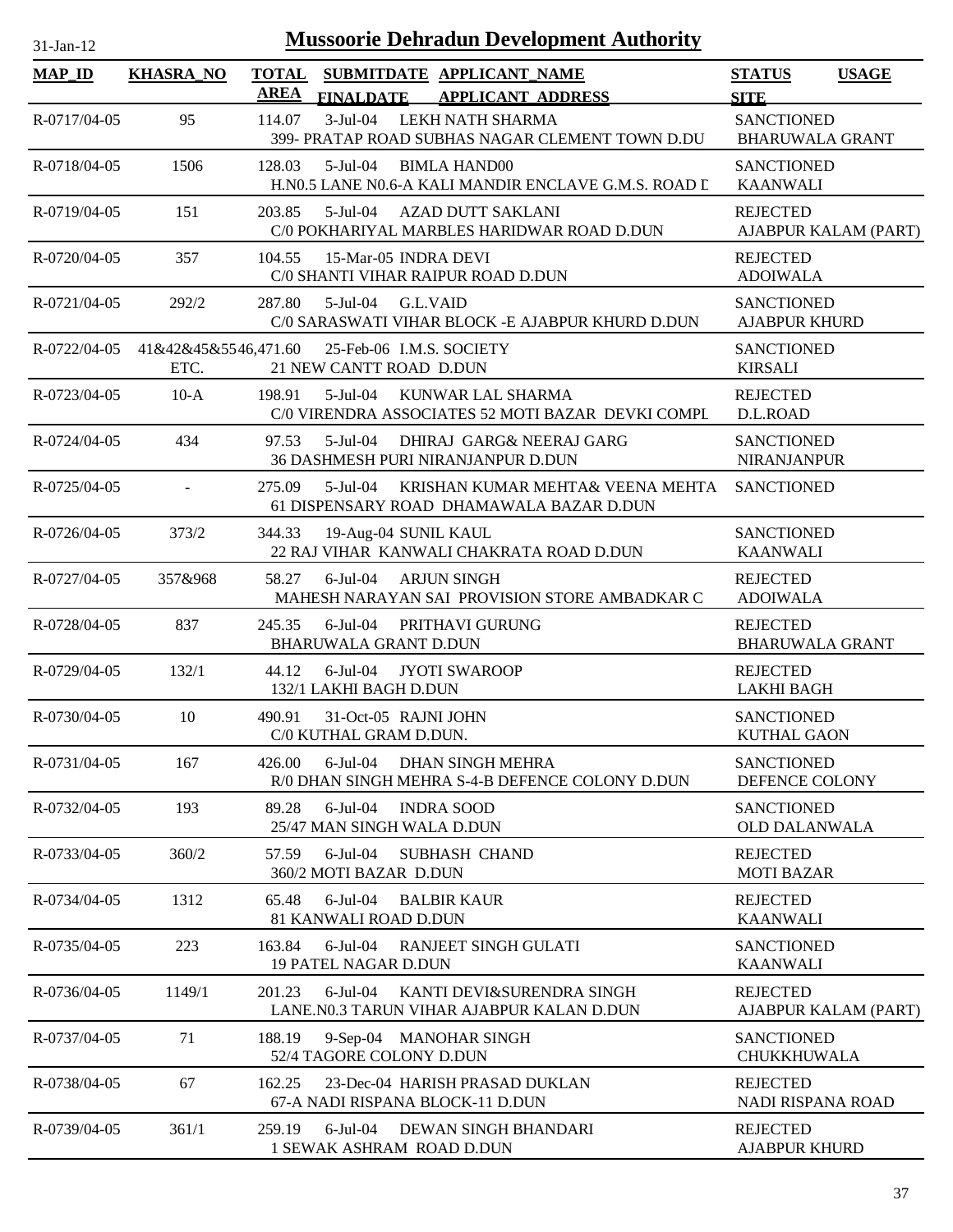# Mussoorie Dehradun Development Authority

31-Jan-12

| MAP_ID | KHASRA_NO | TOTAL AREA | SUBMITDATE FINALDATE | APPLICANT_NAME APPLICANT ADDRESS | STATUS SITE | USAGE |
|---|---|---|---|---|---|---|
| R-0717/04-05 | 95 | 114.07 | 3-Jul-04 | LEKH NATH SHARMA 399- PRATAP ROAD SUBHAS NAGAR CLEMENT TOWN D.DU | SANCTIONED BHARUWALA GRANT | |
| R-0718/04-05 | 1506 | 128.03 | 5-Jul-04 | BIMLA HAND00 H.N0.5 LANE N0.6-A KALI MANDIR ENCLAVE G.M.S. ROAD D | SANCTIONED KAANWALI | |
| R-0719/04-05 | 151 | 203.85 | 5-Jul-04 | AZAD DUTT SAKLANI C/0 POKHARIYAL MARBLES HARIDWAR ROAD D.DUN | REJECTED AJABPUR KALAM (PART) | |
| R-0720/04-05 | 357 | 104.55 | 15-Mar-05 | INDRA DEVI C/0 SHANTI VIHAR RAIPUR ROAD D.DUN | REJECTED ADOIWALA | |
| R-0721/04-05 | 292/2 | 287.80 | 5-Jul-04 | G.L.VAID C/0 SARASWATI VIHAR BLOCK -E AJABPUR KHURD D.DUN | SANCTIONED AJABPUR KHURD | |
| R-0722/04-05 | 41&42&45&55 ETC. | 46,471.60 | 25-Feb-06 | I.M.S. SOCIETY 21 NEW CANTT ROAD D.DUN | SANCTIONED KIRSALI | |
| R-0723/04-05 | 10-A | 198.91 | 5-Jul-04 | KUNWAR LAL SHARMA C/0 VIRENDRA ASSOCIATES 52 MOTI BAZAR DEVKI COMPL | REJECTED D.L.ROAD | |
| R-0724/04-05 | 434 | 97.53 | 5-Jul-04 | DHIRAJ GARG& NEERAJ GARG 36 DASHMESH PURI NIRANJANPUR D.DUN | SANCTIONED NIRANJANPUR | |
| R-0725/04-05 | - | 275.09 | 5-Jul-04 | KRISHAN KUMAR MEHTA& VEENA MEHTA 61 DISPENSARY ROAD DHAMAWALA BAZAR D.DUN | SANCTIONED | |
| R-0726/04-05 | 373/2 | 344.33 | 19-Aug-04 | SUNIL KAUL 22 RAJ VIHAR KANWALI CHAKRATA ROAD D.DUN | SANCTIONED KAANWALI | |
| R-0727/04-05 | 357&968 | 58.27 | 6-Jul-04 | ARJUN SINGH MAHESH NARAYAN SAI PROVISION STORE AMBADKAR C | REJECTED ADOIWALA | |
| R-0728/04-05 | 837 | 245.35 | 6-Jul-04 | PRITHAVI GURUNG BHARUWALA GRANT D.DUN | REJECTED BHARUWALA GRANT | |
| R-0729/04-05 | 132/1 | 44.12 | 6-Jul-04 | JYOTI SWAROOP 132/1 LAKHI BAGH D.DUN | REJECTED LAKHI BAGH | |
| R-0730/04-05 | 10 | 490.91 | 31-Oct-05 | RAJNI JOHN C/0 KUTHAL GRAM D.DUN. | SANCTIONED KUTHAL GAON | |
| R-0731/04-05 | 167 | 426.00 | 6-Jul-04 | DHAN SINGH MEHRA R/0 DHAN SINGH MEHRA S-4-B DEFENCE COLONY D.DUN | SANCTIONED DEFENCE COLONY | |
| R-0732/04-05 | 193 | 89.28 | 6-Jul-04 | INDRA SOOD 25/47 MAN SINGH WALA D.DUN | SANCTIONED OLD DALANWALA | |
| R-0733/04-05 | 360/2 | 57.59 | 6-Jul-04 | SUBHASH CHAND 360/2 MOTI BAZAR D.DUN | REJECTED MOTI BAZAR | |
| R-0734/04-05 | 1312 | 65.48 | 6-Jul-04 | BALBIR KAUR 81 KANWALI ROAD D.DUN | REJECTED KAANWALI | |
| R-0735/04-05 | 223 | 163.84 | 6-Jul-04 | RANJEET SINGH GULATI 19 PATEL NAGAR D.DUN | SANCTIONED KAANWALI | |
| R-0736/04-05 | 1149/1 | 201.23 | 6-Jul-04 | KANTI DEVI&SURENDRA SINGH LANE.N0.3 TARUN VIHAR AJABPUR KALAN D.DUN | REJECTED AJABPUR KALAM (PART) | |
| R-0737/04-05 | 71 | 188.19 | 9-Sep-04 | MANOHAR SINGH 52/4 TAGORE COLONY D.DUN | SANCTIONED CHUKKHUWALA | |
| R-0738/04-05 | 67 | 162.25 | 23-Dec-04 | HARISH PRASAD DUKLAN 67-A NADI RISPANA BLOCK-11 D.DUN | REJECTED NADI RISPANA ROAD | |
| R-0739/04-05 | 361/1 | 259.19 | 6-Jul-04 | DEWAN SINGH BHANDARI 1 SEWAK ASHRAM ROAD D.DUN | REJECTED AJABPUR KHURD | |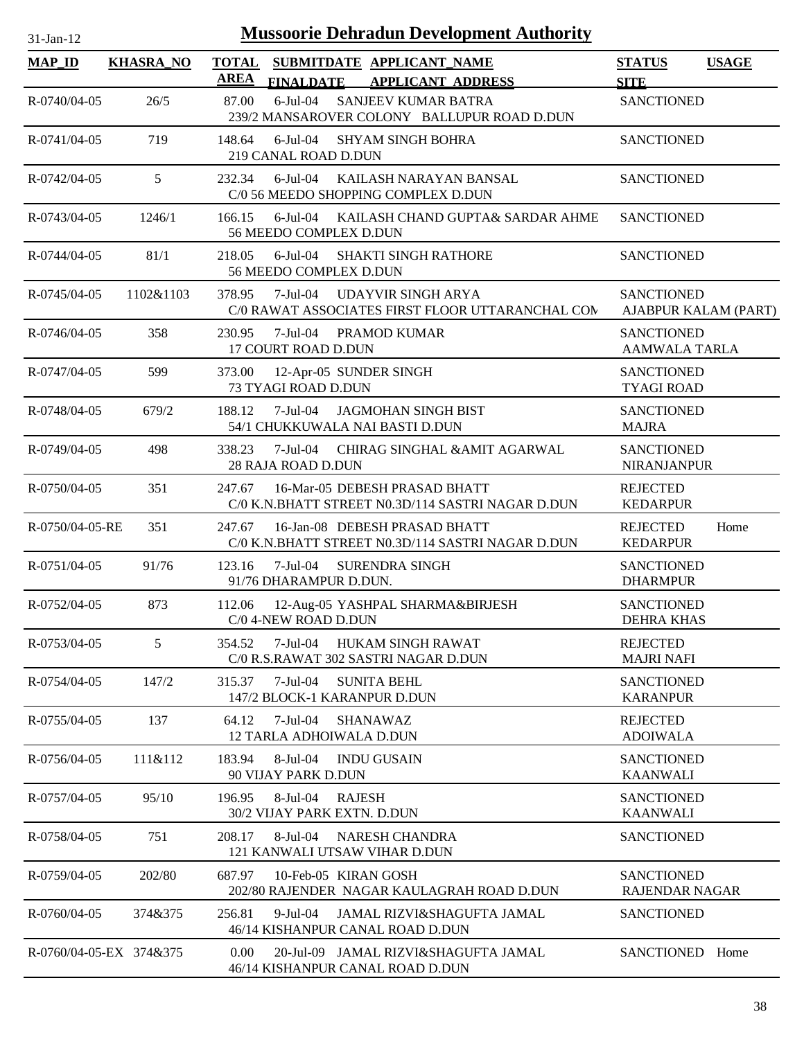# Mussoorie Dehradun Development Authority

31-Jan-12

| MAP_ID | KHASRA_NO | TOTAL AREA | SUBMITDATE FINALDATE | APPLICANT_NAME APPLICANT_ADDRESS | STATUS SITE | USAGE |
|---|---|---|---|---|---|---|
| R-0740/04-05 | 26/5 | 87.00 | 6-Jul-04 | SANJEEV KUMAR BATRA<br>239/2 MANSAROVER COLONY BALLUPUR ROAD D.DUN | SANCTIONED | |
| R-0741/04-05 | 719 | 148.64 | 6-Jul-04 | SHYAM SINGH BOHRA<br>219 CANAL ROAD D.DUN | SANCTIONED | |
| R-0742/04-05 | 5 | 232.34 | 6-Jul-04 | KAILASH NARAYAN BANSAL<br>C/0 56 MEEDO SHOPPING COMPLEX D.DUN | SANCTIONED | |
| R-0743/04-05 | 1246/1 | 166.15 | 6-Jul-04 | KAILASH CHAND GUPTA& SARDAR AHME<br>56 MEEDO COMPLEX D.DUN | SANCTIONED | |
| R-0744/04-05 | 81/1 | 218.05 | 6-Jul-04 | SHAKTI SINGH RATHORE<br>56 MEEDO COMPLEX D.DUN | SANCTIONED | |
| R-0745/04-05 | 1102&1103 | 378.95 | 7-Jul-04 | UDAYVIR SINGH ARYA<br>C/0 RAWAT ASSOCIATES FIRST FLOOR UTTARANCHAL COM | SANCTIONED<br>AJABPUR KALAM (PART) | |
| R-0746/04-05 | 358 | 230.95 | 7-Jul-04 | PRAMOD KUMAR<br>17 COURT ROAD D.DUN | SANCTIONED<br>AAMWALA TARLA | |
| R-0747/04-05 | 599 | 373.00 | 12-Apr-05 | SUNDER SINGH<br>73 TYAGI ROAD D.DUN | SANCTIONED<br>TYAGI ROAD | |
| R-0748/04-05 | 679/2 | 188.12 | 7-Jul-04 | JAGMOHAN SINGH BIST<br>54/1 CHUKKUWALA NAI BASTI D.DUN | SANCTIONED<br>MAJRA | |
| R-0749/04-05 | 498 | 338.23 | 7-Jul-04 | CHIRAG SINGHAL &AMIT AGARWAL<br>28 RAJA ROAD D.DUN | SANCTIONED<br>NIRANJANPUR | |
| R-0750/04-05 | 351 | 247.67 | 16-Mar-05 | DEBESH PRASAD BHATT<br>C/0 K.N.BHATT STREET N0.3D/114 SASTRI NAGAR D.DUN | REJECTED<br>KEDARPUR | |
| R-0750/04-05-RE | 351 | 247.67 | 16-Jan-08 | DEBESH PRASAD BHATT<br>C/0 K.N.BHATT STREET N0.3D/114 SASTRI NAGAR D.DUN | REJECTED<br>KEDARPUR | Home |
| R-0751/04-05 | 91/76 | 123.16 | 7-Jul-04 | SURENDRA SINGH<br>91/76 DHARAMPUR D.DUN. | SANCTIONED<br>DHARMPUR | |
| R-0752/04-05 | 873 | 112.06 | 12-Aug-05 | YASHPAL SHARMA&BIRJESH<br>C/0 4-NEW ROAD D.DUN | SANCTIONED<br>DEHRA KHAS | |
| R-0753/04-05 | 5 | 354.52 | 7-Jul-04 | HUKAM SINGH RAWAT<br>C/0 R.S.RAWAT 302 SASTRI NAGAR D.DUN | REJECTED<br>MAJRI NAFI | |
| R-0754/04-05 | 147/2 | 315.37 | 7-Jul-04 | SUNITA BEHL<br>147/2 BLOCK-1 KARANPUR D.DUN | SANCTIONED<br>KARANPUR | |
| R-0755/04-05 | 137 | 64.12 | 7-Jul-04 | SHANAWAZ<br>12 TARLA ADHOIWALA D.DUN | REJECTED<br>ADOIWALA | |
| R-0756/04-05 | 111&112 | 183.94 | 8-Jul-04 | INDU GUSAIN<br>90 VIJAY PARK D.DUN | SANCTIONED<br>KAANWALI | |
| R-0757/04-05 | 95/10 | 196.95 | 8-Jul-04 | RAJESH<br>30/2 VIJAY PARK EXTN. D.DUN | SANCTIONED<br>KAANWALI | |
| R-0758/04-05 | 751 | 208.17 | 8-Jul-04 | NARESH CHANDRA<br>121 KANWALI UTSAW VIHAR D.DUN | SANCTIONED | |
| R-0759/04-05 | 202/80 | 687.97 | 10-Feb-05 | KIRAN GOSH<br>202/80 RAJENDER NAGAR KAULAGRAH ROAD D.DUN | SANCTIONED<br>RAJENDAR NAGAR | |
| R-0760/04-05 | 374&375 | 256.81 | 9-Jul-04 | JAMAL RIZVI&SHAGUFTA JAMAL<br>46/14 KISHANPUR CANAL ROAD D.DUN | SANCTIONED | |
| R-0760/04-05-EX | 374&375 | 0.00 | 20-Jul-09 | JAMAL RIZVI&SHAGUFTA JAMAL<br>46/14 KISHANPUR CANAL ROAD D.DUN | SANCTIONED | Home |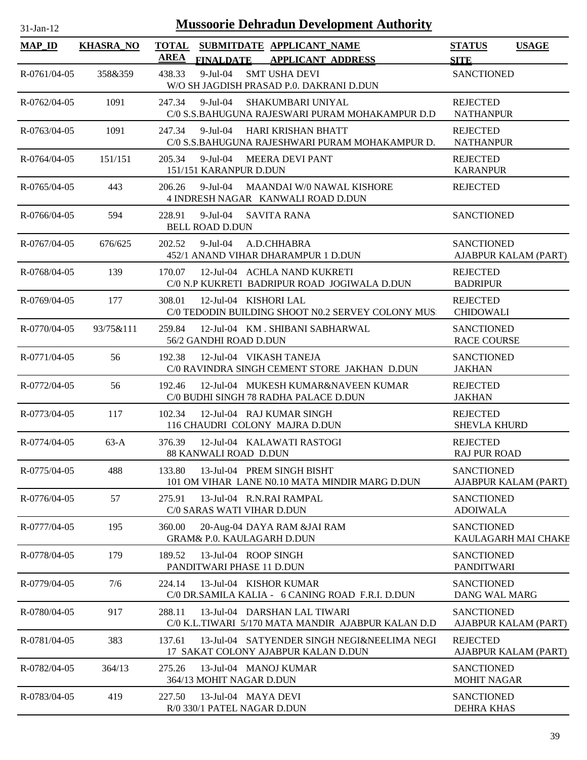# Mussoorie Dehradun Development Authority

31-Jan-12

| MAP_ID | KHASRA_NO | TOTAL AREA | SUBMITDATE FINALDATE | APPLICANT_NAME APPLICANT_ADDRESS | STATUS SITE | USAGE |
|---|---|---|---|---|---|---|
| R-0761/04-05 | 358&359 | 438.33 | 9-Jul-04 | SMT USHA DEVI W/O SH JAGDISH PRASAD P.0. DAKRANI D.DUN | SANCTIONED | |
| R-0762/04-05 | 1091 | 247.34 | 9-Jul-04 | SHAKUMBARI UNIYAL C/0 S.S.BAHUGUNA RAJESWARI PURAM MOHAKAMPUR D.D | REJECTED NATHANPUR | |
| R-0763/04-05 | 1091 | 247.34 | 9-Jul-04 | HARI KRISHAN BHATT C/0 S.S.BAHUGUNA RAJESHWARI PURAM MOHAKAMPUR D. | REJECTED NATHANPUR | |
| R-0764/04-05 | 151/151 | 205.34 | 9-Jul-04 | MEERA DEVI PANT 151/151 KARANPUR D.DUN | REJECTED KARANPUR | |
| R-0765/04-05 | 443 | 206.26 | 9-Jul-04 | MAANDAI W/0 NAWAL KISHORE 4 INDRESH NAGAR KANWALI ROAD D.DUN | REJECTED | |
| R-0766/04-05 | 594 | 228.91 | 9-Jul-04 | SAVITA RANA BELL ROAD D.DUN | SANCTIONED | |
| R-0767/04-05 | 676/625 | 202.52 | 9-Jul-04 | A.D.CHHABRA 452/1 ANAND VIHAR DHARAMPUR 1 D.DUN | SANCTIONED AJABPUR KALAM (PART) | |
| R-0768/04-05 | 139 | 170.07 | 12-Jul-04 | ACHLA NAND KUKRETI C/0 N.P KUKRETI BADRIPUR ROAD JOGIWALA D.DUN | REJECTED BADRIPUR | |
| R-0769/04-05 | 177 | 308.01 | 12-Jul-04 | KISHORI LAL C/0 TEDODIN BUILDING SHOOT N0.2 SERVEY COLONY MUS | REJECTED CHIDOWALI | |
| R-0770/04-05 | 93/75&111 | 259.84 | 12-Jul-04 | KM . SHIBANI SABHARWAL 56/2 GANDHI ROAD D.DUN | SANCTIONED RACE COURSE | |
| R-0771/04-05 | 56 | 192.38 | 12-Jul-04 | VIKASH TANEJA C/0 RAVINDRA SINGH CEMENT STORE JAKHAN D.DUN | SANCTIONED JAKHAN | |
| R-0772/04-05 | 56 | 192.46 | 12-Jul-04 | MUKESH KUMAR&NAVEEN KUMAR C/0 BUDHI SINGH 78 RADHA PALACE D.DUN | REJECTED JAKHAN | |
| R-0773/04-05 | 117 | 102.34 | 12-Jul-04 | RAJ KUMAR SINGH 116 CHAUDRI COLONY MAJRA D.DUN | REJECTED SHEVLA KHURD | |
| R-0774/04-05 | 63-A | 376.39 | 12-Jul-04 | KALAWATI RASTOGI 88 KANWALI ROAD D.DUN | REJECTED RAJ PUR ROAD | |
| R-0775/04-05 | 488 | 133.80 | 13-Jul-04 | PREM SINGH BISHT 101 OM VIHAR LANE N0.10 MATA MINDIR MARG D.DUN | SANCTIONED AJABPUR KALAM (PART) | |
| R-0776/04-05 | 57 | 275.91 | 13-Jul-04 | R.N.RAI RAMPAL C/0 SARAS WATI VIHAR D.DUN | SANCTIONED ADOIWALA | |
| R-0777/04-05 | 195 | 360.00 | 20-Aug-04 | DAYA RAM &JAI RAM GRAM& P.0. KAULAGARH D.DUN | SANCTIONED KAULAGARH MAI CHAKE | |
| R-0778/04-05 | 179 | 189.52 | 13-Jul-04 | ROOP SINGH PANDITWARI PHASE 11 D.DUN | SANCTIONED PANDITWARI | |
| R-0779/04-05 | 7/6 | 224.14 | 13-Jul-04 | KISHOR KUMAR C/0 DR.SAMILA KALIA - 6 CANING ROAD F.R.I. D.DUN | SANCTIONED DANG WAL MARG | |
| R-0780/04-05 | 917 | 288.11 | 13-Jul-04 | DARSHAN LAL TIWARI C/0 K.L.TIWARI 5/170 MATA MANDIR AJABPUR KALAN D.D | SANCTIONED AJABPUR KALAM (PART) | |
| R-0781/04-05 | 383 | 137.61 | 13-Jul-04 | SATYENDER SINGH NEGI&NEELIMA NEGI 17 SAKAT COLONY AJABPUR KALAN D.DUN | REJECTED AJABPUR KALAM (PART) | |
| R-0782/04-05 | 364/13 | 275.26 | 13-Jul-04 | MANOJ KUMAR 364/13 MOHIT NAGAR D.DUN | SANCTIONED MOHIT NAGAR | |
| R-0783/04-05 | 419 | 227.50 | 13-Jul-04 | MAYA DEVI R/0 330/1 PATEL NAGAR D.DUN | SANCTIONED DEHRA KHAS | |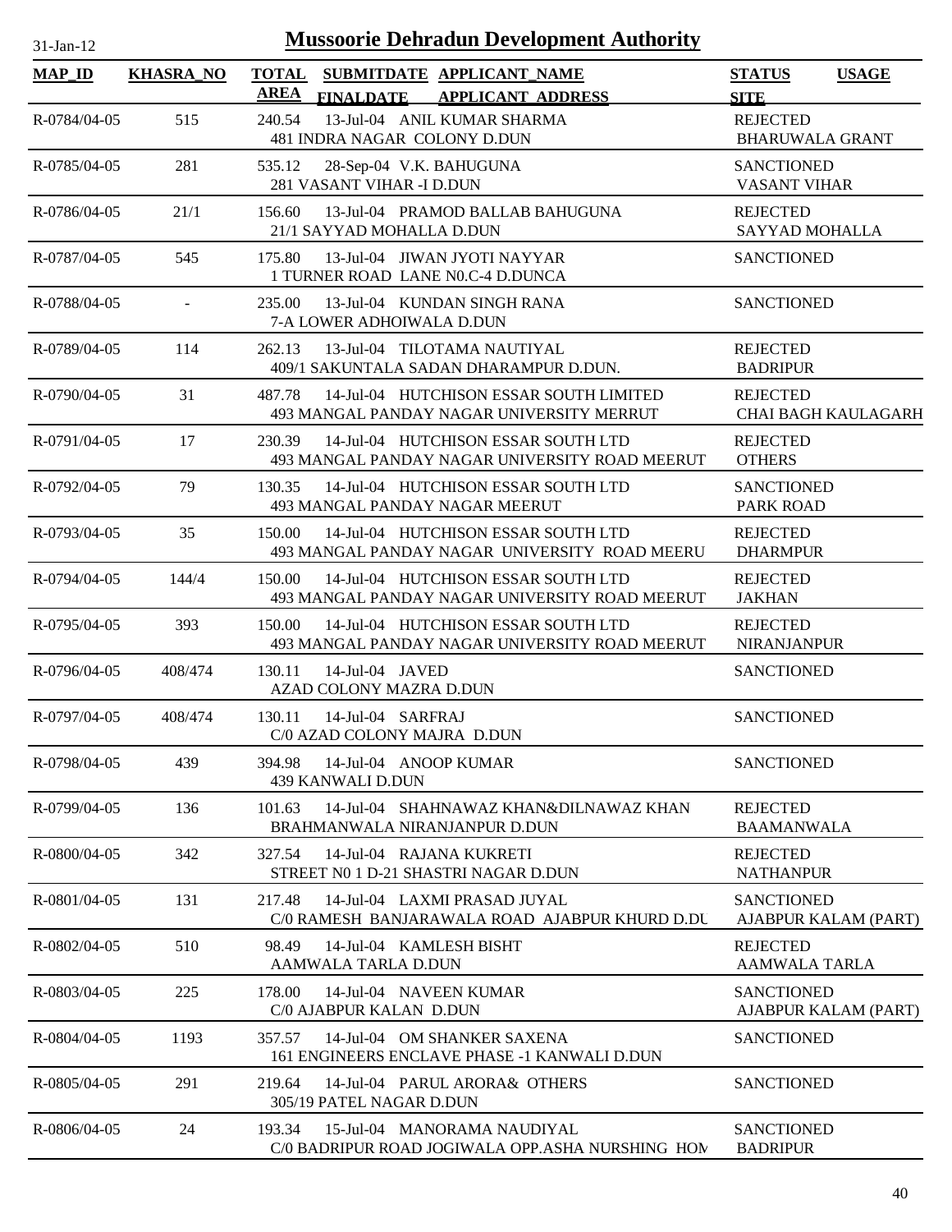# Mussoorie Dehradun Development Authority

31-Jan-12

| MAP_ID | KHASRA_NO | TOTAL AREA | SUBMITDATE FINALDATE | APPLICANT_NAME APPLICANT ADDRESS | STATUS SITE | USAGE |
|---|---|---|---|---|---|---|
| R-0784/04-05 | 515 | 240.54 | 13-Jul-04 | ANIL KUMAR SHARMA 481 INDRA NAGAR COLONY D.DUN | REJECTED BHARUWALA GRANT | |
| R-0785/04-05 | 281 | 535.12 | 28-Sep-04 | V.K. BAHUGUNA 281 VASANT VIHAR -I D.DUN | SANCTIONED VASANT VIHAR | |
| R-0786/04-05 | 21/1 | 156.60 | 13-Jul-04 | PRAMOD BALLAB BAHUGUNA 21/1 SAYYAD MOHALLA D.DUN | REJECTED SAYYAD MOHALLA | |
| R-0787/04-05 | 545 | 175.80 | 13-Jul-04 | JIWAN JYOTI NAYYAR 1 TURNER ROAD LANE N0.C-4 D.DUNCA | SANCTIONED | |
| R-0788/04-05 | - | 235.00 | 13-Jul-04 | KUNDAN SINGH RANA 7-A LOWER ADHOIWALA D.DUN | SANCTIONED | |
| R-0789/04-05 | 114 | 262.13 | 13-Jul-04 | TILOTAMA NAUTIYAL 409/1 SAKUNTALA SADAN DHARAMPUR D.DUN. | REJECTED BADRIPUR | |
| R-0790/04-05 | 31 | 487.78 | 14-Jul-04 | HUTCHISON ESSAR SOUTH LIMITED 493 MANGAL PANDAY NAGAR UNIVERSITY MERRUT | REJECTED CHAI BAGH KAULAGARH | |
| R-0791/04-05 | 17 | 230.39 | 14-Jul-04 | HUTCHISON ESSAR SOUTH LTD 493 MANGAL PANDAY NAGAR UNIVERSITY ROAD MEERUT | REJECTED OTHERS | |
| R-0792/04-05 | 79 | 130.35 | 14-Jul-04 | HUTCHISON ESSAR SOUTH LTD 493 MANGAL PANDAY NAGAR MEERUT | SANCTIONED PARK ROAD | |
| R-0793/04-05 | 35 | 150.00 | 14-Jul-04 | HUTCHISON ESSAR SOUTH LTD 493 MANGAL PANDAY NAGAR UNIVERSITY ROAD MEERU | REJECTED DHARMPUR | |
| R-0794/04-05 | 144/4 | 150.00 | 14-Jul-04 | HUTCHISON ESSAR SOUTH LTD 493 MANGAL PANDAY NAGAR UNIVERSITY ROAD MEERUT | REJECTED JAKHAN | |
| R-0795/04-05 | 393 | 150.00 | 14-Jul-04 | HUTCHISON ESSAR SOUTH LTD 493 MANGAL PANDAY NAGAR UNIVERSITY ROAD MEERUT | REJECTED NIRANJANPUR | |
| R-0796/04-05 | 408/474 | 130.11 | 14-Jul-04 | JAVED AZAD COLONY MAZRA D.DUN | SANCTIONED | |
| R-0797/04-05 | 408/474 | 130.11 | 14-Jul-04 | SARFRAJ C/0 AZAD COLONY MAJRA D.DUN | SANCTIONED | |
| R-0798/04-05 | 439 | 394.98 | 14-Jul-04 | ANOOP KUMAR 439 KANWALI D.DUN | SANCTIONED | |
| R-0799/04-05 | 136 | 101.63 | 14-Jul-04 | SHAHNAWAZ KHAN&DILNAWAZ KHAN BRAHMANWALA NIRANJANPUR D.DUN | REJECTED BAAMANWALA | |
| R-0800/04-05 | 342 | 327.54 | 14-Jul-04 | RAJANA KUKRETI STREET N0 1 D-21 SHASTRI NAGAR D.DUN | REJECTED NATHANPUR | |
| R-0801/04-05 | 131 | 217.48 | 14-Jul-04 | LAXMI PRASAD JUYAL C/0 RAMESH BANJARAWALA ROAD AJABPUR KHURD D.DU | SANCTIONED AJABPUR KALAM (PART) | |
| R-0802/04-05 | 510 | 98.49 | 14-Jul-04 | KAMLESH BISHT AAMWALA TARLA D.DUN | REJECTED AAMWALA TARLA | |
| R-0803/04-05 | 225 | 178.00 | 14-Jul-04 | NAVEEN KUMAR C/0 AJABPUR KALAN D.DUN | SANCTIONED AJABPUR KALAM (PART) | |
| R-0804/04-05 | 1193 | 357.57 | 14-Jul-04 | OM SHANKER SAXENA 161 ENGINEERS ENCLAVE PHASE -1 KANWALI D.DUN | SANCTIONED | |
| R-0805/04-05 | 291 | 219.64 | 14-Jul-04 | PARUL ARORA& OTHERS 305/19 PATEL NAGAR D.DUN | SANCTIONED | |
| R-0806/04-05 | 24 | 193.34 | 15-Jul-04 | MANORAMA NAUDIYAL C/0 BADRIPUR ROAD JOGIWALA OPP.ASHA NURSHING HOM | SANCTIONED BADRIPUR | |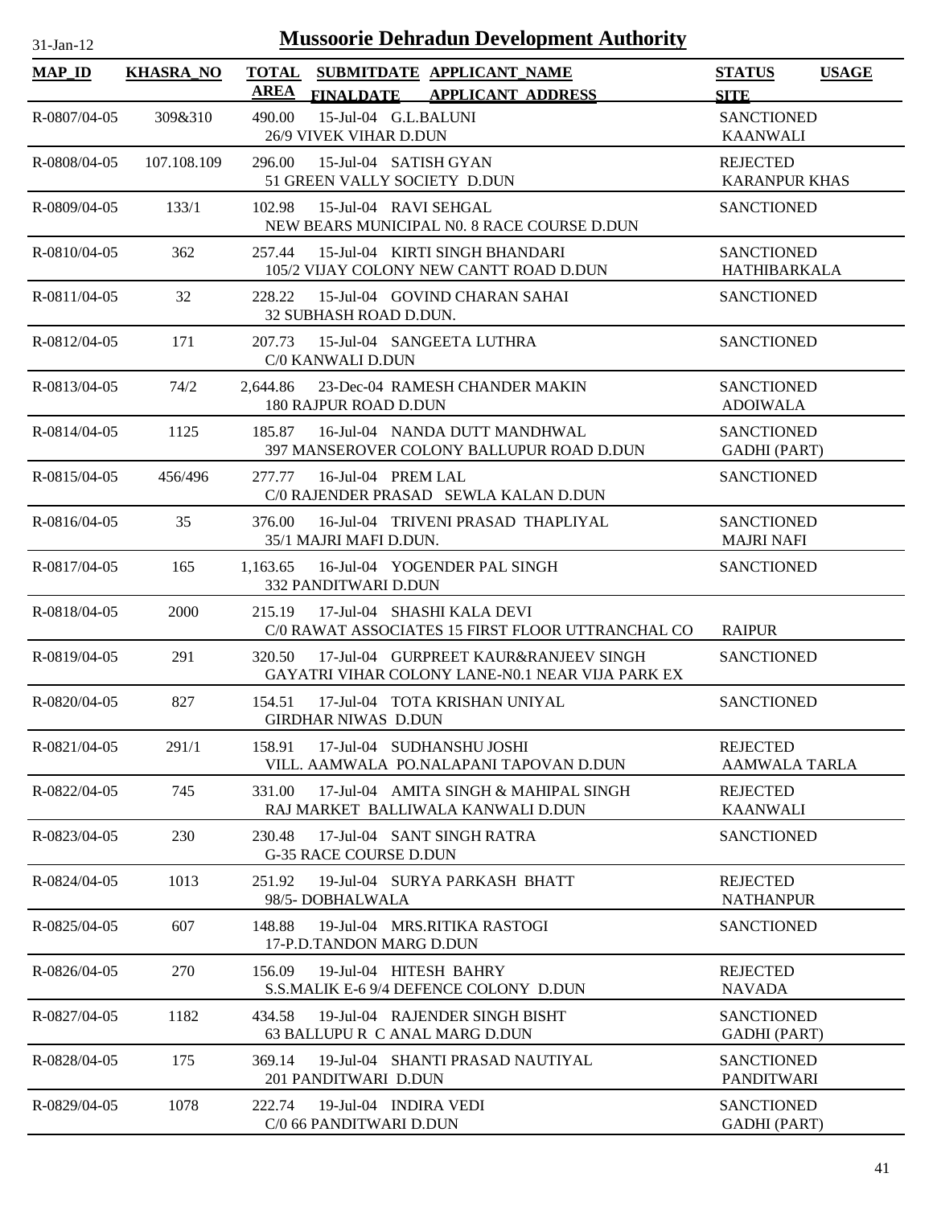# Mussoorie Dehradun Development Authority

| MAP_ID | KHASRA_NO | TOTAL AREA | SUBMITDATE FINALDATE | APPLICANT_NAME APPLICANT_ADDRESS | STATUS SITE | USAGE |
|---|---|---|---|---|---|---|
| R-0807/04-05 | 309&310 | 490.00 | 15-Jul-04 | G.L.BALUNI 26/9 VIVEK VIHAR D.DUN | SANCTIONED KAANWALI | |
| R-0808/04-05 | 107.108.109 | 296.00 | 15-Jul-04 | SATISH GYAN 51 GREEN VALLY SOCIETY D.DUN | REJECTED KARANPUR KHAS | |
| R-0809/04-05 | 133/1 | 102.98 | 15-Jul-04 | RAVI SEHGAL NEW BEARS MUNICIPAL N0. 8 RACE COURSE D.DUN | SANCTIONED | |
| R-0810/04-05 | 362 | 257.44 | 15-Jul-04 | KIRTI SINGH BHANDARI 105/2 VIJAY COLONY NEW CANTT ROAD D.DUN | SANCTIONED HATHIBARKALA | |
| R-0811/04-05 | 32 | 228.22 | 15-Jul-04 | GOVIND CHARAN SAHAI 32 SUBHASH ROAD D.DUN. | SANCTIONED | |
| R-0812/04-05 | 171 | 207.73 | 15-Jul-04 | SANGEETA LUTHRA C/0 KANWALI D.DUN | SANCTIONED | |
| R-0813/04-05 | 74/2 | 2,644.86 | 23-Dec-04 | RAMESH CHANDER MAKIN 180 RAJPUR ROAD D.DUN | SANCTIONED ADOIWALA | |
| R-0814/04-05 | 1125 | 185.87 | 16-Jul-04 | NANDA DUTT MANDHWAL 397 MANSEROVER COLONY BALLUPUR ROAD D.DUN | SANCTIONED GADHI (PART) | |
| R-0815/04-05 | 456/496 | 277.77 | 16-Jul-04 | PREM LAL C/0 RAJENDER PRASAD SEWLA KALAN D.DUN | SANCTIONED | |
| R-0816/04-05 | 35 | 376.00 | 16-Jul-04 | TRIVENI PRASAD THAPLIYAL 35/1 MAJRI MAFI D.DUN. | SANCTIONED MAJRI NAFI | |
| R-0817/04-05 | 165 | 1,163.65 | 16-Jul-04 | YOGENDER PAL SINGH 332 PANDITWARI D.DUN | SANCTIONED | |
| R-0818/04-05 | 2000 | 215.19 | 17-Jul-04 | SHASHI KALA DEVI C/0 RAWAT ASSOCIATES 15 FIRST FLOOR UTTRANCHAL CO | RAIPUR | |
| R-0819/04-05 | 291 | 320.50 | 17-Jul-04 | GURPREET KAUR&RANJEEV SINGH GAYATRI VIHAR COLONY LANE-N0.1 NEAR VIJA PARK EX | SANCTIONED | |
| R-0820/04-05 | 827 | 154.51 | 17-Jul-04 | TOTA KRISHAN UNIYAL GIRDHAR NIWAS D.DUN | SANCTIONED | |
| R-0821/04-05 | 291/1 | 158.91 | 17-Jul-04 | SUDHANSHU JOSHI VILL. AAMWALA PO.NALAPANI TAPOVAN D.DUN | REJECTED AAMWALA TARLA | |
| R-0822/04-05 | 745 | 331.00 | 17-Jul-04 | AMITA SINGH & MAHIPAL SINGH RAJ MARKET BALLIWALA KANWALI D.DUN | REJECTED KAANWALI | |
| R-0823/04-05 | 230 | 230.48 | 17-Jul-04 | SANT SINGH RATRA G-35 RACE COURSE D.DUN | SANCTIONED | |
| R-0824/04-05 | 1013 | 251.92 | 19-Jul-04 | SURYA PARKASH BHATT 98/5- DOBHALWALA | REJECTED NATHANPUR | |
| R-0825/04-05 | 607 | 148.88 | 19-Jul-04 | MRS.RITIKA RASTOGI 17-P.D.TANDON MARG D.DUN | SANCTIONED | |
| R-0826/04-05 | 270 | 156.09 | 19-Jul-04 | HITESH BAHRY S.S.MALIK E-6 9/4 DEFENCE COLONY D.DUN | REJECTED NAVADA | |
| R-0827/04-05 | 1182 | 434.58 | 19-Jul-04 | RAJENDER SINGH BISHT 63 BALLUPU R C ANAL MARG D.DUN | SANCTIONED GADHI (PART) | |
| R-0828/04-05 | 175 | 369.14 | 19-Jul-04 | SHANTI PRASAD NAUTIYAL 201 PANDITWARI D.DUN | SANCTIONED PANDITWARI | |
| R-0829/04-05 | 1078 | 222.74 | 19-Jul-04 | INDIRA VEDI C/0 66 PANDITWARI D.DUN | SANCTIONED GADHI (PART) | |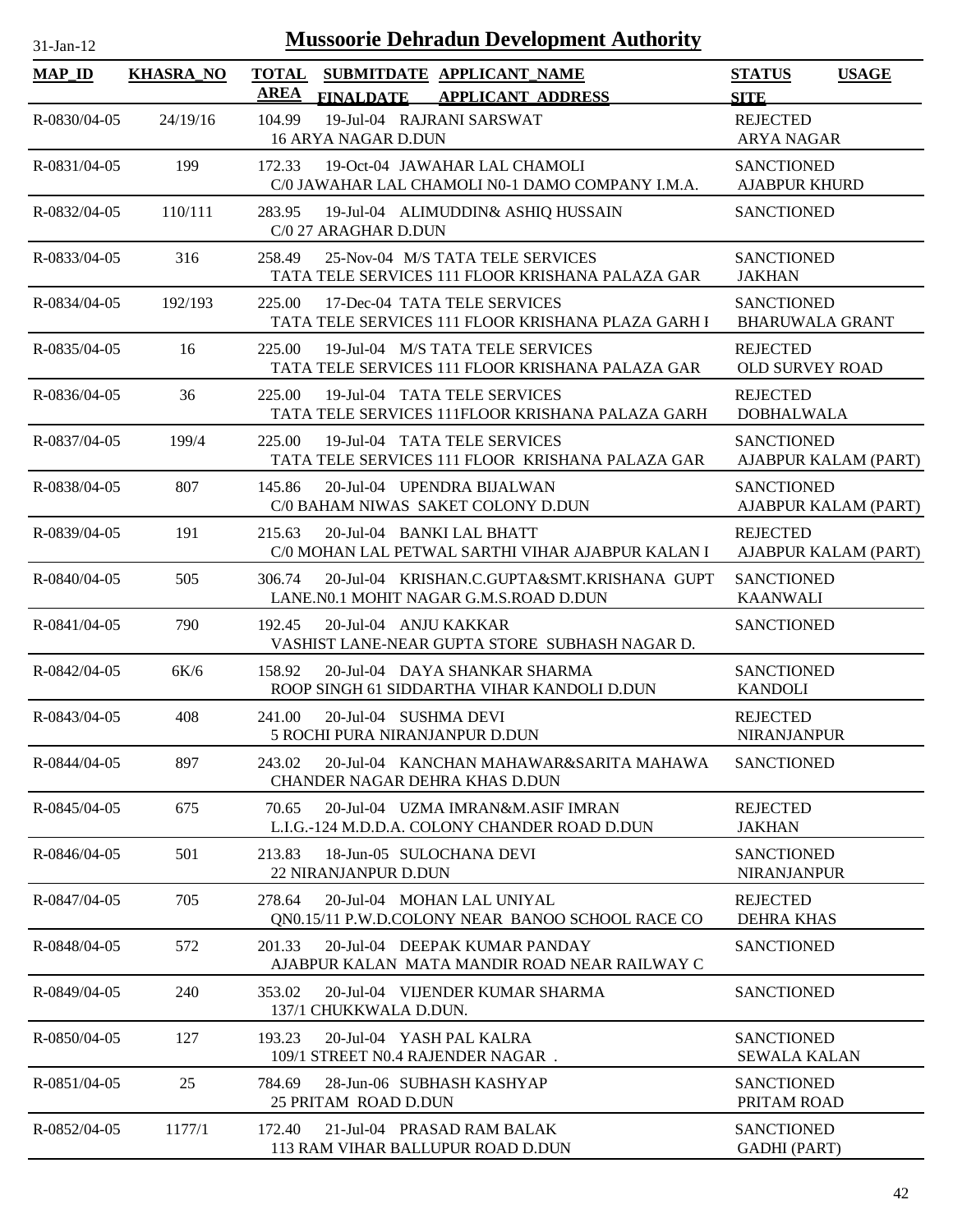# Mussoorie Dehradun Development Authority

31-Jan-12

| MAP_ID | KHASRA_NO | TOTAL AREA | SUBMITDATE FINALDATE | APPLICANT_NAME APPLICANT_ADDRESS | STATUS SITE | USAGE |
|---|---|---|---|---|---|---|
| R-0830/04-05 | 24/19/16 | 104.99 | 19-Jul-04 | RAJRANI SARSWAT 16 ARYA NAGAR D.DUN | REJECTED ARYA NAGAR | |
| R-0831/04-05 | 199 | 172.33 | 19-Oct-04 | JAWAHAR LAL CHAMOLI C/0 JAWAHAR LAL CHAMOLI N0-1 DAMO COMPANY I.M.A. | SANCTIONED AJABPUR KHURD | |
| R-0832/04-05 | 110/111 | 283.95 | 19-Jul-04 | ALIMUDDIN& ASHIQ HUSSAIN C/0 27 ARAGHAR D.DUN | SANCTIONED | |
| R-0833/04-05 | 316 | 258.49 | 25-Nov-04 | M/S TATA TELE SERVICES TATA TELE SERVICES 111 FLOOR KRISHANA PALAZA GAR | SANCTIONED JAKHAN | |
| R-0834/04-05 | 192/193 | 225.00 | 17-Dec-04 | TATA TELE SERVICES TATA TELE SERVICES 111 FLOOR KRISHANA PLAZA GARH I | SANCTIONED BHARUWALA GRANT | |
| R-0835/04-05 | 16 | 225.00 | 19-Jul-04 | M/S TATA TELE SERVICES TATA TELE SERVICES 111 FLOOR KRISHANA PALAZA GAR | REJECTED OLD SURVEY ROAD | |
| R-0836/04-05 | 36 | 225.00 | 19-Jul-04 | TATA TELE SERVICES TATA TELE SERVICES 111FLOOR KRISHANA PALAZA GARH | REJECTED DOBHALWALA | |
| R-0837/04-05 | 199/4 | 225.00 | 19-Jul-04 | TATA TELE SERVICES TATA TELE SERVICES 111 FLOOR KRISHANA PALAZA GAR | SANCTIONED AJABPUR KALAM (PART) | |
| R-0838/04-05 | 807 | 145.86 | 20-Jul-04 | UPENDRA BIJALWAN C/0 BAHAM NIWAS SAKET COLONY D.DUN | SANCTIONED AJABPUR KALAM (PART) | |
| R-0839/04-05 | 191 | 215.63 | 20-Jul-04 | BANKI LAL BHATT C/0 MOHAN LAL PETWAL SARTHI VIHAR AJABPUR KALAN I | REJECTED AJABPUR KALAM (PART) | |
| R-0840/04-05 | 505 | 306.74 | 20-Jul-04 | KRISHAN.C.GUPTA&SMT.KRISHANA GUPT LANE.N0.1 MOHIT NAGAR G.M.S.ROAD D.DUN | SANCTIONED KAANWALI | |
| R-0841/04-05 | 790 | 192.45 | 20-Jul-04 | ANJU KAKKAR VASHIST LANE-NEAR GUPTA STORE SUBHASH NAGAR D. | SANCTIONED | |
| R-0842/04-05 | 6K/6 | 158.92 | 20-Jul-04 | DAYA SHANKAR SHARMA ROOP SINGH 61 SIDDARTHA VIHAR KANDOLI D.DUN | SANCTIONED KANDOLI | |
| R-0843/04-05 | 408 | 241.00 | 20-Jul-04 | SUSHMA DEVI 5 ROCHI PURA NIRANJANPUR D.DUN | REJECTED NIRANJANPUR | |
| R-0844/04-05 | 897 | 243.02 | 20-Jul-04 | KANCHAN MAHAWAR&SARITA MAHAWA CHANDER NAGAR DEHRA KHAS D.DUN | SANCTIONED | |
| R-0845/04-05 | 675 | 70.65 | 20-Jul-04 | UZMA IMRAN&M.ASIF IMRAN L.I.G.-124 M.D.D.A. COLONY CHANDER ROAD D.DUN | REJECTED JAKHAN | |
| R-0846/04-05 | 501 | 213.83 | 18-Jun-05 | SULOCHANA DEVI 22 NIRANJANPUR D.DUN | SANCTIONED NIRANJANPUR | |
| R-0847/04-05 | 705 | 278.64 | 20-Jul-04 | MOHAN LAL UNIYAL QN0.15/11 P.W.D.COLONY NEAR BANOO SCHOOL RACE CO | REJECTED DEHRA KHAS | |
| R-0848/04-05 | 572 | 201.33 | 20-Jul-04 | DEEPAK KUMAR PANDAY AJABPUR KALAN MATA MANDIR ROAD NEAR RAILWAY C | SANCTIONED | |
| R-0849/04-05 | 240 | 353.02 | 20-Jul-04 | VIJENDER KUMAR SHARMA 137/1 CHUKKWALA D.DUN. | SANCTIONED | |
| R-0850/04-05 | 127 | 193.23 | 20-Jul-04 | YASH PAL KALRA 109/1 STREET N0.4 RAJENDER NAGAR . | SANCTIONED SEWALA KALAN | |
| R-0851/04-05 | 25 | 784.69 | 28-Jun-06 | SUBHASH KASHYAP 25 PRITAM ROAD D.DUN | SANCTIONED PRITAM ROAD | |
| R-0852/04-05 | 1177/1 | 172.40 | 21-Jul-04 | PRASAD RAM BALAK 113 RAM VIHAR BALLUPUR ROAD D.DUN | SANCTIONED GADHI (PART) | |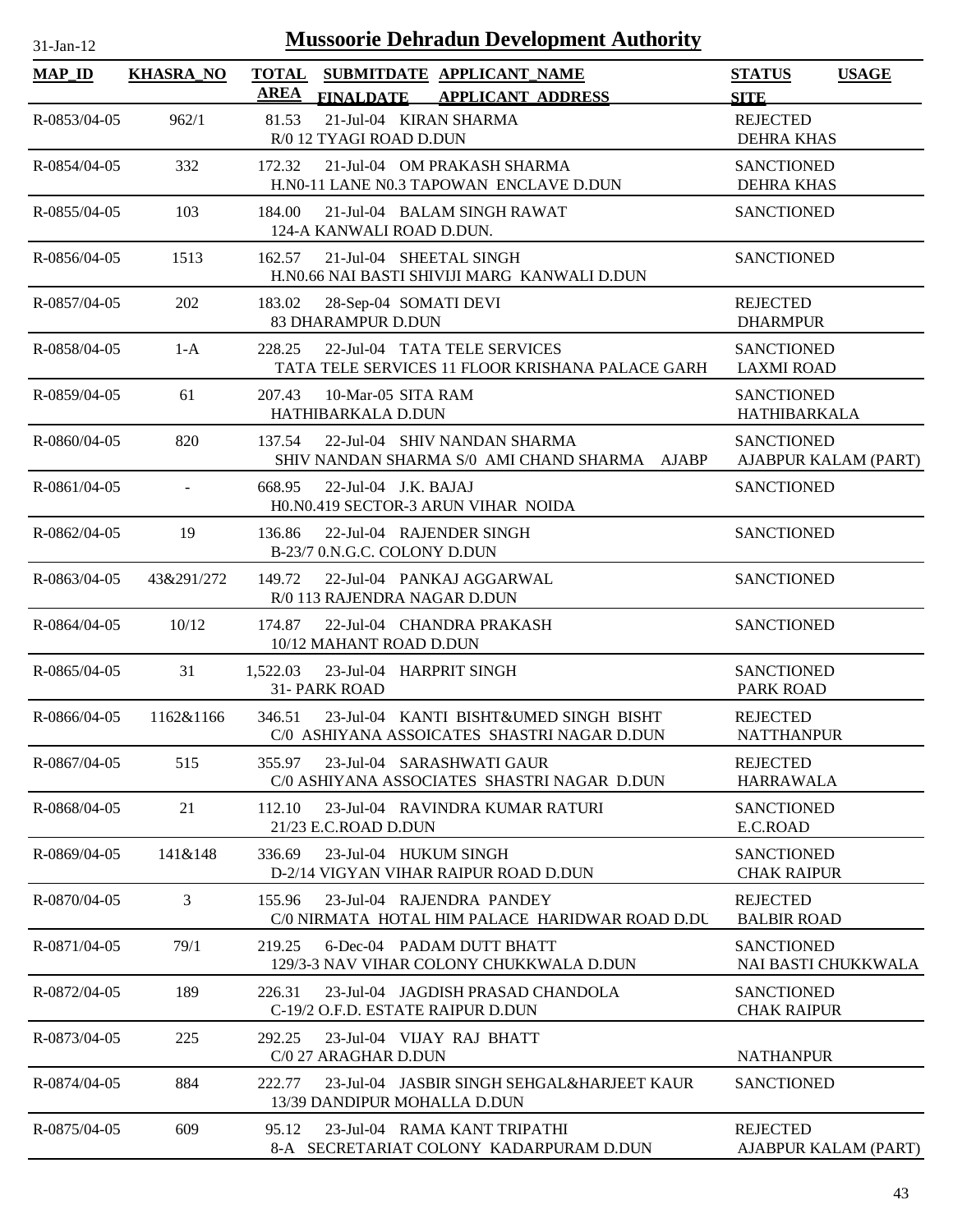# Mussoorie Dehradun Development Authority

31-Jan-12

| MAP_ID | KHASRA_NO | TOTAL AREA | SUBMITDATE FINALDATE | APPLICANT_NAME APPLICANT_ADDRESS | STATUS SITE | USAGE |
|---|---|---|---|---|---|---|
| R-0853/04-05 | 962/1 | 81.53 | 21-Jul-04 | KIRAN SHARMA<br>R/0 12 TYAGI ROAD D.DUN | REJECTED<br>DEHRA KHAS | |
| R-0854/04-05 | 332 | 172.32 | 21-Jul-04 | OM PRAKASH SHARMA<br>H.N0-11 LANE N0.3 TAPOWAN ENCLAVE D.DUN | SANCTIONED<br>DEHRA KHAS | |
| R-0855/04-05 | 103 | 184.00 | 21-Jul-04 | BALAM SINGH RAWAT<br>124-A KANWALI ROAD D.DUN. | SANCTIONED | |
| R-0856/04-05 | 1513 | 162.57 | 21-Jul-04 | SHEETAL SINGH<br>H.N0.66 NAI BASTI SHIVIJI MARG KANWALI D.DUN | SANCTIONED | |
| R-0857/04-05 | 202 | 183.02 | 28-Sep-04 | SOMATI DEVI<br>83 DHARAMPUR D.DUN | REJECTED<br>DHARMPUR | |
| R-0858/04-05 | 1-A | 228.25 | 22-Jul-04 | TATA TELE SERVICES<br>TATA TELE SERVICES 11 FLOOR KRISHANA PALACE GARH | SANCTIONED<br>LAXMI ROAD | |
| R-0859/04-05 | 61 | 207.43 | 10-Mar-05 | SITA RAM<br>HATHIBARKALA D.DUN | SANCTIONED<br>HATHIBARKALA | |
| R-0860/04-05 | 820 | 137.54 | 22-Jul-04 | SHIV NANDAN SHARMA<br>SHIV NANDAN SHARMA S/0 AMI CHAND SHARMA AJABP | SANCTIONED<br>AJABPUR KALAM (PART) | |
| R-0861/04-05 | - | 668.95 | 22-Jul-04 | J.K. BAJAJ<br>H0.N0.419 SECTOR-3 ARUN VIHAR NOIDA | SANCTIONED | |
| R-0862/04-05 | 19 | 136.86 | 22-Jul-04 | RAJENDER SINGH<br>B-23/7 0.N.G.C. COLONY D.DUN | SANCTIONED | |
| R-0863/04-05 | 43&291/272 | 149.72 | 22-Jul-04 | PANKAJ AGGARWAL<br>R/0 113 RAJENDRA NAGAR D.DUN | SANCTIONED | |
| R-0864/04-05 | 10/12 | 174.87 | 22-Jul-04 | CHANDRA PRAKASH<br>10/12 MAHANT ROAD D.DUN | SANCTIONED | |
| R-0865/04-05 | 31 | 1,522.03 | 23-Jul-04 | HARPRIT SINGH<br>31- PARK ROAD | SANCTIONED<br>PARK ROAD | |
| R-0866/04-05 | 1162&1166 | 346.51 | 23-Jul-04 | KANTI BISHT&UMED SINGH BISHT<br>C/0 ASHIYANA ASSOICATES SHASTRI NAGAR D.DUN | REJECTED<br>NATTHANPUR | |
| R-0867/04-05 | 515 | 355.97 | 23-Jul-04 | SARASHWATI GAUR<br>C/0 ASHIYANA ASSOCIATES SHASTRI NAGAR D.DUN | REJECTED<br>HARRAWALA | |
| R-0868/04-05 | 21 | 112.10 | 23-Jul-04 | RAVINDRA KUMAR RATURI<br>21/23 E.C.ROAD D.DUN | SANCTIONED<br>E.C.ROAD | |
| R-0869/04-05 | 141&148 | 336.69 | 23-Jul-04 | HUKUM SINGH<br>D-2/14 VIGYAN VIHAR RAIPUR ROAD D.DUN | SANCTIONED<br>CHAK RAIPUR | |
| R-0870/04-05 | 3 | 155.96 | 23-Jul-04 | RAJENDRA PANDEY<br>C/0 NIRMATA HOTAL HIM PALACE HARIDWAR ROAD D.DU | REJECTED<br>BALBIR ROAD | |
| R-0871/04-05 | 79/1 | 219.25 | 6-Dec-04 | PADAM DUTT BHATT<br>129/3-3 NAV VIHAR COLONY CHUKKWALA D.DUN | SANCTIONED<br>NAI BASTI CHUKKWALA | |
| R-0872/04-05 | 189 | 226.31 | 23-Jul-04 | JAGDISH PRASAD CHANDOLA<br>C-19/2 O.F.D. ESTATE RAIPUR D.DUN | SANCTIONED<br>CHAK RAIPUR | |
| R-0873/04-05 | 225 | 292.25 | 23-Jul-04 | VIJAY RAJ BHATT<br>C/0 27 ARAGHAR D.DUN | NATHANPUR | |
| R-0874/04-05 | 884 | 222.77 | 23-Jul-04 | JASBIR SINGH SEHGAL&HARJEET KAUR<br>13/39 DANDIPUR MOHALLA D.DUN | SANCTIONED | |
| R-0875/04-05 | 609 | 95.12 | 23-Jul-04 | RAMA KANT TRIPATHI<br>8-A SECRETARIAT COLONY KADARPURAM D.DUN | REJECTED<br>AJABPUR KALAM (PART) | |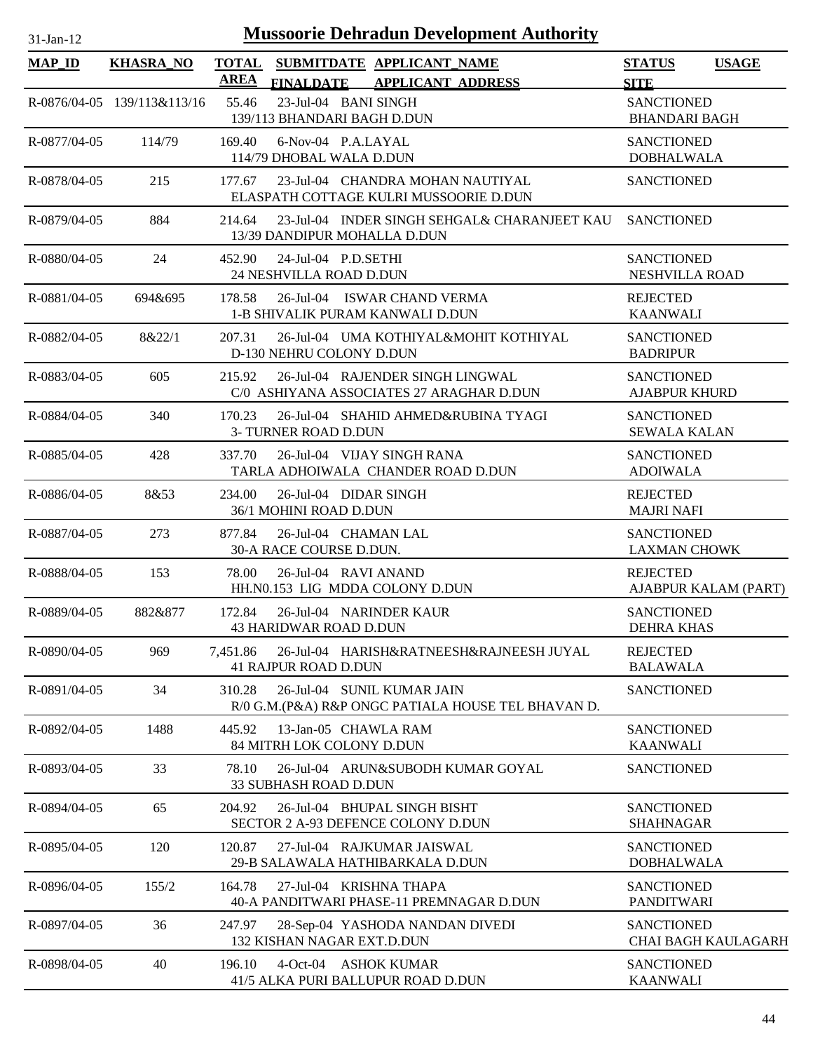# Mussoorie Dehradun Development Authority

31-Jan-12

| MAP_ID | KHASRA_NO | TOTAL AREA | SUBMITDATE FINALDATE | APPLICANT_NAME APPLICANT_ADDRESS | STATUS SITE | USAGE |
|---|---|---|---|---|---|---|
| R-0876/04-05 | 139/113&113/16 | 55.46 | 23-Jul-04 | BANI SINGH<br>139/113 BHANDARI BAGH D.DUN | SANCTIONED<br>BHANDARI BAGH | |
| R-0877/04-05 | 114/79 | 169.40 | 6-Nov-04 | P.A.LAYAL<br>114/79 DHOBAL WALA D.DUN | SANCTIONED<br>DOBHALWALA | |
| R-0878/04-05 | 215 | 177.67 | 23-Jul-04 | CHANDRA MOHAN NAUTIYAL<br>ELASPATH COTTAGE KULRI MUSSOORIE D.DUN | SANCTIONED | |
| R-0879/04-05 | 884 | 214.64 | 23-Jul-04 | INDER SINGH SEHGAL& CHARANJEET KAU<br>13/39 DANDIPUR MOHALLA D.DUN | SANCTIONED | |
| R-0880/04-05 | 24 | 452.90 | 24-Jul-04 | P.D.SETHI<br>24 NESHVILLA ROAD D.DUN | SANCTIONED<br>NESHVILLA ROAD | |
| R-0881/04-05 | 694&695 | 178.58 | 26-Jul-04 | ISWAR CHAND VERMA<br>1-B SHIVALIK PURAM KANWALI D.DUN | REJECTED<br>KAANWALI | |
| R-0882/04-05 | 8&22/1 | 207.31 | 26-Jul-04 | UMA KOTHIYAL&MOHIT KOTHIYAL<br>D-130 NEHRU COLONY D.DUN | SANCTIONED<br>BADRIPUR | |
| R-0883/04-05 | 605 | 215.92 | 26-Jul-04 | RAJENDER SINGH LINGWAL<br>C/0 ASHIYANA ASSOCIATES 27 ARAGHAR D.DUN | SANCTIONED<br>AJABPUR KHURD | |
| R-0884/04-05 | 340 | 170.23 | 26-Jul-04 | SHAHID AHMED&RUBINA TYAGI<br>3- TURNER ROAD D.DUN | SANCTIONED<br>SEWALA KALAN | |
| R-0885/04-05 | 428 | 337.70 | 26-Jul-04 | VIJAY SINGH RANA<br>TARLA ADHOIWALA CHANDER ROAD D.DUN | SANCTIONED<br>ADOIWALA | |
| R-0886/04-05 | 8&53 | 234.00 | 26-Jul-04 | DIDAR SINGH<br>36/1 MOHINI ROAD D.DUN | REJECTED<br>MAJRI NAFI | |
| R-0887/04-05 | 273 | 877.84 | 26-Jul-04 | CHAMAN LAL<br>30-A RACE COURSE D.DUN. | SANCTIONED<br>LAXMAN CHOWK | |
| R-0888/04-05 | 153 | 78.00 | 26-Jul-04 | RAVI ANAND<br>HH.N0.153 LIG MDDA COLONY D.DUN | REJECTED<br>AJABPUR KALAM (PART) | |
| R-0889/04-05 | 882&877 | 172.84 | 26-Jul-04 | NARINDER KAUR<br>43 HARIDWAR ROAD D.DUN | SANCTIONED<br>DEHRA KHAS | |
| R-0890/04-05 | 969 | 7,451.86 | 26-Jul-04 | HARISH&RATNEESH&RAJNEESH JUYAL<br>41 RAJPUR ROAD D.DUN | REJECTED<br>BALAWALA | |
| R-0891/04-05 | 34 | 310.28 | 26-Jul-04 | SUNIL KUMAR JAIN<br>R/0 G.M.(P&A) R&P ONGC PATIALA HOUSE TEL BHAVAN D. | SANCTIONED | |
| R-0892/04-05 | 1488 | 445.92 | 13-Jan-05 | CHAWLA RAM<br>84 MITRH LOK COLONY D.DUN | SANCTIONED<br>KAANWALI | |
| R-0893/04-05 | 33 | 78.10 | 26-Jul-04 | ARUN&SUBODH KUMAR GOYAL<br>33 SUBHASH ROAD D.DUN | SANCTIONED | |
| R-0894/04-05 | 65 | 204.92 | 26-Jul-04 | BHUPAL SINGH BISHT<br>SECTOR 2 A-93 DEFENCE COLONY D.DUN | SANCTIONED<br>SHAHNAGAR | |
| R-0895/04-05 | 120 | 120.87 | 27-Jul-04 | RAJKUMAR JAISWAL<br>29-B SALAWALA HATHIBARKALA D.DUN | SANCTIONED<br>DOBHALWALA | |
| R-0896/04-05 | 155/2 | 164.78 | 27-Jul-04 | KRISHNA THAPA<br>40-A PANDITWARI PHASE-11 PREMNAGAR D.DUN | SANCTIONED<br>PANDITWARI | |
| R-0897/04-05 | 36 | 247.97 | 28-Sep-04 | YASHODA NANDAN DIVEDI<br>132 KISHAN NAGAR EXT.D.DUN | SANCTIONED<br>CHAI BAGH KAULAGARH | |
| R-0898/04-05 | 40 | 196.10 | 4-Oct-04 | ASHOK KUMAR<br>41/5 ALKA PURI BALLUPUR ROAD D.DUN | SANCTIONED<br>KAANWALI | |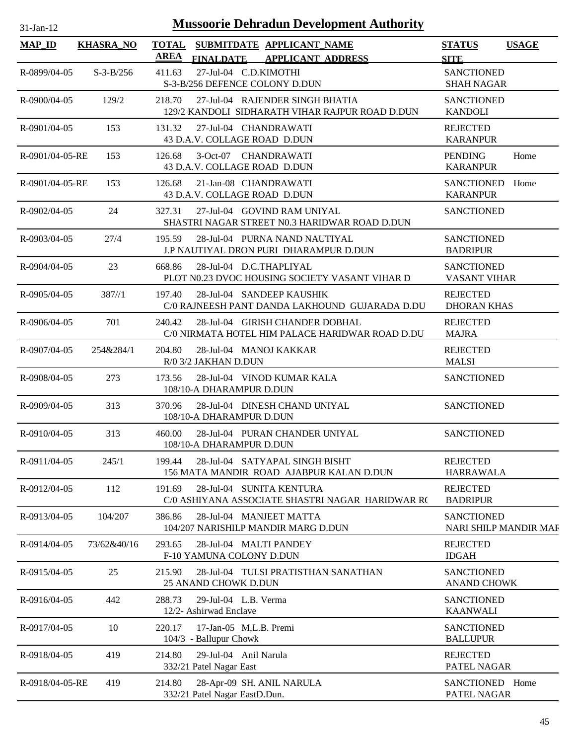# Mussoorie Dehradun Development Authority

31-Jan-12

| MAP_ID | KHASRA_NO | TOTAL AREA | SUBMITDATE / FINALDATE | APPLICANT_NAME / APPLICANT_ADDRESS | STATUS / SITE | USAGE |
|---|---|---|---|---|---|---|
| R-0899/04-05 | S-3-B/256 | 411.63 | 27-Jul-04 | C.D.KIMOTHI<br>S-3-B/256 DEFENCE COLONY D.DUN | SANCTIONED<br>SHAH NAGAR | |
| R-0900/04-05 | 129/2 | 218.70 | 27-Jul-04 | RAJENDER SINGH BHATIA<br>129/2 KANDOLI SIDHARATH VIHAR RAJPUR ROAD D.DUN | SANCTIONED<br>KANDOLI | |
| R-0901/04-05 | 153 | 131.32 | 27-Jul-04 | CHANDRAWATI<br>43 D.A.V. COLLAGE ROAD D.DUN | REJECTED<br>KARANPUR | |
| R-0901/04-05-RE | 153 | 126.68 | 3-Oct-07 | CHANDRAWATI<br>43 D.A.V. COLLAGE ROAD D.DUN | PENDING<br>KARANPUR | Home |
| R-0901/04-05-RE | 153 | 126.68 | 21-Jan-08 | CHANDRAWATI<br>43 D.A.V. COLLAGE ROAD D.DUN | SANCTIONED<br>KARANPUR | Home |
| R-0902/04-05 | 24 | 327.31 | 27-Jul-04 | GOVIND RAM UNIYAL<br>SHASTRI NAGAR STREET N0.3 HARIDWAR ROAD D.DUN | SANCTIONED | |
| R-0903/04-05 | 27/4 | 195.59 | 28-Jul-04 | PURNA NAND NAUTIYAL<br>J.P NAUTIYAL DRON PURI DHARAMPUR D.DUN | SANCTIONED<br>BADRIPUR | |
| R-0904/04-05 | 23 | 668.86 | 28-Jul-04 | D.C.THAPLIYAL<br>PLOT N0.23 DVOC HOUSING SOCIETY VASANT VIHAR D | SANCTIONED<br>VASANT VIHAR | |
| R-0905/04-05 | 387//1 | 197.40 | 28-Jul-04 | SANDEEP KAUSHIK<br>C/0 RAJNEESH PANT DANDA LAKHOUND GUJARADA D.DU | REJECTED<br>DHORAN KHAS | |
| R-0906/04-05 | 701 | 240.42 | 28-Jul-04 | GIRISH CHANDER DOBHAL<br>C/0 NIRMATA HOTEL HIM PALACE HARIDWAR ROAD D.DU | REJECTED<br>MAJRA | |
| R-0907/04-05 | 254&284/1 | 204.80 | 28-Jul-04 | MANOJ KAKKAR<br>R/0 3/2 JAKHAN D.DUN | REJECTED<br>MALSI | |
| R-0908/04-05 | 273 | 173.56 | 28-Jul-04 | VINOD KUMAR KALA<br>108/10-A DHARAMPUR D.DUN | SANCTIONED | |
| R-0909/04-05 | 313 | 370.96 | 28-Jul-04 | DINESH CHAND UNIYAL<br>108/10-A DHARAMPUR D.DUN | SANCTIONED | |
| R-0910/04-05 | 313 | 460.00 | 28-Jul-04 | PURAN CHANDER UNIYAL<br>108/10-A DHARAMPUR D.DUN | SANCTIONED | |
| R-0911/04-05 | 245/1 | 199.44 | 28-Jul-04 | SATYAPAL SINGH BISHT<br>156 MATA MANDIR ROAD AJABPUR KALAN D.DUN | REJECTED<br>HARRAWALA | |
| R-0912/04-05 | 112 | 191.69 | 28-Jul-04 | SUNITA KENTURA<br>C/0 ASHIYANA ASSOCIATE SHASTRI NAGAR HARIDWAR RO | REJECTED<br>BADRIPUR | |
| R-0913/04-05 | 104/207 | 386.86 | 28-Jul-04 | MANJEET MATTA<br>104/207 NARISHILP MANDIR MARG D.DUN | SANCTIONED<br>NARI SHILP MANDIR MAR | |
| R-0914/04-05 | 73/62&40/16 | 293.65 | 28-Jul-04 | MALTI PANDEY<br>F-10 YAMUNA COLONY D.DUN | REJECTED<br>IDGAH | |
| R-0915/04-05 | 25 | 215.90 | 28-Jul-04 | TULSI PRATISTHAN SANATHAN<br>25 ANAND CHOWK D.DUN | SANCTIONED<br>ANAND CHOWK | |
| R-0916/04-05 | 442 | 288.73 | 29-Jul-04 | L.B. Verma<br>12/2- Ashirwad Enclave | SANCTIONED<br>KAANWALI | |
| R-0917/04-05 | 10 | 220.17 | 17-Jan-05 | M,L.B. Premi<br>104/3 - Ballupur Chowk | SANCTIONED<br>BALLUPUR | |
| R-0918/04-05 | 419 | 214.80 | 29-Jul-04 | Anil Narula<br>332/21 Patel Nagar East | REJECTED<br>PATEL NAGAR | |
| R-0918/04-05-RE | 419 | 214.80 | 28-Apr-09 | SH. ANIL NARULA<br>332/21 Patel Nagar EastD.Dun. | SANCTIONED<br>PATEL NAGAR | Home |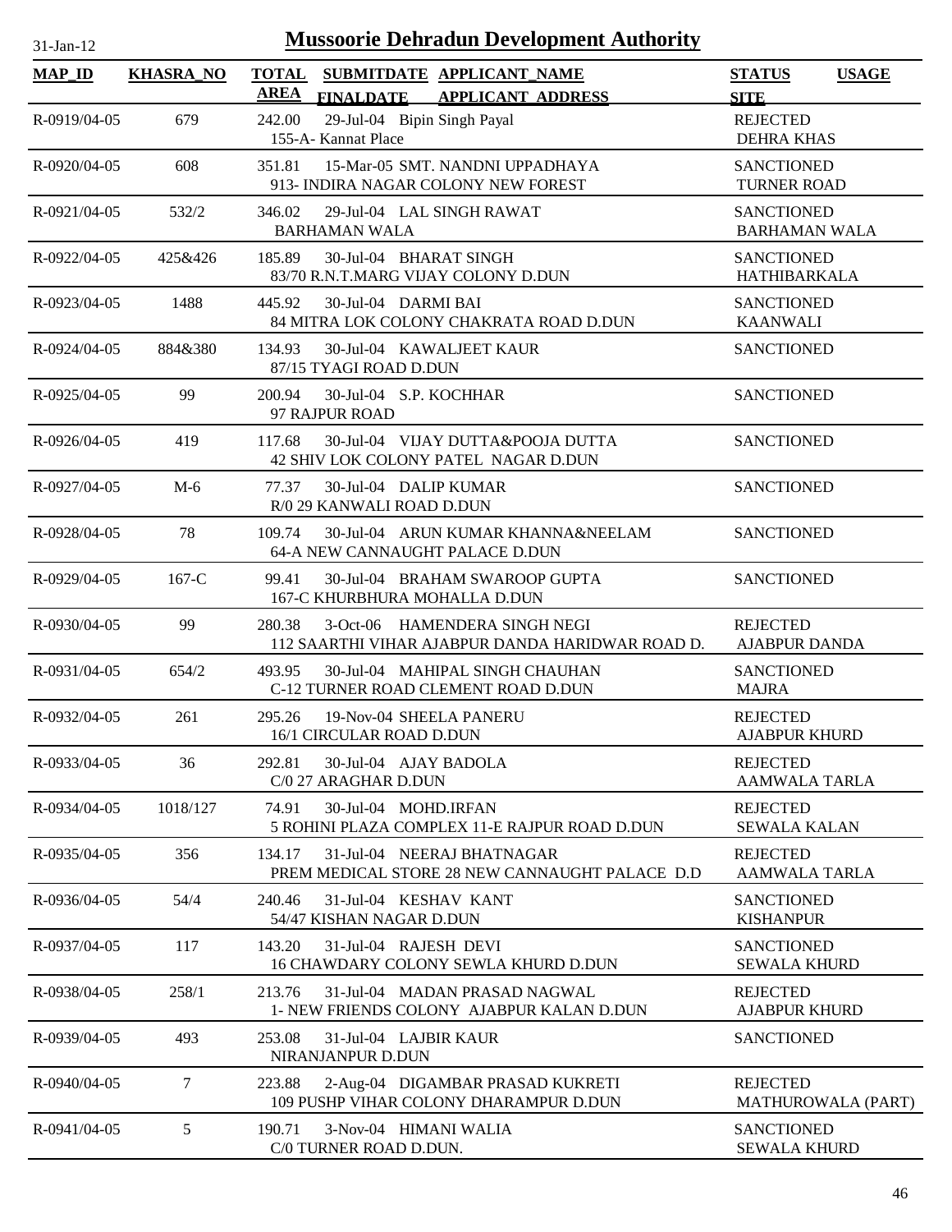# Mussoorie Dehradun Development Authority

31-Jan-12

| MAP_ID | KHASRA_NO | TOTAL AREA | SUBMITDATE FINALDATE | APPLICANT_NAME APPLICANT_ADDRESS | STATUS SITE | USAGE |
|---|---|---|---|---|---|---|
| R-0919/04-05 | 679 | 242.00 | 29-Jul-04 | Bipin Singh Payal<br>155-A- Kannat Place | REJECTED<br>DEHRA KHAS | |
| R-0920/04-05 | 608 | 351.81 | 15-Mar-05 | SMT. NANDNI UPPADHAYA<br>913- INDIRA NAGAR COLONY NEW FOREST | SANCTIONED<br>TURNER ROAD | |
| R-0921/04-05 | 532/2 | 346.02 | 29-Jul-04 | LAL SINGH RAWAT<br>BARHAMAN WALA | SANCTIONED<br>BARHAMAN WALA | |
| R-0922/04-05 | 425&426 | 185.89 | 30-Jul-04 | BHARAT SINGH<br>83/70 R.N.T.MARG VIJAY COLONY D.DUN | SANCTIONED<br>HATHIBARKALA | |
| R-0923/04-05 | 1488 | 445.92 | 30-Jul-04 | DARMI BAI<br>84 MITRA LOK COLONY CHAKRATA ROAD D.DUN | SANCTIONED<br>KAANWALI | |
| R-0924/04-05 | 884&380 | 134.93 | 30-Jul-04 | KAWALJEET KAUR<br>87/15 TYAGI ROAD D.DUN | SANCTIONED | |
| R-0925/04-05 | 99 | 200.94 | 30-Jul-04 | S.P. KOCHHAR<br>97 RAJPUR ROAD | SANCTIONED | |
| R-0926/04-05 | 419 | 117.68 | 30-Jul-04 | VIJAY DUTTA&POOJA DUTTA<br>42 SHIV LOK COLONY PATEL NAGAR D.DUN | SANCTIONED | |
| R-0927/04-05 | M-6 | 77.37 | 30-Jul-04 | DALIP KUMAR<br>R/0 29 KANWALI ROAD D.DUN | SANCTIONED | |
| R-0928/04-05 | 78 | 109.74 | 30-Jul-04 | ARUN KUMAR KHANNA&NEELAM<br>64-A NEW CANNAUGHT PALACE D.DUN | SANCTIONED | |
| R-0929/04-05 | 167-C | 99.41 | 30-Jul-04 | BRAHAM SWAROOP GUPTA<br>167-C KHURBHURA MOHALLA D.DUN | SANCTIONED | |
| R-0930/04-05 | 99 | 280.38 | 3-Oct-06 | HAMENDERA SINGH NEGI<br>112 SAARTHI VIHAR AJABPUR DANDA HARIDWAR ROAD D. | REJECTED<br>AJABPUR DANDA | |
| R-0931/04-05 | 654/2 | 493.95 | 30-Jul-04 | MAHIPAL SINGH CHAUHAN<br>C-12 TURNER ROAD CLEMENT ROAD D.DUN | SANCTIONED<br>MAJRA | |
| R-0932/04-05 | 261 | 295.26 | 19-Nov-04 | SHEELA PANERU<br>16/1 CIRCULAR ROAD D.DUN | REJECTED<br>AJABPUR KHURD | |
| R-0933/04-05 | 36 | 292.81 | 30-Jul-04 | AJAY BADOLA<br>C/0 27 ARAGHAR D.DUN | REJECTED<br>AAMWALA TARLA | |
| R-0934/04-05 | 1018/127 | 74.91 | 30-Jul-04 | MOHD.IRFAN<br>5 ROHINI PLAZA COMPLEX 11-E RAJPUR ROAD D.DUN | REJECTED<br>SEWALA KALAN | |
| R-0935/04-05 | 356 | 134.17 | 31-Jul-04 | NEERAJ BHATNAGAR<br>PREM MEDICAL STORE 28 NEW CANNAUGHT PALACE D.D | REJECTED<br>AAMWALA TARLA | |
| R-0936/04-05 | 54/4 | 240.46 | 31-Jul-04 | KESHAV KANT<br>54/47 KISHAN NAGAR D.DUN | SANCTIONED<br>KISHANPUR | |
| R-0937/04-05 | 117 | 143.20 | 31-Jul-04 | RAJESH DEVI<br>16 CHAWDARY COLONY SEWLA KHURD D.DUN | SANCTIONED<br>SEWALA KHURD | |
| R-0938/04-05 | 258/1 | 213.76 | 31-Jul-04 | MADAN PRASAD NAGWAL<br>1- NEW FRIENDS COLONY AJABPUR KALAN D.DUN | REJECTED<br>AJABPUR KHURD | |
| R-0939/04-05 | 493 | 253.08 | 31-Jul-04 | LAJBIR KAUR<br>NIRANJANPUR D.DUN | SANCTIONED | |
| R-0940/04-05 | 7 | 223.88 | 2-Aug-04 | DIGAMBAR PRASAD KUKRETI<br>109 PUSHP VIHAR COLONY DHARAMPUR D.DUN | REJECTED<br>MATHUROWALA (PART) | |
| R-0941/04-05 | 5 | 190.71 | 3-Nov-04 | HIMANI WALIA<br>C/0 TURNER ROAD D.DUN. | SANCTIONED<br>SEWALA KHURD | |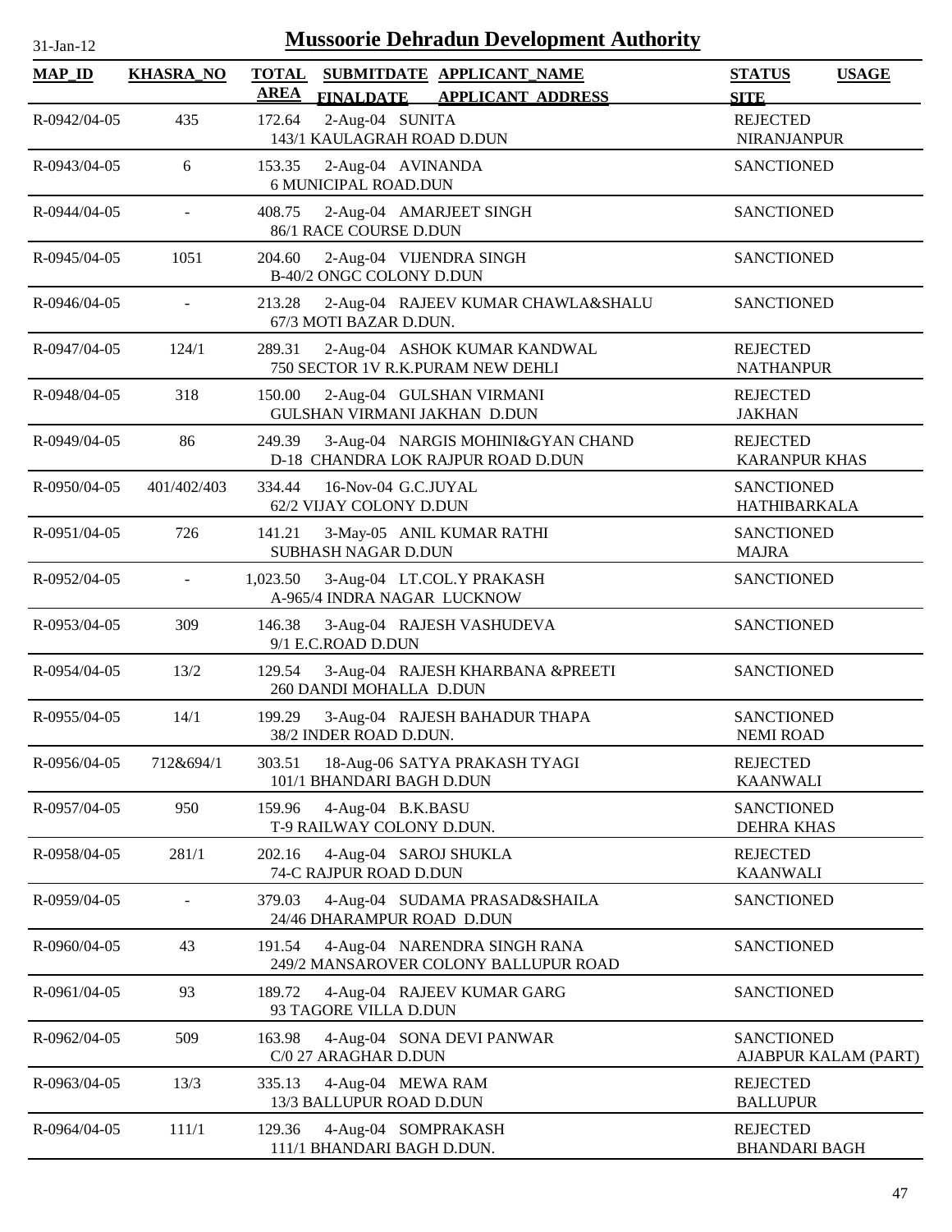# Mussoorie Dehradun Development Authority

| MAP_ID | KHASRA_NO | TOTAL AREA | SUBMITDATE FINALDATE | APPLICANT_NAME APPLICANT_ADDRESS | STATUS SITE | USAGE |
|---|---|---|---|---|---|---|
| R-0942/04-05 | 435 | 172.64 | 2-Aug-04 | SUNITA<br>143/1 KAULAGRAH ROAD D.DUN | REJECTED<br>NIRANJANPUR | |
| R-0943/04-05 | 6 | 153.35 | 2-Aug-04 | AVINANDA<br>6 MUNICIPAL ROAD.DUN | SANCTIONED | |
| R-0944/04-05 | - | 408.75 | 2-Aug-04 | AMARJEET SINGH<br>86/1 RACE COURSE D.DUN | SANCTIONED | |
| R-0945/04-05 | 1051 | 204.60 | 2-Aug-04 | VIJENDRA SINGH<br>B-40/2 ONGC COLONY D.DUN | SANCTIONED | |
| R-0946/04-05 | - | 213.28 | 2-Aug-04 | RAJEEV KUMAR CHAWLA&SHALU<br>67/3 MOTI BAZAR D.DUN. | SANCTIONED | |
| R-0947/04-05 | 124/1 | 289.31 | 2-Aug-04 | ASHOK KUMAR KANDWAL<br>750 SECTOR 1V R.K.PURAM NEW DEHLI | REJECTED<br>NATHANPUR | |
| R-0948/04-05 | 318 | 150.00 | 2-Aug-04 | GULSHAN VIRMANI<br>GULSHAN VIRMANI JAKHAN D.DUN | REJECTED<br>JAKHAN | |
| R-0949/04-05 | 86 | 249.39 | 3-Aug-04 | NARGIS MOHINI&GYAN CHAND<br>D-18 CHANDRA LOK RAJPUR ROAD D.DUN | REJECTED<br>KARANPUR KHAS | |
| R-0950/04-05 | 401/402/403 | 334.44 | 16-Nov-04 | G.C.JUYAL<br>62/2 VIJAY COLONY D.DUN | SANCTIONED<br>HATHIBARKALA | |
| R-0951/04-05 | 726 | 141.21 | 3-May-05 | ANIL KUMAR RATHI<br>SUBHASH NAGAR D.DUN | SANCTIONED<br>MAJRA | |
| R-0952/04-05 | - | 1,023.50 | 3-Aug-04 | LT.COL.Y PRAKASH<br>A-965/4 INDRA NAGAR LUCKNOW | SANCTIONED | |
| R-0953/04-05 | 309 | 146.38 | 3-Aug-04 | RAJESH VASHUDEVA<br>9/1 E.C.ROAD D.DUN | SANCTIONED | |
| R-0954/04-05 | 13/2 | 129.54 | 3-Aug-04 | RAJESH KHARBANA &PREETI<br>260 DANDI MOHALLA D.DUN | SANCTIONED | |
| R-0955/04-05 | 14/1 | 199.29 | 3-Aug-04 | RAJESH BAHADUR THAPA<br>38/2 INDER ROAD D.DUN. | SANCTIONED<br>NEMI ROAD | |
| R-0956/04-05 | 712&694/1 | 303.51 | 18-Aug-06 | SATYA PRAKASH TYAGI<br>101/1 BHANDARI BAGH D.DUN | REJECTED<br>KAANWALI | |
| R-0957/04-05 | 950 | 159.96 | 4-Aug-04 | B.K.BASU<br>T-9 RAILWAY COLONY D.DUN. | SANCTIONED<br>DEHRA KHAS | |
| R-0958/04-05 | 281/1 | 202.16 | 4-Aug-04 | SAROJ SHUKLA<br>74-C RAJPUR ROAD D.DUN | REJECTED<br>KAANWALI | |
| R-0959/04-05 | - | 379.03 | 4-Aug-04 | SUDAMA PRASAD&SHAILA<br>24/46 DHARAMPUR ROAD D.DUN | SANCTIONED | |
| R-0960/04-05 | 43 | 191.54 | 4-Aug-04 | NARENDRA SINGH RANA<br>249/2 MANSAROVER COLONY BALLUPUR ROAD | SANCTIONED | |
| R-0961/04-05 | 93 | 189.72 | 4-Aug-04 | RAJEEV KUMAR GARG<br>93 TAGORE VILLA D.DUN | SANCTIONED | |
| R-0962/04-05 | 509 | 163.98 | 4-Aug-04 | SONA DEVI PANWAR<br>C/0 27 ARAGHAR D.DUN | SANCTIONED<br>AJABPUR KALAM (PART) | |
| R-0963/04-05 | 13/3 | 335.13 | 4-Aug-04 | MEWA RAM<br>13/3 BALLUPUR ROAD D.DUN | REJECTED<br>BALLUPUR | |
| R-0964/04-05 | 111/1 | 129.36 | 4-Aug-04 | SOMPRAKASH<br>111/1 BHANDARI BAGH D.DUN. | REJECTED<br>BHANDARI BAGH | |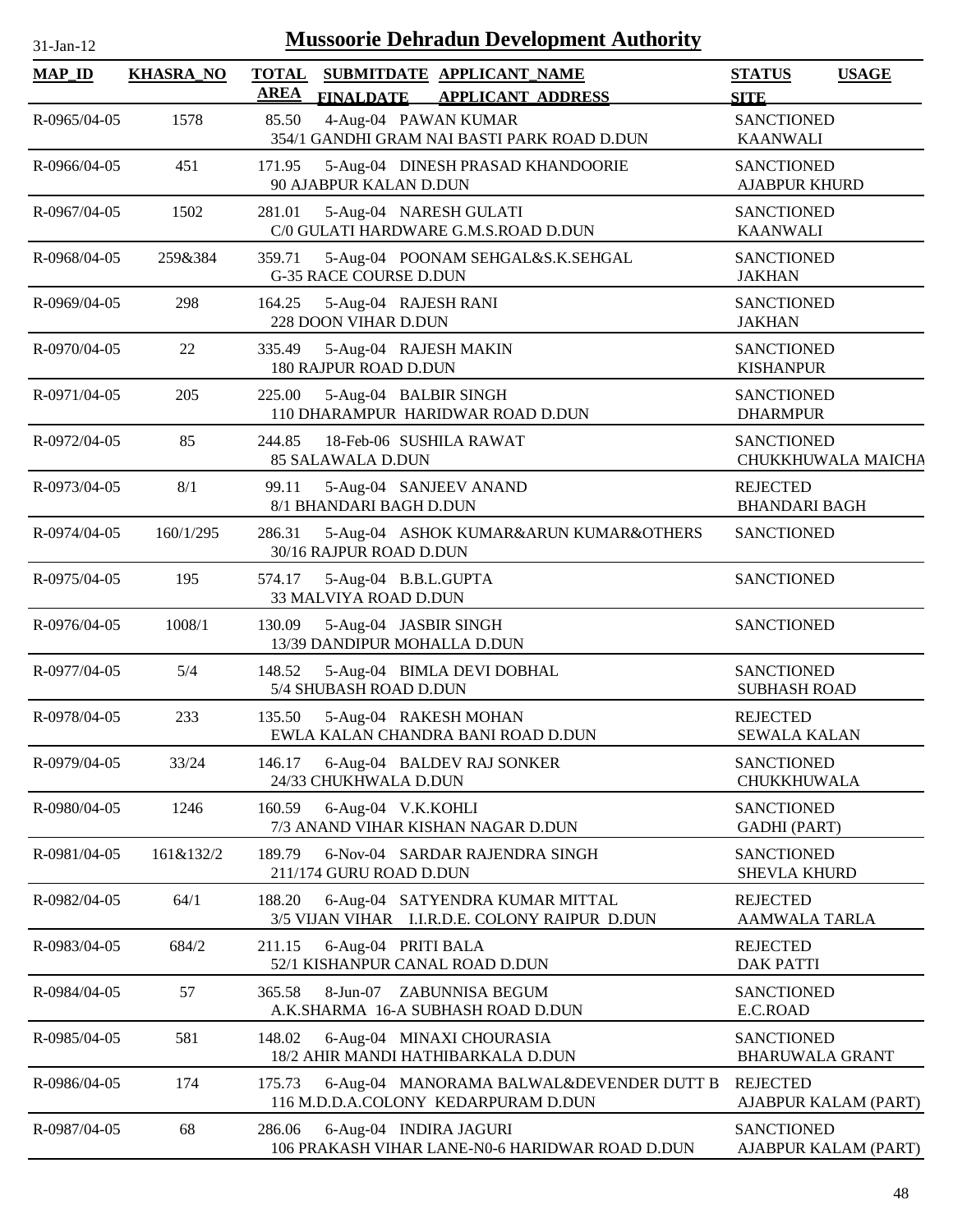# Mussoorie Dehradun Development Authority

| MAP_ID | KHASRA_NO | TOTAL AREA | SUBMITDATE FINALDATE | APPLICANT_NAME APPLICANT_ADDRESS | STATUS SITE | USAGE |
|---|---|---|---|---|---|---|
| R-0965/04-05 | 1578 | 85.50 | 4-Aug-04 | PAWAN KUMAR<br>354/1 GANDHI GRAM NAI BASTI PARK ROAD D.DUN | SANCTIONED<br>KAANWALI | |
| R-0966/04-05 | 451 | 171.95 | 5-Aug-04 | DINESH PRASAD KHANDOORIE<br>90 AJABPUR KALAN D.DUN | SANCTIONED<br>AJABPUR KHURD | |
| R-0967/04-05 | 1502 | 281.01 | 5-Aug-04 | NARESH GULATI<br>C/0 GULATI HARDWARE G.M.S.ROAD D.DUN | SANCTIONED<br>KAANWALI | |
| R-0968/04-05 | 259&384 | 359.71 | 5-Aug-04 | POONAM SEHGAL&S.K.SEHGAL<br>G-35 RACE COURSE D.DUN | SANCTIONED<br>JAKHAN | |
| R-0969/04-05 | 298 | 164.25 | 5-Aug-04 | RAJESH RANI<br>228 DOON VIHAR D.DUN | SANCTIONED<br>JAKHAN | |
| R-0970/04-05 | 22 | 335.49 | 5-Aug-04 | RAJESH MAKIN<br>180 RAJPUR ROAD D.DUN | SANCTIONED<br>KISHANPUR | |
| R-0971/04-05 | 205 | 225.00 | 5-Aug-04 | BALBIR SINGH<br>110 DHARAMPUR HARIDWAR ROAD D.DUN | SANCTIONED<br>DHARMPUR | |
| R-0972/04-05 | 85 | 244.85 | 18-Feb-06 | SUSHILA RAWAT<br>85 SALAWALA D.DUN | SANCTIONED<br>CHUKKHUWALA MAICHA | |
| R-0973/04-05 | 8/1 | 99.11 | 5-Aug-04 | SANJEEV ANAND<br>8/1 BHANDARI BAGH D.DUN | REJECTED<br>BHANDARI BAGH | |
| R-0974/04-05 | 160/1/295 | 286.31 | 5-Aug-04 | ASHOK KUMAR&ARUN KUMAR&OTHERS<br>30/16 RAJPUR ROAD D.DUN | SANCTIONED | |
| R-0975/04-05 | 195 | 574.17 | 5-Aug-04 | B.B.L.GUPTA<br>33 MALVIYA ROAD D.DUN | SANCTIONED | |
| R-0976/04-05 | 1008/1 | 130.09 | 5-Aug-04 | JASBIR SINGH<br>13/39 DANDIPUR MOHALLA D.DUN | SANCTIONED | |
| R-0977/04-05 | 5/4 | 148.52 | 5-Aug-04 | BIMLA DEVI DOBHAL<br>5/4 SHUBASH ROAD D.DUN | SANCTIONED<br>SUBHASH ROAD | |
| R-0978/04-05 | 233 | 135.50 | 5-Aug-04 | RAKESH MOHAN<br>EWLA KALAN CHANDRA BANI ROAD D.DUN | REJECTED<br>SEWALA KALAN | |
| R-0979/04-05 | 33/24 | 146.17 | 6-Aug-04 | BALDEV RAJ SONKER<br>24/33 CHUKHWALA D.DUN | SANCTIONED<br>CHUKKHUWALA | |
| R-0980/04-05 | 1246 | 160.59 | 6-Aug-04 | V.K.KOHLI<br>7/3 ANAND VIHAR KISHAN NAGAR D.DUN | SANCTIONED<br>GADHI (PART) | |
| R-0981/04-05 | 161&132/2 | 189.79 | 6-Nov-04 | SARDAR RAJENDRA SINGH<br>211/174 GURU ROAD D.DUN | SANCTIONED<br>SHEVLA KHURD | |
| R-0982/04-05 | 64/1 | 188.20 | 6-Aug-04 | SATYENDRA KUMAR MITTAL<br>3/5 VIJAN VIHAR I.I.R.D.E. COLONY RAIPUR D.DUN | REJECTED<br>AAMWALA TARLA | |
| R-0983/04-05 | 684/2 | 211.15 | 6-Aug-04 | PRITI BALA<br>52/1 KISHANPUR CANAL ROAD D.DUN | REJECTED<br>DAK PATTI | |
| R-0984/04-05 | 57 | 365.58 | 8-Jun-07 | ZABUNNISA BEGUM<br>A.K.SHARMA 16-A SUBHASH ROAD D.DUN | SANCTIONED<br>E.C.ROAD | |
| R-0985/04-05 | 581 | 148.02 | 6-Aug-04 | MINAXI CHOURASIA<br>18/2 AHIR MANDI HATHIBARKALA D.DUN | SANCTIONED<br>BHARUWALA GRANT | |
| R-0986/04-05 | 174 | 175.73 | 6-Aug-04 | MANORAMA BALWAL&DEVENDER DUTT B<br>116 M.D.D.A.COLONY KEDARPURAM D.DUN | REJECTED<br>AJABPUR KALAM (PART) | |
| R-0987/04-05 | 68 | 286.06 | 6-Aug-04 | INDIRA JAGURI<br>106 PRAKASH VIHAR LANE-N0-6 HARIDWAR ROAD D.DUN | SANCTIONED<br>AJABPUR KALAM (PART) | |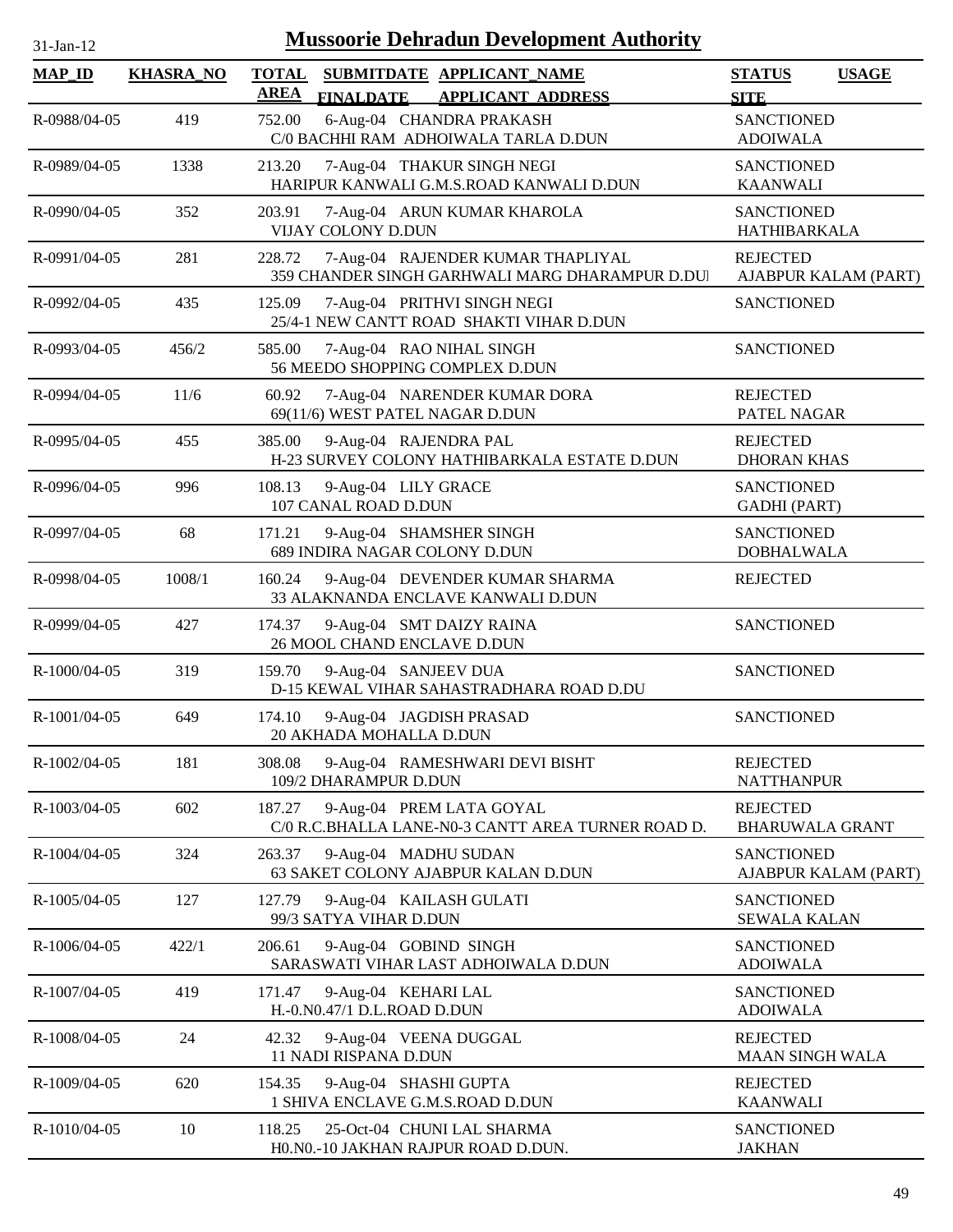# Mussoorie Dehradun Development Authority

31-Jan-12

| MAP_ID | KHASRA_NO | TOTAL AREA | SUBMITDATE FINALDATE | APPLICANT_NAME APPLICANT_ADDRESS | STATUS SITE | USAGE |
|---|---|---|---|---|---|---|
| R-0988/04-05 | 419 | 752.00 | 6-Aug-04 | CHANDRA PRAKASH C/0 BACHHI RAM ADHOIWALA TARLA D.DUN | SANCTIONED ADOIWALA | |
| R-0989/04-05 | 1338 | 213.20 | 7-Aug-04 | THAKUR SINGH NEGI HARIPUR KANWALI G.M.S.ROAD KANWALI D.DUN | SANCTIONED KAANWALI | |
| R-0990/04-05 | 352 | 203.91 | 7-Aug-04 | ARUN KUMAR KHAROLA VIJAY COLONY D.DUN | SANCTIONED HATHIBARKALA | |
| R-0991/04-05 | 281 | 228.72 | 7-Aug-04 | RAJENDER KUMAR THAPLIYAL 359 CHANDER SINGH GARHWALI MARG DHARAMPUR D.DUI | REJECTED AJABPUR KALAM (PART) | |
| R-0992/04-05 | 435 | 125.09 | 7-Aug-04 | PRITHVI SINGH NEGI 25/4-1 NEW CANTT ROAD SHAKTI VIHAR D.DUN | SANCTIONED | |
| R-0993/04-05 | 456/2 | 585.00 | 7-Aug-04 | RAO NIHAL SINGH 56 MEEDO SHOPPING COMPLEX D.DUN | SANCTIONED | |
| R-0994/04-05 | 11/6 | 60.92 | 7-Aug-04 | NARENDER KUMAR DORA 69(11/6) WEST PATEL NAGAR D.DUN | REJECTED PATEL NAGAR | |
| R-0995/04-05 | 455 | 385.00 | 9-Aug-04 | RAJENDRA PAL H-23 SURVEY COLONY HATHIBARKALA ESTATE D.DUN | REJECTED DHORAN KHAS | |
| R-0996/04-05 | 996 | 108.13 | 9-Aug-04 | LILY GRACE 107 CANAL ROAD D.DUN | SANCTIONED GADHI (PART) | |
| R-0997/04-05 | 68 | 171.21 | 9-Aug-04 | SHAMSHER SINGH 689 INDIRA NAGAR COLONY D.DUN | SANCTIONED DOBHALWALA | |
| R-0998/04-05 | 1008/1 | 160.24 | 9-Aug-04 | DEVENDER KUMAR SHARMA 33 ALAKNANDA ENCLAVE KANWALI D.DUN | REJECTED | |
| R-0999/04-05 | 427 | 174.37 | 9-Aug-04 | SMT DAIZY RAINA 26 MOOL CHAND ENCLAVE D.DUN | SANCTIONED | |
| R-1000/04-05 | 319 | 159.70 | 9-Aug-04 | SANJEEV DUA D-15 KEWAL VIHAR SAHASTRADHARA ROAD D.DU | SANCTIONED | |
| R-1001/04-05 | 649 | 174.10 | 9-Aug-04 | JAGDISH PRASAD 20 AKHADA MOHALLA D.DUN | SANCTIONED | |
| R-1002/04-05 | 181 | 308.08 | 9-Aug-04 | RAMESHWARI DEVI BISHT 109/2 DHARAMPUR D.DUN | REJECTED NATTHANPUR | |
| R-1003/04-05 | 602 | 187.27 | 9-Aug-04 | PREM LATA GOYAL C/0 R.C.BHALLA LANE-N0-3 CANTT AREA TURNER ROAD D. | REJECTED BHARUWALA GRANT | |
| R-1004/04-05 | 324 | 263.37 | 9-Aug-04 | MADHU SUDAN 63 SAKET COLONY AJABPUR KALAN D.DUN | SANCTIONED AJABPUR KALAM (PART) | |
| R-1005/04-05 | 127 | 127.79 | 9-Aug-04 | KAILASH GULATI 99/3 SATYA VIHAR D.DUN | SANCTIONED SEWALA KALAN | |
| R-1006/04-05 | 422/1 | 206.61 | 9-Aug-04 | GOBIND SINGH SARASWATI VIHAR LAST ADHOIWALA D.DUN | SANCTIONED ADOIWALA | |
| R-1007/04-05 | 419 | 171.47 | 9-Aug-04 | KEHARI LAL H.-0.N0.47/1 D.L.ROAD D.DUN | SANCTIONED ADOIWALA | |
| R-1008/04-05 | 24 | 42.32 | 9-Aug-04 | VEENA DUGGAL 11 NADI RISPANA D.DUN | REJECTED MAAN SINGH WALA | |
| R-1009/04-05 | 620 | 154.35 | 9-Aug-04 | SHASHI GUPTA 1 SHIVA ENCLAVE G.M.S.ROAD D.DUN | REJECTED KAANWALI | |
| R-1010/04-05 | 10 | 118.25 | 25-Oct-04 | CHUNI LAL SHARMA H0.N0.-10 JAKHAN RAJPUR ROAD D.DUN. | SANCTIONED JAKHAN | |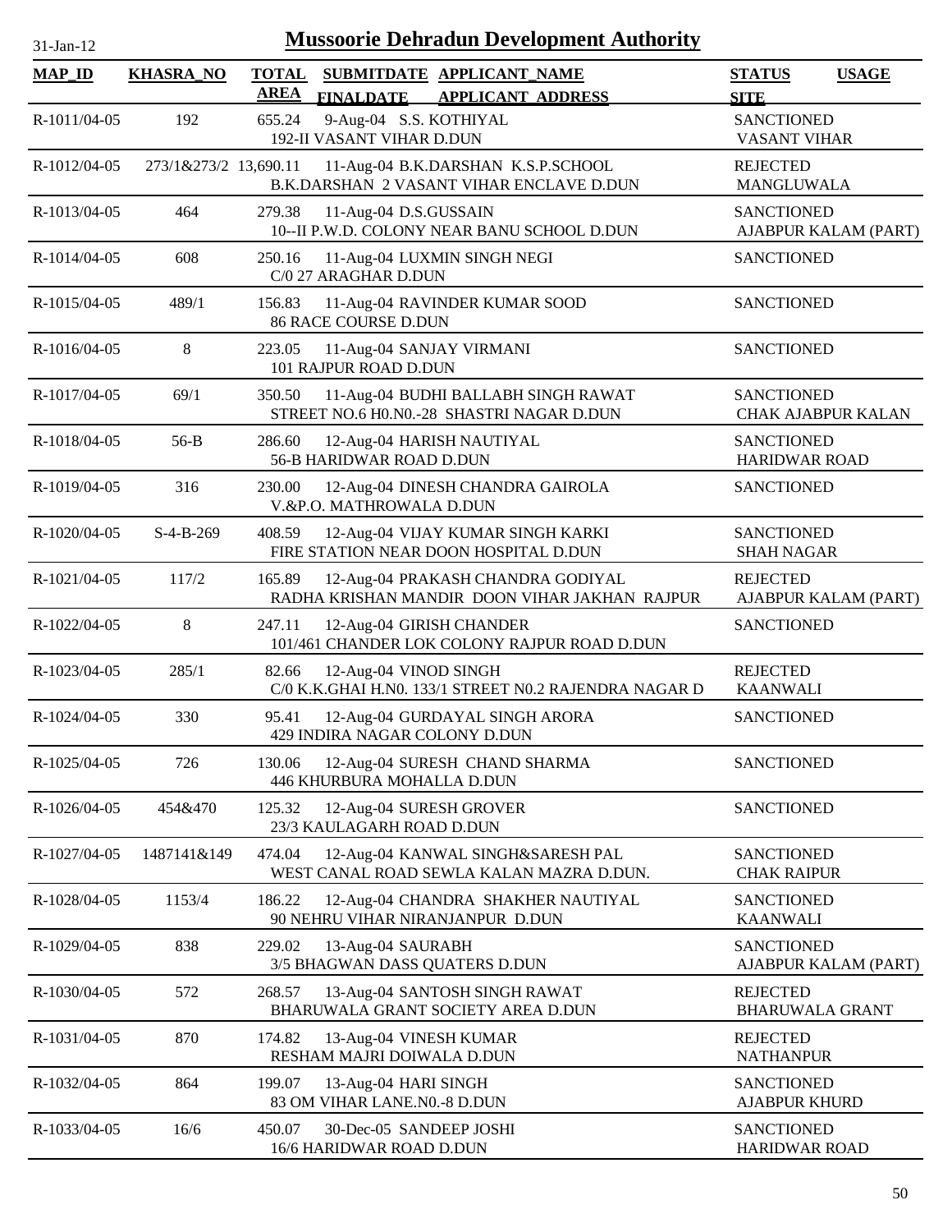# Mussoorie Dehradun Development Authority

31-Jan-12

| MAP_ID | KHASRA_NO | TOTAL AREA | SUBMITDATE FINALDATE | APPLICANT_NAME APPLICANT_ADDRESS | STATUS SITE | USAGE |
|---|---|---|---|---|---|---|
| R-1011/04-05 | 192 | 655.24 | 9-Aug-04 | S.S. KOTHIYAL<br>192-II VASANT VIHAR D.DUN | SANCTIONED<br>VASANT VIHAR | |
| R-1012/04-05 | 273/1&273/2 | 13,690.11 | 11-Aug-04 | B.K.DARSHAN K.S.P.SCHOOL<br>B.K.DARSHAN 2 VASANT VIHAR ENCLAVE D.DUN | REJECTED<br>MANGLUWALA | |
| R-1013/04-05 | 464 | 279.38 | 11-Aug-04 | D.S.GUSSAIN<br>10--II P.W.D. COLONY NEAR BANU SCHOOL D.DUN | SANCTIONED<br>AJABPUR KALAM (PART) | |
| R-1014/04-05 | 608 | 250.16 | 11-Aug-04 | LUXMIN SINGH NEGI<br>C/0 27 ARAGHAR D.DUN | SANCTIONED | |
| R-1015/04-05 | 489/1 | 156.83 | 11-Aug-04 | RAVINDER KUMAR SOOD<br>86 RACE COURSE D.DUN | SANCTIONED | |
| R-1016/04-05 | 8 | 223.05 | 11-Aug-04 | SANJAY VIRMANI<br>101 RAJPUR ROAD D.DUN | SANCTIONED | |
| R-1017/04-05 | 69/1 | 350.50 | 11-Aug-04 | BUDHI BALLABH SINGH RAWAT<br>STREET NO.6 H0.N0.-28 SHASTRI NAGAR D.DUN | SANCTIONED<br>CHAK AJABPUR KALAN | |
| R-1018/04-05 | 56-B | 286.60 | 12-Aug-04 | HARISH NAUTIYAL<br>56-B HARIDWAR ROAD D.DUN | SANCTIONED<br>HARIDWAR ROAD | |
| R-1019/04-05 | 316 | 230.00 | 12-Aug-04 | DINESH CHANDRA GAIROLA<br>V.&P.O. MATHROWALA D.DUN | SANCTIONED | |
| R-1020/04-05 | S-4-B-269 | 408.59 | 12-Aug-04 | VIJAY KUMAR SINGH KARKI<br>FIRE STATION NEAR DOON HOSPITAL D.DUN | SANCTIONED<br>SHAH NAGAR | |
| R-1021/04-05 | 117/2 | 165.89 | 12-Aug-04 | PRAKASH CHANDRA GODIYAL<br>RADHA KRISHAN MANDIR DOON VIHAR JAKHAN RAJPUR | REJECTED<br>AJABPUR KALAM (PART) | |
| R-1022/04-05 | 8 | 247.11 | 12-Aug-04 | GIRISH CHANDER<br>101/461 CHANDER LOK COLONY RAJPUR ROAD D.DUN | SANCTIONED | |
| R-1023/04-05 | 285/1 | 82.66 | 12-Aug-04 | VINOD SINGH<br>C/0 K.K.GHAI H.N0. 133/1 STREET N0.2 RAJENDRA NAGAR D | REJECTED<br>KAANWALI | |
| R-1024/04-05 | 330 | 95.41 | 12-Aug-04 | GURDAYAL SINGH ARORA<br>429 INDIRA NAGAR COLONY D.DUN | SANCTIONED | |
| R-1025/04-05 | 726 | 130.06 | 12-Aug-04 | SURESH CHAND SHARMA<br>446 KHURBURA MOHALLA D.DUN | SANCTIONED | |
| R-1026/04-05 | 454&470 | 125.32 | 12-Aug-04 | SURESH GROVER<br>23/3 KAULAGARH ROAD D.DUN | SANCTIONED | |
| R-1027/04-05 | 1487141&149 | 474.04 | 12-Aug-04 | KANWAL SINGH&SARESH PAL<br>WEST CANAL ROAD SEWLA KALAN MAZRA D.DUN. | SANCTIONED<br>CHAK RAIPUR | |
| R-1028/04-05 | 1153/4 | 186.22 | 12-Aug-04 | CHANDRA SHAKHER NAUTIYAL<br>90 NEHRU VIHAR NIRANJANPUR D.DUN | SANCTIONED<br>KAANWALI | |
| R-1029/04-05 | 838 | 229.02 | 13-Aug-04 | SAURABH<br>3/5 BHAGWAN DASS QUATERS D.DUN | SANCTIONED<br>AJABPUR KALAM (PART) | |
| R-1030/04-05 | 572 | 268.57 | 13-Aug-04 | SANTOSH SINGH RAWAT<br>BHARUWALA GRANT SOCIETY AREA D.DUN | REJECTED<br>BHARUWALA GRANT | |
| R-1031/04-05 | 870 | 174.82 | 13-Aug-04 | VINESH KUMAR<br>RESHAM MAJRI DOIWALA D.DUN | REJECTED<br>NATHANPUR | |
| R-1032/04-05 | 864 | 199.07 | 13-Aug-04 | HARI SINGH<br>83 OM VIHAR LANE.N0.-8 D.DUN | SANCTIONED<br>AJABPUR KHURD | |
| R-1033/04-05 | 16/6 | 450.07 | 30-Dec-05 | SANDEEP JOSHI<br>16/6 HARIDWAR ROAD D.DUN | SANCTIONED<br>HARIDWAR ROAD | |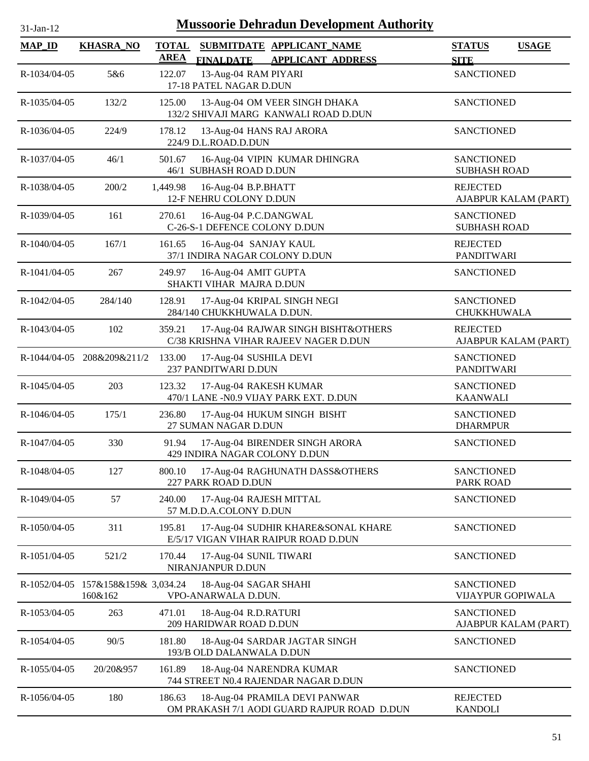# Mussoorie Dehradun Development Authority

31-Jan-12

| MAP_ID | KHASRA_NO | TOTAL AREA | SUBMITDATE FINALDATE | APPLICANT_NAME APPLICANT ADDRESS | STATUS SITE | USAGE |
|---|---|---|---|---|---|---|
| R-1034/04-05 | 5&6 | 122.07 | 13-Aug-04 | RAM PIYARI 17-18 PATEL NAGAR D.DUN | SANCTIONED | |
| R-1035/04-05 | 132/2 | 125.00 | 13-Aug-04 | OM VEER SINGH DHAKA 132/2 SHIVAJI MARG KANWALI ROAD D.DUN | SANCTIONED | |
| R-1036/04-05 | 224/9 | 178.12 | 13-Aug-04 | HANS RAJ ARORA 224/9 D.L.ROAD.D.DUN | SANCTIONED | |
| R-1037/04-05 | 46/1 | 501.67 | 16-Aug-04 | VIPIN KUMAR DHINGRA 46/1 SUBHASH ROAD D.DUN | SANCTIONED SUBHASH ROAD | |
| R-1038/04-05 | 200/2 | 1,449.98 | 16-Aug-04 | B.P.BHATT 12-F NEHRU COLONY D.DUN | REJECTED AJABPUR KALAM (PART) | |
| R-1039/04-05 | 161 | 270.61 | 16-Aug-04 | P.C.DANGWAL C-26-S-1 DEFENCE COLONY D.DUN | SANCTIONED SUBHASH ROAD | |
| R-1040/04-05 | 167/1 | 161.65 | 16-Aug-04 | SANJAY KAUL 37/1 INDIRA NAGAR COLONY D.DUN | REJECTED PANDITWARI | |
| R-1041/04-05 | 267 | 249.97 | 16-Aug-04 | AMIT GUPTA SHAKTI VIHAR MAJRA D.DUN | SANCTIONED | |
| R-1042/04-05 | 284/140 | 128.91 | 17-Aug-04 | KRIPAL SINGH NEGI 284/140 CHUKKHUWALA D.DUN. | SANCTIONED CHUKKHUWALA | |
| R-1043/04-05 | 102 | 359.21 | 17-Aug-04 | RAJWAR SINGH BISHT&OTHERS C/38 KRISHNA VIHAR RAJEEV NAGER D.DUN | REJECTED AJABPUR KALAM (PART) | |
| R-1044/04-05 | 208&209&211/2 | 133.00 | 17-Aug-04 | SUSHILA DEVI 237 PANDITWARI D.DUN | SANCTIONED PANDITWARI | |
| R-1045/04-05 | 203 | 123.32 | 17-Aug-04 | RAKESH KUMAR 470/1 LANE -N0.9 VIJAY PARK EXT. D.DUN | SANCTIONED KAANWALI | |
| R-1046/04-05 | 175/1 | 236.80 | 17-Aug-04 | HUKUM SINGH BISHT 27 SUMAN NAGAR D.DUN | SANCTIONED DHARMPUR | |
| R-1047/04-05 | 330 | 91.94 | 17-Aug-04 | BIRENDER SINGH ARORA 429 INDIRA NAGAR COLONY D.DUN | SANCTIONED | |
| R-1048/04-05 | 127 | 800.10 | 17-Aug-04 | RAGHUNATH DASS&OTHERS 227 PARK ROAD D.DUN | SANCTIONED PARK ROAD | |
| R-1049/04-05 | 57 | 240.00 | 17-Aug-04 | RAJESH MITTAL 57 M.D.D.A.COLONY D.DUN | SANCTIONED | |
| R-1050/04-05 | 311 | 195.81 | 17-Aug-04 | SUDHIR KHARE&SONAL KHARE E/5/17 VIGAN VIHAR RAIPUR ROAD D.DUN | SANCTIONED | |
| R-1051/04-05 | 521/2 | 170.44 | 17-Aug-04 | SUNIL TIWARI NIRANJANPUR D.DUN | SANCTIONED | |
| R-1052/04-05 | 157&158&159& 160&162 | 3,034.24 | 18-Aug-04 | SAGAR SHAHI VPO-ANARWALA D.DUN. | SANCTIONED VIJAYPUR GOPIWALA | |
| R-1053/04-05 | 263 | 471.01 | 18-Aug-04 | R.D.RATURI 209 HARIDWAR ROAD D.DUN | SANCTIONED AJABPUR KALAM (PART) | |
| R-1054/04-05 | 90/5 | 181.80 | 18-Aug-04 | SARDAR JAGTAR SINGH 193/B OLD DALANWALA D.DUN | SANCTIONED | |
| R-1055/04-05 | 20/20&957 | 161.89 | 18-Aug-04 | NARENDRA KUMAR 744 STREET N0.4 RAJENDAR NAGAR D.DUN | SANCTIONED | |
| R-1056/04-05 | 180 | 186.63 | 18-Aug-04 | PRAMILA DEVI PANWAR OM PRAKASH 7/1 AODI GUARD RAJPUR ROAD D.DUN | REJECTED KANDOLI | |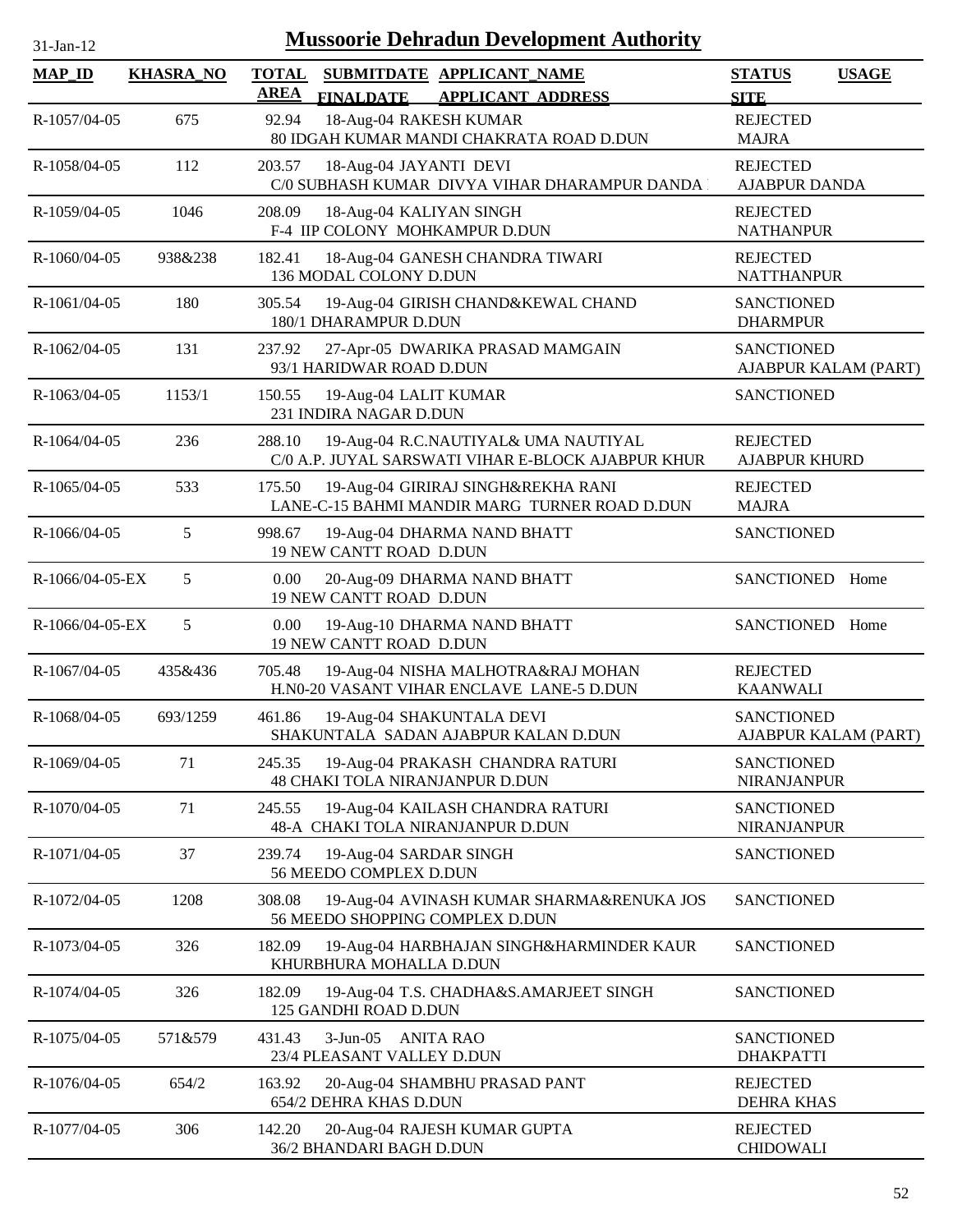# Mussoorie Dehradun Development Authority

31-Jan-12

| MAP_ID | KHASRA_NO | TOTAL AREA | SUBMITDATE FINALDATE | APPLICANT_NAME APPLICANT_ADDRESS | STATUS SITE | USAGE |
|---|---|---|---|---|---|---|
| R-1057/04-05 | 675 | 92.94 | 18-Aug-04 | RAKESH KUMAR<br>80 IDGAH KUMAR MANDI CHAKRATA ROAD D.DUN | REJECTED<br>MAJRA | |
| R-1058/04-05 | 112 | 203.57 | 18-Aug-04 | JAYANTI DEVI<br>C/0 SUBHASH KUMAR DIVYA VIHAR DHARAMPUR DANDA | REJECTED<br>AJABPUR DANDA | |
| R-1059/04-05 | 1046 | 208.09 | 18-Aug-04 | KALIYAN SINGH<br>F-4 IIP COLONY MOHKAMPUR D.DUN | REJECTED<br>NATHANPUR | |
| R-1060/04-05 | 938&238 | 182.41 | 18-Aug-04 | GANESH CHANDRA TIWARI<br>136 MODAL COLONY D.DUN | REJECTED<br>NATTHANPUR | |
| R-1061/04-05 | 180 | 305.54 | 19-Aug-04 | GIRISH CHAND&KEWAL CHAND<br>180/1 DHARAMPUR D.DUN | SANCTIONED<br>DHARMPUR | |
| R-1062/04-05 | 131 | 237.92 | 27-Apr-05 | DWARIKA PRASAD MAMGAIN<br>93/1 HARIDWAR ROAD D.DUN | SANCTIONED<br>AJABPUR KALAM (PART) | |
| R-1063/04-05 | 1153/1 | 150.55 | 19-Aug-04 | LALIT KUMAR<br>231 INDIRA NAGAR D.DUN | SANCTIONED | |
| R-1064/04-05 | 236 | 288.10 | 19-Aug-04 | R.C.NAUTIYAL& UMA NAUTIYAL<br>C/0 A.P. JUYAL SARSWATI VIHAR E-BLOCK AJABPUR KHUR | REJECTED<br>AJABPUR KHURD | |
| R-1065/04-05 | 533 | 175.50 | 19-Aug-04 | GIRIRAJ SINGH&REKHA RANI<br>LANE-C-15 BAHMI MANDIR MARG TURNER ROAD D.DUN | REJECTED<br>MAJRA | |
| R-1066/04-05 | 5 | 998.67 | 19-Aug-04 | DHARMA NAND BHATT<br>19 NEW CANTT ROAD D.DUN | SANCTIONED | |
| R-1066/04-05-EX | 5 | 0.00 | 20-Aug-09 | DHARMA NAND BHATT<br>19 NEW CANTT ROAD D.DUN | SANCTIONED | Home |
| R-1066/04-05-EX | 5 | 0.00 | 19-Aug-10 | DHARMA NAND BHATT<br>19 NEW CANTT ROAD D.DUN | SANCTIONED | Home |
| R-1067/04-05 | 435&436 | 705.48 | 19-Aug-04 | NISHA MALHOTRA&RAJ MOHAN<br>H.N0-20 VASANT VIHAR ENCLAVE LANE-5 D.DUN | REJECTED<br>KAANWALI | |
| R-1068/04-05 | 693/1259 | 461.86 | 19-Aug-04 | SHAKUNTALA DEVI<br>SHAKUNTALA SADAN AJABPUR KALAN D.DUN | SANCTIONED<br>AJABPUR KALAM (PART) | |
| R-1069/04-05 | 71 | 245.35 | 19-Aug-04 | PRAKASH CHANDRA RATURI<br>48 CHAKI TOLA NIRANJANPUR D.DUN | SANCTIONED<br>NIRANJANPUR | |
| R-1070/04-05 | 71 | 245.55 | 19-Aug-04 | KAILASH CHANDRA RATURI<br>48-A CHAKI TOLA NIRANJANPUR D.DUN | SANCTIONED<br>NIRANJANPUR | |
| R-1071/04-05 | 37 | 239.74 | 19-Aug-04 | SARDAR SINGH<br>56 MEEDO COMPLEX D.DUN | SANCTIONED | |
| R-1072/04-05 | 1208 | 308.08 | 19-Aug-04 | AVINASH KUMAR SHARMA&RENUKA JOS<br>56 MEEDO SHOPPING COMPLEX D.DUN | SANCTIONED | |
| R-1073/04-05 | 326 | 182.09 | 19-Aug-04 | HARBHAJAN SINGH&HARMINDER KAUR<br>KHURBHURA MOHALLA D.DUN | SANCTIONED | |
| R-1074/04-05 | 326 | 182.09 | 19-Aug-04 | T.S. CHADHA&S.AMARJEET SINGH<br>125 GANDHI ROAD D.DUN | SANCTIONED | |
| R-1075/04-05 | 571&579 | 431.43 | 3-Jun-05 | ANITA RAO<br>23/4 PLEASANT VALLEY D.DUN | SANCTIONED<br>DHAKPATTI | |
| R-1076/04-05 | 654/2 | 163.92 | 20-Aug-04 | SHAMBHU PRASAD PANT<br>654/2 DEHRA KHAS D.DUN | REJECTED<br>DEHRA KHAS | |
| R-1077/04-05 | 306 | 142.20 | 20-Aug-04 | RAJESH KUMAR GUPTA<br>36/2 BHANDARI BAGH D.DUN | REJECTED<br>CHIDOWALI | |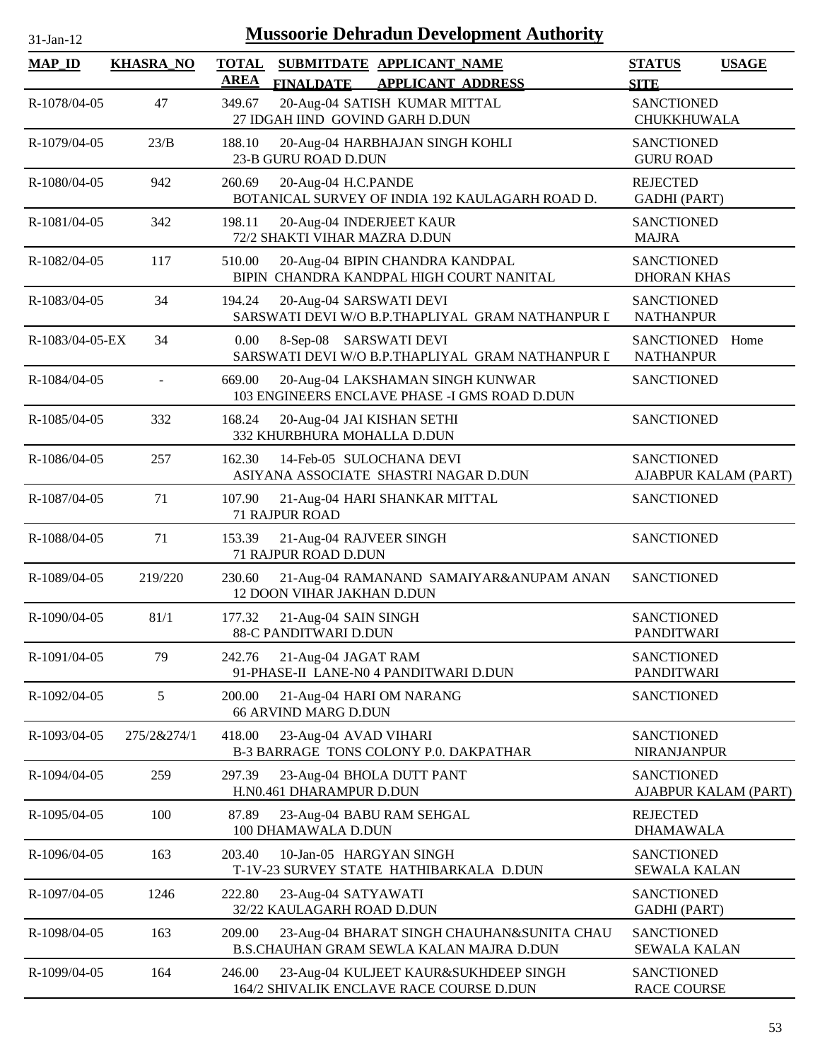# Mussoorie Dehradun Development Authority

31-Jan-12

| MAP_ID | KHASRA_NO | TOTAL AREA | SUBMITDATE / FINALDATE | APPLICANT_NAME / APPLICANT_ADDRESS | STATUS / SITE | USAGE |
|---|---|---|---|---|---|---|
| R-1078/04-05 | 47 | 349.67 | 20-Aug-04 | SATISH KUMAR MITTAL<br>27 IDGAH IIND GOVIND GARH D.DUN | SANCTIONED<br>CHUKKHUWALA | |
| R-1079/04-05 | 23/B | 188.10 | 20-Aug-04 | HARBHAJAN SINGH KOHLI<br>23-B GURU ROAD D.DUN | SANCTIONED<br>GURU ROAD | |
| R-1080/04-05 | 942 | 260.69 | 20-Aug-04 | H.C.PANDE<br>BOTANICAL SURVEY OF INDIA 192 KAULAGARH ROAD D. | REJECTED<br>GADHI (PART) | |
| R-1081/04-05 | 342 | 198.11 | 20-Aug-04 | INDERJEET KAUR<br>72/2 SHAKTI VIHAR MAZRA D.DUN | SANCTIONED<br>MAJRA | |
| R-1082/04-05 | 117 | 510.00 | 20-Aug-04 | BIPIN CHANDRA KANDPAL<br>BIPIN CHANDRA KANDPAL HIGH COURT NANITAL | SANCTIONED<br>DHORAN KHAS | |
| R-1083/04-05 | 34 | 194.24 | 20-Aug-04 | SARSWATI DEVI<br>SARSWATI DEVI W/O B.P.THAPLIYAL GRAM NATHANPUR D | SANCTIONED<br>NATHANPUR | |
| R-1083/04-05-EX | 34 | 0.00 | 8-Sep-08 | SARSWATI DEVI<br>SARSWATI DEVI W/O B.P.THAPLIYAL GRAM NATHANPUR D | SANCTIONED<br>NATHANPUR | Home |
| R-1084/04-05 | - | 669.00 | 20-Aug-04 | LAKSHAMAN SINGH KUNWAR<br>103 ENGINEERS ENCLAVE PHASE -I GMS ROAD D.DUN | SANCTIONED | |
| R-1085/04-05 | 332 | 168.24 | 20-Aug-04 | JAI KISHAN SETHI<br>332 KHURBHURA MOHALLA D.DUN | SANCTIONED | |
| R-1086/04-05 | 257 | 162.30 | 14-Feb-05 | SULOCHANA DEVI<br>ASIYANA ASSOCIATE SHASTRI NAGAR D.DUN | SANCTIONED<br>AJABPUR KALAM (PART) | |
| R-1087/04-05 | 71 | 107.90 | 21-Aug-04 | HARI SHANKAR MITTAL<br>71 RAJPUR ROAD | SANCTIONED | |
| R-1088/04-05 | 71 | 153.39 | 21-Aug-04 | RAJVEER SINGH<br>71 RAJPUR ROAD D.DUN | SANCTIONED | |
| R-1089/04-05 | 219/220 | 230.60 | 21-Aug-04 | RAMANAND SAMAIYAR&ANUPAM ANAN<br>12 DOON VIHAR JAKHAN D.DUN | SANCTIONED | |
| R-1090/04-05 | 81/1 | 177.32 | 21-Aug-04 | SAIN SINGH<br>88-C PANDITWARI D.DUN | SANCTIONED<br>PANDITWARI | |
| R-1091/04-05 | 79 | 242.76 | 21-Aug-04 | JAGAT RAM<br>91-PHASE-II LANE-N0 4 PANDITWARI D.DUN | SANCTIONED<br>PANDITWARI | |
| R-1092/04-05 | 5 | 200.00 | 21-Aug-04 | HARI OM NARANG<br>66 ARVIND MARG D.DUN | SANCTIONED | |
| R-1093/04-05 | 275/2&274/1 | 418.00 | 23-Aug-04 | AVAD VIHARI<br>B-3 BARRAGE TONS COLONY P.0. DAKPATHAR | SANCTIONED<br>NIRANJANPUR | |
| R-1094/04-05 | 259 | 297.39 | 23-Aug-04 | BHOLA DUTT PANT<br>H.N0.461 DHARAMPUR D.DUN | SANCTIONED<br>AJABPUR KALAM (PART) | |
| R-1095/04-05 | 100 | 87.89 | 23-Aug-04 | BABU RAM SEHGAL<br>100 DHAMAWALA D.DUN | REJECTED<br>DHAMAWALA | |
| R-1096/04-05 | 163 | 203.40 | 10-Jan-05 | HARGYAN SINGH<br>T-1V-23 SURVEY STATE HATHIBARKALA D.DUN | SANCTIONED<br>SEWALA KALAN | |
| R-1097/04-05 | 1246 | 222.80 | 23-Aug-04 | SATYAWATI<br>32/22 KAULAGARH ROAD D.DUN | SANCTIONED<br>GADHI (PART) | |
| R-1098/04-05 | 163 | 209.00 | 23-Aug-04 | BHARAT SINGH CHAUHAN&SUNITA CHAU<br>B.S.CHAUHAN GRAM SEWLA KALAN MAJRA D.DUN | SANCTIONED<br>SEWALA KALAN | |
| R-1099/04-05 | 164 | 246.00 | 23-Aug-04 | KULJEET KAUR&SUKHDEEP SINGH<br>164/2 SHIVALIK ENCLAVE RACE COURSE D.DUN | SANCTIONED<br>RACE COURSE | |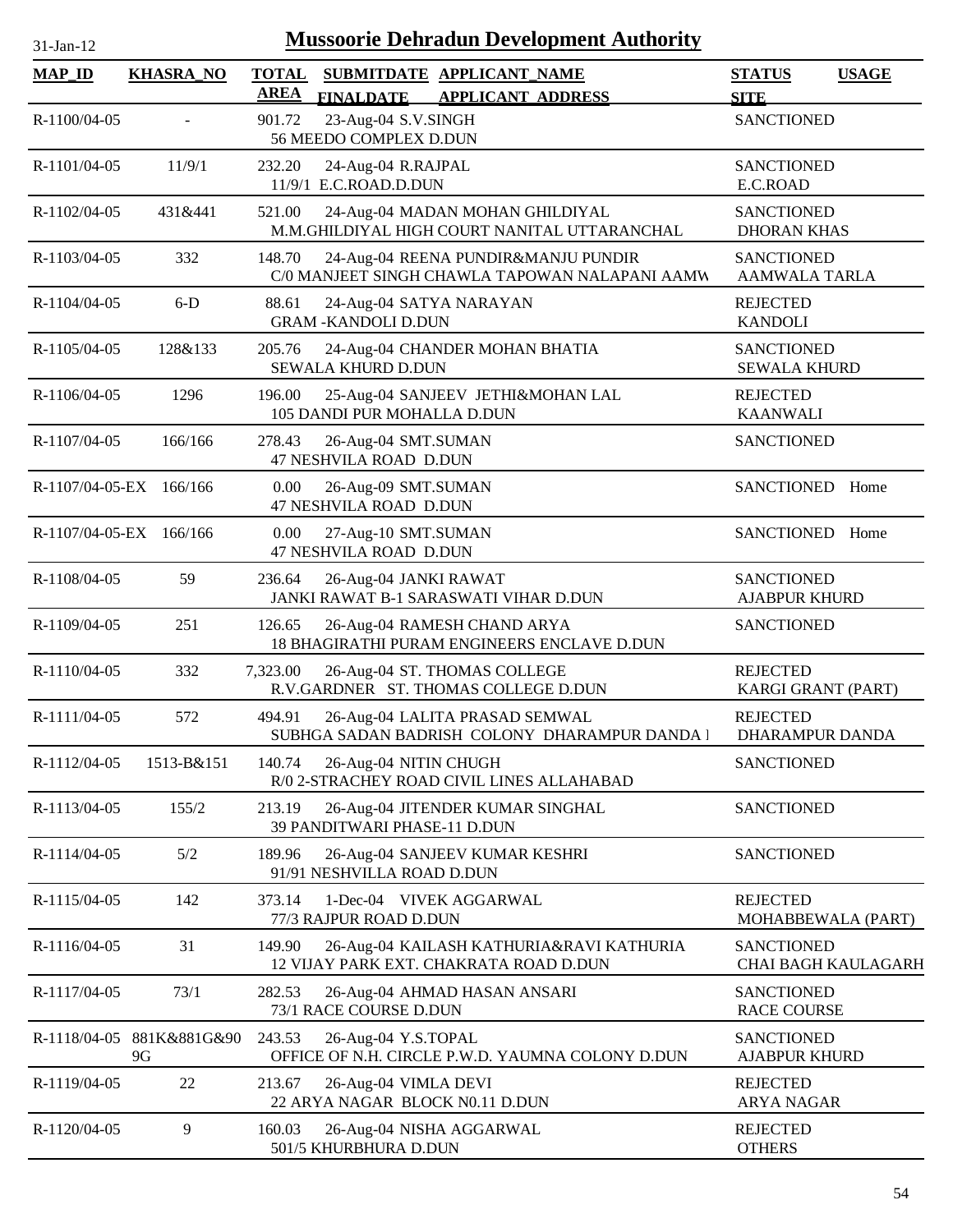# Mussoorie Dehradun Development Authority

31-Jan-12

| MAP_ID | KHASRA_NO | TOTAL AREA | SUBMITDATE FINALDATE | APPLICANT_NAME APPLICANT_ADDRESS | STATUS SITE | USAGE |
|---|---|---|---|---|---|---|
| R-1100/04-05 | - | 901.72 | 23-Aug-04 | S.V.SINGH<br>56 MEEDO COMPLEX D.DUN | SANCTIONED | |
| R-1101/04-05 | 11/9/1 | 232.20 | 24-Aug-04 | R.RAJPAL<br>11/9/1 E.C.ROAD.D.DUN | SANCTIONED<br>E.C.ROAD | |
| R-1102/04-05 | 431&441 | 521.00 | 24-Aug-04 | MADAN MOHAN GHILDIYAL<br>M.M.GHILDIYAL HIGH COURT NANITAL UTTARANCHAL | SANCTIONED<br>DHORAN KHAS | |
| R-1103/04-05 | 332 | 148.70 | 24-Aug-04 | REENA PUNDIR&MANJU PUNDIR<br>C/0 MANJEET SINGH CHAWLA TAPOWAN NALAPANI AAMW | SANCTIONED<br>AAMWALA TARLA | |
| R-1104/04-05 | 6-D | 88.61 | 24-Aug-04 | SATYA NARAYAN<br>GRAM -KANDOLI D.DUN | REJECTED<br>KANDOLI | |
| R-1105/04-05 | 128&133 | 205.76 | 24-Aug-04 | CHANDER MOHAN BHATIA<br>SEWALA KHURD D.DUN | SANCTIONED<br>SEWALA KHURD | |
| R-1106/04-05 | 1296 | 196.00 | 25-Aug-04 | SANJEEV JETHI&MOHAN LAL<br>105 DANDI PUR MOHALLA D.DUN | REJECTED<br>KAANWALI | |
| R-1107/04-05 | 166/166 | 278.43 | 26-Aug-04 | SMT.SUMAN<br>47 NESHVILA ROAD D.DUN | SANCTIONED | |
| R-1107/04-05-EX | 166/166 | 0.00 | 26-Aug-09 | SMT.SUMAN<br>47 NESHVILA ROAD D.DUN | SANCTIONED | Home |
| R-1107/04-05-EX | 166/166 | 0.00 | 27-Aug-10 | SMT.SUMAN<br>47 NESHVILA ROAD D.DUN | SANCTIONED | Home |
| R-1108/04-05 | 59 | 236.64 | 26-Aug-04 | JANKI RAWAT<br>JANKI RAWAT B-1 SARASWATI VIHAR D.DUN | SANCTIONED<br>AJABPUR KHURD | |
| R-1109/04-05 | 251 | 126.65 | 26-Aug-04 | RAMESH CHAND ARYA<br>18 BHAGIRATHI PURAM ENGINEERS ENCLAVE D.DUN | SANCTIONED | |
| R-1110/04-05 | 332 | 7,323.00 | 26-Aug-04 | ST. THOMAS COLLEGE<br>R.V.GARDNER ST. THOMAS COLLEGE D.DUN | REJECTED<br>KARGI GRANT (PART) | |
| R-1111/04-05 | 572 | 494.91 | 26-Aug-04 | LALITA PRASAD SEMWAL<br>SUBHGA SADAN BADRISH COLONY DHARAMPUR DANDA I | REJECTED<br>DHARAMPUR DANDA | |
| R-1112/04-05 | 1513-B&151 | 140.74 | 26-Aug-04 | NITIN CHUGH<br>R/0 2-STRACHEY ROAD CIVIL LINES ALLAHABAD | SANCTIONED | |
| R-1113/04-05 | 155/2 | 213.19 | 26-Aug-04 | JITENDER KUMAR SINGHAL<br>39 PANDITWARI PHASE-11 D.DUN | SANCTIONED | |
| R-1114/04-05 | 5/2 | 189.96 | 26-Aug-04 | SANJEEV KUMAR KESHRI<br>91/91 NESHVILLA ROAD D.DUN | SANCTIONED | |
| R-1115/04-05 | 142 | 373.14 | 1-Dec-04 | VIVEK AGGARWAL<br>77/3 RAJPUR ROAD D.DUN | REJECTED<br>MOHABBEWALA (PART) | |
| R-1116/04-05 | 31 | 149.90 | 26-Aug-04 | KAILASH KATHURIA&RAVI KATHURIA<br>12 VIJAY PARK EXT. CHAKRATA ROAD D.DUN | SANCTIONED<br>CHAI BAGH KAULAGARH | |
| R-1117/04-05 | 73/1 | 282.53 | 26-Aug-04 | AHMAD HASAN ANSARI<br>73/1 RACE COURSE D.DUN | SANCTIONED<br>RACE COURSE | |
| R-1118/04-05 | 881K&881G&909G | 243.53 | 26-Aug-04 | Y.S.TOPAL<br>OFFICE OF N.H. CIRCLE P.W.D. YAUMNA COLONY D.DUN | SANCTIONED<br>AJABPUR KHURD | |
| R-1119/04-05 | 22 | 213.67 | 26-Aug-04 | VIMLA DEVI<br>22 ARYA NAGAR BLOCK N0.11 D.DUN | REJECTED<br>ARYA NAGAR | |
| R-1120/04-05 | 9 | 160.03 | 26-Aug-04 | NISHA AGGARWAL<br>501/5 KHURBHURA D.DUN | REJECTED<br>OTHERS | |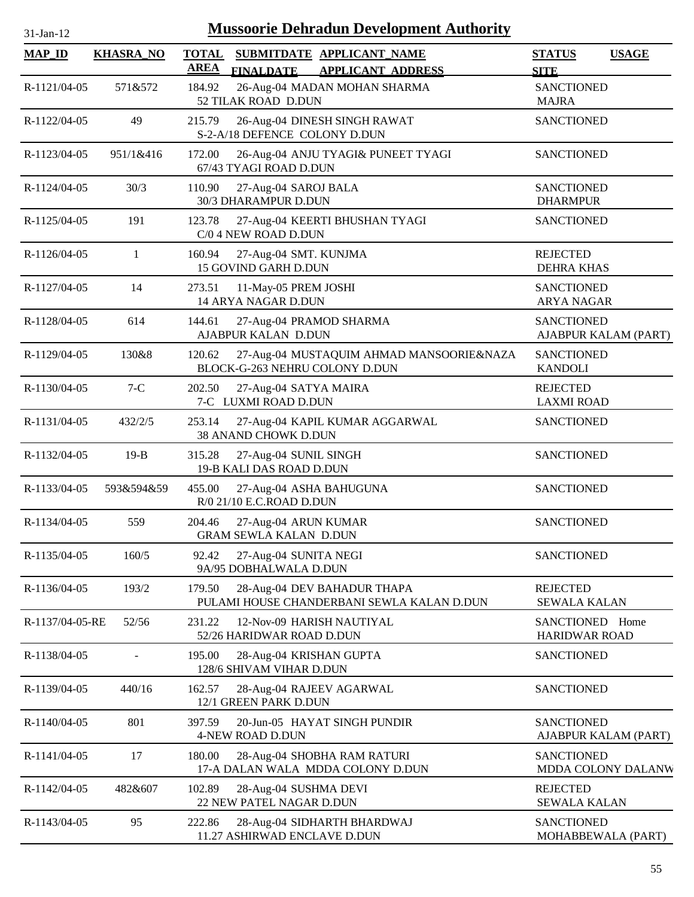# Mussoorie Dehradun Development Authority

| MAP_ID | KHASRA_NO | TOTAL AREA | SUBMITDATE FINALDATE | APPLICANT_NAME APPLICANT_ADDRESS | STATUS SITE | USAGE |
|---|---|---|---|---|---|---|
| R-1121/04-05 | 571&572 | 184.92 | 26-Aug-04 | MADAN MOHAN SHARMA 52 TILAK ROAD D.DUN | SANCTIONED MAJRA | |
| R-1122/04-05 | 49 | 215.79 | 26-Aug-04 | DINESH SINGH RAWAT S-2-A/18 DEFENCE COLONY D.DUN | SANCTIONED | |
| R-1123/04-05 | 951/1&416 | 172.00 | 26-Aug-04 | ANJU TYAGI& PUNEET TYAGI 67/43 TYAGI ROAD D.DUN | SANCTIONED | |
| R-1124/04-05 | 30/3 | 110.90 | 27-Aug-04 | SAROJ BALA 30/3 DHARAMPUR D.DUN | SANCTIONED DHARMPUR | |
| R-1125/04-05 | 191 | 123.78 | 27-Aug-04 | KEERTI BHUSHAN TYAGI C/0 4 NEW ROAD D.DUN | SANCTIONED | |
| R-1126/04-05 | 1 | 160.94 | 27-Aug-04 | SMT. KUNJMA 15 GOVIND GARH D.DUN | REJECTED DEHRA KHAS | |
| R-1127/04-05 | 14 | 273.51 | 11-May-05 | PREM JOSHI 14 ARYA NAGAR D.DUN | SANCTIONED ARYA NAGAR | |
| R-1128/04-05 | 614 | 144.61 | 27-Aug-04 | PRAMOD SHARMA AJABPUR KALAN D.DUN | SANCTIONED AJABPUR KALAM (PART) | |
| R-1129/04-05 | 130&8 | 120.62 | 27-Aug-04 | MUSTAQUIM AHMAD MANSOORIE&NAZA BLOCK-G-263 NEHRU COLONY D.DUN | SANCTIONED KANDOLI | |
| R-1130/04-05 | 7-C | 202.50 | 27-Aug-04 | SATYA MAIRA 7-C LUXMI ROAD D.DUN | REJECTED LAXMI ROAD | |
| R-1131/04-05 | 432/2/5 | 253.14 | 27-Aug-04 | KAPIL KUMAR AGGARWAL 38 ANAND CHOWK D.DUN | SANCTIONED | |
| R-1132/04-05 | 19-B | 315.28 | 27-Aug-04 | SUNIL SINGH 19-B KALI DAS ROAD D.DUN | SANCTIONED | |
| R-1133/04-05 | 593&594&59 | 455.00 | 27-Aug-04 | ASHA BAHUGUNA R/0 21/10 E.C.ROAD D.DUN | SANCTIONED | |
| R-1134/04-05 | 559 | 204.46 | 27-Aug-04 | ARUN KUMAR GRAM SEWLA KALAN D.DUN | SANCTIONED | |
| R-1135/04-05 | 160/5 | 92.42 | 27-Aug-04 | SUNITA NEGI 9A/95 DOBHALWALA D.DUN | SANCTIONED | |
| R-1136/04-05 | 193/2 | 179.50 | 28-Aug-04 | DEV BAHADUR THAPA PULAMI HOUSE CHANDERBANI SEWLA KALAN D.DUN | REJECTED SEWALA KALAN | |
| R-1137/04-05-RE | 52/56 | 231.22 | 12-Nov-09 | HARISH NAUTIYAL 52/26 HARIDWAR ROAD D.DUN | SANCTIONED HARIDWAR ROAD | Home |
| R-1138/04-05 | - | 195.00 | 28-Aug-04 | KRISHAN GUPTA 128/6 SHIVAM VIHAR D.DUN | SANCTIONED | |
| R-1139/04-05 | 440/16 | 162.57 | 28-Aug-04 | RAJEEV AGARWAL 12/1 GREEN PARK D.DUN | SANCTIONED | |
| R-1140/04-05 | 801 | 397.59 | 20-Jun-05 | HAYAT SINGH PUNDIR 4-NEW ROAD D.DUN | SANCTIONED AJABPUR KALAM (PART) | |
| R-1141/04-05 | 17 | 180.00 | 28-Aug-04 | SHOBHA RAM RATURI 17-A DALAN WALA MDDA COLONY D.DUN | SANCTIONED MDDA COLONY DALANW | |
| R-1142/04-05 | 482&607 | 102.89 | 28-Aug-04 | SUSHMA DEVI 22 NEW PATEL NAGAR D.DUN | REJECTED SEWALA KALAN | |
| R-1143/04-05 | 95 | 222.86 | 28-Aug-04 | SIDHARTH BHARDWAJ 11.27 ASHIRWAD ENCLAVE D.DUN | SANCTIONED MOHABBEWALA (PART) | |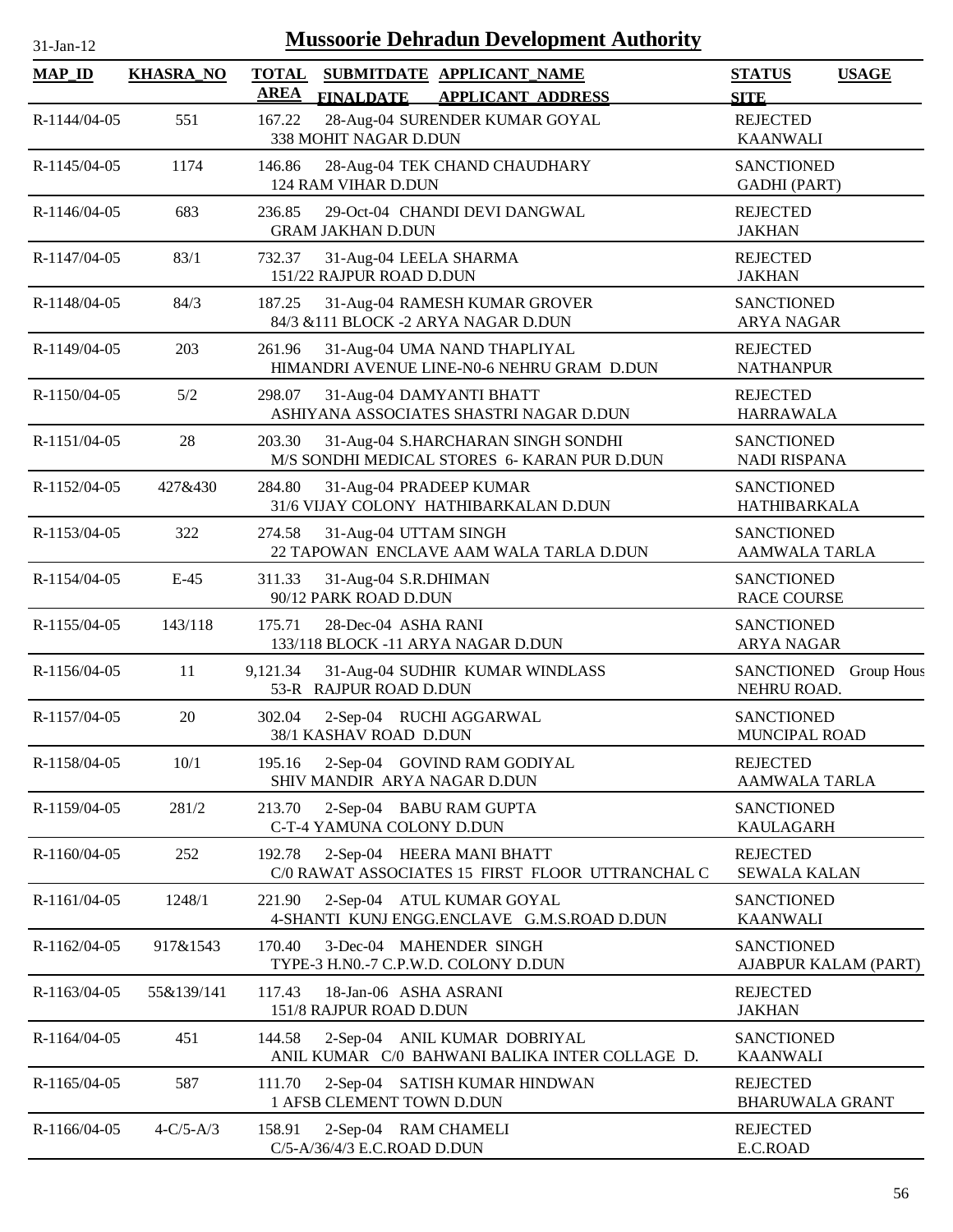# Mussoorie Dehradun Development Authority

| MAP_ID | KHASRA_NO | TOTAL AREA | SUBMITDATE FINALDATE | APPLICANT_NAME APPLICANT ADDRESS | STATUS SITE | USAGE |
|---|---|---|---|---|---|---|
| R-1144/04-05 | 551 | 167.22 | 28-Aug-04 | SURENDER KUMAR GOYAL 338 MOHIT NAGAR D.DUN | REJECTED KAANWALI | |
| R-1145/04-05 | 1174 | 146.86 | 28-Aug-04 | TEK CHAND CHAUDHARY 124 RAM VIHAR D.DUN | SANCTIONED GADHI (PART) | |
| R-1146/04-05 | 683 | 236.85 | 29-Oct-04 | CHANDI DEVI DANGWAL GRAM JAKHAN D.DUN | REJECTED JAKHAN | |
| R-1147/04-05 | 83/1 | 732.37 | 31-Aug-04 | LEELA SHARMA 151/22 RAJPUR ROAD D.DUN | REJECTED JAKHAN | |
| R-1148/04-05 | 84/3 | 187.25 | 31-Aug-04 | RAMESH KUMAR GROVER 84/3 &111 BLOCK -2 ARYA NAGAR D.DUN | SANCTIONED ARYA NAGAR | |
| R-1149/04-05 | 203 | 261.96 | 31-Aug-04 | UMA NAND THAPLIYAL HIMANDRI AVENUE LINE-N0-6 NEHRU GRAM D.DUN | REJECTED NATHANPUR | |
| R-1150/04-05 | 5/2 | 298.07 | 31-Aug-04 | DAMYANTI BHATT ASHIYANA ASSOCIATES SHASTRI NAGAR D.DUN | REJECTED HARRAWALA | |
| R-1151/04-05 | 28 | 203.30 | 31-Aug-04 | S.HARCHARAN SINGH SONDHI M/S SONDHI MEDICAL STORES 6- KARAN PUR D.DUN | SANCTIONED NADI RISPANA | |
| R-1152/04-05 | 427&430 | 284.80 | 31-Aug-04 | PRADEEP KUMAR 31/6 VIJAY COLONY HATHIBARKALAN D.DUN | SANCTIONED HATHIBARKALA | |
| R-1153/04-05 | 322 | 274.58 | 31-Aug-04 | UTTAM SINGH 22 TAPOWAN ENCLAVE AAM WALA TARLA D.DUN | SANCTIONED AAMWALA TARLA | |
| R-1154/04-05 | E-45 | 311.33 | 31-Aug-04 | S.R.DHIMAN 90/12 PARK ROAD D.DUN | SANCTIONED RACE COURSE | |
| R-1155/04-05 | 143/118 | 175.71 | 28-Dec-04 | ASHA RANI 133/118 BLOCK -11 ARYA NAGAR D.DUN | SANCTIONED ARYA NAGAR | |
| R-1156/04-05 | 11 | 9,121.34 | 31-Aug-04 | SUDHIR KUMAR WINDLASS 53-R RAJPUR ROAD D.DUN | SANCTIONED NEHRU ROAD. | Group Hous |
| R-1157/04-05 | 20 | 302.04 | 2-Sep-04 | RUCHI AGGARWAL 38/1 KASHAV ROAD D.DUN | SANCTIONED MUNCIPAL ROAD | |
| R-1158/04-05 | 10/1 | 195.16 | 2-Sep-04 | GOVIND RAM GODIYAL SHIV MANDIR ARYA NAGAR D.DUN | REJECTED AAMWALA TARLA | |
| R-1159/04-05 | 281/2 | 213.70 | 2-Sep-04 | BABU RAM GUPTA C-T-4 YAMUNA COLONY D.DUN | SANCTIONED KAULAGARH | |
| R-1160/04-05 | 252 | 192.78 | 2-Sep-04 | HEERA MANI BHATT C/0 RAWAT ASSOCIATES 15 FIRST FLOOR UTTRANCHAL C | REJECTED SEWALA KALAN | |
| R-1161/04-05 | 1248/1 | 221.90 | 2-Sep-04 | ATUL KUMAR GOYAL 4-SHANTI KUNJ ENGG.ENCLAVE G.M.S.ROAD D.DUN | SANCTIONED KAANWALI | |
| R-1162/04-05 | 917&1543 | 170.40 | 3-Dec-04 | MAHENDER SINGH TYPE-3 H.N0.-7 C.P.W.D. COLONY D.DUN | SANCTIONED AJABPUR KALAM (PART) | |
| R-1163/04-05 | 55&139/141 | 117.43 | 18-Jan-06 | ASHA ASRANI 151/8 RAJPUR ROAD D.DUN | REJECTED JAKHAN | |
| R-1164/04-05 | 451 | 144.58 | 2-Sep-04 | ANIL KUMAR DOBRIYAL ANIL KUMAR C/0 BAHWANI BALIKA INTER COLLAGE D. | SANCTIONED KAANWALI | |
| R-1165/04-05 | 587 | 111.70 | 2-Sep-04 | SATISH KUMAR HINDWAN 1 AFSB CLEMENT TOWN D.DUN | REJECTED BHARUWALA GRANT | |
| R-1166/04-05 | 4-C/5-A/3 | 158.91 | 2-Sep-04 | RAM CHAMELI C/5-A/36/4/3 E.C.ROAD D.DUN | REJECTED E.C.ROAD | |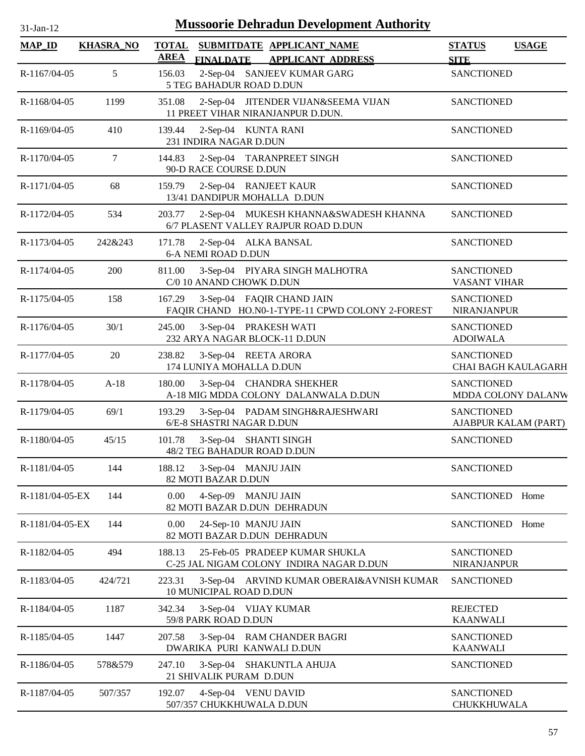# Mussoorie Dehradun Development Authority

31-Jan-12

| MAP_ID | KHASRA_NO | TOTAL AREA | SUBMITDATE FINALDATE | APPLICANT_NAME APPLICANT_ADDRESS | STATUS SITE | USAGE |
|---|---|---|---|---|---|---|
| R-1167/04-05 | 5 | 156.03 | 2-Sep-04 | SANJEEV KUMAR GARG<br>5 TEG BAHADUR ROAD D.DUN | SANCTIONED | |
| R-1168/04-05 | 1199 | 351.08 | 2-Sep-04 | JITENDER VIJAN&SEEMA VIJAN<br>11 PREET VIHAR NIRANJANPUR D.DUN. | SANCTIONED | |
| R-1169/04-05 | 410 | 139.44 | 2-Sep-04 | KUNTA RANI<br>231 INDIRA NAGAR D.DUN | SANCTIONED | |
| R-1170/04-05 | 7 | 144.83 | 2-Sep-04 | TARANPREET SINGH<br>90-D RACE COURSE D.DUN | SANCTIONED | |
| R-1171/04-05 | 68 | 159.79 | 2-Sep-04 | RANJEET KAUR<br>13/41 DANDIPUR MOHALLA D.DUN | SANCTIONED | |
| R-1172/04-05 | 534 | 203.77 | 2-Sep-04 | MUKESH KHANNA&SWADESH KHANNA<br>6/7 PLASENT VALLEY RAJPUR ROAD D.DUN | SANCTIONED | |
| R-1173/04-05 | 242&243 | 171.78 | 2-Sep-04 | ALKA BANSAL<br>6-A NEMI ROAD D.DUN | SANCTIONED | |
| R-1174/04-05 | 200 | 811.00 | 3-Sep-04 | PIYARA SINGH MALHOTRA<br>C/0 10 ANAND CHOWK D.DUN | SANCTIONED<br>VASANT VIHAR | |
| R-1175/04-05 | 158 | 167.29 | 3-Sep-04 | FAQIR CHAND JAIN<br>FAQIR CHAND HO.N0-1-TYPE-11 CPWD COLONY 2-FOREST | SANCTIONED<br>NIRANJANPUR | |
| R-1176/04-05 | 30/1 | 245.00 | 3-Sep-04 | PRAKESH WATI<br>232 ARYA NAGAR BLOCK-11 D.DUN | SANCTIONED<br>ADOIWALA | |
| R-1177/04-05 | 20 | 238.82 | 3-Sep-04 | REETA ARORA<br>174 LUNIYA MOHALLA D.DUN | SANCTIONED<br>CHAI BAGH KAULAGARH | |
| R-1178/04-05 | A-18 | 180.00 | 3-Sep-04 | CHANDRA SHEKHER<br>A-18 MIG MDDA COLONY DALANWALA D.DUN | SANCTIONED<br>MDDA COLONY DALANW | |
| R-1179/04-05 | 69/1 | 193.29 | 3-Sep-04 | PADAM SINGH&RAJESHWARI<br>6/E-8 SHASTRI NAGAR D.DUN | SANCTIONED<br>AJABPUR KALAM (PART) | |
| R-1180/04-05 | 45/15 | 101.78 | 3-Sep-04 | SHANTI SINGH<br>48/2 TEG BAHADUR ROAD D.DUN | SANCTIONED | |
| R-1181/04-05 | 144 | 188.12 | 3-Sep-04 | MANJU JAIN<br>82 MOTI BAZAR D.DUN | SANCTIONED | |
| R-1181/04-05-EX | 144 | 0.00 | 4-Sep-09 | MANJU JAIN<br>82 MOTI BAZAR D.DUN DEHRADUN | SANCTIONED | Home |
| R-1181/04-05-EX | 144 | 0.00 | 24-Sep-10 | MANJU JAIN<br>82 MOTI BAZAR D.DUN DEHRADUN | SANCTIONED | Home |
| R-1182/04-05 | 494 | 188.13 | 25-Feb-05 | PRADEEP KUMAR SHUKLA<br>C-25 JAL NIGAM COLONY INDIRA NAGAR D.DUN | SANCTIONED<br>NIRANJANPUR | |
| R-1183/04-05 | 424/721 | 223.31 | 3-Sep-04 | ARVIND KUMAR OBERAI&AVNISH KUMAR<br>10 MUNICIPAL ROAD D.DUN | SANCTIONED | |
| R-1184/04-05 | 1187 | 342.34 | 3-Sep-04 | VIJAY KUMAR<br>59/8 PARK ROAD D.DUN | REJECTED<br>KAANWALI | |
| R-1185/04-05 | 1447 | 207.58 | 3-Sep-04 | RAM CHANDER BAGRI<br>DWARIKA PURI KANWALI D.DUN | SANCTIONED<br>KAANWALI | |
| R-1186/04-05 | 578&579 | 247.10 | 3-Sep-04 | SHAKUNTLA AHUJA<br>21 SHIVALIK PURAM D.DUN | SANCTIONED | |
| R-1187/04-05 | 507/357 | 192.07 | 4-Sep-04 | VENU DAVID<br>507/357 CHUKKHUWALA D.DUN | SANCTIONED<br>CHUKKHUWALA | |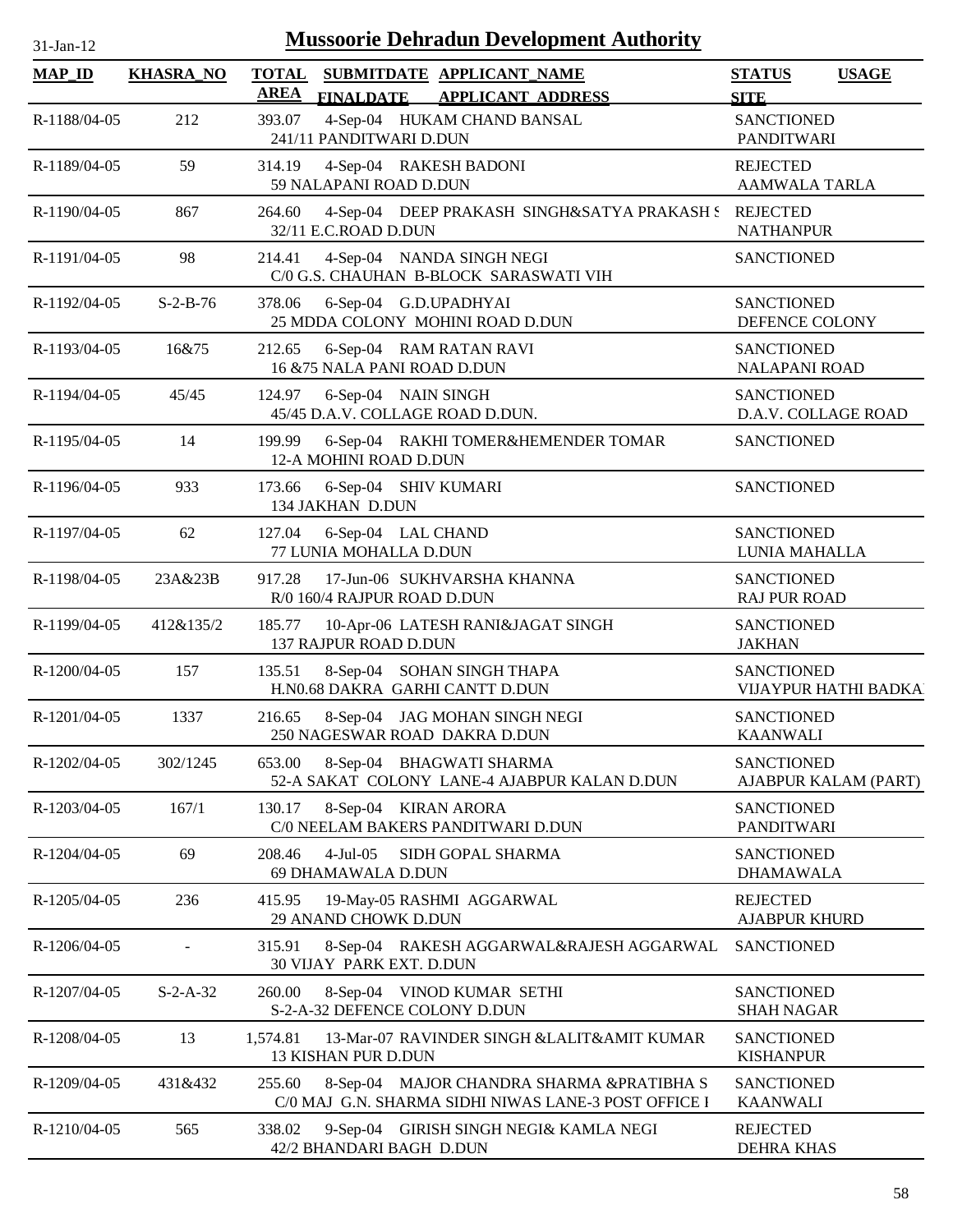# Mussoorie Dehradun Development Authority

31-Jan-12

| MAP_ID | KHASRA_NO | TOTAL AREA | SUBMITDATE FINALDATE | APPLICANT_NAME APPLICANT ADDRESS | STATUS SITE | USAGE |
|---|---|---|---|---|---|---|
| R-1188/04-05 | 212 | 393.07 | 4-Sep-04 | HUKAM CHAND BANSAL<br>241/11 PANDITWARI D.DUN | SANCTIONED<br>PANDITWARI | |
| R-1189/04-05 | 59 | 314.19 | 4-Sep-04 | RAKESH BADONI<br>59 NALAPANI ROAD D.DUN | REJECTED<br>AAMWALA TARLA | |
| R-1190/04-05 | 867 | 264.60 | 4-Sep-04 | DEEP PRAKASH SINGH&SATYA PRAKASH S<br>32/11 E.C.ROAD D.DUN | REJECTED<br>NATHANPUR | |
| R-1191/04-05 | 98 | 214.41 | 4-Sep-04 | NANDA SINGH NEGI<br>C/0 G.S. CHAUHAN B-BLOCK SARASWATI VIH | SANCTIONED | |
| R-1192/04-05 | S-2-B-76 | 378.06 | 6-Sep-04 | G.D.UPADHYAI<br>25 MDDA COLONY MOHINI ROAD D.DUN | SANCTIONED<br>DEFENCE COLONY | |
| R-1193/04-05 | 16&75 | 212.65 | 6-Sep-04 | RAM RATAN RAVI<br>16 &75 NALA PANI ROAD D.DUN | SANCTIONED<br>NALAPANI ROAD | |
| R-1194/04-05 | 45/45 | 124.97 | 6-Sep-04 | NAIN SINGH<br>45/45 D.A.V. COLLAGE ROAD D.DUN. | SANCTIONED<br>D.A.V. COLLAGE ROAD | |
| R-1195/04-05 | 14 | 199.99 | 6-Sep-04 | RAKHI TOMER&HEMENDER TOMAR<br>12-A MOHINI ROAD D.DUN | SANCTIONED | |
| R-1196/04-05 | 933 | 173.66 | 6-Sep-04 | SHIV KUMARI<br>134 JAKHAN D.DUN | SANCTIONED | |
| R-1197/04-05 | 62 | 127.04 | 6-Sep-04 | LAL CHAND<br>77 LUNIA MOHALLA D.DUN | SANCTIONED<br>LUNIA MAHALLA | |
| R-1198/04-05 | 23A&23B | 917.28 | 17-Jun-06 | SUKHVARSHA KHANNA<br>R/0 160/4 RAJPUR ROAD D.DUN | SANCTIONED<br>RAJ PUR ROAD | |
| R-1199/04-05 | 412&135/2 | 185.77 | 10-Apr-06 | LATESH RANI&JAGAT SINGH<br>137 RAJPUR ROAD D.DUN | SANCTIONED<br>JAKHAN | |
| R-1200/04-05 | 157 | 135.51 | 8-Sep-04 | SOHAN SINGH THAPA<br>H.N0.68 DAKRA GARHI CANTT D.DUN | SANCTIONED<br>VIJAYPUR HATHI BADKA | |
| R-1201/04-05 | 1337 | 216.65 | 8-Sep-04 | JAG MOHAN SINGH NEGI<br>250 NAGESWAR ROAD DAKRA D.DUN | SANCTIONED<br>KAANWALI | |
| R-1202/04-05 | 302/1245 | 653.00 | 8-Sep-04 | BHAGWATI SHARMA<br>52-A SAKAT COLONY LANE-4 AJABPUR KALAN D.DUN | SANCTIONED<br>AJABPUR KALAM (PART) | |
| R-1203/04-05 | 167/1 | 130.17 | 8-Sep-04 | KIRAN ARORA<br>C/0 NEELAM BAKERS PANDITWARI D.DUN | SANCTIONED<br>PANDITWARI | |
| R-1204/04-05 | 69 | 208.46 | 4-Jul-05 | SIDH GOPAL SHARMA<br>69 DHAMAWALA D.DUN | SANCTIONED<br>DHAMAWALA | |
| R-1205/04-05 | 236 | 415.95 | 19-May-05 | RASHMI AGGARWAL<br>29 ANAND CHOWK D.DUN | REJECTED<br>AJABPUR KHURD | |
| R-1206/04-05 | - | 315.91 | 8-Sep-04 | RAKESH AGGARWAL&RAJESH AGGARWAL<br>30 VIJAY PARK EXT. D.DUN | SANCTIONED | |
| R-1207/04-05 | S-2-A-32 | 260.00 | 8-Sep-04 | VINOD KUMAR SETHI<br>S-2-A-32 DEFENCE COLONY D.DUN | SANCTIONED<br>SHAH NAGAR | |
| R-1208/04-05 | 13 | 1,574.81 | 13-Mar-07 | RAVINDER SINGH &LALIT&AMIT KUMAR<br>13 KISHAN PUR D.DUN | SANCTIONED<br>KISHANPUR | |
| R-1209/04-05 | 431&432 | 255.60 | 8-Sep-04 | MAJOR CHANDRA SHARMA &PRATIBHA S<br>C/0 MAJ G.N. SHARMA SIDHI NIWAS LANE-3 POST OFFICE I | SANCTIONED<br>KAANWALI | |
| R-1210/04-05 | 565 | 338.02 | 9-Sep-04 | GIRISH SINGH NEGI& KAMLA NEGI<br>42/2 BHANDARI BAGH D.DUN | REJECTED<br>DEHRA KHAS | |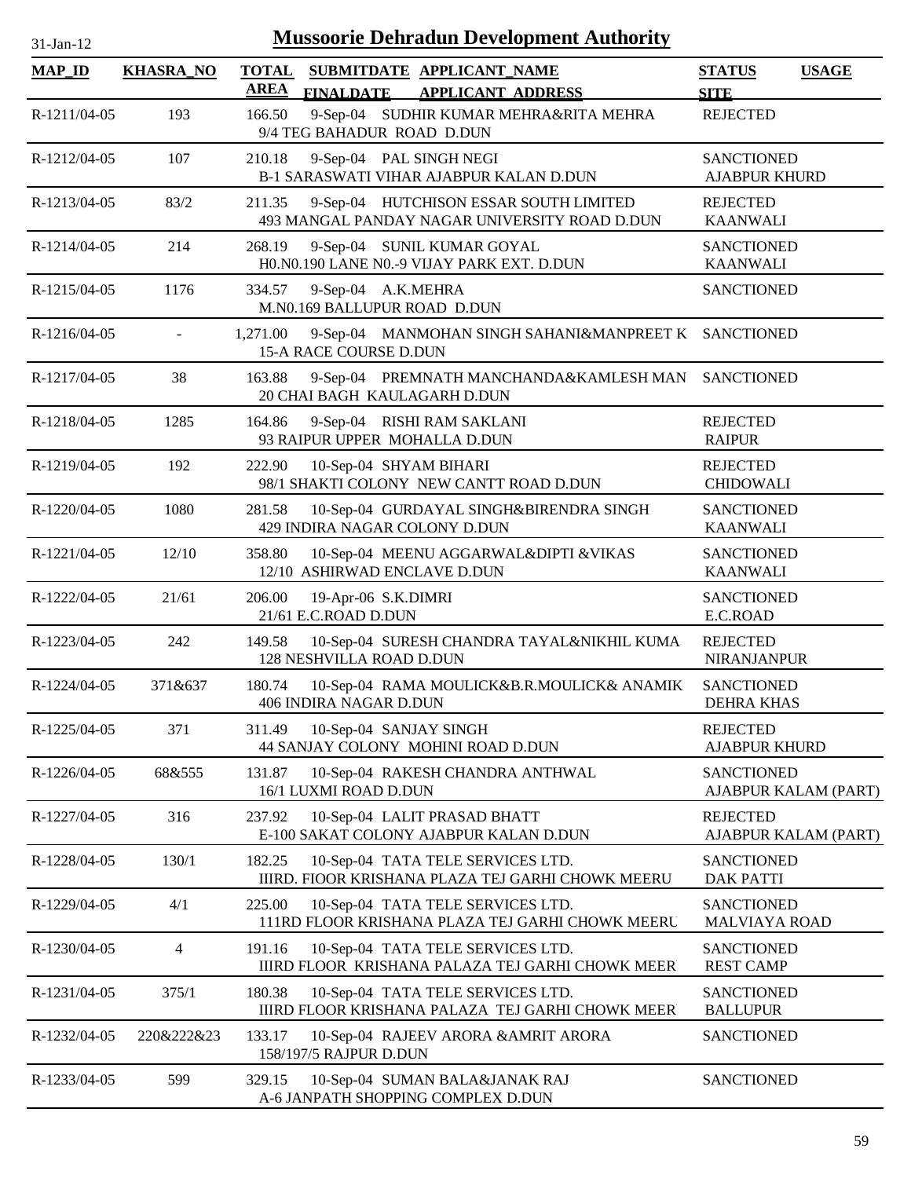# Mussoorie Dehradun Development Authority

| MAP_ID | KHASRA_NO | TOTAL AREA | SUBMITDATE FINALDATE | APPLICANT_NAME APPLICANT ADDRESS | STATUS SITE | USAGE |
|---|---|---|---|---|---|---|
| R-1211/04-05 | 193 | 166.50 | 9-Sep-04 | SUDHIR KUMAR MEHRA&RITA MEHRA 9/4 TEG BAHADUR ROAD D.DUN | REJECTED | |
| R-1212/04-05 | 107 | 210.18 | 9-Sep-04 | PAL SINGH NEGI B-1 SARASWATI VIHAR AJABPUR KALAN D.DUN | SANCTIONED AJABPUR KHURD | |
| R-1213/04-05 | 83/2 | 211.35 | 9-Sep-04 | HUTCHISON ESSAR SOUTH LIMITED 493 MANGAL PANDAY NAGAR UNIVERSITY ROAD D.DUN | REJECTED KAANWALI | |
| R-1214/04-05 | 214 | 268.19 | 9-Sep-04 | SUNIL KUMAR GOYAL H0.N0.190 LANE N0.-9 VIJAY PARK EXT. D.DUN | SANCTIONED KAANWALI | |
| R-1215/04-05 | 1176 | 334.57 | 9-Sep-04 | A.K.MEHRA M.N0.169 BALLUPUR ROAD D.DUN | SANCTIONED | |
| R-1216/04-05 | - | 1,271.00 | 9-Sep-04 | MANMOHAN SINGH SAHANI&MANPREET K 15-A RACE COURSE D.DUN | SANCTIONED | |
| R-1217/04-05 | 38 | 163.88 | 9-Sep-04 | PREMNATH MANCHANDA&KAMLESH MAN 20 CHAI BAGH KAULAGARH D.DUN | SANCTIONED | |
| R-1218/04-05 | 1285 | 164.86 | 9-Sep-04 | RISHI RAM SAKLANI 93 RAIPUR UPPER MOHALLA D.DUN | REJECTED RAIPUR | |
| R-1219/04-05 | 192 | 222.90 | 10-Sep-04 | SHYAM BIHARI 98/1 SHAKTI COLONY NEW CANTT ROAD D.DUN | REJECTED CHIDOWALI | |
| R-1220/04-05 | 1080 | 281.58 | 10-Sep-04 | GURDAYAL SINGH&BIRENDRA SINGH 429 INDIRA NAGAR COLONY D.DUN | SANCTIONED KAANWALI | |
| R-1221/04-05 | 12/10 | 358.80 | 10-Sep-04 | MEENU AGGARWAL&DIPTI &VIKAS 12/10 ASHIRWAD ENCLAVE D.DUN | SANCTIONED KAANWALI | |
| R-1222/04-05 | 21/61 | 206.00 | 19-Apr-06 | S.K.DIMRI 21/61 E.C.ROAD D.DUN | SANCTIONED E.C.ROAD | |
| R-1223/04-05 | 242 | 149.58 | 10-Sep-04 | SURESH CHANDRA TAYAL&NIKHIL KUMA 128 NESHVILLA ROAD D.DUN | REJECTED NIRANJANPUR | |
| R-1224/04-05 | 371&637 | 180.74 | 10-Sep-04 | RAMA MOULICK&B.R.MOULICK& ANAMIK 406 INDIRA NAGAR D.DUN | SANCTIONED DEHRA KHAS | |
| R-1225/04-05 | 371 | 311.49 | 10-Sep-04 | SANJAY SINGH 44 SANJAY COLONY MOHINI ROAD D.DUN | REJECTED AJABPUR KHURD | |
| R-1226/04-05 | 68&555 | 131.87 | 10-Sep-04 | RAKESH CHANDRA ANTHWAL 16/1 LUXMI ROAD D.DUN | SANCTIONED AJABPUR KALAM (PART) | |
| R-1227/04-05 | 316 | 237.92 | 10-Sep-04 | LALIT PRASAD BHATT E-100 SAKAT COLONY AJABPUR KALAN D.DUN | REJECTED AJABPUR KALAM (PART) | |
| R-1228/04-05 | 130/1 | 182.25 | 10-Sep-04 | TATA TELE SERVICES LTD. IIIRD. FIOOR KRISHANA PLAZA TEJ GARHI CHOWK MEERU | SANCTIONED DAK PATTI | |
| R-1229/04-05 | 4/1 | 225.00 | 10-Sep-04 | TATA TELE SERVICES LTD. 111RD FLOOR KRISHANA PLAZA TEJ GARHI CHOWK MEERU | SANCTIONED MALVIAYA ROAD | |
| R-1230/04-05 | 4 | 191.16 | 10-Sep-04 | TATA TELE SERVICES LTD. IIIRD FLOOR KRISHANA PALAZA TEJ GARHI CHOWK MEER | SANCTIONED REST CAMP | |
| R-1231/04-05 | 375/1 | 180.38 | 10-Sep-04 | TATA TELE SERVICES LTD. IIIRD FLOOR KRISHANA PALAZA TEJ GARHI CHOWK MEER | SANCTIONED BALLUPUR | |
| R-1232/04-05 | 220&222&23 | 133.17 | 10-Sep-04 | RAJEEV ARORA &AMRIT ARORA 158/197/5 RAJPUR D.DUN | SANCTIONED | |
| R-1233/04-05 | 599 | 329.15 | 10-Sep-04 | SUMAN BALA&JANAK RAJ A-6 JANPATH SHOPPING COMPLEX D.DUN | SANCTIONED | |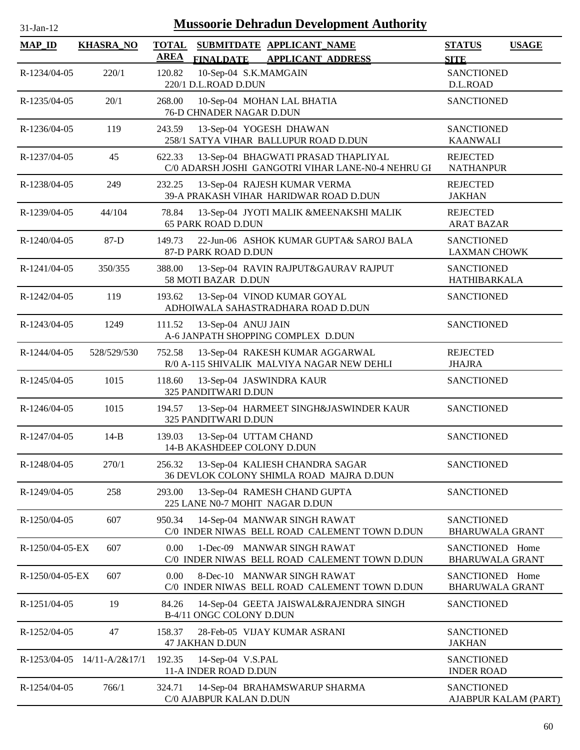# Mussoorie Dehradun Development Authority

31-Jan-12

| MAP_ID | KHASRA_NO | TOTAL AREA | SUBMITDATE FINALDATE | APPLICANT_NAME APPLICANT_ADDRESS | STATUS SITE | USAGE |
|---|---|---|---|---|---|---|
| R-1234/04-05 | 220/1 | 120.82 | 10-Sep-04 | S.K.MAMGAIN<br>220/1 D.L.ROAD D.DUN | SANCTIONED<br>D.L.ROAD | |
| R-1235/04-05 | 20/1 | 268.00 | 10-Sep-04 | MOHAN LAL BHATIA<br>76-D CHNADER NAGAR D.DUN | SANCTIONED | |
| R-1236/04-05 | 119 | 243.59 | 13-Sep-04 | YOGESH DHAWAN<br>258/1 SATYA VIHAR BALLUPUR ROAD D.DUN | SANCTIONED<br>KAANWALI | |
| R-1237/04-05 | 45 | 622.33 | 13-Sep-04 | BHAGWATI PRASAD THAPLIYAL<br>C/0 ADARSH JOSHI GANGOTRI VIHAR LANE-N0-4 NEHRU GI | REJECTED<br>NATHANPUR | |
| R-1238/04-05 | 249 | 232.25 | 13-Sep-04 | RAJESH KUMAR VERMA<br>39-A PRAKASH VIHAR HARIDWAR ROAD D.DUN | REJECTED<br>JAKHAN | |
| R-1239/04-05 | 44/104 | 78.84 | 13-Sep-04 | JYOTI MALIK &MEENAKSHI MALIK<br>65 PARK ROAD D.DUN | REJECTED<br>ARAT BAZAR | |
| R-1240/04-05 | 87-D | 149.73 | 22-Jun-06 | ASHOK KUMAR GUPTA& SAROJ BALA<br>87-D PARK ROAD D.DUN | SANCTIONED<br>LAXMAN CHOWK | |
| R-1241/04-05 | 350/355 | 388.00 | 13-Sep-04 | RAVIN RAJPUT&GAURAV RAJPUT<br>58 MOTI BAZAR D.DUN | SANCTIONED<br>HATHIBARKALA | |
| R-1242/04-05 | 119 | 193.62 | 13-Sep-04 | VINOD KUMAR GOYAL<br>ADHOIWALA SAHASTRADHARA ROAD D.DUN | SANCTIONED | |
| R-1243/04-05 | 1249 | 111.52 | 13-Sep-04 | ANUJ JAIN<br>A-6 JANPATH SHOPPING COMPLEX D.DUN | SANCTIONED | |
| R-1244/04-05 | 528/529/530 | 752.58 | 13-Sep-04 | RAKESH KUMAR AGGARWAL<br>R/0 A-115 SHIVALIK MALVIYA NAGAR NEW DEHLI | REJECTED<br>JHAJRA | |
| R-1245/04-05 | 1015 | 118.60 | 13-Sep-04 | JASWINDRA KAUR<br>325 PANDITWARI D.DUN | SANCTIONED | |
| R-1246/04-05 | 1015 | 194.57 | 13-Sep-04 | HARMEET SINGH&JASWINDER KAUR<br>325 PANDITWARI D.DUN | SANCTIONED | |
| R-1247/04-05 | 14-B | 139.03 | 13-Sep-04 | UTTAM CHAND<br>14-B AKASHDEEP COLONY D.DUN | SANCTIONED | |
| R-1248/04-05 | 270/1 | 256.32 | 13-Sep-04 | KALIESH CHANDRA SAGAR<br>36 DEVLOK COLONY SHIMLA ROAD MAJRA D.DUN | SANCTIONED | |
| R-1249/04-05 | 258 | 293.00 | 13-Sep-04 | RAMESH CHAND GUPTA<br>225 LANE N0-7 MOHIT NAGAR D.DUN | SANCTIONED | |
| R-1250/04-05 | 607 | 950.34 | 14-Sep-04 | MANWAR SINGH RAWAT<br>C/0 INDER NIWAS BELL ROAD CALEMENT TOWN D.DUN | SANCTIONED<br>BHARUWALA GRANT | |
| R-1250/04-05-EX | 607 | 0.00 | 1-Dec-09 | MANWAR SINGH RAWAT<br>C/0 INDER NIWAS BELL ROAD CALEMENT TOWN D.DUN | SANCTIONED<br>BHARUWALA GRANT | Home |
| R-1250/04-05-EX | 607 | 0.00 | 8-Dec-10 | MANWAR SINGH RAWAT<br>C/0 INDER NIWAS BELL ROAD CALEMENT TOWN D.DUN | SANCTIONED<br>BHARUWALA GRANT | Home |
| R-1251/04-05 | 19 | 84.26 | 14-Sep-04 | GEETA JAISWAL&RAJENDRA SINGH<br>B-4/11 ONGC COLONY D.DUN | SANCTIONED | |
| R-1252/04-05 | 47 | 158.37 | 28-Feb-05 | VIJAY KUMAR ASRANI<br>47 JAKHAN D.DUN | SANCTIONED<br>JAKHAN | |
| R-1253/04-05 | 14/11-A/2&17/1 | 192.35 | 14-Sep-04 | V.S.PAL<br>11-A INDER ROAD D.DUN | SANCTIONED<br>INDER ROAD | |
| R-1254/04-05 | 766/1 | 324.71 | 14-Sep-04 | BRAHAMSWARUP SHARMA<br>C/0 AJABPUR KALAN D.DUN | SANCTIONED<br>AJABPUR KALAM (PART) | |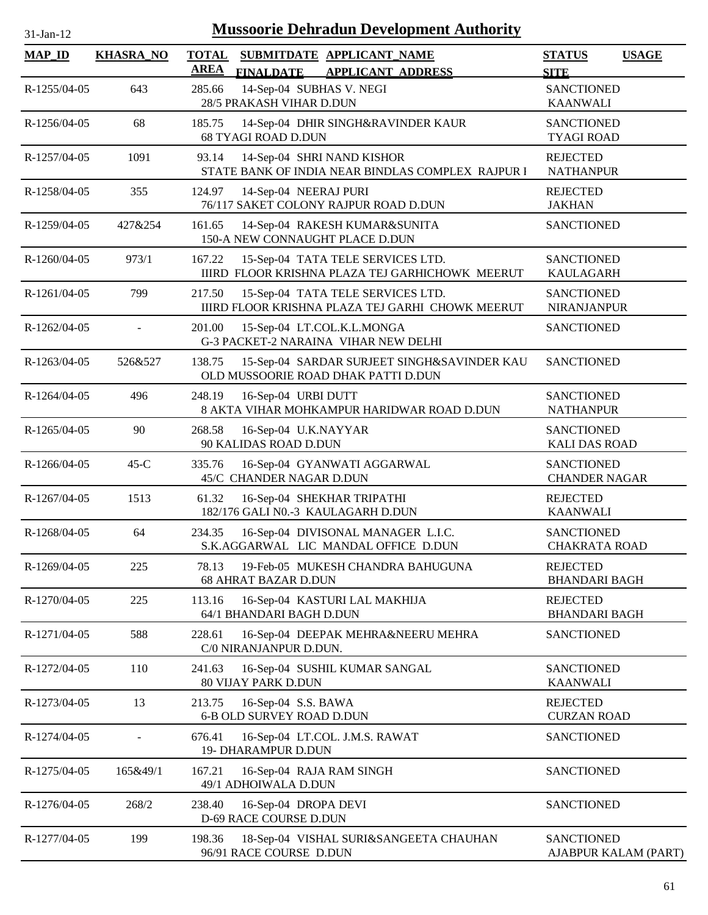# Mussoorie Dehradun Development Authority

31-Jan-12

| MAP_ID | KHASRA_NO | TOTAL AREA | SUBMITDATE / FINALDATE | APPLICANT_NAME / APPLICANT_ADDRESS | STATUS / SITE | USAGE |
|---|---|---|---|---|---|---|
| R-1255/04-05 | 643 | 285.66 | 14-Sep-04 | SUBHAS V. NEGI<br>28/5 PRAKASH VIHAR D.DUN | SANCTIONED<br>KAANWALI | |
| R-1256/04-05 | 68 | 185.75 | 14-Sep-04 | DHIR SINGH&RAVINDER KAUR<br>68 TYAGI ROAD D.DUN | SANCTIONED<br>TYAGI ROAD | |
| R-1257/04-05 | 1091 | 93.14 | 14-Sep-04 | SHRI NAND KISHOR<br>STATE BANK OF INDIA NEAR BINDLAS COMPLEX RAJPUR I | REJECTED<br>NATHANPUR | |
| R-1258/04-05 | 355 | 124.97 | 14-Sep-04 | NEERAJ PURI<br>76/117 SAKET COLONY RAJPUR ROAD D.DUN | REJECTED<br>JAKHAN | |
| R-1259/04-05 | 427&254 | 161.65 | 14-Sep-04 | RAKESH KUMAR&SUNITA<br>150-A NEW CONNAUGHT PLACE D.DUN | SANCTIONED | |
| R-1260/04-05 | 973/1 | 167.22 | 15-Sep-04 | TATA TELE SERVICES LTD.<br>IIIRD FLOOR KRISHNA PLAZA TEJ GARHICHOWK MEERUT | SANCTIONED<br>KAULAGARH | |
| R-1261/04-05 | 799 | 217.50 | 15-Sep-04 | TATA TELE SERVICES LTD.<br>IIIRD FLOOR KRISHNA PLAZA TEJ GARHI CHOWK MEERUT | SANCTIONED<br>NIRANJANPUR | |
| R-1262/04-05 | - | 201.00 | 15-Sep-04 | LT.COL.K.L.MONGA<br>G-3 PACKET-2 NARAINA VIHAR NEW DELHI | SANCTIONED | |
| R-1263/04-05 | 526&527 | 138.75 | 15-Sep-04 | SARDAR SURJEET SINGH&SAVINDER KAU<br>OLD MUSSOORIE ROAD DHAK PATTI D.DUN | SANCTIONED | |
| R-1264/04-05 | 496 | 248.19 | 16-Sep-04 | URBI DUTT<br>8 AKTA VIHAR MOHKAMPUR HARIDWAR ROAD D.DUN | SANCTIONED<br>NATHANPUR | |
| R-1265/04-05 | 90 | 268.58 | 16-Sep-04 | U.K.NAYYAR<br>90 KALIDAS ROAD D.DUN | SANCTIONED<br>KALI DAS ROAD | |
| R-1266/04-05 | 45-C | 335.76 | 16-Sep-04 | GYANWATI AGGARWAL<br>45/C CHANDER NAGAR D.DUN | SANCTIONED<br>CHANDER NAGAR | |
| R-1267/04-05 | 1513 | 61.32 | 16-Sep-04 | SHEKHAR TRIPATHI<br>182/176 GALI N0.-3 KAULAGARH D.DUN | REJECTED<br>KAANWALI | |
| R-1268/04-05 | 64 | 234.35 | 16-Sep-04 | DIVISONAL MANAGER L.I.C.<br>S.K.AGGARWAL LIC MANDAL OFFICE D.DUN | SANCTIONED<br>CHAKRATA ROAD | |
| R-1269/04-05 | 225 | 78.13 | 19-Feb-05 | MUKESH CHANDRA BAHUGUNA<br>68 AHRAT BAZAR D.DUN | REJECTED<br>BHANDARI BAGH | |
| R-1270/04-05 | 225 | 113.16 | 16-Sep-04 | KASTURI LAL MAKHIJA<br>64/1 BHANDARI BAGH D.DUN | REJECTED<br>BHANDARI BAGH | |
| R-1271/04-05 | 588 | 228.61 | 16-Sep-04 | DEEPAK MEHRA&NEERU MEHRA<br>C/0 NIRANJANPUR D.DUN. | SANCTIONED | |
| R-1272/04-05 | 110 | 241.63 | 16-Sep-04 | SUSHIL KUMAR SANGAL<br>80 VIJAY PARK D.DUN | SANCTIONED<br>KAANWALI | |
| R-1273/04-05 | 13 | 213.75 | 16-Sep-04 | S.S. BAWA<br>6-B OLD SURVEY ROAD D.DUN | REJECTED<br>CURZAN ROAD | |
| R-1274/04-05 | - | 676.41 | 16-Sep-04 | LT.COL. J.M.S. RAWAT<br>19- DHARAMPUR D.DUN | SANCTIONED | |
| R-1275/04-05 | 165&49/1 | 167.21 | 16-Sep-04 | RAJA RAM SINGH<br>49/1 ADHOIWALA D.DUN | SANCTIONED | |
| R-1276/04-05 | 268/2 | 238.40 | 16-Sep-04 | DROPA DEVI<br>D-69 RACE COURSE D.DUN | SANCTIONED | |
| R-1277/04-05 | 199 | 198.36 | 18-Sep-04 | VISHAL SURI&SANGEETA CHAUHAN<br>96/91 RACE COURSE D.DUN | SANCTIONED<br>AJABPUR KALAM (PART) | |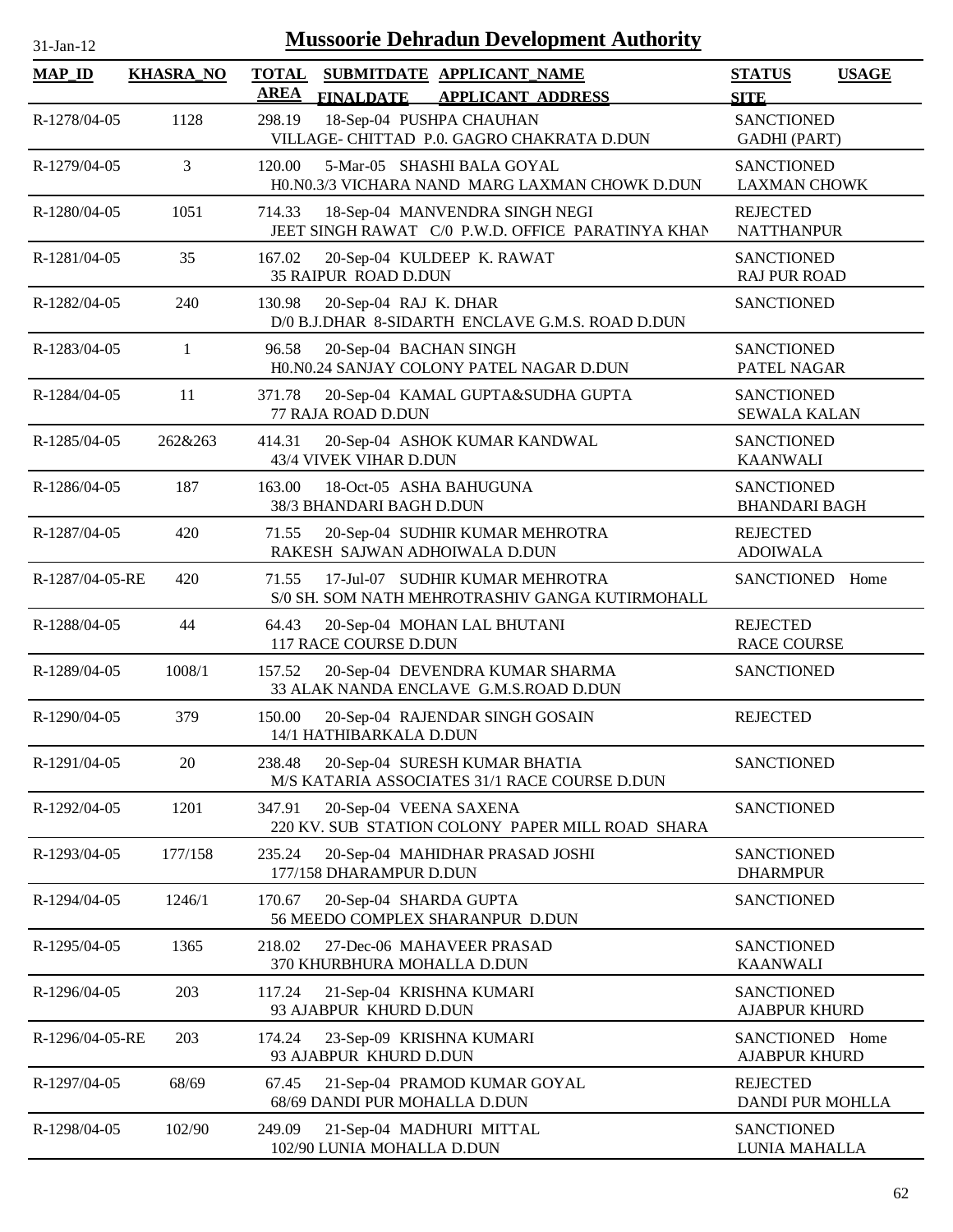# Mussoorie Dehradun Development Authority

31-Jan-12

| MAP_ID | KHASRA_NO | TOTAL AREA | SUBMITDATE FINALDATE | APPLICANT_NAME APPLICANT_ADDRESS | STATUS SITE | USAGE |
|---|---|---|---|---|---|---|
| R-1278/04-05 | 1128 | 298.19 | 18-Sep-04 | PUSHPA CHAUHAN<br>VILLAGE- CHITTAD P.0. GAGRO CHAKRATA D.DUN | SANCTIONED<br>GADHI (PART) | |
| R-1279/04-05 | 3 | 120.00 | 5-Mar-05 | SHASHI BALA GOYAL<br>H0.N0.3/3 VICHARA NAND MARG LAXMAN CHOWK D.DUN | SANCTIONED<br>LAXMAN CHOWK | |
| R-1280/04-05 | 1051 | 714.33 | 18-Sep-04 | MANVENDRA SINGH NEGI<br>JEET SINGH RAWAT C/0 P.W.D. OFFICE PARATINYA KHAN | REJECTED<br>NATTHANPUR | |
| R-1281/04-05 | 35 | 167.02 | 20-Sep-04 | KULDEEP K. RAWAT<br>35 RAIPUR ROAD D.DUN | SANCTIONED<br>RAJ PUR ROAD | |
| R-1282/04-05 | 240 | 130.98 | 20-Sep-04 | RAJ K. DHAR<br>D/0 B.J.DHAR 8-SIDARTH ENCLAVE G.M.S. ROAD D.DUN | SANCTIONED | |
| R-1283/04-05 | 1 | 96.58 | 20-Sep-04 | BACHAN SINGH<br>H0.N0.24 SANJAY COLONY PATEL NAGAR D.DUN | SANCTIONED<br>PATEL NAGAR | |
| R-1284/04-05 | 11 | 371.78 | 20-Sep-04 | KAMAL GUPTA&SUDHA GUPTA<br>77 RAJA ROAD D.DUN | SANCTIONED<br>SEWALA KALAN | |
| R-1285/04-05 | 262&263 | 414.31 | 20-Sep-04 | ASHOK KUMAR KANDWAL<br>43/4 VIVEK VIHAR D.DUN | SANCTIONED<br>KAANWALI | |
| R-1286/04-05 | 187 | 163.00 | 18-Oct-05 | ASHA BAHUGUNA<br>38/3 BHANDARI BAGH D.DUN | SANCTIONED<br>BHANDARI BAGH | |
| R-1287/04-05 | 420 | 71.55 | 20-Sep-04 | SUDHIR KUMAR MEHROTRA<br>RAKESH SAJWAN ADHOIWALA D.DUN | REJECTED<br>ADOIWALA | |
| R-1287/04-05-RE | 420 | 71.55 | 17-Jul-07 | SUDHIR KUMAR MEHROTRA<br>S/0 SH. SOM NATH MEHROTRASHIV GANGA KUTIRMOHALL | SANCTIONED | Home |
| R-1288/04-05 | 44 | 64.43 | 20-Sep-04 | MOHAN LAL BHUTANI<br>117 RACE COURSE D.DUN | REJECTED<br>RACE COURSE | |
| R-1289/04-05 | 1008/1 | 157.52 | 20-Sep-04 | DEVENDRA KUMAR SHARMA<br>33 ALAK NANDA ENCLAVE G.M.S.ROAD D.DUN | SANCTIONED | |
| R-1290/04-05 | 379 | 150.00 | 20-Sep-04 | RAJENDAR SINGH GOSAIN<br>14/1 HATHIBARKALA D.DUN | REJECTED | |
| R-1291/04-05 | 20 | 238.48 | 20-Sep-04 | SURESH KUMAR BHATIA<br>M/S KATARIA ASSOCIATES 31/1 RACE COURSE D.DUN | SANCTIONED | |
| R-1292/04-05 | 1201 | 347.91 | 20-Sep-04 | VEENA SAXENA<br>220 KV. SUB STATION COLONY PAPER MILL ROAD SHARA | SANCTIONED | |
| R-1293/04-05 | 177/158 | 235.24 | 20-Sep-04 | MAHIDHAR PRASAD JOSHI<br>177/158 DHARAMPUR D.DUN | SANCTIONED<br>DHARMPUR | |
| R-1294/04-05 | 1246/1 | 170.67 | 20-Sep-04 | SHARDA GUPTA<br>56 MEEDO COMPLEX SHARANPUR D.DUN | SANCTIONED | |
| R-1295/04-05 | 1365 | 218.02 | 27-Dec-06 | MAHAVEER PRASAD<br>370 KHURBHURA MOHALLA D.DUN | SANCTIONED<br>KAANWALI | |
| R-1296/04-05 | 203 | 117.24 | 21-Sep-04 | KRISHNA KUMARI<br>93 AJABPUR KHURD D.DUN | SANCTIONED<br>AJABPUR KHURD | |
| R-1296/04-05-RE | 203 | 174.24 | 23-Sep-09 | KRISHNA KUMARI<br>93 AJABPUR KHURD D.DUN | SANCTIONED<br>AJABPUR KHURD | Home |
| R-1297/04-05 | 68/69 | 67.45 | 21-Sep-04 | PRAMOD KUMAR GOYAL<br>68/69 DANDI PUR MOHALLA D.DUN | REJECTED<br>DANDI PUR MOHLLA | |
| R-1298/04-05 | 102/90 | 249.09 | 21-Sep-04 | MADHURI MITTAL<br>102/90 LUNIA MOHALLA D.DUN | SANCTIONED<br>LUNIA MAHALLA | |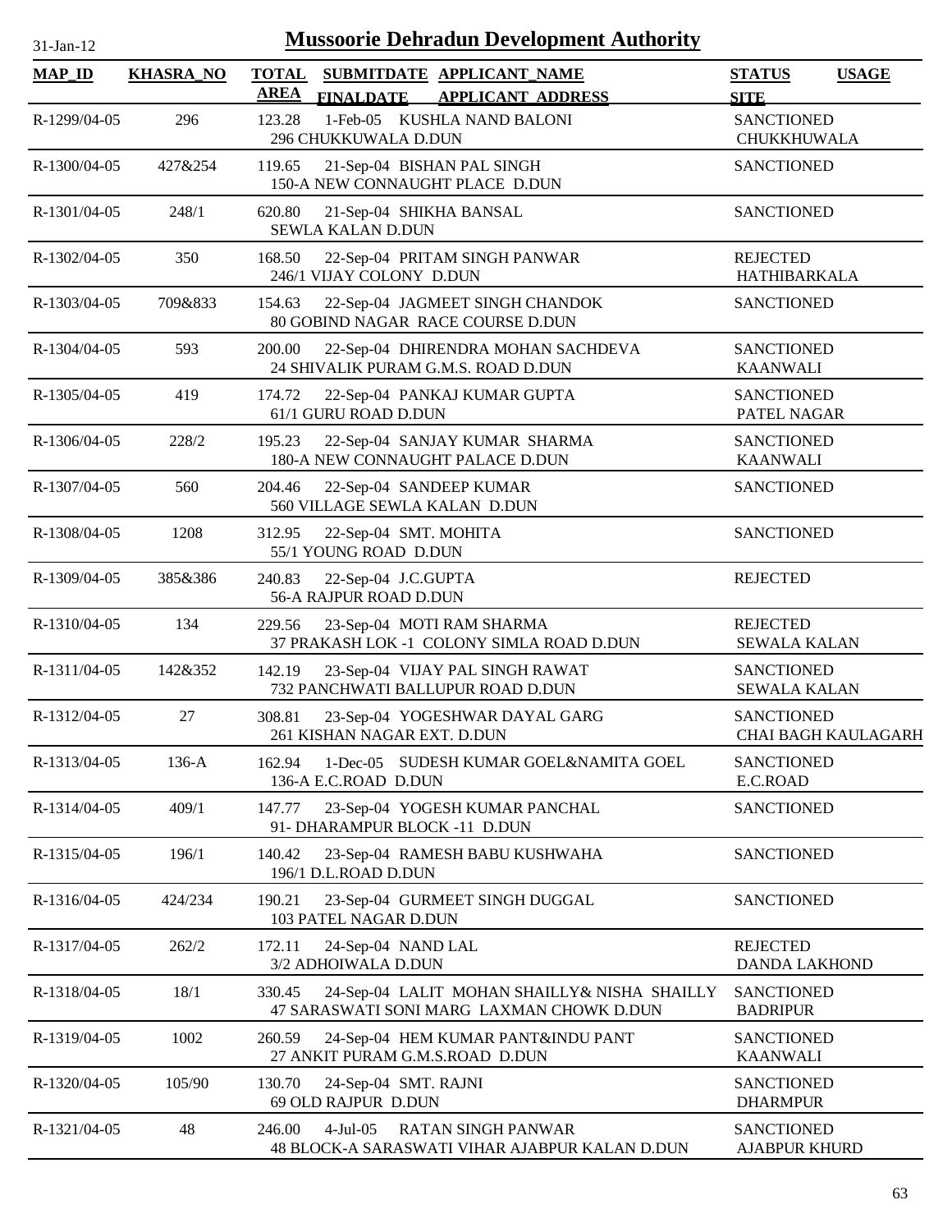# Mussoorie Dehradun Development Authority

31-Jan-12

| MAP_ID | KHASRA_NO | TOTAL AREA | SUBMITDATE / FINALDATE | APPLICANT_NAME / APPLICANT_ADDRESS | STATUS / SITE | USAGE |
|---|---|---|---|---|---|---|
| R-1299/04-05 | 296 | 123.28 | 1-Feb-05 | KUSHLA NAND BALONI<br>296 CHUKKUWALA D.DUN | SANCTIONED<br>CHUKKHUWALA | |
| R-1300/04-05 | 427&254 | 119.65 | 21-Sep-04 | BISHAN PAL SINGH<br>150-A NEW CONNAUGHT PLACE D.DUN | SANCTIONED | |
| R-1301/04-05 | 248/1 | 620.80 | 21-Sep-04 | SHIKHA BANSAL<br>SEWLA KALAN D.DUN | SANCTIONED | |
| R-1302/04-05 | 350 | 168.50 | 22-Sep-04 | PRITAM SINGH PANWAR<br>246/1 VIJAY COLONY D.DUN | REJECTED<br>HATHIBARKALA | |
| R-1303/04-05 | 709&833 | 154.63 | 22-Sep-04 | JAGMEET SINGH CHANDOK<br>80 GOBIND NAGAR RACE COURSE D.DUN | SANCTIONED | |
| R-1304/04-05 | 593 | 200.00 | 22-Sep-04 | DHIRENDRA MOHAN SACHDEVA<br>24 SHIVALIK PURAM G.M.S. ROAD D.DUN | SANCTIONED<br>KAANWALI | |
| R-1305/04-05 | 419 | 174.72 | 22-Sep-04 | PANKAJ KUMAR GUPTA<br>61/1 GURU ROAD D.DUN | SANCTIONED<br>PATEL NAGAR | |
| R-1306/04-05 | 228/2 | 195.23 | 22-Sep-04 | SANJAY KUMAR SHARMA<br>180-A NEW CONNAUGHT PALACE D.DUN | SANCTIONED<br>KAANWALI | |
| R-1307/04-05 | 560 | 204.46 | 22-Sep-04 | SANDEEP KUMAR<br>560 VILLAGE SEWLA KALAN D.DUN | SANCTIONED | |
| R-1308/04-05 | 1208 | 312.95 | 22-Sep-04 | SMT. MOHITA<br>55/1 YOUNG ROAD D.DUN | SANCTIONED | |
| R-1309/04-05 | 385&386 | 240.83 | 22-Sep-04 | J.C.GUPTA<br>56-A RAJPUR ROAD D.DUN | REJECTED | |
| R-1310/04-05 | 134 | 229.56 | 23-Sep-04 | MOTI RAM SHARMA<br>37 PRAKASH LOK -1 COLONY SIMLA ROAD D.DUN | REJECTED<br>SEWALA KALAN | |
| R-1311/04-05 | 142&352 | 142.19 | 23-Sep-04 | VIJAY PAL SINGH RAWAT<br>732 PANCHWATI BALLUPUR ROAD D.DUN | SANCTIONED<br>SEWALA KALAN | |
| R-1312/04-05 | 27 | 308.81 | 23-Sep-04 | YOGESHWAR DAYAL GARG<br>261 KISHAN NAGAR EXT. D.DUN | SANCTIONED<br>CHAI BAGH KAULAGARH | |
| R-1313/04-05 | 136-A | 162.94 | 1-Dec-05 | SUDESH KUMAR GOEL&NAMITA GOEL<br>136-A E.C.ROAD D.DUN | SANCTIONED<br>E.C.ROAD | |
| R-1314/04-05 | 409/1 | 147.77 | 23-Sep-04 | YOGESH KUMAR PANCHAL<br>91- DHARAMPUR BLOCK -11 D.DUN | SANCTIONED | |
| R-1315/04-05 | 196/1 | 140.42 | 23-Sep-04 | RAMESH BABU KUSHWAHA<br>196/1 D.L.ROAD D.DUN | SANCTIONED | |
| R-1316/04-05 | 424/234 | 190.21 | 23-Sep-04 | GURMEET SINGH DUGGAL<br>103 PATEL NAGAR D.DUN | SANCTIONED | |
| R-1317/04-05 | 262/2 | 172.11 | 24-Sep-04 | NAND LAL<br>3/2 ADHOIWALA D.DUN | REJECTED<br>DANDA LAKHOND | |
| R-1318/04-05 | 18/1 | 330.45 | 24-Sep-04 | LALIT MOHAN SHAILLY& NISHA SHAILLY<br>47 SARASWATI SONI MARG LAXMAN CHOWK D.DUN | SANCTIONED<br>BADRIPUR | |
| R-1319/04-05 | 1002 | 260.59 | 24-Sep-04 | HEM KUMAR PANT&INDU PANT<br>27 ANKIT PURAM G.M.S.ROAD D.DUN | SANCTIONED<br>KAANWALI | |
| R-1320/04-05 | 105/90 | 130.70 | 24-Sep-04 | SMT. RAJNI<br>69 OLD RAJPUR D.DUN | SANCTIONED<br>DHARMPUR | |
| R-1321/04-05 | 48 | 246.00 | 4-Jul-05 | RATAN SINGH PANWAR<br>48 BLOCK-A SARASWATI VIHAR AJABPUR KALAN D.DUN | SANCTIONED<br>AJABPUR KHURD | |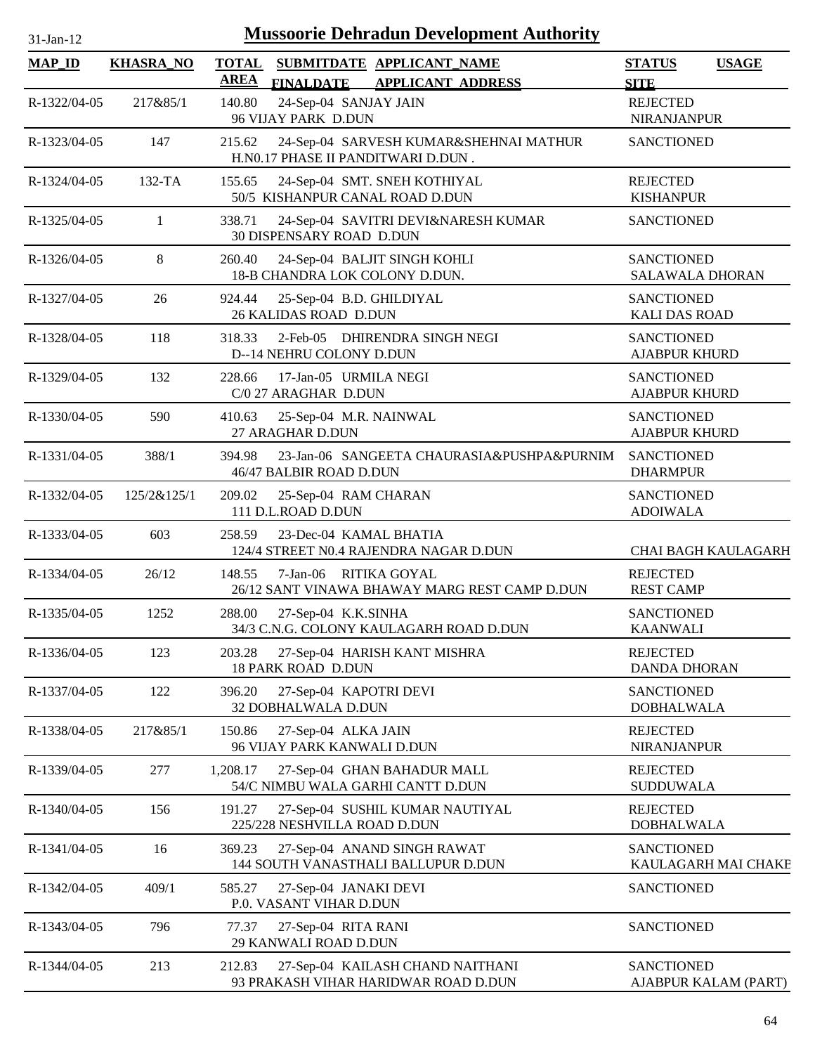# Mussoorie Dehradun Development Authority

31-Jan-12

| MAP_ID | KHASRA_NO | TOTAL AREA | SUBMITDATE FINALDATE | APPLICANT_NAME APPLICANT_ADDRESS | STATUS SITE | USAGE |
|---|---|---|---|---|---|---|
| R-1322/04-05 | 217&85/1 | 140.80 | 24-Sep-04 | SANJAY JAIN 96 VIJAY PARK D.DUN | REJECTED NIRANJANPUR | |
| R-1323/04-05 | 147 | 215.62 | 24-Sep-04 | SARVESH KUMAR&SHEHNAI MATHUR H.N0.17 PHASE II PANDITWARI D.DUN . | SANCTIONED | |
| R-1324/04-05 | 132-TA | 155.65 | 24-Sep-04 | SMT. SNEH KOTHIYAL 50/5 KISHANPUR CANAL ROAD D.DUN | REJECTED KISHANPUR | |
| R-1325/04-05 | 1 | 338.71 | 24-Sep-04 | SAVITRI DEVI&NARESH KUMAR 30 DISPENSARY ROAD D.DUN | SANCTIONED | |
| R-1326/04-05 | 8 | 260.40 | 24-Sep-04 | BALJIT SINGH KOHLI 18-B CHANDRA LOK COLONY D.DUN. | SANCTIONED SALAWALA DHORAN | |
| R-1327/04-05 | 26 | 924.44 | 25-Sep-04 | B.D. GHILDIYAL 26 KALIDAS ROAD D.DUN | SANCTIONED KALI DAS ROAD | |
| R-1328/04-05 | 118 | 318.33 | 2-Feb-05 | DHIRENDRA SINGH NEGI D--14 NEHRU COLONY D.DUN | SANCTIONED AJABPUR KHURD | |
| R-1329/04-05 | 132 | 228.66 | 17-Jan-05 | URMILA NEGI C/0 27 ARAGHAR D.DUN | SANCTIONED AJABPUR KHURD | |
| R-1330/04-05 | 590 | 410.63 | 25-Sep-04 | M.R. NAINWAL 27 ARAGHAR D.DUN | SANCTIONED AJABPUR KHURD | |
| R-1331/04-05 | 388/1 | 394.98 | 23-Jan-06 | SANGEETA CHAURASIA&PUSHPA&PURNIM 46/47 BALBIR ROAD D.DUN | SANCTIONED DHARMPUR | |
| R-1332/04-05 | 125/2&125/1 | 209.02 | 25-Sep-04 | RAM CHARAN 111 D.L.ROAD D.DUN | SANCTIONED ADOIWALA | |
| R-1333/04-05 | 603 | 258.59 | 23-Dec-04 | KAMAL BHATIA 124/4 STREET N0.4 RAJENDRA NAGAR D.DUN | CHAI BAGH KAULAGARH | |
| R-1334/04-05 | 26/12 | 148.55 | 7-Jan-06 | RITIKA GOYAL 26/12 SANT VINAWA BHAWAY MARG REST CAMP D.DUN | REJECTED REST CAMP | |
| R-1335/04-05 | 1252 | 288.00 | 27-Sep-04 | K.K.SINHA 34/3 C.N.G. COLONY KAULAGARH ROAD D.DUN | SANCTIONED KAANWALI | |
| R-1336/04-05 | 123 | 203.28 | 27-Sep-04 | HARISH KANT MISHRA 18 PARK ROAD D.DUN | REJECTED DANDA DHORAN | |
| R-1337/04-05 | 122 | 396.20 | 27-Sep-04 | KAPOTRI DEVI 32 DOBHALWALA D.DUN | SANCTIONED DOBHALWALA | |
| R-1338/04-05 | 217&85/1 | 150.86 | 27-Sep-04 | ALKA JAIN 96 VIJAY PARK KANWALI D.DUN | REJECTED NIRANJANPUR | |
| R-1339/04-05 | 277 | 1,208.17 | 27-Sep-04 | GHAN BAHADUR MALL 54/C NIMBU WALA GARHI CANTT D.DUN | REJECTED SUDDUWALA | |
| R-1340/04-05 | 156 | 191.27 | 27-Sep-04 | SUSHIL KUMAR NAUTIYAL 225/228 NESHVILLA ROAD D.DUN | REJECTED DOBHALWALA | |
| R-1341/04-05 | 16 | 369.23 | 27-Sep-04 | ANAND SINGH RAWAT 144 SOUTH VANASTHALI BALLUPUR D.DUN | SANCTIONED KAULAGARH MAI CHAKE | |
| R-1342/04-05 | 409/1 | 585.27 | 27-Sep-04 | JANAKI DEVI P.0. VASANT VIHAR D.DUN | SANCTIONED | |
| R-1343/04-05 | 796 | 77.37 | 27-Sep-04 | RITA RANI 29 KANWALI ROAD D.DUN | SANCTIONED | |
| R-1344/04-05 | 213 | 212.83 | 27-Sep-04 | KAILASH CHAND NAITHANI 93 PRAKASH VIHAR HARIDWAR ROAD D.DUN | SANCTIONED AJABPUR KALAM (PART) | |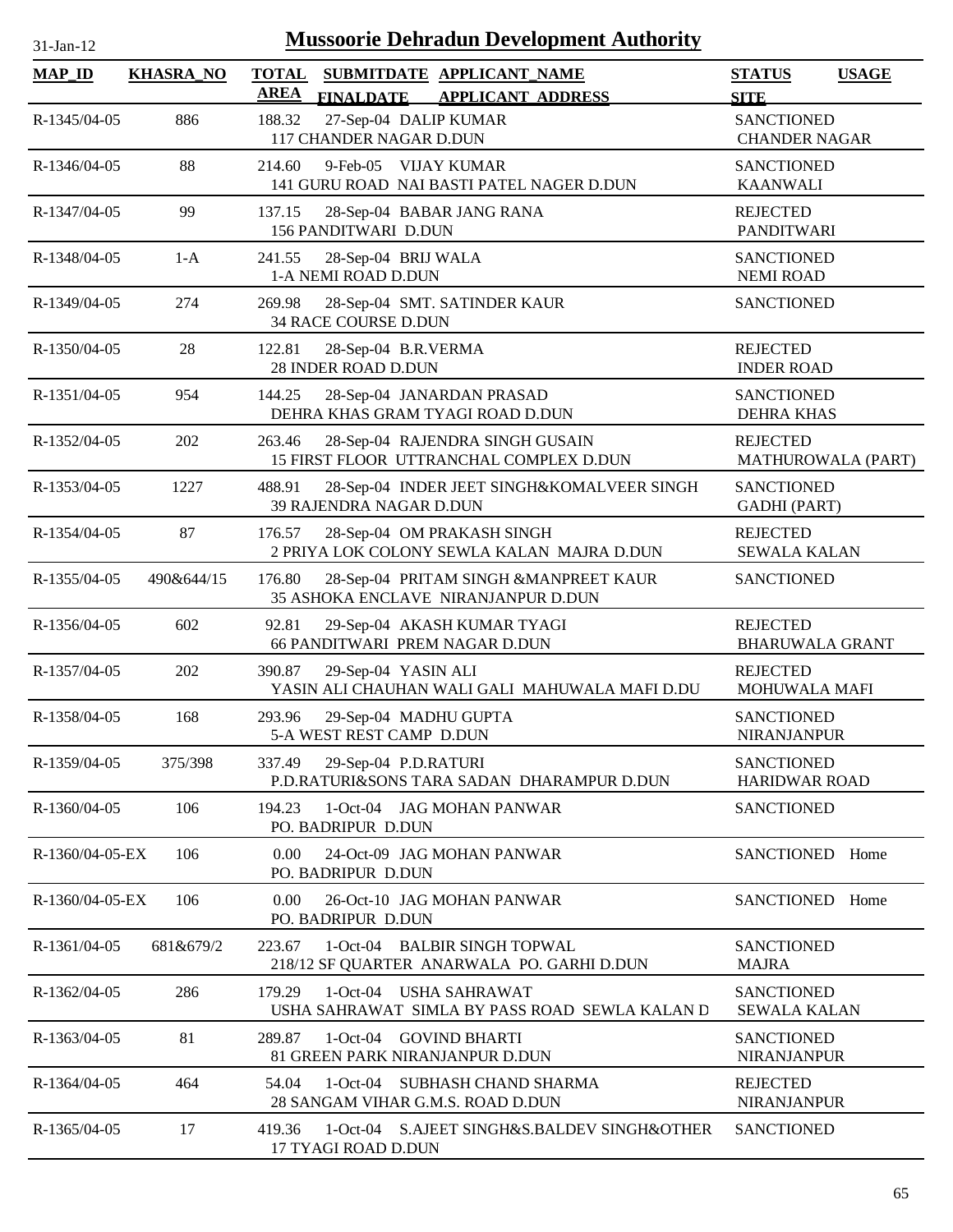# Mussoorie Dehradun Development Authority

31-Jan-12

| MAP_ID | KHASRA_NO | TOTAL AREA | SUBMITDATE FINALDATE | APPLICANT_NAME APPLICANT_ADDRESS | STATUS SITE | USAGE |
|---|---|---|---|---|---|---|
| R-1345/04-05 | 886 | 188.32 | 27-Sep-04 | DALIP KUMAR<br>117 CHANDER NAGAR D.DUN | SANCTIONED<br>CHANDER NAGAR | |
| R-1346/04-05 | 88 | 214.60 | 9-Feb-05 | VIJAY KUMAR<br>141 GURU ROAD NAI BASTI PATEL NAGER D.DUN | SANCTIONED<br>KAANWALI | |
| R-1347/04-05 | 99 | 137.15 | 28-Sep-04 | BABAR JANG RANA<br>156 PANDITWARI D.DUN | REJECTED<br>PANDITWARI | |
| R-1348/04-05 | 1-A | 241.55 | 28-Sep-04 | BRIJ WALA<br>1-A NEMI ROAD D.DUN | SANCTIONED<br>NEMI ROAD | |
| R-1349/04-05 | 274 | 269.98 | 28-Sep-04 | SMT. SATINDER KAUR<br>34 RACE COURSE D.DUN | SANCTIONED | |
| R-1350/04-05 | 28 | 122.81 | 28-Sep-04 | B.R.VERMA<br>28 INDER ROAD D.DUN | REJECTED<br>INDER ROAD | |
| R-1351/04-05 | 954 | 144.25 | 28-Sep-04 | JANARDAN PRASAD<br>DEHRA KHAS GRAM TYAGI ROAD D.DUN | SANCTIONED<br>DEHRA KHAS | |
| R-1352/04-05 | 202 | 263.46 | 28-Sep-04 | RAJENDRA SINGH GUSAIN<br>15 FIRST FLOOR UTTRANCHAL COMPLEX D.DUN | REJECTED<br>MATHUROWALA (PART) | |
| R-1353/04-05 | 1227 | 488.91 | 28-Sep-04 | INDER JEET SINGH&KOMALVEER SINGH<br>39 RAJENDRA NAGAR D.DUN | SANCTIONED<br>GADHI (PART) | |
| R-1354/04-05 | 87 | 176.57 | 28-Sep-04 | OM PRAKASH SINGH<br>2 PRIYA LOK COLONY SEWLA KALAN MAJRA D.DUN | REJECTED<br>SEWALA KALAN | |
| R-1355/04-05 | 490&644/15 | 176.80 | 28-Sep-04 | PRITAM SINGH &MANPREET KAUR<br>35 ASHOKA ENCLAVE NIRANJANPUR D.DUN | SANCTIONED | |
| R-1356/04-05 | 602 | 92.81 | 29-Sep-04 | AKASH KUMAR TYAGI<br>66 PANDITWARI PREM NAGAR D.DUN | REJECTED<br>BHARUWALA GRANT | |
| R-1357/04-05 | 202 | 390.87 | 29-Sep-04 | YASIN ALI<br>YASIN ALI CHAUHAN WALI GALI MAHUWALA MAFI D.DU | REJECTED<br>MOHUWALA MAFI | |
| R-1358/04-05 | 168 | 293.96 | 29-Sep-04 | MADHU GUPTA<br>5-A WEST REST CAMP D.DUN | SANCTIONED<br>NIRANJANPUR | |
| R-1359/04-05 | 375/398 | 337.49 | 29-Sep-04 | P.D.RATURI<br>P.D.RATURI&SONS TARA SADAN DHARAMPUR D.DUN | SANCTIONED<br>HARIDWAR ROAD | |
| R-1360/04-05 | 106 | 194.23 | 1-Oct-04 | JAG MOHAN PANWAR<br>PO. BADRIPUR D.DUN | SANCTIONED | |
| R-1360/04-05-EX | 106 | 0.00 | 24-Oct-09 | JAG MOHAN PANWAR<br>PO. BADRIPUR D.DUN | SANCTIONED | Home |
| R-1360/04-05-EX | 106 | 0.00 | 26-Oct-10 | JAG MOHAN PANWAR<br>PO. BADRIPUR D.DUN | SANCTIONED | Home |
| R-1361/04-05 | 681&679/2 | 223.67 | 1-Oct-04 | BALBIR SINGH TOPWAL<br>218/12 SF QUARTER ANARWALA PO. GARHI D.DUN | SANCTIONED<br>MAJRA | |
| R-1362/04-05 | 286 | 179.29 | 1-Oct-04 | USHA SAHRAWAT<br>USHA SAHRAWAT SIMLA BY PASS ROAD SEWLA KALAN D | SANCTIONED<br>SEWALA KALAN | |
| R-1363/04-05 | 81 | 289.87 | 1-Oct-04 | GOVIND BHARTI<br>81 GREEN PARK NIRANJANPUR D.DUN | SANCTIONED<br>NIRANJANPUR | |
| R-1364/04-05 | 464 | 54.04 | 1-Oct-04 | SUBHASH CHAND SHARMA<br>28 SANGAM VIHAR G.M.S. ROAD D.DUN | REJECTED<br>NIRANJANPUR | |
| R-1365/04-05 | 17 | 419.36 | 1-Oct-04 | S.AJEET SINGH&S.BALDEV SINGH&OTHER<br>17 TYAGI ROAD D.DUN | SANCTIONED | |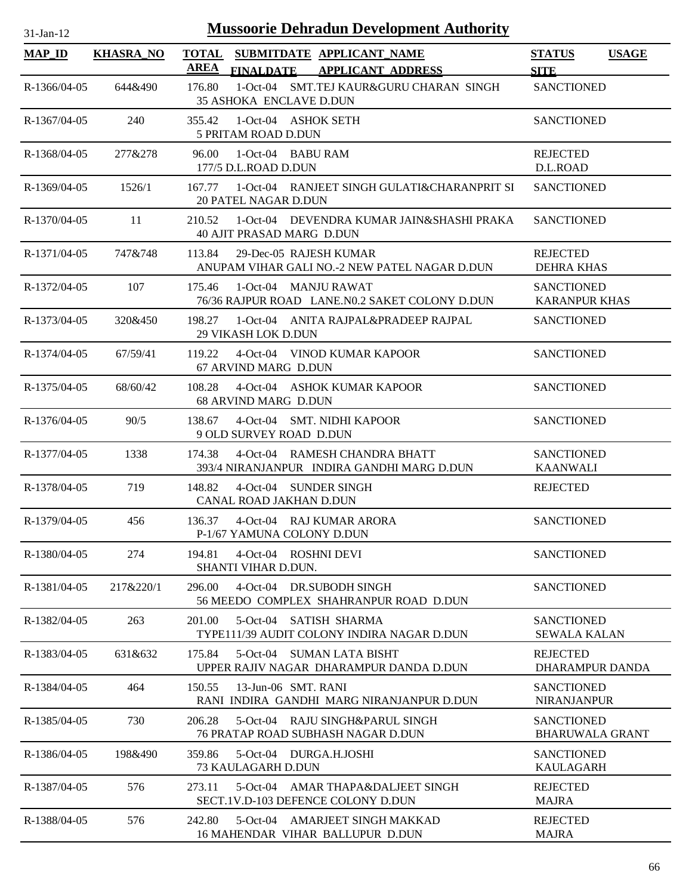# Mussoorie Dehradun Development Authority

31-Jan-12

| MAP_ID | KHASRA_NO | TOTAL AREA | SUBMITDATE / FINALDATE | APPLICANT_NAME / APPLICANT_ADDRESS | STATUS | USAGE / SITE |
|---|---|---|---|---|---|---|
| R-1366/04-05 | 644&490 | 176.80 | 1-Oct-04 | SMT.TEJ KAUR&GURU CHARAN SINGH<br>35 ASHOKA ENCLAVE D.DUN | SANCTIONED | |
| R-1367/04-05 | 240 | 355.42 | 1-Oct-04 | ASHOK SETH<br>5 PRITAM ROAD D.DUN | SANCTIONED | |
| R-1368/04-05 | 277&278 | 96.00 | 1-Oct-04 | BABU RAM<br>177/5 D.L.ROAD D.DUN | REJECTED | D.L.ROAD |
| R-1369/04-05 | 1526/1 | 167.77 | 1-Oct-04 | RANJEET SINGH GULATI&CHARANPRIT SI<br>20 PATEL NAGAR D.DUN | SANCTIONED | |
| R-1370/04-05 | 11 | 210.52 | 1-Oct-04 | DEVENDRA KUMAR JAIN&SHASHI PRAKA<br>40 AJIT PRASAD MARG D.DUN | SANCTIONED | |
| R-1371/04-05 | 747&748 | 113.84 | 29-Dec-05 | RAJESH KUMAR<br>ANUPAM VIHAR GALI NO.-2 NEW PATEL NAGAR D.DUN | REJECTED | DEHRA KHAS |
| R-1372/04-05 | 107 | 175.46 | 1-Oct-04 | MANJU RAWAT<br>76/36 RAJPUR ROAD LANE.N0.2 SAKET COLONY D.DUN | SANCTIONED | KARANPUR KHAS |
| R-1373/04-05 | 320&450 | 198.27 | 1-Oct-04 | ANITA RAJPAL&PRADEEP RAJPAL<br>29 VIKASH LOK D.DUN | SANCTIONED | |
| R-1374/04-05 | 67/59/41 | 119.22 | 4-Oct-04 | VINOD KUMAR KAPOOR<br>67 ARVIND MARG D.DUN | SANCTIONED | |
| R-1375/04-05 | 68/60/42 | 108.28 | 4-Oct-04 | ASHOK KUMAR KAPOOR<br>68 ARVIND MARG D.DUN | SANCTIONED | |
| R-1376/04-05 | 90/5 | 138.67 | 4-Oct-04 | SMT. NIDHI KAPOOR<br>9 OLD SURVEY ROAD D.DUN | SANCTIONED | |
| R-1377/04-05 | 1338 | 174.38 | 4-Oct-04 | RAMESH CHANDRA BHATT<br>393/4 NIRANJANPUR INDIRA GANDHI MARG D.DUN | SANCTIONED | KAANWALI |
| R-1378/04-05 | 719 | 148.82 | 4-Oct-04 | SUNDER SINGH<br>CANAL ROAD JAKHAN D.DUN | REJECTED | |
| R-1379/04-05 | 456 | 136.37 | 4-Oct-04 | RAJ KUMAR ARORA<br>P-1/67 YAMUNA COLONY D.DUN | SANCTIONED | |
| R-1380/04-05 | 274 | 194.81 | 4-Oct-04 | ROSHNI DEVI<br>SHANTI VIHAR D.DUN. | SANCTIONED | |
| R-1381/04-05 | 217&220/1 | 296.00 | 4-Oct-04 | DR.SUBODH SINGH<br>56 MEEDO COMPLEX SHAHRANPUR ROAD D.DUN | SANCTIONED | |
| R-1382/04-05 | 263 | 201.00 | 5-Oct-04 | SATISH SHARMA<br>TYPE111/39 AUDIT COLONY INDIRA NAGAR D.DUN | SANCTIONED | SEWALA KALAN |
| R-1383/04-05 | 631&632 | 175.84 | 5-Oct-04 | SUMAN LATA BISHT<br>UPPER RAJIV NAGAR DHARAMPUR DANDA D.DUN | REJECTED | DHARAMPUR DANDA |
| R-1384/04-05 | 464 | 150.55 | 13-Jun-06 | SMT. RANI<br>RANI INDIRA GANDHI MARG NIRANJANPUR D.DUN | SANCTIONED | NIRANJANPUR |
| R-1385/04-05 | 730 | 206.28 | 5-Oct-04 | RAJU SINGH&PARUL SINGH<br>76 PRATAP ROAD SUBHASH NAGAR D.DUN | SANCTIONED | BHARUWALA GRANT |
| R-1386/04-05 | 198&490 | 359.86 | 5-Oct-04 | DURGA.H.JOSHI<br>73 KAULAGARH D.DUN | SANCTIONED | KAULAGARH |
| R-1387/04-05 | 576 | 273.11 | 5-Oct-04 | AMAR THAPA&DALJEET SINGH<br>SECT.1V.D-103 DEFENCE COLONY D.DUN | REJECTED | MAJRA |
| R-1388/04-05 | 576 | 242.80 | 5-Oct-04 | AMARJEET SINGH MAKKAD<br>16 MAHENDAR VIHAR BALLUPUR D.DUN | REJECTED | MAJRA |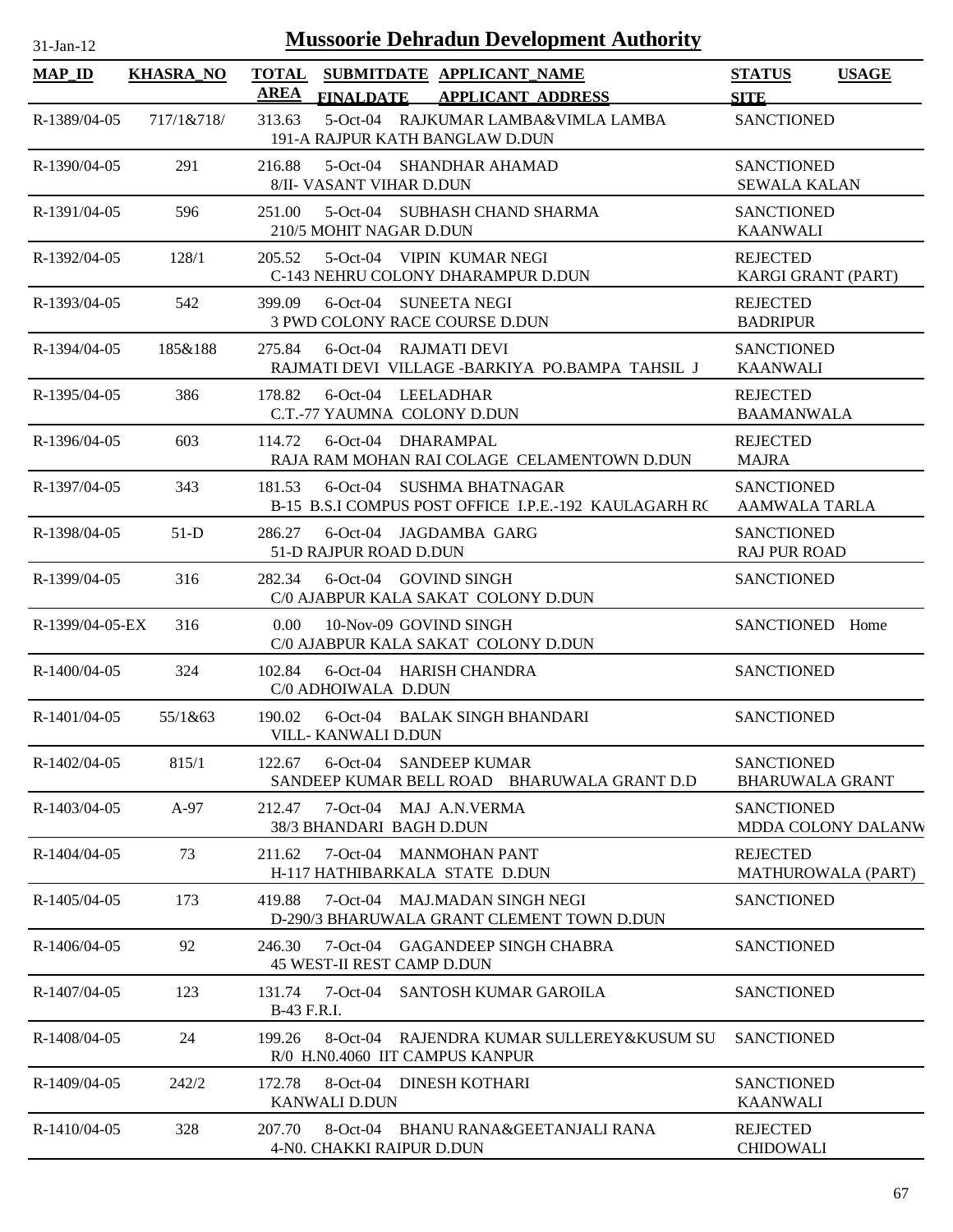# Mussoorie Dehradun Development Authority

31-Jan-12

| MAP_ID | KHASRA_NO | TOTAL AREA | SUBMITDATE FINALDATE | APPLICANT_NAME APPLICANT ADDRESS | STATUS SITE | USAGE |
|---|---|---|---|---|---|---|
| R-1389/04-05 | 717/1&718/ | 313.63 | 5-Oct-04 | RAJKUMAR LAMBA&VIMLA LAMBA<br>191-A RAJPUR KATH BANGLAW D.DUN | SANCTIONED | |
| R-1390/04-05 | 291 | 216.88 | 5-Oct-04 | SHANDHAR AHAMAD<br>8/II- VASANT VIHAR D.DUN | SANCTIONED<br>SEWALA KALAN | |
| R-1391/04-05 | 596 | 251.00 | 5-Oct-04 | SUBHASH CHAND SHARMA<br>210/5 MOHIT NAGAR D.DUN | SANCTIONED<br>KAANWALI | |
| R-1392/04-05 | 128/1 | 205.52 | 5-Oct-04 | VIPIN KUMAR NEGI<br>C-143 NEHRU COLONY DHARAMPUR D.DUN | REJECTED<br>KARGI GRANT (PART) | |
| R-1393/04-05 | 542 | 399.09 | 6-Oct-04 | SUNEETA NEGI<br>3 PWD COLONY RACE COURSE D.DUN | REJECTED<br>BADRIPUR | |
| R-1394/04-05 | 185&188 | 275.84 | 6-Oct-04 | RAJMATI DEVI<br>RAJMATI DEVI VILLAGE -BARKIYA PO.BAMPA TAHSIL J | SANCTIONED<br>KAANWALI | |
| R-1395/04-05 | 386 | 178.82 | 6-Oct-04 | LEELADHAR<br>C.T.-77 YAUMNA COLONY D.DUN | REJECTED<br>BAAMANWALA | |
| R-1396/04-05 | 603 | 114.72 | 6-Oct-04 | DHARAMPAL<br>RAJA RAM MOHAN RAI COLAGE CELAMENTOWN D.DUN | REJECTED<br>MAJRA | |
| R-1397/04-05 | 343 | 181.53 | 6-Oct-04 | SUSHMA BHATNAGAR<br>B-15 B.S.I COMPUS POST OFFICE I.P.E.-192 KAULAGARH RO | SANCTIONED<br>AAMWALA TARLA | |
| R-1398/04-05 | 51-D | 286.27 | 6-Oct-04 | JAGDAMBA GARG<br>51-D RAJPUR ROAD D.DUN | SANCTIONED<br>RAJ PUR ROAD | |
| R-1399/04-05 | 316 | 282.34 | 6-Oct-04 | GOVIND SINGH<br>C/0 AJABPUR KALA SAKAT COLONY D.DUN | SANCTIONED | |
| R-1399/04-05-EX | 316 | 0.00 | 10-Nov-09 | GOVIND SINGH<br>C/0 AJABPUR KALA SAKAT COLONY D.DUN | SANCTIONED | Home |
| R-1400/04-05 | 324 | 102.84 | 6-Oct-04 | HARISH CHANDRA<br>C/0 ADHOIWALA D.DUN | SANCTIONED | |
| R-1401/04-05 | 55/1&63 | 190.02 | 6-Oct-04 | BALAK SINGH BHANDARI<br>VILL- KANWALI D.DUN | SANCTIONED | |
| R-1402/04-05 | 815/1 | 122.67 | 6-Oct-04 | SANDEEP KUMAR<br>SANDEEP KUMAR BELL ROAD BHARUWALA GRANT D.D | SANCTIONED<br>BHARUWALA GRANT | |
| R-1403/04-05 | A-97 | 212.47 | 7-Oct-04 | MAJ A.N.VERMA<br>38/3 BHANDARI BAGH D.DUN | SANCTIONED<br>MDDA COLONY DALANW | |
| R-1404/04-05 | 73 | 211.62 | 7-Oct-04 | MANMOHAN PANT<br>H-117 HATHIBARKALA STATE D.DUN | REJECTED<br>MATHUROWALA (PART) | |
| R-1405/04-05 | 173 | 419.88 | 7-Oct-04 | MAJ.MADAN SINGH NEGI<br>D-290/3 BHARUWALA GRANT CLEMENT TOWN D.DUN | SANCTIONED | |
| R-1406/04-05 | 92 | 246.30 | 7-Oct-04 | GAGANDEEP SINGH CHABRA<br>45 WEST-II REST CAMP D.DUN | SANCTIONED | |
| R-1407/04-05 | 123 | 131.74 | 7-Oct-04 | SANTOSH KUMAR GAROILA<br>B-43 F.R.I. | SANCTIONED | |
| R-1408/04-05 | 24 | 199.26 | 8-Oct-04 | RAJENDRA KUMAR SULLEREY&KUSUM SU<br>R/0 H.N0.4060 IIT CAMPUS KANPUR | SANCTIONED | |
| R-1409/04-05 | 242/2 | 172.78 | 8-Oct-04 | DINESH KOTHARI<br>KANWALI D.DUN | SANCTIONED<br>KAANWALI | |
| R-1410/04-05 | 328 | 207.70 | 8-Oct-04 | BHANU RANA&GEETANJALI RANA<br>4-N0. CHAKKI RAIPUR D.DUN | REJECTED<br>CHIDOWALI | |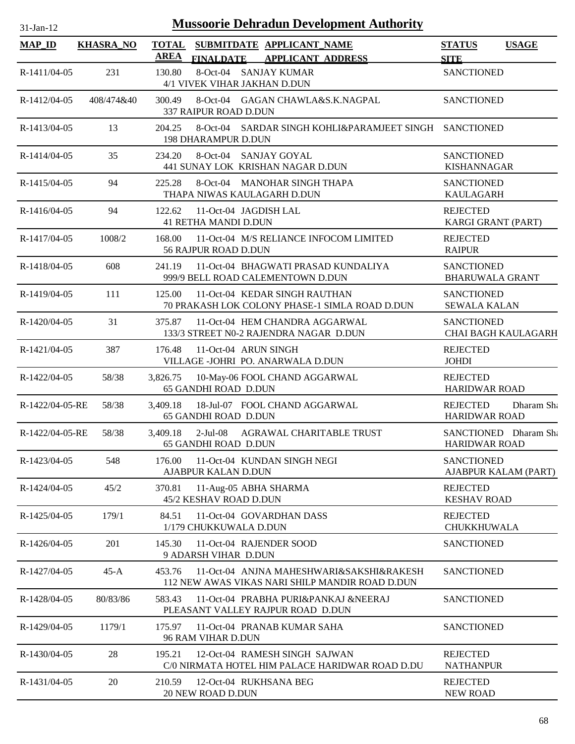# Mussoorie Dehradun Development Authority

31-Jan-12

| MAP_ID | KHASRA_NO | TOTAL AREA | SUBMITDATE FINALDATE | APPLICANT_NAME APPLICANT_ADDRESS | STATUS SITE | USAGE |
|---|---|---|---|---|---|---|
| R-1411/04-05 | 231 | 130.80 | 8-Oct-04 | SANJAY KUMAR<br>4/1 VIVEK VIHAR JAKHAN D.DUN | SANCTIONED | |
| R-1412/04-05 | 408/474&40 | 300.49 | 8-Oct-04 | GAGAN CHAWLA&S.K.NAGPAL<br>337 RAIPUR ROAD D.DUN | SANCTIONED | |
| R-1413/04-05 | 13 | 204.25 | 8-Oct-04 | SARDAR SINGH KOHLI&PARAMJEET SINGH<br>198 DHARAMPUR D.DUN | SANCTIONED | |
| R-1414/04-05 | 35 | 234.20 | 8-Oct-04 | SANJAY GOYAL<br>441 SUNAY LOK KRISHAN NAGAR D.DUN | SANCTIONED<br>KISHANNAGAR | |
| R-1415/04-05 | 94 | 225.28 | 8-Oct-04 | MANOHAR SINGH THAPA<br>THAPA NIWAS KAULAGARH D.DUN | SANCTIONED<br>KAULAGARH | |
| R-1416/04-05 | 94 | 122.62 | 11-Oct-04 | JAGDISH LAL<br>41 RETHA MANDI D.DUN | REJECTED<br>KARGI GRANT (PART) | |
| R-1417/04-05 | 1008/2 | 168.00 | 11-Oct-04 | M/S RELIANCE INFOCOM LIMITED<br>56 RAJPUR ROAD D.DUN | REJECTED<br>RAIPUR | |
| R-1418/04-05 | 608 | 241.19 | 11-Oct-04 | BHAGWATI PRASAD KUNDALIYA<br>999/9 BELL ROAD CALEMENTOWN D.DUN | SANCTIONED<br>BHARUWALA GRANT | |
| R-1419/04-05 | 111 | 125.00 | 11-Oct-04 | KEDAR SINGH RAUTHAN<br>70 PRAKASH LOK COLONY PHASE-1 SIMLA ROAD D.DUN | SANCTIONED<br>SEWALA KALAN | |
| R-1420/04-05 | 31 | 375.87 | 11-Oct-04 | HEM CHANDRA AGGARWAL<br>133/3 STREET N0-2 RAJENDRA NAGAR D.DUN | SANCTIONED<br>CHAI BAGH KAULAGARH | |
| R-1421/04-05 | 387 | 176.48 | 11-Oct-04 | ARUN SINGH<br>VILLAGE -JOHRI PO. ANARWALA D.DUN | REJECTED<br>JOHDI | |
| R-1422/04-05 | 58/38 | 3,826.75 | 10-May-06 | FOOL CHAND AGGARWAL<br>65 GANDHI ROAD D.DUN | REJECTED<br>HARIDWAR ROAD | |
| R-1422/04-05-RE | 58/38 | 3,409.18 | 18-Jul-07 | FOOL CHAND AGGARWAL<br>65 GANDHI ROAD D.DUN | REJECTED<br>HARIDWAR ROAD | Dharam Sha |
| R-1422/04-05-RE | 58/38 | 3,409.18 | 2-Jul-08 | AGRAWAL CHARITABLE TRUST<br>65 GANDHI ROAD D.DUN | SANCTIONED<br>HARIDWAR ROAD | Dharam Sha |
| R-1423/04-05 | 548 | 176.00 | 11-Oct-04 | KUNDAN SINGH NEGI<br>AJABPUR KALAN D.DUN | SANCTIONED<br>AJABPUR KALAM (PART) | |
| R-1424/04-05 | 45/2 | 370.81 | 11-Aug-05 | ABHA SHARMA<br>45/2 KESHAV ROAD D.DUN | REJECTED<br>KESHAV ROAD | |
| R-1425/04-05 | 179/1 | 84.51 | 11-Oct-04 | GOVARDHAN DASS<br>1/179 CHUKKUWALA D.DUN | REJECTED<br>CHUKKHUWALA | |
| R-1426/04-05 | 201 | 145.30 | 11-Oct-04 | RAJENDER SOOD<br>9 ADARSH VIHAR D.DUN | SANCTIONED | |
| R-1427/04-05 | 45-A | 453.76 | 11-Oct-04 | ANJNA MAHESHWARI&SAKSHI&RAKESH<br>112 NEW AWAS VIKAS NARI SHILP MANDIR ROAD D.DUN | SANCTIONED | |
| R-1428/04-05 | 80/83/86 | 583.43 | 11-Oct-04 | PRABHA PURI&PANKAJ &NEERAJ<br>PLEASANT VALLEY RAJPUR ROAD D.DUN | SANCTIONED | |
| R-1429/04-05 | 1179/1 | 175.97 | 11-Oct-04 | PRANAB KUMAR SAHA<br>96 RAM VIHAR D.DUN | SANCTIONED | |
| R-1430/04-05 | 28 | 195.21 | 12-Oct-04 | RAMESH SINGH SAJWAN<br>C/0 NIRMATA HOTEL HIM PALACE HARIDWAR ROAD D.DU | REJECTED<br>NATHANPUR | |
| R-1431/04-05 | 20 | 210.59 | 12-Oct-04 | RUKHSANA BEG<br>20 NEW ROAD D.DUN | REJECTED<br>NEW ROAD | |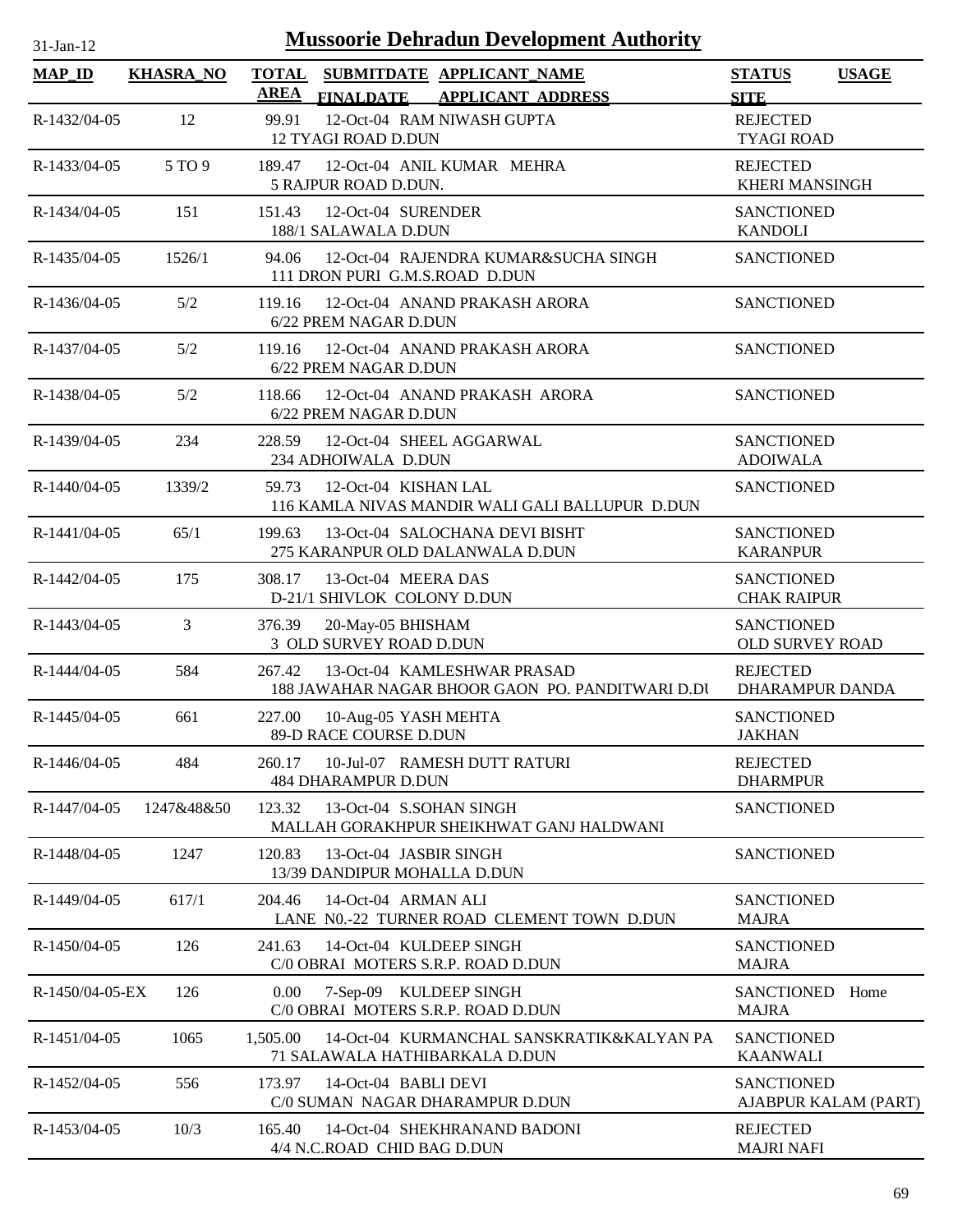# Mussoorie Dehradun Development Authority

31-Jan-12

| MAP_ID | KHASRA_NO | TOTAL AREA | SUBMITDATE FINALDATE | APPLICANT_NAME APPLICANT_ADDRESS | STATUS SITE | USAGE |
|---|---|---|---|---|---|---|
| R-1432/04-05 | 12 | 99.91 | 12-Oct-04 | RAM NIWASH GUPTA 12 TYAGI ROAD D.DUN | REJECTED TYAGI ROAD | |
| R-1433/04-05 | 5 TO 9 | 189.47 | 12-Oct-04 | ANIL KUMAR MEHRA 5 RAJPUR ROAD D.DUN. | REJECTED KHERI MANSINGH | |
| R-1434/04-05 | 151 | 151.43 | 12-Oct-04 | SURENDER 188/1 SALAWALA D.DUN | SANCTIONED KANDOLI | |
| R-1435/04-05 | 1526/1 | 94.06 | 12-Oct-04 | RAJENDRA KUMAR&SUCHA SINGH 111 DRON PURI G.M.S.ROAD D.DUN | SANCTIONED | |
| R-1436/04-05 | 5/2 | 119.16 | 12-Oct-04 | ANAND PRAKASH ARORA 6/22 PREM NAGAR D.DUN | SANCTIONED | |
| R-1437/04-05 | 5/2 | 119.16 | 12-Oct-04 | ANAND PRAKASH ARORA 6/22 PREM NAGAR D.DUN | SANCTIONED | |
| R-1438/04-05 | 5/2 | 118.66 | 12-Oct-04 | ANAND PRAKASH ARORA 6/22 PREM NAGAR D.DUN | SANCTIONED | |
| R-1439/04-05 | 234 | 228.59 | 12-Oct-04 | SHEEL AGGARWAL 234 ADHOIWALA D.DUN | SANCTIONED ADOIWALA | |
| R-1440/04-05 | 1339/2 | 59.73 | 12-Oct-04 | KISHAN LAL 116 KAMLA NIVAS MANDIR WALI GALI BALLUPUR D.DUN | SANCTIONED | |
| R-1441/04-05 | 65/1 | 199.63 | 13-Oct-04 | SALOCHANA DEVI BISHT 275 KARANPUR OLD DALANWALA D.DUN | SANCTIONED KARANPUR | |
| R-1442/04-05 | 175 | 308.17 | 13-Oct-04 | MEERA DAS D-21/1 SHIVLOK COLONY D.DUN | SANCTIONED CHAK RAIPUR | |
| R-1443/04-05 | 3 | 376.39 | 20-May-05 | BHISHAM 3 OLD SURVEY ROAD D.DUN | SANCTIONED OLD SURVEY ROAD | |
| R-1444/04-05 | 584 | 267.42 | 13-Oct-04 | KAMLESHWAR PRASAD 188 JAWAHAR NAGAR BHOOR GAON PO. PANDITWARI D.DU | REJECTED DHARAMPUR DANDA | |
| R-1445/04-05 | 661 | 227.00 | 10-Aug-05 | YASH MEHTA 89-D RACE COURSE D.DUN | SANCTIONED JAKHAN | |
| R-1446/04-05 | 484 | 260.17 | 10-Jul-07 | RAMESH DUTT RATURI 484 DHARAMPUR D.DUN | REJECTED DHARMPUR | |
| R-1447/04-05 | 1247&48&50 | 123.32 | 13-Oct-04 | S.SOHAN SINGH MALLAH GORAKHPUR SHEIKHWAT GANJ HALDWANI | SANCTIONED | |
| R-1448/04-05 | 1247 | 120.83 | 13-Oct-04 | JASBIR SINGH 13/39 DANDIPUR MOHALLA D.DUN | SANCTIONED | |
| R-1449/04-05 | 617/1 | 204.46 | 14-Oct-04 | ARMAN ALI LANE N0.-22 TURNER ROAD CLEMENT TOWN D.DUN | SANCTIONED MAJRA | |
| R-1450/04-05 | 126 | 241.63 | 14-Oct-04 | KULDEEP SINGH C/0 OBRAI MOTERS S.R.P. ROAD D.DUN | SANCTIONED MAJRA | |
| R-1450/04-05-EX | 126 | 0.00 | 7-Sep-09 | KULDEEP SINGH C/0 OBRAI MOTERS S.R.P. ROAD D.DUN | SANCTIONED MAJRA | Home |
| R-1451/04-05 | 1065 | 1,505.00 | 14-Oct-04 | KURMANCHAL SANSKRATIK&KALYAN PA 71 SALAWALA HATHIBARKALA D.DUN | SANCTIONED KAANWALI | |
| R-1452/04-05 | 556 | 173.97 | 14-Oct-04 | BABLI DEVI C/0 SUMAN NAGAR DHARAMPUR D.DUN | SANCTIONED AJABPUR KALAM (PART) | |
| R-1453/04-05 | 10/3 | 165.40 | 14-Oct-04 | SHEKHRANAND BADONI 4/4 N.C.ROAD CHID BAG D.DUN | REJECTED MAJRI NAFI | |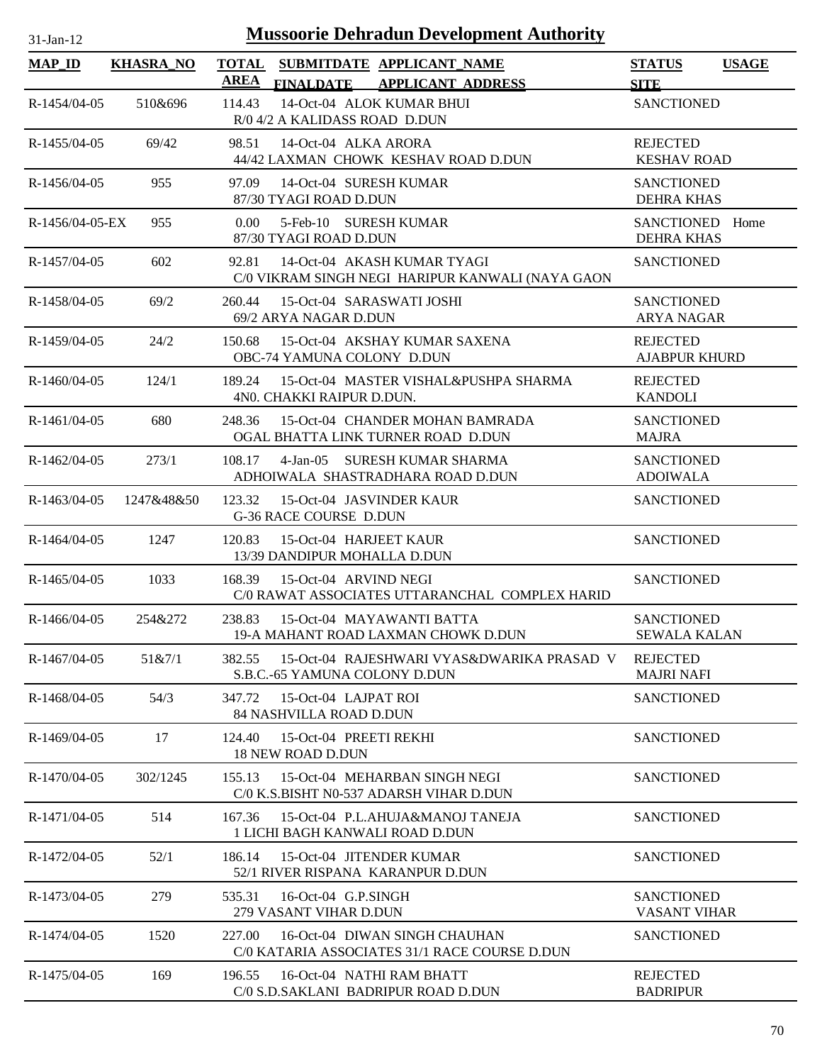# Mussoorie Dehradun Development Authority

31-Jan-12

| MAP_ID | KHASRA_NO | TOTAL AREA | SUBMITDATE FINALDATE | APPLICANT_NAME APPLICANT_ADDRESS | STATUS SITE | USAGE |
|---|---|---|---|---|---|---|
| R-1454/04-05 | 510&696 | 114.43 | 14-Oct-04 | ALOK KUMAR BHUI R/0 4/2 A KALIDASS ROAD D.DUN | SANCTIONED | |
| R-1455/04-05 | 69/42 | 98.51 | 14-Oct-04 | ALKA ARORA 44/42 LAXMAN CHOWK KESHAV ROAD D.DUN | REJECTED KESHAV ROAD | |
| R-1456/04-05 | 955 | 97.09 | 14-Oct-04 | SURESH KUMAR 87/30 TYAGI ROAD D.DUN | SANCTIONED DEHRA KHAS | |
| R-1456/04-05-EX | 955 | 0.00 | 5-Feb-10 | SURESH KUMAR 87/30 TYAGI ROAD D.DUN | SANCTIONED DEHRA KHAS | Home |
| R-1457/04-05 | 602 | 92.81 | 14-Oct-04 | AKASH KUMAR TYAGI C/0 VIKRAM SINGH NEGI HARIPUR KANWALI (NAYA GAON | SANCTIONED | |
| R-1458/04-05 | 69/2 | 260.44 | 15-Oct-04 | SARASWATI JOSHI 69/2 ARYA NAGAR D.DUN | SANCTIONED ARYA NAGAR | |
| R-1459/04-05 | 24/2 | 150.68 | 15-Oct-04 | AKSHAY KUMAR SAXENA OBC-74 YAMUNA COLONY D.DUN | REJECTED AJABPUR KHURD | |
| R-1460/04-05 | 124/1 | 189.24 | 15-Oct-04 | MASTER VISHAL&PUSHPA SHARMA 4N0. CHAKKI RAIPUR D.DUN. | REJECTED KANDOLI | |
| R-1461/04-05 | 680 | 248.36 | 15-Oct-04 | CHANDER MOHAN BAMRADA OGAL BHATTA LINK TURNER ROAD D.DUN | SANCTIONED MAJRA | |
| R-1462/04-05 | 273/1 | 108.17 | 4-Jan-05 | SURESH KUMAR SHARMA ADHOIWALA SHASTRADHARA ROAD D.DUN | SANCTIONED ADOIWALA | |
| R-1463/04-05 | 1247&48&50 | 123.32 | 15-Oct-04 | JASVINDER KAUR G-36 RACE COURSE D.DUN | SANCTIONED | |
| R-1464/04-05 | 1247 | 120.83 | 15-Oct-04 | HARJEET KAUR 13/39 DANDIPUR MOHALLA D.DUN | SANCTIONED | |
| R-1465/04-05 | 1033 | 168.39 | 15-Oct-04 | ARVIND NEGI C/0 RAWAT ASSOCIATES UTTARANCHAL COMPLEX HARID | SANCTIONED | |
| R-1466/04-05 | 254&272 | 238.83 | 15-Oct-04 | MAYAWANTI BATTA 19-A MAHANT ROAD LAXMAN CHOWK D.DUN | SANCTIONED SEWALA KALAN | |
| R-1467/04-05 | 51&7/1 | 382.55 | 15-Oct-04 | RAJESHWARI VYAS&DWARIKA PRASAD V S.B.C.-65 YAMUNA COLONY D.DUN | REJECTED MAJRI NAFI | |
| R-1468/04-05 | 54/3 | 347.72 | 15-Oct-04 | LAJPAT ROI 84 NASHVILLA ROAD D.DUN | SANCTIONED | |
| R-1469/04-05 | 17 | 124.40 | 15-Oct-04 | PREETI REKHI 18 NEW ROAD D.DUN | SANCTIONED | |
| R-1470/04-05 | 302/1245 | 155.13 | 15-Oct-04 | MEHARBAN SINGH NEGI C/0 K.S.BISHT N0-537 ADARSH VIHAR D.DUN | SANCTIONED | |
| R-1471/04-05 | 514 | 167.36 | 15-Oct-04 | P.L.AHUJA&MANOJ TANEJA 1 LICHI BAGH KANWALI ROAD D.DUN | SANCTIONED | |
| R-1472/04-05 | 52/1 | 186.14 | 15-Oct-04 | JITENDER KUMAR 52/1 RIVER RISPANA KARANPUR D.DUN | SANCTIONED | |
| R-1473/04-05 | 279 | 535.31 | 16-Oct-04 | G.P.SINGH 279 VASANT VIHAR D.DUN | SANCTIONED VASANT VIHAR | |
| R-1474/04-05 | 1520 | 227.00 | 16-Oct-04 | DIWAN SINGH CHAUHAN C/0 KATARIA ASSOCIATES 31/1 RACE COURSE D.DUN | SANCTIONED | |
| R-1475/04-05 | 169 | 196.55 | 16-Oct-04 | NATHI RAM BHATT C/0 S.D.SAKLANI BADRIPUR ROAD D.DUN | REJECTED BADRIPUR | |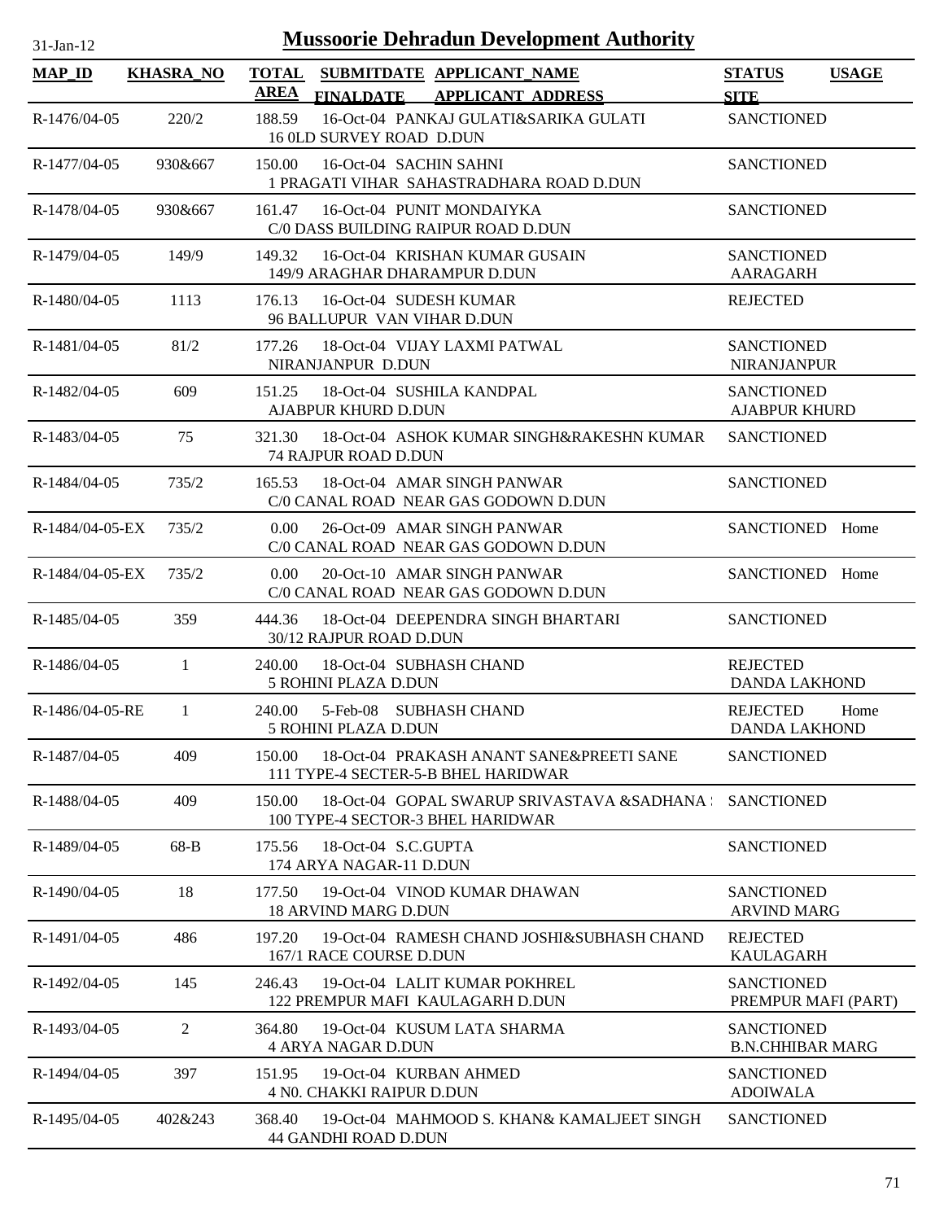# Mussoorie Dehradun Development Authority

31-Jan-12

| MAP_ID | KHASRA_NO | TOTAL AREA | SUBMITDATE FINALDATE | APPLICANT_NAME APPLICANT_ADDRESS | STATUS SITE | USAGE |
|---|---|---|---|---|---|---|
| R-1476/04-05 | 220/2 | 188.59 | 16-Oct-04 | PANKAJ GULATI&SARIKA GULATI<br>16 0LD SURVEY ROAD D.DUN | SANCTIONED | |
| R-1477/04-05 | 930&667 | 150.00 | 16-Oct-04 | SACHIN SAHNI<br>1 PRAGATI VIHAR SAHASTRADHARA ROAD D.DUN | SANCTIONED | |
| R-1478/04-05 | 930&667 | 161.47 | 16-Oct-04 | PUNIT MONDAIYKA<br>C/0 DASS BUILDING RAIPUR ROAD D.DUN | SANCTIONED | |
| R-1479/04-05 | 149/9 | 149.32 | 16-Oct-04 | KRISHAN KUMAR GUSAIN<br>149/9 ARAGHAR DHARAMPUR D.DUN | SANCTIONED<br>AARAGARH | |
| R-1480/04-05 | 1113 | 176.13 | 16-Oct-04 | SUDESH KUMAR<br>96 BALLUPUR VAN VIHAR D.DUN | REJECTED | |
| R-1481/04-05 | 81/2 | 177.26 | 18-Oct-04 | VIJAY LAXMI PATWAL<br>NIRANJANPUR D.DUN | SANCTIONED<br>NIRANJANPUR | |
| R-1482/04-05 | 609 | 151.25 | 18-Oct-04 | SUSHILA KANDPAL<br>AJABPUR KHURD D.DUN | SANCTIONED<br>AJABPUR KHURD | |
| R-1483/04-05 | 75 | 321.30 | 18-Oct-04 | ASHOK KUMAR SINGH&RAKESHN KUMAR<br>74 RAJPUR ROAD D.DUN | SANCTIONED | |
| R-1484/04-05 | 735/2 | 165.53 | 18-Oct-04 | AMAR SINGH PANWAR<br>C/0 CANAL ROAD NEAR GAS GODOWN D.DUN | SANCTIONED | |
| R-1484/04-05-EX | 735/2 | 0.00 | 26-Oct-09 | AMAR SINGH PANWAR<br>C/0 CANAL ROAD NEAR GAS GODOWN D.DUN | SANCTIONED | Home |
| R-1484/04-05-EX | 735/2 | 0.00 | 20-Oct-10 | AMAR SINGH PANWAR<br>C/0 CANAL ROAD NEAR GAS GODOWN D.DUN | SANCTIONED | Home |
| R-1485/04-05 | 359 | 444.36 | 18-Oct-04 | DEEPENDRA SINGH BHARTARI<br>30/12 RAJPUR ROAD D.DUN | SANCTIONED | |
| R-1486/04-05 | 1 | 240.00 | 18-Oct-04 | SUBHASH CHAND<br>5 ROHINI PLAZA D.DUN | REJECTED<br>DANDA LAKHOND | |
| R-1486/04-05-RE | 1 | 240.00 | 5-Feb-08 | SUBHASH CHAND<br>5 ROHINI PLAZA D.DUN | REJECTED<br>DANDA LAKHOND | Home |
| R-1487/04-05 | 409 | 150.00 | 18-Oct-04 | PRAKASH ANANT SANE&PREETI SANE<br>111 TYPE-4 SECTER-5-B BHEL HARIDWAR | SANCTIONED | |
| R-1488/04-05 | 409 | 150.00 | 18-Oct-04 | GOPAL SWARUP SRIVASTAVA &SADHANA<br>100 TYPE-4 SECTOR-3 BHEL HARIDWAR | SANCTIONED | |
| R-1489/04-05 | 68-B | 175.56 | 18-Oct-04 | S.C.GUPTA<br>174 ARYA NAGAR-11 D.DUN | SANCTIONED | |
| R-1490/04-05 | 18 | 177.50 | 19-Oct-04 | VINOD KUMAR DHAWAN<br>18 ARVIND MARG D.DUN | SANCTIONED<br>ARVIND MARG | |
| R-1491/04-05 | 486 | 197.20 | 19-Oct-04 | RAMESH CHAND JOSHI&SUBHASH CHAND<br>167/1 RACE COURSE D.DUN | REJECTED<br>KAULAGARH | |
| R-1492/04-05 | 145 | 246.43 | 19-Oct-04 | LALIT KUMAR POKHREL<br>122 PREMPUR MAFI KAULAGARH D.DUN | SANCTIONED<br>PREMPUR MAFI (PART) | |
| R-1493/04-05 | 2 | 364.80 | 19-Oct-04 | KUSUM LATA SHARMA<br>4 ARYA NAGAR D.DUN | SANCTIONED<br>B.N.CHHIBAR MARG | |
| R-1494/04-05 | 397 | 151.95 | 19-Oct-04 | KURBAN AHMED<br>4 N0. CHAKKI RAIPUR D.DUN | SANCTIONED<br>ADOIWALA | |
| R-1495/04-05 | 402&243 | 368.40 | 19-Oct-04 | MAHMOOD S. KHAN& KAMALJEET SINGH<br>44 GANDHI ROAD D.DUN | SANCTIONED | |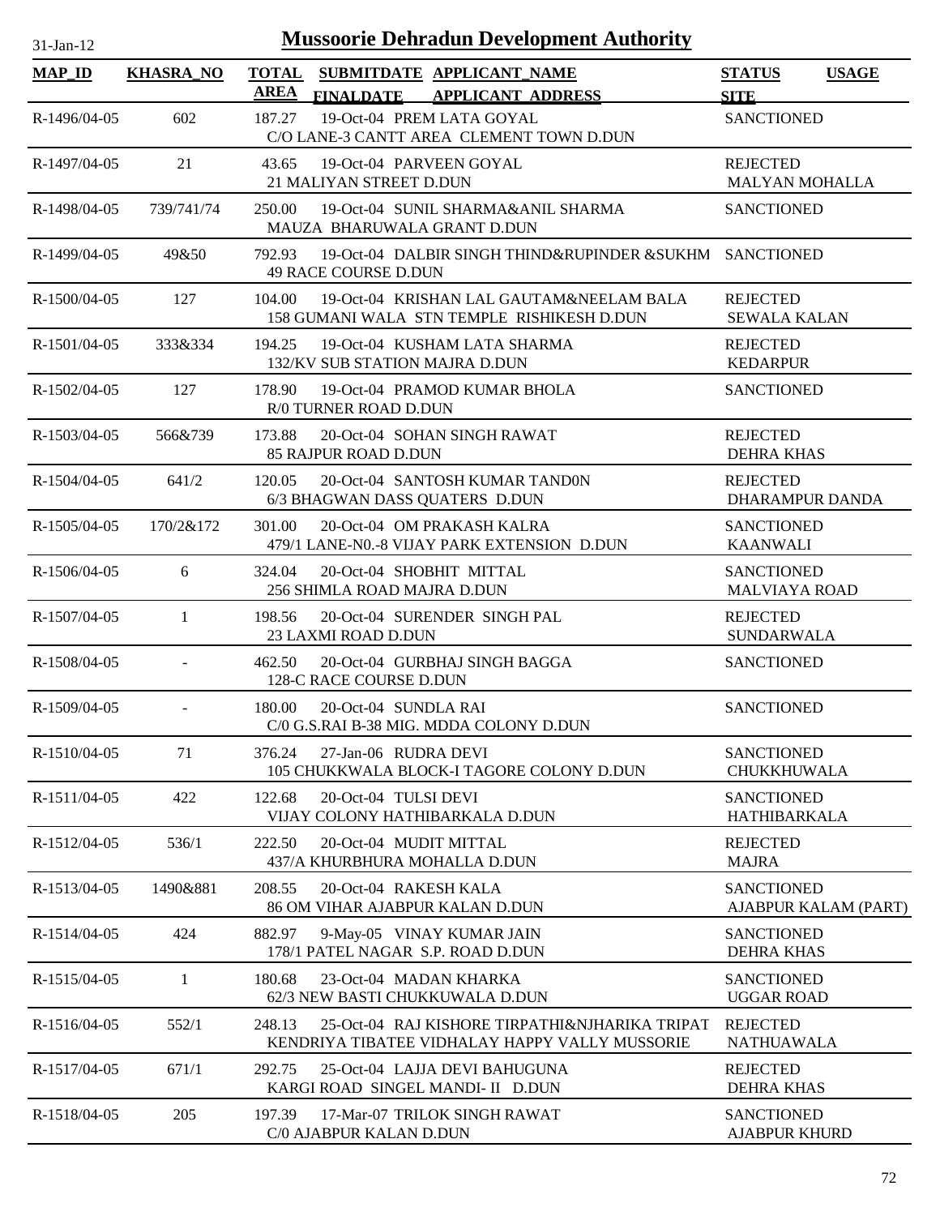# Mussoorie Dehradun Development Authority

31-Jan-12

| MAP_ID | KHASRA_NO | TOTAL AREA | SUBMITDATE FINALDATE | APPLICANT_NAME APPLICANT ADDRESS | STATUS SITE | USAGE |
|---|---|---|---|---|---|---|
| R-1496/04-05 | 602 | 187.27 | 19-Oct-04 | PREM LATA GOYAL<br>C/O LANE-3 CANTT AREA CLEMENT TOWN D.DUN | SANCTIONED | |
| R-1497/04-05 | 21 | 43.65 | 19-Oct-04 | PARVEEN GOYAL<br>21 MALIYAN STREET D.DUN | REJECTED<br>MALYAN MOHALLA | |
| R-1498/04-05 | 739/741/74 | 250.00 | 19-Oct-04 | SUNIL SHARMA&ANIL SHARMA<br>MAUZA BHARUWALA GRANT D.DUN | SANCTIONED | |
| R-1499/04-05 | 49&50 | 792.93 | 19-Oct-04 | DALBIR SINGH THIND&RUPINDER &SUKHM<br>49 RACE COURSE D.DUN | SANCTIONED | |
| R-1500/04-05 | 127 | 104.00 | 19-Oct-04 | KRISHAN LAL GAUTAM&NEELAM BALA<br>158 GUMANI WALA STN TEMPLE RISHIKESH D.DUN | REJECTED<br>SEWALA KALAN | |
| R-1501/04-05 | 333&334 | 194.25 | 19-Oct-04 | KUSHAM LATA SHARMA<br>132/KV SUB STATION MAJRA D.DUN | REJECTED<br>KEDARPUR | |
| R-1502/04-05 | 127 | 178.90 | 19-Oct-04 | PRAMOD KUMAR BHOLA<br>R/0 TURNER ROAD D.DUN | SANCTIONED | |
| R-1503/04-05 | 566&739 | 173.88 | 20-Oct-04 | SOHAN SINGH RAWAT<br>85 RAJPUR ROAD D.DUN | REJECTED<br>DEHRA KHAS | |
| R-1504/04-05 | 641/2 | 120.05 | 20-Oct-04 | SANTOSH KUMAR TAND0N<br>6/3 BHAGWAN DASS QUATERS D.DUN | REJECTED<br>DHARAMPUR DANDA | |
| R-1505/04-05 | 170/2&172 | 301.00 | 20-Oct-04 | OM PRAKASH KALRA<br>479/1 LANE-N0.-8 VIJAY PARK EXTENSION D.DUN | SANCTIONED<br>KAANWALI | |
| R-1506/04-05 | 6 | 324.04 | 20-Oct-04 | SHOBHIT MITTAL<br>256 SHIMLA ROAD MAJRA D.DUN | SANCTIONED<br>MALVIAYA ROAD | |
| R-1507/04-05 | 1 | 198.56 | 20-Oct-04 | SURENDER SINGH PAL<br>23 LAXMI ROAD D.DUN | REJECTED<br>SUNDARWALA | |
| R-1508/04-05 | - | 462.50 | 20-Oct-04 | GURBHAJ SINGH BAGGA<br>128-C RACE COURSE D.DUN | SANCTIONED | |
| R-1509/04-05 | - | 180.00 | 20-Oct-04 | SUNDLA RAI<br>C/0 G.S.RAI B-38 MIG. MDDA COLONY D.DUN | SANCTIONED | |
| R-1510/04-05 | 71 | 376.24 | 27-Jan-06 | RUDRA DEVI<br>105 CHUKKWALA BLOCK-I TAGORE COLONY D.DUN | SANCTIONED<br>CHUKKHUWALA | |
| R-1511/04-05 | 422 | 122.68 | 20-Oct-04 | TULSI DEVI<br>VIJAY COLONY HATHIBARKALA D.DUN | SANCTIONED<br>HATHIBARKALA | |
| R-1512/04-05 | 536/1 | 222.50 | 20-Oct-04 | MUDIT MITTAL<br>437/A KHURBHURA MOHALLA D.DUN | REJECTED<br>MAJRA | |
| R-1513/04-05 | 1490&881 | 208.55 | 20-Oct-04 | RAKESH KALA<br>86 OM VIHAR AJABPUR KALAN D.DUN | SANCTIONED<br>AJABPUR KALAM (PART) | |
| R-1514/04-05 | 424 | 882.97 | 9-May-05 | VINAY KUMAR JAIN<br>178/1 PATEL NAGAR S.P. ROAD D.DUN | SANCTIONED<br>DEHRA KHAS | |
| R-1515/04-05 | 1 | 180.68 | 23-Oct-04 | MADAN KHARKA<br>62/3 NEW BASTI CHUKKUWALA D.DUN | SANCTIONED<br>UGGAR ROAD | |
| R-1516/04-05 | 552/1 | 248.13 | 25-Oct-04 | RAJ KISHORE TIRPATHI&NJHARIKA TRIPAT<br>KENDRIYA TIBATEE VIDHALAY HAPPY VALLY MUSSORIE | REJECTED<br>NATHUAWALA | |
| R-1517/04-05 | 671/1 | 292.75 | 25-Oct-04 | LAJJA DEVI BAHUGUNA<br>KARGI ROAD SINGEL MANDI- II D.DUN | REJECTED<br>DEHRA KHAS | |
| R-1518/04-05 | 205 | 197.39 | 17-Mar-07 | TRILOK SINGH RAWAT<br>C/0 AJABPUR KALAN D.DUN | SANCTIONED<br>AJABPUR KHURD | |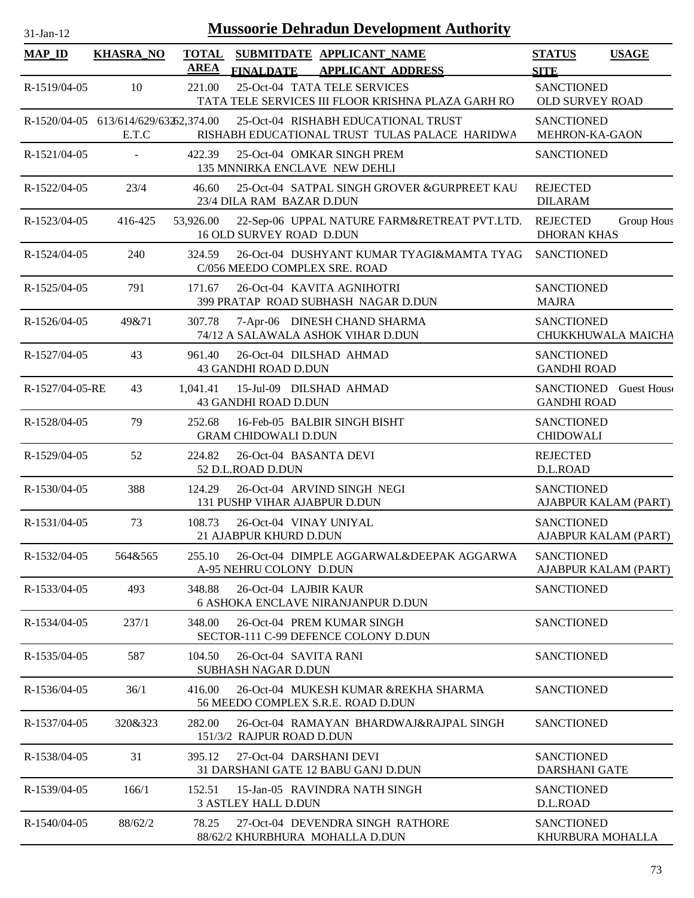# Mussoorie Dehradun Development Authority

31-Jan-12

| MAP_ID | KHASRA_NO | TOTAL AREA | SUBMITDATE FINALDATE | APPLICANT_NAME APPLICANT_ADDRESS | STATUS SITE | USAGE |
|---|---|---|---|---|---|---|
| R-1519/04-05 | 10 | 221.00 | 25-Oct-04 | TATA TELE SERVICES<br>TATA TELE SERVICES III FLOOR KRISHNA PLAZA GARH RO | SANCTIONED<br>OLD SURVEY ROAD | |
| R-1520/04-05 | 613/614/629/632 E.T.C | 62,374.00 | 25-Oct-04 | RISHABH EDUCATIONAL TRUST<br>RISHABH EDUCATIONAL TRUST TULAS PALACE HARIDWA | SANCTIONED<br>MEHRON-KA-GAON | |
| R-1521/04-05 | - | 422.39 | 25-Oct-04 | OMKAR SINGH PREM<br>135 MNNIRKA ENCLAVE NEW DEHLI | SANCTIONED | |
| R-1522/04-05 | 23/4 | 46.60 | 25-Oct-04 | SATPAL SINGH GROVER &GURPREET KAU<br>23/4 DILA RAM BAZAR D.DUN | REJECTED<br>DILARAM | |
| R-1523/04-05 | 416-425 | 53,926.00 | 22-Sep-06 | UPPAL NATURE FARM&RETREAT PVT.LTD.<br>16 OLD SURVEY ROAD D.DUN | REJECTED<br>DHORAN KHAS | Group Hous |
| R-1524/04-05 | 240 | 324.59 | 26-Oct-04 | DUSHYANT KUMAR TYAGI&MAMTA TYAG<br>C/056 MEEDO COMPLEX SRE. ROAD | SANCTIONED | |
| R-1525/04-05 | 791 | 171.67 | 26-Oct-04 | KAVITA AGNIHOTRI<br>399 PRATAP ROAD SUBHASH NAGAR D.DUN | SANCTIONED<br>MAJRA | |
| R-1526/04-05 | 49&71 | 307.78 | 7-Apr-06 | DINESH CHAND SHARMA<br>74/12 A SALAWALA ASHOK VIHAR D.DUN | SANCTIONED<br>CHUKKHUWALA MAICHA | |
| R-1527/04-05 | 43 | 961.40 | 26-Oct-04 | DILSHAD AHMAD<br>43 GANDHI ROAD D.DUN | SANCTIONED<br>GANDHI ROAD | |
| R-1527/04-05-RE | 43 | 1,041.41 | 15-Jul-09 | DILSHAD AHMAD<br>43 GANDHI ROAD D.DUN | SANCTIONED<br>GANDHI ROAD | Guest House |
| R-1528/04-05 | 79 | 252.68 | 16-Feb-05 | BALBIR SINGH BISHT<br>GRAM CHIDOWALI D.DUN | SANCTIONED<br>CHIDOWALI | |
| R-1529/04-05 | 52 | 224.82 | 26-Oct-04 | BASANTA DEVI<br>52 D.L.ROAD D.DUN | REJECTED<br>D.L.ROAD | |
| R-1530/04-05 | 388 | 124.29 | 26-Oct-04 | ARVIND SINGH NEGI<br>131 PUSHP VIHAR AJABPUR D.DUN | SANCTIONED<br>AJABPUR KALAM (PART) | |
| R-1531/04-05 | 73 | 108.73 | 26-Oct-04 | VINAY UNIYAL<br>21 AJABPUR KHURD D.DUN | SANCTIONED<br>AJABPUR KALAM (PART) | |
| R-1532/04-05 | 564&565 | 255.10 | 26-Oct-04 | DIMPLE AGGARWAL&DEEPAK AGGARWA<br>A-95 NEHRU COLONY D.DUN | SANCTIONED<br>AJABPUR KALAM (PART) | |
| R-1533/04-05 | 493 | 348.88 | 26-Oct-04 | LAJBIR KAUR<br>6 ASHOKA ENCLAVE NIRANJANPUR D.DUN | SANCTIONED | |
| R-1534/04-05 | 237/1 | 348.00 | 26-Oct-04 | PREM KUMAR SINGH<br>SECTOR-111 C-99 DEFENCE COLONY D.DUN | SANCTIONED | |
| R-1535/04-05 | 587 | 104.50 | 26-Oct-04 | SAVITA RANI<br>SUBHASH NAGAR D.DUN | SANCTIONED | |
| R-1536/04-05 | 36/1 | 416.00 | 26-Oct-04 | MUKESH KUMAR &REKHA SHARMA<br>56 MEEDO COMPLEX S.R.E. ROAD D.DUN | SANCTIONED | |
| R-1537/04-05 | 320&323 | 282.00 | 26-Oct-04 | RAMAYAN BHARDWAJ&RAJPAL SINGH<br>151/3/2 RAJPUR ROAD D.DUN | SANCTIONED | |
| R-1538/04-05 | 31 | 395.12 | 27-Oct-04 | DARSHANI DEVI<br>31 DARSHANI GATE 12 BABU GANJ D.DUN | SANCTIONED<br>DARSHANI GATE | |
| R-1539/04-05 | 166/1 | 152.51 | 15-Jan-05 | RAVINDRA NATH SINGH<br>3 ASTLEY HALL D.DUN | SANCTIONED<br>D.L.ROAD | |
| R-1540/04-05 | 88/62/2 | 78.25 | 27-Oct-04 | DEVENDRA SINGH RATHORE<br>88/62/2 KHURBHURA MOHALLA D.DUN | SANCTIONED<br>KHURBURA MOHALLA | |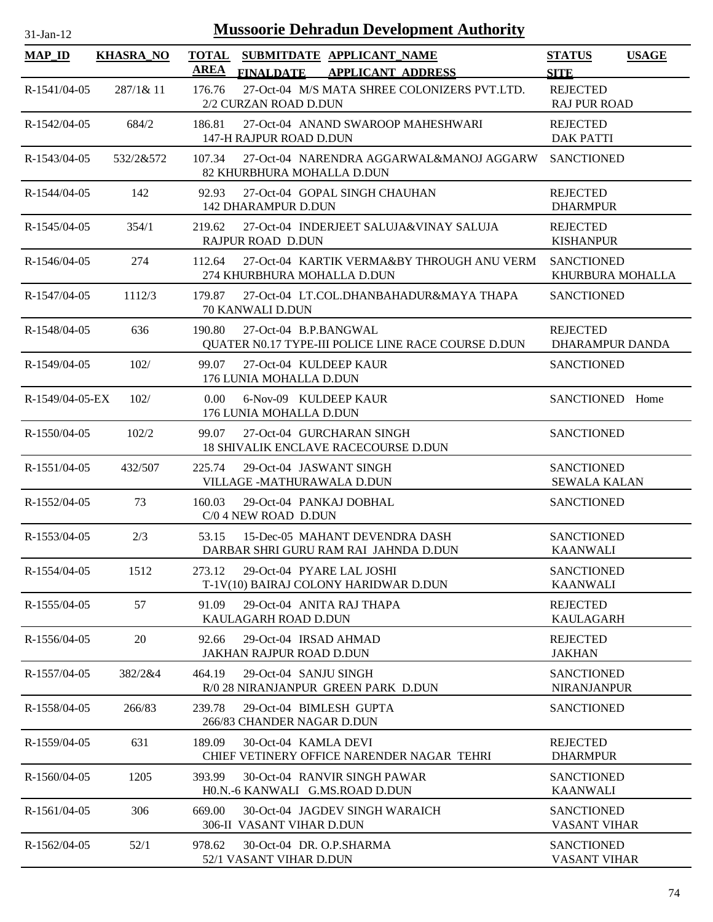# Mussoorie Dehradun Development Authority

31-Jan-12

| MAP_ID | KHASRA_NO | TOTAL AREA | SUBMITDATE FINALDATE | APPLICANT_NAME APPLICANT_ADDRESS | STATUS SITE | USAGE |
|---|---|---|---|---|---|---|
| R-1541/04-05 | 287/1& 11 | 176.76 | 27-Oct-04 | M/S MATA SHREE COLONIZERS PVT.LTD. 2/2 CURZAN ROAD D.DUN | REJECTED RAJ PUR ROAD | |
| R-1542/04-05 | 684/2 | 186.81 | 27-Oct-04 | ANAND SWAROOP MAHESHWARI 147-H RAJPUR ROAD D.DUN | REJECTED DAK PATTI | |
| R-1543/04-05 | 532/2&572 | 107.34 | 27-Oct-04 | NARENDRA AGGARWAL&MANOJ AGGARW 82 KHURBHURA MOHALLA D.DUN | SANCTIONED | |
| R-1544/04-05 | 142 | 92.93 | 27-Oct-04 | GOPAL SINGH CHAUHAN 142 DHARAMPUR D.DUN | REJECTED DHARMPUR | |
| R-1545/04-05 | 354/1 | 219.62 | 27-Oct-04 | INDERJEET SALUJA&VINAY SALUJA RAJPUR ROAD D.DUN | REJECTED KISHANPUR | |
| R-1546/04-05 | 274 | 112.64 | 27-Oct-04 | KARTIK VERMA&BY THROUGH ANU VERM 274 KHURBHURA MOHALLA D.DUN | SANCTIONED KHURBURA MOHALLA | |
| R-1547/04-05 | 1112/3 | 179.87 | 27-Oct-04 | LT.COL.DHANBAHADUR&MAYA THAPA 70 KANWALI D.DUN | SANCTIONED | |
| R-1548/04-05 | 636 | 190.80 | 27-Oct-04 | B.P.BANGWAL QUATER N0.17 TYPE-III POLICE LINE RACE COURSE D.DUN | REJECTED DHARAMPUR DANDA | |
| R-1549/04-05 | 102/ | 99.07 | 27-Oct-04 | KULDEEP KAUR 176 LUNIA MOHALLA D.DUN | SANCTIONED | |
| R-1549/04-05-EX | 102/ | 0.00 | 6-Nov-09 | KULDEEP KAUR 176 LUNIA MOHALLA D.DUN | SANCTIONED | Home |
| R-1550/04-05 | 102/2 | 99.07 | 27-Oct-04 | GURCHARAN SINGH 18 SHIVALIK ENCLAVE RACECOURSE D.DUN | SANCTIONED | |
| R-1551/04-05 | 432/507 | 225.74 | 29-Oct-04 | JASWANT SINGH VILLAGE -MATHURAWALA D.DUN | SANCTIONED SEWALA KALAN | |
| R-1552/04-05 | 73 | 160.03 | 29-Oct-04 | PANKAJ DOBHAL C/0 4 NEW ROAD D.DUN | SANCTIONED | |
| R-1553/04-05 | 2/3 | 53.15 | 15-Dec-05 | MAHANT DEVENDRA DASH DARBAR SHRI GURU RAM RAI JAHNDA D.DUN | SANCTIONED KAANWALI | |
| R-1554/04-05 | 1512 | 273.12 | 29-Oct-04 | PYARE LAL JOSHI T-1V(10) BAIRAJ COLONY HARIDWAR D.DUN | SANCTIONED KAANWALI | |
| R-1555/04-05 | 57 | 91.09 | 29-Oct-04 | ANITA RAJ THAPA KAULAGARH ROAD D.DUN | REJECTED KAULAGARH | |
| R-1556/04-05 | 20 | 92.66 | 29-Oct-04 | IRSAD AHMAD JAKHAN RAJPUR ROAD D.DUN | REJECTED JAKHAN | |
| R-1557/04-05 | 382/2&4 | 464.19 | 29-Oct-04 | SANJU SINGH R/0 28 NIRANJANPUR GREEN PARK D.DUN | SANCTIONED NIRANJANPUR | |
| R-1558/04-05 | 266/83 | 239.78 | 29-Oct-04 | BIMLESH GUPTA 266/83 CHANDER NAGAR D.DUN | SANCTIONED | |
| R-1559/04-05 | 631 | 189.09 | 30-Oct-04 | KAMLA DEVI CHIEF VETINERY OFFICE NARENDER NAGAR TEHRI | REJECTED DHARMPUR | |
| R-1560/04-05 | 1205 | 393.99 | 30-Oct-04 | RANVIR SINGH PAWAR H0.N.-6 KANWALI G.MS.ROAD D.DUN | SANCTIONED KAANWALI | |
| R-1561/04-05 | 306 | 669.00 | 30-Oct-04 | JAGDEV SINGH WARAICH 306-II VASANT VIHAR D.DUN | SANCTIONED VASANT VIHAR | |
| R-1562/04-05 | 52/1 | 978.62 | 30-Oct-04 | DR. O.P.SHARMA 52/1 VASANT VIHAR D.DUN | SANCTIONED VASANT VIHAR | |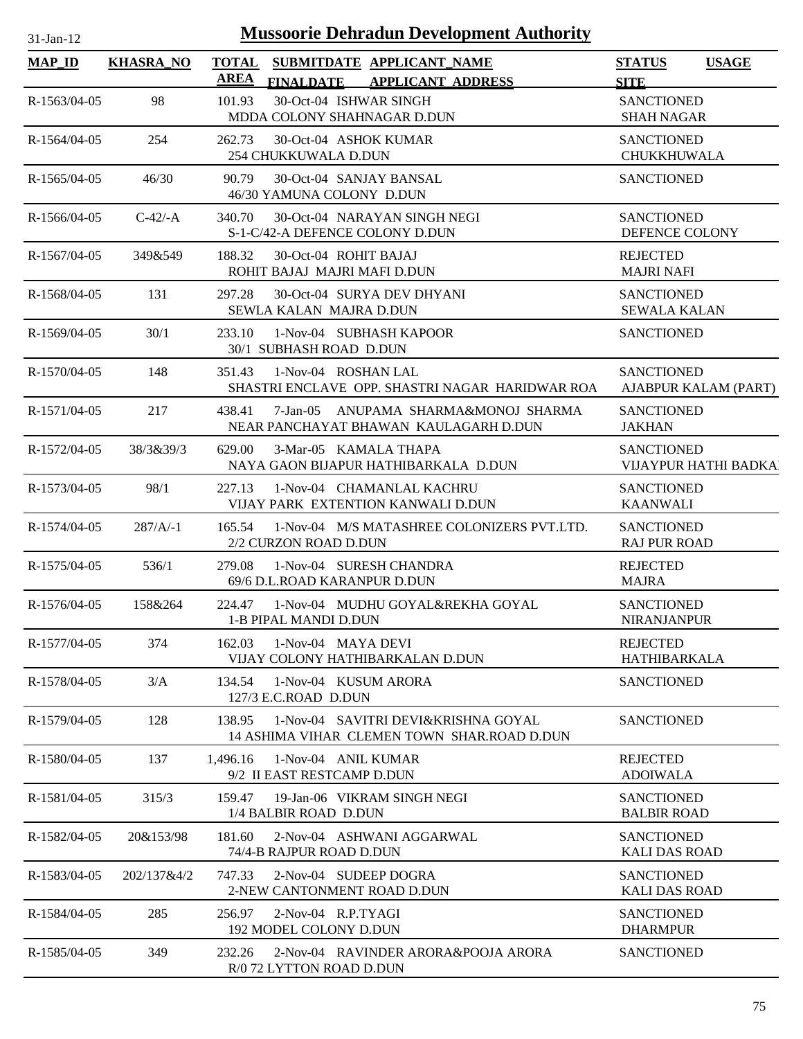# Mussoorie Dehradun Development Authority

31-Jan-12

| MAP_ID | KHASRA_NO | TOTAL AREA | SUBMITDATE FINALDATE | APPLICANT_NAME APPLICANT_ADDRESS | STATUS SITE | USAGE |
|---|---|---|---|---|---|---|
| R-1563/04-05 | 98 | 101.93 | 30-Oct-04 | ISHWAR SINGH<br>MDDA COLONY SHAHNAGAR D.DUN | SANCTIONED<br>SHAH NAGAR | |
| R-1564/04-05 | 254 | 262.73 | 30-Oct-04 | ASHOK KUMAR<br>254 CHUKKUWALA D.DUN | SANCTIONED<br>CHUKKHUWALA | |
| R-1565/04-05 | 46/30 | 90.79 | 30-Oct-04 | SANJAY BANSAL<br>46/30 YAMUNA COLONY D.DUN | SANCTIONED | |
| R-1566/04-05 | C-42/-A | 340.70 | 30-Oct-04 | NARAYAN SINGH NEGI<br>S-1-C/42-A DEFENCE COLONY D.DUN | SANCTIONED<br>DEFENCE COLONY | |
| R-1567/04-05 | 349&549 | 188.32 | 30-Oct-04 | ROHIT BAJAJ<br>ROHIT BAJAJ MAJRI MAFI D.DUN | REJECTED<br>MAJRI NAFI | |
| R-1568/04-05 | 131 | 297.28 | 30-Oct-04 | SURYA DEV DHYANI<br>SEWLA KALAN MAJRA D.DUN | SANCTIONED<br>SEWALA KALAN | |
| R-1569/04-05 | 30/1 | 233.10 | 1-Nov-04 | SUBHASH KAPOOR<br>30/1 SUBHASH ROAD D.DUN | SANCTIONED | |
| R-1570/04-05 | 148 | 351.43 | 1-Nov-04 | ROSHAN LAL<br>SHASTRI ENCLAVE OPP. SHASTRI NAGAR HARIDWAR ROA | SANCTIONED<br>AJABPUR KALAM (PART) | |
| R-1571/04-05 | 217 | 438.41 | 7-Jan-05 | ANUPAMA SHARMA&MONOJ SHARMA<br>NEAR PANCHAYAT BHAWAN KAULAGARH D.DUN | SANCTIONED<br>JAKHAN | |
| R-1572/04-05 | 38/3&39/3 | 629.00 | 3-Mar-05 | KAMALA THAPA<br>NAYA GAON BIJAPUR HATHIBARKALA D.DUN | SANCTIONED<br>VIJAYPUR HATHI BADKA | |
| R-1573/04-05 | 98/1 | 227.13 | 1-Nov-04 | CHAMANLAL KACHRU<br>VIJAY PARK EXTENTION KANWALI D.DUN | SANCTIONED<br>KAANWALI | |
| R-1574/04-05 | 287/A/-1 | 165.54 | 1-Nov-04 | M/S MATASHREE COLONIZERS PVT.LTD.<br>2/2 CURZON ROAD D.DUN | SANCTIONED<br>RAJ PUR ROAD | |
| R-1575/04-05 | 536/1 | 279.08 | 1-Nov-04 | SURESH CHANDRA<br>69/6 D.L.ROAD KARANPUR D.DUN | REJECTED<br>MAJRA | |
| R-1576/04-05 | 158&264 | 224.47 | 1-Nov-04 | MUDHU GOYAL&REKHA GOYAL<br>1-B PIPAL MANDI D.DUN | SANCTIONED<br>NIRANJANPUR | |
| R-1577/04-05 | 374 | 162.03 | 1-Nov-04 | MAYA DEVI<br>VIJAY COLONY HATHIBARKALAN D.DUN | REJECTED<br>HATHIBARKALA | |
| R-1578/04-05 | 3/A | 134.54 | 1-Nov-04 | KUSUM ARORA<br>127/3 E.C.ROAD D.DUN | SANCTIONED | |
| R-1579/04-05 | 128 | 138.95 | 1-Nov-04 | SAVITRI DEVI&KRISHNA GOYAL<br>14 ASHIMA VIHAR CLEMEN TOWN SHAR.ROAD D.DUN | SANCTIONED | |
| R-1580/04-05 | 137 | 1,496.16 | 1-Nov-04 | ANIL KUMAR<br>9/2 II EAST RESTCAMP D.DUN | REJECTED<br>ADOIWALA | |
| R-1581/04-05 | 315/3 | 159.47 | 19-Jan-06 | VIKRAM SINGH NEGI<br>1/4 BALBIR ROAD D.DUN | SANCTIONED<br>BALBIR ROAD | |
| R-1582/04-05 | 20&153/98 | 181.60 | 2-Nov-04 | ASHWANI AGGARWAL<br>74/4-B RAJPUR ROAD D.DUN | SANCTIONED<br>KALI DAS ROAD | |
| R-1583/04-05 | 202/137&4/2 | 747.33 | 2-Nov-04 | SUDEEP DOGRA<br>2-NEW CANTONMENT ROAD D.DUN | SANCTIONED<br>KALI DAS ROAD | |
| R-1584/04-05 | 285 | 256.97 | 2-Nov-04 | R.P.TYAGI<br>192 MODEL COLONY D.DUN | SANCTIONED<br>DHARMPUR | |
| R-1585/04-05 | 349 | 232.26 | 2-Nov-04 | RAVINDER ARORA&POOJA ARORA<br>R/0 72 LYTTON ROAD D.DUN | SANCTIONED | |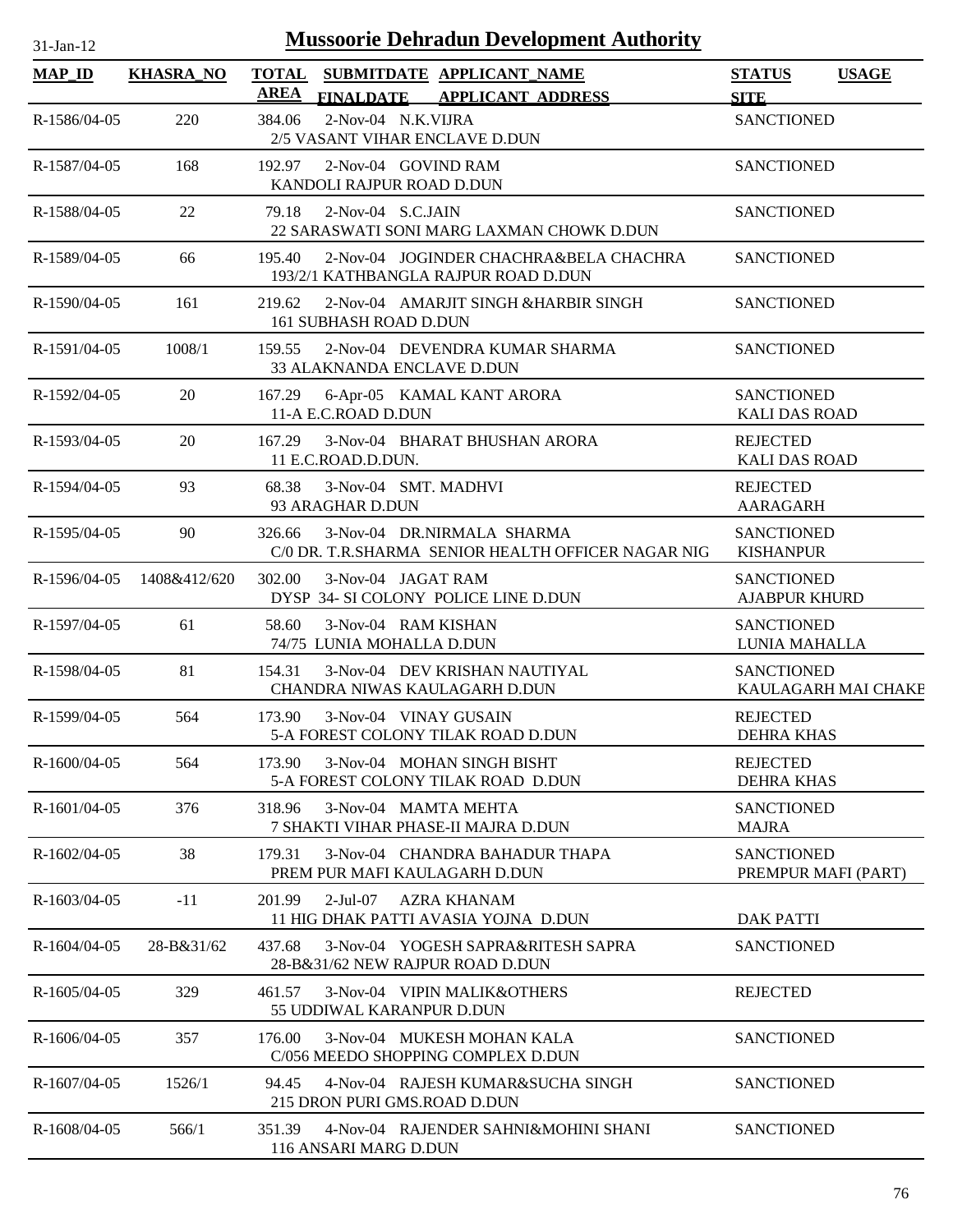# Mussoorie Dehradun Development Authority

31-Jan-12

| MAP_ID | KHASRA_NO | TOTAL AREA | SUBMITDATE FINALDATE | APPLICANT_NAME APPLICANT_ADDRESS | STATUS SITE | USAGE |
|---|---|---|---|---|---|---|
| R-1586/04-05 | 220 | 384.06 | 2-Nov-04 | N.K.VIJRA<br>2/5 VASANT VIHAR ENCLAVE D.DUN | SANCTIONED | |
| R-1587/04-05 | 168 | 192.97 | 2-Nov-04 | GOVIND RAM<br>KANDOLI RAJPUR ROAD D.DUN | SANCTIONED | |
| R-1588/04-05 | 22 | 79.18 | 2-Nov-04 | S.C.JAIN<br>22 SARASWATI SONI MARG LAXMAN CHOWK D.DUN | SANCTIONED | |
| R-1589/04-05 | 66 | 195.40 | 2-Nov-04 | JOGINDER CHACHRA&BELA CHACHRA<br>193/2/1 KATHBANGLA RAJPUR ROAD D.DUN | SANCTIONED | |
| R-1590/04-05 | 161 | 219.62 | 2-Nov-04 | AMARJIT SINGH &HARBIR SINGH<br>161 SUBHASH ROAD D.DUN | SANCTIONED | |
| R-1591/04-05 | 1008/1 | 159.55 | 2-Nov-04 | DEVENDRA KUMAR SHARMA<br>33 ALAKNANDA ENCLAVE D.DUN | SANCTIONED | |
| R-1592/04-05 | 20 | 167.29 | 6-Apr-05 | KAMAL KANT ARORA<br>11-A E.C.ROAD D.DUN | SANCTIONED<br>KALI DAS ROAD | |
| R-1593/04-05 | 20 | 167.29 | 3-Nov-04 | BHARAT BHUSHAN ARORA<br>11 E.C.ROAD.D.DUN. | REJECTED<br>KALI DAS ROAD | |
| R-1594/04-05 | 93 | 68.38 | 3-Nov-04 | SMT. MADHVI<br>93 ARAGHAR D.DUN | REJECTED<br>AARAGARH | |
| R-1595/04-05 | 90 | 326.66 | 3-Nov-04 | DR.NIRMALA SHARMA<br>C/0 DR. T.R.SHARMA SENIOR HEALTH OFFICER NAGAR NIG | SANCTIONED<br>KISHANPUR | |
| R-1596/04-05 | 1408&412/620 | 302.00 | 3-Nov-04 | JAGAT RAM<br>DYSP 34- SI COLONY POLICE LINE D.DUN | SANCTIONED<br>AJABPUR KHURD | |
| R-1597/04-05 | 61 | 58.60 | 3-Nov-04 | RAM KISHAN<br>74/75 LUNIA MOHALLA D.DUN | SANCTIONED<br>LUNIA MAHALLA | |
| R-1598/04-05 | 81 | 154.31 | 3-Nov-04 | DEV KRISHAN NAUTIYAL<br>CHANDRA NIWAS KAULAGARH D.DUN | SANCTIONED<br>KAULAGARH MAI CHAKE | |
| R-1599/04-05 | 564 | 173.90 | 3-Nov-04 | VINAY GUSAIN<br>5-A FOREST COLONY TILAK ROAD D.DUN | REJECTED<br>DEHRA KHAS | |
| R-1600/04-05 | 564 | 173.90 | 3-Nov-04 | MOHAN SINGH BISHT<br>5-A FOREST COLONY TILAK ROAD D.DUN | REJECTED<br>DEHRA KHAS | |
| R-1601/04-05 | 376 | 318.96 | 3-Nov-04 | MAMTA MEHTA<br>7 SHAKTI VIHAR PHASE-II MAJRA D.DUN | SANCTIONED<br>MAJRA | |
| R-1602/04-05 | 38 | 179.31 | 3-Nov-04 | CHANDRA BAHADUR THAPA<br>PREM PUR MAFI KAULAGARH D.DUN | SANCTIONED<br>PREMPUR MAFI (PART) | |
| R-1603/04-05 | -11 | 201.99 | 2-Jul-07 | AZRA KHANAM<br>11 HIG DHAK PATTI AVASIA YOJNA D.DUN | DAK PATTI | |
| R-1604/04-05 | 28-B&31/62 | 437.68 | 3-Nov-04 | YOGESH SAPRA&RITESH SAPRA<br>28-B&31/62 NEW RAJPUR ROAD D.DUN | SANCTIONED | |
| R-1605/04-05 | 329 | 461.57 | 3-Nov-04 | VIPIN MALIK&OTHERS<br>55 UDDIWAL KARANPUR D.DUN | REJECTED | |
| R-1606/04-05 | 357 | 176.00 | 3-Nov-04 | MUKESH MOHAN KALA<br>C/056 MEEDO SHOPPING COMPLEX D.DUN | SANCTIONED | |
| R-1607/04-05 | 1526/1 | 94.45 | 4-Nov-04 | RAJESH KUMAR&SUCHA SINGH<br>215 DRON PURI GMS.ROAD D.DUN | SANCTIONED | |
| R-1608/04-05 | 566/1 | 351.39 | 4-Nov-04 | RAJENDER SAHNI&MOHINI SHANI<br>116 ANSARI MARG D.DUN | SANCTIONED | |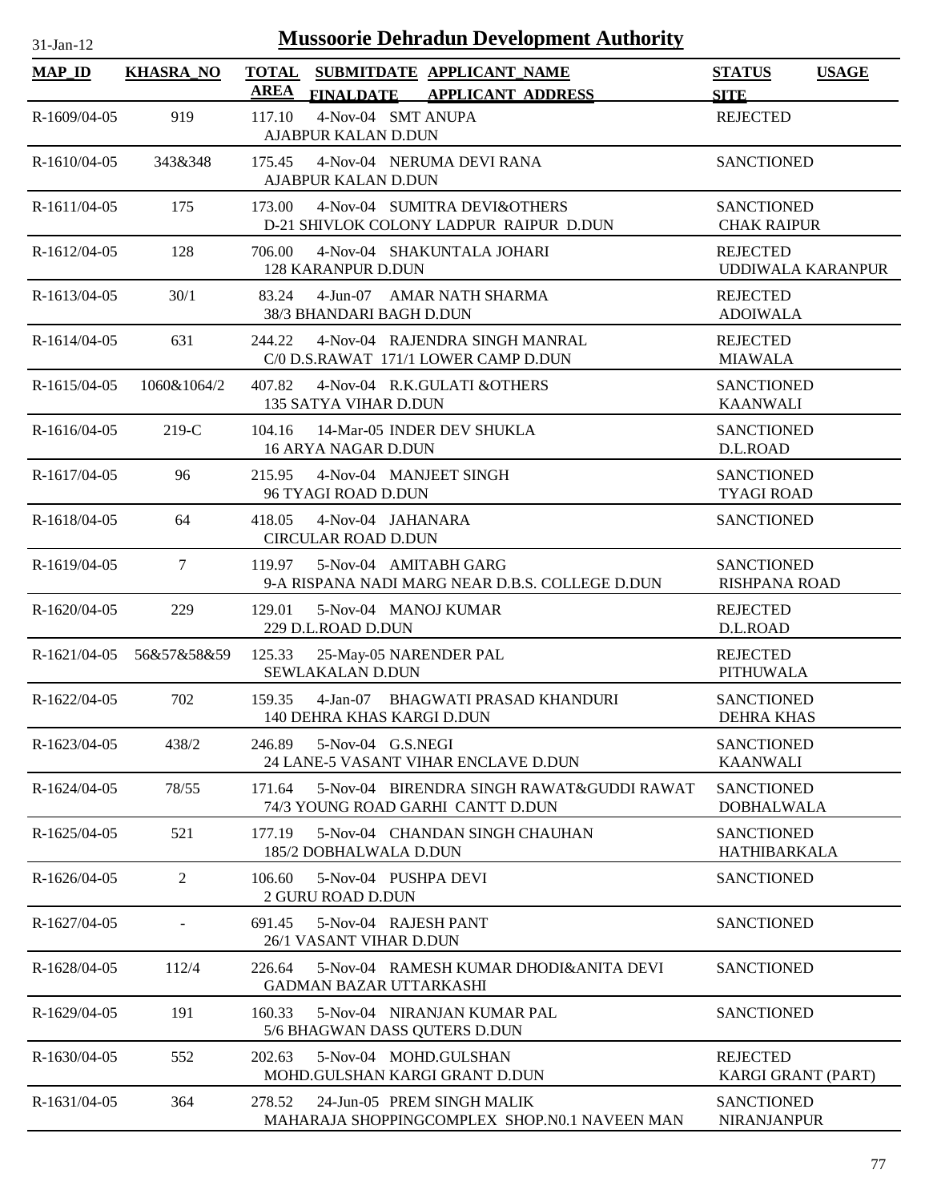# Mussoorie Dehradun Development Authority

| MAP_ID | KHASRA_NO | TOTAL AREA | SUBMITDATE FINALDATE | APPLICANT_NAME APPLICANT_ADDRESS | STATUS SITE | USAGE |
|---|---|---|---|---|---|---|
| R-1609/04-05 | 919 | 117.10 | 4-Nov-04 | SMT ANUPA<br>AJABPUR KALAN D.DUN | REJECTED | |
| R-1610/04-05 | 343&348 | 175.45 | 4-Nov-04 | NERUMA DEVI RANA<br>AJABPUR KALAN D.DUN | SANCTIONED | |
| R-1611/04-05 | 175 | 173.00 | 4-Nov-04 | SUMITRA DEVI&OTHERS<br>D-21 SHIVLOK COLONY LADPUR RAIPUR D.DUN | SANCTIONED<br>CHAK RAIPUR | |
| R-1612/04-05 | 128 | 706.00 | 4-Nov-04 | SHAKUNTALA JOHARI<br>128 KARANPUR D.DUN | REJECTED<br>UDDIWALA KARANPUR | |
| R-1613/04-05 | 30/1 | 83.24 | 4-Jun-07 | AMAR NATH SHARMA<br>38/3 BHANDARI BAGH D.DUN | REJECTED<br>ADOIWALA | |
| R-1614/04-05 | 631 | 244.22 | 4-Nov-04 | RAJENDRA SINGH MANRAL<br>C/0 D.S.RAWAT 171/1 LOWER CAMP D.DUN | REJECTED<br>MIAWALA | |
| R-1615/04-05 | 1060&1064/2 | 407.82 | 4-Nov-04 | R.K.GULATI &OTHERS<br>135 SATYA VIHAR D.DUN | SANCTIONED<br>KAANWALI | |
| R-1616/04-05 | 219-C | 104.16 | 14-Mar-05 | INDER DEV SHUKLA<br>16 ARYA NAGAR D.DUN | SANCTIONED<br>D.L.ROAD | |
| R-1617/04-05 | 96 | 215.95 | 4-Nov-04 | MANJEET SINGH<br>96 TYAGI ROAD D.DUN | SANCTIONED<br>TYAGI ROAD | |
| R-1618/04-05 | 64 | 418.05 | 4-Nov-04 | JAHANARA<br>CIRCULAR ROAD D.DUN | SANCTIONED | |
| R-1619/04-05 | 7 | 119.97 | 5-Nov-04 | AMITABH GARG<br>9-A RISPANA NADI MARG NEAR D.B.S. COLLEGE D.DUN | SANCTIONED<br>RISHPANA ROAD | |
| R-1620/04-05 | 229 | 129.01 | 5-Nov-04 | MANOJ KUMAR<br>229 D.L.ROAD D.DUN | REJECTED<br>D.L.ROAD | |
| R-1621/04-05 | 56&57&58&59 | 125.33 | 25-May-05 | NARENDER PAL<br>SEWLAKALAN D.DUN | REJECTED<br>PITHUWALA | |
| R-1622/04-05 | 702 | 159.35 | 4-Jan-07 | BHAGWATI PRASAD KHANDURI<br>140 DEHRA KHAS KARGI D.DUN | SANCTIONED<br>DEHRA KHAS | |
| R-1623/04-05 | 438/2 | 246.89 | 5-Nov-04 | G.S.NEGI<br>24 LANE-5 VASANT VIHAR ENCLAVE D.DUN | SANCTIONED<br>KAANWALI | |
| R-1624/04-05 | 78/55 | 171.64 | 5-Nov-04 | BIRENDRA SINGH RAWAT&GUDDI RAWAT<br>74/3 YOUNG ROAD GARHI CANTT D.DUN | SANCTIONED<br>DOBHALWALA | |
| R-1625/04-05 | 521 | 177.19 | 5-Nov-04 | CHANDAN SINGH CHAUHAN<br>185/2 DOBHALWALA D.DUN | SANCTIONED<br>HATHIBARKALA | |
| R-1626/04-05 | 2 | 106.60 | 5-Nov-04 | PUSHPA DEVI<br>2 GURU ROAD D.DUN | SANCTIONED | |
| R-1627/04-05 | - | 691.45 | 5-Nov-04 | RAJESH PANT<br>26/1 VASANT VIHAR D.DUN | SANCTIONED | |
| R-1628/04-05 | 112/4 | 226.64 | 5-Nov-04 | RAMESH KUMAR DHODI&ANITA DEVI<br>GADMAN BAZAR UTTARKASHI | SANCTIONED | |
| R-1629/04-05 | 191 | 160.33 | 5-Nov-04 | NIRANJAN KUMAR PAL<br>5/6 BHAGWAN DASS QUTERS D.DUN | SANCTIONED | |
| R-1630/04-05 | 552 | 202.63 | 5-Nov-04 | MOHD.GULSHAN<br>MOHD.GULSHAN KARGI GRANT D.DUN | REJECTED<br>KARGI GRANT (PART) | |
| R-1631/04-05 | 364 | 278.52 | 24-Jun-05 | PREM SINGH MALIK<br>MAHARAJA SHOPPINGCOMPLEX SHOP.N0.1 NAVEEN MAN | SANCTIONED<br>NIRANJANPUR | |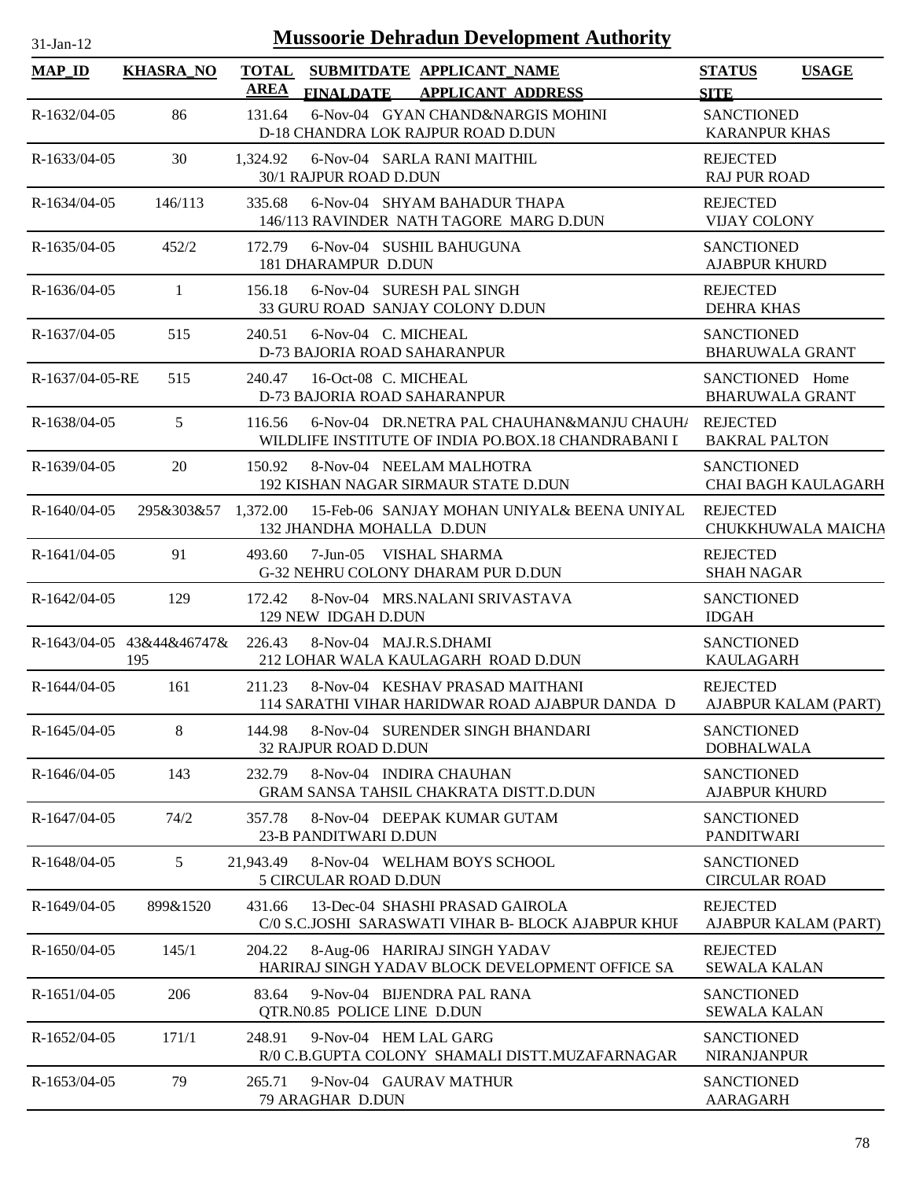# Mussoorie Dehradun Development Authority

31-Jan-12

| MAP_ID | KHASRA_NO | TOTAL AREA | SUBMITDATE FINALDATE | APPLICANT_NAME APPLICANT ADDRESS | STATUS SITE | USAGE |
|---|---|---|---|---|---|---|
| R-1632/04-05 | 86 | 131.64 | 6-Nov-04 | GYAN CHAND&NARGIS MOHINI D-18 CHANDRA LOK RAJPUR ROAD D.DUN | SANCTIONED KARANPUR KHAS | |
| R-1633/04-05 | 30 | 1,324.92 | 6-Nov-04 | SARLA RANI MAITHIL 30/1 RAJPUR ROAD D.DUN | REJECTED RAJ PUR ROAD | |
| R-1634/04-05 | 146/113 | 335.68 | 6-Nov-04 | SHYAM BAHADUR THAPA 146/113 RAVINDER NATH TAGORE MARG D.DUN | REJECTED VIJAY COLONY | |
| R-1635/04-05 | 452/2 | 172.79 | 6-Nov-04 | SUSHIL BAHUGUNA 181 DHARAMPUR D.DUN | SANCTIONED AJABPUR KHURD | |
| R-1636/04-05 | 1 | 156.18 | 6-Nov-04 | SURESH PAL SINGH 33 GURU ROAD SANJAY COLONY D.DUN | REJECTED DEHRA KHAS | |
| R-1637/04-05 | 515 | 240.51 | 6-Nov-04 | C. MICHEAL D-73 BAJORIA ROAD SAHARANPUR | SANCTIONED BHARUWALA GRANT | |
| R-1637/04-05-RE | 515 | 240.47 | 16-Oct-08 | C. MICHEAL D-73 BAJORIA ROAD SAHARANPUR | SANCTIONED BHARUWALA GRANT | Home |
| R-1638/04-05 | 5 | 116.56 | 6-Nov-04 | DR.NETRA PAL CHAUHAN&MANJU CHAUH/ WILDLIFE INSTITUTE OF INDIA PO.BOX.18 CHANDRABANI I | REJECTED BAKRAL PALTON | |
| R-1639/04-05 | 20 | 150.92 | 8-Nov-04 | NEELAM MALHOTRA 192 KISHAN NAGAR SIRMAUR STATE D.DUN | SANCTIONED CHAI BAGH KAULAGARH | |
| R-1640/04-05 | 295&303&57 | 1,372.00 | 15-Feb-06 | SANJAY MOHAN UNIYAL& BEENA UNIYAL 132 JHANDHA MOHALLA D.DUN | REJECTED CHUKKHUWALA MAICHA | |
| R-1641/04-05 | 91 | 493.60 | 7-Jun-05 | VISHAL SHARMA G-32 NEHRU COLONY DHARAM PUR D.DUN | REJECTED SHAH NAGAR | |
| R-1642/04-05 | 129 | 172.42 | 8-Nov-04 | MRS.NALANI SRIVASTAVA 129 NEW IDGAH D.DUN | SANCTIONED IDGAH | |
| R-1643/04-05 | 43&44&46747& 195 | 226.43 | 8-Nov-04 | MAJ.R.S.DHAMI 212 LOHAR WALA KAULAGARH ROAD D.DUN | SANCTIONED KAULAGARH | |
| R-1644/04-05 | 161 | 211.23 | 8-Nov-04 | KESHAV PRASAD MAITHANI 114 SARATHI VIHAR HARIDWAR ROAD AJABPUR DANDA D | REJECTED AJABPUR KALAM (PART) | |
| R-1645/04-05 | 8 | 144.98 | 8-Nov-04 | SURENDER SINGH BHANDARI 32 RAJPUR ROAD D.DUN | SANCTIONED DOBHALWALA | |
| R-1646/04-05 | 143 | 232.79 | 8-Nov-04 | INDIRA CHAUHAN GRAM SANSA TAHSIL CHAKRATA DISTT.D.DUN | SANCTIONED AJABPUR KHURD | |
| R-1647/04-05 | 74/2 | 357.78 | 8-Nov-04 | DEEPAK KUMAR GUTAM 23-B PANDITWARI D.DUN | SANCTIONED PANDITWARI | |
| R-1648/04-05 | 5 | 21,943.49 | 8-Nov-04 | WELHAM BOYS SCHOOL 5 CIRCULAR ROAD D.DUN | SANCTIONED CIRCULAR ROAD | |
| R-1649/04-05 | 899&1520 | 431.66 | 13-Dec-04 | SHASHI PRASAD GAIROLA C/0 S.C.JOSHI SARASWATI VIHAR B- BLOCK AJABPUR KHUI | REJECTED AJABPUR KALAM (PART) | |
| R-1650/04-05 | 145/1 | 204.22 | 8-Aug-06 | HARIRAJ SINGH YADAV HARIRAJ SINGH YADAV BLOCK DEVELOPMENT OFFICE SA | REJECTED SEWALA KALAN | |
| R-1651/04-05 | 206 | 83.64 | 9-Nov-04 | BIJENDRA PAL RANA QTR.N0.85 POLICE LINE D.DUN | SANCTIONED SEWALA KALAN | |
| R-1652/04-05 | 171/1 | 248.91 | 9-Nov-04 | HEM LAL GARG R/0 C.B.GUPTA COLONY SHAMALI DISTT.MUZAFARNAGAR | SANCTIONED NIRANJANPUR | |
| R-1653/04-05 | 79 | 265.71 | 9-Nov-04 | GAURAV MATHUR 79 ARAGHAR D.DUN | SANCTIONED AARAGARH | |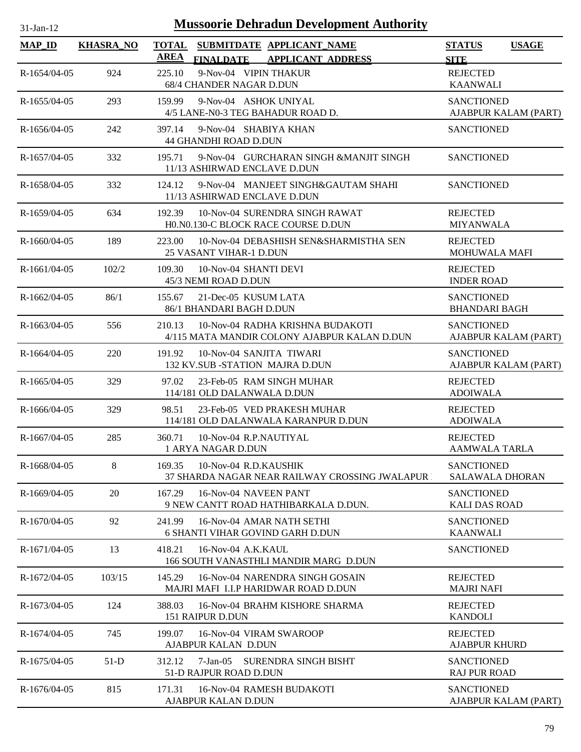# Mussoorie Dehradun Development Authority

31-Jan-12

| MAP_ID | KHASRA_NO | TOTAL AREA | SUBMITDATE FINALDATE | APPLICANT_NAME APPLICANT_ADDRESS | STATUS SITE | USAGE |
|---|---|---|---|---|---|---|
| R-1654/04-05 | 924 | 225.10 | 9-Nov-04 | VIPIN THAKUR 68/4 CHANDER NAGAR D.DUN | REJECTED KAANWALI | |
| R-1655/04-05 | 293 | 159.99 | 9-Nov-04 | ASHOK UNIYAL 4/5 LANE-N0-3 TEG BAHADUR ROAD D. | SANCTIONED AJABPUR KALAM (PART) | |
| R-1656/04-05 | 242 | 397.14 | 9-Nov-04 | SHABIYA KHAN 44 GHANDHI ROAD D.DUN | SANCTIONED | |
| R-1657/04-05 | 332 | 195.71 | 9-Nov-04 | GURCHARAN SINGH &MANJIT SINGH 11/13 ASHIRWAD ENCLAVE D.DUN | SANCTIONED | |
| R-1658/04-05 | 332 | 124.12 | 9-Nov-04 | MANJEET SINGH&GAUTAM SHAHI 11/13 ASHIRWAD ENCLAVE D.DUN | SANCTIONED | |
| R-1659/04-05 | 634 | 192.39 | 10-Nov-04 | SURENDRA SINGH RAWAT H0.N0.130-C BLOCK RACE COURSE D.DUN | REJECTED MIYANWALA | |
| R-1660/04-05 | 189 | 223.00 | 10-Nov-04 | DEBASHISH SEN&SHARMISTHA SEN 25 VASANT VIHAR-1 D.DUN | REJECTED MOHUWALA MAFI | |
| R-1661/04-05 | 102/2 | 109.30 | 10-Nov-04 | SHANTI DEVI 45/3 NEMI ROAD D.DUN | REJECTED INDER ROAD | |
| R-1662/04-05 | 86/1 | 155.67 | 21-Dec-05 | KUSUM LATA 86/1 BHANDARI BAGH D.DUN | SANCTIONED BHANDARI BAGH | |
| R-1663/04-05 | 556 | 210.13 | 10-Nov-04 | RADHA KRISHNA BUDAKOTI 4/115 MATA MANDIR COLONY AJABPUR KALAN D.DUN | SANCTIONED AJABPUR KALAM (PART) | |
| R-1664/04-05 | 220 | 191.92 | 10-Nov-04 | SANJITA TIWARI 132 KV.SUB -STATION MAJRA D.DUN | SANCTIONED AJABPUR KALAM (PART) | |
| R-1665/04-05 | 329 | 97.02 | 23-Feb-05 | RAM SINGH MUHAR 114/181 OLD DALANWALA D.DUN | REJECTED ADOIWALA | |
| R-1666/04-05 | 329 | 98.51 | 23-Feb-05 | VED PRAKESH MUHAR 114/181 OLD DALANWALA KARANPUR D.DUN | REJECTED ADOIWALA | |
| R-1667/04-05 | 285 | 360.71 | 10-Nov-04 | R.P.NAUTIYAL 1 ARYA NAGAR D.DUN | REJECTED AAMWALA TARLA | |
| R-1668/04-05 | 8 | 169.35 | 10-Nov-04 | R.D.KAUSHIK 37 SHARDA NAGAR NEAR RAILWAY CROSSING JWALAPUR | SANCTIONED SALAWALA DHORAN | |
| R-1669/04-05 | 20 | 167.29 | 16-Nov-04 | NAVEEN PANT 9 NEW CANTT ROAD HATHIBARKALA D.DUN. | SANCTIONED KALI DAS ROAD | |
| R-1670/04-05 | 92 | 241.99 | 16-Nov-04 | AMAR NATH SETHI 6 SHANTI VIHAR GOVIND GARH D.DUN | SANCTIONED KAANWALI | |
| R-1671/04-05 | 13 | 418.21 | 16-Nov-04 | A.K.KAUL 166 SOUTH VANASTHLI MANDIR MARG D.DUN | SANCTIONED | |
| R-1672/04-05 | 103/15 | 145.29 | 16-Nov-04 | NARENDRA SINGH GOSAIN MAJRI MAFI I.I.P HARIDWAR ROAD D.DUN | REJECTED MAJRI NAFI | |
| R-1673/04-05 | 124 | 388.03 | 16-Nov-04 | BRAHM KISHORE SHARMA 151 RAIPUR D.DUN | REJECTED KANDOLI | |
| R-1674/04-05 | 745 | 199.07 | 16-Nov-04 | VIRAM SWAROOP AJABPUR KALAN D.DUN | REJECTED AJABPUR KHURD | |
| R-1675/04-05 | 51-D | 312.12 | 7-Jan-05 | SURENDRA SINGH BISHT 51-D RAJPUR ROAD D.DUN | SANCTIONED RAJ PUR ROAD | |
| R-1676/04-05 | 815 | 171.31 | 16-Nov-04 | RAMESH BUDAKOTI AJABPUR KALAN D.DUN | SANCTIONED AJABPUR KALAM (PART) | |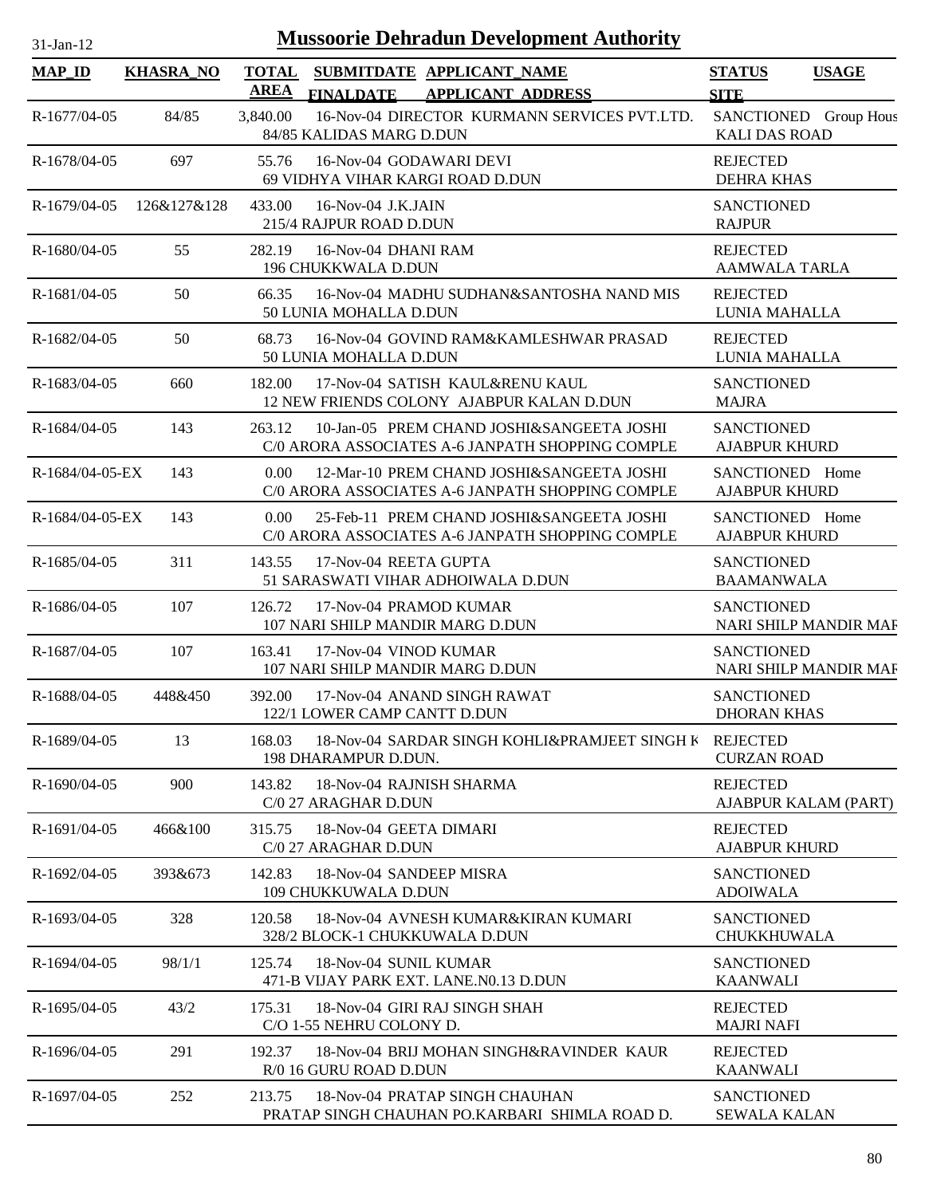# Mussoorie Dehradun Development Authority

31-Jan-12

| MAP_ID | KHASRA_NO | TOTAL AREA | SUBMITDATE FINALDATE | APPLICANT_NAME APPLICANT_ADDRESS | STATUS SITE | USAGE |
|---|---|---|---|---|---|---|
| R-1677/04-05 | 84/85 | 3,840.00 | 16-Nov-04 | DIRECTOR KURMANN SERVICES PVT.LTD. 84/85 KALIDAS MARG D.DUN | SANCTIONED KALI DAS ROAD | Group Hous |
| R-1678/04-05 | 697 | 55.76 | 16-Nov-04 | GODAWARI DEVI 69 VIDHYA VIHAR KARGI ROAD D.DUN | REJECTED DEHRA KHAS | |
| R-1679/04-05 | 126&127&128 | 433.00 | 16-Nov-04 | J.K.JAIN 215/4 RAJPUR ROAD D.DUN | SANCTIONED RAJPUR | |
| R-1680/04-05 | 55 | 282.19 | 16-Nov-04 | DHANI RAM 196 CHUKKWALA D.DUN | REJECTED AAMWALA TARLA | |
| R-1681/04-05 | 50 | 66.35 | 16-Nov-04 | MADHU SUDHAN&SANTOSHA NAND MIS 50 LUNIA MOHALLA D.DUN | REJECTED LUNIA MAHALLA | |
| R-1682/04-05 | 50 | 68.73 | 16-Nov-04 | GOVIND RAM&KAMLESHWAR PRASAD 50 LUNIA MOHALLA D.DUN | REJECTED LUNIA MAHALLA | |
| R-1683/04-05 | 660 | 182.00 | 17-Nov-04 | SATISH KAUL&RENU KAUL 12 NEW FRIENDS COLONY AJABPUR KALAN D.DUN | SANCTIONED MAJRA | |
| R-1684/04-05 | 143 | 263.12 | 10-Jan-05 | PREM CHAND JOSHI&SANGEETA JOSHI C/0 ARORA ASSOCIATES A-6 JANPATH SHOPPING COMPLE | SANCTIONED AJABPUR KHURD | |
| R-1684/04-05-EX | 143 | 0.00 | 12-Mar-10 | PREM CHAND JOSHI&SANGEETA JOSHI C/0 ARORA ASSOCIATES A-6 JANPATH SHOPPING COMPLE | SANCTIONED AJABPUR KHURD | Home |
| R-1684/04-05-EX | 143 | 0.00 | 25-Feb-11 | PREM CHAND JOSHI&SANGEETA JOSHI C/0 ARORA ASSOCIATES A-6 JANPATH SHOPPING COMPLE | SANCTIONED AJABPUR KHURD | Home |
| R-1685/04-05 | 311 | 143.55 | 17-Nov-04 | REETA GUPTA 51 SARASWATI VIHAR ADHOIWALA D.DUN | SANCTIONED BAAMANWALA | |
| R-1686/04-05 | 107 | 126.72 | 17-Nov-04 | PRAMOD KUMAR 107 NARI SHILP MANDIR MARG D.DUN | SANCTIONED NARI SHILP MANDIR MAR | |
| R-1687/04-05 | 107 | 163.41 | 17-Nov-04 | VINOD KUMAR 107 NARI SHILP MANDIR MARG D.DUN | SANCTIONED NARI SHILP MANDIR MAR | |
| R-1688/04-05 | 448&450 | 392.00 | 17-Nov-04 | ANAND SINGH RAWAT 122/1 LOWER CAMP CANTT D.DUN | SANCTIONED DHORAN KHAS | |
| R-1689/04-05 | 13 | 168.03 | 18-Nov-04 | SARDAR SINGH KOHLI&PRAMJEET SINGH K 198 DHARAMPUR D.DUN. | REJECTED CURZAN ROAD | |
| R-1690/04-05 | 900 | 143.82 | 18-Nov-04 | RAJNISH SHARMA C/0 27 ARAGHAR D.DUN | REJECTED AJABPUR KALAM (PART) | |
| R-1691/04-05 | 466&100 | 315.75 | 18-Nov-04 | GEETA DIMARI C/0 27 ARAGHAR D.DUN | REJECTED AJABPUR KHURD | |
| R-1692/04-05 | 393&673 | 142.83 | 18-Nov-04 | SANDEEP MISRA 109 CHUKKUWALA D.DUN | SANCTIONED ADOIWALA | |
| R-1693/04-05 | 328 | 120.58 | 18-Nov-04 | AVNESH KUMAR&KIRAN KUMARI 328/2 BLOCK-1 CHUKKUWALA D.DUN | SANCTIONED CHUKKHUWALA | |
| R-1694/04-05 | 98/1/1 | 125.74 | 18-Nov-04 | SUNIL KUMAR 471-B VIJAY PARK EXT. LANE.N0.13 D.DUN | SANCTIONED KAANWALI | |
| R-1695/04-05 | 43/2 | 175.31 | 18-Nov-04 | GIRI RAJ SINGH SHAH C/O 1-55 NEHRU COLONY D. | REJECTED MAJRI NAFI | |
| R-1696/04-05 | 291 | 192.37 | 18-Nov-04 | BRIJ MOHAN SINGH&RAVINDER KAUR R/0 16 GURU ROAD D.DUN | REJECTED KAANWALI | |
| R-1697/04-05 | 252 | 213.75 | 18-Nov-04 | PRATAP SINGH CHAUHAN PRATAP SINGH CHAUHAN PO.KARBARI SHIMLA ROAD D. | SANCTIONED SEWALA KALAN | |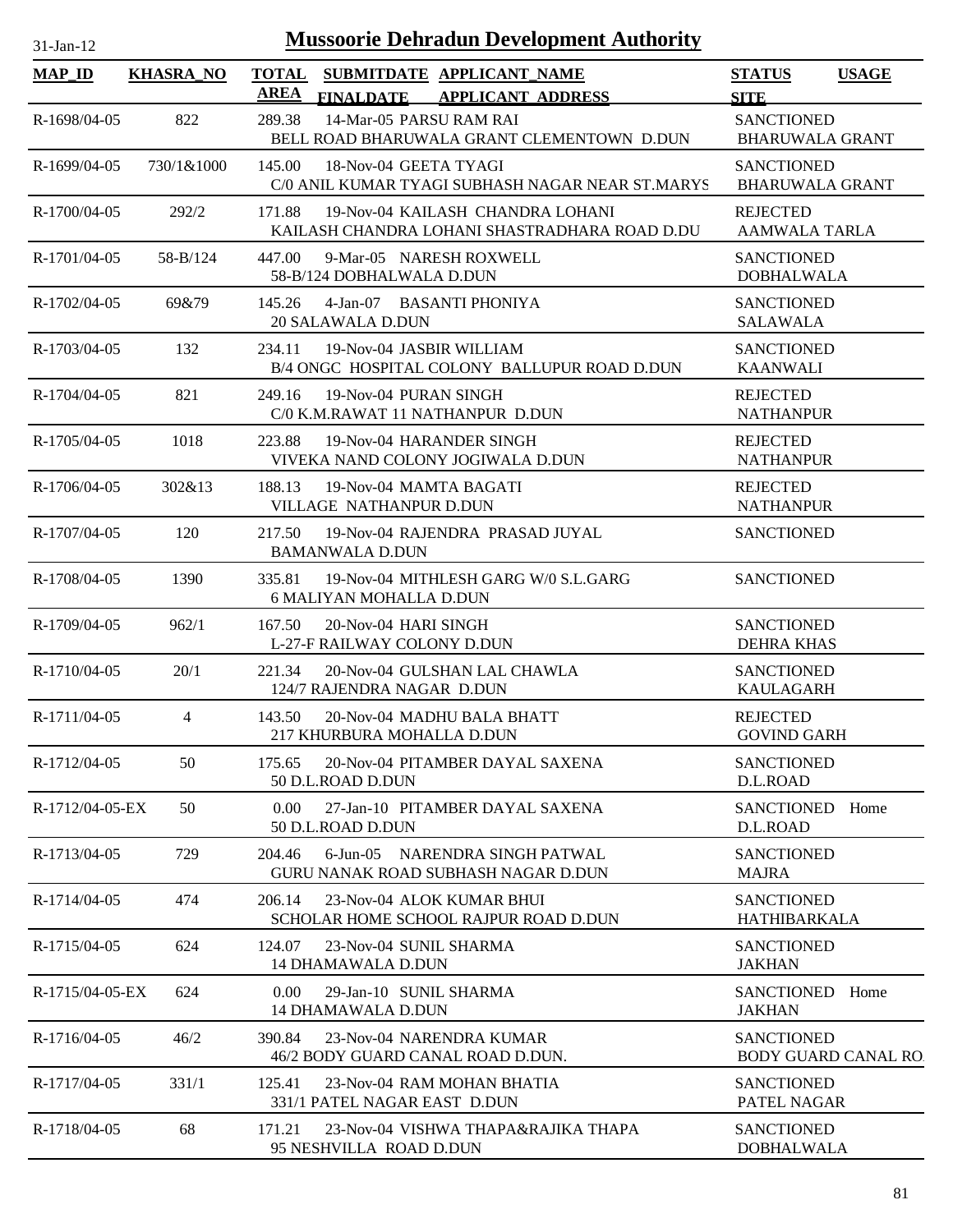# Mussoorie Dehradun Development Authority

31-Jan-12

| MAP_ID | KHASRA_NO | TOTAL AREA | SUBMITDATE FINALDATE | APPLICANT_NAME APPLICANT_ADDRESS | STATUS SITE | USAGE |
|---|---|---|---|---|---|---|
| R-1698/04-05 | 822 | 289.38 | 14-Mar-05 | PARSU RAM RAI<br>BELL ROAD BHARUWALA GRANT CLEMENTOWN D.DUN | SANCTIONED<br>BHARUWALA GRANT | |
| R-1699/04-05 | 730/1&1000 | 145.00 | 18-Nov-04 | GEETA TYAGI<br>C/0 ANIL KUMAR TYAGI SUBHASH NAGAR NEAR ST.MARYS | SANCTIONED<br>BHARUWALA GRANT | |
| R-1700/04-05 | 292/2 | 171.88 | 19-Nov-04 | KAILASH CHANDRA LOHANI<br>KAILASH CHANDRA LOHANI SHASTRADHARA ROAD D.DU | REJECTED<br>AAMWALA TARLA | |
| R-1701/04-05 | 58-B/124 | 447.00 | 9-Mar-05 | NARESH ROXWELL<br>58-B/124 DOBHALWALA D.DUN | SANCTIONED<br>DOBHALWALA | |
| R-1702/04-05 | 69&79 | 145.26 | 4-Jan-07 | BASANTI PHONIYA<br>20 SALAWALA D.DUN | SANCTIONED<br>SALAWALA | |
| R-1703/04-05 | 132 | 234.11 | 19-Nov-04 | JASBIR WILLIAM<br>B/4 ONGC HOSPITAL COLONY BALLUPUR ROAD D.DUN | SANCTIONED<br>KAANWALI | |
| R-1704/04-05 | 821 | 249.16 | 19-Nov-04 | PURAN SINGH<br>C/0 K.M.RAWAT 11 NATHANPUR D.DUN | REJECTED<br>NATHANPUR | |
| R-1705/04-05 | 1018 | 223.88 | 19-Nov-04 | HARANDER SINGH<br>VIVEKA NAND COLONY JOGIWALA D.DUN | REJECTED<br>NATHANPUR | |
| R-1706/04-05 | 302&13 | 188.13 | 19-Nov-04 | MAMTA BAGATI<br>VILLAGE NATHANPUR D.DUN | REJECTED<br>NATHANPUR | |
| R-1707/04-05 | 120 | 217.50 | 19-Nov-04 | RAJENDRA PRASAD JUYAL<br>BAMANWALA D.DUN | SANCTIONED | |
| R-1708/04-05 | 1390 | 335.81 | 19-Nov-04 | MITHLESH GARG W/0 S.L.GARG<br>6 MALIYAN MOHALLA D.DUN | SANCTIONED | |
| R-1709/04-05 | 962/1 | 167.50 | 20-Nov-04 | HARI SINGH<br>L-27-F RAILWAY COLONY D.DUN | SANCTIONED<br>DEHRA KHAS | |
| R-1710/04-05 | 20/1 | 221.34 | 20-Nov-04 | GULSHAN LAL CHAWLA<br>124/7 RAJENDRA NAGAR D.DUN | SANCTIONED<br>KAULAGARH | |
| R-1711/04-05 | 4 | 143.50 | 20-Nov-04 | MADHU BALA BHATT<br>217 KHURBURA MOHALLA D.DUN | REJECTED<br>GOVIND GARH | |
| R-1712/04-05 | 50 | 175.65 | 20-Nov-04 | PITAMBER DAYAL SAXENA<br>50 D.L.ROAD D.DUN | SANCTIONED<br>D.L.ROAD | |
| R-1712/04-05-EX | 50 | 0.00 | 27-Jan-10 | PITAMBER DAYAL SAXENA<br>50 D.L.ROAD D.DUN | SANCTIONED<br>D.L.ROAD | Home |
| R-1713/04-05 | 729 | 204.46 | 6-Jun-05 | NARENDRA SINGH PATWAL<br>GURU NANAK ROAD SUBHASH NAGAR D.DUN | SANCTIONED<br>MAJRA | |
| R-1714/04-05 | 474 | 206.14 | 23-Nov-04 | ALOK KUMAR BHUI<br>SCHOLAR HOME SCHOOL RAJPUR ROAD D.DUN | SANCTIONED<br>HATHIBARKALA | |
| R-1715/04-05 | 624 | 124.07 | 23-Nov-04 | SUNIL SHARMA<br>14 DHAMAWALA D.DUN | SANCTIONED<br>JAKHAN | |
| R-1715/04-05-EX | 624 | 0.00 | 29-Jan-10 | SUNIL SHARMA<br>14 DHAMAWALA D.DUN | SANCTIONED<br>JAKHAN | Home |
| R-1716/04-05 | 46/2 | 390.84 | 23-Nov-04 | NARENDRA KUMAR<br>46/2 BODY GUARD CANAL ROAD D.DUN. | SANCTIONED<br>BODY GUARD CANAL RO | |
| R-1717/04-05 | 331/1 | 125.41 | 23-Nov-04 | RAM MOHAN BHATIA<br>331/1 PATEL NAGAR EAST D.DUN | SANCTIONED<br>PATEL NAGAR | |
| R-1718/04-05 | 68 | 171.21 | 23-Nov-04 | VISHWA THAPA&RAJIKA THAPA<br>95 NESHVILLA ROAD D.DUN | SANCTIONED<br>DOBHALWALA | |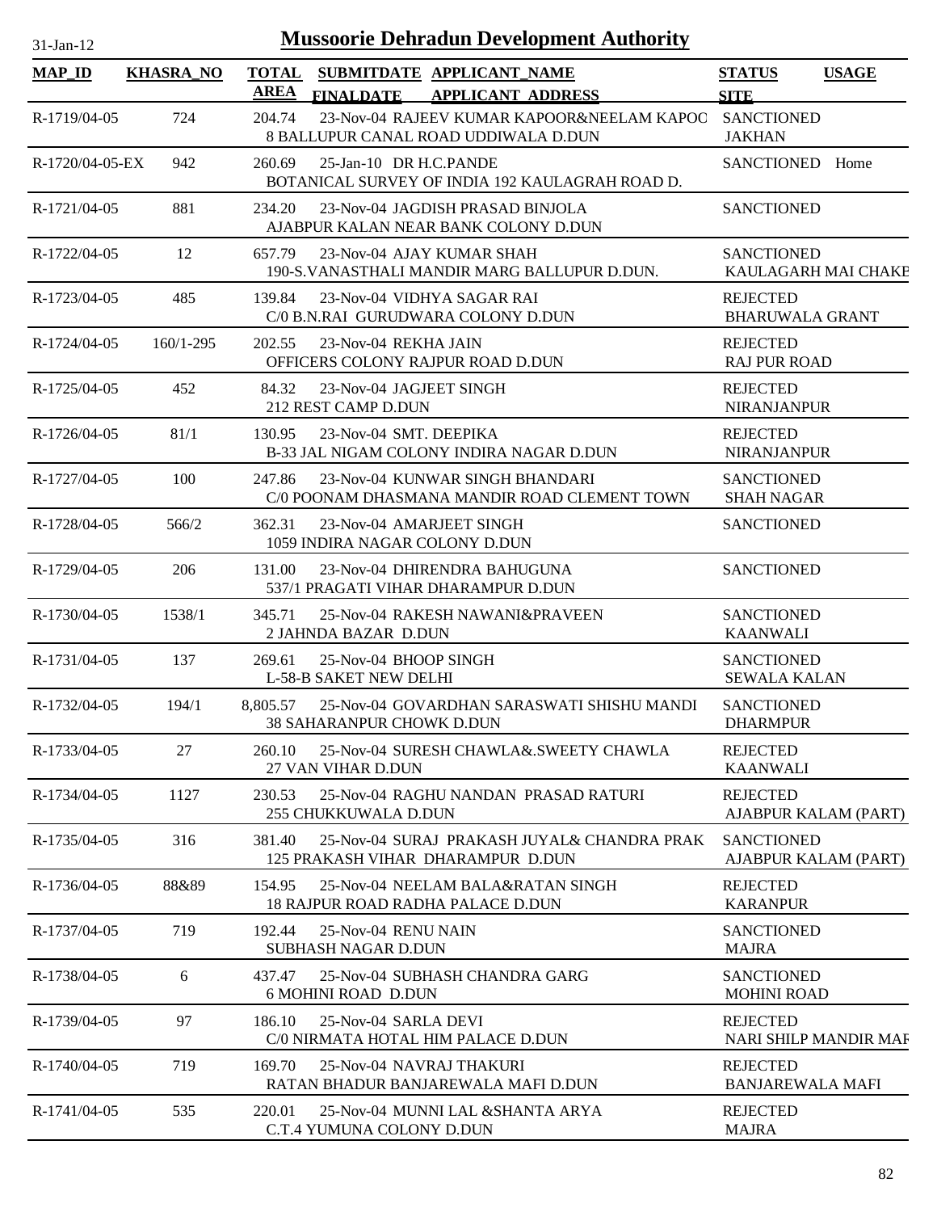# Mussoorie Dehradun Development Authority

31-Jan-12

| MAP_ID | KHASRA_NO | TOTAL AREA | SUBMITDATE FINALDATE | APPLICANT_NAME APPLICANT_ADDRESS | STATUS SITE | USAGE |
|---|---|---|---|---|---|---|
| R-1719/04-05 | 724 | 204.74 | 23-Nov-04 | RAJEEV KUMAR KAPOOR&NEELAM KAPOO 8 BALLUPUR CANAL ROAD UDDIWALA D.DUN | SANCTIONED JAKHAN | |
| R-1720/04-05-EX | 942 | 260.69 | 25-Jan-10 | DR H.C.PANDE BOTANICAL SURVEY OF INDIA 192 KAULAGRAH ROAD D. | SANCTIONED | Home |
| R-1721/04-05 | 881 | 234.20 | 23-Nov-04 | JAGDISH PRASAD BINJOLA AJABPUR KALAN NEAR BANK COLONY D.DUN | SANCTIONED | |
| R-1722/04-05 | 12 | 657.79 | 23-Nov-04 | AJAY KUMAR SHAH 190-S.VANASTHALI MANDIR MARG BALLUPUR D.DUN. | SANCTIONED KAULAGARH MAI CHAKE | |
| R-1723/04-05 | 485 | 139.84 | 23-Nov-04 | VIDHYA SAGAR RAI C/0 B.N.RAI GURUDWARA COLONY D.DUN | REJECTED BHARUWALA GRANT | |
| R-1724/04-05 | 160/1-295 | 202.55 | 23-Nov-04 | REKHA JAIN OFFICERS COLONY RAJPUR ROAD D.DUN | REJECTED RAJ PUR ROAD | |
| R-1725/04-05 | 452 | 84.32 | 23-Nov-04 | JAGJEET SINGH 212 REST CAMP D.DUN | REJECTED NIRANJANPUR | |
| R-1726/04-05 | 81/1 | 130.95 | 23-Nov-04 | SMT. DEEPIKA B-33 JAL NIGAM COLONY INDIRA NAGAR D.DUN | REJECTED NIRANJANPUR | |
| R-1727/04-05 | 100 | 247.86 | 23-Nov-04 | KUNWAR SINGH BHANDARI C/0 POONAM DHASMANA MANDIR ROAD CLEMENT TOWN | SANCTIONED SHAH NAGAR | |
| R-1728/04-05 | 566/2 | 362.31 | 23-Nov-04 | AMARJEET SINGH 1059 INDIRA NAGAR COLONY D.DUN | SANCTIONED | |
| R-1729/04-05 | 206 | 131.00 | 23-Nov-04 | DHIRENDRA BAHUGUNA 537/1 PRAGATI VIHAR DHARAMPUR D.DUN | SANCTIONED | |
| R-1730/04-05 | 1538/1 | 345.71 | 25-Nov-04 | RAKESH NAWANI&PRAVEEN 2 JAHNDA BAZAR D.DUN | SANCTIONED KAANWALI | |
| R-1731/04-05 | 137 | 269.61 | 25-Nov-04 | BHOOP SINGH L-58-B SAKET NEW DELHI | SANCTIONED SEWALA KALAN | |
| R-1732/04-05 | 194/1 | 8,805.57 | 25-Nov-04 | GOVARDHAN SARASWATI SHISHU MANDI 38 SAHARANPUR CHOWK D.DUN | SANCTIONED DHARMPUR | |
| R-1733/04-05 | 27 | 260.10 | 25-Nov-04 | SURESH CHAWLA&.SWEETY CHAWLA 27 VAN VIHAR D.DUN | REJECTED KAANWALI | |
| R-1734/04-05 | 1127 | 230.53 | 25-Nov-04 | RAGHU NANDAN PRASAD RATURI 255 CHUKKUWALA D.DUN | REJECTED AJABPUR KALAM (PART) | |
| R-1735/04-05 | 316 | 381.40 | 25-Nov-04 | SURAJ PRAKASH JUYAL& CHANDRA PRAK 125 PRAKASH VIHAR DHARAMPUR D.DUN | SANCTIONED AJABPUR KALAM (PART) | |
| R-1736/04-05 | 88&89 | 154.95 | 25-Nov-04 | NEELAM BALA&RATAN SINGH 18 RAJPUR ROAD RADHA PALACE D.DUN | REJECTED KARANPUR | |
| R-1737/04-05 | 719 | 192.44 | 25-Nov-04 | RENU NAIN SUBHASH NAGAR D.DUN | SANCTIONED MAJRA | |
| R-1738/04-05 | 6 | 437.47 | 25-Nov-04 | SUBHASH CHANDRA GARG 6 MOHINI ROAD D.DUN | SANCTIONED MOHINI ROAD | |
| R-1739/04-05 | 97 | 186.10 | 25-Nov-04 | SARLA DEVI C/0 NIRMATA HOTAL HIM PALACE D.DUN | REJECTED NARI SHILP MANDIR MAF | |
| R-1740/04-05 | 719 | 169.70 | 25-Nov-04 | NAVRAJ THAKURI RATAN BHADUR BANJAREWALA MAFI D.DUN | REJECTED BANJAREWALA MAFI | |
| R-1741/04-05 | 535 | 220.01 | 25-Nov-04 | MUNNI LAL &SHANTA ARYA C.T.4 YUMUNA COLONY D.DUN | REJECTED MAJRA | |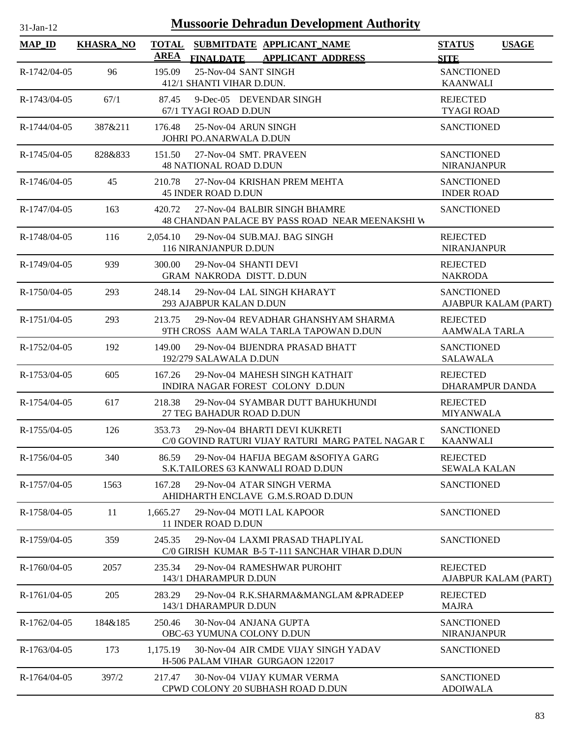# Mussoorie Dehradun Development Authority

31-Jan-12

| MAP_ID | KHASRA_NO | TOTAL AREA | SUBMITDATE FINALDATE | APPLICANT_NAME APPLICANT_ADDRESS | STATUS SITE | USAGE |
|---|---|---|---|---|---|---|
| R-1742/04-05 | 96 | 195.09 | 25-Nov-04 | SANT SINGH<br>412/1 SHANTI VIHAR D.DUN. | SANCTIONED<br>KAANWALI | |
| R-1743/04-05 | 67/1 | 87.45 | 9-Dec-05 | DEVENDAR SINGH<br>67/1 TYAGI ROAD D.DUN | REJECTED<br>TYAGI ROAD | |
| R-1744/04-05 | 387&211 | 176.48 | 25-Nov-04 | ARUN SINGH<br>JOHRI PO.ANARWALA D.DUN | SANCTIONED | |
| R-1745/04-05 | 828&833 | 151.50 | 27-Nov-04 | SMT. PRAVEEN<br>48 NATIONAL ROAD D.DUN | SANCTIONED<br>NIRANJANPUR | |
| R-1746/04-05 | 45 | 210.78 | 27-Nov-04 | KRISHAN PREM MEHTA<br>45 INDER ROAD D.DUN | SANCTIONED<br>INDER ROAD | |
| R-1747/04-05 | 163 | 420.72 | 27-Nov-04 | BALBIR SINGH BHAMRE<br>48 CHANDAN PALACE BY PASS ROAD NEAR MEENAKSHI W | SANCTIONED | |
| R-1748/04-05 | 116 | 2,054.10 | 29-Nov-04 | SUB.MAJ. BAG SINGH<br>116 NIRANJANPUR D.DUN | REJECTED<br>NIRANJANPUR | |
| R-1749/04-05 | 939 | 300.00 | 29-Nov-04 | SHANTI DEVI<br>GRAM NAKRODA DISTT. D.DUN | REJECTED<br>NAKRODA | |
| R-1750/04-05 | 293 | 248.14 | 29-Nov-04 | LAL SINGH KHARAYT<br>293 AJABPUR KALAN D.DUN | SANCTIONED<br>AJABPUR KALAM (PART) | |
| R-1751/04-05 | 293 | 213.75 | 29-Nov-04 | REVADHAR GHANSHYAM SHARMA<br>9TH CROSS AAM WALA TARLA TAPOWAN D.DUN | REJECTED<br>AAMWALA TARLA | |
| R-1752/04-05 | 192 | 149.00 | 29-Nov-04 | BIJENDRA PRASAD BHATT<br>192/279 SALAWALA D.DUN | SANCTIONED<br>SALAWALA | |
| R-1753/04-05 | 605 | 167.26 | 29-Nov-04 | MAHESH SINGH KATHAIT<br>INDIRA NAGAR FOREST COLONY D.DUN | REJECTED<br>DHARAMPUR DANDA | |
| R-1754/04-05 | 617 | 218.38 | 29-Nov-04 | SYAMBAR DUTT BAHUKHUNDI<br>27 TEG BAHADUR ROAD D.DUN | REJECTED<br>MIYANWALA | |
| R-1755/04-05 | 126 | 353.73 | 29-Nov-04 | BHARTI DEVI KUKRETI<br>C/0 GOVIND RATURI VIJAY RATURI MARG PATEL NAGAR D | SANCTIONED<br>KAANWALI | |
| R-1756/04-05 | 340 | 86.59 | 29-Nov-04 | HAFIJA BEGAM &SOFIYA GARG<br>S.K.TAILORES 63 KANWALI ROAD D.DUN | REJECTED<br>SEWALA KALAN | |
| R-1757/04-05 | 1563 | 167.28 | 29-Nov-04 | ATAR SINGH VERMA<br>AHIDHARTH ENCLAVE G.M.S.ROAD D.DUN | SANCTIONED | |
| R-1758/04-05 | 11 | 1,665.27 | 29-Nov-04 | MOTI LAL KAPOOR<br>11 INDER ROAD D.DUN | SANCTIONED | |
| R-1759/04-05 | 359 | 245.35 | 29-Nov-04 | LAXMI PRASAD THAPLIYAL<br>C/0 GIRISH KUMAR B-5 T-111 SANCHAR VIHAR D.DUN | SANCTIONED | |
| R-1760/04-05 | 2057 | 235.34 | 29-Nov-04 | RAMESHWAR PUROHIT<br>143/1 DHARAMPUR D.DUN | REJECTED<br>AJABPUR KALAM (PART) | |
| R-1761/04-05 | 205 | 283.29 | 29-Nov-04 | R.K.SHARMA&MANGLAM &PRADEEP<br>143/1 DHARAMPUR D.DUN | REJECTED<br>MAJRA | |
| R-1762/04-05 | 184&185 | 250.46 | 30-Nov-04 | ANJANA GUPTA<br>OBC-63 YUMUNA COLONY D.DUN | SANCTIONED<br>NIRANJANPUR | |
| R-1763/04-05 | 173 | 1,175.19 | 30-Nov-04 | AIR CMDE VIJAY SINGH YADAV<br>H-506 PALAM VIHAR GURGAON 122017 | SANCTIONED | |
| R-1764/04-05 | 397/2 | 217.47 | 30-Nov-04 | VIJAY KUMAR VERMA<br>CPWD COLONY 20 SUBHASH ROAD D.DUN | SANCTIONED<br>ADOIWALA | |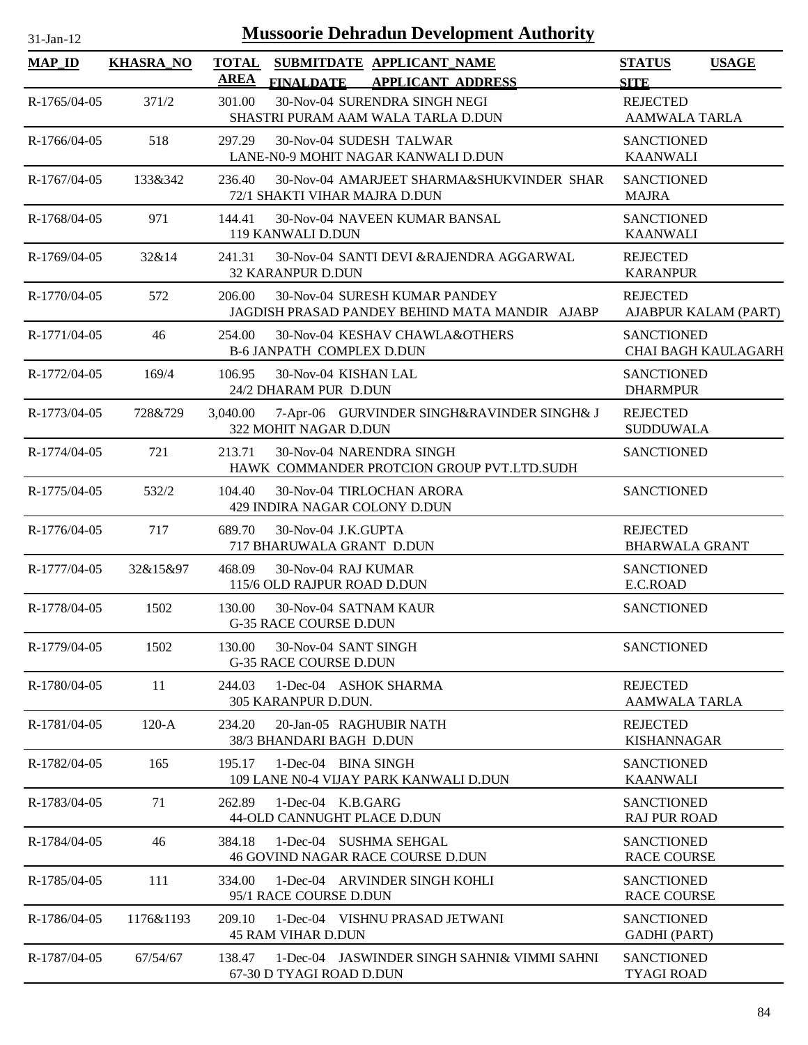# Mussoorie Dehradun Development Authority

31-Jan-12

| MAP_ID | KHASRA_NO | TOTAL AREA | SUBMITDATE FINALDATE | APPLICANT_NAME APPLICANT_ADDRESS | STATUS SITE | USAGE |
|---|---|---|---|---|---|---|
| R-1765/04-05 | 371/2 | 301.00 | 30-Nov-04 | SURENDRA SINGH NEGI SHASTRI PURAM AAM WALA TARLA D.DUN | REJECTED AAMWALA TARLA | |
| R-1766/04-05 | 518 | 297.29 | 30-Nov-04 | SUDESH TALWAR LANE-N0-9 MOHIT NAGAR KANWALI D.DUN | SANCTIONED KAANWALI | |
| R-1767/04-05 | 133&342 | 236.40 | 30-Nov-04 | AMARJEET SHARMA&SHUKVINDER SHAR 72/1 SHAKTI VIHAR MAJRA D.DUN | SANCTIONED MAJRA | |
| R-1768/04-05 | 971 | 144.41 | 30-Nov-04 | NAVEEN KUMAR BANSAL 119 KANWALI D.DUN | SANCTIONED KAANWALI | |
| R-1769/04-05 | 32&14 | 241.31 | 30-Nov-04 | SANTI DEVI &RAJENDRA AGGARWAL 32 KARANPUR D.DUN | REJECTED KARANPUR | |
| R-1770/04-05 | 572 | 206.00 | 30-Nov-04 | SURESH KUMAR PANDEY JAGDISH PRASAD PANDEY BEHIND MATA MANDIR AJABP | REJECTED AJABPUR KALAM (PART) | |
| R-1771/04-05 | 46 | 254.00 | 30-Nov-04 | KESHAV CHAWLA&OTHERS B-6 JANPATH COMPLEX D.DUN | SANCTIONED CHAI BAGH KAULAGARH | |
| R-1772/04-05 | 169/4 | 106.95 | 30-Nov-04 | KISHAN LAL 24/2 DHARAM PUR D.DUN | SANCTIONED DHARMPUR | |
| R-1773/04-05 | 728&729 | 3,040.00 | 7-Apr-06 | GURVINDER SINGH&RAVINDER SINGH& J 322 MOHIT NAGAR D.DUN | REJECTED SUDDUWALA | |
| R-1774/04-05 | 721 | 213.71 | 30-Nov-04 | NARENDRA SINGH HAWK COMMANDER PROTCION GROUP PVT.LTD.SUDH | SANCTIONED | |
| R-1775/04-05 | 532/2 | 104.40 | 30-Nov-04 | TIRLOCHAN ARORA 429 INDIRA NAGAR COLONY D.DUN | SANCTIONED | |
| R-1776/04-05 | 717 | 689.70 | 30-Nov-04 | J.K.GUPTA 717 BHARUWALA GRANT D.DUN | REJECTED BHARWALA GRANT | |
| R-1777/04-05 | 32&15&97 | 468.09 | 30-Nov-04 | RAJ KUMAR 115/6 OLD RAJPUR ROAD D.DUN | SANCTIONED E.C.ROAD | |
| R-1778/04-05 | 1502 | 130.00 | 30-Nov-04 | SATNAM KAUR G-35 RACE COURSE D.DUN | SANCTIONED | |
| R-1779/04-05 | 1502 | 130.00 | 30-Nov-04 | SANT SINGH G-35 RACE COURSE D.DUN | SANCTIONED | |
| R-1780/04-05 | 11 | 244.03 | 1-Dec-04 | ASHOK SHARMA 305 KARANPUR D.DUN. | REJECTED AAMWALA TARLA | |
| R-1781/04-05 | 120-A | 234.20 | 20-Jan-05 | RAGHUBIR NATH 38/3 BHANDARI BAGH D.DUN | REJECTED KISHANNAGAR | |
| R-1782/04-05 | 165 | 195.17 | 1-Dec-04 | BINA SINGH 109 LANE N0-4 VIJAY PARK KANWALI D.DUN | SANCTIONED KAANWALI | |
| R-1783/04-05 | 71 | 262.89 | 1-Dec-04 | K.B.GARG 44-OLD CANNUGHT PLACE D.DUN | SANCTIONED RAJ PUR ROAD | |
| R-1784/04-05 | 46 | 384.18 | 1-Dec-04 | SUSHMA SEHGAL 46 GOVIND NAGAR RACE COURSE D.DUN | SANCTIONED RACE COURSE | |
| R-1785/04-05 | 111 | 334.00 | 1-Dec-04 | ARVINDER SINGH KOHLI 95/1 RACE COURSE D.DUN | SANCTIONED RACE COURSE | |
| R-1786/04-05 | 1176&1193 | 209.10 | 1-Dec-04 | VISHNU PRASAD JETWANI 45 RAM VIHAR D.DUN | SANCTIONED GADHI (PART) | |
| R-1787/04-05 | 67/54/67 | 138.47 | 1-Dec-04 | JASWINDER SINGH SAHNI& VIMMI SAHNI 67-30 D TYAGI ROAD D.DUN | SANCTIONED TYAGI ROAD | |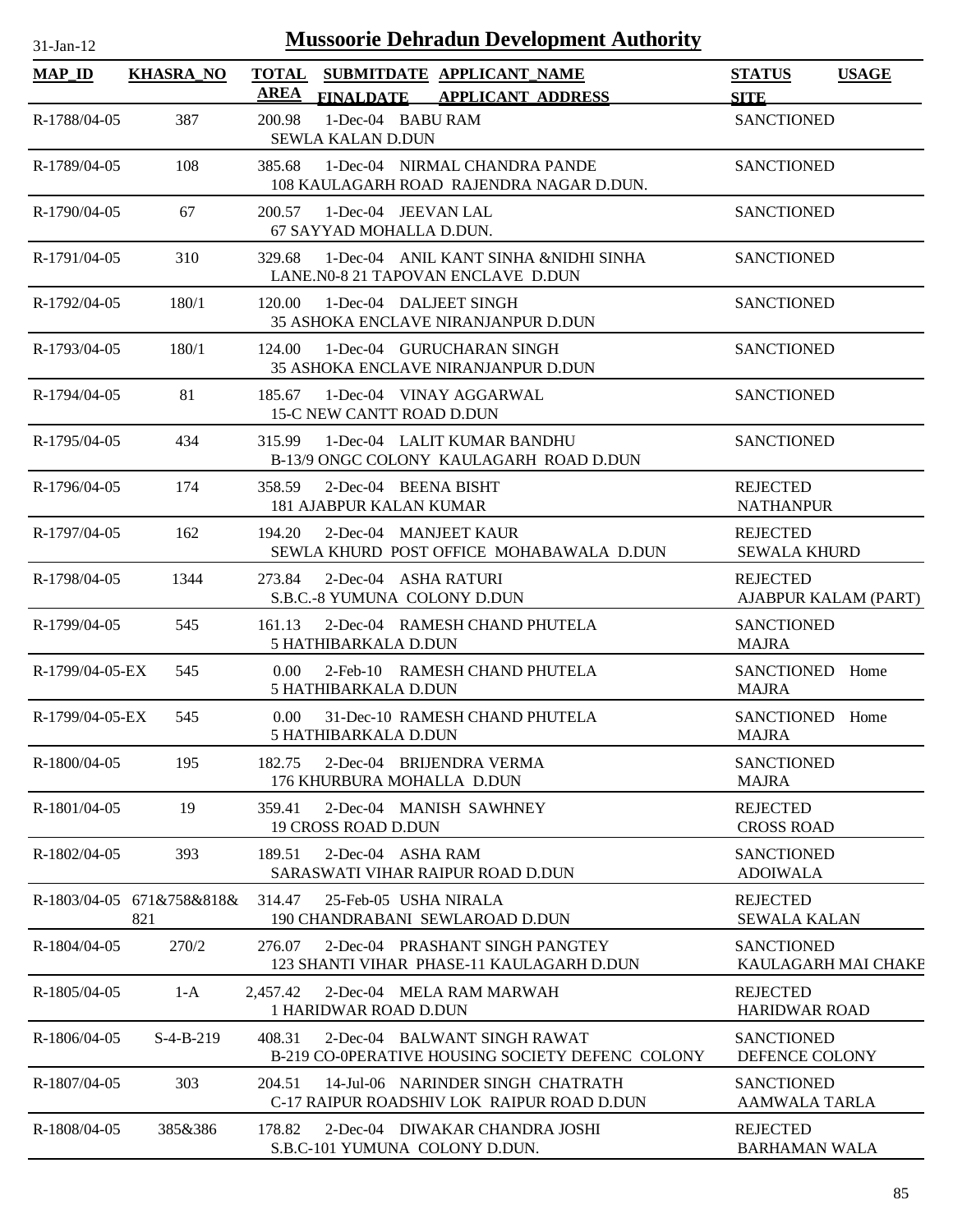# Mussoorie Dehradun Development Authority

31-Jan-12

| MAP_ID | KHASRA_NO | TOTAL AREA | SUBMITDATE FINALDATE | APPLICANT_NAME APPLICANT_ADDRESS | STATUS SITE | USAGE |
|---|---|---|---|---|---|---|
| R-1788/04-05 | 387 | 200.98 | 1-Dec-04 | BABU RAM<br>SEWLA KALAN D.DUN | SANCTIONED | |
| R-1789/04-05 | 108 | 385.68 | 1-Dec-04 | NIRMAL CHANDRA PANDE<br>108 KAULAGARH ROAD RAJENDRA NAGAR D.DUN. | SANCTIONED | |
| R-1790/04-05 | 67 | 200.57 | 1-Dec-04 | JEEVAN LAL<br>67 SAYYAD MOHALLA D.DUN. | SANCTIONED | |
| R-1791/04-05 | 310 | 329.68 | 1-Dec-04 | ANIL KANT SINHA &NIDHI SINHA<br>LANE.N0-8 21 TAPOVAN ENCLAVE D.DUN | SANCTIONED | |
| R-1792/04-05 | 180/1 | 120.00 | 1-Dec-04 | DALJEET SINGH<br>35 ASHOKA ENCLAVE NIRANJANPUR D.DUN | SANCTIONED | |
| R-1793/04-05 | 180/1 | 124.00 | 1-Dec-04 | GURUCHARAN SINGH<br>35 ASHOKA ENCLAVE NIRANJANPUR D.DUN | SANCTIONED | |
| R-1794/04-05 | 81 | 185.67 | 1-Dec-04 | VINAY AGGARWAL<br>15-C NEW CANTT ROAD D.DUN | SANCTIONED | |
| R-1795/04-05 | 434 | 315.99 | 1-Dec-04 | LALIT KUMAR BANDHU<br>B-13/9 ONGC COLONY KAULAGARH ROAD D.DUN | SANCTIONED | |
| R-1796/04-05 | 174 | 358.59 | 2-Dec-04 | BEENA BISHT<br>181 AJABPUR KALAN KUMAR | REJECTED<br>NATHANPUR | |
| R-1797/04-05 | 162 | 194.20 | 2-Dec-04 | MANJEET KAUR<br>SEWLA KHURD POST OFFICE MOHABAWALA D.DUN | REJECTED<br>SEWALA KHURD | |
| R-1798/04-05 | 1344 | 273.84 | 2-Dec-04 | ASHA RATURI<br>S.B.C.-8 YUMUNA COLONY D.DUN | REJECTED<br>AJABPUR KALAM (PART) | |
| R-1799/04-05 | 545 | 161.13 | 2-Dec-04 | RAMESH CHAND PHUTELA<br>5 HATHIBARKALA D.DUN | SANCTIONED<br>MAJRA | |
| R-1799/04-05-EX | 545 | 0.00 | 2-Feb-10 | RAMESH CHAND PHUTELA<br>5 HATHIBARKALA D.DUN | SANCTIONED<br>MAJRA | Home |
| R-1799/04-05-EX | 545 | 0.00 | 31-Dec-10 | RAMESH CHAND PHUTELA<br>5 HATHIBARKALA D.DUN | SANCTIONED<br>MAJRA | Home |
| R-1800/04-05 | 195 | 182.75 | 2-Dec-04 | BRIJENDRA VERMA<br>176 KHURBURA MOHALLA D.DUN | SANCTIONED<br>MAJRA | |
| R-1801/04-05 | 19 | 359.41 | 2-Dec-04 | MANISH SAWHNEY<br>19 CROSS ROAD D.DUN | REJECTED<br>CROSS ROAD | |
| R-1802/04-05 | 393 | 189.51 | 2-Dec-04 | ASHA RAM<br>SARASWATI VIHAR RAIPUR ROAD D.DUN | SANCTIONED<br>ADOIWALA | |
| R-1803/04-05 | 671&758&818&821 | 314.47 | 25-Feb-05 | USHA NIRALA<br>190 CHANDRABANI SEWLAROAD D.DUN | REJECTED<br>SEWALA KALAN | |
| R-1804/04-05 | 270/2 | 276.07 | 2-Dec-04 | PRASHANT SINGH PANGTEY<br>123 SHANTI VIHAR PHASE-11 KAULAGARH D.DUN | SANCTIONED<br>KAULAGARH MAI CHAKE | |
| R-1805/04-05 | 1-A | 2,457.42 | 2-Dec-04 | MELA RAM MARWAH<br>1 HARIDWAR ROAD D.DUN | REJECTED<br>HARIDWAR ROAD | |
| R-1806/04-05 | S-4-B-219 | 408.31 | 2-Dec-04 | BALWANT SINGH RAWAT<br>B-219 CO-0PERATIVE HOUSING SOCIETY DEFENC COLONY | SANCTIONED<br>DEFENCE COLONY | |
| R-1807/04-05 | 303 | 204.51 | 14-Jul-06 | NARINDER SINGH CHATRATH<br>C-17 RAIPUR ROADSHIV LOK RAIPUR ROAD D.DUN | SANCTIONED<br>AAMWALA TARLA | |
| R-1808/04-05 | 385&386 | 178.82 | 2-Dec-04 | DIWAKAR CHANDRA JOSHI<br>S.B.C-101 YUMUNA COLONY D.DUN. | REJECTED<br>BARHAMAN WALA | |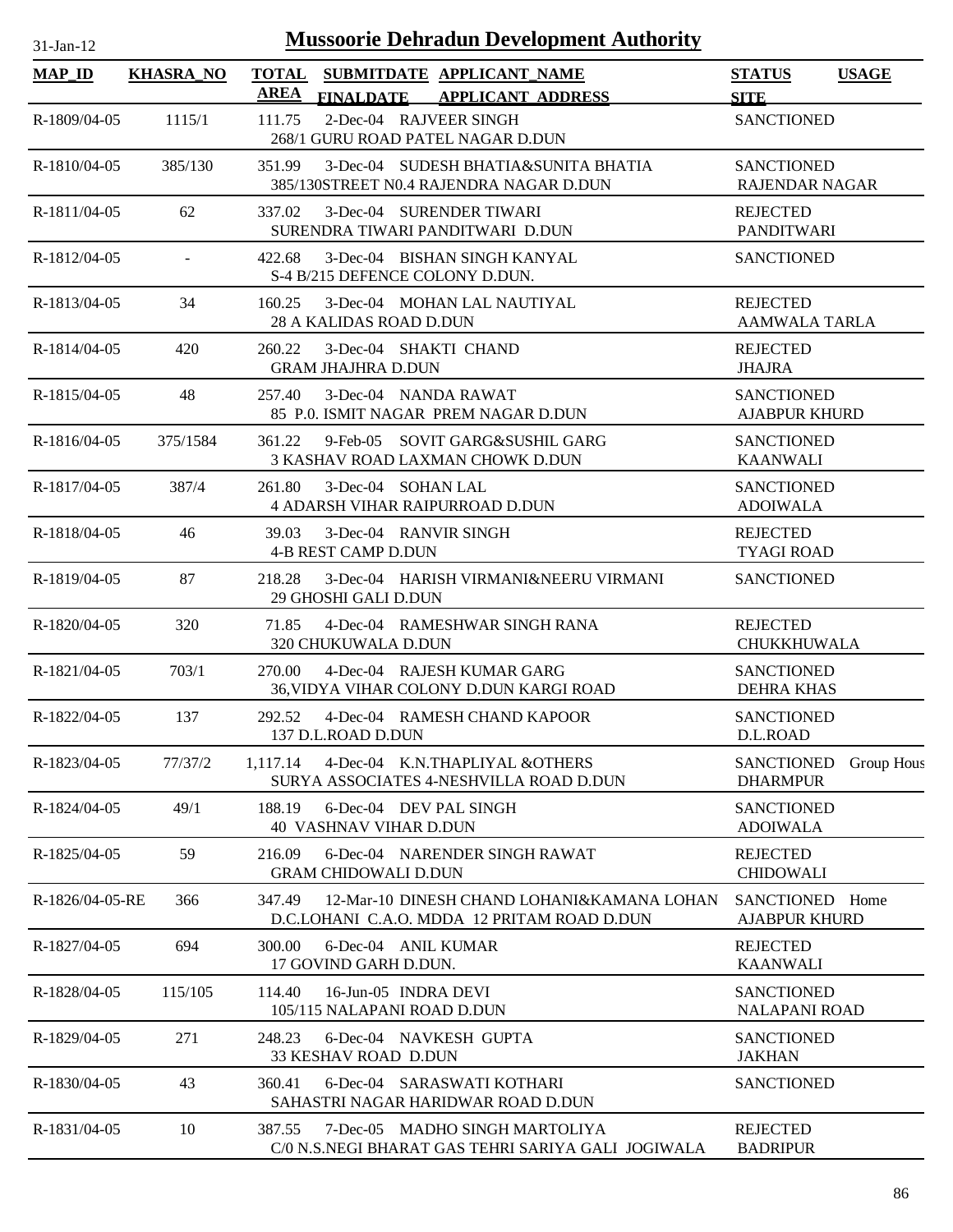# Mussoorie Dehradun Development Authority

31-Jan-12

| MAP_ID | KHASRA_NO | TOTAL AREA | SUBMITDATE FINALDATE | APPLICANT_NAME APPLICANT_ADDRESS | STATUS SITE | USAGE |
|---|---|---|---|---|---|---|
| R-1809/04-05 | 1115/1 | 111.75 | 2-Dec-04 | RAJVEER SINGH<br>268/1 GURU ROAD PATEL NAGAR D.DUN | SANCTIONED | |
| R-1810/04-05 | 385/130 | 351.99 | 3-Dec-04 | SUDESH BHATIA&SUNITA BHATIA<br>385/130STREET N0.4 RAJENDRA NAGAR D.DUN | SANCTIONED<br>RAJENDAR NAGAR | |
| R-1811/04-05 | 62 | 337.02 | 3-Dec-04 | SURENDER TIWARI<br>SURENDRA TIWARI PANDITWARI D.DUN | REJECTED<br>PANDITWARI | |
| R-1812/04-05 | - | 422.68 | 3-Dec-04 | BISHAN SINGH KANYAL<br>S-4 B/215 DEFENCE COLONY D.DUN. | SANCTIONED | |
| R-1813/04-05 | 34 | 160.25 | 3-Dec-04 | MOHAN LAL NAUTIYAL<br>28 A KALIDAS ROAD D.DUN | REJECTED<br>AAMWALA TARLA | |
| R-1814/04-05 | 420 | 260.22 | 3-Dec-04 | SHAKTI CHAND<br>GRAM JHAJHRA D.DUN | REJECTED<br>JHAJRA | |
| R-1815/04-05 | 48 | 257.40 | 3-Dec-04 | NANDA RAWAT<br>85 P.0. ISMIT NAGAR PREM NAGAR D.DUN | SANCTIONED<br>AJABPUR KHURD | |
| R-1816/04-05 | 375/1584 | 361.22 | 9-Feb-05 | SOVIT GARG&SUSHIL GARG<br>3 KASHAV ROAD LAXMAN CHOWK D.DUN | SANCTIONED<br>KAANWALI | |
| R-1817/04-05 | 387/4 | 261.80 | 3-Dec-04 | SOHAN LAL<br>4 ADARSH VIHAR RAIPURROAD D.DUN | SANCTIONED<br>ADOIWALA | |
| R-1818/04-05 | 46 | 39.03 | 3-Dec-04 | RANVIR SINGH<br>4-B REST CAMP D.DUN | REJECTED<br>TYAGI ROAD | |
| R-1819/04-05 | 87 | 218.28 | 3-Dec-04 | HARISH VIRMANI&NEERU VIRMANI<br>29 GHOSHI GALI D.DUN | SANCTIONED | |
| R-1820/04-05 | 320 | 71.85 | 4-Dec-04 | RAMESHWAR SINGH RANA<br>320 CHUKUWALA D.DUN | REJECTED<br>CHUKKHUWALA | |
| R-1821/04-05 | 703/1 | 270.00 | 4-Dec-04 | RAJESH KUMAR GARG<br>36,VIDYA VIHAR COLONY D.DUN KARGI ROAD | SANCTIONED<br>DEHRA KHAS | |
| R-1822/04-05 | 137 | 292.52 | 4-Dec-04 | RAMESH CHAND KAPOOR<br>137 D.L.ROAD D.DUN | SANCTIONED<br>D.L.ROAD | |
| R-1823/04-05 | 77/37/2 | 1,117.14 | 4-Dec-04 | K.N.THAPLIYAL &OTHERS<br>SURYA ASSOCIATES 4-NESHVILLA ROAD D.DUN | SANCTIONED<br>DHARMPUR | Group Hous |
| R-1824/04-05 | 49/1 | 188.19 | 6-Dec-04 | DEV PAL SINGH<br>40 VASHNAV VIHAR D.DUN | SANCTIONED<br>ADOIWALA | |
| R-1825/04-05 | 59 | 216.09 | 6-Dec-04 | NARENDER SINGH RAWAT<br>GRAM CHIDOWALI D.DUN | REJECTED<br>CHIDOWALI | |
| R-1826/04-05-RE | 366 | 347.49 | 12-Mar-10 | DINESH CHAND LOHANI&KAMANA LOHAN<br>D.C.LOHANI C.A.O. MDDA 12 PRITAM ROAD D.DUN | SANCTIONED<br>AJABPUR KHURD | Home |
| R-1827/04-05 | 694 | 300.00 | 6-Dec-04 | ANIL KUMAR<br>17 GOVIND GARH D.DUN. | REJECTED<br>KAANWALI | |
| R-1828/04-05 | 115/105 | 114.40 | 16-Jun-05 | INDRA DEVI<br>105/115 NALAPANI ROAD D.DUN | SANCTIONED<br>NALAPANI ROAD | |
| R-1829/04-05 | 271 | 248.23 | 6-Dec-04 | NAVKESH GUPTA<br>33 KESHAV ROAD D.DUN | SANCTIONED<br>JAKHAN | |
| R-1830/04-05 | 43 | 360.41 | 6-Dec-04 | SARASWATI KOTHARI<br>SAHASTRI NAGAR HARIDWAR ROAD D.DUN | SANCTIONED | |
| R-1831/04-05 | 10 | 387.55 | 7-Dec-05 | MADHO SINGH MARTOLIYA<br>C/0 N.S.NEGI BHARAT GAS TEHRI SARIYA GALI JOGIWALA | REJECTED<br>BADRIPUR | |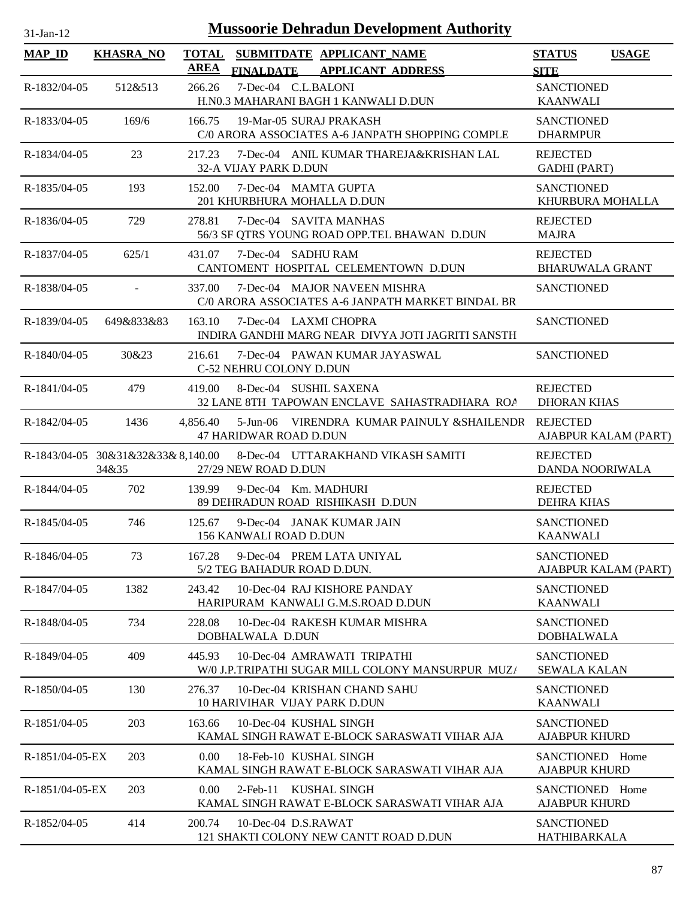# Mussoorie Dehradun Development Authority

31-Jan-12

| MAP_ID | KHASRA_NO | TOTAL AREA | SUBMITDATE / FINALDATE | APPLICANT_NAME / APPLICANT_ADDRESS | STATUS / SITE | USAGE |
|---|---|---|---|---|---|---|
| R-1832/04-05 | 512&513 | 266.26 | 7-Dec-04 | C.L.BALONI<br>H.N0.3 MAHARANI BAGH 1 KANWALI D.DUN | SANCTIONED<br>KAANWALI | |
| R-1833/04-05 | 169/6 | 166.75 | 19-Mar-05 | SURAJ PRAKASH<br>C/0 ARORA ASSOCIATES A-6 JANPATH SHOPPING COMPLE | SANCTIONED<br>DHARMPUR | |
| R-1834/04-05 | 23 | 217.23 | 7-Dec-04 | ANIL KUMAR THAREJA&KRISHAN LAL<br>32-A VIJAY PARK D.DUN | REJECTED<br>GADHI (PART) | |
| R-1835/04-05 | 193 | 152.00 | 7-Dec-04 | MAMTA GUPTA<br>201 KHURBHURA MOHALLA D.DUN | SANCTIONED<br>KHURBURA MOHALLA | |
| R-1836/04-05 | 729 | 278.81 | 7-Dec-04 | SAVITA MANHAS<br>56/3 SF QTRS YOUNG ROAD OPP.TEL BHAWAN D.DUN | REJECTED<br>MAJRA | |
| R-1837/04-05 | 625/1 | 431.07 | 7-Dec-04 | SADHU RAM<br>CANTOMENT HOSPITAL CELEMENTOWN D.DUN | REJECTED<br>BHARUWALA GRANT | |
| R-1838/04-05 | - | 337.00 | 7-Dec-04 | MAJOR NAVEEN MISHRA<br>C/0 ARORA ASSOCIATES A-6 JANPATH MARKET BINDAL BR | SANCTIONED | |
| R-1839/04-05 | 649&833&83 | 163.10 | 7-Dec-04 | LAXMI CHOPRA<br>INDIRA GANDHI MARG NEAR DIVYA JOTI JAGRITI SANSTH | SANCTIONED | |
| R-1840/04-05 | 30&23 | 216.61 | 7-Dec-04 | PAWAN KUMAR JAYASWAL<br>C-52 NEHRU COLONY D.DUN | SANCTIONED | |
| R-1841/04-05 | 479 | 419.00 | 8-Dec-04 | SUSHIL SAXENA<br>32 LANE 8TH TAPOWAN ENCLAVE SAHASTRADHARA ROA | REJECTED<br>DHORAN KHAS | |
| R-1842/04-05 | 1436 | 4,856.40 | 5-Jun-06 | VIRENDRA KUMAR PAINULY &SHAILENDR<br>47 HARIDWAR ROAD D.DUN | REJECTED<br>AJABPUR KALAM (PART) | |
| R-1843/04-05 | 30&31&32&33&34&35 | 8,140.00 | 8-Dec-04 | UTTARAKHAND VIKASH SAMITI<br>27/29 NEW ROAD D.DUN | REJECTED<br>DANDA NOORIWALA | |
| R-1844/04-05 | 702 | 139.99 | 9-Dec-04 | Km. MADHURI<br>89 DEHRADUN ROAD RISHIKASH D.DUN | REJECTED<br>DEHRA KHAS | |
| R-1845/04-05 | 746 | 125.67 | 9-Dec-04 | JANAK KUMAR JAIN<br>156 KANWALI ROAD D.DUN | SANCTIONED<br>KAANWALI | |
| R-1846/04-05 | 73 | 167.28 | 9-Dec-04 | PREM LATA UNIYAL<br>5/2 TEG BAHADUR ROAD D.DUN. | SANCTIONED<br>AJABPUR KALAM (PART) | |
| R-1847/04-05 | 1382 | 243.42 | 10-Dec-04 | RAJ KISHORE PANDAY<br>HARIPURAM KANWALI G.M.S.ROAD D.DUN | SANCTIONED<br>KAANWALI | |
| R-1848/04-05 | 734 | 228.08 | 10-Dec-04 | RAKESH KUMAR MISHRA<br>DOBHALWALA D.DUN | SANCTIONED<br>DOBHALWALA | |
| R-1849/04-05 | 409 | 445.93 | 10-Dec-04 | AMRAWATI TRIPATHI<br>W/0 J.P.TRIPATHI SUGAR MILL COLONY MANSURPUR MUZA | SANCTIONED<br>SEWALA KALAN | |
| R-1850/04-05 | 130 | 276.37 | 10-Dec-04 | KRISHAN CHAND SAHU<br>10 HARIVIHAR VIJAY PARK D.DUN | SANCTIONED<br>KAANWALI | |
| R-1851/04-05 | 203 | 163.66 | 10-Dec-04 | KUSHAL SINGH<br>KAMAL SINGH RAWAT E-BLOCK SARASWATI VIHAR AJA | SANCTIONED<br>AJABPUR KHURD | |
| R-1851/04-05-EX | 203 | 0.00 | 18-Feb-10 | KUSHAL SINGH<br>KAMAL SINGH RAWAT E-BLOCK SARASWATI VIHAR AJA | SANCTIONED<br>AJABPUR KHURD | Home |
| R-1851/04-05-EX | 203 | 0.00 | 2-Feb-11 | KUSHAL SINGH<br>KAMAL SINGH RAWAT E-BLOCK SARASWATI VIHAR AJA | SANCTIONED<br>AJABPUR KHURD | Home |
| R-1852/04-05 | 414 | 200.74 | 10-Dec-04 | D.S.RAWAT<br>121 SHAKTI COLONY NEW CANTT ROAD D.DUN | SANCTIONED<br>HATHIBARKALA | |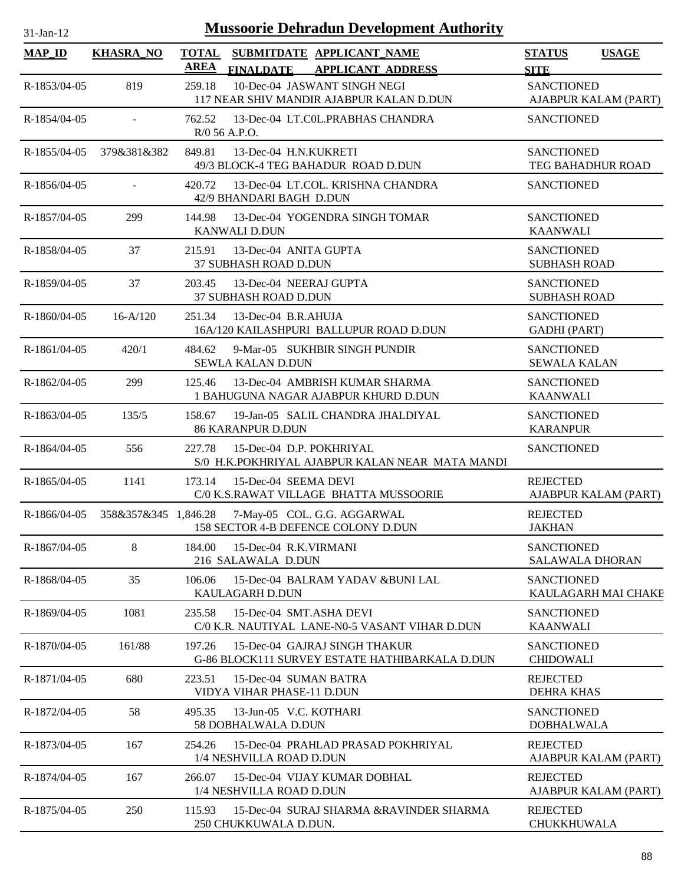# Mussoorie Dehradun Development Authority

31-Jan-12

| MAP_ID | KHASRA_NO | TOTAL AREA | SUBMITDATE FINALDATE | APPLICANT_NAME APPLICANT_ADDRESS | STATUS SITE | USAGE |
|---|---|---|---|---|---|---|
| R-1853/04-05 | 819 | 259.18 | 10-Dec-04 | JASWANT SINGH NEGI 117 NEAR SHIV MANDIR AJABPUR KALAN D.DUN | SANCTIONED AJABPUR KALAM (PART) | |
| R-1854/04-05 | - | 762.52 | 13-Dec-04 | LT.C0L.PRABHAS CHANDRA R/0 56 A.P.O. | SANCTIONED | |
| R-1855/04-05 | 379&381&382 | 849.81 | 13-Dec-04 | H.N.KUKRETI 49/3 BLOCK-4 TEG BAHADUR ROAD D.DUN | SANCTIONED TEG BAHADHUR ROAD | |
| R-1856/04-05 | - | 420.72 | 13-Dec-04 | LT.COL. KRISHNA CHANDRA 42/9 BHANDARI BAGH D.DUN | SANCTIONED | |
| R-1857/04-05 | 299 | 144.98 | 13-Dec-04 | YOGENDRA SINGH TOMAR KANWALI D.DUN | SANCTIONED KAANWALI | |
| R-1858/04-05 | 37 | 215.91 | 13-Dec-04 | ANITA GUPTA 37 SUBHASH ROAD D.DUN | SANCTIONED SUBHASH ROAD | |
| R-1859/04-05 | 37 | 203.45 | 13-Dec-04 | NEERAJ GUPTA 37 SUBHASH ROAD D.DUN | SANCTIONED SUBHASH ROAD | |
| R-1860/04-05 | 16-A/120 | 251.34 | 13-Dec-04 | B.R.AHUJA 16A/120 KAILASHPURI BALLUPUR ROAD D.DUN | SANCTIONED GADHI (PART) | |
| R-1861/04-05 | 420/1 | 484.62 | 9-Mar-05 | SUKHBIR SINGH PUNDIR SEWLA KALAN D.DUN | SANCTIONED SEWALA KALAN | |
| R-1862/04-05 | 299 | 125.46 | 13-Dec-04 | AMBRISH KUMAR SHARMA 1 BAHUGUNA NAGAR AJABPUR KHURD D.DUN | SANCTIONED KAANWALI | |
| R-1863/04-05 | 135/5 | 158.67 | 19-Jan-05 | SALIL CHANDRA JHALDIYAL 86 KARANPUR D.DUN | SANCTIONED KARANPUR | |
| R-1864/04-05 | 556 | 227.78 | 15-Dec-04 | D.P. POKHRIYAL S/0 H.K.POKHRIYAL AJABPUR KALAN NEAR MATA MANDI | SANCTIONED | |
| R-1865/04-05 | 1141 | 173.14 | 15-Dec-04 | SEEMA DEVI C/0 K.S.RAWAT VILLAGE BHATTA MUSSOORIE | REJECTED AJABPUR KALAM (PART) | |
| R-1866/04-05 | 358&357&345 | 1,846.28 | 7-May-05 | COL. G.G. AGGARWAL 158 SECTOR 4-B DEFENCE COLONY D.DUN | REJECTED JAKHAN | |
| R-1867/04-05 | 8 | 184.00 | 15-Dec-04 | R.K.VIRMANI 216 SALAWALA D.DUN | SANCTIONED SALAWALA DHORAN | |
| R-1868/04-05 | 35 | 106.06 | 15-Dec-04 | BALRAM YADAV &BUNI LAL KAULAGARH D.DUN | SANCTIONED KAULAGARH MAI CHAKE | |
| R-1869/04-05 | 1081 | 235.58 | 15-Dec-04 | SMT.ASHA DEVI C/0 K.R. NAUTIYAL LANE-N0-5 VASANT VIHAR D.DUN | SANCTIONED KAANWALI | |
| R-1870/04-05 | 161/88 | 197.26 | 15-Dec-04 | GAJRAJ SINGH THAKUR G-86 BLOCK111 SURVEY ESTATE HATHIBARKALA D.DUN | SANCTIONED CHIDOWALI | |
| R-1871/04-05 | 680 | 223.51 | 15-Dec-04 | SUMAN BATRA VIDYA VIHAR PHASE-11 D.DUN | REJECTED DEHRA KHAS | |
| R-1872/04-05 | 58 | 495.35 | 13-Jun-05 | V.C. KOTHARI 58 DOBHALWALA D.DUN | SANCTIONED DOBHALWALA | |
| R-1873/04-05 | 167 | 254.26 | 15-Dec-04 | PRAHLAD PRASAD POKHRIYAL 1/4 NESHVILLA ROAD D.DUN | REJECTED AJABPUR KALAM (PART) | |
| R-1874/04-05 | 167 | 266.07 | 15-Dec-04 | VIJAY KUMAR DOBHAL 1/4 NESHVILLA ROAD D.DUN | REJECTED AJABPUR KALAM (PART) | |
| R-1875/04-05 | 250 | 115.93 | 15-Dec-04 | SURAJ SHARMA &RAVINDER SHARMA 250 CHUKKUWALA D.DUN. | REJECTED CHUKKHUWALA | |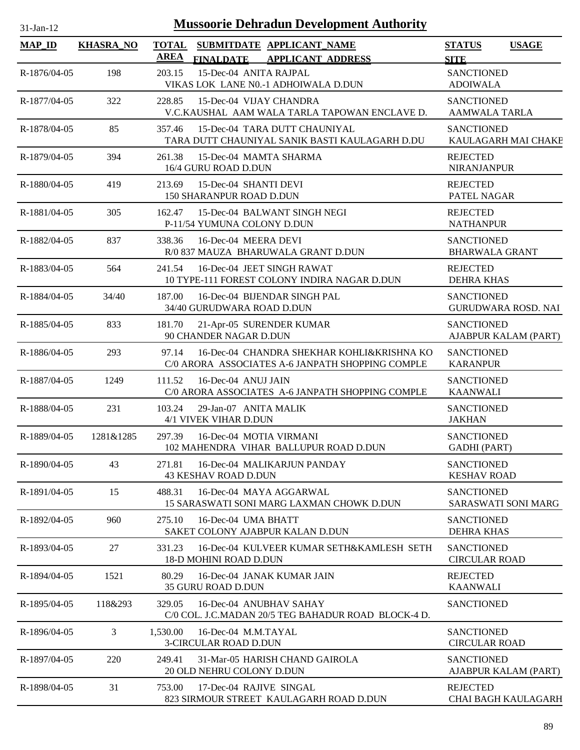# Mussoorie Dehradun Development Authority

31-Jan-12

| MAP_ID | KHASRA_NO | TOTAL AREA | SUBMITDATE FINALDATE | APPLICANT_NAME APPLICANT_ADDRESS | STATUS SITE | USAGE |
|---|---|---|---|---|---|---|
| R-1876/04-05 | 198 | 203.15 | 15-Dec-04 | ANITA RAJPAL<br>VIKAS LOK LANE N0.-1 ADHOIWALA D.DUN | SANCTIONED<br>ADOIWALA | |
| R-1877/04-05 | 322 | 228.85 | 15-Dec-04 | VIJAY CHANDRA<br>V.C.KAUSHAL AAM WALA TARLA TAPOWAN ENCLAVE D. | SANCTIONED<br>AAMWALA TARLA | |
| R-1878/04-05 | 85 | 357.46 | 15-Dec-04 | TARA DUTT CHAUNIYAL<br>TARA DUTT CHAUNIYAL SANIK BASTI KAULAGARH D.DU | SANCTIONED<br>KAULAGARH MAI CHAKE | |
| R-1879/04-05 | 394 | 261.38 | 15-Dec-04 | MAMTA SHARMA<br>16/4 GURU ROAD D.DUN | REJECTED<br>NIRANJANPUR | |
| R-1880/04-05 | 419 | 213.69 | 15-Dec-04 | SHANTI DEVI<br>150 SHARANPUR ROAD D.DUN | REJECTED<br>PATEL NAGAR | |
| R-1881/04-05 | 305 | 162.47 | 15-Dec-04 | BALWANT SINGH NEGI<br>P-11/54 YUMUNA COLONY D.DUN | REJECTED<br>NATHANPUR | |
| R-1882/04-05 | 837 | 338.36 | 16-Dec-04 | MEERA DEVI<br>R/0 837 MAUZA BHARUWALA GRANT D.DUN | SANCTIONED<br>BHARWALA GRANT | |
| R-1883/04-05 | 564 | 241.54 | 16-Dec-04 | JEET SINGH RAWAT<br>10 TYPE-111 FOREST COLONY INDIRA NAGAR D.DUN | REJECTED<br>DEHRA KHAS | |
| R-1884/04-05 | 34/40 | 187.00 | 16-Dec-04 | BIJENDAR SINGH PAL<br>34/40 GURUDWARA ROAD D.DUN | SANCTIONED<br>GURUDWARA ROSD. NAI | |
| R-1885/04-05 | 833 | 181.70 | 21-Apr-05 | SURENDER KUMAR<br>90 CHANDER NAGAR D.DUN | SANCTIONED<br>AJABPUR KALAM (PART) | |
| R-1886/04-05 | 293 | 97.14 | 16-Dec-04 | CHANDRA SHEKHAR KOHLI&KRISHNA KO<br>C/0 ARORA ASSOCIATES A-6 JANPATH SHOPPING COMPLE | SANCTIONED<br>KARANPUR | |
| R-1887/04-05 | 1249 | 111.52 | 16-Dec-04 | ANUJ JAIN<br>C/0 ARORA ASSOCIATES A-6 JANPATH SHOPPING COMPLE | SANCTIONED<br>KAANWALI | |
| R-1888/04-05 | 231 | 103.24 | 29-Jan-07 | ANITA MALIK<br>4/1 VIVEK VIHAR D.DUN | SANCTIONED<br>JAKHAN | |
| R-1889/04-05 | 1281&1285 | 297.39 | 16-Dec-04 | MOTIA VIRMANI<br>102 MAHENDRA VIHAR BALLUPUR ROAD D.DUN | SANCTIONED<br>GADHI (PART) | |
| R-1890/04-05 | 43 | 271.81 | 16-Dec-04 | MALIKARJUN PANDAY<br>43 KESHAV ROAD D.DUN | SANCTIONED<br>KESHAV ROAD | |
| R-1891/04-05 | 15 | 488.31 | 16-Dec-04 | MAYA AGGARWAL<br>15 SARASWATI SONI MARG LAXMAN CHOWK D.DUN | SANCTIONED<br>SARASWATI SONI MARG | |
| R-1892/04-05 | 960 | 275.10 | 16-Dec-04 | UMA BHATT<br>SAKET COLONY AJABPUR KALAN D.DUN | SANCTIONED<br>DEHRA KHAS | |
| R-1893/04-05 | 27 | 331.23 | 16-Dec-04 | KULVEER KUMAR SETH&KAMLESH SETH<br>18-D MOHINI ROAD D.DUN | SANCTIONED<br>CIRCULAR ROAD | |
| R-1894/04-05 | 1521 | 80.29 | 16-Dec-04 | JANAK KUMAR JAIN<br>35 GURU ROAD D.DUN | REJECTED<br>KAANWALI | |
| R-1895/04-05 | 118&293 | 329.05 | 16-Dec-04 | ANUBHAV SAHAY<br>C/0 COL. J.C.MADAN 20/5 TEG BAHADUR ROAD BLOCK-4 D. | SANCTIONED | |
| R-1896/04-05 | 3 | 1,530.00 | 16-Dec-04 | M.M.TAYAL<br>3-CIRCULAR ROAD D.DUN | SANCTIONED<br>CIRCULAR ROAD | |
| R-1897/04-05 | 220 | 249.41 | 31-Mar-05 | HARISH CHAND GAIROLA<br>20 OLD NEHRU COLONY D.DUN | SANCTIONED<br>AJABPUR KALAM (PART) | |
| R-1898/04-05 | 31 | 753.00 | 17-Dec-04 | RAJIVE SINGAL<br>823 SIRMOUR STREET KAULAGARH ROAD D.DUN | REJECTED<br>CHAI BAGH KAULAGARH | |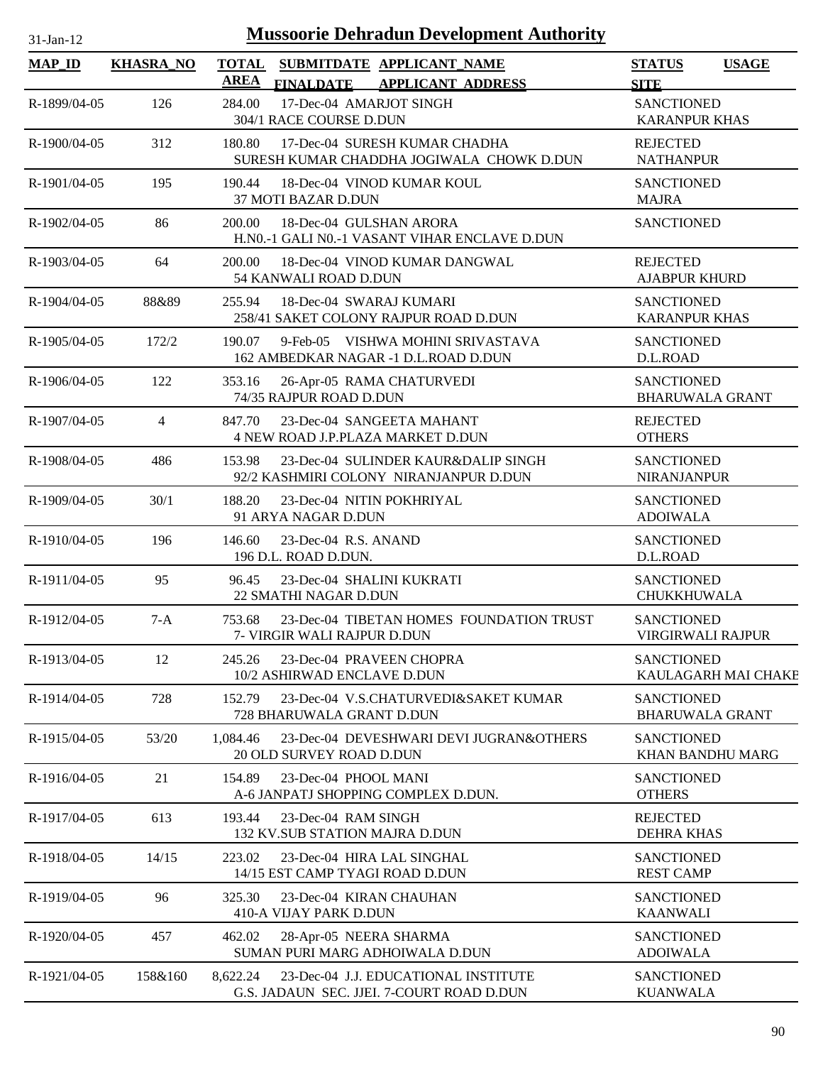# Mussoorie Dehradun Development Authority

| MAP_ID | KHASRA_NO | TOTAL AREA | SUBMITDATE FINALDATE | APPLICANT_NAME APPLICANT_ADDRESS | STATUS SITE | USAGE |
|---|---|---|---|---|---|---|
| R-1899/04-05 | 126 | 284.00 | 17-Dec-04 | AMARJOT SINGH 304/1 RACE COURSE D.DUN | SANCTIONED KARANPUR KHAS | |
| R-1900/04-05 | 312 | 180.80 | 17-Dec-04 | SURESH KUMAR CHADHA SURESH KUMAR CHADDHA JOGIWALA CHOWK D.DUN | REJECTED NATHANPUR | |
| R-1901/04-05 | 195 | 190.44 | 18-Dec-04 | VINOD KUMAR KOUL 37 MOTI BAZAR D.DUN | SANCTIONED MAJRA | |
| R-1902/04-05 | 86 | 200.00 | 18-Dec-04 | GULSHAN ARORA H.N0.-1 GALI N0.-1 VASANT VIHAR ENCLAVE D.DUN | SANCTIONED | |
| R-1903/04-05 | 64 | 200.00 | 18-Dec-04 | VINOD KUMAR DANGWAL 54 KANWALI ROAD D.DUN | REJECTED AJABPUR KHURD | |
| R-1904/04-05 | 88&89 | 255.94 | 18-Dec-04 | SWARAJ KUMARI 258/41 SAKET COLONY RAJPUR ROAD D.DUN | SANCTIONED KARANPUR KHAS | |
| R-1905/04-05 | 172/2 | 190.07 | 9-Feb-05 | VISHWA MOHINI SRIVASTAVA 162 AMBEDKAR NAGAR -1 D.L.ROAD D.DUN | SANCTIONED D.L.ROAD | |
| R-1906/04-05 | 122 | 353.16 | 26-Apr-05 | RAMA CHATURVEDI 74/35 RAJPUR ROAD D.DUN | SANCTIONED BHARUWALA GRANT | |
| R-1907/04-05 | 4 | 847.70 | 23-Dec-04 | SANGEETA MAHANT 4 NEW ROAD J.P.PLAZA MARKET D.DUN | REJECTED OTHERS | |
| R-1908/04-05 | 486 | 153.98 | 23-Dec-04 | SULINDER KAUR&DALIP SINGH 92/2 KASHMIRI COLONY NIRANJANPUR D.DUN | SANCTIONED NIRANJANPUR | |
| R-1909/04-05 | 30/1 | 188.20 | 23-Dec-04 | NITIN POKHRIYAL 91 ARYA NAGAR D.DUN | SANCTIONED ADOIWALA | |
| R-1910/04-05 | 196 | 146.60 | 23-Dec-04 | R.S. ANAND 196 D.L. ROAD D.DUN. | SANCTIONED D.L.ROAD | |
| R-1911/04-05 | 95 | 96.45 | 23-Dec-04 | SHALINI KUKRATI 22 SMATHI NAGAR D.DUN | SANCTIONED CHUKKHUWALA | |
| R-1912/04-05 | 7-A | 753.68 | 23-Dec-04 | TIBETAN HOMES FOUNDATION TRUST 7- VIRGIR WALI RAJPUR D.DUN | SANCTIONED VIRGIRWALI RAJPUR | |
| R-1913/04-05 | 12 | 245.26 | 23-Dec-04 | PRAVEEN CHOPRA 10/2 ASHIRWAD ENCLAVE D.DUN | SANCTIONED KAULAGARH MAI CHAKE | |
| R-1914/04-05 | 728 | 152.79 | 23-Dec-04 | V.S.CHATURVEDI&SAKET KUMAR 728 BHARUWALA GRANT D.DUN | SANCTIONED BHARUWALA GRANT | |
| R-1915/04-05 | 53/20 | 1,084.46 | 23-Dec-04 | DEVESHWARI DEVI JUGRAN&OTHERS 20 OLD SURVEY ROAD D.DUN | SANCTIONED KHAN BANDHU MARG | |
| R-1916/04-05 | 21 | 154.89 | 23-Dec-04 | PHOOL MANI A-6 JANPATJ SHOPPING COMPLEX D.DUN. | SANCTIONED OTHERS | |
| R-1917/04-05 | 613 | 193.44 | 23-Dec-04 | RAM SINGH 132 KV.SUB STATION MAJRA D.DUN | REJECTED DEHRA KHAS | |
| R-1918/04-05 | 14/15 | 223.02 | 23-Dec-04 | HIRA LAL SINGHAL 14/15 EST CAMP TYAGI ROAD D.DUN | SANCTIONED REST CAMP | |
| R-1919/04-05 | 96 | 325.30 | 23-Dec-04 | KIRAN CHAUHAN 410-A VIJAY PARK D.DUN | SANCTIONED KAANWALI | |
| R-1920/04-05 | 457 | 462.02 | 28-Apr-05 | NEERA SHARMA SUMAN PURI MARG ADHOIWALA D.DUN | SANCTIONED ADOIWALA | |
| R-1921/04-05 | 158&160 | 8,622.24 | 23-Dec-04 | J.J. EDUCATIONAL INSTITUTE G.S. JADAUN SEC. JJEI. 7-COURT ROAD D.DUN | SANCTIONED KUANWALA | |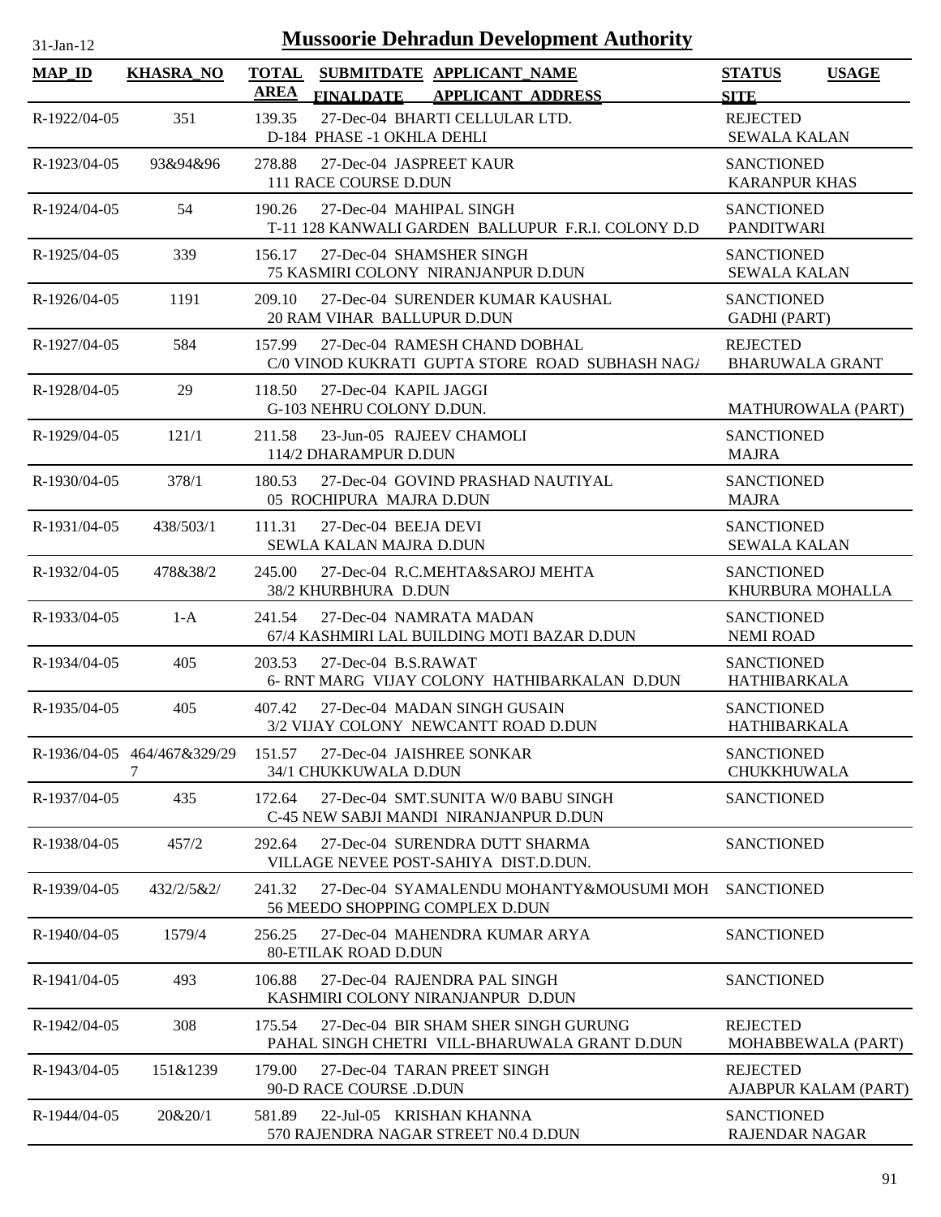# Mussoorie Dehradun Development Authority

31-Jan-12

| MAP_ID | KHASRA_NO | TOTAL AREA | SUBMITDATE FINALDATE | APPLICANT_NAME APPLICANT_ADDRESS | STATUS SITE | USAGE |
|---|---|---|---|---|---|---|
| R-1922/04-05 | 351 | 139.35 | 27-Dec-04 | BHARTI CELLULAR LTD. D-184 PHASE -1 OKHLA DEHLI | REJECTED SEWALA KALAN | |
| R-1923/04-05 | 93&94&96 | 278.88 | 27-Dec-04 | JASPREET KAUR 111 RACE COURSE D.DUN | SANCTIONED KARANPUR KHAS | |
| R-1924/04-05 | 54 | 190.26 | 27-Dec-04 | MAHIPAL SINGH T-11 128 KANWALI GARDEN BALLUPUR F.R.I. COLONY D.D | SANCTIONED PANDITWARI | |
| R-1925/04-05 | 339 | 156.17 | 27-Dec-04 | SHAMSHER SINGH 75 KASMIRI COLONY NIRANJANPUR D.DUN | SANCTIONED SEWALA KALAN | |
| R-1926/04-05 | 1191 | 209.10 | 27-Dec-04 | SURENDER KUMAR KAUSHAL 20 RAM VIHAR BALLUPUR D.DUN | SANCTIONED GADHI (PART) | |
| R-1927/04-05 | 584 | 157.99 | 27-Dec-04 | RAMESH CHAND DOBHAL C/0 VINOD KUKRATI GUPTA STORE ROAD SUBHASH NAGA | REJECTED BHARUWALA GRANT | |
| R-1928/04-05 | 29 | 118.50 | 27-Dec-04 | KAPIL JAGGI G-103 NEHRU COLONY D.DUN. | MATHUROWALA (PART) | |
| R-1929/04-05 | 121/1 | 211.58 | 23-Jun-05 | RAJEEV CHAMOLI 114/2 DHARAMPUR D.DUN | SANCTIONED MAJRA | |
| R-1930/04-05 | 378/1 | 180.53 | 27-Dec-04 | GOVIND PRASHAD NAUTIYAL 05 ROCHIPURA MAJRA D.DUN | SANCTIONED MAJRA | |
| R-1931/04-05 | 438/503/1 | 111.31 | 27-Dec-04 | BEEJA DEVI SEWLA KALAN MAJRA D.DUN | SANCTIONED SEWALA KALAN | |
| R-1932/04-05 | 478&38/2 | 245.00 | 27-Dec-04 | R.C.MEHTA&SAROJ MEHTA 38/2 KHURBHURA D.DUN | SANCTIONED KHURBURA MOHALLA | |
| R-1933/04-05 | 1-A | 241.54 | 27-Dec-04 | NAMRATA MADAN 67/4 KASHMIRI LAL BUILDING MOTI BAZAR D.DUN | SANCTIONED NEMI ROAD | |
| R-1934/04-05 | 405 | 203.53 | 27-Dec-04 | B.S.RAWAT 6- RNT MARG VIJAY COLONY HATHIBARKALAN D.DUN | SANCTIONED HATHIBARKALA | |
| R-1935/04-05 | 405 | 407.42 | 27-Dec-04 | MADAN SINGH GUSAIN 3/2 VIJAY COLONY NEWCANTT ROAD D.DUN | SANCTIONED HATHIBARKALA | |
| R-1936/04-05 | 464/467&329/297 | 151.57 | 27-Dec-04 | JAISHREE SONKAR 34/1 CHUKKUWALA D.DUN | SANCTIONED CHUKKHUWALA | |
| R-1937/04-05 | 435 | 172.64 | 27-Dec-04 | SMT.SUNITA W/0 BABU SINGH C-45 NEW SABJI MANDI NIRANJANPUR D.DUN | SANCTIONED | |
| R-1938/04-05 | 457/2 | 292.64 | 27-Dec-04 | SURENDRA DUTT SHARMA VILLAGE NEVEE POST-SAHIYA DIST.D.DUN. | SANCTIONED | |
| R-1939/04-05 | 432/2/5&2/ | 241.32 | 27-Dec-04 | SYAMALENDU MOHANTY&MOUSUMI MOH 56 MEEDO SHOPPING COMPLEX D.DUN | SANCTIONED | |
| R-1940/04-05 | 1579/4 | 256.25 | 27-Dec-04 | MAHENDRA KUMAR ARYA 80-ETILAK ROAD D.DUN | SANCTIONED | |
| R-1941/04-05 | 493 | 106.88 | 27-Dec-04 | RAJENDRA PAL SINGH KASHMIRI COLONY NIRANJANPUR D.DUN | SANCTIONED | |
| R-1942/04-05 | 308 | 175.54 | 27-Dec-04 | BIR SHAM SHER SINGH GURUNG PAHAL SINGH CHETRI VILL-BHARUWALA GRANT D.DUN | REJECTED MOHABBEWALA (PART) | |
| R-1943/04-05 | 151&1239 | 179.00 | 27-Dec-04 | TARAN PREET SINGH 90-D RACE COURSE .D.DUN | REJECTED AJABPUR KALAM (PART) | |
| R-1944/04-05 | 20&20/1 | 581.89 | 22-Jul-05 | KRISHAN KHANNA 570 RAJENDRA NAGAR STREET N0.4 D.DUN | SANCTIONED RAJENDAR NAGAR | |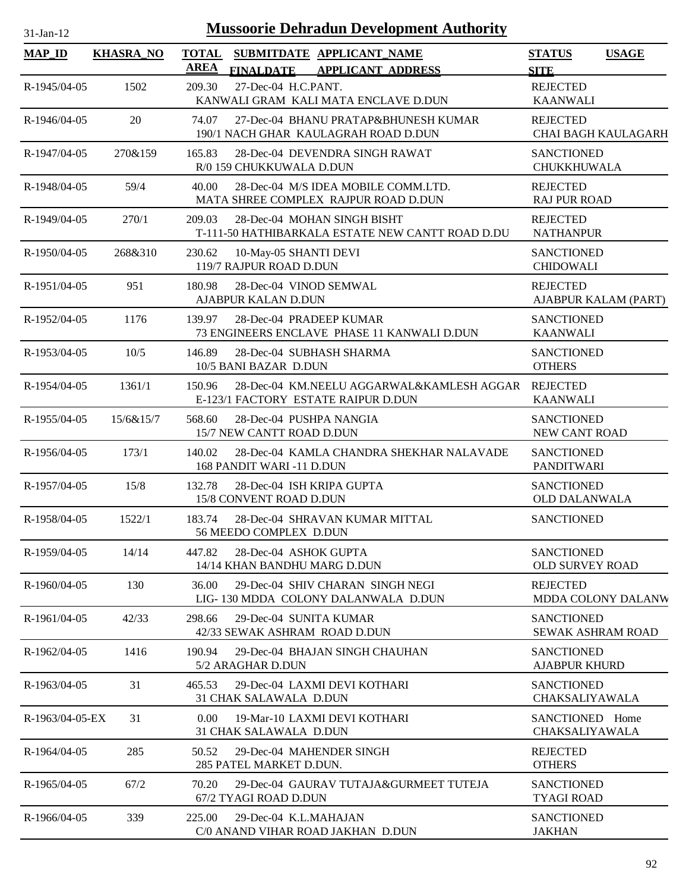# Mussoorie Dehradun Development Authority

31-Jan-12

| MAP_ID | KHASRA_NO | TOTAL AREA | SUBMITDATE / FINALDATE | APPLICANT_NAME / APPLICANT_ADDRESS | STATUS / SITE | USAGE |
|---|---|---|---|---|---|---|
| R-1945/04-05 | 1502 | 209.30 | 27-Dec-04 | H.C.PANT. / KANWALI GRAM KALI MATA ENCLAVE D.DUN | REJECTED / KAANWALI | |
| R-1946/04-05 | 20 | 74.07 | 27-Dec-04 | BHANU PRATAP&BHUNESH KUMAR / 190/1 NACH GHAR KAULAGRAH ROAD D.DUN | REJECTED / CHAI BAGH KAULAGARH | |
| R-1947/04-05 | 270&159 | 165.83 | 28-Dec-04 | DEVENDRA SINGH RAWAT / R/0 159 CHUKKUWALA D.DUN | SANCTIONED / CHUKKHUWALA | |
| R-1948/04-05 | 59/4 | 40.00 | 28-Dec-04 | M/S IDEA MOBILE COMM.LTD. / MATA SHREE COMPLEX RAJPUR ROAD D.DUN | REJECTED / RAJ PUR ROAD | |
| R-1949/04-05 | 270/1 | 209.03 | 28-Dec-04 | MOHAN SINGH BISHT / T-111-50 HATHIBARKALA ESTATE NEW CANTT ROAD D.DU | REJECTED / NATHANPUR | |
| R-1950/04-05 | 268&310 | 230.62 | 10-May-05 | SHANTI DEVI / 119/7 RAJPUR ROAD D.DUN | SANCTIONED / CHIDOWALI | |
| R-1951/04-05 | 951 | 180.98 | 28-Dec-04 | VINOD SEMWAL / AJABPUR KALAN D.DUN | REJECTED / AJABPUR KALAM (PART) | |
| R-1952/04-05 | 1176 | 139.97 | 28-Dec-04 | PRADEEP KUMAR / 73 ENGINEERS ENCLAVE PHASE 11 KANWALI D.DUN | SANCTIONED / KAANWALI | |
| R-1953/04-05 | 10/5 | 146.89 | 28-Dec-04 | SUBHASH SHARMA / 10/5 BANI BAZAR D.DUN | SANCTIONED / OTHERS | |
| R-1954/04-05 | 1361/1 | 150.96 | 28-Dec-04 | KM.NEELU AGGARWAL&KAMLESH AGGAR / E-123/1 FACTORY ESTATE RAIPUR D.DUN | REJECTED / KAANWALI | |
| R-1955/04-05 | 15/6&15/7 | 568.60 | 28-Dec-04 | PUSHPA NANGIA / 15/7 NEW CANTT ROAD D.DUN | SANCTIONED / NEW CANT ROAD | |
| R-1956/04-05 | 173/1 | 140.02 | 28-Dec-04 | KAMLA CHANDRA SHEKHAR NALAVADE / 168 PANDIT WARI -11 D.DUN | SANCTIONED / PANDITWARI | |
| R-1957/04-05 | 15/8 | 132.78 | 28-Dec-04 | ISH KRIPA GUPTA / 15/8 CONVENT ROAD D.DUN | SANCTIONED / OLD DALANWALA | |
| R-1958/04-05 | 1522/1 | 183.74 | 28-Dec-04 | SHRAVAN KUMAR MITTAL / 56 MEEDO COMPLEX D.DUN | SANCTIONED | |
| R-1959/04-05 | 14/14 | 447.82 | 28-Dec-04 | ASHOK GUPTA / 14/14 KHAN BANDHU MARG D.DUN | SANCTIONED / OLD SURVEY ROAD | |
| R-1960/04-05 | 130 | 36.00 | 29-Dec-04 | SHIV CHARAN SINGH NEGI / LIG- 130 MDDA COLONY DALANWALA D.DUN | REJECTED / MDDA COLONY DALANW | |
| R-1961/04-05 | 42/33 | 298.66 | 29-Dec-04 | SUNITA KUMAR / 42/33 SEWAK ASHRAM ROAD D.DUN | SANCTIONED / SEWAK ASHRAM ROAD | |
| R-1962/04-05 | 1416 | 190.94 | 29-Dec-04 | BHAJAN SINGH CHAUHAN / 5/2 ARAGHAR D.DUN | SANCTIONED / AJABPUR KHURD | |
| R-1963/04-05 | 31 | 465.53 | 29-Dec-04 | LAXMI DEVI KOTHARI / 31 CHAK SALAWALA D.DUN | SANCTIONED / CHAKSALIYAWALA | |
| R-1963/04-05-EX | 31 | 0.00 | 19-Mar-10 | LAXMI DEVI KOTHARI / 31 CHAK SALAWALA D.DUN | SANCTIONED / CHAKSALIYAWALA | Home |
| R-1964/04-05 | 285 | 50.52 | 29-Dec-04 | MAHENDER SINGH / 285 PATEL MARKET D.DUN. | REJECTED / OTHERS | |
| R-1965/04-05 | 67/2 | 70.20 | 29-Dec-04 | GAURAV TUTAJA&GURMEET TUTEJA / 67/2 TYAGI ROAD D.DUN | SANCTIONED / TYAGI ROAD | |
| R-1966/04-05 | 339 | 225.00 | 29-Dec-04 | K.L.MAHAJAN / C/0 ANAND VIHAR ROAD JAKHAN D.DUN | SANCTIONED / JAKHAN | |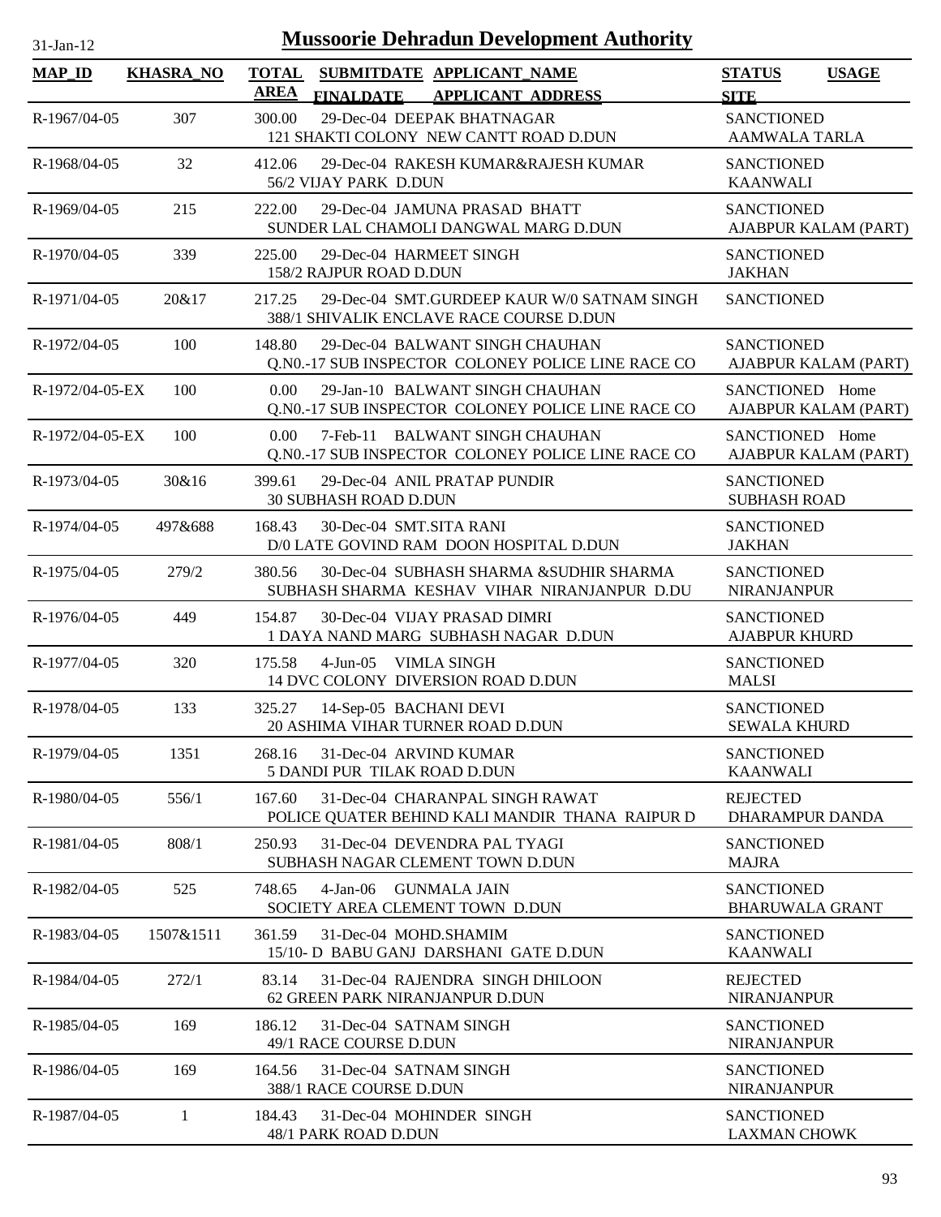31-Jan-12

# Mussoorie Dehradun Development Authority

| MAP_ID | KHASRA_NO | TOTAL AREA | SUBMITDATE / FINALDATE | APPLICANT_NAME / APPLICANT_ADDRESS | STATUS | USAGE | SITE |
|---|---|---|---|---|---|---|---|
| R-1967/04-05 | 307 | 300.00 | 29-Dec-04 | DEEPAK BHATNAGAR<br>121 SHAKTI COLONY NEW CANTT ROAD D.DUN | SANCTIONED | | AAMWALA TARLA |
| R-1968/04-05 | 32 | 412.06 | 29-Dec-04 | RAKESH KUMAR&RAJESH KUMAR<br>56/2 VIJAY PARK D.DUN | SANCTIONED | | KAANWALI |
| R-1969/04-05 | 215 | 222.00 | 29-Dec-04 | JAMUNA PRASAD BHATT<br>SUNDER LAL CHAMOLI DANGWAL MARG D.DUN | SANCTIONED | | AJABPUR KALAM (PART) |
| R-1970/04-05 | 339 | 225.00 | 29-Dec-04 | HARMEET SINGH<br>158/2 RAJPUR ROAD D.DUN | SANCTIONED | | JAKHAN |
| R-1971/04-05 | 20&17 | 217.25 | 29-Dec-04 | SMT.GURDEEP KAUR W/0 SATNAM SINGH<br>388/1 SHIVALIK ENCLAVE RACE COURSE D.DUN | SANCTIONED | | |
| R-1972/04-05 | 100 | 148.80 | 29-Dec-04 | BALWANT SINGH CHAUHAN<br>Q.N0.-17 SUB INSPECTOR COLONEY POLICE LINE RACE CO | SANCTIONED | | AJABPUR KALAM (PART) |
| R-1972/04-05-EX | 100 | 0.00 | 29-Jan-10 | BALWANT SINGH CHAUHAN<br>Q.N0.-17 SUB INSPECTOR COLONEY POLICE LINE RACE CO | SANCTIONED | Home | AJABPUR KALAM (PART) |
| R-1972/04-05-EX | 100 | 0.00 | 7-Feb-11 | BALWANT SINGH CHAUHAN<br>Q.N0.-17 SUB INSPECTOR COLONEY POLICE LINE RACE CO | SANCTIONED | Home | AJABPUR KALAM (PART) |
| R-1973/04-05 | 30&16 | 399.61 | 29-Dec-04 | ANIL PRATAP PUNDIR<br>30 SUBHASH ROAD D.DUN | SANCTIONED | | SUBHASH ROAD |
| R-1974/04-05 | 497&688 | 168.43 | 30-Dec-04 | SMT.SITA RANI<br>D/0 LATE GOVIND RAM DOON HOSPITAL D.DUN | SANCTIONED | | JAKHAN |
| R-1975/04-05 | 279/2 | 380.56 | 30-Dec-04 | SUBHASH SHARMA &SUDHIR SHARMA<br>SUBHASH SHARMA KESHAV VIHAR NIRANJANPUR D.DU | SANCTIONED | | NIRANJANPUR |
| R-1976/04-05 | 449 | 154.87 | 30-Dec-04 | VIJAY PRASAD DIMRI<br>1 DAYA NAND MARG SUBHASH NAGAR D.DUN | SANCTIONED | | AJABPUR KHURD |
| R-1977/04-05 | 320 | 175.58 | 4-Jun-05 | VIMLA SINGH<br>14 DVC COLONY DIVERSION ROAD D.DUN | SANCTIONED | | MALSI |
| R-1978/04-05 | 133 | 325.27 | 14-Sep-05 | BACHANI DEVI<br>20 ASHIMA VIHAR TURNER ROAD D.DUN | SANCTIONED | | SEWALA KHURD |
| R-1979/04-05 | 1351 | 268.16 | 31-Dec-04 | ARVIND KUMAR<br>5 DANDI PUR TILAK ROAD D.DUN | SANCTIONED | | KAANWALI |
| R-1980/04-05 | 556/1 | 167.60 | 31-Dec-04 | CHARANPAL SINGH RAWAT<br>POLICE QUATER BEHIND KALI MANDIR THANA RAIPUR D | REJECTED | | DHARAMPUR DANDA |
| R-1981/04-05 | 808/1 | 250.93 | 31-Dec-04 | DEVENDRA PAL TYAGI<br>SUBHASH NAGAR CLEMENT TOWN D.DUN | SANCTIONED | | MAJRA |
| R-1982/04-05 | 525 | 748.65 | 4-Jan-06 | GUNMALA JAIN<br>SOCIETY AREA CLEMENT TOWN D.DUN | SANCTIONED | | BHARUWALA GRANT |
| R-1983/04-05 | 1507&1511 | 361.59 | 31-Dec-04 | MOHD.SHAMIM<br>15/10- D BABU GANJ DARSHANI GATE D.DUN | SANCTIONED | | KAANWALI |
| R-1984/04-05 | 272/1 | 83.14 | 31-Dec-04 | RAJENDRA SINGH DHILOON<br>62 GREEN PARK NIRANJANPUR D.DUN | REJECTED | | NIRANJANPUR |
| R-1985/04-05 | 169 | 186.12 | 31-Dec-04 | SATNAM SINGH<br>49/1 RACE COURSE D.DUN | SANCTIONED | | NIRANJANPUR |
| R-1986/04-05 | 169 | 164.56 | 31-Dec-04 | SATNAM SINGH<br>388/1 RACE COURSE D.DUN | SANCTIONED | | NIRANJANPUR |
| R-1987/04-05 | 1 | 184.43 | 31-Dec-04 | MOHINDER SINGH<br>48/1 PARK ROAD D.DUN | SANCTIONED | | LAXMAN CHOWK |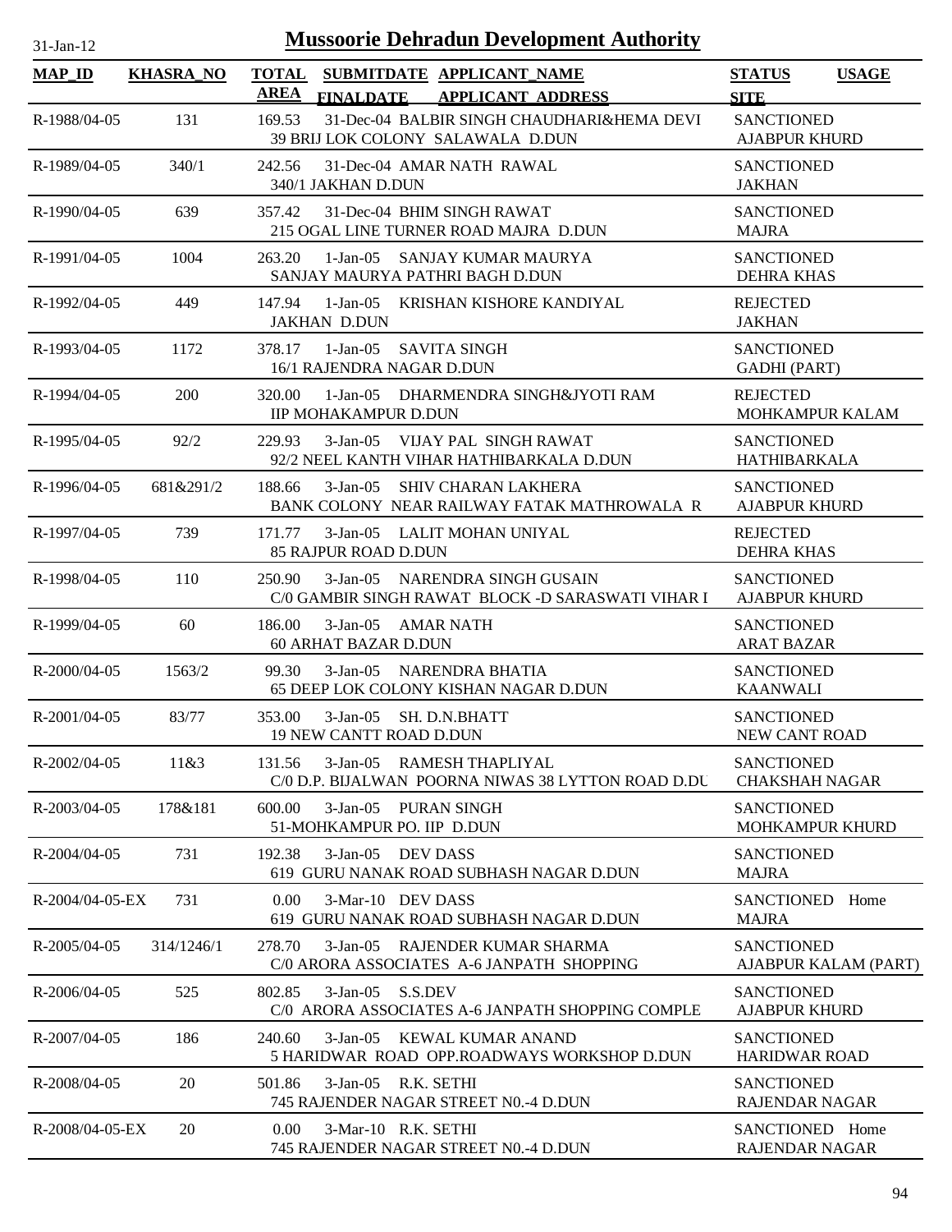# Mussoorie Dehradun Development Authority

31-Jan-12

| MAP_ID | KHASRA_NO | TOTAL AREA | SUBMITDATE FINALDATE | APPLICANT_NAME APPLICANT_ADDRESS | STATUS SITE | USAGE |
|---|---|---|---|---|---|---|
| R-1988/04-05 | 131 | 169.53 | 31-Dec-04 | BALBIR SINGH CHAUDHARI&HEMA DEVI 39 BRIJ LOK COLONY SALAWALA D.DUN | SANCTIONED AJABPUR KHURD | |
| R-1989/04-05 | 340/1 | 242.56 | 31-Dec-04 | AMAR NATH RAWAL 340/1 JAKHAN D.DUN | SANCTIONED JAKHAN | |
| R-1990/04-05 | 639 | 357.42 | 31-Dec-04 | BHIM SINGH RAWAT 215 OGAL LINE TURNER ROAD MAJRA D.DUN | SANCTIONED MAJRA | |
| R-1991/04-05 | 1004 | 263.20 | 1-Jan-05 | SANJAY KUMAR MAURYA SANJAY MAURYA PATHRI BAGH D.DUN | SANCTIONED DEHRA KHAS | |
| R-1992/04-05 | 449 | 147.94 | 1-Jan-05 | KRISHAN KISHORE KANDIYAL JAKHAN D.DUN | REJECTED JAKHAN | |
| R-1993/04-05 | 1172 | 378.17 | 1-Jan-05 | SAVITA SINGH 16/1 RAJENDRA NAGAR D.DUN | SANCTIONED GADHI (PART) | |
| R-1994/04-05 | 200 | 320.00 | 1-Jan-05 | DHARMENDRA SINGH&JYOTI RAM IIP MOHAKAMPUR D.DUN | REJECTED MOHKAMPUR KALAM | |
| R-1995/04-05 | 92/2 | 229.93 | 3-Jan-05 | VIJAY PAL SINGH RAWAT 92/2 NEEL KANTH VIHAR HATHIBARKALA D.DUN | SANCTIONED HATHIBARKALA | |
| R-1996/04-05 | 681&291/2 | 188.66 | 3-Jan-05 | SHIV CHARAN LAKHERA BANK COLONY NEAR RAILWAY FATAK MATHROWALA R | SANCTIONED AJABPUR KHURD | |
| R-1997/04-05 | 739 | 171.77 | 3-Jan-05 | LALIT MOHAN UNIYAL 85 RAJPUR ROAD D.DUN | REJECTED DEHRA KHAS | |
| R-1998/04-05 | 110 | 250.90 | 3-Jan-05 | NARENDRA SINGH GUSAIN C/0 GAMBIR SINGH RAWAT BLOCK -D SARASWATI VIHAR I | SANCTIONED AJABPUR KHURD | |
| R-1999/04-05 | 60 | 186.00 | 3-Jan-05 | AMAR NATH 60 ARHAT BAZAR D.DUN | SANCTIONED ARAT BAZAR | |
| R-2000/04-05 | 1563/2 | 99.30 | 3-Jan-05 | NARENDRA BHATIA 65 DEEP LOK COLONY KISHAN NAGAR D.DUN | SANCTIONED KAANWALI | |
| R-2001/04-05 | 83/77 | 353.00 | 3-Jan-05 | SH. D.N.BHATT 19 NEW CANTT ROAD D.DUN | SANCTIONED NEW CANT ROAD | |
| R-2002/04-05 | 11&3 | 131.56 | 3-Jan-05 | RAMESH THAPLIYAL C/0 D.P. BIJALWAN POORNA NIWAS 38 LYTTON ROAD D.DU | SANCTIONED CHAKSHAH NAGAR | |
| R-2003/04-05 | 178&181 | 600.00 | 3-Jan-05 | PURAN SINGH 51-MOHKAMPUR PO. IIP D.DUN | SANCTIONED MOHKAMPUR KHURD | |
| R-2004/04-05 | 731 | 192.38 | 3-Jan-05 | DEV DASS 619 GURU NANAK ROAD SUBHASH NAGAR D.DUN | SANCTIONED MAJRA | |
| R-2004/04-05-EX | 731 | 0.00 | 3-Mar-10 | DEV DASS 619 GURU NANAK ROAD SUBHASH NAGAR D.DUN | SANCTIONED MAJRA | Home |
| R-2005/04-05 | 314/1246/1 | 278.70 | 3-Jan-05 | RAJENDER KUMAR SHARMA C/0 ARORA ASSOCIATES A-6 JANPATH SHOPPING | SANCTIONED AJABPUR KALAM (PART) | |
| R-2006/04-05 | 525 | 802.85 | 3-Jan-05 | S.S.DEV C/0 ARORA ASSOCIATES A-6 JANPATH SHOPPING COMPLE | SANCTIONED AJABPUR KHURD | |
| R-2007/04-05 | 186 | 240.60 | 3-Jan-05 | KEWAL KUMAR ANAND 5 HARIDWAR ROAD OPP.ROADWAYS WORKSHOP D.DUN | SANCTIONED HARIDWAR ROAD | |
| R-2008/04-05 | 20 | 501.86 | 3-Jan-05 | R.K. SETHI 745 RAJENDER NAGAR STREET N0.-4 D.DUN | SANCTIONED RAJENDAR NAGAR | |
| R-2008/04-05-EX | 20 | 0.00 | 3-Mar-10 | R.K. SETHI 745 RAJENDER NAGAR STREET N0.-4 D.DUN | SANCTIONED RAJENDAR NAGAR | Home |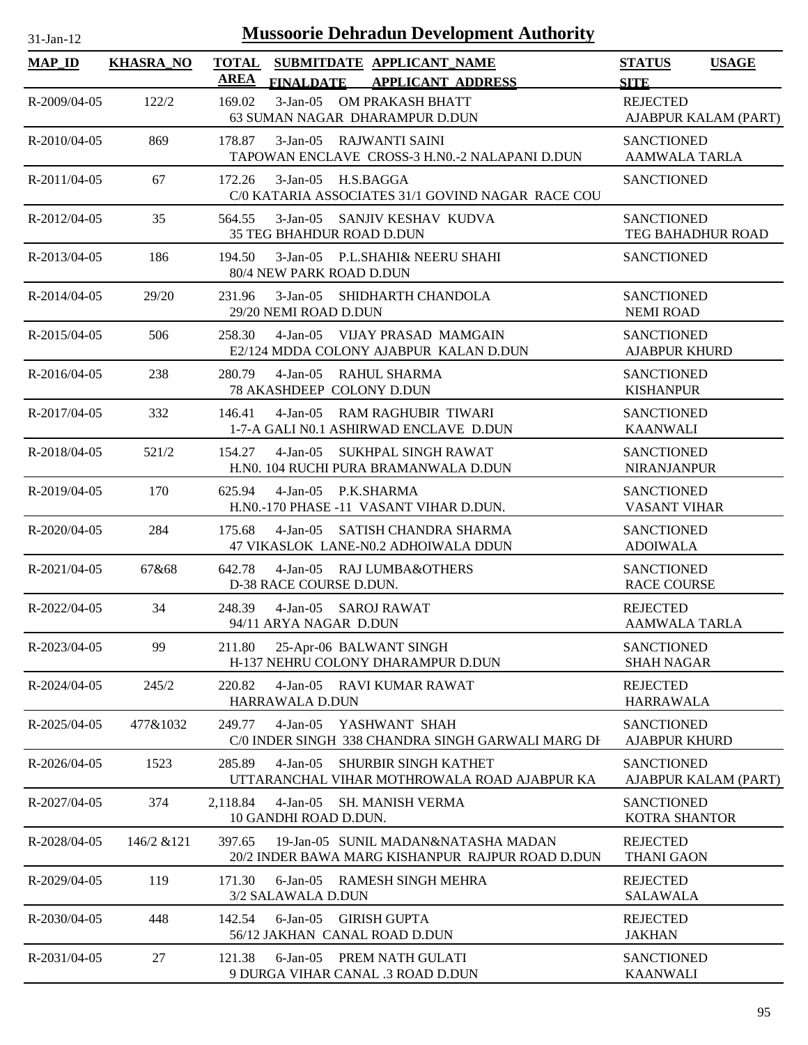# Mussoorie Dehradun Development Authority

31-Jan-12

| MAP_ID | KHASRA_NO | TOTAL AREA | SUBMITDATE FINALDATE | APPLICANT_NAME APPLICANT ADDRESS | STATUS SITE | USAGE |
|---|---|---|---|---|---|---|
| R-2009/04-05 | 122/2 | 169.02 | 3-Jan-05 | OM PRAKASH BHATT<br>63 SUMAN NAGAR DHARAMPUR D.DUN | REJECTED<br>AJABPUR KALAM (PART) | |
| R-2010/04-05 | 869 | 178.87 | 3-Jan-05 | RAJWANTI SAINI<br>TAPOWAN ENCLAVE CROSS-3 H.N0.-2 NALAPANI D.DUN | SANCTIONED<br>AAMWALA TARLA | |
| R-2011/04-05 | 67 | 172.26 | 3-Jan-05 | H.S.BAGGA<br>C/0 KATARIA ASSOCIATES 31/1 GOVIND NAGAR RACE COU | SANCTIONED | |
| R-2012/04-05 | 35 | 564.55 | 3-Jan-05 | SANJIV KESHAV KUDVA<br>35 TEG BHAHDUR ROAD D.DUN | SANCTIONED<br>TEG BAHADHUR ROAD | |
| R-2013/04-05 | 186 | 194.50 | 3-Jan-05 | P.L.SHAHI& NEERU SHAHI<br>80/4 NEW PARK ROAD D.DUN | SANCTIONED | |
| R-2014/04-05 | 29/20 | 231.96 | 3-Jan-05 | SHIDHARTH CHANDOLA<br>29/20 NEMI ROAD D.DUN | SANCTIONED<br>NEMI ROAD | |
| R-2015/04-05 | 506 | 258.30 | 4-Jan-05 | VIJAY PRASAD MAMGAIN<br>E2/124 MDDA COLONY AJABPUR KALAN D.DUN | SANCTIONED<br>AJABPUR KHURD | |
| R-2016/04-05 | 238 | 280.79 | 4-Jan-05 | RAHUL SHARMA<br>78 AKASHDEEP COLONY D.DUN | SANCTIONED<br>KISHANPUR | |
| R-2017/04-05 | 332 | 146.41 | 4-Jan-05 | RAM RAGHUBIR TIWARI<br>1-7-A GALI N0.1 ASHIRWAD ENCLAVE D.DUN | SANCTIONED<br>KAANWALI | |
| R-2018/04-05 | 521/2 | 154.27 | 4-Jan-05 | SUKHPAL SINGH RAWAT<br>H.N0. 104 RUCHI PURA BRAMANWALA D.DUN | SANCTIONED<br>NIRANJANPUR | |
| R-2019/04-05 | 170 | 625.94 | 4-Jan-05 | P.K.SHARMA<br>H.N0.-170 PHASE -11 VASANT VIHAR D.DUN. | SANCTIONED<br>VASANT VIHAR | |
| R-2020/04-05 | 284 | 175.68 | 4-Jan-05 | SATISH CHANDRA SHARMA<br>47 VIKASLOK LANE-N0.2 ADHOIWALA DDUN | SANCTIONED<br>ADOIWALA | |
| R-2021/04-05 | 67&68 | 642.78 | 4-Jan-05 | RAJ LUMBA&OTHERS<br>D-38 RACE COURSE D.DUN. | SANCTIONED<br>RACE COURSE | |
| R-2022/04-05 | 34 | 248.39 | 4-Jan-05 | SAROJ RAWAT<br>94/11 ARYA NAGAR D.DUN | REJECTED<br>AAMWALA TARLA | |
| R-2023/04-05 | 99 | 211.80 | 25-Apr-06 | BALWANT SINGH<br>H-137 NEHRU COLONY DHARAMPUR D.DUN | SANCTIONED<br>SHAH NAGAR | |
| R-2024/04-05 | 245/2 | 220.82 | 4-Jan-05 | RAVI KUMAR RAWAT<br>HARRAWALA D.DUN | REJECTED<br>HARRAWALA | |
| R-2025/04-05 | 477&1032 | 249.77 | 4-Jan-05 | YASHWANT SHAH<br>C/0 INDER SINGH 338 CHANDRA SINGH GARWALI MARG DI | SANCTIONED<br>AJABPUR KHURD | |
| R-2026/04-05 | 1523 | 285.89 | 4-Jan-05 | SHURBIR SINGH KATHET<br>UTTARANCHAL VIHAR MOTHROWALA ROAD AJABPUR KA | SANCTIONED<br>AJABPUR KALAM (PART) | |
| R-2027/04-05 | 374 | 2,118.84 | 4-Jan-05 | SH. MANISH VERMA<br>10 GANDHI ROAD D.DUN. | SANCTIONED<br>KOTRA SHANTOR | |
| R-2028/04-05 | 146/2 &121 | 397.65 | 19-Jan-05 | SUNIL MADAN&NATASHA MADAN<br>20/2 INDER BAWA MARG KISHANPUR RAJPUR ROAD D.DUN | REJECTED<br>THANI GAON | |
| R-2029/04-05 | 119 | 171.30 | 6-Jan-05 | RAMESH SINGH MEHRA<br>3/2 SALAWALA D.DUN | REJECTED<br>SALAWALA | |
| R-2030/04-05 | 448 | 142.54 | 6-Jan-05 | GIRISH GUPTA<br>56/12 JAKHAN CANAL ROAD D.DUN | REJECTED<br>JAKHAN | |
| R-2031/04-05 | 27 | 121.38 | 6-Jan-05 | PREM NATH GULATI<br>9 DURGA VIHAR CANAL .3 ROAD D.DUN | SANCTIONED<br>KAANWALI | |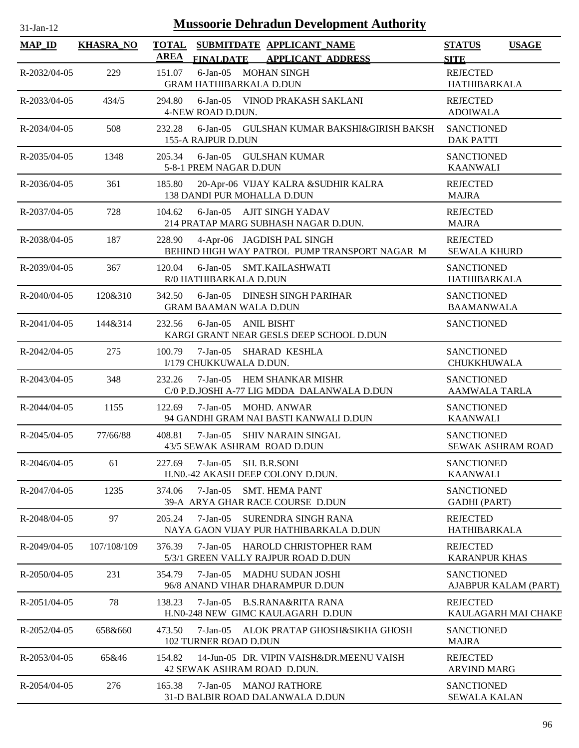# Mussoorie Dehradun Development Authority

31-Jan-12

| MAP_ID | KHASRA_NO | TOTAL AREA | SUBMITDATE FINALDATE | APPLICANT_NAME APPLICANT_ADDRESS | STATUS SITE | USAGE |
|---|---|---|---|---|---|---|
| R-2032/04-05 | 229 | 151.07 | 6-Jan-05 | MOHAN SINGH<br>GRAM HATHIBARKALA D.DUN | REJECTED<br>HATHIBARKALA | |
| R-2033/04-05 | 434/5 | 294.80 | 6-Jan-05 | VINOD PRAKASH SAKLANI<br>4-NEW ROAD D.DUN. | REJECTED<br>ADOIWALA | |
| R-2034/04-05 | 508 | 232.28 | 6-Jan-05 | GULSHAN KUMAR BAKSHI&GIRISH BAKSH<br>155-A RAJPUR D.DUN | SANCTIONED<br>DAK PATTI | |
| R-2035/04-05 | 1348 | 205.34 | 6-Jan-05 | GULSHAN KUMAR<br>5-8-1 PREM NAGAR D.DUN | SANCTIONED<br>KAANWALI | |
| R-2036/04-05 | 361 | 185.80 | 20-Apr-06 | VIJAY KALRA &SUDHIR KALRA<br>138 DANDI PUR MOHALLA D.DUN | REJECTED<br>MAJRA | |
| R-2037/04-05 | 728 | 104.62 | 6-Jan-05 | AJIT SINGH YADAV<br>214 PRATAP MARG SUBHASH NAGAR D.DUN. | REJECTED<br>MAJRA | |
| R-2038/04-05 | 187 | 228.90 | 4-Apr-06 | JAGDISH PAL SINGH<br>BEHIND HIGH WAY PATROL PUMP TRANSPORT NAGAR M | REJECTED<br>SEWALA KHURD | |
| R-2039/04-05 | 367 | 120.04 | 6-Jan-05 | SMT.KAILASHWATI<br>R/0 HATHIBARKALA D.DUN | SANCTIONED<br>HATHIBARKALA | |
| R-2040/04-05 | 120&310 | 342.50 | 6-Jan-05 | DINESH SINGH PARIHAR<br>GRAM BAAMAN WALA D.DUN | SANCTIONED<br>BAAMANWALA | |
| R-2041/04-05 | 144&314 | 232.56 | 6-Jan-05 | ANIL BISHT<br>KARGI GRANT NEAR GESLS DEEP SCHOOL D.DUN | SANCTIONED | |
| R-2042/04-05 | 275 | 100.79 | 7-Jan-05 | SHARAD KESHLA<br>I/179 CHUKKUWALA D.DUN. | SANCTIONED<br>CHUKKHUWALA | |
| R-2043/04-05 | 348 | 232.26 | 7-Jan-05 | HEM SHANKAR MISHR<br>C/0 P.D.JOSHI A-77 LIG MDDA DALANWALA D.DUN | SANCTIONED<br>AAMWALA TARLA | |
| R-2044/04-05 | 1155 | 122.69 | 7-Jan-05 | MOHD. ANWAR<br>94 GANDHI GRAM NAI BASTI KANWALI D.DUN | SANCTIONED<br>KAANWALI | |
| R-2045/04-05 | 77/66/88 | 408.81 | 7-Jan-05 | SHIV NARAIN SINGAL<br>43/5 SEWAK ASHRAM ROAD D.DUN | SANCTIONED<br>SEWAK ASHRAM ROAD | |
| R-2046/04-05 | 61 | 227.69 | 7-Jan-05 | SH. B.R.SONI<br>H.N0.-42 AKASH DEEP COLONY D.DUN. | SANCTIONED<br>KAANWALI | |
| R-2047/04-05 | 1235 | 374.06 | 7-Jan-05 | SMT. HEMA PANT<br>39-A ARYA GHAR RACE COURSE D.DUN | SANCTIONED<br>GADHI (PART) | |
| R-2048/04-05 | 97 | 205.24 | 7-Jan-05 | SURENDRA SINGH RANA<br>NAYA GAON VIJAY PUR HATHIBARKALA D.DUN | REJECTED<br>HATHIBARKALA | |
| R-2049/04-05 | 107/108/109 | 376.39 | 7-Jan-05 | HAROLD CHRISTOPHER RAM<br>5/3/1 GREEN VALLY RAJPUR ROAD D.DUN | REJECTED<br>KARANPUR KHAS | |
| R-2050/04-05 | 231 | 354.79 | 7-Jan-05 | MADHU SUDAN JOSHI<br>96/8 ANAND VIHAR DHARAMPUR D.DUN | SANCTIONED<br>AJABPUR KALAM (PART) | |
| R-2051/04-05 | 78 | 138.23 | 7-Jan-05 | B.S.RANA&RITA RANA<br>H.N0-248 NEW GIMC KAULAGARH D.DUN | REJECTED<br>KAULAGARH MAI CHAKE | |
| R-2052/04-05 | 658&660 | 473.50 | 7-Jan-05 | ALOK PRATAP GHOSH&SIKHA GHOSH<br>102 TURNER ROAD D.DUN | SANCTIONED<br>MAJRA | |
| R-2053/04-05 | 65&46 | 154.82 | 14-Jun-05 | DR. VIPIN VAISH&DR.MEENU VAISH<br>42 SEWAK ASHRAM ROAD D.DUN. | REJECTED<br>ARVIND MARG | |
| R-2054/04-05 | 276 | 165.38 | 7-Jan-05 | MANOJ RATHORE<br>31-D BALBIR ROAD DALANWALA D.DUN | SANCTIONED<br>SEWALA KALAN | |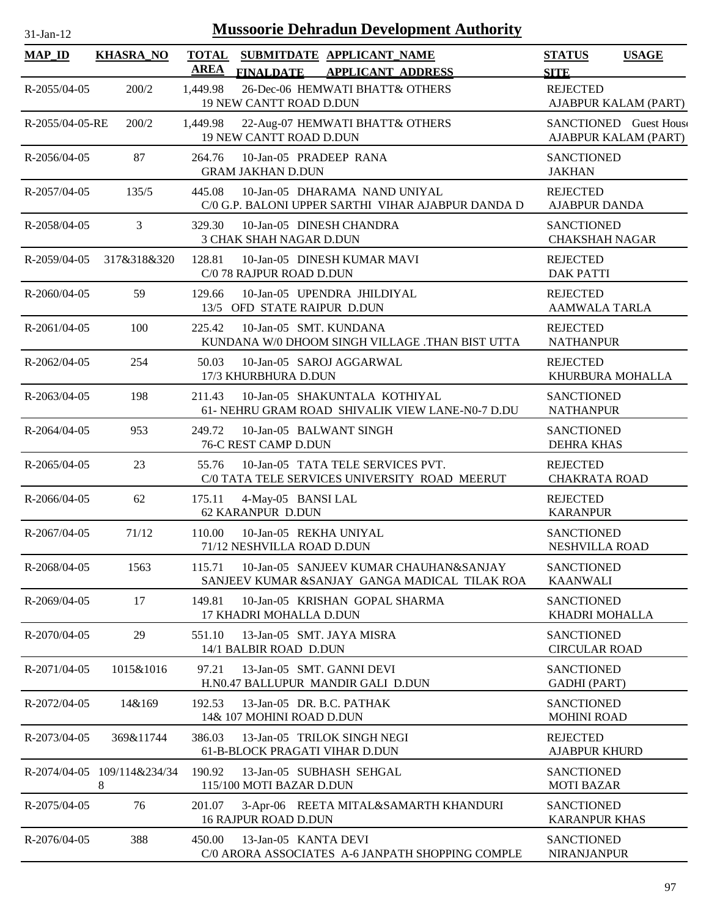# Mussoorie Dehradun Development Authority

31-Jan-12

| MAP_ID | KHASRA_NO | TOTAL AREA | SUBMITDATE FINALDATE | APPLICANT_NAME APPLICANT ADDRESS | STATUS SITE | USAGE |
|---|---|---|---|---|---|---|
| R-2055/04-05 | 200/2 | 1,449.98 | 26-Dec-06 | HEMWATI BHATT& OTHERS<br>19 NEW CANTT ROAD D.DUN | REJECTED<br>AJABPUR KALAM (PART) | |
| R-2055/04-05-RE | 200/2 | 1,449.98 | 22-Aug-07 | HEMWATI BHATT& OTHERS<br>19 NEW CANTT ROAD D.DUN | SANCTIONED<br>AJABPUR KALAM (PART) | Guest House |
| R-2056/04-05 | 87 | 264.76 | 10-Jan-05 | PRADEEP RANA<br>GRAM JAKHAN D.DUN | SANCTIONED<br>JAKHAN | |
| R-2057/04-05 | 135/5 | 445.08 | 10-Jan-05 | DHARAMA NAND UNIYAL<br>C/0 G.P. BALONI UPPER SARTHI VIHAR AJABPUR DANDA D | REJECTED<br>AJABPUR DANDA | |
| R-2058/04-05 | 3 | 329.30 | 10-Jan-05 | DINESH CHANDRA<br>3 CHAK SHAH NAGAR D.DUN | SANCTIONED<br>CHAKSHAH NAGAR | |
| R-2059/04-05 | 317&318&320 | 128.81 | 10-Jan-05 | DINESH KUMAR MAVI<br>C/0 78 RAJPUR ROAD D.DUN | REJECTED<br>DAK PATTI | |
| R-2060/04-05 | 59 | 129.66 | 10-Jan-05 | UPENDRA JHILDIYAL<br>13/5 OFD STATE RAIPUR D.DUN | REJECTED<br>AAMWALA TARLA | |
| R-2061/04-05 | 100 | 225.42 | 10-Jan-05 | SMT. KUNDANA<br>KUNDANA W/0 DHOOM SINGH VILLAGE .THAN BIST UTTA | REJECTED<br>NATHANPUR | |
| R-2062/04-05 | 254 | 50.03 | 10-Jan-05 | SAROJ AGGARWAL<br>17/3 KHURBHURA D.DUN | REJECTED<br>KHURBURA MOHALLA | |
| R-2063/04-05 | 198 | 211.43 | 10-Jan-05 | SHAKUNTALA KOTHIYAL<br>61- NEHRU GRAM ROAD SHIVALIK VIEW LANE-N0-7 D.DU | SANCTIONED<br>NATHANPUR | |
| R-2064/04-05 | 953 | 249.72 | 10-Jan-05 | BALWANT SINGH<br>76-C REST CAMP D.DUN | SANCTIONED<br>DEHRA KHAS | |
| R-2065/04-05 | 23 | 55.76 | 10-Jan-05 | TATA TELE SERVICES PVT.<br>C/0 TATA TELE SERVICES UNIVERSITY ROAD MEERUT | REJECTED<br>CHAKRATA ROAD | |
| R-2066/04-05 | 62 | 175.11 | 4-May-05 | BANSI LAL<br>62 KARANPUR D.DUN | REJECTED<br>KARANPUR | |
| R-2067/04-05 | 71/12 | 110.00 | 10-Jan-05 | REKHA UNIYAL<br>71/12 NESHVILLA ROAD D.DUN | SANCTIONED<br>NESHVILLA ROAD | |
| R-2068/04-05 | 1563 | 115.71 | 10-Jan-05 | SANJEEV KUMAR CHAUHAN&SANJAY<br>SANJEEV KUMAR &SANJAY GANGA MADICAL TILAK ROA | SANCTIONED<br>KAANWALI | |
| R-2069/04-05 | 17 | 149.81 | 10-Jan-05 | KRISHAN GOPAL SHARMA<br>17 KHADRI MOHALLA D.DUN | SANCTIONED<br>KHADRI MOHALLA | |
| R-2070/04-05 | 29 | 551.10 | 13-Jan-05 | SMT. JAYA MISRA<br>14/1 BALBIR ROAD D.DUN | SANCTIONED<br>CIRCULAR ROAD | |
| R-2071/04-05 | 1015&1016 | 97.21 | 13-Jan-05 | SMT. GANNI DEVI<br>H.N0.47 BALLUPUR MANDIR GALI D.DUN | SANCTIONED<br>GADHI (PART) | |
| R-2072/04-05 | 14&169 | 192.53 | 13-Jan-05 | DR. B.C. PATHAK<br>14& 107 MOHINI ROAD D.DUN | SANCTIONED<br>MOHINI ROAD | |
| R-2073/04-05 | 369&11744 | 386.03 | 13-Jan-05 | TRILOK SINGH NEGI<br>61-B-BLOCK PRAGATI VIHAR D.DUN | REJECTED<br>AJABPUR KHURD | |
| R-2074/04-05 | 109/114&234/348 | 190.92 | 13-Jan-05 | SUBHASH SEHGAL<br>115/100 MOTI BAZAR D.DUN | SANCTIONED<br>MOTI BAZAR | |
| R-2075/04-05 | 76 | 201.07 | 3-Apr-06 | REETA MITAL&SAMARTH KHANDURI<br>16 RAJPUR ROAD D.DUN | SANCTIONED<br>KARANPUR KHAS | |
| R-2076/04-05 | 388 | 450.00 | 13-Jan-05 | KANTA DEVI<br>C/0 ARORA ASSOCIATES A-6 JANPATH SHOPPING COMPLE | SANCTIONED<br>NIRANJANPUR | |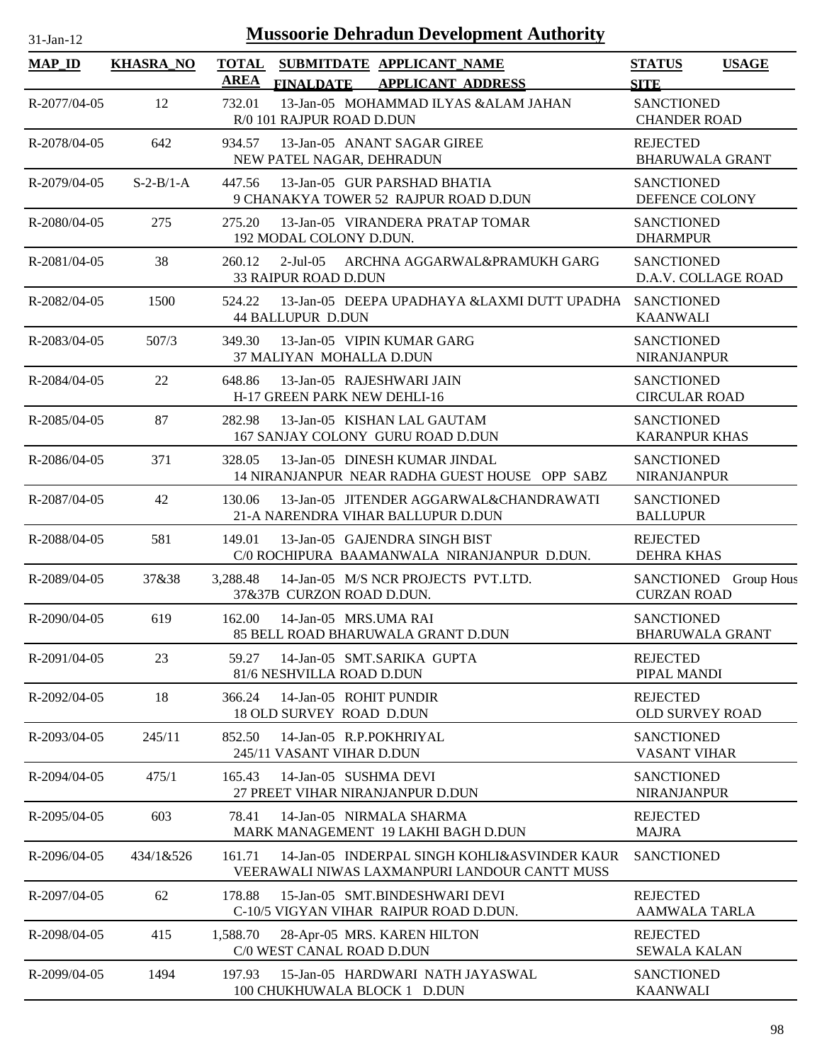# Mussoorie Dehradun Development Authority

31-Jan-12

| MAP_ID | KHASRA_NO | TOTAL AREA | SUBMITDATE FINALDATE | APPLICANT_NAME APPLICANT_ADDRESS | STATUS SITE | USAGE |
|---|---|---|---|---|---|---|
| R-2077/04-05 | 12 | 732.01 | 13-Jan-05 | MOHAMMAD ILYAS &ALAM JAHAN<br>R/0 101 RAJPUR ROAD D.DUN | SANCTIONED<br>CHANDER ROAD | |
| R-2078/04-05 | 642 | 934.57 | 13-Jan-05 | ANANT SAGAR GIREE<br>NEW PATEL NAGAR, DEHRADUN | REJECTED<br>BHARUWALA GRANT | |
| R-2079/04-05 | S-2-B/1-A | 447.56 | 13-Jan-05 | GUR PARSHAD BHATIA<br>9 CHANAKYA TOWER 52 RAJPUR ROAD D.DUN | SANCTIONED<br>DEFENCE COLONY | |
| R-2080/04-05 | 275 | 275.20 | 13-Jan-05 | VIRANDERA PRATAP TOMAR<br>192 MODAL COLONY D.DUN. | SANCTIONED<br>DHARMPUR | |
| R-2081/04-05 | 38 | 260.12 | 2-Jul-05 | ARCHNA AGGARWAL&PRAMUKH GARG<br>33 RAIPUR ROAD D.DUN | SANCTIONED<br>D.A.V. COLLAGE ROAD | |
| R-2082/04-05 | 1500 | 524.22 | 13-Jan-05 | DEEPA UPADHAYA &LAXMI DUTT UPADHA<br>44 BALLUPUR D.DUN | SANCTIONED<br>KAANWALI | |
| R-2083/04-05 | 507/3 | 349.30 | 13-Jan-05 | VIPIN KUMAR GARG<br>37 MALIYAN MOHALLA D.DUN | SANCTIONED<br>NIRANJANPUR | |
| R-2084/04-05 | 22 | 648.86 | 13-Jan-05 | RAJESHWARI JAIN<br>H-17 GREEN PARK NEW DEHLI-16 | SANCTIONED<br>CIRCULAR ROAD | |
| R-2085/04-05 | 87 | 282.98 | 13-Jan-05 | KISHAN LAL GAUTAM<br>167 SANJAY COLONY GURU ROAD D.DUN | SANCTIONED<br>KARANPUR KHAS | |
| R-2086/04-05 | 371 | 328.05 | 13-Jan-05 | DINESH KUMAR JINDAL<br>14 NIRANJANPUR NEAR RADHA GUEST HOUSE OPP SABZ | SANCTIONED<br>NIRANJANPUR | |
| R-2087/04-05 | 42 | 130.06 | 13-Jan-05 | JITENDER AGGARWAL&CHANDRAWATI<br>21-A NARENDRA VIHAR BALLUPUR D.DUN | SANCTIONED<br>BALLUPUR | |
| R-2088/04-05 | 581 | 149.01 | 13-Jan-05 | GAJENDRA SINGH BIST<br>C/0 ROCHIPURA BAAMANWALA NIRANJANPUR D.DUN. | REJECTED<br>DEHRA KHAS | |
| R-2089/04-05 | 37&38 | 3,288.48 | 14-Jan-05 | M/S NCR PROJECTS PVT.LTD.<br>37&37B CURZON ROAD D.DUN. | SANCTIONED<br>CURZAN ROAD | Group Hous |
| R-2090/04-05 | 619 | 162.00 | 14-Jan-05 | MRS.UMA RAI<br>85 BELL ROAD BHARUWALA GRANT D.DUN | SANCTIONED<br>BHARUWALA GRANT | |
| R-2091/04-05 | 23 | 59.27 | 14-Jan-05 | SMT.SARIKA GUPTA<br>81/6 NESHVILLA ROAD D.DUN | REJECTED<br>PIPAL MANDI | |
| R-2092/04-05 | 18 | 366.24 | 14-Jan-05 | ROHIT PUNDIR<br>18 OLD SURVEY ROAD D.DUN | REJECTED<br>OLD SURVEY ROAD | |
| R-2093/04-05 | 245/11 | 852.50 | 14-Jan-05 | R.P.POKHRIYAL<br>245/11 VASANT VIHAR D.DUN | SANCTIONED<br>VASANT VIHAR | |
| R-2094/04-05 | 475/1 | 165.43 | 14-Jan-05 | SUSHMA DEVI<br>27 PREET VIHAR NIRANJANPUR D.DUN | SANCTIONED<br>NIRANJANPUR | |
| R-2095/04-05 | 603 | 78.41 | 14-Jan-05 | NIRMALA SHARMA<br>MARK MANAGEMENT 19 LAKHI BAGH D.DUN | REJECTED<br>MAJRA | |
| R-2096/04-05 | 434/1&526 | 161.71 | 14-Jan-05 | INDERPAL SINGH KOHLI&ASVINDER KAUR<br>VEERAWALI NIWAS LAXMANPURI LANDOUR CANTT MUSS | SANCTIONED | |
| R-2097/04-05 | 62 | 178.88 | 15-Jan-05 | SMT.BINDESHWARI DEVI<br>C-10/5 VIGYAN VIHAR RAIPUR ROAD D.DUN. | REJECTED<br>AAMWALA TARLA | |
| R-2098/04-05 | 415 | 1,588.70 | 28-Apr-05 | MRS. KAREN HILTON<br>C/0 WEST CANAL ROAD D.DUN | REJECTED<br>SEWALA KALAN | |
| R-2099/04-05 | 1494 | 197.93 | 15-Jan-05 | HARDWARI NATH JAYASWAL<br>100 CHUKHUWALA BLOCK 1 D.DUN | SANCTIONED<br>KAANWALI | |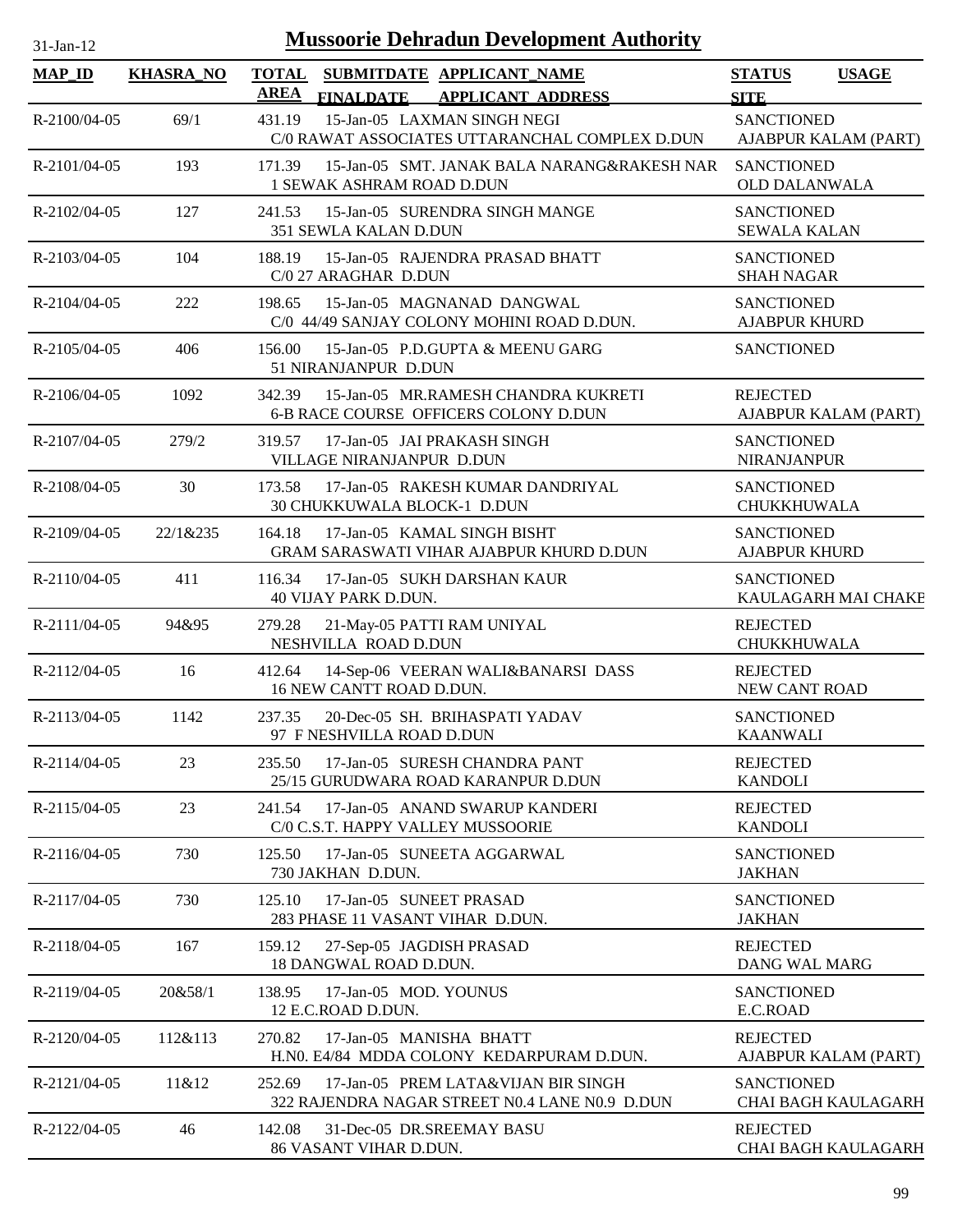# Mussoorie Dehradun Development Authority

31-Jan-12

| MAP_ID | KHASRA_NO | TOTAL AREA | SUBMITDATE FINALDATE | APPLICANT_NAME APPLICANT_ADDRESS | STATUS SITE | USAGE |
|---|---|---|---|---|---|---|
| R-2100/04-05 | 69/1 | 431.19 | 15-Jan-05 | LAXMAN SINGH NEGI C/0 RAWAT ASSOCIATES UTTARANCHAL COMPLEX D.DUN | SANCTIONED AJABPUR KALAM (PART) | |
| R-2101/04-05 | 193 | 171.39 | 15-Jan-05 | SMT. JANAK BALA NARANG&RAKESH NAR 1 SEWAK ASHRAM ROAD D.DUN | SANCTIONED OLD DALANWALA | |
| R-2102/04-05 | 127 | 241.53 | 15-Jan-05 | SURENDRA SINGH MANGE 351 SEWLA KALAN D.DUN | SANCTIONED SEWALA KALAN | |
| R-2103/04-05 | 104 | 188.19 | 15-Jan-05 | RAJENDRA PRASAD BHATT C/0 27 ARAGHAR D.DUN | SANCTIONED SHAH NAGAR | |
| R-2104/04-05 | 222 | 198.65 | 15-Jan-05 | MAGNANAD DANGWAL C/0 44/49 SANJAY COLONY MOHINI ROAD D.DUN. | SANCTIONED AJABPUR KHURD | |
| R-2105/04-05 | 406 | 156.00 | 15-Jan-05 | P.D.GUPTA & MEENU GARG 51 NIRANJANPUR D.DUN | SANCTIONED | |
| R-2106/04-05 | 1092 | 342.39 | 15-Jan-05 | MR.RAMESH CHANDRA KUKRETI 6-B RACE COURSE OFFICERS COLONY D.DUN | REJECTED AJABPUR KALAM (PART) | |
| R-2107/04-05 | 279/2 | 319.57 | 17-Jan-05 | JAI PRAKASH SINGH VILLAGE NIRANJANPUR D.DUN | SANCTIONED NIRANJANPUR | |
| R-2108/04-05 | 30 | 173.58 | 17-Jan-05 | RAKESH KUMAR DANDRIYAL 30 CHUKKUWALA BLOCK-1 D.DUN | SANCTIONED CHUKKHUWALA | |
| R-2109/04-05 | 22/1&235 | 164.18 | 17-Jan-05 | KAMAL SINGH BISHT GRAM SARASWATI VIHAR AJABPUR KHURD D.DUN | SANCTIONED AJABPUR KHURD | |
| R-2110/04-05 | 411 | 116.34 | 17-Jan-05 | SUKH DARSHAN KAUR 40 VIJAY PARK D.DUN. | SANCTIONED KAULAGARH MAI CHAKE | |
| R-2111/04-05 | 94&95 | 279.28 | 21-May-05 | PATTI RAM UNIYAL NESHVILLA ROAD D.DUN | REJECTED CHUKKHUWALA | |
| R-2112/04-05 | 16 | 412.64 | 14-Sep-06 | VEERAN WALI&BANARSI DASS 16 NEW CANTT ROAD D.DUN. | REJECTED NEW CANT ROAD | |
| R-2113/04-05 | 1142 | 237.35 | 20-Dec-05 | SH. BRIHASPATI YADAV 97 F NESHVILLA ROAD D.DUN | SANCTIONED KAANWALI | |
| R-2114/04-05 | 23 | 235.50 | 17-Jan-05 | SURESH CHANDRA PANT 25/15 GURUDWARA ROAD KARANPUR D.DUN | REJECTED KANDOLI | |
| R-2115/04-05 | 23 | 241.54 | 17-Jan-05 | ANAND SWARUP KANDERI C/0 C.S.T. HAPPY VALLEY MUSSOORIE | REJECTED KANDOLI | |
| R-2116/04-05 | 730 | 125.50 | 17-Jan-05 | SUNEETA AGGARWAL 730 JAKHAN D.DUN. | SANCTIONED JAKHAN | |
| R-2117/04-05 | 730 | 125.10 | 17-Jan-05 | SUNEET PRASAD 283 PHASE 11 VASANT VIHAR D.DUN. | SANCTIONED JAKHAN | |
| R-2118/04-05 | 167 | 159.12 | 27-Sep-05 | JAGDISH PRASAD 18 DANGWAL ROAD D.DUN. | REJECTED DANG WAL MARG | |
| R-2119/04-05 | 20&58/1 | 138.95 | 17-Jan-05 | MOD. YOUNUS 12 E.C.ROAD D.DUN. | SANCTIONED E.C.ROAD | |
| R-2120/04-05 | 112&113 | 270.82 | 17-Jan-05 | MANISHA BHATT H.N0. E4/84 MDDA COLONY KEDARPURAM D.DUN. | REJECTED AJABPUR KALAM (PART) | |
| R-2121/04-05 | 11&12 | 252.69 | 17-Jan-05 | PREM LATA&VIJAN BIR SINGH 322 RAJENDRA NAGAR STREET N0.4 LANE N0.9 D.DUN | SANCTIONED CHAI BAGH KAULAGARH | |
| R-2122/04-05 | 46 | 142.08 | 31-Dec-05 | DR.SREEMAY BASU 86 VASANT VIHAR D.DUN. | REJECTED CHAI BAGH KAULAGARH | |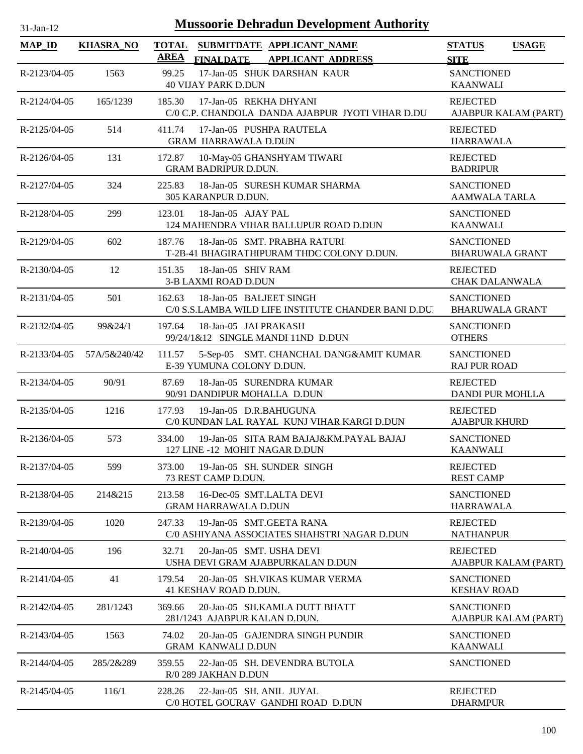# Mussoorie Dehradun Development Authority

31-Jan-12

| MAP_ID | KHASRA_NO | TOTAL AREA | SUBMITDATE FINALDATE | APPLICANT_NAME APPLICANT ADDRESS | STATUS SITE | USAGE |
|---|---|---|---|---|---|---|
| R-2123/04-05 | 1563 | 99.25 | 17-Jan-05 | SHUK DARSHAN KAUR<br>40 VIJAY PARK D.DUN | SANCTIONED<br>KAANWALI | |
| R-2124/04-05 | 165/1239 | 185.30 | 17-Jan-05 | REKHA DHYANI<br>C/0 C.P. CHANDOLA DANDA AJABPUR JYOTI VIHAR D.DU | REJECTED<br>AJABPUR KALAM (PART) | |
| R-2125/04-05 | 514 | 411.74 | 17-Jan-05 | PUSHPA RAUTELA<br>GRAM HARRAWALA D.DUN | REJECTED<br>HARRAWALA | |
| R-2126/04-05 | 131 | 172.87 | 10-May-05 | GHANSHYAM TIWARI<br>GRAM BADRIPUR D.DUN. | REJECTED<br>BADRIPUR | |
| R-2127/04-05 | 324 | 225.83 | 18-Jan-05 | SURESH KUMAR SHARMA<br>305 KARANPUR D.DUN. | SANCTIONED<br>AAMWALA TARLA | |
| R-2128/04-05 | 299 | 123.01 | 18-Jan-05 | AJAY PAL<br>124 MAHENDRA VIHAR BALLUPUR ROAD D.DUN | SANCTIONED<br>KAANWALI | |
| R-2129/04-05 | 602 | 187.76 | 18-Jan-05 | SMT. PRABHA RATURI<br>T-2B-41 BHAGIRATHIPURAM THDC COLONY D.DUN. | SANCTIONED<br>BHARUWALA GRANT | |
| R-2130/04-05 | 12 | 151.35 | 18-Jan-05 | SHIV RAM<br>3-B LAXMI ROAD D.DUN | REJECTED<br>CHAK DALANWALA | |
| R-2131/04-05 | 501 | 162.63 | 18-Jan-05 | BALJEET SINGH<br>C/0 S.S.LAMBA WILD LIFE INSTITUTE CHANDER BANI D.DUI | SANCTIONED<br>BHARUWALA GRANT | |
| R-2132/04-05 | 99&24/1 | 197.64 | 18-Jan-05 | JAI PRAKASH<br>99/24/1&12 SINGLE MANDI 11ND D.DUN | SANCTIONED<br>OTHERS | |
| R-2133/04-05 | 57A/5&240/42 | 111.57 | 5-Sep-05 | SMT. CHANCHAL DANG&AMIT KUMAR<br>E-39 YUMUNA COLONY D.DUN. | SANCTIONED<br>RAJ PUR ROAD | |
| R-2134/04-05 | 90/91 | 87.69 | 18-Jan-05 | SURENDRA KUMAR<br>90/91 DANDIPUR MOHALLA D.DUN | REJECTED<br>DANDI PUR MOHLLA | |
| R-2135/04-05 | 1216 | 177.93 | 19-Jan-05 | D.R.BAHUGUNA<br>C/0 KUNDAN LAL RAYAL KUNJ VIHAR KARGI D.DUN | REJECTED<br>AJABPUR KHURD | |
| R-2136/04-05 | 573 | 334.00 | 19-Jan-05 | SITA RAM BAJAJ&KM.PAYAL BAJAJ<br>127 LINE -12 MOHIT NAGAR D.DUN | SANCTIONED<br>KAANWALI | |
| R-2137/04-05 | 599 | 373.00 | 19-Jan-05 | SH. SUNDER SINGH<br>73 REST CAMP D.DUN. | REJECTED<br>REST CAMP | |
| R-2138/04-05 | 214&215 | 213.58 | 16-Dec-05 | SMT.LALTA DEVI<br>GRAM HARRAWALA D.DUN | SANCTIONED<br>HARRAWALA | |
| R-2139/04-05 | 1020 | 247.33 | 19-Jan-05 | SMT.GEETA RANA<br>C/0 ASHIYANA ASSOCIATES SHAHSTRI NAGAR D.DUN | REJECTED<br>NATHANPUR | |
| R-2140/04-05 | 196 | 32.71 | 20-Jan-05 | SMT. USHA DEVI<br>USHA DEVI GRAM AJABPURKALAN D.DUN | REJECTED<br>AJABPUR KALAM (PART) | |
| R-2141/04-05 | 41 | 179.54 | 20-Jan-05 | SH.VIKAS KUMAR VERMA<br>41 KESHAV ROAD D.DUN. | SANCTIONED<br>KESHAV ROAD | |
| R-2142/04-05 | 281/1243 | 369.66 | 20-Jan-05 | SH.KAMLA DUTT BHATT<br>281/1243 AJABPUR KALAN D.DUN. | SANCTIONED<br>AJABPUR KALAM (PART) | |
| R-2143/04-05 | 1563 | 74.02 | 20-Jan-05 | GAJENDRA SINGH PUNDIR<br>GRAM KANWALI D.DUN | SANCTIONED<br>KAANWALI | |
| R-2144/04-05 | 285/2&289 | 359.55 | 22-Jan-05 | SH. DEVENDRA BUTOLA<br>R/0 289 JAKHAN D.DUN | SANCTIONED | |
| R-2145/04-05 | 116/1 | 228.26 | 22-Jan-05 | SH. ANIL JUYAL<br>C/0 HOTEL GOURAV GANDHI ROAD D.DUN | REJECTED<br>DHARMPUR | |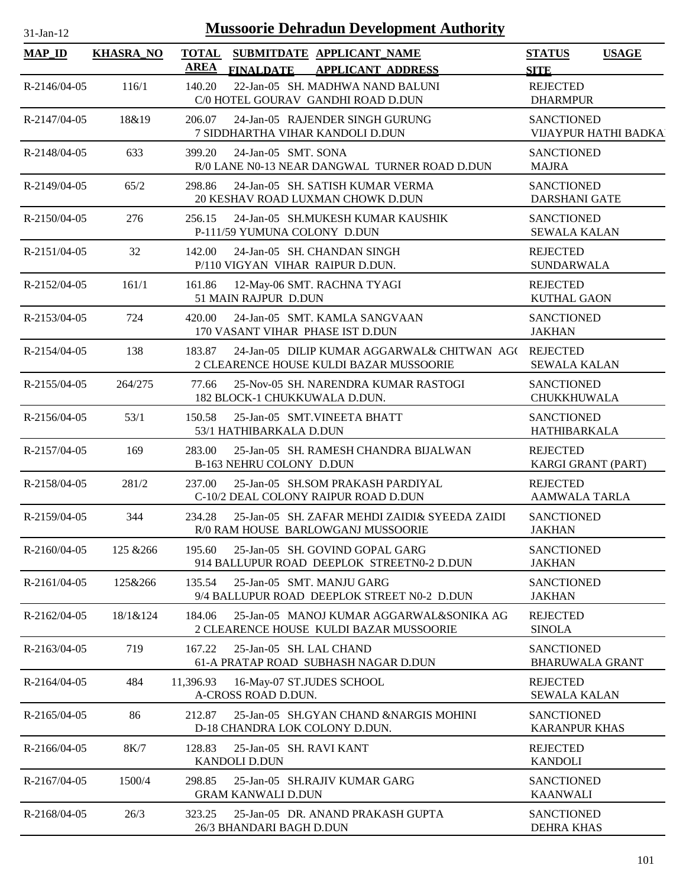# Mussoorie Dehradun Development Authority

31-Jan-12

| MAP_ID | KHASRA_NO | TOTAL AREA | SUBMITDATE FINALDATE | APPLICANT_NAME APPLICANT_ADDRESS | STATUS SITE | USAGE |
|---|---|---|---|---|---|---|
| R-2146/04-05 | 116/1 | 140.20 | 22-Jan-05 | SH. MADHWA NAND BALUNI C/0 HOTEL GOURAV GANDHI ROAD D.DUN | REJECTED DHARMPUR | |
| R-2147/04-05 | 18&19 | 206.07 | 24-Jan-05 | RAJENDER SINGH GURUNG 7 SIDDHARTHA VIHAR KANDOLI D.DUN | SANCTIONED VIJAYPUR HATHI BADKA | |
| R-2148/04-05 | 633 | 399.20 | 24-Jan-05 | SMT. SONA R/0 LANE N0-13 NEAR DANGWAL TURNER ROAD D.DUN | SANCTIONED MAJRA | |
| R-2149/04-05 | 65/2 | 298.86 | 24-Jan-05 | SH. SATISH KUMAR VERMA 20 KESHAV ROAD LUXMAN CHOWK D.DUN | SANCTIONED DARSHANI GATE | |
| R-2150/04-05 | 276 | 256.15 | 24-Jan-05 | SH.MUKESH KUMAR KAUSHIK P-111/59 YUMUNA COLONY D.DUN | SANCTIONED SEWALA KALAN | |
| R-2151/04-05 | 32 | 142.00 | 24-Jan-05 | SH. CHANDAN SINGH P/110 VIGYAN VIHAR RAIPUR D.DUN. | REJECTED SUNDARWALA | |
| R-2152/04-05 | 161/1 | 161.86 | 12-May-06 | SMT. RACHNA TYAGI 51 MAIN RAJPUR D.DUN | REJECTED KUTHAL GAON | |
| R-2153/04-05 | 724 | 420.00 | 24-Jan-05 | SMT. KAMLA SANGVAAN 170 VASANT VIHAR PHASE IST D.DUN | SANCTIONED JAKHAN | |
| R-2154/04-05 | 138 | 183.87 | 24-Jan-05 | DILIP KUMAR AGGARWAL& CHITWAN AGG 2 CLEARENCE HOUSE KULDI BAZAR MUSSOORIE | REJECTED SEWALA KALAN | |
| R-2155/04-05 | 264/275 | 77.66 | 25-Nov-05 | SH. NARENDRA KUMAR RASTOGI 182 BLOCK-1 CHUKKUWALA D.DUN. | SANCTIONED CHUKKHUWALA | |
| R-2156/04-05 | 53/1 | 150.58 | 25-Jan-05 | SMT.VINEETA BHATT 53/1 HATHIBARKALA D.DUN | SANCTIONED HATHIBARKALA | |
| R-2157/04-05 | 169 | 283.00 | 25-Jan-05 | SH. RAMESH CHANDRA BIJALWAN B-163 NEHRU COLONY D.DUN | REJECTED KARGI GRANT (PART) | |
| R-2158/04-05 | 281/2 | 237.00 | 25-Jan-05 | SH.SOM PRAKASH PARDIYAL C-10/2 DEAL COLONY RAIPUR ROAD D.DUN | REJECTED AAMWALA TARLA | |
| R-2159/04-05 | 344 | 234.28 | 25-Jan-05 | SH. ZAFAR MEHDI ZAIDI& SYEEDA ZAIDI R/0 RAM HOUSE BARLOWGANJ MUSSOORIE | SANCTIONED JAKHAN | |
| R-2160/04-05 | 125 &266 | 195.60 | 25-Jan-05 | SH. GOVIND GOPAL GARG 914 BALLUPUR ROAD DEEPLOK STREETN0-2 D.DUN | SANCTIONED JAKHAN | |
| R-2161/04-05 | 125&266 | 135.54 | 25-Jan-05 | SMT. MANJU GARG 9/4 BALLUPUR ROAD DEEPLOK STREET N0-2 D.DUN | SANCTIONED JAKHAN | |
| R-2162/04-05 | 18/1&124 | 184.06 | 25-Jan-05 | MANOJ KUMAR AGGARWAL&SONIKA AG 2 CLEARENCE HOUSE KULDI BAZAR MUSSOORIE | REJECTED SINOLA | |
| R-2163/04-05 | 719 | 167.22 | 25-Jan-05 | SH. LAL CHAND 61-A PRATAP ROAD SUBHASH NAGAR D.DUN | SANCTIONED BHARUWALA GRANT | |
| R-2164/04-05 | 484 | 11,396.93 | 16-May-07 | ST.JUDES SCHOOL A-CROSS ROAD D.DUN. | REJECTED SEWALA KALAN | |
| R-2165/04-05 | 86 | 212.87 | 25-Jan-05 | SH.GYAN CHAND &NARGIS MOHINI D-18 CHANDRA LOK COLONY D.DUN. | SANCTIONED KARANPUR KHAS | |
| R-2166/04-05 | 8K/7 | 128.83 | 25-Jan-05 | SH. RAVI KANT KANDOLI D.DUN | REJECTED KANDOLI | |
| R-2167/04-05 | 1500/4 | 298.85 | 25-Jan-05 | SH.RAJIV KUMAR GARG GRAM KANWALI D.DUN | SANCTIONED KAANWALI | |
| R-2168/04-05 | 26/3 | 323.25 | 25-Jan-05 | DR. ANAND PRAKASH GUPTA 26/3 BHANDARI BAGH D.DUN | SANCTIONED DEHRA KHAS | |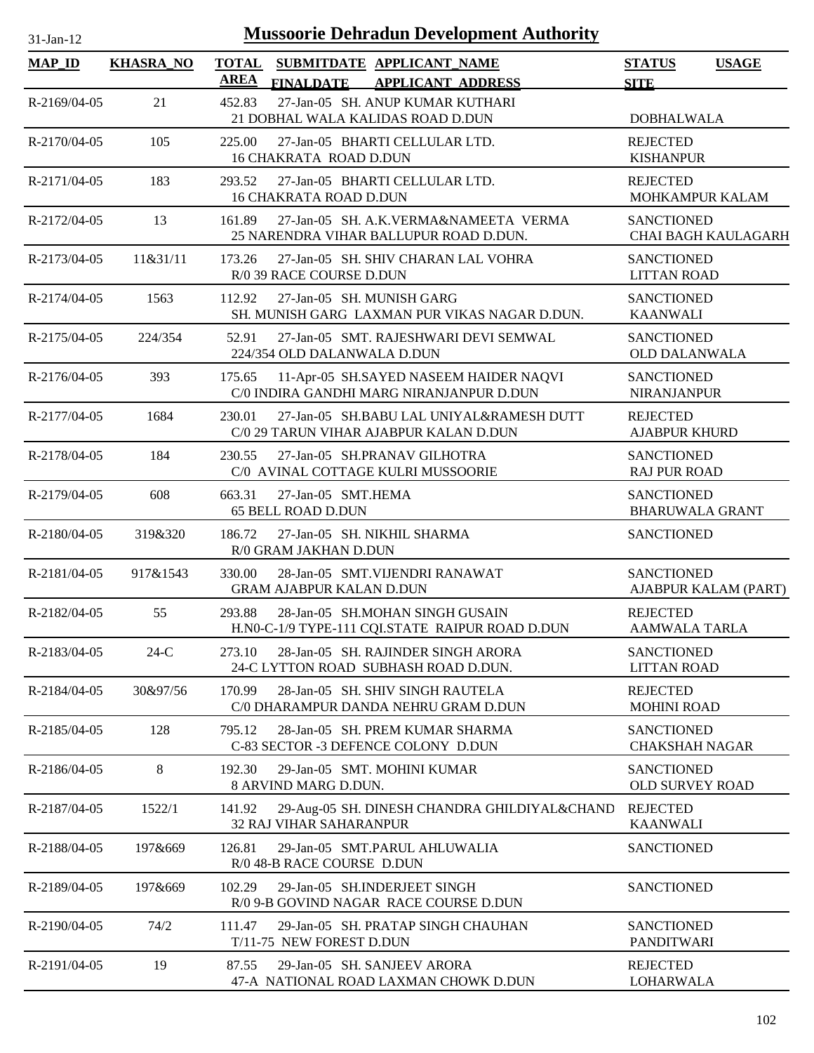# Mussoorie Dehradun Development Authority

31-Jan-12

| MAP_ID | KHASRA_NO | TOTAL AREA | SUBMITDATE FINALDATE | APPLICANT_NAME APPLICANT ADDRESS | STATUS SITE | USAGE |
|---|---|---|---|---|---|---|
| R-2169/04-05 | 21 | 452.83 | 27-Jan-05 | SH. ANUP KUMAR KUTHARI<br>21 DOBHAL WALA KALIDAS ROAD D.DUN | DOBHALWALA | |
| R-2170/04-05 | 105 | 225.00 | 27-Jan-05 | BHARTI CELLULAR LTD.<br>16 CHAKRATA ROAD D.DUN | REJECTED<br>KISHANPUR | |
| R-2171/04-05 | 183 | 293.52 | 27-Jan-05 | BHARTI CELLULAR LTD.<br>16 CHAKRATA ROAD D.DUN | REJECTED<br>MOHKAMPUR KALAM | |
| R-2172/04-05 | 13 | 161.89 | 27-Jan-05 | SH. A.K.VERMA&NAMEETA VERMA<br>25 NARENDRA VIHAR BALLUPUR ROAD D.DUN. | SANCTIONED<br>CHAI BAGH KAULAGARH | |
| R-2173/04-05 | 11&31/11 | 173.26 | 27-Jan-05 | SH. SHIV CHARAN LAL VOHRA<br>R/0 39 RACE COURSE D.DUN | SANCTIONED<br>LITTAN ROAD | |
| R-2174/04-05 | 1563 | 112.92 | 27-Jan-05 | SH. MUNISH GARG<br>SH. MUNISH GARG LAXMAN PUR VIKAS NAGAR D.DUN. | SANCTIONED<br>KAANWALI | |
| R-2175/04-05 | 224/354 | 52.91 | 27-Jan-05 | SMT. RAJESHWARI DEVI SEMWAL<br>224/354 OLD DALANWALA D.DUN | SANCTIONED<br>OLD DALANWALA | |
| R-2176/04-05 | 393 | 175.65 | 11-Apr-05 | SH.SAYED NASEEM HAIDER NAQVI<br>C/0 INDIRA GANDHI MARG NIRANJANPUR D.DUN | SANCTIONED<br>NIRANJANPUR | |
| R-2177/04-05 | 1684 | 230.01 | 27-Jan-05 | SH.BABU LAL UNIYAL&RAMESH DUTT<br>C/0 29 TARUN VIHAR AJABPUR KALAN D.DUN | REJECTED<br>AJABPUR KHURD | |
| R-2178/04-05 | 184 | 230.55 | 27-Jan-05 | SH.PRANAV GILHOTRA<br>C/0 AVINAL COTTAGE KULRI MUSSOORIE | SANCTIONED<br>RAJ PUR ROAD | |
| R-2179/04-05 | 608 | 663.31 | 27-Jan-05 | SMT.HEMA<br>65 BELL ROAD D.DUN | SANCTIONED<br>BHARUWALA GRANT | |
| R-2180/04-05 | 319&320 | 186.72 | 27-Jan-05 | SH. NIKHIL SHARMA<br>R/0 GRAM JAKHAN D.DUN | SANCTIONED | |
| R-2181/04-05 | 917&1543 | 330.00 | 28-Jan-05 | SMT.VIJENDRI RANAWAT<br>GRAM AJABPUR KALAN D.DUN | SANCTIONED<br>AJABPUR KALAM (PART) | |
| R-2182/04-05 | 55 | 293.88 | 28-Jan-05 | SH.MOHAN SINGH GUSAIN<br>H.N0-C-1/9 TYPE-111 CQI.STATE RAIPUR ROAD D.DUN | REJECTED<br>AAMWALA TARLA | |
| R-2183/04-05 | 24-C | 273.10 | 28-Jan-05 | SH. RAJINDER SINGH ARORA<br>24-C LYTTON ROAD SUBHASH ROAD D.DUN. | SANCTIONED<br>LITTAN ROAD | |
| R-2184/04-05 | 30&97/56 | 170.99 | 28-Jan-05 | SH. SHIV SINGH RAUTELA<br>C/0 DHARAMPUR DANDA NEHRU GRAM D.DUN | REJECTED<br>MOHINI ROAD | |
| R-2185/04-05 | 128 | 795.12 | 28-Jan-05 | SH. PREM KUMAR SHARMA<br>C-83 SECTOR -3 DEFENCE COLONY D.DUN | SANCTIONED<br>CHAKSHAH NAGAR | |
| R-2186/04-05 | 8 | 192.30 | 29-Jan-05 | SMT. MOHINI KUMAR<br>8 ARVIND MARG D.DUN. | SANCTIONED<br>OLD SURVEY ROAD | |
| R-2187/04-05 | 1522/1 | 141.92 | 29-Aug-05 | SH. DINESH CHANDRA GHILDIYAL&CHAND<br>32 RAJ VIHAR SAHARANPUR | REJECTED<br>KAANWALI | |
| R-2188/04-05 | 197&669 | 126.81 | 29-Jan-05 | SMT.PARUL AHLUWALIA<br>R/0 48-B RACE COURSE D.DUN | SANCTIONED | |
| R-2189/04-05 | 197&669 | 102.29 | 29-Jan-05 | SH.INDERJEET SINGH<br>R/0 9-B GOVIND NAGAR RACE COURSE D.DUN | SANCTIONED | |
| R-2190/04-05 | 74/2 | 111.47 | 29-Jan-05 | SH. PRATAP SINGH CHAUHAN<br>T/11-75 NEW FOREST D.DUN | SANCTIONED<br>PANDITWARI | |
| R-2191/04-05 | 19 | 87.55 | 29-Jan-05 | SH. SANJEEV ARORA<br>47-A NATIONAL ROAD LAXMAN CHOWK D.DUN | REJECTED<br>LOHARWALA | |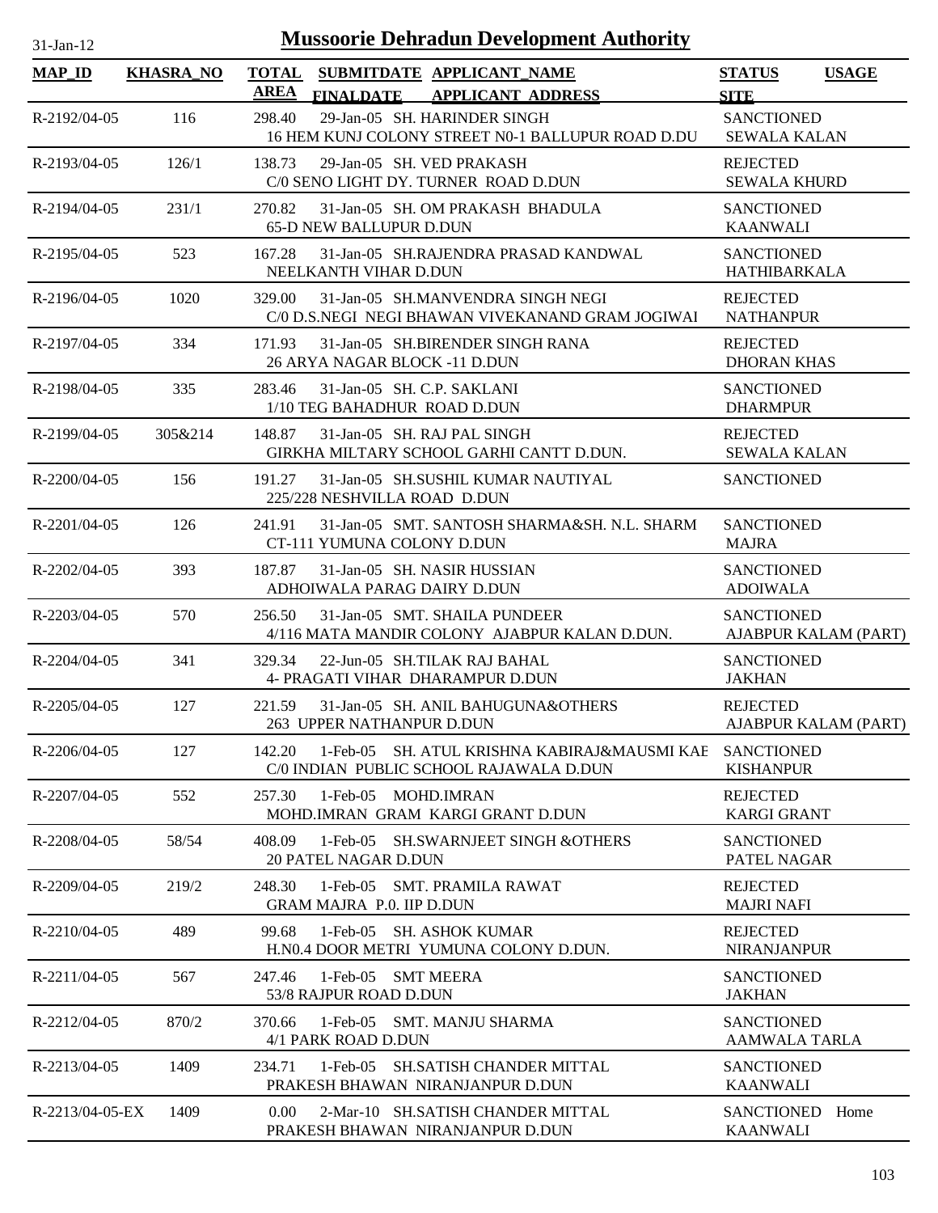# Mussoorie Dehradun Development Authority

31-Jan-12

| MAP_ID | KHASRA_NO | TOTAL AREA | SUBMITDATE FINALDATE | APPLICANT_NAME APPLICANT ADDRESS | STATUS SITE | USAGE |
|---|---|---|---|---|---|---|
| R-2192/04-05 | 116 | 298.40 | 29-Jan-05 | SH. HARINDER SINGH<br>16 HEM KUNJ COLONY STREET N0-1 BALLUPUR ROAD D.DU | SANCTIONED<br>SEWALA KALAN | |
| R-2193/04-05 | 126/1 | 138.73 | 29-Jan-05 | SH. VED PRAKASH<br>C/0 SENO LIGHT DY. TURNER ROAD D.DUN | REJECTED<br>SEWALA KHURD | |
| R-2194/04-05 | 231/1 | 270.82 | 31-Jan-05 | SH. OM PRAKASH BHADULA<br>65-D NEW BALLUPUR D.DUN | SANCTIONED<br>KAANWALI | |
| R-2195/04-05 | 523 | 167.28 | 31-Jan-05 | SH.RAJENDRA PRASAD KANDWAL<br>NEELKANTH VIHAR D.DUN | SANCTIONED<br>HATHIBARKALA | |
| R-2196/04-05 | 1020 | 329.00 | 31-Jan-05 | SH.MANVENDRA SINGH NEGI<br>C/0 D.S.NEGI NEGI BHAWAN VIVEKANAND GRAM JOGIWAI | REJECTED<br>NATHANPUR | |
| R-2197/04-05 | 334 | 171.93 | 31-Jan-05 | SH.BIRENDER SINGH RANA<br>26 ARYA NAGAR BLOCK -11 D.DUN | REJECTED<br>DHORAN KHAS | |
| R-2198/04-05 | 335 | 283.46 | 31-Jan-05 | SH. C.P. SAKLANI<br>1/10 TEG BAHADHUR ROAD D.DUN | SANCTIONED<br>DHARMPUR | |
| R-2199/04-05 | 305&214 | 148.87 | 31-Jan-05 | SH. RAJ PAL SINGH<br>GIRKHA MILTARY SCHOOL GARHI CANTT D.DUN. | REJECTED<br>SEWALA KALAN | |
| R-2200/04-05 | 156 | 191.27 | 31-Jan-05 | SH.SUSHIL KUMAR NAUTIYAL<br>225/228 NESHVILLA ROAD D.DUN | SANCTIONED | |
| R-2201/04-05 | 126 | 241.91 | 31-Jan-05 | SMT. SANTOSH SHARMA&SH. N.L. SHARM<br>CT-111 YUMUNA COLONY D.DUN | SANCTIONED<br>MAJRA | |
| R-2202/04-05 | 393 | 187.87 | 31-Jan-05 | SH. NASIR HUSSIAN<br>ADHOIWALA PARAG DAIRY D.DUN | SANCTIONED<br>ADOIWALA | |
| R-2203/04-05 | 570 | 256.50 | 31-Jan-05 | SMT. SHAILA PUNDEER<br>4/116 MATA MANDIR COLONY AJABPUR KALAN D.DUN. | SANCTIONED<br>AJABPUR KALAM (PART) | |
| R-2204/04-05 | 341 | 329.34 | 22-Jun-05 | SH.TILAK RAJ BAHAL<br>4- PRAGATI VIHAR DHARAMPUR D.DUN | SANCTIONED<br>JAKHAN | |
| R-2205/04-05 | 127 | 221.59 | 31-Jan-05 | SH. ANIL BAHUGUNA&OTHERS<br>263 UPPER NATHANPUR D.DUN | REJECTED<br>AJABPUR KALAM (PART) | |
| R-2206/04-05 | 127 | 142.20 | 1-Feb-05 | SH. ATUL KRISHNA KABIRAJ&MAUSMI KAE<br>C/0 INDIAN PUBLIC SCHOOL RAJAWALA D.DUN | SANCTIONED<br>KISHANPUR | |
| R-2207/04-05 | 552 | 257.30 | 1-Feb-05 | MOHD.IMRAN<br>MOHD.IMRAN GRAM KARGI GRANT D.DUN | REJECTED<br>KARGI GRANT | |
| R-2208/04-05 | 58/54 | 408.09 | 1-Feb-05 | SH.SWARNJEET SINGH &OTHERS<br>20 PATEL NAGAR D.DUN | SANCTIONED<br>PATEL NAGAR | |
| R-2209/04-05 | 219/2 | 248.30 | 1-Feb-05 | SMT. PRAMILA RAWAT<br>GRAM MAJRA P.0. IIP D.DUN | REJECTED<br>MAJRI NAFI | |
| R-2210/04-05 | 489 | 99.68 | 1-Feb-05 | SH. ASHOK KUMAR<br>H.N0.4 DOOR METRI YUMUNA COLONY D.DUN. | REJECTED<br>NIRANJANPUR | |
| R-2211/04-05 | 567 | 247.46 | 1-Feb-05 | SMT MEERA<br>53/8 RAJPUR ROAD D.DUN | SANCTIONED<br>JAKHAN | |
| R-2212/04-05 | 870/2 | 370.66 | 1-Feb-05 | SMT. MANJU SHARMA<br>4/1 PARK ROAD D.DUN | SANCTIONED<br>AAMWALA TARLA | |
| R-2213/04-05 | 1409 | 234.71 | 1-Feb-05 | SH.SATISH CHANDER MITTAL<br>PRAKESH BHAWAN NIRANJANPUR D.DUN | SANCTIONED<br>KAANWALI | |
| R-2213/04-05-EX | 1409 | 0.00 | 2-Mar-10 | SH.SATISH CHANDER MITTAL<br>PRAKESH BHAWAN NIRANJANPUR D.DUN | SANCTIONED<br>KAANWALI | Home |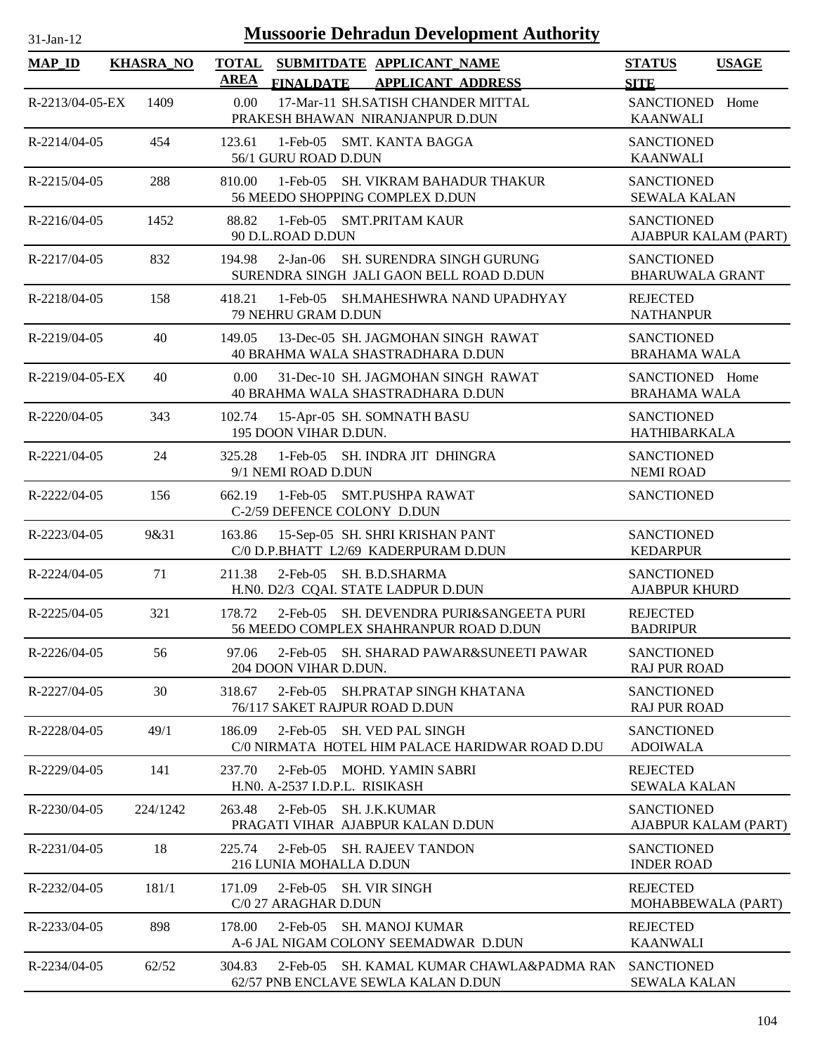# Mussoorie Dehradun Development Authority

31-Jan-12

| MAP_ID | KHASRA_NO | TOTAL AREA | SUBMITDATE FINALDATE | APPLICANT_NAME APPLICANT_ADDRESS | STATUS SITE | USAGE |
|---|---|---|---|---|---|---|
| R-2213/04-05-EX | 1409 | 0.00 | 17-Mar-11 | SH.SATISH CHANDER MITTAL PRAKESH BHAWAN NIRANJANPUR D.DUN | SANCTIONED KAANWALI | Home |
| R-2214/04-05 | 454 | 123.61 | 1-Feb-05 | SMT. KANTA BAGGA 56/1 GURU ROAD D.DUN | SANCTIONED KAANWALI | |
| R-2215/04-05 | 288 | 810.00 | 1-Feb-05 | SH. VIKRAM BAHADUR THAKUR 56 MEEDO SHOPPING COMPLEX D.DUN | SANCTIONED SEWALA KALAN | |
| R-2216/04-05 | 1452 | 88.82 | 1-Feb-05 | SMT.PRITAM KAUR 90 D.L.ROAD D.DUN | SANCTIONED AJABPUR KALAM (PART) | |
| R-2217/04-05 | 832 | 194.98 | 2-Jan-06 | SH. SURENDRA SINGH GURUNG SURENDRA SINGH JALI GAON BELL ROAD D.DUN | SANCTIONED BHARUWALA GRANT | |
| R-2218/04-05 | 158 | 418.21 | 1-Feb-05 | SH.MAHESHWRA NAND UPADHYAY 79 NEHRU GRAM D.DUN | REJECTED NATHANPUR | |
| R-2219/04-05 | 40 | 149.05 | 13-Dec-05 | SH. JAGMOHAN SINGH RAWAT 40 BRAHMA WALA SHASTRADHARA D.DUN | SANCTIONED BRAHAMA WALA | |
| R-2219/04-05-EX | 40 | 0.00 | 31-Dec-10 | SH. JAGMOHAN SINGH RAWAT 40 BRAHMA WALA SHASTRADHARA D.DUN | SANCTIONED BRAHAMA WALA | Home |
| R-2220/04-05 | 343 | 102.74 | 15-Apr-05 | SH. SOMNATH BASU 195 DOON VIHAR D.DUN. | SANCTIONED HATHIBARKALA | |
| R-2221/04-05 | 24 | 325.28 | 1-Feb-05 | SH. INDRA JIT DHINGRA 9/1 NEMI ROAD D.DUN | SANCTIONED NEMI ROAD | |
| R-2222/04-05 | 156 | 662.19 | 1-Feb-05 | SMT.PUSHPA RAWAT C-2/59 DEFENCE COLONY D.DUN | SANCTIONED | |
| R-2223/04-05 | 9&31 | 163.86 | 15-Sep-05 | SH. SHRI KRISHAN PANT C/0 D.P.BHATT L2/69 KADERPURAM D.DUN | SANCTIONED KEDARPUR | |
| R-2224/04-05 | 71 | 211.38 | 2-Feb-05 | SH. B.D.SHARMA H.N0. D2/3 CQAI. STATE LADPUR D.DUN | SANCTIONED AJABPUR KHURD | |
| R-2225/04-05 | 321 | 178.72 | 2-Feb-05 | SH. DEVENDRA PURI&SANGEETA PURI 56 MEEDO COMPLEX SHAHRANPUR ROAD D.DUN | REJECTED BADRIPUR | |
| R-2226/04-05 | 56 | 97.06 | 2-Feb-05 | SH. SHARAD PAWAR&SUNEETI PAWAR 204 DOON VIHAR D.DUN. | SANCTIONED RAJ PUR ROAD | |
| R-2227/04-05 | 30 | 318.67 | 2-Feb-05 | SH.PRATAP SINGH KHATANA 76/117 SAKET RAJPUR ROAD D.DUN | SANCTIONED RAJ PUR ROAD | |
| R-2228/04-05 | 49/1 | 186.09 | 2-Feb-05 | SH. VED PAL SINGH C/0 NIRMATA HOTEL HIM PALACE HARIDWAR ROAD D.DU | SANCTIONED ADOIWALA | |
| R-2229/04-05 | 141 | 237.70 | 2-Feb-05 | MOHD. YAMIN SABRI H.N0. A-2537 I.D.P.L. RISIKASH | REJECTED SEWALA KALAN | |
| R-2230/04-05 | 224/1242 | 263.48 | 2-Feb-05 | SH. J.K.KUMAR PRAGATI VIHAR AJABPUR KALAN D.DUN | SANCTIONED AJABPUR KALAM (PART) | |
| R-2231/04-05 | 18 | 225.74 | 2-Feb-05 | SH. RAJEEV TANDON 216 LUNIA MOHALLA D.DUN | SANCTIONED INDER ROAD | |
| R-2232/04-05 | 181/1 | 171.09 | 2-Feb-05 | SH. VIR SINGH C/0 27 ARAGHAR D.DUN | REJECTED MOHABBEWALA (PART) | |
| R-2233/04-05 | 898 | 178.00 | 2-Feb-05 | SH. MANOJ KUMAR A-6 JAL NIGAM COLONY SEEMADWAR D.DUN | REJECTED KAANWALI | |
| R-2234/04-05 | 62/52 | 304.83 | 2-Feb-05 | SH. KAMAL KUMAR CHAWLA&PADMA RAN 62/57 PNB ENCLAVE SEWLA KALAN D.DUN | SANCTIONED SEWALA KALAN | |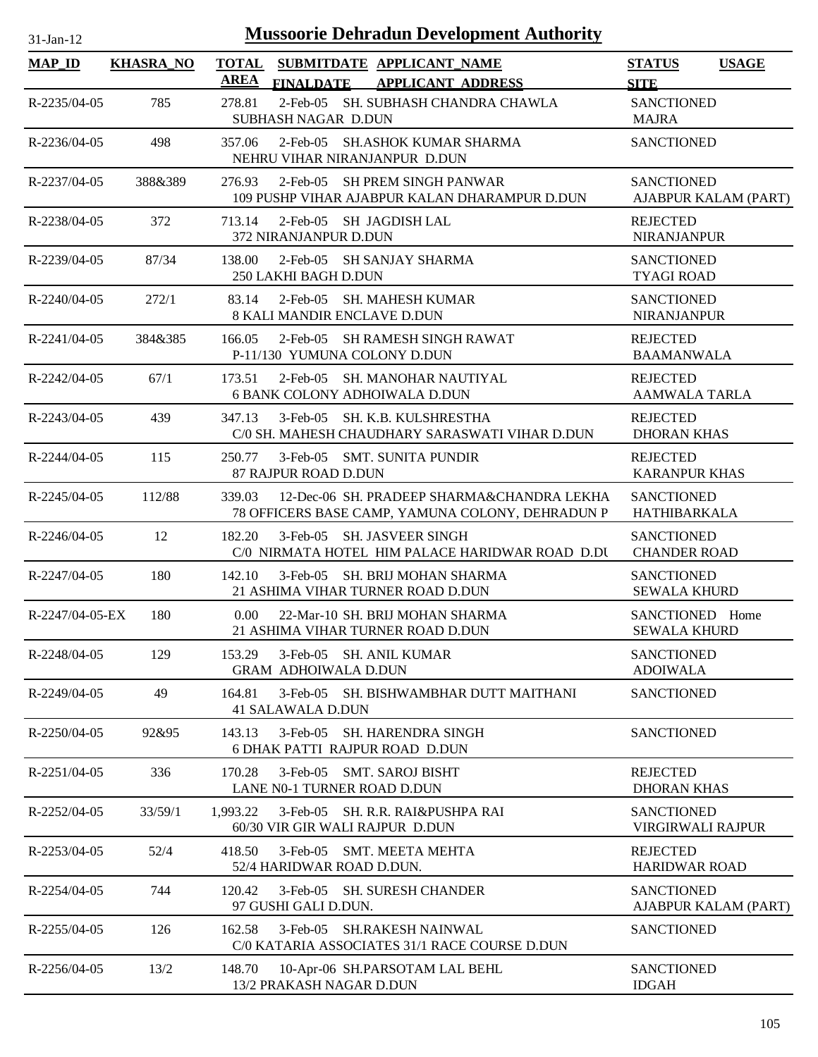# Mussoorie Dehradun Development Authority

31-Jan-12

| MAP_ID | KHASRA_NO | TOTAL AREA | SUBMITDATE / FINALDATE | APPLICANT_NAME / APPLICANT_ADDRESS | STATUS / SITE | USAGE |
|---|---|---|---|---|---|---|
| R-2235/04-05 | 785 | 278.81 | 2-Feb-05 | SH. SUBHASH CHANDRA CHAWLA<br>SUBHASH NAGAR D.DUN | SANCTIONED<br>MAJRA | |
| R-2236/04-05 | 498 | 357.06 | 2-Feb-05 | SH.ASHOK KUMAR SHARMA<br>NEHRU VIHAR NIRANJANPUR D.DUN | SANCTIONED | |
| R-2237/04-05 | 388&389 | 276.93 | 2-Feb-05 | SH PREM SINGH PANWAR<br>109 PUSHP VIHAR AJABPUR KALAN DHARAMPUR D.DUN | SANCTIONED<br>AJABPUR KALAM (PART) | |
| R-2238/04-05 | 372 | 713.14 | 2-Feb-05 | SH JAGDISH LAL<br>372 NIRANJANPUR D.DUN | REJECTED<br>NIRANJANPUR | |
| R-2239/04-05 | 87/34 | 138.00 | 2-Feb-05 | SH SANJAY SHARMA<br>250 LAKHI BAGH D.DUN | SANCTIONED<br>TYAGI ROAD | |
| R-2240/04-05 | 272/1 | 83.14 | 2-Feb-05 | SH. MAHESH KUMAR<br>8 KALI MANDIR ENCLAVE D.DUN | SANCTIONED<br>NIRANJANPUR | |
| R-2241/04-05 | 384&385 | 166.05 | 2-Feb-05 | SH RAMESH SINGH RAWAT<br>P-11/130 YUMUNA COLONY D.DUN | REJECTED<br>BAAMANWALA | |
| R-2242/04-05 | 67/1 | 173.51 | 2-Feb-05 | SH. MANOHAR NAUTIYAL<br>6 BANK COLONY ADHOIWALA D.DUN | REJECTED<br>AAMWALA TARLA | |
| R-2243/04-05 | 439 | 347.13 | 3-Feb-05 | SH. K.B. KULSHRESTHA<br>C/0 SH. MAHESH CHAUDHARY SARASWATI VIHAR D.DUN | REJECTED<br>DHORAN KHAS | |
| R-2244/04-05 | 115 | 250.77 | 3-Feb-05 | SMT. SUNITA PUNDIR<br>87 RAJPUR ROAD D.DUN | REJECTED<br>KARANPUR KHAS | |
| R-2245/04-05 | 112/88 | 339.03 | 12-Dec-06 | SH. PRADEEP SHARMA&CHANDRA LEKHA<br>78 OFFICERS BASE CAMP, YAMUNA COLONY, DEHRADUN P | SANCTIONED<br>HATHIBARKALA | |
| R-2246/04-05 | 12 | 182.20 | 3-Feb-05 | SH. JASVEER SINGH<br>C/0 NIRMATA HOTEL HIM PALACE HARIDWAR ROAD D.DU | SANCTIONED<br>CHANDER ROAD | |
| R-2247/04-05 | 180 | 142.10 | 3-Feb-05 | SH. BRIJ MOHAN SHARMA<br>21 ASHIMA VIHAR TURNER ROAD D.DUN | SANCTIONED<br>SEWALA KHURD | |
| R-2247/04-05-EX | 180 | 0.00 | 22-Mar-10 | SH. BRIJ MOHAN SHARMA<br>21 ASHIMA VIHAR TURNER ROAD D.DUN | SANCTIONED<br>SEWALA KHURD | Home |
| R-2248/04-05 | 129 | 153.29 | 3-Feb-05 | SH. ANIL KUMAR<br>GRAM ADHOIWALA D.DUN | SANCTIONED<br>ADOIWALA | |
| R-2249/04-05 | 49 | 164.81 | 3-Feb-05 | SH. BISHWAMBHAR DUTT MAITHANI<br>41 SALAWALA D.DUN | SANCTIONED | |
| R-2250/04-05 | 92&95 | 143.13 | 3-Feb-05 | SH. HARENDRA SINGH<br>6 DHAK PATTI RAJPUR ROAD D.DUN | SANCTIONED | |
| R-2251/04-05 | 336 | 170.28 | 3-Feb-05 | SMT. SAROJ BISHT<br>LANE N0-1 TURNER ROAD D.DUN | REJECTED<br>DHORAN KHAS | |
| R-2252/04-05 | 33/59/1 | 1,993.22 | 3-Feb-05 | SH. R.R. RAI&PUSHPA RAI<br>60/30 VIR GIR WALI RAJPUR D.DUN | SANCTIONED<br>VIRGIRWALI RAJPUR | |
| R-2253/04-05 | 52/4 | 418.50 | 3-Feb-05 | SMT. MEETA MEHTA<br>52/4 HARIDWAR ROAD D.DUN. | REJECTED<br>HARIDWAR ROAD | |
| R-2254/04-05 | 744 | 120.42 | 3-Feb-05 | SH. SURESH CHANDER<br>97 GUSHI GALI D.DUN. | SANCTIONED<br>AJABPUR KALAM (PART) | |
| R-2255/04-05 | 126 | 162.58 | 3-Feb-05 | SH.RAKESH NAINWAL<br>C/0 KATARIA ASSOCIATES 31/1 RACE COURSE D.DUN | SANCTIONED | |
| R-2256/04-05 | 13/2 | 148.70 | 10-Apr-06 | SH.PARSOTAM LAL BEHL<br>13/2 PRAKASH NAGAR D.DUN | SANCTIONED<br>IDGAH | |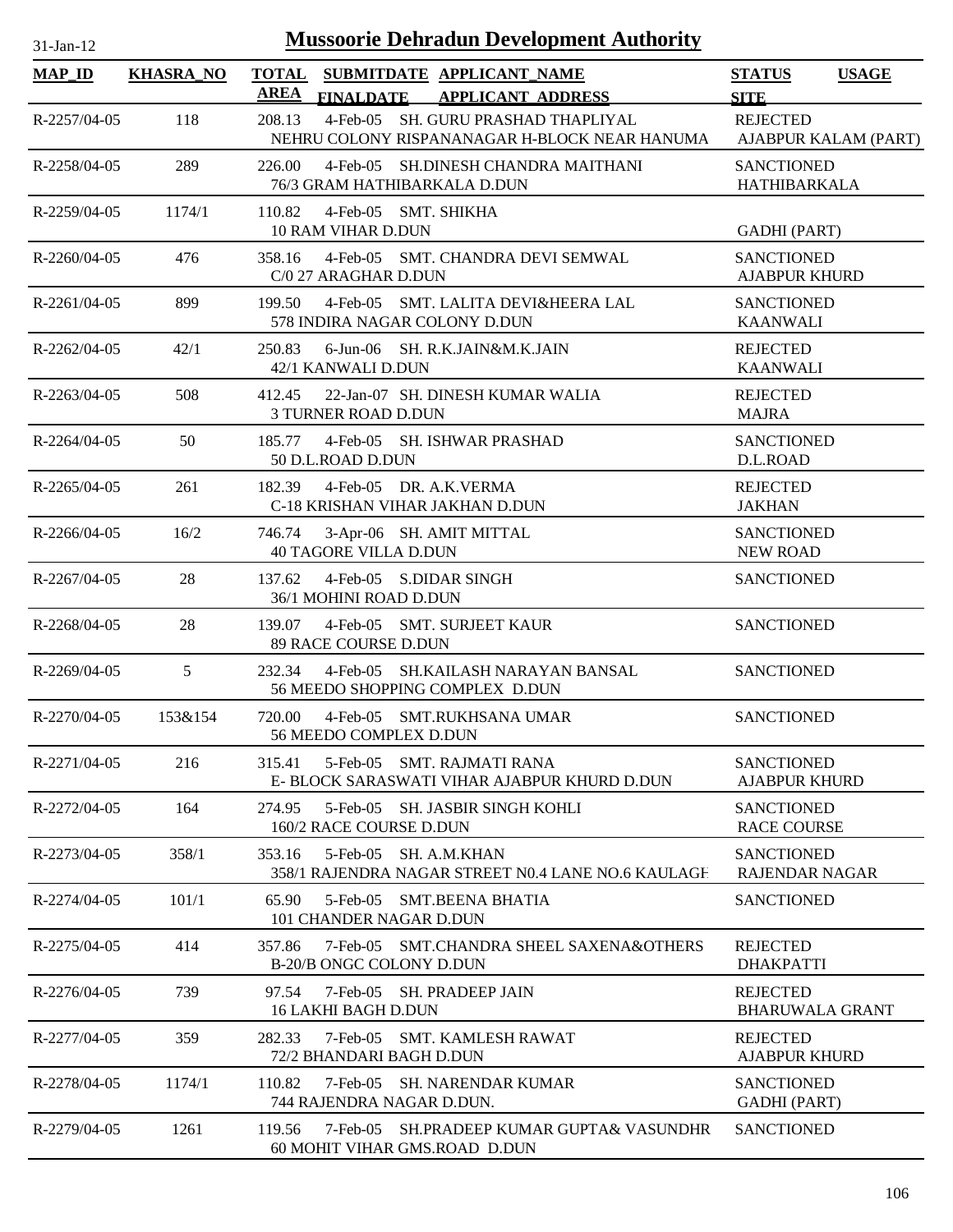# Mussoorie Dehradun Development Authority

31-Jan-12

| MAP_ID | KHASRA_NO | TOTAL AREA | SUBMITDATE FINALDATE | APPLICANT_NAME APPLICANT_ADDRESS | STATUS SITE | USAGE |
|---|---|---|---|---|---|---|
| R-2257/04-05 | 118 | 208.13 | 4-Feb-05 | SH. GURU PRASHAD THAPLIYAL NEHRU COLONY RISPANANAGAR H-BLOCK NEAR HANUMA | REJECTED AJABPUR KALAM (PART) | |
| R-2258/04-05 | 289 | 226.00 | 4-Feb-05 | SH.DINESH CHANDRA MAITHANI 76/3 GRAM HATHIBARKALA D.DUN | SANCTIONED HATHIBARKALA | |
| R-2259/04-05 | 1174/1 | 110.82 | 4-Feb-05 | SMT. SHIKHA 10 RAM VIHAR D.DUN | GADHI (PART) | |
| R-2260/04-05 | 476 | 358.16 | 4-Feb-05 | SMT. CHANDRA DEVI SEMWAL C/0 27 ARAGHAR D.DUN | SANCTIONED AJABPUR KHURD | |
| R-2261/04-05 | 899 | 199.50 | 4-Feb-05 | SMT. LALITA DEVI&HEERA LAL 578 INDIRA NAGAR COLONY D.DUN | SANCTIONED KAANWALI | |
| R-2262/04-05 | 42/1 | 250.83 | 6-Jun-06 | SH. R.K.JAIN&M.K.JAIN 42/1 KANWALI D.DUN | REJECTED KAANWALI | |
| R-2263/04-05 | 508 | 412.45 | 22-Jan-07 | SH. DINESH KUMAR WALIA 3 TURNER ROAD D.DUN | REJECTED MAJRA | |
| R-2264/04-05 | 50 | 185.77 | 4-Feb-05 | SH. ISHWAR PRASHAD 50 D.L.ROAD D.DUN | SANCTIONED D.L.ROAD | |
| R-2265/04-05 | 261 | 182.39 | 4-Feb-05 | DR. A.K.VERMA C-18 KRISHAN VIHAR JAKHAN D.DUN | REJECTED JAKHAN | |
| R-2266/04-05 | 16/2 | 746.74 | 3-Apr-06 | SH. AMIT MITTAL 40 TAGORE VILLA D.DUN | SANCTIONED NEW ROAD | |
| R-2267/04-05 | 28 | 137.62 | 4-Feb-05 | S.DIDAR SINGH 36/1 MOHINI ROAD D.DUN | SANCTIONED | |
| R-2268/04-05 | 28 | 139.07 | 4-Feb-05 | SMT. SURJEET KAUR 89 RACE COURSE D.DUN | SANCTIONED | |
| R-2269/04-05 | 5 | 232.34 | 4-Feb-05 | SH.KAILASH NARAYAN BANSAL 56 MEEDO SHOPPING COMPLEX D.DUN | SANCTIONED | |
| R-2270/04-05 | 153&154 | 720.00 | 4-Feb-05 | SMT.RUKHSANA UMAR 56 MEEDO COMPLEX D.DUN | SANCTIONED | |
| R-2271/04-05 | 216 | 315.41 | 5-Feb-05 | SMT. RAJMATI RANA E- BLOCK SARASWATI VIHAR AJABPUR KHURD D.DUN | SANCTIONED AJABPUR KHURD | |
| R-2272/04-05 | 164 | 274.95 | 5-Feb-05 | SH. JASBIR SINGH KOHLI 160/2 RACE COURSE D.DUN | SANCTIONED RACE COURSE | |
| R-2273/04-05 | 358/1 | 353.16 | 5-Feb-05 | SH. A.M.KHAN 358/1 RAJENDRA NAGAR STREET N0.4 LANE NO.6 KAULAGH | SANCTIONED RAJENDAR NAGAR | |
| R-2274/04-05 | 101/1 | 65.90 | 5-Feb-05 | SMT.BEENA BHATIA 101 CHANDER NAGAR D.DUN | SANCTIONED | |
| R-2275/04-05 | 414 | 357.86 | 7-Feb-05 | SMT.CHANDRA SHEEL SAXENA&OTHERS B-20/B ONGC COLONY D.DUN | REJECTED DHAKPATTI | |
| R-2276/04-05 | 739 | 97.54 | 7-Feb-05 | SH. PRADEEP JAIN 16 LAKHI BAGH D.DUN | REJECTED BHARUWALA GRANT | |
| R-2277/04-05 | 359 | 282.33 | 7-Feb-05 | SMT. KAMLESH RAWAT 72/2 BHANDARI BAGH D.DUN | REJECTED AJABPUR KHURD | |
| R-2278/04-05 | 1174/1 | 110.82 | 7-Feb-05 | SH. NARENDAR KUMAR 744 RAJENDRA NAGAR D.DUN. | SANCTIONED GADHI (PART) | |
| R-2279/04-05 | 1261 | 119.56 | 7-Feb-05 | SH.PRADEEP KUMAR GUPTA& VASUNDHR 60 MOHIT VIHAR GMS.ROAD D.DUN | SANCTIONED | |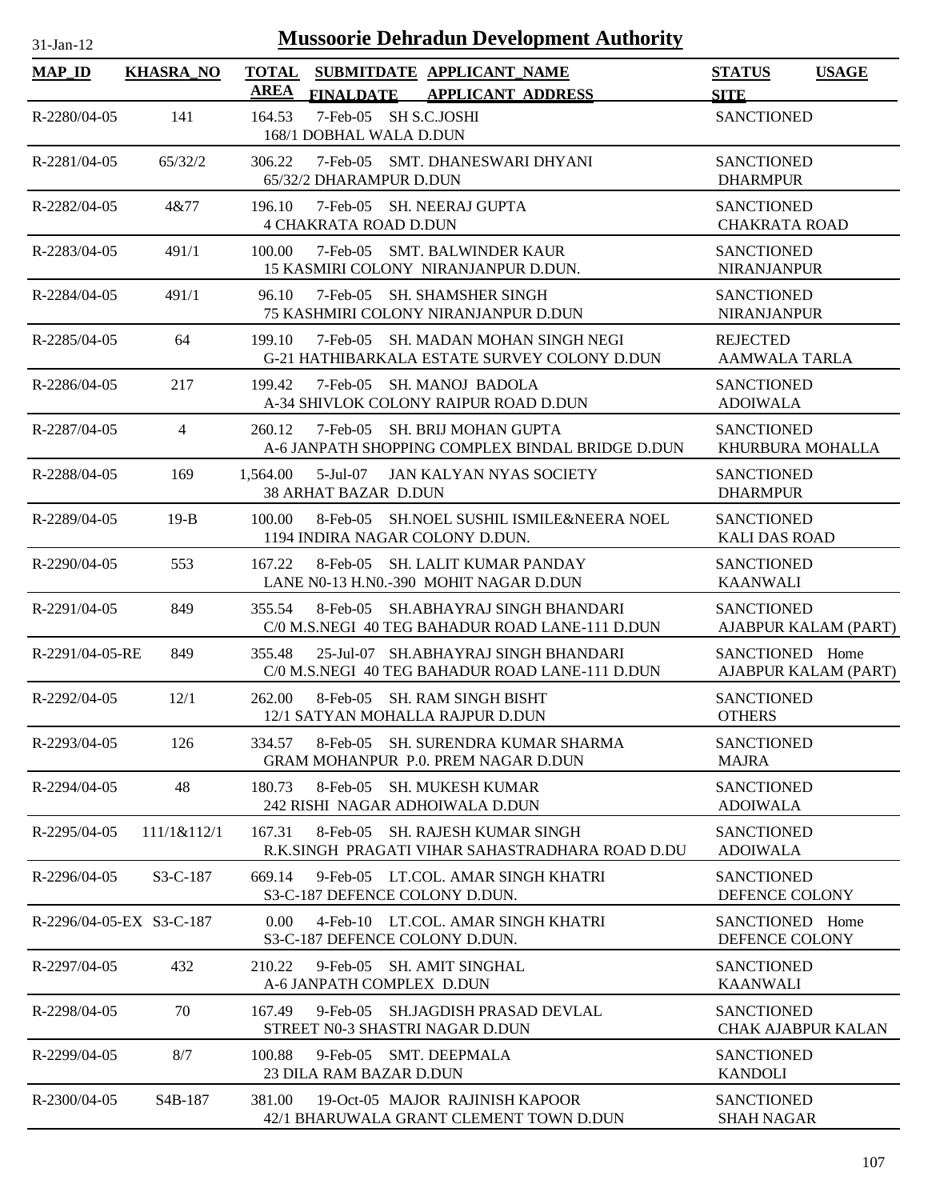# Mussoorie Dehradun Development Authority

31-Jan-12

| MAP_ID | KHASRA_NO | TOTAL AREA | SUBMITDATE FINALDATE | APPLICANT_NAME APPLICANT_ADDRESS | STATUS SITE | USAGE |
|---|---|---|---|---|---|---|
| R-2280/04-05 | 141 | 164.53 | 7-Feb-05 | SH S.C.JOSHI<br>168/1 DOBHAL WALA D.DUN | SANCTIONED | |
| R-2281/04-05 | 65/32/2 | 306.22 | 7-Feb-05 | SMT. DHANESWARI DHYANI<br>65/32/2 DHARAMPUR D.DUN | SANCTIONED<br>DHARMPUR | |
| R-2282/04-05 | 4&77 | 196.10 | 7-Feb-05 | SH. NEERAJ GUPTA<br>4 CHAKRATA ROAD D.DUN | SANCTIONED<br>CHAKRATA ROAD | |
| R-2283/04-05 | 491/1 | 100.00 | 7-Feb-05 | SMT. BALWINDER KAUR<br>15 KASMIRI COLONY NIRANJANPUR D.DUN. | SANCTIONED<br>NIRANJANPUR | |
| R-2284/04-05 | 491/1 | 96.10 | 7-Feb-05 | SH. SHAMSHER SINGH<br>75 KASHMIRI COLONY NIRANJANPUR D.DUN | SANCTIONED<br>NIRANJANPUR | |
| R-2285/04-05 | 64 | 199.10 | 7-Feb-05 | SH. MADAN MOHAN SINGH NEGI<br>G-21 HATHIBARKALA ESTATE SURVEY COLONY D.DUN | REJECTED<br>AAMWALA TARLA | |
| R-2286/04-05 | 217 | 199.42 | 7-Feb-05 | SH. MANOJ BADOLA<br>A-34 SHIVLOK COLONY RAIPUR ROAD D.DUN | SANCTIONED<br>ADOIWALA | |
| R-2287/04-05 | 4 | 260.12 | 7-Feb-05 | SH. BRIJ MOHAN GUPTA<br>A-6 JANPATH SHOPPING COMPLEX BINDAL BRIDGE D.DUN | SANCTIONED<br>KHURBURA MOHALLA | |
| R-2288/04-05 | 169 | 1,564.00 | 5-Jul-07 | JAN KALYAN NYAS SOCIETY<br>38 ARHAT BAZAR D.DUN | SANCTIONED<br>DHARMPUR | |
| R-2289/04-05 | 19-B | 100.00 | 8-Feb-05 | SH.NOEL SUSHIL ISMILE&NEERA NOEL<br>1194 INDIRA NAGAR COLONY D.DUN. | SANCTIONED<br>KALI DAS ROAD | |
| R-2290/04-05 | 553 | 167.22 | 8-Feb-05 | SH. LALIT KUMAR PANDAY<br>LANE N0-13 H.N0.-390 MOHIT NAGAR D.DUN | SANCTIONED<br>KAANWALI | |
| R-2291/04-05 | 849 | 355.54 | 8-Feb-05 | SH.ABHAYRAJ SINGH BHANDARI<br>C/0 M.S.NEGI 40 TEG BAHADUR ROAD LANE-111 D.DUN | SANCTIONED<br>AJABPUR KALAM (PART) | |
| R-2291/04-05-RE | 849 | 355.48 | 25-Jul-07 | SH.ABHAYRAJ SINGH BHANDARI<br>C/0 M.S.NEGI 40 TEG BAHADUR ROAD LANE-111 D.DUN | SANCTIONED<br>AJABPUR KALAM (PART) | Home |
| R-2292/04-05 | 12/1 | 262.00 | 8-Feb-05 | SH. RAM SINGH BISHT<br>12/1 SATYAN MOHALLA RAJPUR D.DUN | SANCTIONED<br>OTHERS | |
| R-2293/04-05 | 126 | 334.57 | 8-Feb-05 | SH. SURENDRA KUMAR SHARMA<br>GRAM MOHANPUR P.0. PREM NAGAR D.DUN | SANCTIONED<br>MAJRA | |
| R-2294/04-05 | 48 | 180.73 | 8-Feb-05 | SH. MUKESH KUMAR<br>242 RISHI NAGAR ADHOIWALA D.DUN | SANCTIONED<br>ADOIWALA | |
| R-2295/04-05 | 111/1&112/1 | 167.31 | 8-Feb-05 | SH. RAJESH KUMAR SINGH<br>R.K.SINGH PRAGATI VIHAR SAHASTRADHARA ROAD D.DU | SANCTIONED<br>ADOIWALA | |
| R-2296/04-05 | S3-C-187 | 669.14 | 9-Feb-05 | LT.COL. AMAR SINGH KHATRI<br>S3-C-187 DEFENCE COLONY D.DUN. | SANCTIONED<br>DEFENCE COLONY | |
| R-2296/04-05-EX | S3-C-187 | 0.00 | 4-Feb-10 | LT.COL. AMAR SINGH KHATRI<br>S3-C-187 DEFENCE COLONY D.DUN. | SANCTIONED<br>DEFENCE COLONY | Home |
| R-2297/04-05 | 432 | 210.22 | 9-Feb-05 | SH. AMIT SINGHAL<br>A-6 JANPATH COMPLEX D.DUN | SANCTIONED<br>KAANWALI | |
| R-2298/04-05 | 70 | 167.49 | 9-Feb-05 | SH.JAGDISH PRASAD DEVLAL<br>STREET N0-3 SHASTRI NAGAR D.DUN | SANCTIONED<br>CHAK AJABPUR KALAN | |
| R-2299/04-05 | 8/7 | 100.88 | 9-Feb-05 | SMT. DEEPMALA<br>23 DILA RAM BAZAR D.DUN | SANCTIONED<br>KANDOLI | |
| R-2300/04-05 | S4B-187 | 381.00 | 19-Oct-05 | MAJOR RAJINISH KAPOOR<br>42/1 BHARUWALA GRANT CLEMENT TOWN D.DUN | SANCTIONED<br>SHAH NAGAR | |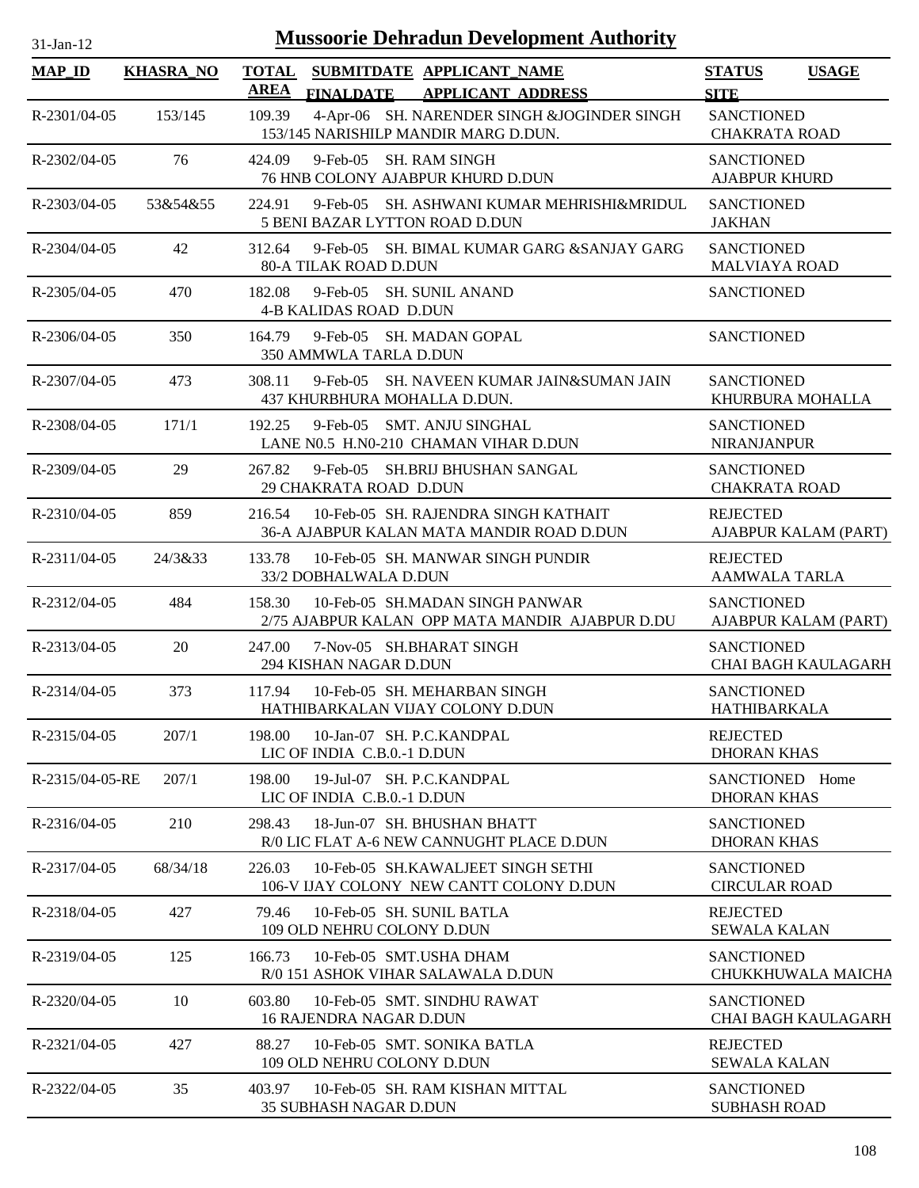# Mussoorie Dehradun Development Authority

31-Jan-12

| MAP_ID | KHASRA_NO | TOTAL AREA | SUBMITDATE FINALDATE | APPLICANT_NAME APPLICANT ADDRESS | STATUS SITE | USAGE |
|---|---|---|---|---|---|---|
| R-2301/04-05 | 153/145 | 109.39 | 4-Apr-06 | SH. NARENDER SINGH &JOGINDER SINGH<br>153/145 NARISHILP MANDIR MARG D.DUN. | SANCTIONED<br>CHAKRATA ROAD | |
| R-2302/04-05 | 76 | 424.09 | 9-Feb-05 | SH. RAM SINGH<br>76 HNB COLONY AJABPUR KHURD D.DUN | SANCTIONED<br>AJABPUR KHURD | |
| R-2303/04-05 | 53&54&55 | 224.91 | 9-Feb-05 | SH. ASHWANI KUMAR MEHRISHI&MRIDUL<br>5 BENI BAZAR LYTTON ROAD D.DUN | SANCTIONED<br>JAKHAN | |
| R-2304/04-05 | 42 | 312.64 | 9-Feb-05 | SH. BIMAL KUMAR GARG &SANJAY GARG<br>80-A TILAK ROAD D.DUN | SANCTIONED<br>MALVIAYA ROAD | |
| R-2305/04-05 | 470 | 182.08 | 9-Feb-05 | SH. SUNIL ANAND<br>4-B KALIDAS ROAD D.DUN | SANCTIONED | |
| R-2306/04-05 | 350 | 164.79 | 9-Feb-05 | SH. MADAN GOPAL<br>350 AMMWLA TARLA D.DUN | SANCTIONED | |
| R-2307/04-05 | 473 | 308.11 | 9-Feb-05 | SH. NAVEEN KUMAR JAIN&SUMAN JAIN<br>437 KHURBHURA MOHALLA D.DUN. | SANCTIONED<br>KHURBURA MOHALLA | |
| R-2308/04-05 | 171/1 | 192.25 | 9-Feb-05 | SMT. ANJU SINGHAL<br>LANE N0.5 H.N0-210 CHAMAN VIHAR D.DUN | SANCTIONED<br>NIRANJANPUR | |
| R-2309/04-05 | 29 | 267.82 | 9-Feb-05 | SH.BRIJ BHUSHAN SANGAL<br>29 CHAKRATA ROAD D.DUN | SANCTIONED<br>CHAKRATA ROAD | |
| R-2310/04-05 | 859 | 216.54 | 10-Feb-05 | SH. RAJENDRA SINGH KATHAIT<br>36-A AJABPUR KALAN MATA MANDIR ROAD D.DUN | REJECTED<br>AJABPUR KALAM (PART) | |
| R-2311/04-05 | 24/3&33 | 133.78 | 10-Feb-05 | SH. MANWAR SINGH PUNDIR<br>33/2 DOBHALWALA D.DUN | REJECTED<br>AAMWALA TARLA | |
| R-2312/04-05 | 484 | 158.30 | 10-Feb-05 | SH.MADAN SINGH PANWAR<br>2/75 AJABPUR KALAN OPP MATA MANDIR AJABPUR D.DU | SANCTIONED<br>AJABPUR KALAM (PART) | |
| R-2313/04-05 | 20 | 247.00 | 7-Nov-05 | SH.BHARAT SINGH<br>294 KISHAN NAGAR D.DUN | SANCTIONED<br>CHAI BAGH KAULAGARH | |
| R-2314/04-05 | 373 | 117.94 | 10-Feb-05 | SH. MEHARBAN SINGH<br>HATHIBARKALAN VIJAY COLONY D.DUN | SANCTIONED<br>HATHIBARKALA | |
| R-2315/04-05 | 207/1 | 198.00 | 10-Jan-07 | SH. P.C.KANDPAL<br>LIC OF INDIA C.B.0.-1 D.DUN | REJECTED<br>DHORAN KHAS | |
| R-2315/04-05-RE | 207/1 | 198.00 | 19-Jul-07 | SH. P.C.KANDPAL<br>LIC OF INDIA C.B.0.-1 D.DUN | SANCTIONED<br>DHORAN KHAS | Home |
| R-2316/04-05 | 210 | 298.43 | 18-Jun-07 | SH. BHUSHAN BHATT<br>R/0 LIC FLAT A-6 NEW CANNUGHT PLACE D.DUN | SANCTIONED<br>DHORAN KHAS | |
| R-2317/04-05 | 68/34/18 | 226.03 | 10-Feb-05 | SH.KAWALJEET SINGH SETHI<br>106-V IJAY COLONY NEW CANTT COLONY D.DUN | SANCTIONED<br>CIRCULAR ROAD | |
| R-2318/04-05 | 427 | 79.46 | 10-Feb-05 | SH. SUNIL BATLA<br>109 OLD NEHRU COLONY D.DUN | REJECTED<br>SEWALA KALAN | |
| R-2319/04-05 | 125 | 166.73 | 10-Feb-05 | SMT.USHA DHAM<br>R/0 151 ASHOK VIHAR SALAWALA D.DUN | SANCTIONED<br>CHUKKHUWALA MAICHA | |
| R-2320/04-05 | 10 | 603.80 | 10-Feb-05 | SMT. SINDHU RAWAT<br>16 RAJENDRA NAGAR D.DUN | SANCTIONED<br>CHAI BAGH KAULAGARH | |
| R-2321/04-05 | 427 | 88.27 | 10-Feb-05 | SMT. SONIKA BATLA<br>109 OLD NEHRU COLONY D.DUN | REJECTED<br>SEWALA KALAN | |
| R-2322/04-05 | 35 | 403.97 | 10-Feb-05 | SH. RAM KISHAN MITTAL<br>35 SUBHASH NAGAR D.DUN | SANCTIONED<br>SUBHASH ROAD | |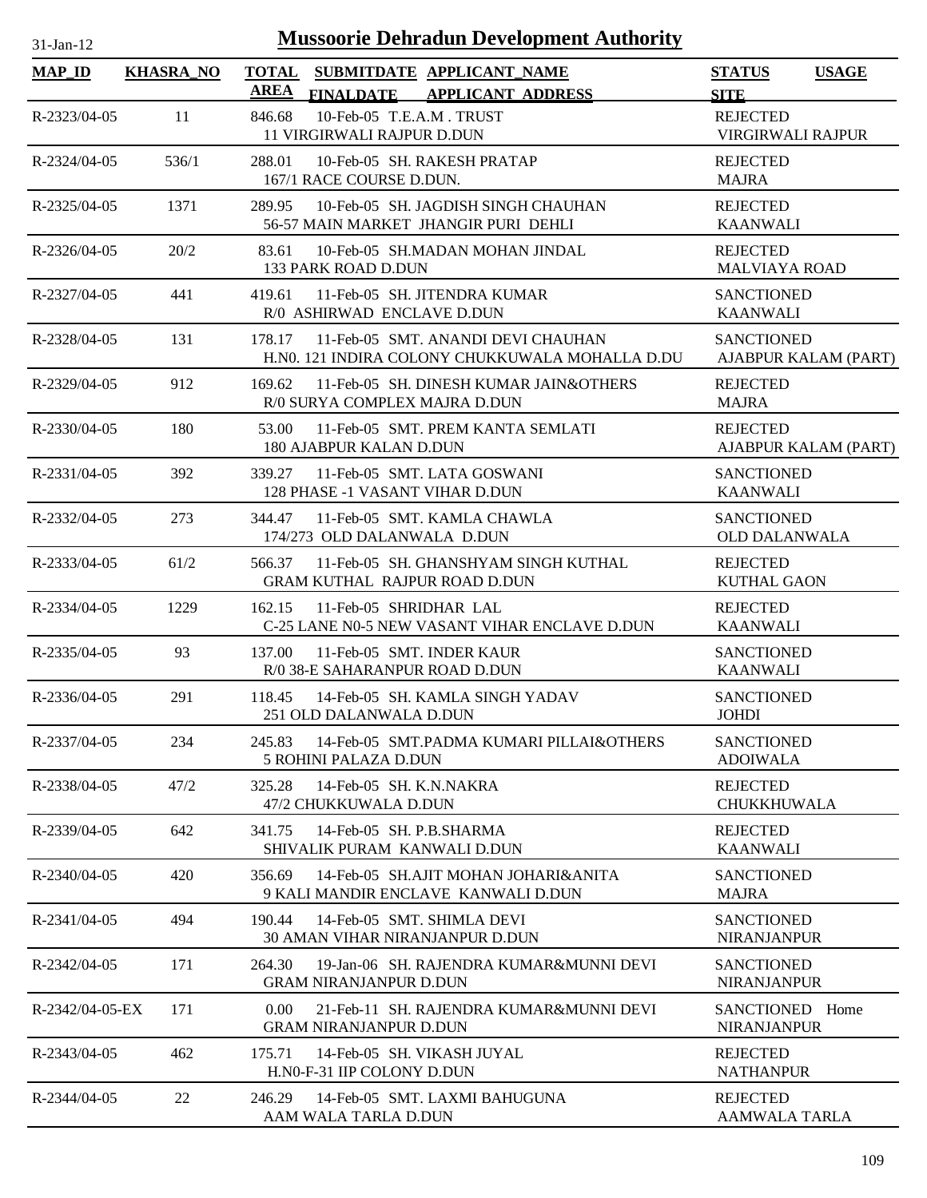# Mussoorie Dehradun Development Authority

31-Jan-12

| MAP_ID | KHASRA_NO | TOTAL AREA | SUBMITDATE FINALDATE | APPLICANT_NAME APPLICANT_ADDRESS | STATUS SITE | USAGE |
|---|---|---|---|---|---|---|
| R-2323/04-05 | 11 | 846.68 | 10-Feb-05 | T.E.A.M . TRUST<br>11 VIRGIRWALI RAJPUR D.DUN | REJECTED<br>VIRGIRWALI RAJPUR | |
| R-2324/04-05 | 536/1 | 288.01 | 10-Feb-05 | SH. RAKESH PRATAP<br>167/1 RACE COURSE D.DUN. | REJECTED<br>MAJRA | |
| R-2325/04-05 | 1371 | 289.95 | 10-Feb-05 | SH. JAGDISH SINGH CHAUHAN<br>56-57 MAIN MARKET JHANGIR PURI DEHLI | REJECTED<br>KAANWALI | |
| R-2326/04-05 | 20/2 | 83.61 | 10-Feb-05 | SH.MADAN MOHAN JINDAL<br>133 PARK ROAD D.DUN | REJECTED<br>MALVIAYA ROAD | |
| R-2327/04-05 | 441 | 419.61 | 11-Feb-05 | SH. JITENDRA KUMAR<br>R/0 ASHIRWAD ENCLAVE D.DUN | SANCTIONED<br>KAANWALI | |
| R-2328/04-05 | 131 | 178.17 | 11-Feb-05 | SMT. ANANDI DEVI CHAUHAN<br>H.N0. 121 INDIRA COLONY CHUKKUWALA MOHALLA D.DU | SANCTIONED<br>AJABPUR KALAM (PART) | |
| R-2329/04-05 | 912 | 169.62 | 11-Feb-05 | SH. DINESH KUMAR JAIN&OTHERS<br>R/0 SURYA COMPLEX MAJRA D.DUN | REJECTED<br>MAJRA | |
| R-2330/04-05 | 180 | 53.00 | 11-Feb-05 | SMT. PREM KANTA SEMLATI<br>180 AJABPUR KALAN D.DUN | REJECTED<br>AJABPUR KALAM (PART) | |
| R-2331/04-05 | 392 | 339.27 | 11-Feb-05 | SMT. LATA GOSWANI<br>128 PHASE -1 VASANT VIHAR D.DUN | SANCTIONED<br>KAANWALI | |
| R-2332/04-05 | 273 | 344.47 | 11-Feb-05 | SMT. KAMLA CHAWLA<br>174/273 OLD DALANWALA D.DUN | SANCTIONED<br>OLD DALANWALA | |
| R-2333/04-05 | 61/2 | 566.37 | 11-Feb-05 | SH. GHANSHYAM SINGH KUTHAL<br>GRAM KUTHAL RAJPUR ROAD D.DUN | REJECTED<br>KUTHAL GAON | |
| R-2334/04-05 | 1229 | 162.15 | 11-Feb-05 | SHRIDHAR LAL<br>C-25 LANE N0-5 NEW VASANT VIHAR ENCLAVE D.DUN | REJECTED<br>KAANWALI | |
| R-2335/04-05 | 93 | 137.00 | 11-Feb-05 | SMT. INDER KAUR<br>R/0 38-E SAHARANPUR ROAD D.DUN | SANCTIONED<br>KAANWALI | |
| R-2336/04-05 | 291 | 118.45 | 14-Feb-05 | SH. KAMLA SINGH YADAV<br>251 OLD DALANWALA D.DUN | SANCTIONED<br>JOHDI | |
| R-2337/04-05 | 234 | 245.83 | 14-Feb-05 | SMT.PADMA KUMARI PILLAI&OTHERS<br>5 ROHINI PALAZA D.DUN | SANCTIONED<br>ADOIWALA | |
| R-2338/04-05 | 47/2 | 325.28 | 14-Feb-05 | SH. K.N.NAKRA<br>47/2 CHUKKUWALA D.DUN | REJECTED<br>CHUKKHUWALA | |
| R-2339/04-05 | 642 | 341.75 | 14-Feb-05 | SH. P.B.SHARMA<br>SHIVALIK PURAM KANWALI D.DUN | REJECTED<br>KAANWALI | |
| R-2340/04-05 | 420 | 356.69 | 14-Feb-05 | SH.AJIT MOHAN JOHARI&ANITA<br>9 KALI MANDIR ENCLAVE KANWALI D.DUN | SANCTIONED<br>MAJRA | |
| R-2341/04-05 | 494 | 190.44 | 14-Feb-05 | SMT. SHIMLA DEVI<br>30 AMAN VIHAR NIRANJANPUR D.DUN | SANCTIONED<br>NIRANJANPUR | |
| R-2342/04-05 | 171 | 264.30 | 19-Jan-06 | SH. RAJENDRA KUMAR&MUNNI DEVI<br>GRAM NIRANJANPUR D.DUN | SANCTIONED<br>NIRANJANPUR | |
| R-2342/04-05-EX | 171 | 0.00 | 21-Feb-11 | SH. RAJENDRA KUMAR&MUNNI DEVI<br>GRAM NIRANJANPUR D.DUN | SANCTIONED<br>NIRANJANPUR | Home |
| R-2343/04-05 | 462 | 175.71 | 14-Feb-05 | SH. VIKASH JUYAL<br>H.N0-F-31 IIP COLONY D.DUN | REJECTED<br>NATHANPUR | |
| R-2344/04-05 | 22 | 246.29 | 14-Feb-05 | SMT. LAXMI BAHUGUNA<br>AAM WALA TARLA D.DUN | REJECTED<br>AAMWALA TARLA | |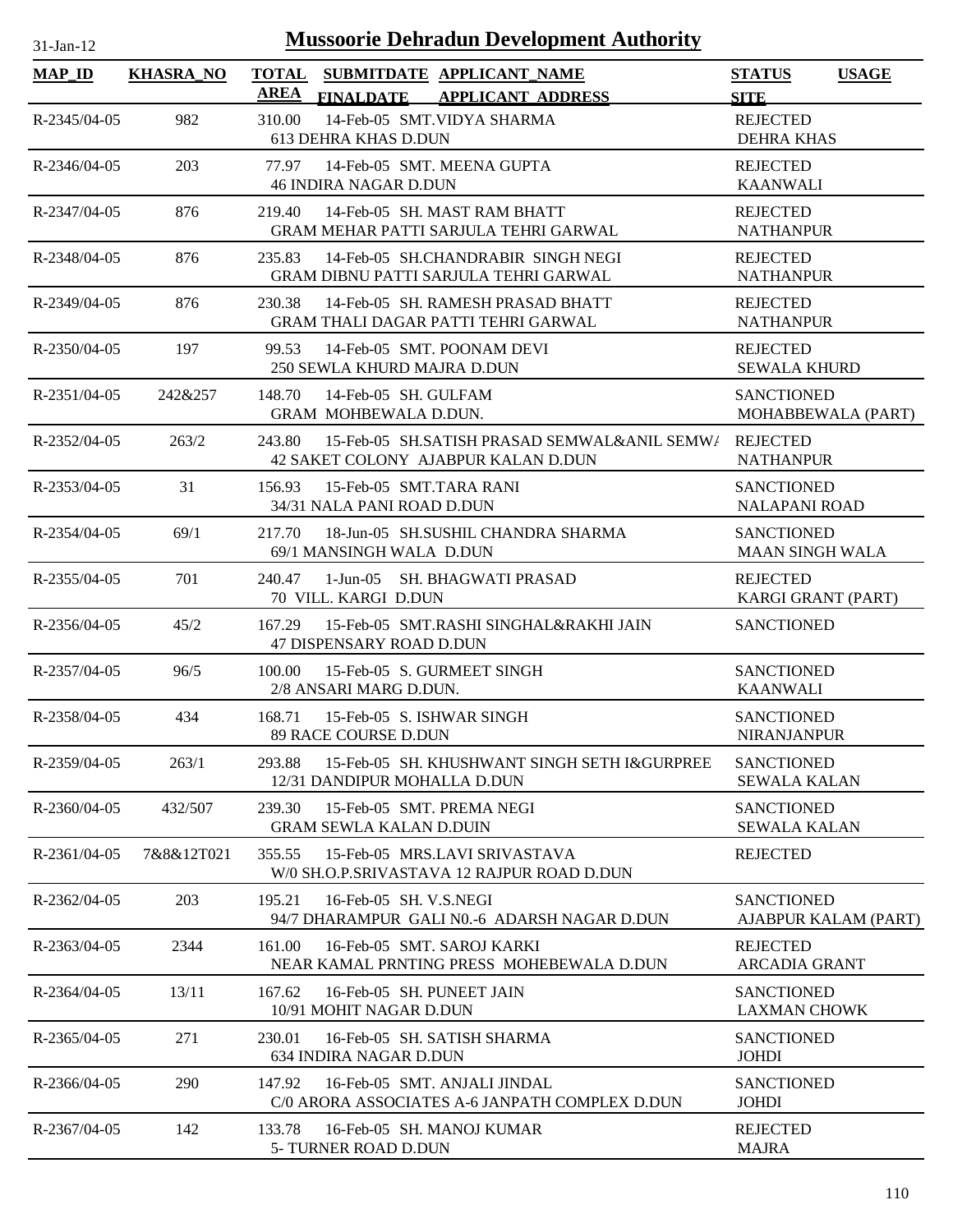# Mussoorie Dehradun Development Authority

| MAP_ID | KHASRA_NO | TOTAL AREA | SUBMITDATE FINALDATE | APPLICANT_NAME APPLICANT ADDRESS | STATUS SITE | USAGE |
|---|---|---|---|---|---|---|
| R-2345/04-05 | 982 | 310.00 | 14-Feb-05 | SMT.VIDYA SHARMA 613 DEHRA KHAS D.DUN | REJECTED DEHRA KHAS | |
| R-2346/04-05 | 203 | 77.97 | 14-Feb-05 | SMT. MEENA GUPTA 46 INDIRA NAGAR D.DUN | REJECTED KAANWALI | |
| R-2347/04-05 | 876 | 219.40 | 14-Feb-05 | SH. MAST RAM BHATT GRAM MEHAR PATTI SARJULA TEHRI GARWAL | REJECTED NATHANPUR | |
| R-2348/04-05 | 876 | 235.83 | 14-Feb-05 | SH.CHANDRABIR SINGH NEGI GRAM DIBNU PATTI SARJULA TEHRI GARWAL | REJECTED NATHANPUR | |
| R-2349/04-05 | 876 | 230.38 | 14-Feb-05 | SH. RAMESH PRASAD BHATT GRAM THALI DAGAR PATTI TEHRI GARWAL | REJECTED NATHANPUR | |
| R-2350/04-05 | 197 | 99.53 | 14-Feb-05 | SMT. POONAM DEVI 250 SEWLA KHURD MAJRA D.DUN | REJECTED SEWALA KHURD | |
| R-2351/04-05 | 242&257 | 148.70 | 14-Feb-05 | SH. GULFAM GRAM MOHBEWALA D.DUN. | SANCTIONED MOHABBEWALA (PART) | |
| R-2352/04-05 | 263/2 | 243.80 | 15-Feb-05 | SH.SATISH PRASAD SEMWAL&ANIL SEMWA 42 SAKET COLONY AJABPUR KALAN D.DUN | REJECTED NATHANPUR | |
| R-2353/04-05 | 31 | 156.93 | 15-Feb-05 | SMT.TARA RANI 34/31 NALA PANI ROAD D.DUN | SANCTIONED NALAPANI ROAD | |
| R-2354/04-05 | 69/1 | 217.70 | 18-Jun-05 | SH.SUSHIL CHANDRA SHARMA 69/1 MANSINGH WALA D.DUN | SANCTIONED MAAN SINGH WALA | |
| R-2355/04-05 | 701 | 240.47 | 1-Jun-05 | SH. BHAGWATI PRASAD 70 VILL. KARGI D.DUN | REJECTED KARGI GRANT (PART) | |
| R-2356/04-05 | 45/2 | 167.29 | 15-Feb-05 | SMT.RASHI SINGHAL&RAKHI JAIN 47 DISPENSARY ROAD D.DUN | SANCTIONED | |
| R-2357/04-05 | 96/5 | 100.00 | 15-Feb-05 | S. GURMEET SINGH 2/8 ANSARI MARG D.DUN. | SANCTIONED KAANWALI | |
| R-2358/04-05 | 434 | 168.71 | 15-Feb-05 | S. ISHWAR SINGH 89 RACE COURSE D.DUN | SANCTIONED NIRANJANPUR | |
| R-2359/04-05 | 263/1 | 293.88 | 15-Feb-05 | SH. KHUSHWANT SINGH SETH I&GURPREE 12/31 DANDIPUR MOHALLA D.DUN | SANCTIONED SEWALA KALAN | |
| R-2360/04-05 | 432/507 | 239.30 | 15-Feb-05 | SMT. PREMA NEGI GRAM SEWLA KALAN D.DUIN | SANCTIONED SEWALA KALAN | |
| R-2361/04-05 | 7&8&12T021 | 355.55 | 15-Feb-05 | MRS.LAVI SRIVASTAVA W/0 SH.O.P.SRIVASTAVA 12 RAJPUR ROAD D.DUN | REJECTED | |
| R-2362/04-05 | 203 | 195.21 | 16-Feb-05 | SH. V.S.NEGI 94/7 DHARAMPUR GALI N0.-6 ADARSH NAGAR D.DUN | SANCTIONED AJABPUR KALAM (PART) | |
| R-2363/04-05 | 2344 | 161.00 | 16-Feb-05 | SMT. SAROJ KARKI NEAR KAMAL PRNTING PRESS MOHEBEWALA D.DUN | REJECTED ARCADIA GRANT | |
| R-2364/04-05 | 13/11 | 167.62 | 16-Feb-05 | SH. PUNEET JAIN 10/91 MOHIT NAGAR D.DUN | SANCTIONED LAXMAN CHOWK | |
| R-2365/04-05 | 271 | 230.01 | 16-Feb-05 | SH. SATISH SHARMA 634 INDIRA NAGAR D.DUN | SANCTIONED JOHDI | |
| R-2366/04-05 | 290 | 147.92 | 16-Feb-05 | SMT. ANJALI JINDAL C/0 ARORA ASSOCIATES A-6 JANPATH COMPLEX D.DUN | SANCTIONED JOHDI | |
| R-2367/04-05 | 142 | 133.78 | 16-Feb-05 | SH. MANOJ KUMAR 5- TURNER ROAD D.DUN | REJECTED MAJRA | |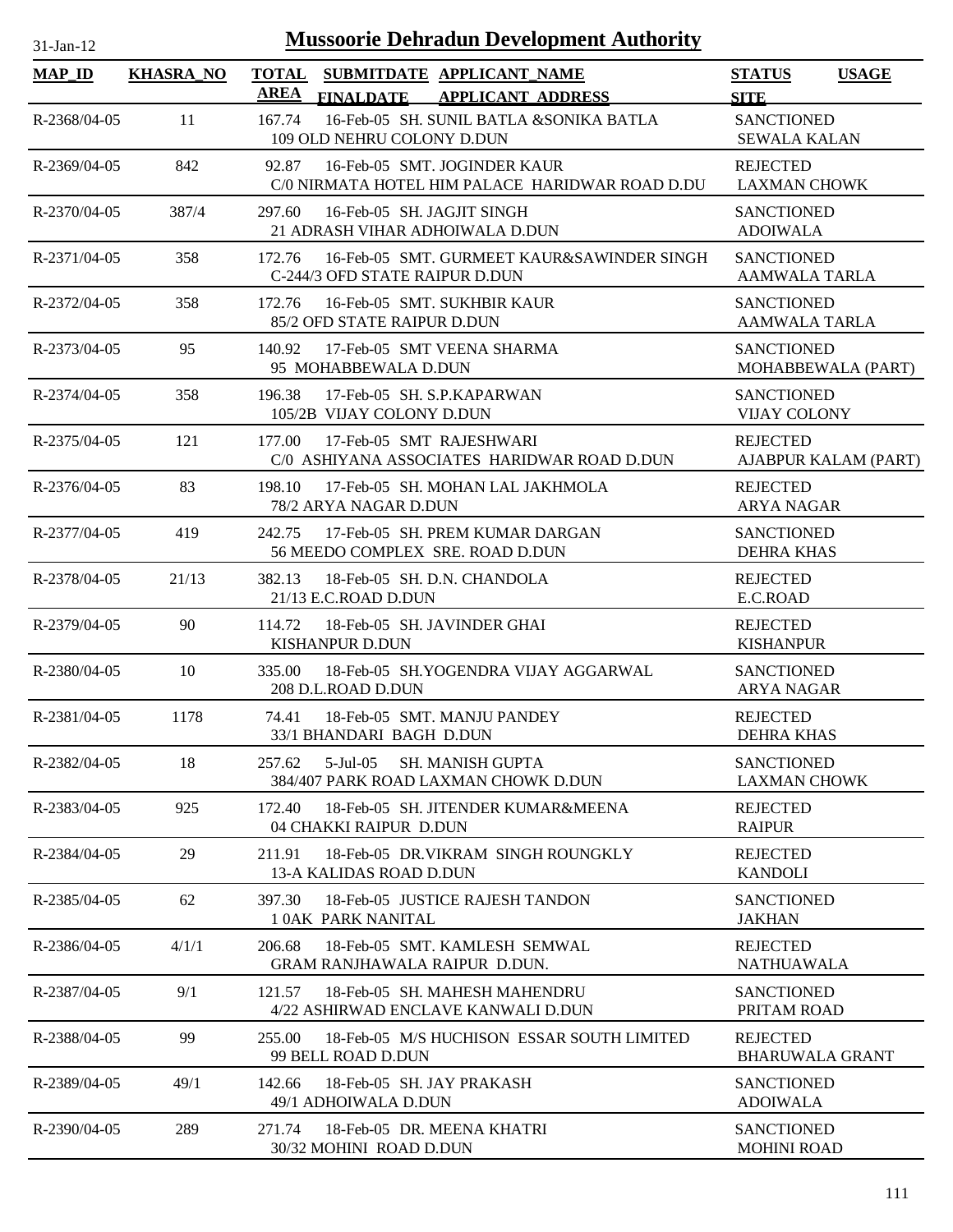# Mussoorie Dehradun Development Authority

31-Jan-12

| MAP_ID | KHASRA_NO | TOTAL AREA | SUBMITDATE FINALDATE | APPLICANT_NAME APPLICANT ADDRESS | STATUS SITE | USAGE |
|---|---|---|---|---|---|---|
| R-2368/04-05 | 11 | 167.74 | 16-Feb-05 | SH. SUNIL BATLA &SONIKA BATLA<br>109 OLD NEHRU COLONY D.DUN | SANCTIONED<br>SEWALA KALAN | |
| R-2369/04-05 | 842 | 92.87 | 16-Feb-05 | SMT. JOGINDER KAUR<br>C/0 NIRMATA HOTEL HIM PALACE HARIDWAR ROAD D.DU | REJECTED<br>LAXMAN CHOWK | |
| R-2370/04-05 | 387/4 | 297.60 | 16-Feb-05 | SH. JAGJIT SINGH<br>21 ADRASH VIHAR ADHOIWALA D.DUN | SANCTIONED<br>ADOIWALA | |
| R-2371/04-05 | 358 | 172.76 | 16-Feb-05 | SMT. GURMEET KAUR&SAWINDER SINGH<br>C-244/3 OFD STATE RAIPUR D.DUN | SANCTIONED<br>AAMWALA TARLA | |
| R-2372/04-05 | 358 | 172.76 | 16-Feb-05 | SMT. SUKHBIR KAUR<br>85/2 OFD STATE RAIPUR D.DUN | SANCTIONED<br>AAMWALA TARLA | |
| R-2373/04-05 | 95 | 140.92 | 17-Feb-05 | SMT VEENA SHARMA<br>95 MOHABBEWALA D.DUN | SANCTIONED<br>MOHABBEWALA (PART) | |
| R-2374/04-05 | 358 | 196.38 | 17-Feb-05 | SH. S.P.KAPARWAN<br>105/2B VIJAY COLONY D.DUN | SANCTIONED<br>VIJAY COLONY | |
| R-2375/04-05 | 121 | 177.00 | 17-Feb-05 | SMT RAJESHWARI<br>C/0 ASHIYANA ASSOCIATES HARIDWAR ROAD D.DUN | REJECTED<br>AJABPUR KALAM (PART) | |
| R-2376/04-05 | 83 | 198.10 | 17-Feb-05 | SH. MOHAN LAL JAKHMOLA<br>78/2 ARYA NAGAR D.DUN | REJECTED<br>ARYA NAGAR | |
| R-2377/04-05 | 419 | 242.75 | 17-Feb-05 | SH. PREM KUMAR DARGAN<br>56 MEEDO COMPLEX SRE. ROAD D.DUN | SANCTIONED<br>DEHRA KHAS | |
| R-2378/04-05 | 21/13 | 382.13 | 18-Feb-05 | SH. D.N. CHANDOLA<br>21/13 E.C.ROAD D.DUN | REJECTED<br>E.C.ROAD | |
| R-2379/04-05 | 90 | 114.72 | 18-Feb-05 | SH. JAVINDER GHAI<br>KISHANPUR D.DUN | REJECTED<br>KISHANPUR | |
| R-2380/04-05 | 10 | 335.00 | 18-Feb-05 | SH.YOGENDRA VIJAY AGGARWAL<br>208 D.L.ROAD D.DUN | SANCTIONED<br>ARYA NAGAR | |
| R-2381/04-05 | 1178 | 74.41 | 18-Feb-05 | SMT. MANJU PANDEY<br>33/1 BHANDARI BAGH D.DUN | REJECTED<br>DEHRA KHAS | |
| R-2382/04-05 | 18 | 257.62 | 5-Jul-05 | SH. MANISH GUPTA<br>384/407 PARK ROAD LAXMAN CHOWK D.DUN | SANCTIONED<br>LAXMAN CHOWK | |
| R-2383/04-05 | 925 | 172.40 | 18-Feb-05 | SH. JITENDER KUMAR&MEENA<br>04 CHAKKI RAIPUR D.DUN | REJECTED<br>RAIPUR | |
| R-2384/04-05 | 29 | 211.91 | 18-Feb-05 | DR.VIKRAM SINGH ROUNGKLY<br>13-A KALIDAS ROAD D.DUN | REJECTED<br>KANDOLI | |
| R-2385/04-05 | 62 | 397.30 | 18-Feb-05 | JUSTICE RAJESH TANDON<br>1 0AK PARK NANITAL | SANCTIONED<br>JAKHAN | |
| R-2386/04-05 | 4/1/1 | 206.68 | 18-Feb-05 | SMT. KAMLESH SEMWAL<br>GRAM RANJHAWALA RAIPUR D.DUN. | REJECTED<br>NATHUAWALA | |
| R-2387/04-05 | 9/1 | 121.57 | 18-Feb-05 | SH. MAHESH MAHENDRU<br>4/22 ASHIRWAD ENCLAVE KANWALI D.DUN | SANCTIONED<br>PRITAM ROAD | |
| R-2388/04-05 | 99 | 255.00 | 18-Feb-05 | M/S HUCHISON ESSAR SOUTH LIMITED<br>99 BELL ROAD D.DUN | REJECTED<br>BHARUWALA GRANT | |
| R-2389/04-05 | 49/1 | 142.66 | 18-Feb-05 | SH. JAY PRAKASH<br>49/1 ADHOIWALA D.DUN | SANCTIONED<br>ADOIWALA | |
| R-2390/04-05 | 289 | 271.74 | 18-Feb-05 | DR. MEENA KHATRI<br>30/32 MOHINI ROAD D.DUN | SANCTIONED<br>MOHINI ROAD | |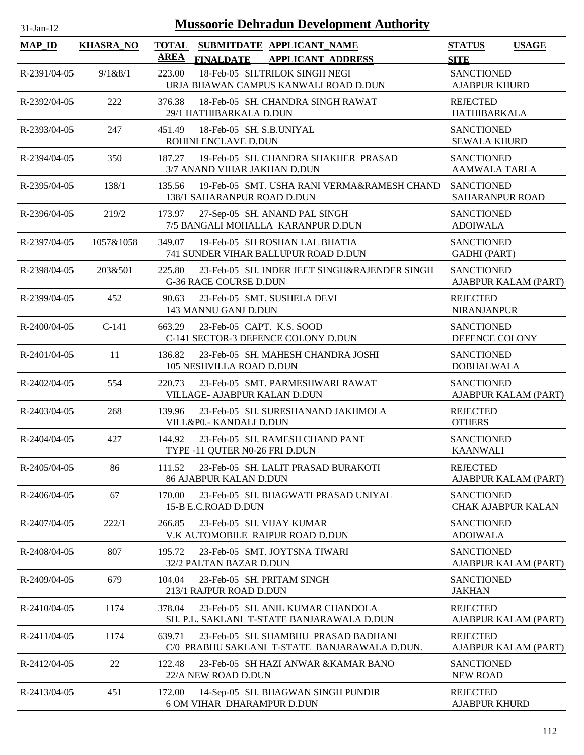# Mussoorie Dehradun Development Authority

31-Jan-12

| MAP_ID | KHASRA_NO | TOTAL AREA | SUBMITDATE FINALDATE | APPLICANT_NAME APPLICANT_ADDRESS | STATUS SITE | USAGE |
|---|---|---|---|---|---|---|
| R-2391/04-05 | 9/1&8/1 | 223.00 | 18-Feb-05 | SH.TRILOK SINGH NEGI<br>URJA BHAWAN CAMPUS KANWALI ROAD D.DUN | SANCTIONED<br>AJABPUR KHURD | |
| R-2392/04-05 | 222 | 376.38 | 18-Feb-05 | SH. CHANDRA SINGH RAWAT<br>29/1 HATHIBARKALA D.DUN | REJECTED<br>HATHIBARKALA | |
| R-2393/04-05 | 247 | 451.49 | 18-Feb-05 | SH. S.B.UNIYAL<br>ROHINI ENCLAVE D.DUN | SANCTIONED<br>SEWALA KHURD | |
| R-2394/04-05 | 350 | 187.27 | 19-Feb-05 | SH. CHANDRA SHAKHER PRASAD<br>3/7 ANAND VIHAR JAKHAN D.DUN | SANCTIONED<br>AAMWALA TARLA | |
| R-2395/04-05 | 138/1 | 135.56 | 19-Feb-05 | SMT. USHA RANI VERMA&RAMESH CHAND<br>138/1 SAHARANPUR ROAD D.DUN | SANCTIONED<br>SAHARANPUR ROAD | |
| R-2396/04-05 | 219/2 | 173.97 | 27-Sep-05 | SH. ANAND PAL SINGH<br>7/5 BANGALI MOHALLA KARANPUR D.DUN | SANCTIONED<br>ADOIWALA | |
| R-2397/04-05 | 1057&1058 | 349.07 | 19-Feb-05 | SH ROSHAN LAL BHATIA<br>741 SUNDER VIHAR BALLUPUR ROAD D.DUN | SANCTIONED<br>GADHI (PART) | |
| R-2398/04-05 | 203&501 | 225.80 | 23-Feb-05 | SH. INDER JEET SINGH&RAJENDER SINGH<br>G-36 RACE COURSE D.DUN | SANCTIONED<br>AJABPUR KALAM (PART) | |
| R-2399/04-05 | 452 | 90.63 | 23-Feb-05 | SMT. SUSHELA DEVI<br>143 MANNU GANJ D.DUN | REJECTED<br>NIRANJANPUR | |
| R-2400/04-05 | C-141 | 663.29 | 23-Feb-05 | CAPT. K.S. SOOD<br>C-141 SECTOR-3 DEFENCE COLONY D.DUN | SANCTIONED<br>DEFENCE COLONY | |
| R-2401/04-05 | 11 | 136.82 | 23-Feb-05 | SH. MAHESH CHANDRA JOSHI<br>105 NESHVILLA ROAD D.DUN | SANCTIONED<br>DOBHALWALA | |
| R-2402/04-05 | 554 | 220.73 | 23-Feb-05 | SMT. PARMESHWARI RAWAT<br>VILLAGE- AJABPUR KALAN D.DUN | SANCTIONED<br>AJABPUR KALAM (PART) | |
| R-2403/04-05 | 268 | 139.96 | 23-Feb-05 | SH. SURESHANAND JAKHMOLA<br>VILL&P0.- KANDALI D.DUN | REJECTED<br>OTHERS | |
| R-2404/04-05 | 427 | 144.92 | 23-Feb-05 | SH. RAMESH CHAND PANT<br>TYPE -11 QUTER N0-26 FRI D.DUN | SANCTIONED<br>KAANWALI | |
| R-2405/04-05 | 86 | 111.52 | 23-Feb-05 | SH. LALIT PRASAD BURAKOTI<br>86 AJABPUR KALAN D.DUN | REJECTED<br>AJABPUR KALAM (PART) | |
| R-2406/04-05 | 67 | 170.00 | 23-Feb-05 | SH. BHAGWATI PRASAD UNIYAL<br>15-B E.C.ROAD D.DUN | SANCTIONED<br>CHAK AJABPUR KALAN | |
| R-2407/04-05 | 222/1 | 266.85 | 23-Feb-05 | SH. VIJAY KUMAR<br>V.K AUTOMOBILE RAIPUR ROAD D.DUN | SANCTIONED<br>ADOIWALA | |
| R-2408/04-05 | 807 | 195.72 | 23-Feb-05 | SMT. JOYTSNA TIWARI<br>32/2 PALTAN BAZAR D.DUN | SANCTIONED<br>AJABPUR KALAM (PART) | |
| R-2409/04-05 | 679 | 104.04 | 23-Feb-05 | SH. PRITAM SINGH<br>213/1 RAJPUR ROAD D.DUN | SANCTIONED<br>JAKHAN | |
| R-2410/04-05 | 1174 | 378.04 | 23-Feb-05 | SH. ANIL KUMAR CHANDOLA<br>SH. P.L. SAKLANI T-STATE BANJARAWALA D.DUN | REJECTED<br>AJABPUR KALAM (PART) | |
| R-2411/04-05 | 1174 | 639.71 | 23-Feb-05 | SH. SHAMBHU PRASAD BADHANI<br>C/0 PRABHU SAKLANI T-STATE BANJARAWALA D.DUN. | REJECTED<br>AJABPUR KALAM (PART) | |
| R-2412/04-05 | 22 | 122.48 | 23-Feb-05 | SH HAZI ANWAR &KAMAR BANO<br>22/A NEW ROAD D.DUN | SANCTIONED<br>NEW ROAD | |
| R-2413/04-05 | 451 | 172.00 | 14-Sep-05 | SH. BHAGWAN SINGH PUNDIR<br>6 OM VIHAR DHARAMPUR D.DUN | REJECTED<br>AJABPUR KHURD | |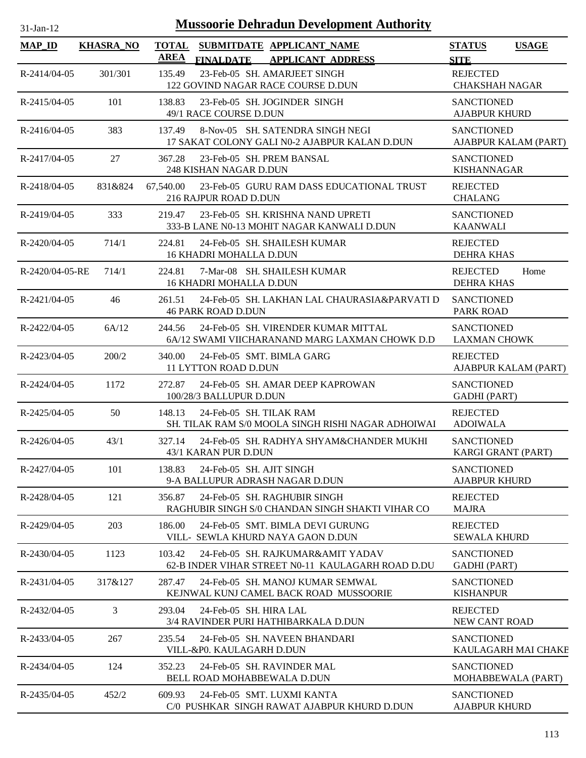# Mussoorie Dehradun Development Authority

31-Jan-12

| MAP_ID | KHASRA_NO | TOTAL AREA | SUBMITDATE FINALDATE | APPLICANT_NAME APPLICANT_ADDRESS | STATUS SITE | USAGE |
|---|---|---|---|---|---|---|
| R-2414/04-05 | 301/301 | 135.49 | 23-Feb-05 | SH. AMARJEET SINGH<br>122 GOVIND NAGAR RACE COURSE D.DUN | REJECTED<br>CHAKSHAH NAGAR | |
| R-2415/04-05 | 101 | 138.83 | 23-Feb-05 | SH. JOGINDER SINGH<br>49/1 RACE COURSE D.DUN | SANCTIONED<br>AJABPUR KHURD | |
| R-2416/04-05 | 383 | 137.49 | 8-Nov-05 | SH. SATENDRA SINGH NEGI<br>17 SAKAT COLONY GALI N0-2 AJABPUR KALAN D.DUN | SANCTIONED<br>AJABPUR KALAM (PART) | |
| R-2417/04-05 | 27 | 367.28 | 23-Feb-05 | SH. PREM BANSAL<br>248 KISHAN NAGAR D.DUN | SANCTIONED<br>KISHANNAGAR | |
| R-2418/04-05 | 831&824 | 67,540.00 | 23-Feb-05 | GURU RAM DASS EDUCATIONAL TRUST<br>216 RAJPUR ROAD D.DUN | REJECTED<br>CHALANG | |
| R-2419/04-05 | 333 | 219.47 | 23-Feb-05 | SH. KRISHNA NAND UPRETI<br>333-B LANE N0-13 MOHIT NAGAR KANWALI D.DUN | SANCTIONED<br>KAANWALI | |
| R-2420/04-05 | 714/1 | 224.81 | 24-Feb-05 | SH. SHAILESH KUMAR<br>16 KHADRI MOHALLA D.DUN | REJECTED<br>DEHRA KHAS | |
| R-2420/04-05-RE | 714/1 | 224.81 | 7-Mar-08 | SH. SHAILESH KUMAR<br>16 KHADRI MOHALLA D.DUN | REJECTED<br>DEHRA KHAS | Home |
| R-2421/04-05 | 46 | 261.51 | 24-Feb-05 | SH. LAKHAN LAL CHAURASIA&PARVATI D<br>46 PARK ROAD D.DUN | SANCTIONED<br>PARK ROAD | |
| R-2422/04-05 | 6A/12 | 244.56 | 24-Feb-05 | SH. VIRENDER KUMAR MITTAL<br>6A/12 SWAMI VIICHARANAND MARG LAXMAN CHOWK D.D | SANCTIONED<br>LAXMAN CHOWK | |
| R-2423/04-05 | 200/2 | 340.00 | 24-Feb-05 | SMT. BIMLA GARG<br>11 LYTTON ROAD D.DUN | REJECTED<br>AJABPUR KALAM (PART) | |
| R-2424/04-05 | 1172 | 272.87 | 24-Feb-05 | SH. AMAR DEEP KAPROWAN<br>100/28/3 BALLUPUR D.DUN | SANCTIONED<br>GADHI (PART) | |
| R-2425/04-05 | 50 | 148.13 | 24-Feb-05 | SH. TILAK RAM<br>SH. TILAK RAM S/0 MOOLA SINGH RISHI NAGAR ADHOIWAI | REJECTED<br>ADOIWALA | |
| R-2426/04-05 | 43/1 | 327.14 | 24-Feb-05 | SH. RADHYA SHYAM&CHANDER MUKHI<br>43/1 KARAN PUR D.DUN | SANCTIONED<br>KARGI GRANT (PART) | |
| R-2427/04-05 | 101 | 138.83 | 24-Feb-05 | SH. AJIT SINGH<br>9-A BALLUPUR ADRASH NAGAR D.DUN | SANCTIONED<br>AJABPUR KHURD | |
| R-2428/04-05 | 121 | 356.87 | 24-Feb-05 | SH. RAGHUBIR SINGH<br>RAGHUBIR SINGH S/0 CHANDAN SINGH SHAKTI VIHAR CO | REJECTED<br>MAJRA | |
| R-2429/04-05 | 203 | 186.00 | 24-Feb-05 | SMT. BIMLA DEVI GURUNG<br>VILL- SEWLA KHURD NAYA GAON D.DUN | REJECTED<br>SEWALA KHURD | |
| R-2430/04-05 | 1123 | 103.42 | 24-Feb-05 | SH. RAJKUMAR&AMIT YADAV<br>62-B INDER VIHAR STREET N0-11 KAULAGARH ROAD D.DU | SANCTIONED<br>GADHI (PART) | |
| R-2431/04-05 | 317&127 | 287.47 | 24-Feb-05 | SH. MANOJ KUMAR SEMWAL<br>KEJNWAL KUNJ CAMEL BACK ROAD MUSSOORIE | SANCTIONED<br>KISHANPUR | |
| R-2432/04-05 | 3 | 293.04 | 24-Feb-05 | SH. HIRA LAL<br>3/4 RAVINDER PURI HATHIBARKALA D.DUN | REJECTED<br>NEW CANT ROAD | |
| R-2433/04-05 | 267 | 235.54 | 24-Feb-05 | SH. NAVEEN BHANDARI<br>VILL-&P0. KAULAGARH D.DUN | SANCTIONED<br>KAULAGARH MAI CHAKE | |
| R-2434/04-05 | 124 | 352.23 | 24-Feb-05 | SH. RAVINDER MAL<br>BELL ROAD MOHABBEWALA D.DUN | SANCTIONED<br>MOHABBEWALA (PART) | |
| R-2435/04-05 | 452/2 | 609.93 | 24-Feb-05 | SMT. LUXMI KANTA<br>C/0 PUSHKAR SINGH RAWAT AJABPUR KHURD D.DUN | SANCTIONED<br>AJABPUR KHURD | |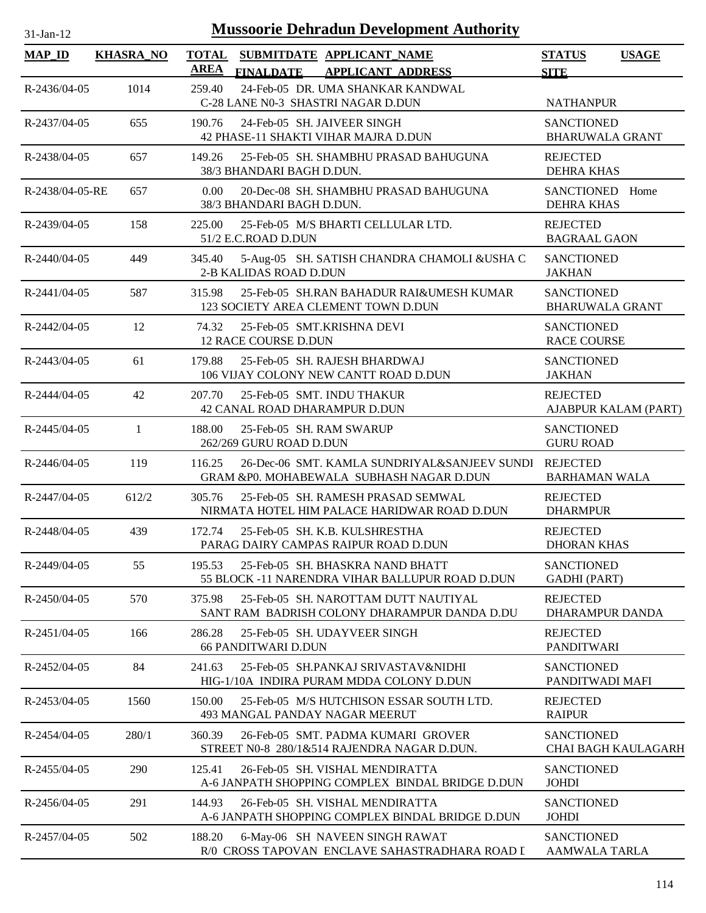# Mussoorie Dehradun Development Authority

31-Jan-12

| MAP_ID | KHASRA_NO | TOTAL AREA | SUBMITDATE FINALDATE | APPLICANT_NAME APPLICANT_ADDRESS | STATUS SITE | USAGE |
|---|---|---|---|---|---|---|
| R-2436/04-05 | 1014 | 259.40 | 24-Feb-05 | DR. UMA SHANKAR KANDWAL<br>C-28 LANE N0-3 SHASTRI NAGAR D.DUN | NATHANPUR | |
| R-2437/04-05 | 655 | 190.76 | 24-Feb-05 | SH. JAIVEER SINGH<br>42 PHASE-11 SHAKTI VIHAR MAJRA D.DUN | SANCTIONED<br>BHARUWALA GRANT | |
| R-2438/04-05 | 657 | 149.26 | 25-Feb-05 | SH. SHAMBHU PRASAD BAHUGUNA<br>38/3 BHANDARI BAGH D.DUN. | REJECTED<br>DEHRA KHAS | |
| R-2438/04-05-RE | 657 | 0.00 | 20-Dec-08 | SH. SHAMBHU PRASAD BAHUGUNA<br>38/3 BHANDARI BAGH D.DUN. | SANCTIONED<br>DEHRA KHAS | Home |
| R-2439/04-05 | 158 | 225.00 | 25-Feb-05 | M/S BHARTI CELLULAR LTD.<br>51/2 E.C.ROAD D.DUN | REJECTED<br>BAGRAAL GAON | |
| R-2440/04-05 | 449 | 345.40 | 5-Aug-05 | SH. SATISH CHANDRA CHAMOLI &USHA C<br>2-B KALIDAS ROAD D.DUN | SANCTIONED<br>JAKHAN | |
| R-2441/04-05 | 587 | 315.98 | 25-Feb-05 | SH.RAN BAHADUR RAI&UMESH KUMAR<br>123 SOCIETY AREA CLEMENT TOWN D.DUN | SANCTIONED<br>BHARUWALA GRANT | |
| R-2442/04-05 | 12 | 74.32 | 25-Feb-05 | SMT.KRISHNA DEVI<br>12 RACE COURSE D.DUN | SANCTIONED<br>RACE COURSE | |
| R-2443/04-05 | 61 | 179.88 | 25-Feb-05 | SH. RAJESH BHARDWAJ<br>106 VIJAY COLONY NEW CANTT ROAD D.DUN | SANCTIONED<br>JAKHAN | |
| R-2444/04-05 | 42 | 207.70 | 25-Feb-05 | SMT. INDU THAKUR<br>42 CANAL ROAD DHARAMPUR D.DUN | REJECTED<br>AJABPUR KALAM (PART) | |
| R-2445/04-05 | 1 | 188.00 | 25-Feb-05 | SH. RAM SWARUP<br>262/269 GURU ROAD D.DUN | SANCTIONED<br>GURU ROAD | |
| R-2446/04-05 | 119 | 116.25 | 26-Dec-06 | SMT. KAMLA SUNDRIYAL&SANJEEV SUNDI<br>GRAM &P0. MOHABEWALA SUBHASH NAGAR D.DUN | REJECTED<br>BARHAMAN WALA | |
| R-2447/04-05 | 612/2 | 305.76 | 25-Feb-05 | SH. RAMESH PRASAD SEMWAL<br>NIRMATA HOTEL HIM PALACE HARIDWAR ROAD D.DUN | REJECTED<br>DHARMPUR | |
| R-2448/04-05 | 439 | 172.74 | 25-Feb-05 | SH. K.B. KULSHRESTHA<br>PARAG DAIRY CAMPAS RAIPUR ROAD D.DUN | REJECTED<br>DHORAN KHAS | |
| R-2449/04-05 | 55 | 195.53 | 25-Feb-05 | SH. BHASKRA NAND BHATT<br>55 BLOCK -11 NARENDRA VIHAR BALLUPUR ROAD D.DUN | SANCTIONED<br>GADHI (PART) | |
| R-2450/04-05 | 570 | 375.98 | 25-Feb-05 | SH. NAROTTAM DUTT NAUTIYAL<br>SANT RAM BADRISH COLONY DHARAMPUR DANDA D.DU | REJECTED<br>DHARAMPUR DANDA | |
| R-2451/04-05 | 166 | 286.28 | 25-Feb-05 | SH. UDAYVEER SINGH<br>66 PANDITWARI D.DUN | REJECTED<br>PANDITWARI | |
| R-2452/04-05 | 84 | 241.63 | 25-Feb-05 | SH.PANKAJ SRIVASTAV&NIDHI<br>HIG-1/10A INDIRA PURAM MDDA COLONY D.DUN | SANCTIONED<br>PANDITWADI MAFI | |
| R-2453/04-05 | 1560 | 150.00 | 25-Feb-05 | M/S HUTCHISON ESSAR SOUTH LTD.<br>493 MANGAL PANDAY NAGAR MEERUT | REJECTED<br>RAIPUR | |
| R-2454/04-05 | 280/1 | 360.39 | 26-Feb-05 | SMT. PADMA KUMARI GROVER<br>STREET N0-8 280/1&514 RAJENDRA NAGAR D.DUN. | SANCTIONED<br>CHAI BAGH KAULAGARH | |
| R-2455/04-05 | 290 | 125.41 | 26-Feb-05 | SH. VISHAL MENDIRATTA<br>A-6 JANPATH SHOPPING COMPLEX BINDAL BRIDGE D.DUN | SANCTIONED<br>JOHDI | |
| R-2456/04-05 | 291 | 144.93 | 26-Feb-05 | SH. VISHAL MENDIRATTA<br>A-6 JANPATH SHOPPING COMPLEX BINDAL BRIDGE D.DUN | SANCTIONED<br>JOHDI | |
| R-2457/04-05 | 502 | 188.20 | 6-May-06 | SH NAVEEN SINGH RAWAT<br>R/0 CROSS TAPOVAN ENCLAVE SAHASTRADHARA ROAD I | SANCTIONED<br>AAMWALA TARLA | |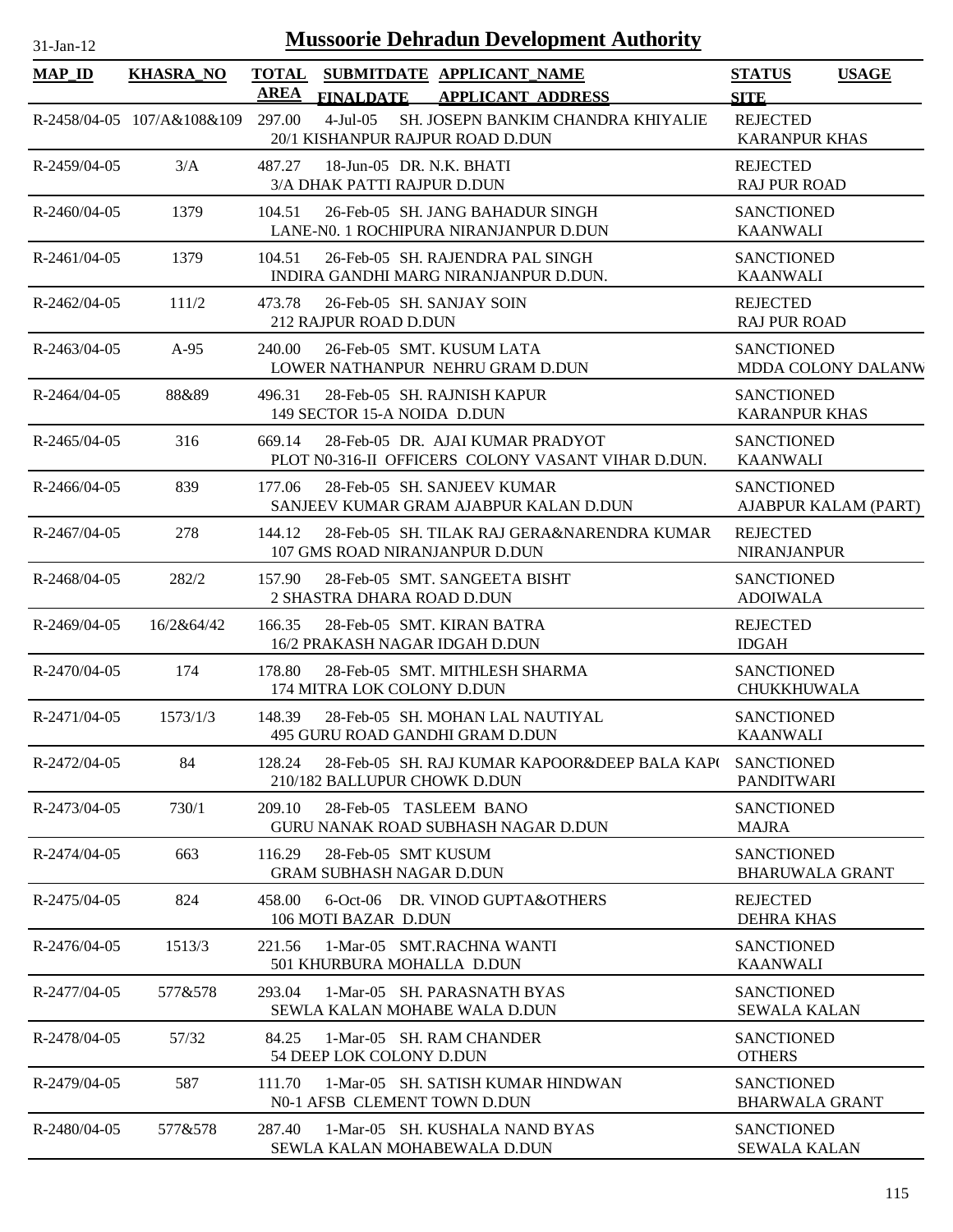# Mussoorie Dehradun Development Authority

31-Jan-12

| MAP_ID | KHASRA_NO | TOTAL AREA | SUBMITDATE FINALDATE | APPLICANT_NAME APPLICANT_ADDRESS | STATUS SITE | USAGE |
|---|---|---|---|---|---|---|
| R-2458/04-05 | 107/A&108&109 | 297.00 | 4-Jul-05 | SH. JOSEPN BANKIM CHANDRA KHIYALIE 20/1 KISHANPUR RAJPUR ROAD D.DUN | REJECTED KARANPUR KHAS | |
| R-2459/04-05 | 3/A | 487.27 | 18-Jun-05 | DR. N.K. BHATI 3/A DHAK PATTI RAJPUR D.DUN | REJECTED RAJ PUR ROAD | |
| R-2460/04-05 | 1379 | 104.51 | 26-Feb-05 | SH. JANG BAHADUR SINGH LANE-N0. 1 ROCHIPURA NIRANJANPUR D.DUN | SANCTIONED KAANWALI | |
| R-2461/04-05 | 1379 | 104.51 | 26-Feb-05 | SH. RAJENDRA PAL SINGH INDIRA GANDHI MARG NIRANJANPUR D.DUN. | SANCTIONED KAANWALI | |
| R-2462/04-05 | 111/2 | 473.78 | 26-Feb-05 | SH. SANJAY SOIN 212 RAJPUR ROAD D.DUN | REJECTED RAJ PUR ROAD | |
| R-2463/04-05 | A-95 | 240.00 | 26-Feb-05 | SMT. KUSUM LATA LOWER NATHANPUR NEHRU GRAM D.DUN | SANCTIONED MDDA COLONY DALANW | |
| R-2464/04-05 | 88&89 | 496.31 | 28-Feb-05 | SH. RAJNISH KAPUR 149 SECTOR 15-A NOIDA D.DUN | SANCTIONED KARANPUR KHAS | |
| R-2465/04-05 | 316 | 669.14 | 28-Feb-05 | DR. AJAI KUMAR PRADYOT PLOT N0-316-II OFFICERS COLONY VASANT VIHAR D.DUN. | SANCTIONED KAANWALI | |
| R-2466/04-05 | 839 | 177.06 | 28-Feb-05 | SH. SANJEEV KUMAR SANJEEV KUMAR GRAM AJABPUR KALAN D.DUN | SANCTIONED AJABPUR KALAM (PART) | |
| R-2467/04-05 | 278 | 144.12 | 28-Feb-05 | SH. TILAK RAJ GERA&NARENDRA KUMAR 107 GMS ROAD NIRANJANPUR D.DUN | REJECTED NIRANJANPUR | |
| R-2468/04-05 | 282/2 | 157.90 | 28-Feb-05 | SMT. SANGEETA BISHT 2 SHASTRA DHARA ROAD D.DUN | SANCTIONED ADOIWALA | |
| R-2469/04-05 | 16/2&64/42 | 166.35 | 28-Feb-05 | SMT. KIRAN BATRA 16/2 PRAKASH NAGAR IDGAH D.DUN | REJECTED IDGAH | |
| R-2470/04-05 | 174 | 178.80 | 28-Feb-05 | SMT. MITHLESH SHARMA 174 MITRA LOK COLONY D.DUN | SANCTIONED CHUKKHUWALA | |
| R-2471/04-05 | 1573/1/3 | 148.39 | 28-Feb-05 | SH. MOHAN LAL NAUTIYAL 495 GURU ROAD GANDHI GRAM D.DUN | SANCTIONED KAANWALI | |
| R-2472/04-05 | 84 | 128.24 | 28-Feb-05 | SH. RAJ KUMAR KAPOOR&DEEP BALA KAP( 210/182 BALLUPUR CHOWK D.DUN | SANCTIONED PANDITWARI | |
| R-2473/04-05 | 730/1 | 209.10 | 28-Feb-05 | TASLEEM BANO GURU NANAK ROAD SUBHASH NAGAR D.DUN | SANCTIONED MAJRA | |
| R-2474/04-05 | 663 | 116.29 | 28-Feb-05 | SMT KUSUM GRAM SUBHASH NAGAR D.DUN | SANCTIONED BHARUWALA GRANT | |
| R-2475/04-05 | 824 | 458.00 | 6-Oct-06 | DR. VINOD GUPTA&OTHERS 106 MOTI BAZAR D.DUN | REJECTED DEHRA KHAS | |
| R-2476/04-05 | 1513/3 | 221.56 | 1-Mar-05 | SMT.RACHNA WANTI 501 KHURBURA MOHALLA D.DUN | SANCTIONED KAANWALI | |
| R-2477/04-05 | 577&578 | 293.04 | 1-Mar-05 | SH. PARASNATH BYAS SEWLA KALAN MOHABE WALA D.DUN | SANCTIONED SEWALA KALAN | |
| R-2478/04-05 | 57/32 | 84.25 | 1-Mar-05 | SH. RAM CHANDER 54 DEEP LOK COLONY D.DUN | SANCTIONED OTHERS | |
| R-2479/04-05 | 587 | 111.70 | 1-Mar-05 | SH. SATISH KUMAR HINDWAN N0-1 AFSB CLEMENT TOWN D.DUN | SANCTIONED BHARWALA GRANT | |
| R-2480/04-05 | 577&578 | 287.40 | 1-Mar-05 | SH. KUSHALA NAND BYAS SEWLA KALAN MOHABEWALA D.DUN | SANCTIONED SEWALA KALAN | |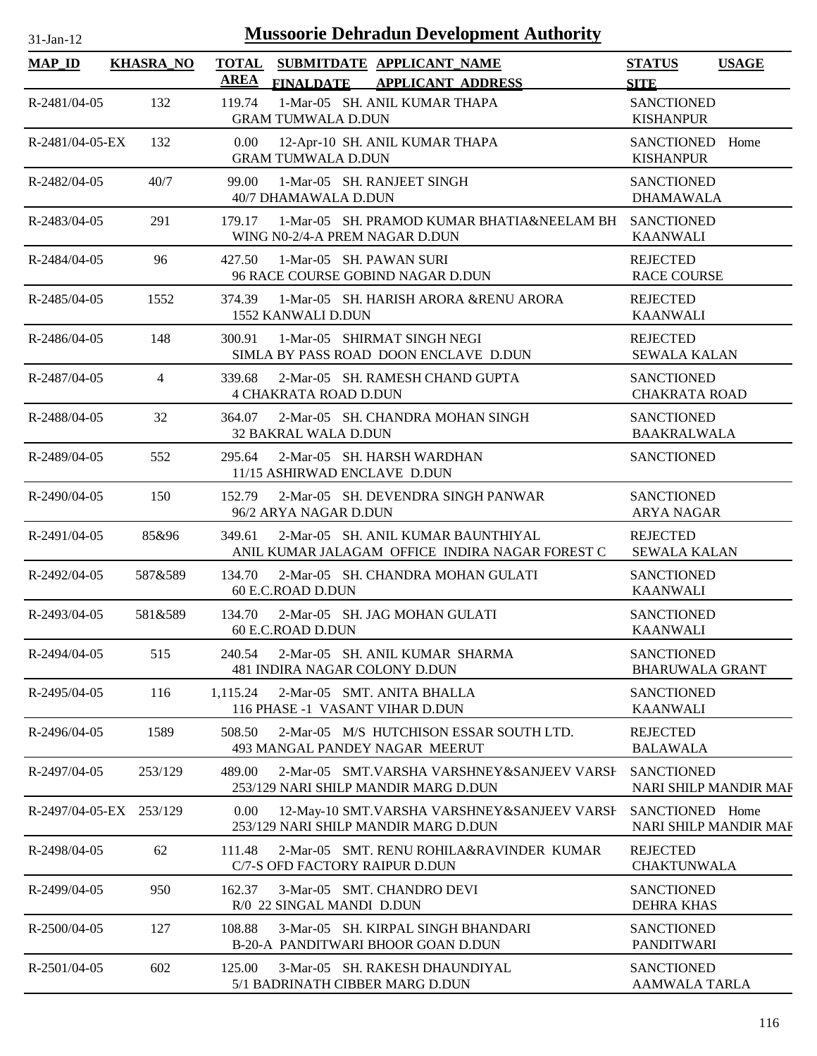# Mussoorie Dehradun Development Authority

31-Jan-12

| MAP_ID | KHASRA_NO | TOTAL AREA | SUBMITDATE FINALDATE | APPLICANT_NAME APPLICANT ADDRESS | STATUS SITE | USAGE |
|---|---|---|---|---|---|---|
| R-2481/04-05 | 132 | 119.74 | 1-Mar-05 | SH. ANIL KUMAR THAPA GRAM TUMWALA D.DUN | SANCTIONED KISHANPUR | |
| R-2481/04-05-EX | 132 | 0.00 | 12-Apr-10 | SH. ANIL KUMAR THAPA GRAM TUMWALA D.DUN | SANCTIONED KISHANPUR | Home |
| R-2482/04-05 | 40/7 | 99.00 | 1-Mar-05 | SH. RANJEET SINGH 40/7 DHAMAWALA D.DUN | SANCTIONED DHAMAWALA | |
| R-2483/04-05 | 291 | 179.17 | 1-Mar-05 | SH. PRAMOD KUMAR BHATIA&NEELAM BH WING N0-2/4-A PREM NAGAR D.DUN | SANCTIONED KAANWALI | |
| R-2484/04-05 | 96 | 427.50 | 1-Mar-05 | SH. PAWAN SURI 96 RACE COURSE GOBIND NAGAR D.DUN | REJECTED RACE COURSE | |
| R-2485/04-05 | 1552 | 374.39 | 1-Mar-05 | SH. HARISH ARORA &RENU ARORA 1552 KANWALI D.DUN | REJECTED KAANWALI | |
| R-2486/04-05 | 148 | 300.91 | 1-Mar-05 | SHIRMAT SINGH NEGI SIMLA BY PASS ROAD DOON ENCLAVE D.DUN | REJECTED SEWALA KALAN | |
| R-2487/04-05 | 4 | 339.68 | 2-Mar-05 | SH. RAMESH CHAND GUPTA 4 CHAKRATA ROAD D.DUN | SANCTIONED CHAKRATA ROAD | |
| R-2488/04-05 | 32 | 364.07 | 2-Mar-05 | SH. CHANDRA MOHAN SINGH 32 BAKRAL WALA D.DUN | SANCTIONED BAAKRALWALA | |
| R-2489/04-05 | 552 | 295.64 | 2-Mar-05 | SH. HARSH WARDHAN 11/15 ASHIRWAD ENCLAVE D.DUN | SANCTIONED | |
| R-2490/04-05 | 150 | 152.79 | 2-Mar-05 | SH. DEVENDRA SINGH PANWAR 96/2 ARYA NAGAR D.DUN | SANCTIONED ARYA NAGAR | |
| R-2491/04-05 | 85&96 | 349.61 | 2-Mar-05 | SH. ANIL KUMAR BAUNTHIYAL ANIL KUMAR JALAGAM OFFICE INDIRA NAGAR FOREST C | REJECTED SEWALA KALAN | |
| R-2492/04-05 | 587&589 | 134.70 | 2-Mar-05 | SH. CHANDRA MOHAN GULATI 60 E.C.ROAD D.DUN | SANCTIONED KAANWALI | |
| R-2493/04-05 | 581&589 | 134.70 | 2-Mar-05 | SH. JAG MOHAN GULATI 60 E.C.ROAD D.DUN | SANCTIONED KAANWALI | |
| R-2494/04-05 | 515 | 240.54 | 2-Mar-05 | SH. ANIL KUMAR SHARMA 481 INDIRA NAGAR COLONY D.DUN | SANCTIONED BHARUWALA GRANT | |
| R-2495/04-05 | 116 | 1,115.24 | 2-Mar-05 | SMT. ANITA BHALLA 116 PHASE -1 VASANT VIHAR D.DUN | SANCTIONED KAANWALI | |
| R-2496/04-05 | 1589 | 508.50 | 2-Mar-05 | M/S HUTCHISON ESSAR SOUTH LTD. 493 MANGAL PANDEY NAGAR MEERUT | REJECTED BALAWALA | |
| R-2497/04-05 | 253/129 | 489.00 | 2-Mar-05 | SMT.VARSHA VARSHNEY&SANJEEV VARSH 253/129 NARI SHILP MANDIR MARG D.DUN | SANCTIONED NARI SHILP MANDIR MAR | |
| R-2497/04-05-EX | 253/129 | 0.00 | 12-May-10 | SMT.VARSHA VARSHNEY&SANJEEV VARSH 253/129 NARI SHILP MANDIR MARG D.DUN | SANCTIONED NARI SHILP MANDIR MAR | Home |
| R-2498/04-05 | 62 | 111.48 | 2-Mar-05 | SMT. RENU ROHILA&RAVINDER KUMAR C/7-S OFD FACTORY RAIPUR D.DUN | REJECTED CHAKTUNWALA | |
| R-2499/04-05 | 950 | 162.37 | 3-Mar-05 | SMT. CHANDRO DEVI R/0 22 SINGAL MANDI D.DUN | SANCTIONED DEHRA KHAS | |
| R-2500/04-05 | 127 | 108.88 | 3-Mar-05 | SH. KIRPAL SINGH BHANDARI B-20-A PANDITWARI BHOOR GOAN D.DUN | SANCTIONED PANDITWARI | |
| R-2501/04-05 | 602 | 125.00 | 3-Mar-05 | SH. RAKESH DHAUNDIYAL 5/1 BADRINATH CIBBER MARG D.DUN | SANCTIONED AAMWALA TARLA | |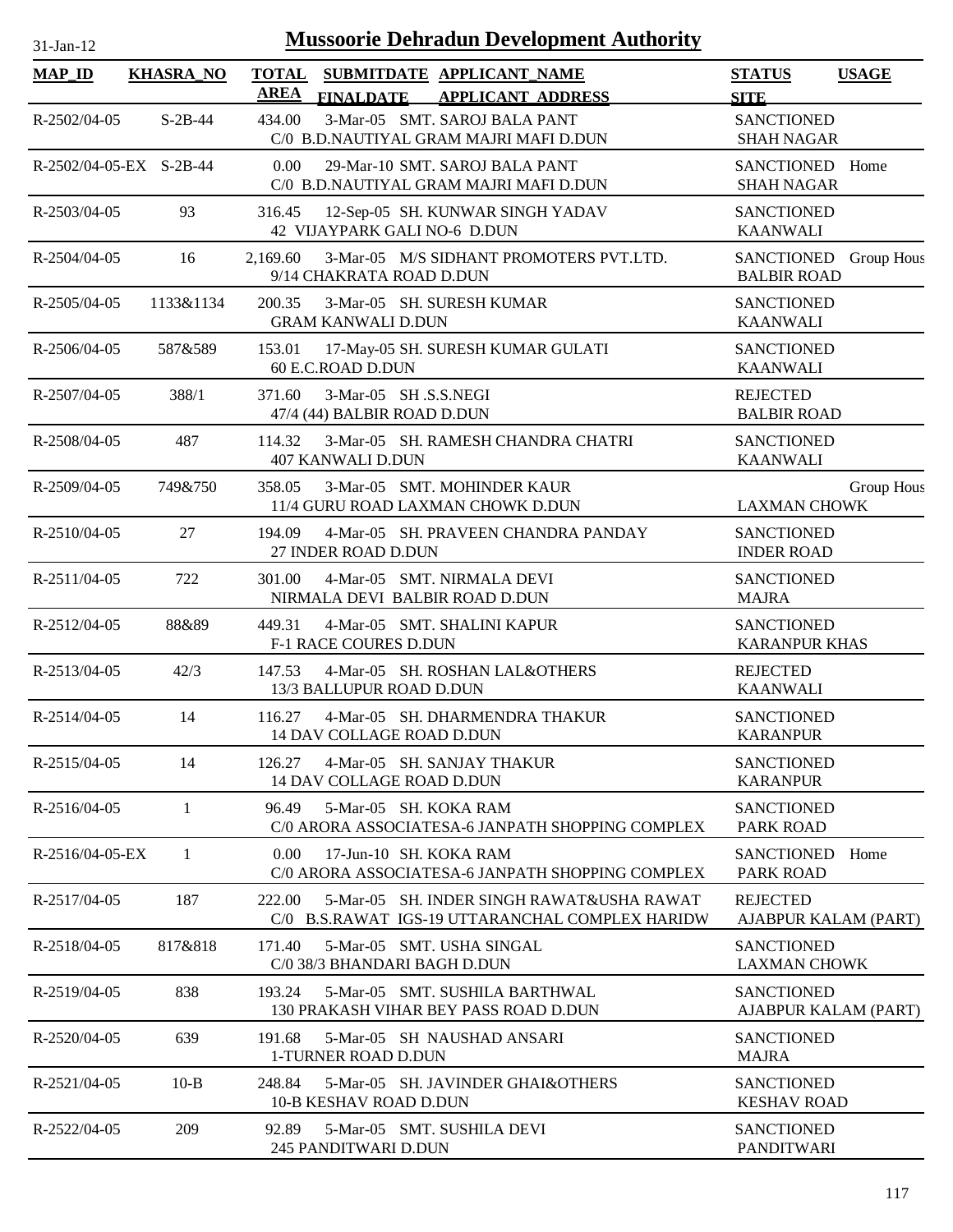31-Jan-12

# Mussoorie Dehradun Development Authority

| MAP_ID | KHASRA_NO | TOTAL AREA | SUBMITDATE FINALDATE | APPLICANT_NAME APPLICANT ADDRESS | STATUS SITE | USAGE |
|---|---|---|---|---|---|---|
| R-2502/04-05 | S-2B-44 | 434.00 | 3-Mar-05 | SMT. SAROJ BALA PANT C/0 B.D.NAUTIYAL GRAM MAJRI MAFI D.DUN | SANCTIONED SHAH NAGAR | |
| R-2502/04-05-EX | S-2B-44 | 0.00 | 29-Mar-10 | SMT. SAROJ BALA PANT C/0 B.D.NAUTIYAL GRAM MAJRI MAFI D.DUN | SANCTIONED SHAH NAGAR | Home |
| R-2503/04-05 | 93 | 316.45 | 12-Sep-05 | SH. KUNWAR SINGH YADAV 42 VIJAYPARK GALI NO-6 D.DUN | SANCTIONED KAANWALI | |
| R-2504/04-05 | 16 | 2,169.60 | 3-Mar-05 | M/S SIDHANT PROMOTERS PVT.LTD. 9/14 CHAKRATA ROAD D.DUN | SANCTIONED BALBIR ROAD | Group Hous |
| R-2505/04-05 | 1133&1134 | 200.35 | 3-Mar-05 | SH. SURESH KUMAR GRAM KANWALI D.DUN | SANCTIONED KAANWALI | |
| R-2506/04-05 | 587&589 | 153.01 | 17-May-05 | SH. SURESH KUMAR GULATI 60 E.C.ROAD D.DUN | SANCTIONED KAANWALI | |
| R-2507/04-05 | 388/1 | 371.60 | 3-Mar-05 | SH .S.S.NEGI 47/4 (44) BALBIR ROAD D.DUN | REJECTED BALBIR ROAD | |
| R-2508/04-05 | 487 | 114.32 | 3-Mar-05 | SH. RAMESH CHANDRA CHATRI 407 KANWALI D.DUN | SANCTIONED KAANWALI | |
| R-2509/04-05 | 749&750 | 358.05 | 3-Mar-05 | SMT. MOHINDER KAUR 11/4 GURU ROAD LAXMAN CHOWK D.DUN | LAXMAN CHOWK | Group Hous |
| R-2510/04-05 | 27 | 194.09 | 4-Mar-05 | SH. PRAVEEN CHANDRA PANDAY 27 INDER ROAD D.DUN | SANCTIONED INDER ROAD | |
| R-2511/04-05 | 722 | 301.00 | 4-Mar-05 | SMT. NIRMALA DEVI NIRMALA DEVI BALBIR ROAD D.DUN | SANCTIONED MAJRA | |
| R-2512/04-05 | 88&89 | 449.31 | 4-Mar-05 | SMT. SHALINI KAPUR F-1 RACE COURES D.DUN | SANCTIONED KARANPUR KHAS | |
| R-2513/04-05 | 42/3 | 147.53 | 4-Mar-05 | SH. ROSHAN LAL&OTHERS 13/3 BALLUPUR ROAD D.DUN | REJECTED KAANWALI | |
| R-2514/04-05 | 14 | 116.27 | 4-Mar-05 | SH. DHARMENDRA THAKUR 14 DAV COLLAGE ROAD D.DUN | SANCTIONED KARANPUR | |
| R-2515/04-05 | 14 | 126.27 | 4-Mar-05 | SH. SANJAY THAKUR 14 DAV COLLAGE ROAD D.DUN | SANCTIONED KARANPUR | |
| R-2516/04-05 | 1 | 96.49 | 5-Mar-05 | SH. KOKA RAM C/0 ARORA ASSOCIATESA-6 JANPATH SHOPPING COMPLEX | SANCTIONED PARK ROAD | |
| R-2516/04-05-EX | 1 | 0.00 | 17-Jun-10 | SH. KOKA RAM C/0 ARORA ASSOCIATESA-6 JANPATH SHOPPING COMPLEX | SANCTIONED PARK ROAD | Home |
| R-2517/04-05 | 187 | 222.00 | 5-Mar-05 | SH. INDER SINGH RAWAT&USHA RAWAT C/0 B.S.RAWAT IGS-19 UTTARANCHAL COMPLEX HARIDW | REJECTED AJABPUR KALAM (PART) | |
| R-2518/04-05 | 817&818 | 171.40 | 5-Mar-05 | SMT. USHA SINGAL C/0 38/3 BHANDARI BAGH D.DUN | SANCTIONED LAXMAN CHOWK | |
| R-2519/04-05 | 838 | 193.24 | 5-Mar-05 | SMT. SUSHILA BARTHWAL 130 PRAKASH VIHAR BEY PASS ROAD D.DUN | SANCTIONED AJABPUR KALAM (PART) | |
| R-2520/04-05 | 639 | 191.68 | 5-Mar-05 | SH NAUSHAD ANSARI 1-TURNER ROAD D.DUN | SANCTIONED MAJRA | |
| R-2521/04-05 | 10-B | 248.84 | 5-Mar-05 | SH. JAVINDER GHAI&OTHERS 10-B KESHAV ROAD D.DUN | SANCTIONED KESHAV ROAD | |
| R-2522/04-05 | 209 | 92.89 | 5-Mar-05 | SMT. SUSHILA DEVI 245 PANDITWARI D.DUN | SANCTIONED PANDITWARI | |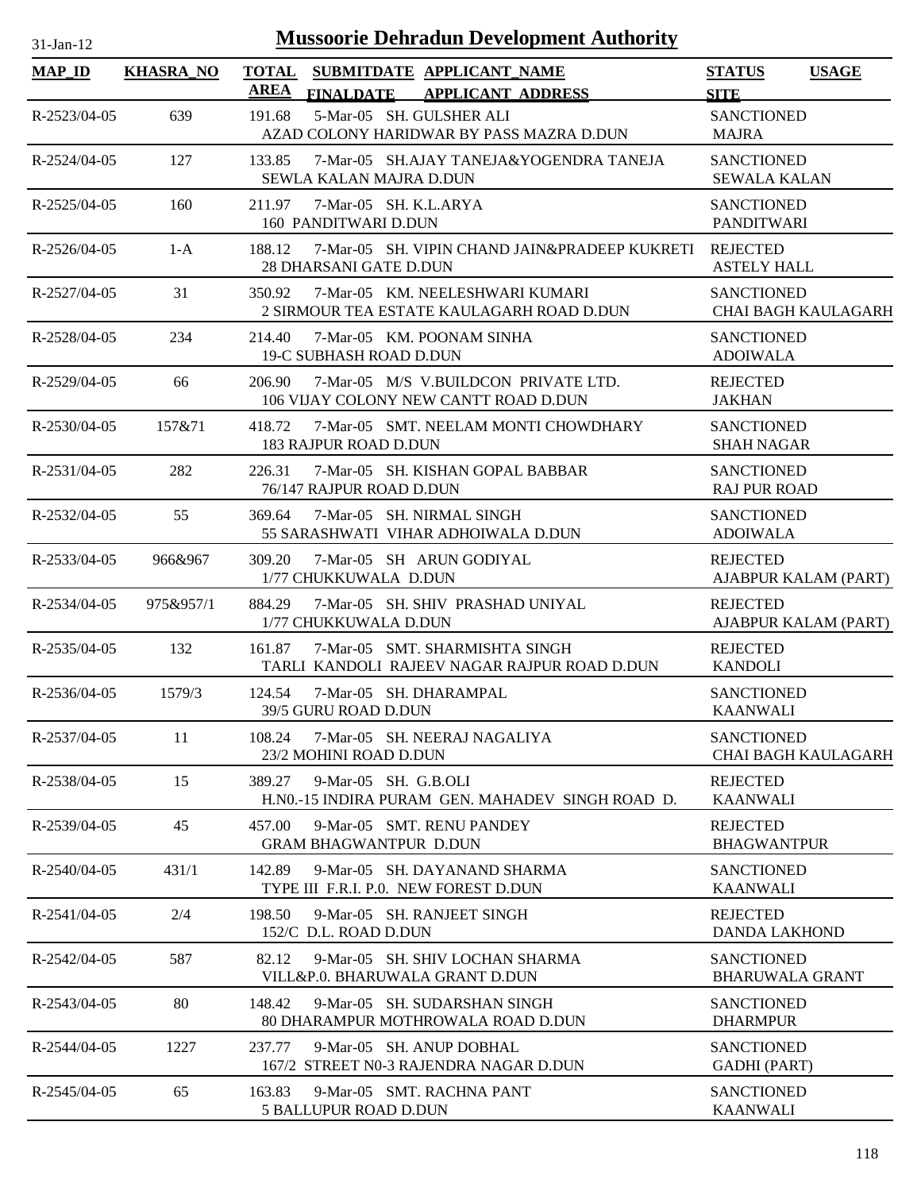# Mussoorie Dehradun Development Authority

31-Jan-12

| MAP_ID | KHASRA_NO | TOTAL AREA | SUBMITDATE FINALDATE | APPLICANT_NAME APPLICANT_ADDRESS | STATUS SITE | USAGE |
|---|---|---|---|---|---|---|
| R-2523/04-05 | 639 | 191.68 | 5-Mar-05 | SH. GULSHER ALI<br>AZAD COLONY HARIDWAR BY PASS MAZRA D.DUN | SANCTIONED<br>MAJRA | |
| R-2524/04-05 | 127 | 133.85 | 7-Mar-05 | SH.AJAY TANEJA&YOGENDRA TANEJA<br>SEWLA KALAN MAJRA D.DUN | SANCTIONED<br>SEWALA KALAN | |
| R-2525/04-05 | 160 | 211.97 | 7-Mar-05 | SH. K.L.ARYA<br>160 PANDITWARI D.DUN | SANCTIONED<br>PANDITWARI | |
| R-2526/04-05 | 1-A | 188.12 | 7-Mar-05 | SH. VIPIN CHAND JAIN&PRADEEP KUKRETI<br>28 DHARSANI GATE D.DUN | REJECTED<br>ASTELY HALL | |
| R-2527/04-05 | 31 | 350.92 | 7-Mar-05 | KM. NEELESHWARI KUMARI<br>2 SIRMOUR TEA ESTATE KAULAGARH ROAD D.DUN | SANCTIONED<br>CHAI BAGH KAULAGARH | |
| R-2528/04-05 | 234 | 214.40 | 7-Mar-05 | KM. POONAM SINHA<br>19-C SUBHASH ROAD D.DUN | SANCTIONED<br>ADOIWALA | |
| R-2529/04-05 | 66 | 206.90 | 7-Mar-05 | M/S V.BUILDCON PRIVATE LTD.<br>106 VIJAY COLONY NEW CANTT ROAD D.DUN | REJECTED<br>JAKHAN | |
| R-2530/04-05 | 157&71 | 418.72 | 7-Mar-05 | SMT. NEELAM MONTI CHOWDHARY<br>183 RAJPUR ROAD D.DUN | SANCTIONED<br>SHAH NAGAR | |
| R-2531/04-05 | 282 | 226.31 | 7-Mar-05 | SH. KISHAN GOPAL BABBAR<br>76/147 RAJPUR ROAD D.DUN | SANCTIONED<br>RAJ PUR ROAD | |
| R-2532/04-05 | 55 | 369.64 | 7-Mar-05 | SH. NIRMAL SINGH<br>55 SARASHWATI VIHAR ADHOIWALA D.DUN | SANCTIONED<br>ADOIWALA | |
| R-2533/04-05 | 966&967 | 309.20 | 7-Mar-05 | SH ARUN GODIYAL<br>1/77 CHUKKUWALA D.DUN | REJECTED<br>AJABPUR KALAM (PART) | |
| R-2534/04-05 | 975&957/1 | 884.29 | 7-Mar-05 | SH. SHIV PRASHAD UNIYAL<br>1/77 CHUKKUWALA D.DUN | REJECTED<br>AJABPUR KALAM (PART) | |
| R-2535/04-05 | 132 | 161.87 | 7-Mar-05 | SMT. SHARMISHTA SINGH<br>TARLI KANDOLI RAJEEV NAGAR RAJPUR ROAD D.DUN | REJECTED<br>KANDOLI | |
| R-2536/04-05 | 1579/3 | 124.54 | 7-Mar-05 | SH. DHARAMPAL<br>39/5 GURU ROAD D.DUN | SANCTIONED<br>KAANWALI | |
| R-2537/04-05 | 11 | 108.24 | 7-Mar-05 | SH. NEERAJ NAGALIYA<br>23/2 MOHINI ROAD D.DUN | SANCTIONED<br>CHAI BAGH KAULAGARH | |
| R-2538/04-05 | 15 | 389.27 | 9-Mar-05 | SH. G.B.OLI<br>H.N0.-15 INDIRA PURAM GEN. MAHADEV SINGH ROAD D. | REJECTED<br>KAANWALI | |
| R-2539/04-05 | 45 | 457.00 | 9-Mar-05 | SMT. RENU PANDEY<br>GRAM BHAGWANTPUR D.DUN | REJECTED<br>BHAGWANTPUR | |
| R-2540/04-05 | 431/1 | 142.89 | 9-Mar-05 | SH. DAYANAND SHARMA<br>TYPE III F.R.I. P.0. NEW FOREST D.DUN | SANCTIONED<br>KAANWALI | |
| R-2541/04-05 | 2/4 | 198.50 | 9-Mar-05 | SH. RANJEET SINGH<br>152/C D.L. ROAD D.DUN | REJECTED<br>DANDA LAKHOND | |
| R-2542/04-05 | 587 | 82.12 | 9-Mar-05 | SH. SHIV LOCHAN SHARMA<br>VILL&P.0. BHARUWALA GRANT D.DUN | SANCTIONED<br>BHARUWALA GRANT | |
| R-2543/04-05 | 80 | 148.42 | 9-Mar-05 | SH. SUDARSHAN SINGH<br>80 DHARAMPUR MOTHROWALA ROAD D.DUN | SANCTIONED<br>DHARMPUR | |
| R-2544/04-05 | 1227 | 237.77 | 9-Mar-05 | SH. ANUP DOBHAL<br>167/2 STREET N0-3 RAJENDRA NAGAR D.DUN | SANCTIONED<br>GADHI (PART) | |
| R-2545/04-05 | 65 | 163.83 | 9-Mar-05 | SMT. RACHNA PANT<br>5 BALLUPUR ROAD D.DUN | SANCTIONED<br>KAANWALI | |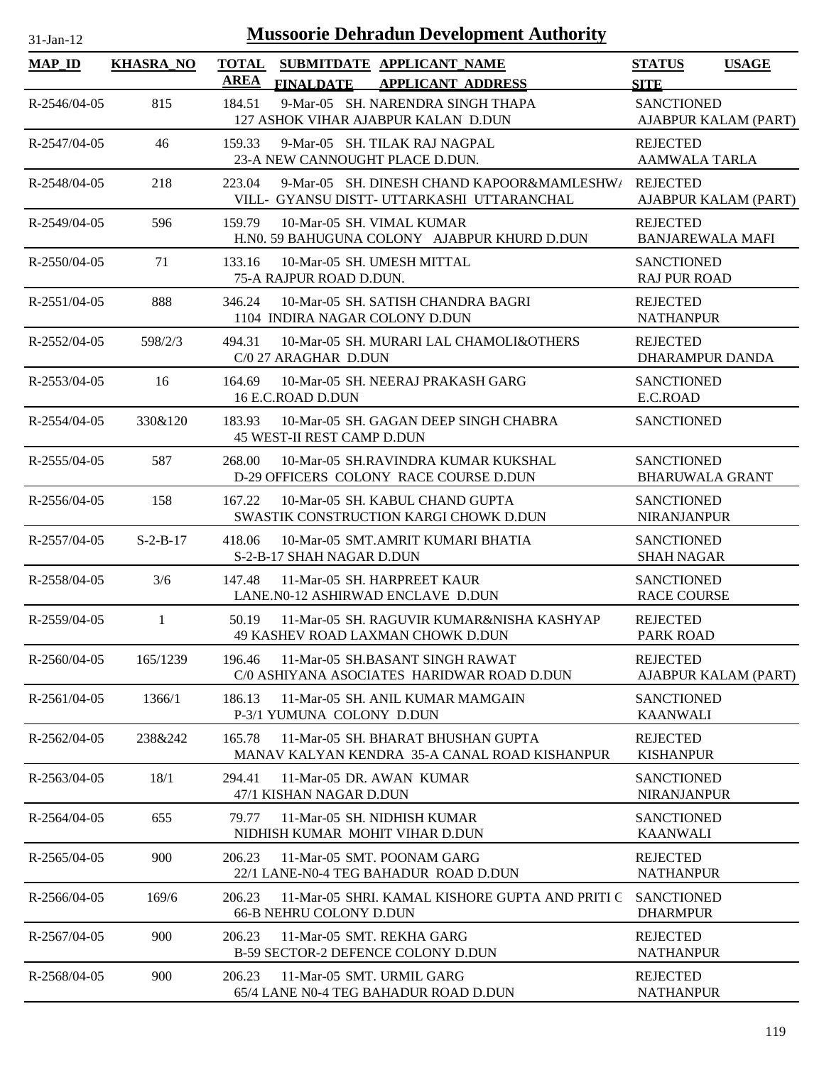# Mussoorie Dehradun Development Authority

| MAP_ID | KHASRA_NO | TOTAL AREA | SUBMITDATE FINALDATE | APPLICANT_NAME APPLICANT ADDRESS | STATUS SITE | USAGE |
|---|---|---|---|---|---|---|
| R-2546/04-05 | 815 | 184.51 | 9-Mar-05 | SH. NARENDRA SINGH THAPA 127 ASHOK VIHAR AJABPUR KALAN D.DUN | SANCTIONED AJABPUR KALAM (PART) | |
| R-2547/04-05 | 46 | 159.33 | 9-Mar-05 | SH. TILAK RAJ NAGPAL 23-A NEW CANNOUGHT PLACE D.DUN. | REJECTED AAMWALA TARLA | |
| R-2548/04-05 | 218 | 223.04 | 9-Mar-05 | SH. DINESH CHAND KAPOOR&MAMLESHW/ VILL- GYANSU DISTT- UTTARKASHI UTTARANCHAL | REJECTED AJABPUR KALAM (PART) | |
| R-2549/04-05 | 596 | 159.79 | 10-Mar-05 | SH. VIMAL KUMAR H.N0. 59 BAHUGUNA COLONY AJABPUR KHURD D.DUN | REJECTED BANJAREWALA MAFI | |
| R-2550/04-05 | 71 | 133.16 | 10-Mar-05 | SH. UMESH MITTAL 75-A RAJPUR ROAD D.DUN. | SANCTIONED RAJ PUR ROAD | |
| R-2551/04-05 | 888 | 346.24 | 10-Mar-05 | SH. SATISH CHANDRA BAGRI 1104 INDIRA NAGAR COLONY D.DUN | REJECTED NATHANPUR | |
| R-2552/04-05 | 598/2/3 | 494.31 | 10-Mar-05 | SH. MURARI LAL CHAMOLI&OTHERS C/0 27 ARAGHAR D.DUN | REJECTED DHARAMPUR DANDA | |
| R-2553/04-05 | 16 | 164.69 | 10-Mar-05 | SH. NEERAJ PRAKASH GARG 16 E.C.ROAD D.DUN | SANCTIONED E.C.ROAD | |
| R-2554/04-05 | 330&120 | 183.93 | 10-Mar-05 | SH. GAGAN DEEP SINGH CHABRA 45 WEST-II REST CAMP D.DUN | SANCTIONED | |
| R-2555/04-05 | 587 | 268.00 | 10-Mar-05 | SH.RAVINDRA KUMAR KUKSHAL D-29 OFFICERS COLONY RACE COURSE D.DUN | SANCTIONED BHARUWALA GRANT | |
| R-2556/04-05 | 158 | 167.22 | 10-Mar-05 | SH. KABUL CHAND GUPTA SWASTIK CONSTRUCTION KARGI CHOWK D.DUN | SANCTIONED NIRANJANPUR | |
| R-2557/04-05 | S-2-B-17 | 418.06 | 10-Mar-05 | SMT.AMRIT KUMARI BHATIA S-2-B-17 SHAH NAGAR D.DUN | SANCTIONED SHAH NAGAR | |
| R-2558/04-05 | 3/6 | 147.48 | 11-Mar-05 | SH. HARPREET KAUR LANE.N0-12 ASHIRWAD ENCLAVE D.DUN | SANCTIONED RACE COURSE | |
| R-2559/04-05 | 1 | 50.19 | 11-Mar-05 | SH. RAGUVIR KUMAR&NISHA KASHYAP 49 KASHEV ROAD LAXMAN CHOWK D.DUN | REJECTED PARK ROAD | |
| R-2560/04-05 | 165/1239 | 196.46 | 11-Mar-05 | SH.BASANT SINGH RAWAT C/0 ASHIYANA ASOCIATES HARIDWAR ROAD D.DUN | REJECTED AJABPUR KALAM (PART) | |
| R-2561/04-05 | 1366/1 | 186.13 | 11-Mar-05 | SH. ANIL KUMAR MAMGAIN P-3/1 YUMUNA COLONY D.DUN | SANCTIONED KAANWALI | |
| R-2562/04-05 | 238&242 | 165.78 | 11-Mar-05 | SH. BHARAT BHUSHAN GUPTA MANAV KALYAN KENDRA 35-A CANAL ROAD KISHANPUR | REJECTED KISHANPUR | |
| R-2563/04-05 | 18/1 | 294.41 | 11-Mar-05 | DR. AWAN KUMAR 47/1 KISHAN NAGAR D.DUN | SANCTIONED NIRANJANPUR | |
| R-2564/04-05 | 655 | 79.77 | 11-Mar-05 | SH. NIDHISH KUMAR NIDHISH KUMAR MOHIT VIHAR D.DUN | SANCTIONED KAANWALI | |
| R-2565/04-05 | 900 | 206.23 | 11-Mar-05 | SMT. POONAM GARG 22/1 LANE-N0-4 TEG BAHADUR ROAD D.DUN | REJECTED NATHANPUR | |
| R-2566/04-05 | 169/6 | 206.23 | 11-Mar-05 | SHRI. KAMAL KISHORE GUPTA AND PRITI G 66-B NEHRU COLONY D.DUN | SANCTIONED DHARMPUR | |
| R-2567/04-05 | 900 | 206.23 | 11-Mar-05 | SMT. REKHA GARG B-59 SECTOR-2 DEFENCE COLONY D.DUN | REJECTED NATHANPUR | |
| R-2568/04-05 | 900 | 206.23 | 11-Mar-05 | SMT. URMIL GARG 65/4 LANE N0-4 TEG BAHADUR ROAD D.DUN | REJECTED NATHANPUR | |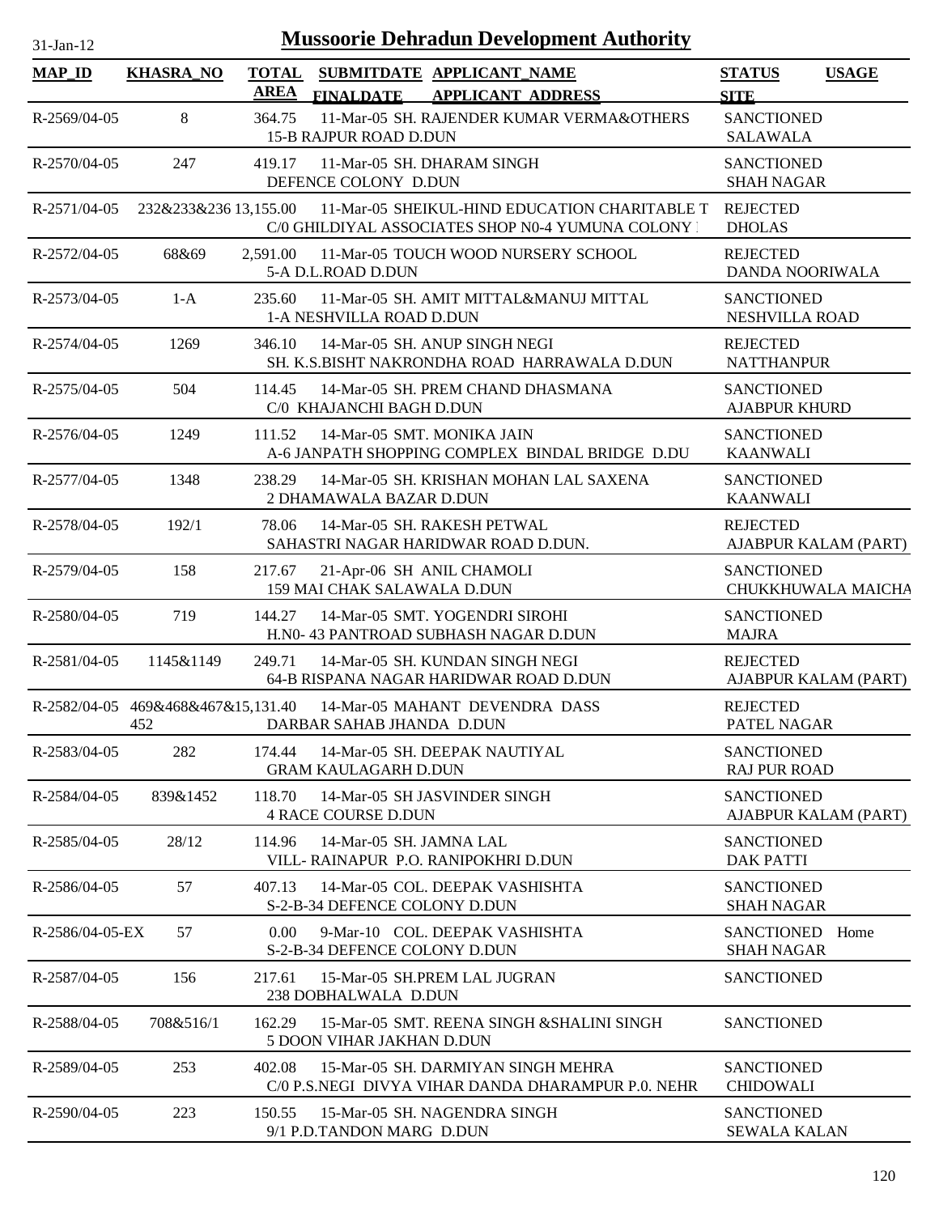# Mussoorie Dehradun Development Authority

31-Jan-12

| MAP_ID | KHASRA_NO | TOTAL AREA | SUBMITDATE FINALDATE | APPLICANT_NAME APPLICANT ADDRESS | STATUS SITE | USAGE |
|---|---|---|---|---|---|---|
| R-2569/04-05 | 8 | 364.75 | 11-Mar-05 | SH. RAJENDER KUMAR VERMA&OTHERS<br>15-B RAJPUR ROAD D.DUN | SANCTIONED<br>SALAWALA | |
| R-2570/04-05 | 247 | 419.17 | 11-Mar-05 | SH. DHARAM SINGH<br>DEFENCE COLONY D.DUN | SANCTIONED<br>SHAH NAGAR | |
| R-2571/04-05 | 232&233&236 | 13,155.00 | 11-Mar-05 | SHEIKUL-HIND EDUCATION CHARITABLE T<br>C/0 GHILDIYAL ASSOCIATES SHOP N0-4 YUMUNA COLONY | REJECTED<br>DHOLAS | |
| R-2572/04-05 | 68&69 | 2,591.00 | 11-Mar-05 | TOUCH WOOD NURSERY SCHOOL<br>5-A D.L.ROAD D.DUN | REJECTED<br>DANDA NOORIWALA | |
| R-2573/04-05 | 1-A | 235.60 | 11-Mar-05 | SH. AMIT MITTAL&MANUJ MITTAL<br>1-A NESHVILLA ROAD D.DUN | SANCTIONED<br>NESHVILLA ROAD | |
| R-2574/04-05 | 1269 | 346.10 | 14-Mar-05 | SH. ANUP SINGH NEGI<br>SH. K.S.BISHT NAKRONDHA ROAD HARRAWALA D.DUN | REJECTED<br>NATTHANPUR | |
| R-2575/04-05 | 504 | 114.45 | 14-Mar-05 | SH. PREM CHAND DHASMANA<br>C/0 KHAJANCHI BAGH D.DUN | SANCTIONED<br>AJABPUR KHURD | |
| R-2576/04-05 | 1249 | 111.52 | 14-Mar-05 | SMT. MONIKA JAIN<br>A-6 JANPATH SHOPPING COMPLEX BINDAL BRIDGE D.DU | SANCTIONED<br>KAANWALI | |
| R-2577/04-05 | 1348 | 238.29 | 14-Mar-05 | SH. KRISHAN MOHAN LAL SAXENA<br>2 DHAMAWALA BAZAR D.DUN | SANCTIONED<br>KAANWALI | |
| R-2578/04-05 | 192/1 | 78.06 | 14-Mar-05 | SH. RAKESH PETWAL<br>SAHASTRI NAGAR HARIDWAR ROAD D.DUN. | REJECTED<br>AJABPUR KALAM (PART) | |
| R-2579/04-05 | 158 | 217.67 | 21-Apr-06 | SH ANIL CHAMOLI<br>159 MAI CHAK SALAWALA D.DUN | SANCTIONED<br>CHUKKHUWALA MAICHA | |
| R-2580/04-05 | 719 | 144.27 | 14-Mar-05 | SMT. YOGENDRI SIROHI<br>H.N0- 43 PANTROAD SUBHASH NAGAR D.DUN | SANCTIONED<br>MAJRA | |
| R-2581/04-05 | 1145&1149 | 249.71 | 14-Mar-05 | SH. KUNDAN SINGH NEGI<br>64-B RISPANA NAGAR HARIDWAR ROAD D.DUN | REJECTED<br>AJABPUR KALAM (PART) | |
| R-2582/04-05 | 469&468&467&452 | 15,131.40 | 14-Mar-05 | MAHANT DEVENDRA DASS<br>DARBAR SAHAB JHANDA D.DUN | REJECTED<br>PATEL NAGAR | |
| R-2583/04-05 | 282 | 174.44 | 14-Mar-05 | SH. DEEPAK NAUTIYAL<br>GRAM KAULAGARH D.DUN | SANCTIONED<br>RAJ PUR ROAD | |
| R-2584/04-05 | 839&1452 | 118.70 | 14-Mar-05 | SH JASVINDER SINGH<br>4 RACE COURSE D.DUN | SANCTIONED<br>AJABPUR KALAM (PART) | |
| R-2585/04-05 | 28/12 | 114.96 | 14-Mar-05 | SH. JAMNA LAL<br>VILL- RAINAPUR P.O. RANIPOKHRI D.DUN | SANCTIONED<br>DAK PATTI | |
| R-2586/04-05 | 57 | 407.13 | 14-Mar-05 | COL. DEEPAK VASHISHTA<br>S-2-B-34 DEFENCE COLONY D.DUN | SANCTIONED<br>SHAH NAGAR | |
| R-2586/04-05-EX | 57 | 0.00 | 9-Mar-10 | COL. DEEPAK VASHISHTA<br>S-2-B-34 DEFENCE COLONY D.DUN | SANCTIONED<br>SHAH NAGAR | Home |
| R-2587/04-05 | 156 | 217.61 | 15-Mar-05 | SH.PREM LAL JUGRAN<br>238 DOBHALWALA D.DUN | SANCTIONED | |
| R-2588/04-05 | 708&516/1 | 162.29 | 15-Mar-05 | SMT. REENA SINGH &SHALINI SINGH<br>5 DOON VIHAR JAKHAN D.DUN | SANCTIONED | |
| R-2589/04-05 | 253 | 402.08 | 15-Mar-05 | SH. DARMIYAN SINGH MEHRA<br>C/0 P.S.NEGI DIVYA VIHAR DANDA DHARAMPUR P.0. NEHR | SANCTIONED<br>CHIDOWALI | |
| R-2590/04-05 | 223 | 150.55 | 15-Mar-05 | SH. NAGENDRA SINGH<br>9/1 P.D.TANDON MARG D.DUN | SANCTIONED<br>SEWALA KALAN | |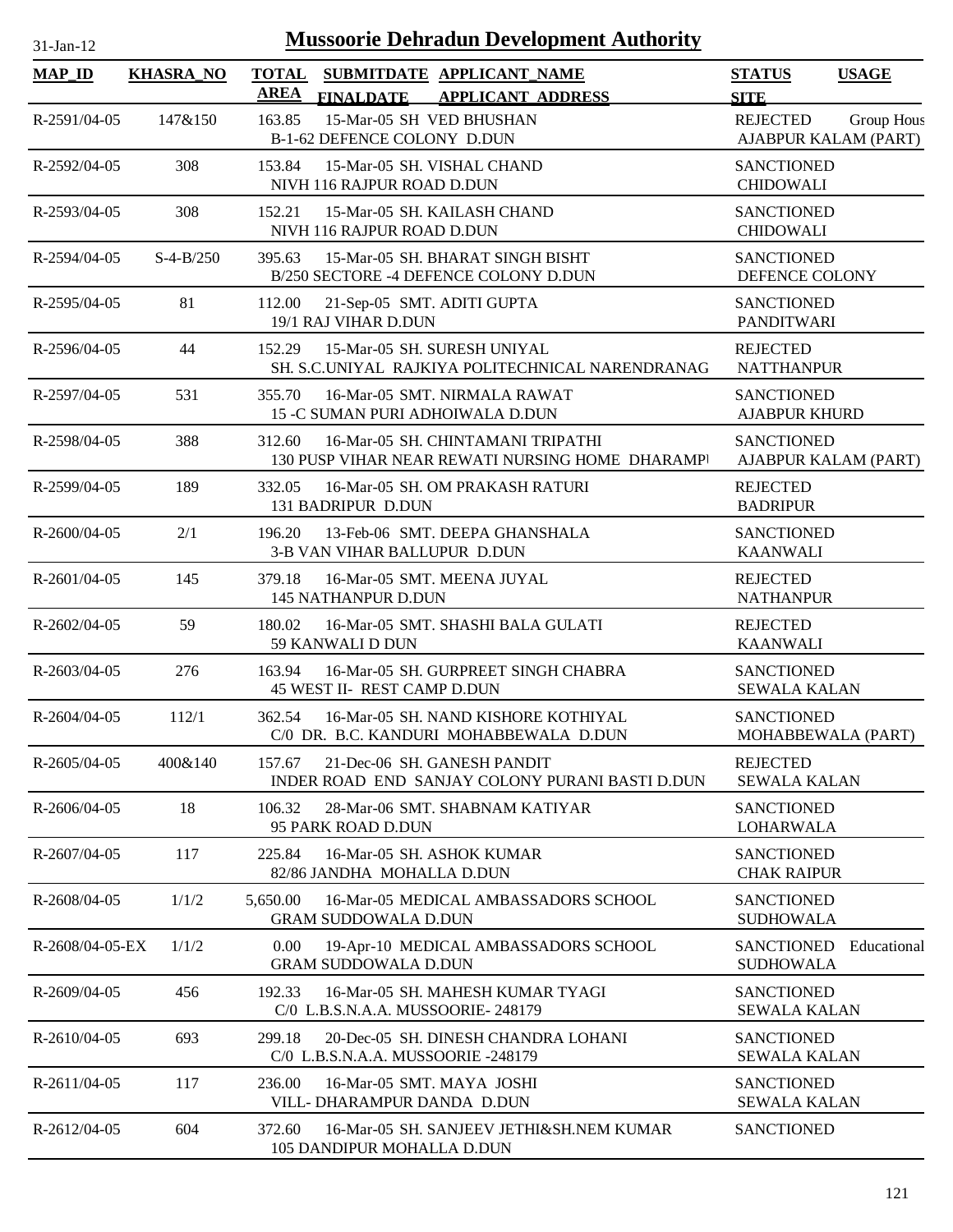# Mussoorie Dehradun Development Authority

| MAP_ID | KHASRA_NO | TOTAL AREA | SUBMITDATE / FINALDATE | APPLICANT_NAME / APPLICANT ADDRESS | STATUS / SITE | USAGE |
|---|---|---|---|---|---|---|
| R-2591/04-05 | 147&150 | 163.85 | 15-Mar-05 | SH VED BHUSHAN<br>B-1-62 DEFENCE COLONY D.DUN | REJECTED<br>AJABPUR KALAM (PART) | Group Hous |
| R-2592/04-05 | 308 | 153.84 | 15-Mar-05 | SH. VISHAL CHAND<br>NIVH 116 RAJPUR ROAD D.DUN | SANCTIONED<br>CHIDOWALI | |
| R-2593/04-05 | 308 | 152.21 | 15-Mar-05 | SH. KAILASH CHAND<br>NIVH 116 RAJPUR ROAD D.DUN | SANCTIONED<br>CHIDOWALI | |
| R-2594/04-05 | S-4-B/250 | 395.63 | 15-Mar-05 | SH. BHARAT SINGH BISHT<br>B/250 SECTORE -4 DEFENCE COLONY D.DUN | SANCTIONED<br>DEFENCE COLONY | |
| R-2595/04-05 | 81 | 112.00 | 21-Sep-05 | SMT. ADITI GUPTA<br>19/1 RAJ VIHAR D.DUN | SANCTIONED<br>PANDITWARI | |
| R-2596/04-05 | 44 | 152.29 | 15-Mar-05 | SH. SURESH UNIYAL<br>SH. S.C.UNIYAL RAJKIYA POLITECHNICAL NARENDRANAG | REJECTED<br>NATTHANPUR | |
| R-2597/04-05 | 531 | 355.70 | 16-Mar-05 | SMT. NIRMALA RAWAT<br>15 -C SUMAN PURI ADHOIWALA D.DUN | SANCTIONED<br>AJABPUR KHURD | |
| R-2598/04-05 | 388 | 312.60 | 16-Mar-05 | SH. CHINTAMANI TRIPATHI<br>130 PUSP VIHAR NEAR REWATI NURSING HOME DHARAMPI | SANCTIONED<br>AJABPUR KALAM (PART) | |
| R-2599/04-05 | 189 | 332.05 | 16-Mar-05 | SH. OM PRAKASH RATURI<br>131 BADRIPUR D.DUN | REJECTED<br>BADRIPUR | |
| R-2600/04-05 | 2/1 | 196.20 | 13-Feb-06 | SMT. DEEPA GHANSHALA<br>3-B VAN VIHAR BALLUPUR D.DUN | SANCTIONED<br>KAANWALI | |
| R-2601/04-05 | 145 | 379.18 | 16-Mar-05 | SMT. MEENA JUYAL<br>145 NATHANPUR D.DUN | REJECTED<br>NATHANPUR | |
| R-2602/04-05 | 59 | 180.02 | 16-Mar-05 | SMT. SHASHI BALA GULATI<br>59 KANWALI D DUN | REJECTED<br>KAANWALI | |
| R-2603/04-05 | 276 | 163.94 | 16-Mar-05 | SH. GURPREET SINGH CHABRA<br>45 WEST II- REST CAMP D.DUN | SANCTIONED<br>SEWALA KALAN | |
| R-2604/04-05 | 112/1 | 362.54 | 16-Mar-05 | SH. NAND KISHORE KOTHIYAL<br>C/0 DR. B.C. KANDURI MOHABBEWALA D.DUN | SANCTIONED<br>MOHABBEWALA (PART) | |
| R-2605/04-05 | 400&140 | 157.67 | 21-Dec-06 | SH. GANESH PANDIT<br>INDER ROAD END SANJAY COLONY PURANI BASTI D.DUN | REJECTED<br>SEWALA KALAN | |
| R-2606/04-05 | 18 | 106.32 | 28-Mar-06 | SMT. SHABNAM KATIYAR<br>95 PARK ROAD D.DUN | SANCTIONED<br>LOHARWALA | |
| R-2607/04-05 | 117 | 225.84 | 16-Mar-05 | SH. ASHOK KUMAR<br>82/86 JANDHA MOHALLA D.DUN | SANCTIONED<br>CHAK RAIPUR | |
| R-2608/04-05 | 1/1/2 | 5,650.00 | 16-Mar-05 | MEDICAL AMBASSADORS SCHOOL<br>GRAM SUDDOWALA D.DUN | SANCTIONED<br>SUDHOWALA | |
| R-2608/04-05-EX | 1/1/2 | 0.00 | 19-Apr-10 | MEDICAL AMBASSADORS SCHOOL<br>GRAM SUDDOWALA D.DUN | SANCTIONED<br>SUDHOWALA | Educational |
| R-2609/04-05 | 456 | 192.33 | 16-Mar-05 | SH. MAHESH KUMAR TYAGI<br>C/0 L.B.S.N.A.A. MUSSOORIE- 248179 | SANCTIONED<br>SEWALA KALAN | |
| R-2610/04-05 | 693 | 299.18 | 20-Dec-05 | SH. DINESH CHANDRA LOHANI<br>C/0 L.B.S.N.A.A. MUSSOORIE -248179 | SANCTIONED<br>SEWALA KALAN | |
| R-2611/04-05 | 117 | 236.00 | 16-Mar-05 | SMT. MAYA JOSHI<br>VILL- DHARAMPUR DANDA D.DUN | SANCTIONED<br>SEWALA KALAN | |
| R-2612/04-05 | 604 | 372.60 | 16-Mar-05 | SH. SANJEEV JETHI&SH.NEM KUMAR<br>105 DANDIPUR MOHALLA D.DUN | SANCTIONED | |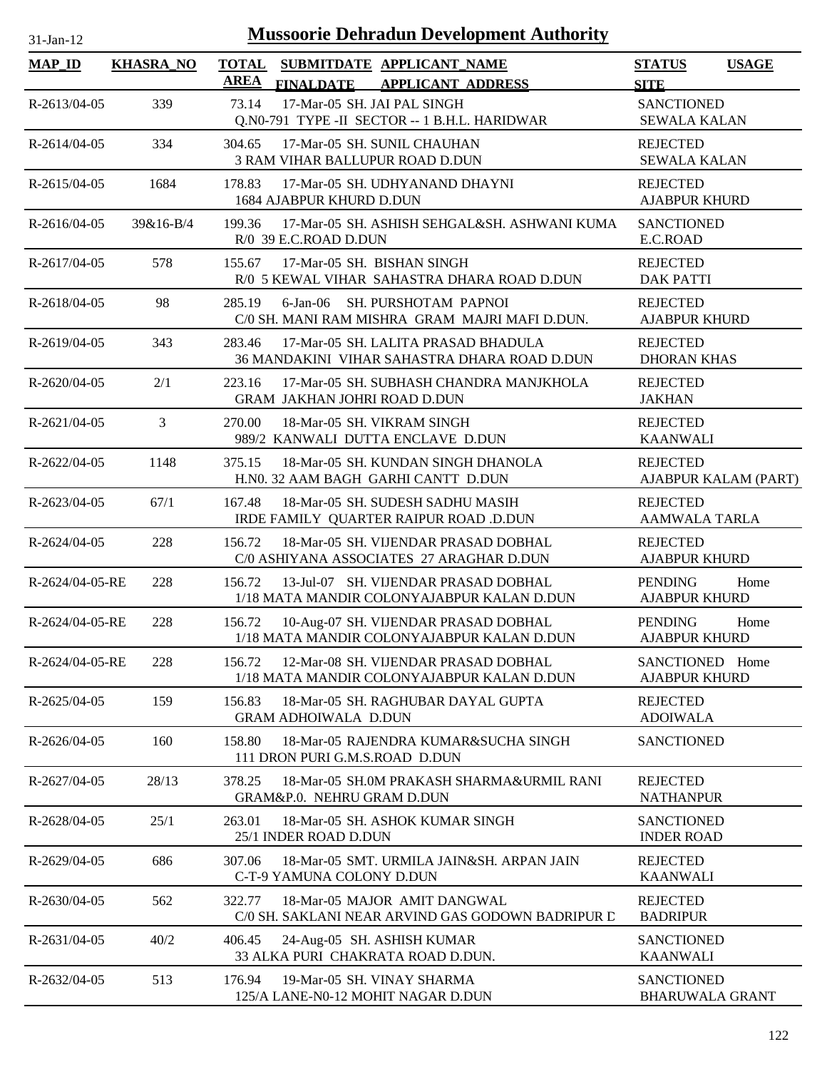# Mussoorie Dehradun Development Authority

31-Jan-12

| MAP_ID | KHASRA_NO | TOTAL AREA | SUBMITDATE FINALDATE | APPLICANT_NAME APPLICANT_ADDRESS | STATUS SITE | USAGE |
|---|---|---|---|---|---|---|
| R-2613/04-05 | 339 | 73.14 | 17-Mar-05 | SH. JAI PAL SINGH<br>Q.N0-791 TYPE -II SECTOR -- 1 B.H.L. HARIDWAR | SANCTIONED<br>SEWALA KALAN | |
| R-2614/04-05 | 334 | 304.65 | 17-Mar-05 | SH. SUNIL CHAUHAN<br>3 RAM VIHAR BALLUPUR ROAD D.DUN | REJECTED<br>SEWALA KALAN | |
| R-2615/04-05 | 1684 | 178.83 | 17-Mar-05 | SH. UDHYANAND DHAYNI<br>1684 AJABPUR KHURD D.DUN | REJECTED<br>AJABPUR KHURD | |
| R-2616/04-05 | 39&16-B/4 | 199.36 | 17-Mar-05 | SH. ASHISH SEHGAL&SH. ASHWANI KUMA<br>R/0 39 E.C.ROAD D.DUN | SANCTIONED<br>E.C.ROAD | |
| R-2617/04-05 | 578 | 155.67 | 17-Mar-05 | SH. BISHAN SINGH<br>R/0 5 KEWAL VIHAR SAHASTRA DHARA ROAD D.DUN | REJECTED<br>DAK PATTI | |
| R-2618/04-05 | 98 | 285.19 | 6-Jan-06 | SH. PURSHOTAM PAPNOI<br>C/0 SH. MANI RAM MISHRA GRAM MAJRI MAFI D.DUN. | REJECTED<br>AJABPUR KHURD | |
| R-2619/04-05 | 343 | 283.46 | 17-Mar-05 | SH. LALITA PRASAD BHADULA<br>36 MANDAKINI VIHAR SAHASTRA DHARA ROAD D.DUN | REJECTED<br>DHORAN KHAS | |
| R-2620/04-05 | 2/1 | 223.16 | 17-Mar-05 | SH. SUBHASH CHANDRA MANJKHOLA<br>GRAM JAKHAN JOHRI ROAD D.DUN | REJECTED<br>JAKHAN | |
| R-2621/04-05 | 3 | 270.00 | 18-Mar-05 | SH. VIKRAM SINGH<br>989/2 KANWALI DUTTA ENCLAVE D.DUN | REJECTED<br>KAANWALI | |
| R-2622/04-05 | 1148 | 375.15 | 18-Mar-05 | SH. KUNDAN SINGH DHANOLA<br>H.N0. 32 AAM BAGH GARHI CANTT D.DUN | REJECTED<br>AJABPUR KALAM (PART) | |
| R-2623/04-05 | 67/1 | 167.48 | 18-Mar-05 | SH. SUDESH SADHU MASIH<br>IRDE FAMILY QUARTER RAIPUR ROAD .D.DUN | REJECTED<br>AAMWALA TARLA | |
| R-2624/04-05 | 228 | 156.72 | 18-Mar-05 | SH. VIJENDAR PRASAD DOBHAL<br>C/0 ASHIYANA ASSOCIATES 27 ARAGHAR D.DUN | REJECTED<br>AJABPUR KHURD | |
| R-2624/04-05-RE | 228 | 156.72 | 13-Jul-07 | SH. VIJENDAR PRASAD DOBHAL<br>1/18 MATA MANDIR COLONYAJABPUR KALAN D.DUN | PENDING<br>AJABPUR KHURD | Home |
| R-2624/04-05-RE | 228 | 156.72 | 10-Aug-07 | SH. VIJENDAR PRASAD DOBHAL<br>1/18 MATA MANDIR COLONYAJABPUR KALAN D.DUN | PENDING<br>AJABPUR KHURD | Home |
| R-2624/04-05-RE | 228 | 156.72 | 12-Mar-08 | SH. VIJENDAR PRASAD DOBHAL<br>1/18 MATA MANDIR COLONYAJABPUR KALAN D.DUN | SANCTIONED<br>AJABPUR KHURD | Home |
| R-2625/04-05 | 159 | 156.83 | 18-Mar-05 | SH. RAGHUBAR DAYAL GUPTA<br>GRAM ADHOIWALA D.DUN | REJECTED<br>ADOIWALA | |
| R-2626/04-05 | 160 | 158.80 | 18-Mar-05 | RAJENDRA KUMAR&SUCHA SINGH<br>111 DRON PURI G.M.S.ROAD D.DUN | SANCTIONED | |
| R-2627/04-05 | 28/13 | 378.25 | 18-Mar-05 | SH.0M PRAKASH SHARMA&URMIL RANI<br>GRAM&P.0. NEHRU GRAM D.DUN | REJECTED<br>NATHANPUR | |
| R-2628/04-05 | 25/1 | 263.01 | 18-Mar-05 | SH. ASHOK KUMAR SINGH<br>25/1 INDER ROAD D.DUN | SANCTIONED<br>INDER ROAD | |
| R-2629/04-05 | 686 | 307.06 | 18-Mar-05 | SMT. URMILA JAIN&SH. ARPAN JAIN<br>C-T-9 YAMUNA COLONY D.DUN | REJECTED<br>KAANWALI | |
| R-2630/04-05 | 562 | 322.77 | 18-Mar-05 | MAJOR AMIT DANGWAL<br>C/0 SH. SAKLANI NEAR ARVIND GAS GODOWN BADRIPUR D | REJECTED<br>BADRIPUR | |
| R-2631/04-05 | 40/2 | 406.45 | 24-Aug-05 | SH. ASHISH KUMAR<br>33 ALKA PURI CHAKRATA ROAD D.DUN. | SANCTIONED<br>KAANWALI | |
| R-2632/04-05 | 513 | 176.94 | 19-Mar-05 | SH. VINAY SHARMA<br>125/A LANE-N0-12 MOHIT NAGAR D.DUN | SANCTIONED<br>BHARUWALA GRANT | |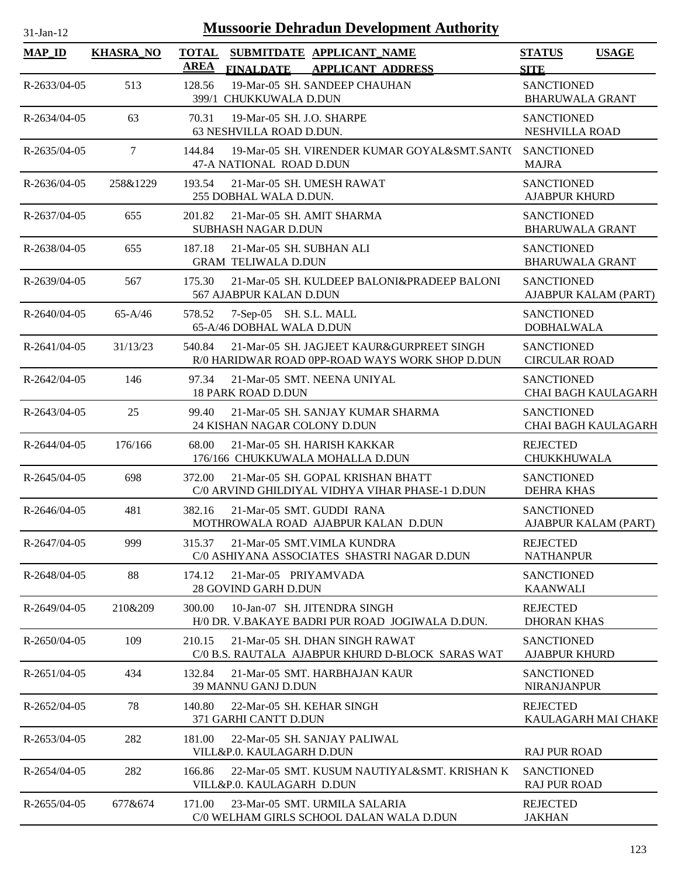# Mussoorie Dehradun Development Authority

31-Jan-12

| MAP_ID | KHASRA_NO | TOTAL AREA | SUBMITDATE FINALDATE | APPLICANT_NAME APPLICANT_ADDRESS | STATUS SITE | USAGE |
|---|---|---|---|---|---|---|
| R-2633/04-05 | 513 | 128.56 | 19-Mar-05 | SH. SANDEEP CHAUHAN 399/1 CHUKKUWALA D.DUN | SANCTIONED BHARUWALA GRANT | |
| R-2634/04-05 | 63 | 70.31 | 19-Mar-05 | SH. J.O. SHARPE 63 NESHVILLA ROAD D.DUN. | SANCTIONED NESHVILLA ROAD | |
| R-2635/04-05 | 7 | 144.84 | 19-Mar-05 | SH. VIRENDER KUMAR GOYAL&SMT.SANT( 47-A NATIONAL ROAD D.DUN | SANCTIONED MAJRA | |
| R-2636/04-05 | 258&1229 | 193.54 | 21-Mar-05 | SH. UMESH RAWAT 255 DOBHAL WALA D.DUN. | SANCTIONED AJABPUR KHURD | |
| R-2637/04-05 | 655 | 201.82 | 21-Mar-05 | SH. AMIT SHARMA SUBHASH NAGAR D.DUN | SANCTIONED BHARUWALA GRANT | |
| R-2638/04-05 | 655 | 187.18 | 21-Mar-05 | SH. SUBHAN ALI GRAM TELIWALA D.DUN | SANCTIONED BHARUWALA GRANT | |
| R-2639/04-05 | 567 | 175.30 | 21-Mar-05 | SH. KULDEEP BALONI&PRADEEP BALONI 567 AJABPUR KALAN D.DUN | SANCTIONED AJABPUR KALAM (PART) | |
| R-2640/04-05 | 65-A/46 | 578.52 | 7-Sep-05 | SH. S.L. MALL 65-A/46 DOBHAL WALA D.DUN | SANCTIONED DOBHALWALA | |
| R-2641/04-05 | 31/13/23 | 540.84 | 21-Mar-05 | SH. JAGJEET KAUR&GURPREET SINGH R/0 HARIDWAR ROAD 0PP-ROAD WAYS WORK SHOP D.DUN | SANCTIONED CIRCULAR ROAD | |
| R-2642/04-05 | 146 | 97.34 | 21-Mar-05 | SMT. NEENA UNIYAL 18 PARK ROAD D.DUN | SANCTIONED CHAI BAGH KAULAGARH | |
| R-2643/04-05 | 25 | 99.40 | 21-Mar-05 | SH. SANJAY KUMAR SHARMA 24 KISHAN NAGAR COLONY D.DUN | SANCTIONED CHAI BAGH KAULAGARH | |
| R-2644/04-05 | 176/166 | 68.00 | 21-Mar-05 | SH. HARISH KAKKAR 176/166 CHUKKUWALA MOHALLA D.DUN | REJECTED CHUKKHUWALA | |
| R-2645/04-05 | 698 | 372.00 | 21-Mar-05 | SH. GOPAL KRISHAN BHATT C/0 ARVIND GHILDIYAL VIDHYA VIHAR PHASE-1 D.DUN | SANCTIONED DEHRA KHAS | |
| R-2646/04-05 | 481 | 382.16 | 21-Mar-05 | SMT. GUDDI RANA MOTHROWALA ROAD AJABPUR KALAN D.DUN | SANCTIONED AJABPUR KALAM (PART) | |
| R-2647/04-05 | 999 | 315.37 | 21-Mar-05 | SMT.VIMLA KUNDRA C/0 ASHIYANA ASSOCIATES SHASTRI NAGAR D.DUN | REJECTED NATHANPUR | |
| R-2648/04-05 | 88 | 174.12 | 21-Mar-05 | PRIYAMVADA 28 GOVIND GARH D.DUN | SANCTIONED KAANWALI | |
| R-2649/04-05 | 210&209 | 300.00 | 10-Jan-07 | SH. JITENDRA SINGH H/0 DR. V.BAKAYE BADRI PUR ROAD JOGIWALA D.DUN. | REJECTED DHORAN KHAS | |
| R-2650/04-05 | 109 | 210.15 | 21-Mar-05 | SH. DHAN SINGH RAWAT C/0 B.S. RAUTALA AJABPUR KHURD D-BLOCK SARAS WAT | SANCTIONED AJABPUR KHURD | |
| R-2651/04-05 | 434 | 132.84 | 21-Mar-05 | SMT. HARBHAJAN KAUR 39 MANNU GANJ D.DUN | SANCTIONED NIRANJANPUR | |
| R-2652/04-05 | 78 | 140.80 | 22-Mar-05 | SH. KEHAR SINGH 371 GARHI CANTT D.DUN | REJECTED KAULAGARH MAI CHAKE | |
| R-2653/04-05 | 282 | 181.00 | 22-Mar-05 | SH. SANJAY PALIWAL VILL&P.0. KAULAGARH D.DUN | RAJ PUR ROAD | |
| R-2654/04-05 | 282 | 166.86 | 22-Mar-05 | SMT. KUSUM NAUTIYAL&SMT. KRISHAN K VILL&P.0. KAULAGARH D.DUN | SANCTIONED RAJ PUR ROAD | |
| R-2655/04-05 | 677&674 | 171.00 | 23-Mar-05 | SMT. URMILA SALARIA C/0 WELHAM GIRLS SCHOOL DALAN WALA D.DUN | REJECTED JAKHAN | |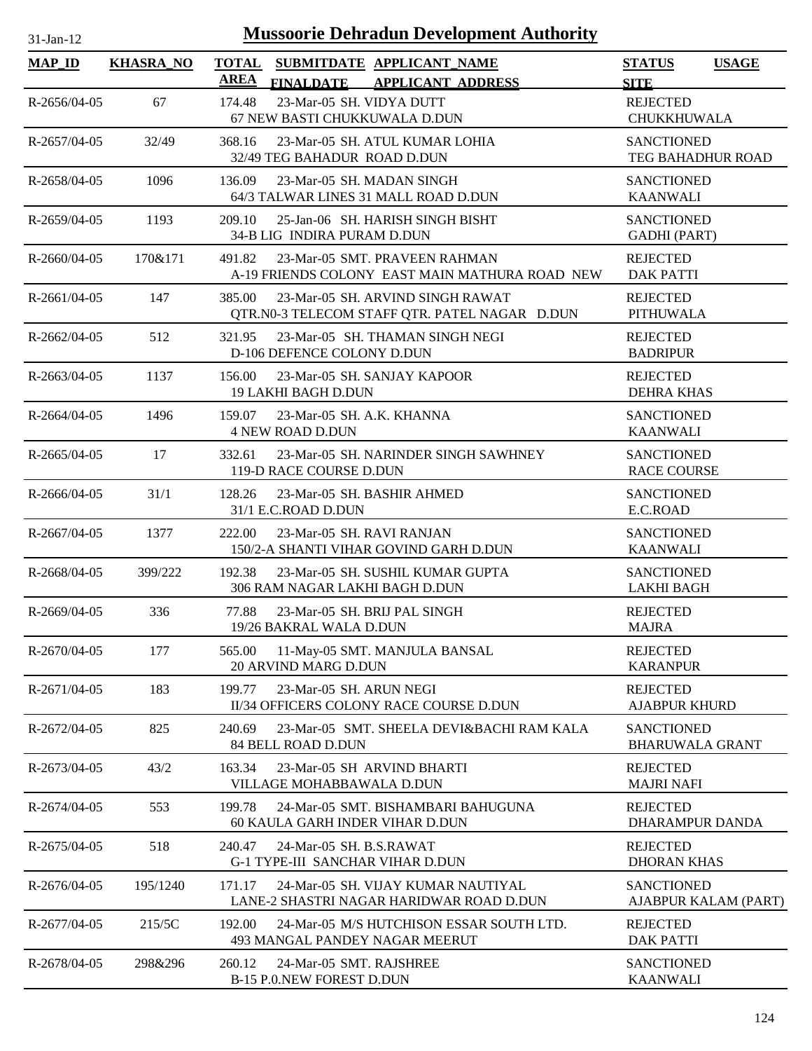# Mussoorie Dehradun Development Authority

| MAP_ID | KHASRA_NO | TOTAL AREA | SUBMITDATE FINALDATE | APPLICANT_NAME APPLICANT_ADDRESS | STATUS SITE | USAGE |
|---|---|---|---|---|---|---|
| R-2656/04-05 | 67 | 174.48 | 23-Mar-05 | SH. VIDYA DUTT<br>67 NEW BASTI CHUKKUWALA D.DUN | REJECTED<br>CHUKKHUWALA | |
| R-2657/04-05 | 32/49 | 368.16 | 23-Mar-05 | SH. ATUL KUMAR LOHIA<br>32/49 TEG BAHADUR ROAD D.DUN | SANCTIONED<br>TEG BAHADHUR ROAD | |
| R-2658/04-05 | 1096 | 136.09 | 23-Mar-05 | SH. MADAN SINGH<br>64/3 TALWAR LINES 31 MALL ROAD D.DUN | SANCTIONED<br>KAANWALI | |
| R-2659/04-05 | 1193 | 209.10 | 25-Jan-06 | SH. HARISH SINGH BISHT<br>34-B LIG INDIRA PURAM D.DUN | SANCTIONED<br>GADHI (PART) | |
| R-2660/04-05 | 170&171 | 491.82 | 23-Mar-05 | SMT. PRAVEEN RAHMAN<br>A-19 FRIENDS COLONY EAST MAIN MATHURA ROAD NEW | REJECTED<br>DAK PATTI | |
| R-2661/04-05 | 147 | 385.00 | 23-Mar-05 | SH. ARVIND SINGH RAWAT<br>QTR.N0-3 TELECOM STAFF QTR. PATEL NAGAR D.DUN | REJECTED<br>PITHUWALA | |
| R-2662/04-05 | 512 | 321.95 | 23-Mar-05 | SH. THAMAN SINGH NEGI<br>D-106 DEFENCE COLONY D.DUN | REJECTED<br>BADRIPUR | |
| R-2663/04-05 | 1137 | 156.00 | 23-Mar-05 | SH. SANJAY KAPOOR<br>19 LAKHI BAGH D.DUN | REJECTED<br>DEHRA KHAS | |
| R-2664/04-05 | 1496 | 159.07 | 23-Mar-05 | SH. A.K. KHANNA<br>4 NEW ROAD D.DUN | SANCTIONED<br>KAANWALI | |
| R-2665/04-05 | 17 | 332.61 | 23-Mar-05 | SH. NARINDER SINGH SAWHNEY<br>119-D RACE COURSE D.DUN | SANCTIONED<br>RACE COURSE | |
| R-2666/04-05 | 31/1 | 128.26 | 23-Mar-05 | SH. BASHIR AHMED<br>31/1 E.C.ROAD D.DUN | SANCTIONED<br>E.C.ROAD | |
| R-2667/04-05 | 1377 | 222.00 | 23-Mar-05 | SH. RAVI RANJAN<br>150/2-A SHANTI VIHAR GOVIND GARH D.DUN | SANCTIONED<br>KAANWALI | |
| R-2668/04-05 | 399/222 | 192.38 | 23-Mar-05 | SH. SUSHIL KUMAR GUPTA<br>306 RAM NAGAR LAKHI BAGH D.DUN | SANCTIONED<br>LAKHI BAGH | |
| R-2669/04-05 | 336 | 77.88 | 23-Mar-05 | SH. BRIJ PAL SINGH<br>19/26 BAKRAL WALA D.DUN | REJECTED<br>MAJRA | |
| R-2670/04-05 | 177 | 565.00 | 11-May-05 | SMT. MANJULA BANSAL<br>20 ARVIND MARG D.DUN | REJECTED<br>KARANPUR | |
| R-2671/04-05 | 183 | 199.77 | 23-Mar-05 | SH. ARUN NEGI<br>II/34 OFFICERS COLONY RACE COURSE D.DUN | REJECTED<br>AJABPUR KHURD | |
| R-2672/04-05 | 825 | 240.69 | 23-Mar-05 | SMT. SHEELA DEVI&BACHI RAM KALA<br>84 BELL ROAD D.DUN | SANCTIONED<br>BHARUWALA GRANT | |
| R-2673/04-05 | 43/2 | 163.34 | 23-Mar-05 | SH ARVIND BHARTI<br>VILLAGE MOHABBAWALA D.DUN | REJECTED<br>MAJRI NAFI | |
| R-2674/04-05 | 553 | 199.78 | 24-Mar-05 | SMT. BISHAMBARI BAHUGUNA<br>60 KAULA GARH INDER VIHAR D.DUN | REJECTED<br>DHARAMPUR DANDA | |
| R-2675/04-05 | 518 | 240.47 | 24-Mar-05 | SH. B.S.RAWAT<br>G-1 TYPE-III SANCHAR VIHAR D.DUN | REJECTED<br>DHORAN KHAS | |
| R-2676/04-05 | 195/1240 | 171.17 | 24-Mar-05 | SH. VIJAY KUMAR NAUTIYAL<br>LANE-2 SHASTRI NAGAR HARIDWAR ROAD D.DUN | SANCTIONED<br>AJABPUR KALAM (PART) | |
| R-2677/04-05 | 215/5C | 192.00 | 24-Mar-05 | M/S HUTCHISON ESSAR SOUTH LTD.<br>493 MANGAL PANDEY NAGAR MEERUT | REJECTED<br>DAK PATTI | |
| R-2678/04-05 | 298&296 | 260.12 | 24-Mar-05 | SMT. RAJSHREE<br>B-15 P.0.NEW FOREST D.DUN | SANCTIONED<br>KAANWALI | |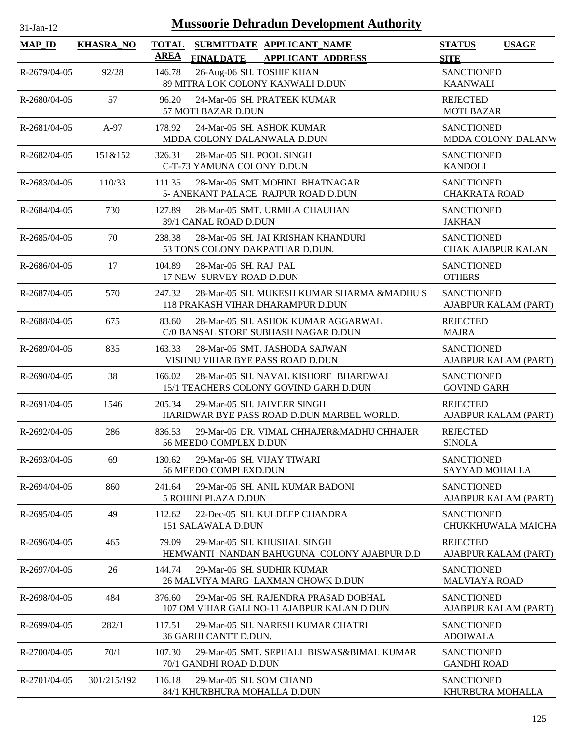# Mussoorie Dehradun Development Authority

31-Jan-12

| MAP_ID | KHASRA_NO | TOTAL AREA | SUBMITDATE FINALDATE | APPLICANT_NAME APPLICANT_ADDRESS | STATUS SITE | USAGE |
|---|---|---|---|---|---|---|
| R-2679/04-05 | 92/28 | 146.78 | 26-Aug-06 | SH. TOSHIF KHAN 89 MITRA LOK COLONY KANWALI D.DUN | SANCTIONED KAANWALI | |
| R-2680/04-05 | 57 | 96.20 | 24-Mar-05 | SH. PRATEEK KUMAR 57 MOTI BAZAR D.DUN | REJECTED MOTI BAZAR | |
| R-2681/04-05 | A-97 | 178.92 | 24-Mar-05 | SH. ASHOK KUMAR MDDA COLONY DALANWALA D.DUN | SANCTIONED MDDA COLONY DALANW | |
| R-2682/04-05 | 151&152 | 326.31 | 28-Mar-05 | SH. POOL SINGH C-T-73 YAMUNA COLONY D.DUN | SANCTIONED KANDOLI | |
| R-2683/04-05 | 110/33 | 111.35 | 28-Mar-05 | SMT.MOHINI BHATNAGAR 5- ANEKANT PALACE RAJPUR ROAD D.DUN | SANCTIONED CHAKRATA ROAD | |
| R-2684/04-05 | 730 | 127.89 | 28-Mar-05 | SMT. URMILA CHAUHAN 39/1 CANAL ROAD D.DUN | SANCTIONED JAKHAN | |
| R-2685/04-05 | 70 | 238.38 | 28-Mar-05 | SH. JAI KRISHAN KHANDURI 53 TONS COLONY DAKPATHAR D.DUN. | SANCTIONED CHAK AJABPUR KALAN | |
| R-2686/04-05 | 17 | 104.89 | 28-Mar-05 | SH. RAJ PAL 17 NEW SURVEY ROAD D.DUN | SANCTIONED OTHERS | |
| R-2687/04-05 | 570 | 247.32 | 28-Mar-05 | SH. MUKESH KUMAR SHARMA &MADHU S 118 PRAKASH VIHAR DHARAMPUR D.DUN | SANCTIONED AJABPUR KALAM (PART) | |
| R-2688/04-05 | 675 | 83.60 | 28-Mar-05 | SH. ASHOK KUMAR AGGARWAL C/0 BANSAL STORE SUBHASH NAGAR D.DUN | REJECTED MAJRA | |
| R-2689/04-05 | 835 | 163.33 | 28-Mar-05 | SMT. JASHODA SAJWAN VISHNU VIHAR BYE PASS ROAD D.DUN | SANCTIONED AJABPUR KALAM (PART) | |
| R-2690/04-05 | 38 | 166.02 | 28-Mar-05 | SH. NAVAL KISHORE BHARDWAJ 15/1 TEACHERS COLONY GOVIND GARH D.DUN | SANCTIONED GOVIND GARH | |
| R-2691/04-05 | 1546 | 205.34 | 29-Mar-05 | SH. JAIVEER SINGH HARIDWAR BYE PASS ROAD D.DUN MARBEL WORLD. | REJECTED AJABPUR KALAM (PART) | |
| R-2692/04-05 | 286 | 836.53 | 29-Mar-05 | DR. VIMAL CHHAJER&MADHU CHHAJER 56 MEEDO COMPLEX D.DUN | REJECTED SINOLA | |
| R-2693/04-05 | 69 | 130.62 | 29-Mar-05 | SH. VIJAY TIWARI 56 MEEDO COMPLEXD.DUN | SANCTIONED SAYYAD MOHALLA | |
| R-2694/04-05 | 860 | 241.64 | 29-Mar-05 | SH. ANIL KUMAR BADONI 5 ROHINI PLAZA D.DUN | SANCTIONED AJABPUR KALAM (PART) | |
| R-2695/04-05 | 49 | 112.62 | 22-Dec-05 | SH. KULDEEP CHANDRA 151 SALAWALA D.DUN | SANCTIONED CHUKKHUWALA MAICHA | |
| R-2696/04-05 | 465 | 79.09 | 29-Mar-05 | SH. KHUSHAL SINGH HEMWANTI NANDAN BAHUGUNA COLONY AJABPUR D.D | REJECTED AJABPUR KALAM (PART) | |
| R-2697/04-05 | 26 | 144.74 | 29-Mar-05 | SH. SUDHIR KUMAR 26 MALVIYA MARG LAXMAN CHOWK D.DUN | SANCTIONED MALVIAYA ROAD | |
| R-2698/04-05 | 484 | 376.60 | 29-Mar-05 | SH. RAJENDRA PRASAD DOBHAL 107 OM VIHAR GALI NO-11 AJABPUR KALAN D.DUN | SANCTIONED AJABPUR KALAM (PART) | |
| R-2699/04-05 | 282/1 | 117.51 | 29-Mar-05 | SH. NARESH KUMAR CHATRI 36 GARHI CANTT D.DUN. | SANCTIONED ADOIWALA | |
| R-2700/04-05 | 70/1 | 107.30 | 29-Mar-05 | SMT. SEPHALI BISWAS&BIMAL KUMAR 70/1 GANDHI ROAD D.DUN | SANCTIONED GANDHI ROAD | |
| R-2701/04-05 | 301/215/192 | 116.18 | 29-Mar-05 | SH. SOM CHAND 84/1 KHURBHURA MOHALLA D.DUN | SANCTIONED KHURBURA MOHALLA | |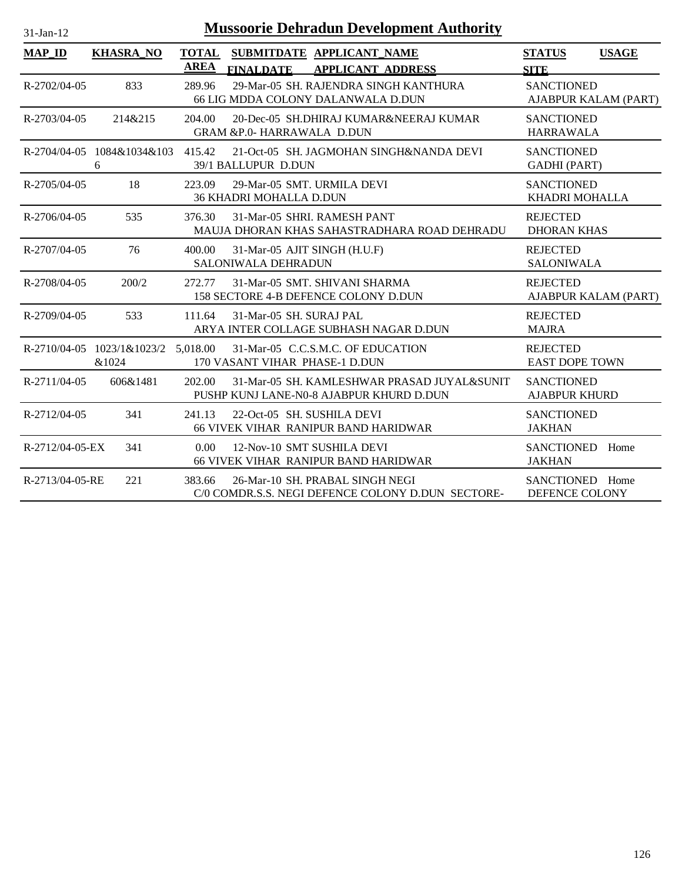# Mussoorie Dehradun Development Authority

31-Jan-12

| MAP_ID | KHASRA_NO | TOTAL AREA | SUBMITDATE FINALDATE | APPLICANT_NAME APPLICANT_ADDRESS | STATUS SITE | USAGE |
|---|---|---|---|---|---|---|
| R-2702/04-05 | 833 | 289.96 | 29-Mar-05 | SH. RAJENDRA SINGH KANTHURA<br>66 LIG MDDA COLONY DALANWALA D.DUN | SANCTIONED<br>AJABPUR KALAM (PART) | |
| R-2703/04-05 | 214&215 | 204.00 | 20-Dec-05 | SH.DHIRAJ KUMAR&NEERAJ KUMAR<br>GRAM &P.0- HARRAWALA D.DUN | SANCTIONED<br>HARRAWALA | |
| R-2704/04-05 | 1084&1034&1036 | 415.42 | 21-Oct-05 | SH. JAGMOHAN SINGH&NANDA DEVI<br>39/1 BALLUPUR D.DUN | SANCTIONED<br>GADHI (PART) | |
| R-2705/04-05 | 18 | 223.09 | 29-Mar-05 | SMT. URMILA DEVI<br>36 KHADRI MOHALLA D.DUN | SANCTIONED<br>KHADRI MOHALLA | |
| R-2706/04-05 | 535 | 376.30 | 31-Mar-05 | SHRI. RAMESH PANT<br>MAUJA DHORAN KHAS SAHASTRADHARA ROAD DEHRADU | REJECTED<br>DHORAN KHAS | |
| R-2707/04-05 | 76 | 400.00 | 31-Mar-05 | AJIT SINGH (H.U.F)<br>SALONIWALA DEHRADUN | REJECTED<br>SALONIWALA | |
| R-2708/04-05 | 200/2 | 272.77 | 31-Mar-05 | SMT. SHIVANI SHARMA<br>158 SECTORE 4-B DEFENCE COLONY D.DUN | REJECTED<br>AJABPUR KALAM (PART) | |
| R-2709/04-05 | 533 | 111.64 | 31-Mar-05 | SH. SURAJ PAL<br>ARYA INTER COLLAGE SUBHASH NAGAR D.DUN | REJECTED<br>MAJRA | |
| R-2710/04-05 | 1023/1&1023/2&1024 | 5,018.00 | 31-Mar-05 | C.C.S.M.C. OF EDUCATION<br>170 VASANT VIHAR PHASE-1 D.DUN | REJECTED<br>EAST DOPE TOWN | |
| R-2711/04-05 | 606&1481 | 202.00 | 31-Mar-05 | SH. KAMLESHWAR PRASAD JUYAL&SUNIT<br>PUSHP KUNJ LANE-N0-8 AJABPUR KHURD D.DUN | SANCTIONED<br>AJABPUR KHURD | |
| R-2712/04-05 | 341 | 241.13 | 22-Oct-05 | SH. SUSHILA DEVI<br>66 VIVEK VIHAR RANIPUR BAND HARIDWAR | SANCTIONED<br>JAKHAN | |
| R-2712/04-05-EX | 341 | 0.00 | 12-Nov-10 | SMT SUSHILA DEVI<br>66 VIVEK VIHAR RANIPUR BAND HARIDWAR | SANCTIONED<br>JAKHAN | Home |
| R-2713/04-05-RE | 221 | 383.66 | 26-Mar-10 | SH. PRABAL SINGH NEGI<br>C/0 COMDR.S.S. NEGI DEFENCE COLONY D.DUN SECTORE- | SANCTIONED<br>DEFENCE COLONY | Home |